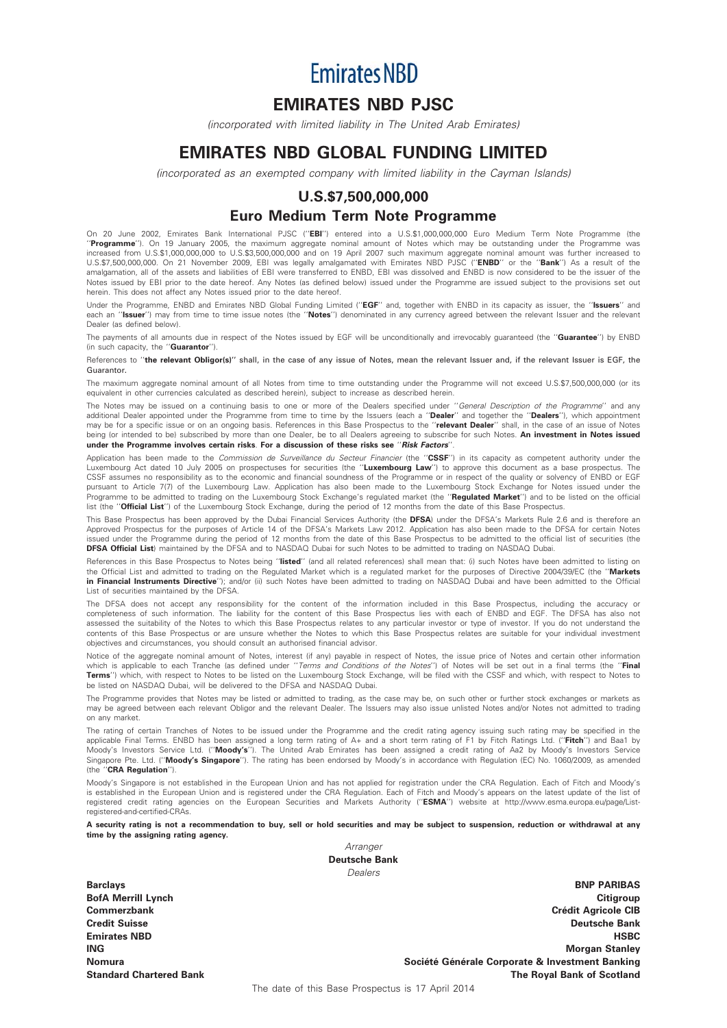# Emirates NBD

## EMIRATES NBD PJSC

*(incorporated with limited liability in The United Arab Emirates)*

## EMIRATES NBD GLOBAL FUNDING LIMITED

*(incorporated as an exempted company with limited liability in the Cayman Islands)*

## U.S.$7,500,000,000

## Euro Medium Term Note Programme

On 20 June 2002, Emirates Bank International PJSC (''**EBI**'') entered into a U.S.$1,000,000,000 Euro Medium Term Note Programme (the ''**Programme**''). On 19 January 2005, the maximum aggregate nominal amount of Notes which may be outstanding under the Programme was increased from U.S.$1,000,000,000 to U.S.$3,500,000,000 and on 19 April 2007 such maximum aggregate nominal amount was further increased to U.S.$7,500,000,000. On 21 November 2009, EBI was legally amalgamated with Emirates NBD PJSC (''**ENBD**'' or the ''**Bank**'') As a result of the amalgamation, all of the assets and liabilities of EBI were transferred to ENBD, EBI was dissolved and ENBD is now considered to be the issuer of the Notes issued by EBI prior to the date hereof. Any Notes (as defined below) issued under the Programme are issued subject to the provisions set out herein. This does not affect any Notes issued prior to the date hereof.

Under the Programme, ENBD and Emirates NBD Global Funding Limited (''**EGF**'' and, together with ENBD in its capacity as issuer, the ''**Issuers**'' and each an ''**Issuer**'') may from time to time issue notes (the ''**Notes**'') denominated in any currency agreed between the relevant Issuer and the relevant Dealer (as defined below).

The payments of all amounts due in respect of the Notes issued by EGF will be unconditionally and irrevocably guaranteed (the ''**Guarantee**'') by ENBD (in such capacity, the ''**Guarantor**'').

References to ''**the relevant Obligor(s)**'' shall, in the case of any issue of Notes, mean the relevant Issuer and, if the relevant Issuer is EGF, the Guarantor.

The maximum aggregate nominal amount of all Notes from time to time outstanding under the Programme will not exceed U.S.$7,500,000,000 (or its equivalent in other currencies calculated as described herein), subject to increase as described herein.

The Notes may be issued on a continuing basis to one or more of the Dealers specified under ''*General Description of the Programme*'' and any additional Dealer appointed under the Programme from time to time by the Issuers (each a ''**Dealer**'' and together the ''**Dealers**''), which appointment may be for a specific issue or on an ongoing basis. References in this Base Prospectus to the ''**relevant Dealer**'' shall, in the case of an issue of Notes being (or intended to be) subscribed by more than one Dealer, be to all Dealers agreeing to subscribe for such Notes. **An investment in Notes issued under the Programme involves certain risks**. **For a discussion of these risks see** ''***Risk Factors***''.

Application has been made to the *Commission de Surveillance du Secteur Financier* (the ''**CSSF**'') in its capacity as competent authority under the Luxembourg Act dated 10 July 2005 on prospectuses for securities (the ''**Luxembourg Law**'') to approve this document as a base prospectus. The CSSF assumes no responsibility as to the economic and financial soundness of the Programme or in respect of the quality or solvency of ENBD or EGF pursuant to Article 7(7) of the Luxembourg Law. Application has also been made to the Luxembourg Stock Exchange for Notes issued under the Programme to be admitted to trading on the Luxembourg Stock Exchange's regulated market (the ''**Regulated Market**'') and to be listed on the official list (the ''**Official List**'') of the Luxembourg Stock Exchange, during the period of 12 months from the date of this Base Prospectus.

This Base Prospectus has been approved by the Dubai Financial Services Authority (the **DFSA**) under the DFSA's Markets Rule 2.6 and is therefore an Approved Prospectus for the purposes of Article 14 of the DFSA's Markets Law 2012. Application has also been made to the DFSA for certain Notes issued under the Programme during the period of 12 months from the date of this Base Prospectus to be admitted to the official list of securities (the **DFSA Official List**) maintained by the DFSA and to NASDAQ Dubai for such Notes to be admitted to trading on NASDAQ Dubai.

References in this Base Prospectus to Notes being ''**listed**'' (and all related references) shall mean that: (i) such Notes have been admitted to listing on the Official List and admitted to trading on the Regulated Market which is a regulated market for the purposes of Directive 2004/39/EC (the ''**Markets in Financial Instruments Directive**''); and/or (ii) such Notes have been admitted to trading on NASDAQ Dubai and have been admitted to the Official List of securities maintained by the DFSA.

The DFSA does not accept any responsibility for the content of the information included in this Base Prospectus, including the accuracy or completeness of such information. The liability for the content of this Base Prospectus lies with each of ENBD and EGF. The DFSA has also not assessed the suitability of the Notes to which this Base Prospectus relates to any particular investor or type of investor. If you do not understand the contents of this Base Prospectus or are unsure whether the Notes to which this Base Prospectus relates are suitable for your individual investment objectives and circumstances, you should consult an authorised financial advisor.

Notice of the aggregate nominal amount of Notes, interest (if any) payable in respect of Notes, the issue price of Notes and certain other information which is applicable to each Tranche (as defined under ''*Terms and Conditions of the Notes*'') of Notes will be set out in a final terms (the ''**Final Terms**'') which, with respect to Notes to be listed on the Luxembourg Stock Exchange, will be filed with the CSSF and which, with respect to Notes to be listed on NASDAQ Dubai, will be delivered to the DFSA and NASDAQ Dubai.

The Programme provides that Notes may be listed or admitted to trading, as the case may be, on such other or further stock exchanges or markets as may be agreed between each relevant Obligor and the relevant Dealer. The Issuers may also issue unlisted Notes and/or Notes not admitted to trading on any market.

The rating of certain Tranches of Notes to be issued under the Programme and the credit rating agency issuing such rating may be specified in the applicable Final Terms. ENBD has been assigned a long term rating of A+ and a short term rating of F1 by Fitch Ratings Ltd. (''**Fitch**'') and Baa1 by Moody's Investors Service Ltd. (''**Moody's**''). The United Arab Emirates has been assigned a credit rating of Aa2 by Moody's Investors Service Singapore Pte. Ltd. (''**Moody's Singapore**''). The rating has been endorsed by Moody's in accordance with Regulation (EC) No. 1060/2009, as amended (the ''**CRA Regulation**'').

Moody's Singapore is not established in the European Union and has not applied for registration under the CRA Regulation. Each of Fitch and Moody's is established in the European Union and is registered under the CRA Regulation. Each of Fitch and Moody's appears on the latest update of the list of registered credit rating agencies on the European Securities and Markets Authority (''**ESMA**'') website at http://www.esma.europa.eu/page/List-registered-and-certified-CRAs.

**A security rating is not a recommendation to buy, sell or hold securities and may be subject to suspension, reduction or withdrawal at any time by the assigning rating agency.**

*Arranger*

**Deutsche Bank**

*Dealers*

| | |
|---|---|
| **Barclays** | **BNP PARIBAS** |
| **BofA Merrill Lynch** | **Citigroup** |
| **Commerzbank** | **Crédit Agricole CIB** |
| **Credit Suisse** | **Deutsche Bank** |
| **Emirates NBD** | **HSBC** |
| **ING** | **Morgan Stanley** |
| **Nomura** | **Société Générale Corporate & Investment Banking** |
| **Standard Chartered Bank** | **The Royal Bank of Scotland** |

The date of this Base Prospectus is 17 April 2014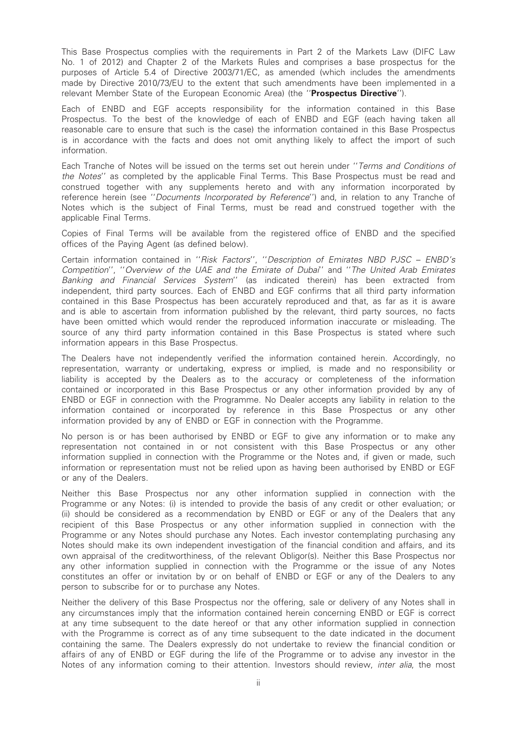This Base Prospectus complies with the requirements in Part 2 of the Markets Law (DIFC Law No. 1 of 2012) and Chapter 2 of the Markets Rules and comprises a base prospectus for the purposes of Article 5.4 of Directive 2003/71/EC, as amended (which includes the amendments made by Directive 2010/73/EU to the extent that such amendments have been implemented in a relevant Member State of the European Economic Area) (the ''**Prospectus Directive**'').

Each of ENBD and EGF accepts responsibility for the information contained in this Base Prospectus. To the best of the knowledge of each of ENBD and EGF (each having taken all reasonable care to ensure that such is the case) the information contained in this Base Prospectus is in accordance with the facts and does not omit anything likely to affect the import of such information.

Each Tranche of Notes will be issued on the terms set out herein under ''*Terms and Conditions of the Notes*'' as completed by the applicable Final Terms. This Base Prospectus must be read and construed together with any supplements hereto and with any information incorporated by reference herein (see ''*Documents Incorporated by Reference*'') and, in relation to any Tranche of Notes which is the subject of Final Terms, must be read and construed together with the applicable Final Terms.

Copies of Final Terms will be available from the registered office of ENBD and the specified offices of the Paying Agent (as defined below).

Certain information contained in ''*Risk Factors*'', ''*Description of Emirates NBD PJSC – ENBD's Competition*'', ''*Overview of the UAE and the Emirate of Dubai*'' and ''*The United Arab Emirates Banking and Financial Services System*'' (as indicated therein) has been extracted from independent, third party sources. Each of ENBD and EGF confirms that all third party information contained in this Base Prospectus has been accurately reproduced and that, as far as it is aware and is able to ascertain from information published by the relevant, third party sources, no facts have been omitted which would render the reproduced information inaccurate or misleading. The source of any third party information contained in this Base Prospectus is stated where such information appears in this Base Prospectus.

The Dealers have not independently verified the information contained herein. Accordingly, no representation, warranty or undertaking, express or implied, is made and no responsibility or liability is accepted by the Dealers as to the accuracy or completeness of the information contained or incorporated in this Base Prospectus or any other information provided by any of ENBD or EGF in connection with the Programme. No Dealer accepts any liability in relation to the information contained or incorporated by reference in this Base Prospectus or any other information provided by any of ENBD or EGF in connection with the Programme.

No person is or has been authorised by ENBD or EGF to give any information or to make any representation not contained in or not consistent with this Base Prospectus or any other information supplied in connection with the Programme or the Notes and, if given or made, such information or representation must not be relied upon as having been authorised by ENBD or EGF or any of the Dealers.

Neither this Base Prospectus nor any other information supplied in connection with the Programme or any Notes: (i) is intended to provide the basis of any credit or other evaluation; or (ii) should be considered as a recommendation by ENBD or EGF or any of the Dealers that any recipient of this Base Prospectus or any other information supplied in connection with the Programme or any Notes should purchase any Notes. Each investor contemplating purchasing any Notes should make its own independent investigation of the financial condition and affairs, and its own appraisal of the creditworthiness, of the relevant Obligor(s). Neither this Base Prospectus nor any other information supplied in connection with the Programme or the issue of any Notes constitutes an offer or invitation by or on behalf of ENBD or EGF or any of the Dealers to any person to subscribe for or to purchase any Notes.

Neither the delivery of this Base Prospectus nor the offering, sale or delivery of any Notes shall in any circumstances imply that the information contained herein concerning ENBD or EGF is correct at any time subsequent to the date hereof or that any other information supplied in connection with the Programme is correct as of any time subsequent to the date indicated in the document containing the same. The Dealers expressly do not undertake to review the financial condition or affairs of any of ENBD or EGF during the life of the Programme or to advise any investor in the Notes of any information coming to their attention. Investors should review, *inter alia*, the most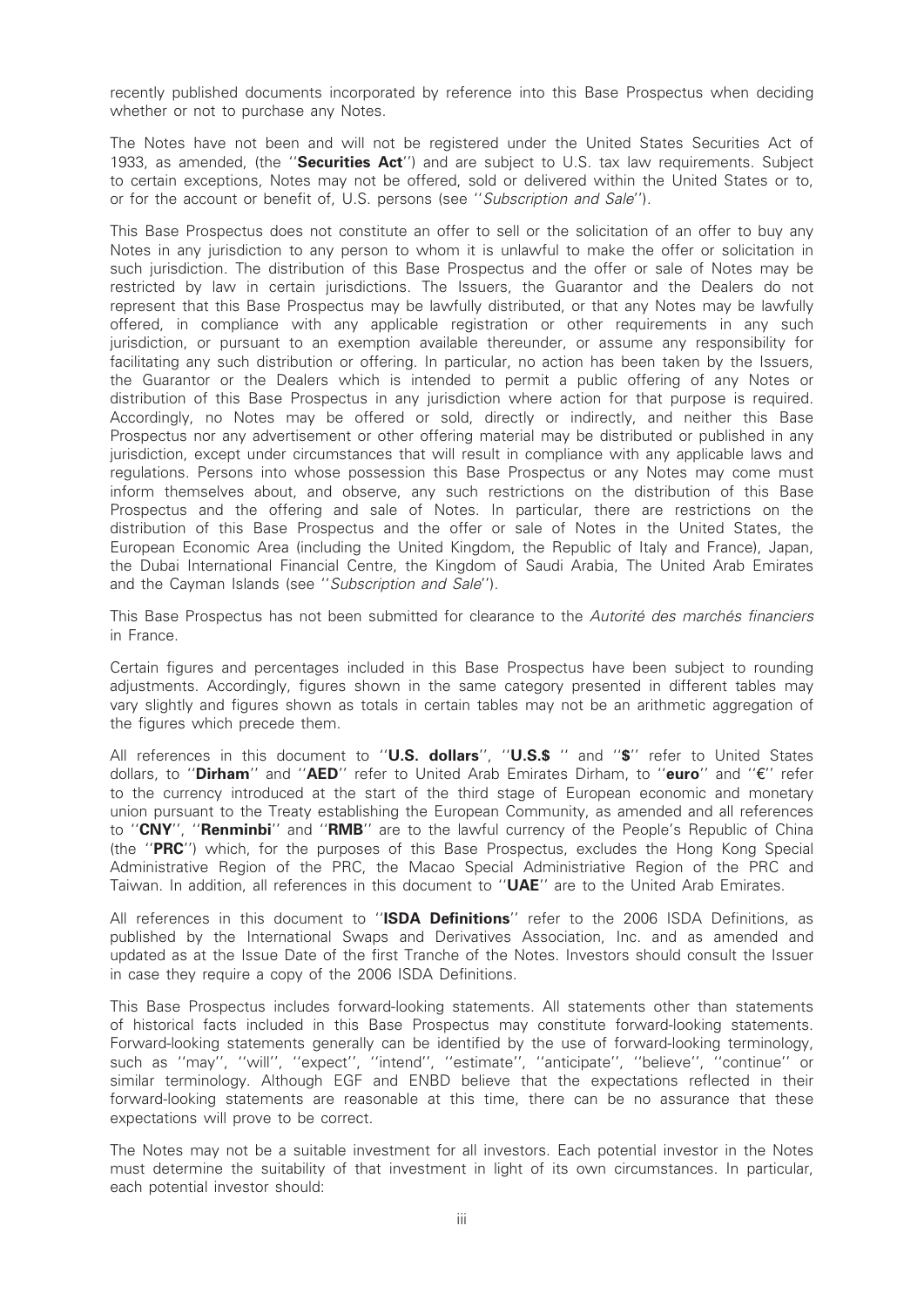recently published documents incorporated by reference into this Base Prospectus when deciding whether or not to purchase any Notes.

The Notes have not been and will not be registered under the United States Securities Act of 1933, as amended, (the ''**Securities Act**'') and are subject to U.S. tax law requirements. Subject to certain exceptions, Notes may not be offered, sold or delivered within the United States or to, or for the account or benefit of, U.S. persons (see ''*Subscription and Sale*'').

This Base Prospectus does not constitute an offer to sell or the solicitation of an offer to buy any Notes in any jurisdiction to any person to whom it is unlawful to make the offer or solicitation in such jurisdiction. The distribution of this Base Prospectus and the offer or sale of Notes may be restricted by law in certain jurisdictions. The Issuers, the Guarantor and the Dealers do not represent that this Base Prospectus may be lawfully distributed, or that any Notes may be lawfully offered, in compliance with any applicable registration or other requirements in any such jurisdiction, or pursuant to an exemption available thereunder, or assume any responsibility for facilitating any such distribution or offering. In particular, no action has been taken by the Issuers, the Guarantor or the Dealers which is intended to permit a public offering of any Notes or distribution of this Base Prospectus in any jurisdiction where action for that purpose is required. Accordingly, no Notes may be offered or sold, directly or indirectly, and neither this Base Prospectus nor any advertisement or other offering material may be distributed or published in any jurisdiction, except under circumstances that will result in compliance with any applicable laws and regulations. Persons into whose possession this Base Prospectus or any Notes may come must inform themselves about, and observe, any such restrictions on the distribution of this Base Prospectus and the offering and sale of Notes. In particular, there are restrictions on the distribution of this Base Prospectus and the offer or sale of Notes in the United States, the European Economic Area (including the United Kingdom, the Republic of Italy and France), Japan, the Dubai International Financial Centre, the Kingdom of Saudi Arabia, The United Arab Emirates and the Cayman Islands (see ''*Subscription and Sale*'').

This Base Prospectus has not been submitted for clearance to the *Autorité des marchés financiers* in France.

Certain figures and percentages included in this Base Prospectus have been subject to rounding adjustments. Accordingly, figures shown in the same category presented in different tables may vary slightly and figures shown as totals in certain tables may not be an arithmetic aggregation of the figures which precede them.

All references in this document to ''**U.S. dollars**'', ''**U.S.$** '' and ''**$**'' refer to United States dollars, to ''**Dirham**'' and ''**AED**'' refer to United Arab Emirates Dirham, to ''**euro**'' and ''**€**'' refer to the currency introduced at the start of the third stage of European economic and monetary union pursuant to the Treaty establishing the European Community, as amended and all references to ''**CNY**'', ''**Renminbi**'' and ''**RMB**'' are to the lawful currency of the People's Republic of China (the ''**PRC**'') which, for the purposes of this Base Prospectus, excludes the Hong Kong Special Administrative Region of the PRC, the Macao Special Administriative Region of the PRC and Taiwan. In addition, all references in this document to ''**UAE**'' are to the United Arab Emirates.

All references in this document to ''**ISDA Definitions**'' refer to the 2006 ISDA Definitions, as published by the International Swaps and Derivatives Association, Inc. and as amended and updated as at the Issue Date of the first Tranche of the Notes. Investors should consult the Issuer in case they require a copy of the 2006 ISDA Definitions.

This Base Prospectus includes forward-looking statements. All statements other than statements of historical facts included in this Base Prospectus may constitute forward-looking statements. Forward-looking statements generally can be identified by the use of forward-looking terminology, such as ''may'', ''will'', ''expect'', ''intend'', ''estimate'', ''anticipate'', ''believe'', ''continue'' or similar terminology. Although EGF and ENBD believe that the expectations reflected in their forward-looking statements are reasonable at this time, there can be no assurance that these expectations will prove to be correct.

The Notes may not be a suitable investment for all investors. Each potential investor in the Notes must determine the suitability of that investment in light of its own circumstances. In particular, each potential investor should: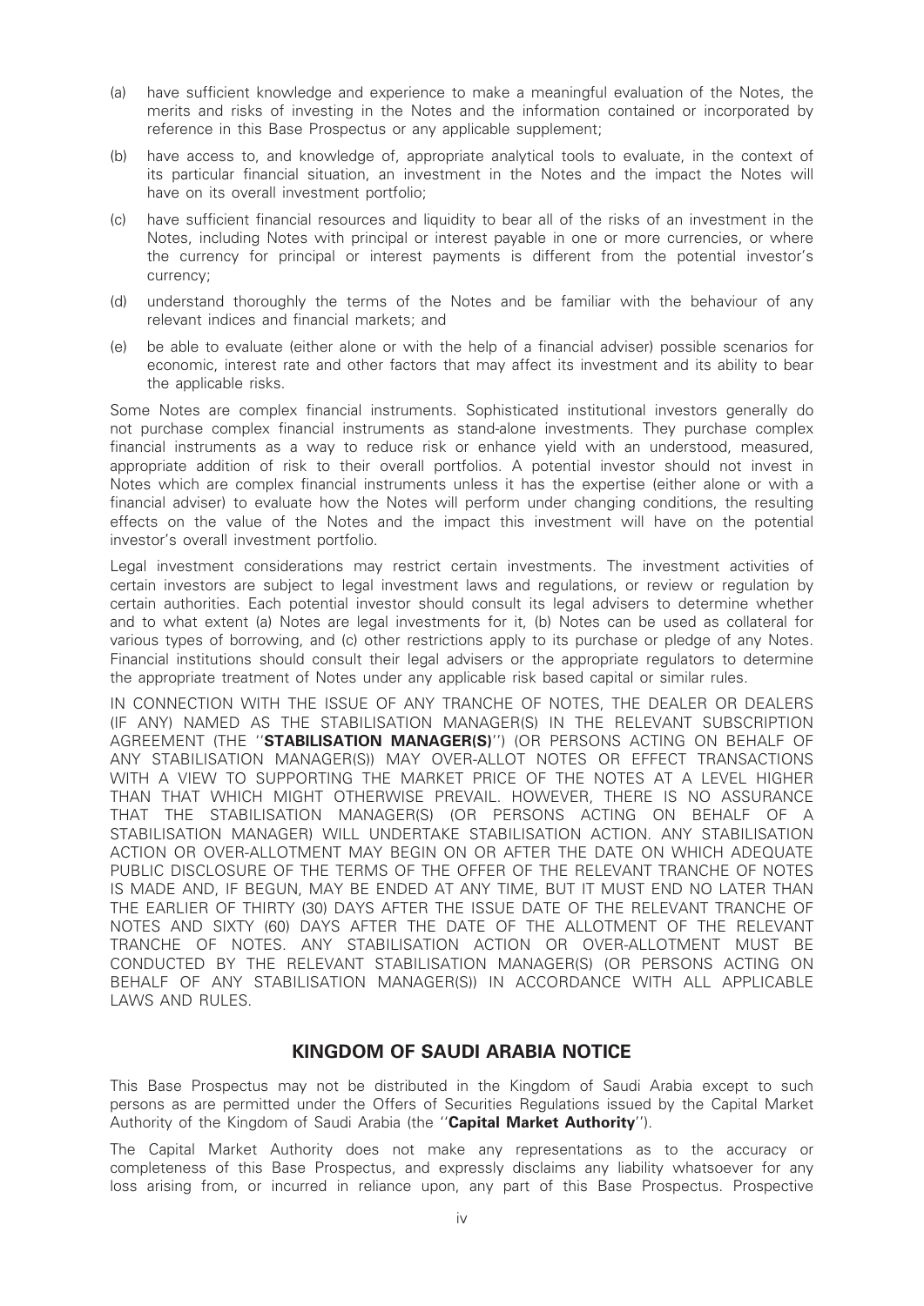(a) have sufficient knowledge and experience to make a meaningful evaluation of the Notes, the merits and risks of investing in the Notes and the information contained or incorporated by reference in this Base Prospectus or any applicable supplement;

(b) have access to, and knowledge of, appropriate analytical tools to evaluate, in the context of its particular financial situation, an investment in the Notes and the impact the Notes will have on its overall investment portfolio;

(c) have sufficient financial resources and liquidity to bear all of the risks of an investment in the Notes, including Notes with principal or interest payable in one or more currencies, or where the currency for principal or interest payments is different from the potential investor's currency;

(d) understand thoroughly the terms of the Notes and be familiar with the behaviour of any relevant indices and financial markets; and

(e) be able to evaluate (either alone or with the help of a financial adviser) possible scenarios for economic, interest rate and other factors that may affect its investment and its ability to bear the applicable risks.

Some Notes are complex financial instruments. Sophisticated institutional investors generally do not purchase complex financial instruments as stand-alone investments. They purchase complex financial instruments as a way to reduce risk or enhance yield with an understood, measured, appropriate addition of risk to their overall portfolios. A potential investor should not invest in Notes which are complex financial instruments unless it has the expertise (either alone or with a financial adviser) to evaluate how the Notes will perform under changing conditions, the resulting effects on the value of the Notes and the impact this investment will have on the potential investor's overall investment portfolio.

Legal investment considerations may restrict certain investments. The investment activities of certain investors are subject to legal investment laws and regulations, or review or regulation by certain authorities. Each potential investor should consult its legal advisers to determine whether and to what extent (a) Notes are legal investments for it, (b) Notes can be used as collateral for various types of borrowing, and (c) other restrictions apply to its purchase or pledge of any Notes. Financial institutions should consult their legal advisers or the appropriate regulators to determine the appropriate treatment of Notes under any applicable risk based capital or similar rules.

IN CONNECTION WITH THE ISSUE OF ANY TRANCHE OF NOTES, THE DEALER OR DEALERS (IF ANY) NAMED AS THE STABILISATION MANAGER(S) IN THE RELEVANT SUBSCRIPTION AGREEMENT (THE "**STABILISATION MANAGER(S)**") (OR PERSONS ACTING ON BEHALF OF ANY STABILISATION MANAGER(S)) MAY OVER-ALLOT NOTES OR EFFECT TRANSACTIONS WITH A VIEW TO SUPPORTING THE MARKET PRICE OF THE NOTES AT A LEVEL HIGHER THAN THAT WHICH MIGHT OTHERWISE PREVAIL. HOWEVER, THERE IS NO ASSURANCE THAT THE STABILISATION MANAGER(S) (OR PERSONS ACTING ON BEHALF OF A STABILISATION MANAGER) WILL UNDERTAKE STABILISATION ACTION. ANY STABILISATION ACTION OR OVER-ALLOTMENT MAY BEGIN ON OR AFTER THE DATE ON WHICH ADEQUATE PUBLIC DISCLOSURE OF THE TERMS OF THE OFFER OF THE RELEVANT TRANCHE OF NOTES IS MADE AND, IF BEGUN, MAY BE ENDED AT ANY TIME, BUT IT MUST END NO LATER THAN THE EARLIER OF THIRTY (30) DAYS AFTER THE ISSUE DATE OF THE RELEVANT TRANCHE OF NOTES AND SIXTY (60) DAYS AFTER THE DATE OF THE ALLOTMENT OF THE RELEVANT TRANCHE OF NOTES. ANY STABILISATION ACTION OR OVER-ALLOTMENT MUST BE CONDUCTED BY THE RELEVANT STABILISATION MANAGER(S) (OR PERSONS ACTING ON BEHALF OF ANY STABILISATION MANAGER(S)) IN ACCORDANCE WITH ALL APPLICABLE LAWS AND RULES.

## KINGDOM OF SAUDI ARABIA NOTICE

This Base Prospectus may not be distributed in the Kingdom of Saudi Arabia except to such persons as are permitted under the Offers of Securities Regulations issued by the Capital Market Authority of the Kingdom of Saudi Arabia (the "**Capital Market Authority**").

The Capital Market Authority does not make any representations as to the accuracy or completeness of this Base Prospectus, and expressly disclaims any liability whatsoever for any loss arising from, or incurred in reliance upon, any part of this Base Prospectus. Prospective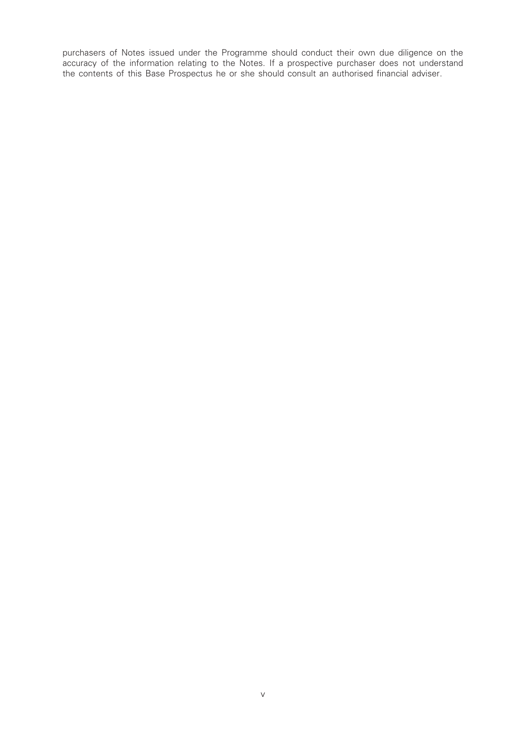purchasers of Notes issued under the Programme should conduct their own due diligence on the accuracy of the information relating to the Notes. If a prospective purchaser does not understand the contents of this Base Prospectus he or she should consult an authorised financial adviser.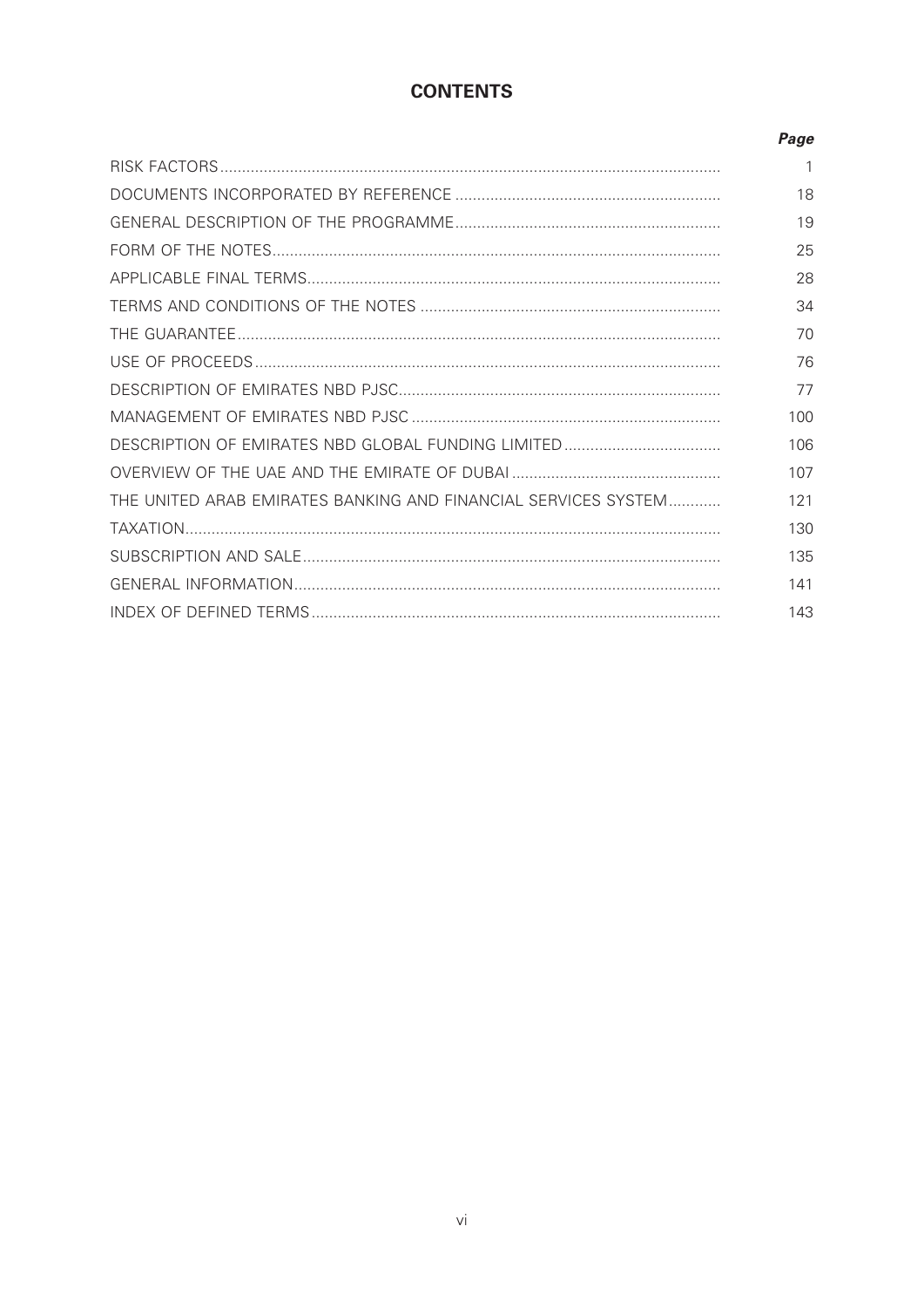# CONTENTS

| | *Page* |
|---|---|
| RISK FACTORS | 1 |
| DOCUMENTS INCORPORATED BY REFERENCE | 18 |
| GENERAL DESCRIPTION OF THE PROGRAMME | 19 |
| FORM OF THE NOTES | 25 |
| APPLICABLE FINAL TERMS | 28 |
| TERMS AND CONDITIONS OF THE NOTES | 34 |
| THE GUARANTEE | 70 |
| USE OF PROCEEDS | 76 |
| DESCRIPTION OF EMIRATES NBD PJSC | 77 |
| MANAGEMENT OF EMIRATES NBD PJSC | 100 |
| DESCRIPTION OF EMIRATES NBD GLOBAL FUNDING LIMITED | 106 |
| OVERVIEW OF THE UAE AND THE EMIRATE OF DUBAI | 107 |
| THE UNITED ARAB EMIRATES BANKING AND FINANCIAL SERVICES SYSTEM | 121 |
| TAXATION | 130 |
| SUBSCRIPTION AND SALE | 135 |
| GENERAL INFORMATION | 141 |
| INDEX OF DEFINED TERMS | 143 |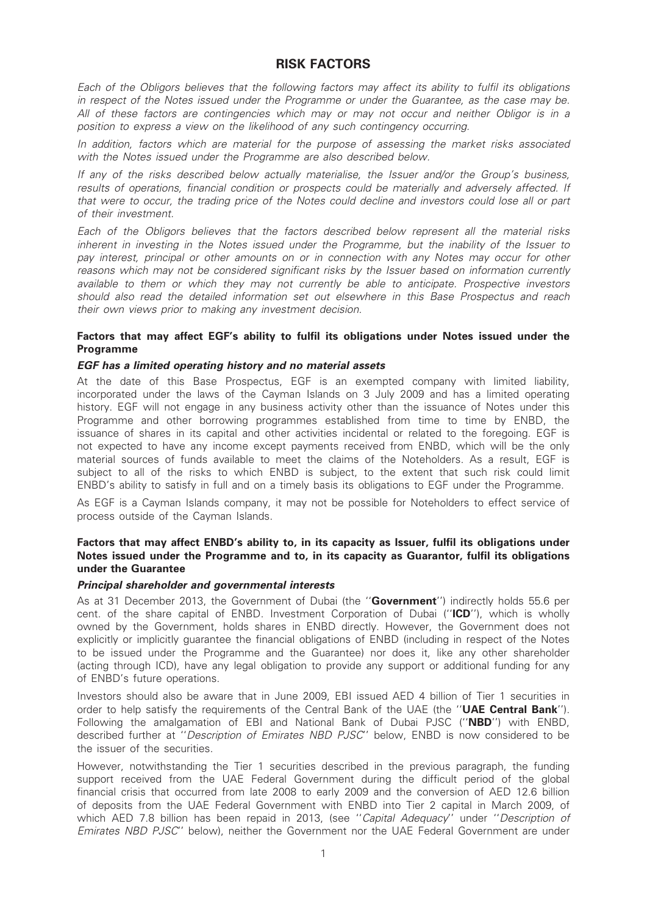# RISK FACTORS

*Each of the Obligors believes that the following factors may affect its ability to fulfil its obligations in respect of the Notes issued under the Programme or under the Guarantee, as the case may be. All of these factors are contingencies which may or may not occur and neither Obligor is in a position to express a view on the likelihood of any such contingency occurring.*

*In addition, factors which are material for the purpose of assessing the market risks associated with the Notes issued under the Programme are also described below.*

*If any of the risks described below actually materialise, the Issuer and/or the Group's business, results of operations, financial condition or prospects could be materially and adversely affected. If that were to occur, the trading price of the Notes could decline and investors could lose all or part of their investment.*

*Each of the Obligors believes that the factors described below represent all the material risks inherent in investing in the Notes issued under the Programme, but the inability of the Issuer to pay interest, principal or other amounts on or in connection with any Notes may occur for other reasons which may not be considered significant risks by the Issuer based on information currently available to them or which they may not currently be able to anticipate. Prospective investors should also read the detailed information set out elsewhere in this Base Prospectus and reach their own views prior to making any investment decision.*

## Factors that may affect EGF's ability to fulfil its obligations under Notes issued under the Programme

### *EGF has a limited operating history and no material assets*

At the date of this Base Prospectus, EGF is an exempted company with limited liability, incorporated under the laws of the Cayman Islands on 3 July 2009 and has a limited operating history. EGF will not engage in any business activity other than the issuance of Notes under this Programme and other borrowing programmes established from time to time by ENBD, the issuance of shares in its capital and other activities incidental or related to the foregoing. EGF is not expected to have any income except payments received from ENBD, which will be the only material sources of funds available to meet the claims of the Noteholders. As a result, EGF is subject to all of the risks to which ENBD is subject, to the extent that such risk could limit ENBD's ability to satisfy in full and on a timely basis its obligations to EGF under the Programme.

As EGF is a Cayman Islands company, it may not be possible for Noteholders to effect service of process outside of the Cayman Islands.

## Factors that may affect ENBD's ability to, in its capacity as Issuer, fulfil its obligations under Notes issued under the Programme and to, in its capacity as Guarantor, fulfil its obligations under the Guarantee

### *Principal shareholder and governmental interests*

As at 31 December 2013, the Government of Dubai (the ''**Government**'') indirectly holds 55.6 per cent. of the share capital of ENBD. Investment Corporation of Dubai (''**ICD**''), which is wholly owned by the Government, holds shares in ENBD directly. However, the Government does not explicitly or implicitly guarantee the financial obligations of ENBD (including in respect of the Notes to be issued under the Programme and the Guarantee) nor does it, like any other shareholder (acting through ICD), have any legal obligation to provide any support or additional funding for any of ENBD's future operations.

Investors should also be aware that in June 2009, EBI issued AED 4 billion of Tier 1 securities in order to help satisfy the requirements of the Central Bank of the UAE (the ''**UAE Central Bank**''). Following the amalgamation of EBI and National Bank of Dubai PJSC (''**NBD**'') with ENBD, described further at ''*Description of Emirates NBD PJSC*'' below, ENBD is now considered to be the issuer of the securities.

However, notwithstanding the Tier 1 securities described in the previous paragraph, the funding support received from the UAE Federal Government during the difficult period of the global financial crisis that occurred from late 2008 to early 2009 and the conversion of AED 12.6 billion of deposits from the UAE Federal Government with ENBD into Tier 2 capital in March 2009, of which AED 7.8 billion has been repaid in 2013, (see ''*Capital Adequacy*'' under ''*Description of Emirates NBD PJSC*'' below), neither the Government nor the UAE Federal Government are under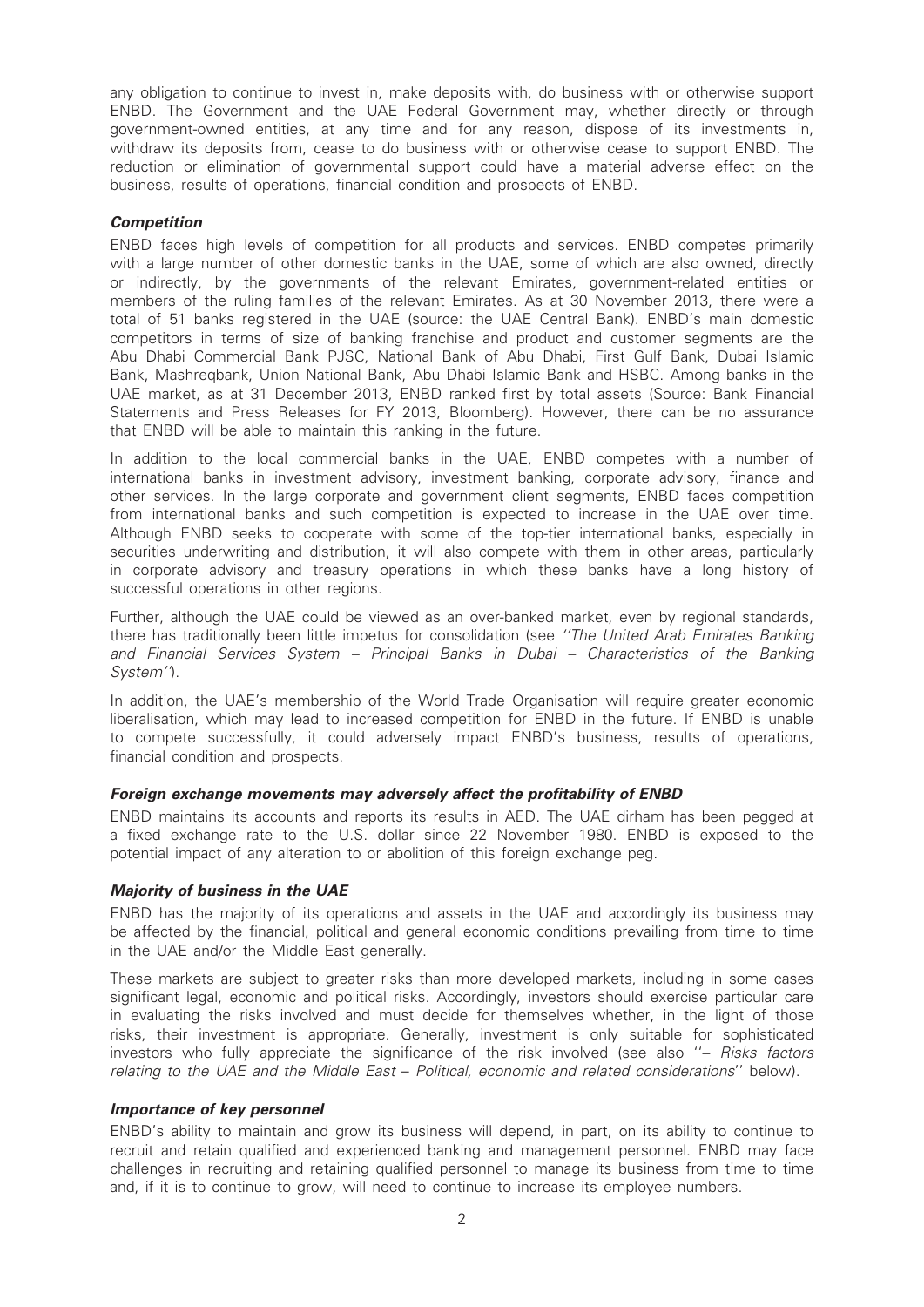any obligation to continue to invest in, make deposits with, do business with or otherwise support ENBD. The Government and the UAE Federal Government may, whether directly or through government-owned entities, at any time and for any reason, dispose of its investments in, withdraw its deposits from, cease to do business with or otherwise cease to support ENBD. The reduction or elimination of governmental support could have a material adverse effect on the business, results of operations, financial condition and prospects of ENBD.

***Competition***

ENBD faces high levels of competition for all products and services. ENBD competes primarily with a large number of other domestic banks in the UAE, some of which are also owned, directly or indirectly, by the governments of the relevant Emirates, government-related entities or members of the ruling families of the relevant Emirates. As at 30 November 2013, there were a total of 51 banks registered in the UAE (source: the UAE Central Bank). ENBD's main domestic competitors in terms of size of banking franchise and product and customer segments are the Abu Dhabi Commercial Bank PJSC, National Bank of Abu Dhabi, First Gulf Bank, Dubai Islamic Bank, Mashreqbank, Union National Bank, Abu Dhabi Islamic Bank and HSBC. Among banks in the UAE market, as at 31 December 2013, ENBD ranked first by total assets (Source: Bank Financial Statements and Press Releases for FY 2013, Bloomberg). However, there can be no assurance that ENBD will be able to maintain this ranking in the future.

In addition to the local commercial banks in the UAE, ENBD competes with a number of international banks in investment advisory, investment banking, corporate advisory, finance and other services. In the large corporate and government client segments, ENBD faces competition from international banks and such competition is expected to increase in the UAE over time. Although ENBD seeks to cooperate with some of the top-tier international banks, especially in securities underwriting and distribution, it will also compete with them in other areas, particularly in corporate advisory and treasury operations in which these banks have a long history of successful operations in other regions.

Further, although the UAE could be viewed as an over-banked market, even by regional standards, there has traditionally been little impetus for consolidation (see ''*The United Arab Emirates Banking and Financial Services System – Principal Banks in Dubai – Characteristics of the Banking System*'').

In addition, the UAE's membership of the World Trade Organisation will require greater economic liberalisation, which may lead to increased competition for ENBD in the future. If ENBD is unable to compete successfully, it could adversely impact ENBD's business, results of operations, financial condition and prospects.

***Foreign exchange movements may adversely affect the profitability of ENBD***

ENBD maintains its accounts and reports its results in AED. The UAE dirham has been pegged at a fixed exchange rate to the U.S. dollar since 22 November 1980. ENBD is exposed to the potential impact of any alteration to or abolition of this foreign exchange peg.

***Majority of business in the UAE***

ENBD has the majority of its operations and assets in the UAE and accordingly its business may be affected by the financial, political and general economic conditions prevailing from time to time in the UAE and/or the Middle East generally.

These markets are subject to greater risks than more developed markets, including in some cases significant legal, economic and political risks. Accordingly, investors should exercise particular care in evaluating the risks involved and must decide for themselves whether, in the light of those risks, their investment is appropriate. Generally, investment is only suitable for sophisticated investors who fully appreciate the significance of the risk involved (see also ''– *Risks factors relating to the UAE and the Middle East – Political, economic and related considerations*'' below).

***Importance of key personnel***

ENBD's ability to maintain and grow its business will depend, in part, on its ability to continue to recruit and retain qualified and experienced banking and management personnel. ENBD may face challenges in recruiting and retaining qualified personnel to manage its business from time to time and, if it is to continue to grow, will need to continue to increase its employee numbers.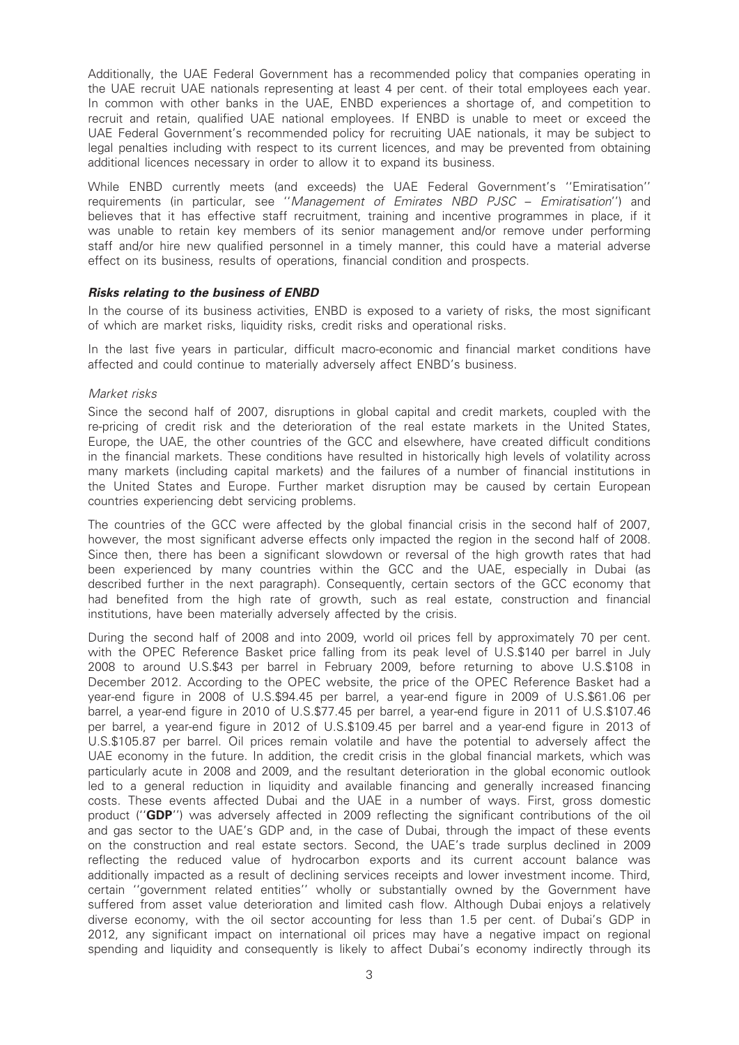Additionally, the UAE Federal Government has a recommended policy that companies operating in the UAE recruit UAE nationals representing at least 4 per cent. of their total employees each year. In common with other banks in the UAE, ENBD experiences a shortage of, and competition to recruit and retain, qualified UAE national employees. If ENBD is unable to meet or exceed the UAE Federal Government's recommended policy for recruiting UAE nationals, it may be subject to legal penalties including with respect to its current licences, and may be prevented from obtaining additional licences necessary in order to allow it to expand its business.

While ENBD currently meets (and exceeds) the UAE Federal Government's ''Emiratisation'' requirements (in particular, see ''*Management of Emirates NBD PJSC – Emiratisation*'') and believes that it has effective staff recruitment, training and incentive programmes in place, if it was unable to retain key members of its senior management and/or remove under performing staff and/or hire new qualified personnel in a timely manner, this could have a material adverse effect on its business, results of operations, financial condition and prospects.

### *Risks relating to the business of ENBD*

In the course of its business activities, ENBD is exposed to a variety of risks, the most significant of which are market risks, liquidity risks, credit risks and operational risks.

In the last five years in particular, difficult macro-economic and financial market conditions have affected and could continue to materially adversely affect ENBD's business.

#### *Market risks*

Since the second half of 2007, disruptions in global capital and credit markets, coupled with the re-pricing of credit risk and the deterioration of the real estate markets in the United States, Europe, the UAE, the other countries of the GCC and elsewhere, have created difficult conditions in the financial markets. These conditions have resulted in historically high levels of volatility across many markets (including capital markets) and the failures of a number of financial institutions in the United States and Europe. Further market disruption may be caused by certain European countries experiencing debt servicing problems.

The countries of the GCC were affected by the global financial crisis in the second half of 2007, however, the most significant adverse effects only impacted the region in the second half of 2008. Since then, there has been a significant slowdown or reversal of the high growth rates that had been experienced by many countries within the GCC and the UAE, especially in Dubai (as described further in the next paragraph). Consequently, certain sectors of the GCC economy that had benefited from the high rate of growth, such as real estate, construction and financial institutions, have been materially adversely affected by the crisis.

During the second half of 2008 and into 2009, world oil prices fell by approximately 70 per cent. with the OPEC Reference Basket price falling from its peak level of U.S.$140 per barrel in July 2008 to around U.S.$43 per barrel in February 2009, before returning to above U.S.$108 in December 2012. According to the OPEC website, the price of the OPEC Reference Basket had a year-end figure in 2008 of U.S.$94.45 per barrel, a year-end figure in 2009 of U.S.$61.06 per barrel, a year-end figure in 2010 of U.S.$77.45 per barrel, a year-end figure in 2011 of U.S.$107.46 per barrel, a year-end figure in 2012 of U.S.$109.45 per barrel and a year-end figure in 2013 of U.S.$105.87 per barrel. Oil prices remain volatile and have the potential to adversely affect the UAE economy in the future. In addition, the credit crisis in the global financial markets, which was particularly acute in 2008 and 2009, and the resultant deterioration in the global economic outlook led to a general reduction in liquidity and available financing and generally increased financing costs. These events affected Dubai and the UAE in a number of ways. First, gross domestic product (''**GDP**'') was adversely affected in 2009 reflecting the significant contributions of the oil and gas sector to the UAE's GDP and, in the case of Dubai, through the impact of these events on the construction and real estate sectors. Second, the UAE's trade surplus declined in 2009 reflecting the reduced value of hydrocarbon exports and its current account balance was additionally impacted as a result of declining services receipts and lower investment income. Third, certain ''government related entities'' wholly or substantially owned by the Government have suffered from asset value deterioration and limited cash flow. Although Dubai enjoys a relatively diverse economy, with the oil sector accounting for less than 1.5 per cent. of Dubai's GDP in 2012, any significant impact on international oil prices may have a negative impact on regional spending and liquidity and consequently is likely to affect Dubai's economy indirectly through its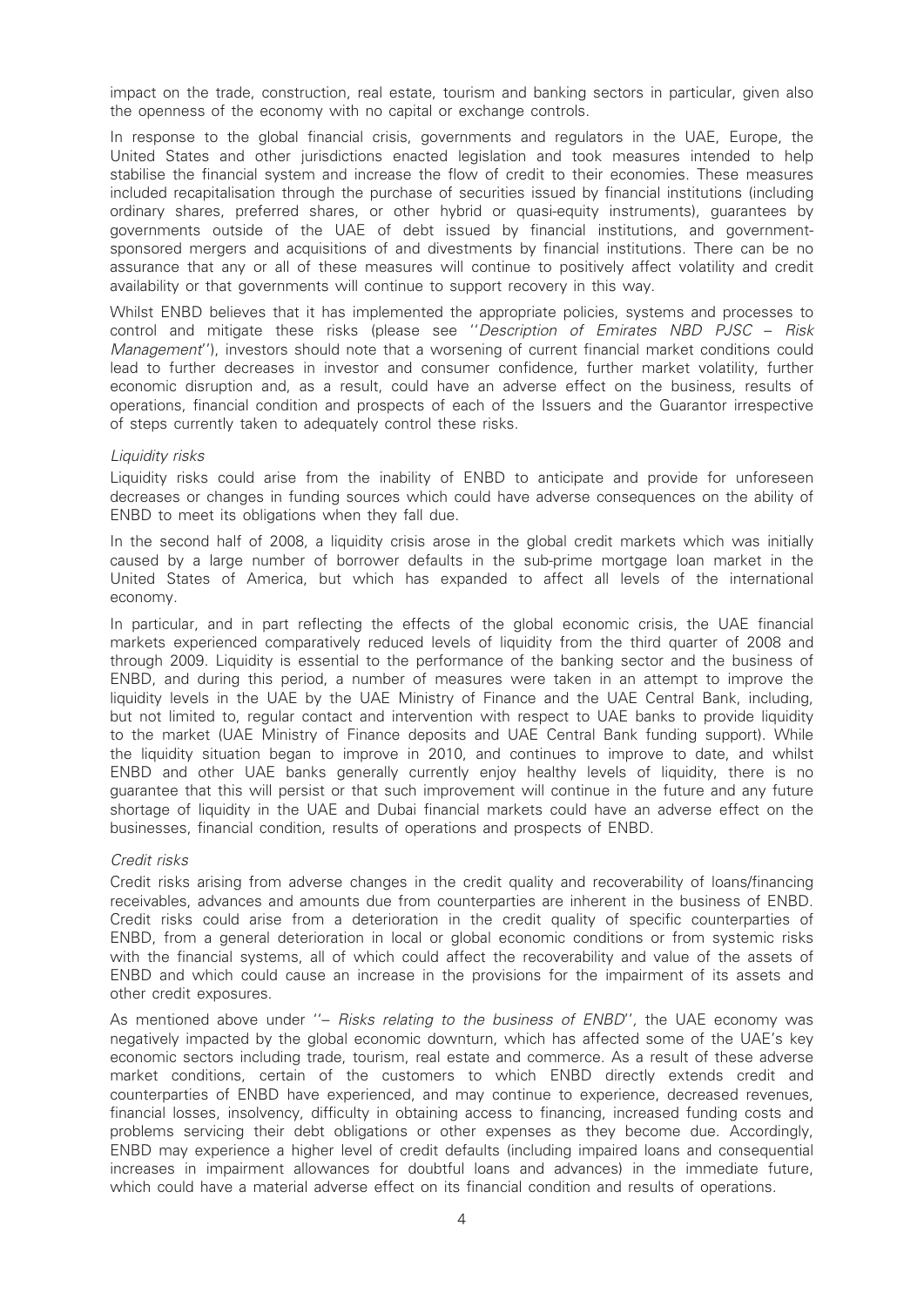impact on the trade, construction, real estate, tourism and banking sectors in particular, given also the openness of the economy with no capital or exchange controls.

In response to the global financial crisis, governments and regulators in the UAE, Europe, the United States and other jurisdictions enacted legislation and took measures intended to help stabilise the financial system and increase the flow of credit to their economies. These measures included recapitalisation through the purchase of securities issued by financial institutions (including ordinary shares, preferred shares, or other hybrid or quasi-equity instruments), guarantees by governments outside of the UAE of debt issued by financial institutions, and government-sponsored mergers and acquisitions of and divestments by financial institutions. There can be no assurance that any or all of these measures will continue to positively affect volatility and credit availability or that governments will continue to support recovery in this way.

Whilst ENBD believes that it has implemented the appropriate policies, systems and processes to control and mitigate these risks (please see ''*Description of Emirates NBD PJSC – Risk Management*''), investors should note that a worsening of current financial market conditions could lead to further decreases in investor and consumer confidence, further market volatility, further economic disruption and, as a result, could have an adverse effect on the business, results of operations, financial condition and prospects of each of the Issuers and the Guarantor irrespective of steps currently taken to adequately control these risks.

*Liquidity risks*

Liquidity risks could arise from the inability of ENBD to anticipate and provide for unforeseen decreases or changes in funding sources which could have adverse consequences on the ability of ENBD to meet its obligations when they fall due.

In the second half of 2008, a liquidity crisis arose in the global credit markets which was initially caused by a large number of borrower defaults in the sub-prime mortgage loan market in the United States of America, but which has expanded to affect all levels of the international economy.

In particular, and in part reflecting the effects of the global economic crisis, the UAE financial markets experienced comparatively reduced levels of liquidity from the third quarter of 2008 and through 2009. Liquidity is essential to the performance of the banking sector and the business of ENBD, and during this period, a number of measures were taken in an attempt to improve the liquidity levels in the UAE by the UAE Ministry of Finance and the UAE Central Bank, including, but not limited to, regular contact and intervention with respect to UAE banks to provide liquidity to the market (UAE Ministry of Finance deposits and UAE Central Bank funding support). While the liquidity situation began to improve in 2010, and continues to improve to date, and whilst ENBD and other UAE banks generally currently enjoy healthy levels of liquidity, there is no guarantee that this will persist or that such improvement will continue in the future and any future shortage of liquidity in the UAE and Dubai financial markets could have an adverse effect on the businesses, financial condition, results of operations and prospects of ENBD.

*Credit risks*

Credit risks arising from adverse changes in the credit quality and recoverability of loans/financing receivables, advances and amounts due from counterparties are inherent in the business of ENBD. Credit risks could arise from a deterioration in the credit quality of specific counterparties of ENBD, from a general deterioration in local or global economic conditions or from systemic risks with the financial systems, all of which could affect the recoverability and value of the assets of ENBD and which could cause an increase in the provisions for the impairment of its assets and other credit exposures.

As mentioned above under ''*– Risks relating to the business of ENBD*'', the UAE economy was negatively impacted by the global economic downturn, which has affected some of the UAE's key economic sectors including trade, tourism, real estate and commerce. As a result of these adverse market conditions, certain of the customers to which ENBD directly extends credit and counterparties of ENBD have experienced, and may continue to experience, decreased revenues, financial losses, insolvency, difficulty in obtaining access to financing, increased funding costs and problems servicing their debt obligations or other expenses as they become due. Accordingly, ENBD may experience a higher level of credit defaults (including impaired loans and consequential increases in impairment allowances for doubtful loans and advances) in the immediate future, which could have a material adverse effect on its financial condition and results of operations.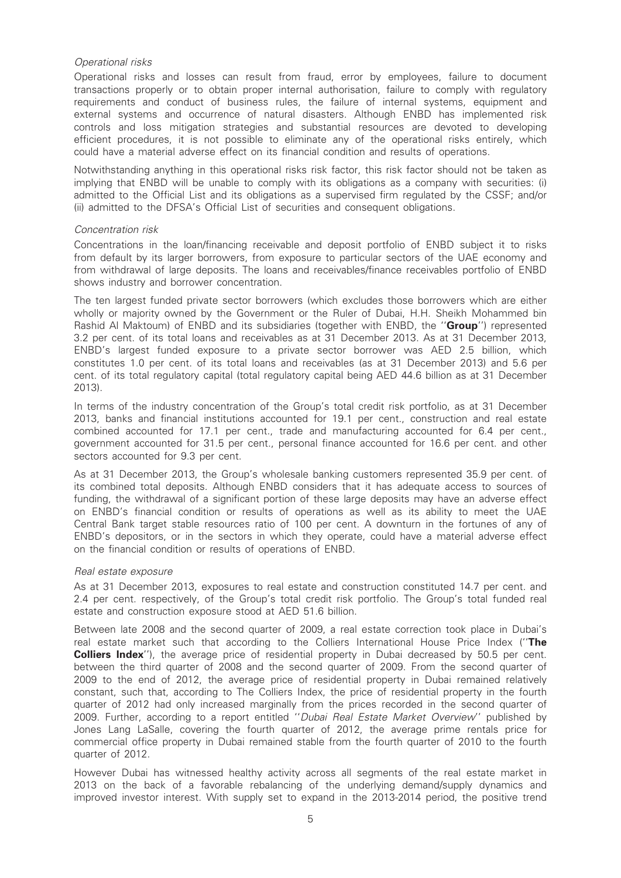*Operational risks*

Operational risks and losses can result from fraud, error by employees, failure to document transactions properly or to obtain proper internal authorisation, failure to comply with regulatory requirements and conduct of business rules, the failure of internal systems, equipment and external systems and occurrence of natural disasters. Although ENBD has implemented risk controls and loss mitigation strategies and substantial resources are devoted to developing efficient procedures, it is not possible to eliminate any of the operational risks entirely, which could have a material adverse effect on its financial condition and results of operations.

Notwithstanding anything in this operational risks risk factor, this risk factor should not be taken as implying that ENBD will be unable to comply with its obligations as a company with securities: (i) admitted to the Official List and its obligations as a supervised firm regulated by the CSSF; and/or (ii) admitted to the DFSA's Official List of securities and consequent obligations.

*Concentration risk*

Concentrations in the loan/financing receivable and deposit portfolio of ENBD subject it to risks from default by its larger borrowers, from exposure to particular sectors of the UAE economy and from withdrawal of large deposits. The loans and receivables/finance receivables portfolio of ENBD shows industry and borrower concentration.

The ten largest funded private sector borrowers (which excludes those borrowers which are either wholly or majority owned by the Government or the Ruler of Dubai, H.H. Sheikh Mohammed bin Rashid Al Maktoum) of ENBD and its subsidiaries (together with ENBD, the ''**Group**'') represented 3.2 per cent. of its total loans and receivables as at 31 December 2013. As at 31 December 2013, ENBD's largest funded exposure to a private sector borrower was AED 2.5 billion, which constitutes 1.0 per cent. of its total loans and receivables (as at 31 December 2013) and 5.6 per cent. of its total regulatory capital (total regulatory capital being AED 44.6 billion as at 31 December 2013).

In terms of the industry concentration of the Group's total credit risk portfolio, as at 31 December 2013, banks and financial institutions accounted for 19.1 per cent., construction and real estate combined accounted for 17.1 per cent., trade and manufacturing accounted for 6.4 per cent., government accounted for 31.5 per cent., personal finance accounted for 16.6 per cent. and other sectors accounted for 9.3 per cent.

As at 31 December 2013, the Group's wholesale banking customers represented 35.9 per cent. of its combined total deposits. Although ENBD considers that it has adequate access to sources of funding, the withdrawal of a significant portion of these large deposits may have an adverse effect on ENBD's financial condition or results of operations as well as its ability to meet the UAE Central Bank target stable resources ratio of 100 per cent. A downturn in the fortunes of any of ENBD's depositors, or in the sectors in which they operate, could have a material adverse effect on the financial condition or results of operations of ENBD.

*Real estate exposure*

As at 31 December 2013, exposures to real estate and construction constituted 14.7 per cent. and 2.4 per cent. respectively, of the Group's total credit risk portfolio. The Group's total funded real estate and construction exposure stood at AED 51.6 billion.

Between late 2008 and the second quarter of 2009, a real estate correction took place in Dubai's real estate market such that according to the Colliers International House Price Index (''**The Colliers Index**''), the average price of residential property in Dubai decreased by 50.5 per cent. between the third quarter of 2008 and the second quarter of 2009. From the second quarter of 2009 to the end of 2012, the average price of residential property in Dubai remained relatively constant, such that, according to The Colliers Index, the price of residential property in the fourth quarter of 2012 had only increased marginally from the prices recorded in the second quarter of 2009. Further, according to a report entitled ''*Dubai Real Estate Market Overview*'' published by Jones Lang LaSalle, covering the fourth quarter of 2012, the average prime rentals price for commercial office property in Dubai remained stable from the fourth quarter of 2010 to the fourth quarter of 2012.

However Dubai has witnessed healthy activity across all segments of the real estate market in 2013 on the back of a favorable rebalancing of the underlying demand/supply dynamics and improved investor interest. With supply set to expand in the 2013-2014 period, the positive trend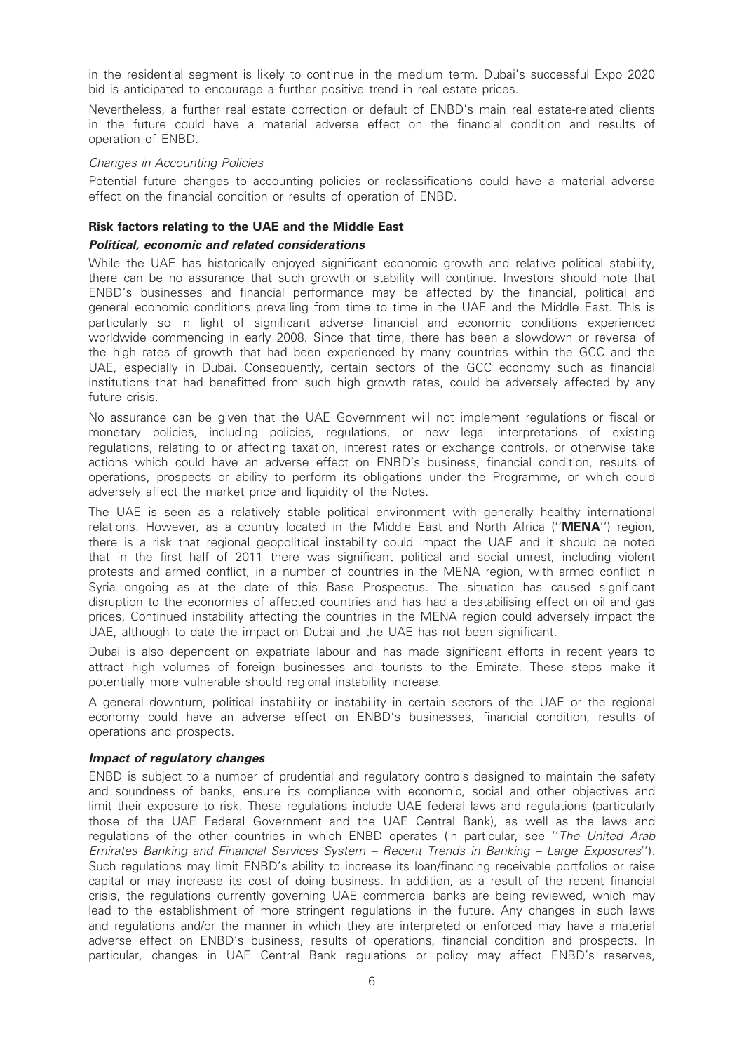in the residential segment is likely to continue in the medium term. Dubai's successful Expo 2020 bid is anticipated to encourage a further positive trend in real estate prices.

Nevertheless, a further real estate correction or default of ENBD's main real estate-related clients in the future could have a material adverse effect on the financial condition and results of operation of ENBD.

*Changes in Accounting Policies*

Potential future changes to accounting policies or reclassifications could have a material adverse effect on the financial condition or results of operation of ENBD.

**Risk factors relating to the UAE and the Middle East**

***Political, economic and related considerations***

While the UAE has historically enjoyed significant economic growth and relative political stability, there can be no assurance that such growth or stability will continue. Investors should note that ENBD's businesses and financial performance may be affected by the financial, political and general economic conditions prevailing from time to time in the UAE and the Middle East. This is particularly so in light of significant adverse financial and economic conditions experienced worldwide commencing in early 2008. Since that time, there has been a slowdown or reversal of the high rates of growth that had been experienced by many countries within the GCC and the UAE, especially in Dubai. Consequently, certain sectors of the GCC economy such as financial institutions that had benefitted from such high growth rates, could be adversely affected by any future crisis.

No assurance can be given that the UAE Government will not implement regulations or fiscal or monetary policies, including policies, regulations, or new legal interpretations of existing regulations, relating to or affecting taxation, interest rates or exchange controls, or otherwise take actions which could have an adverse effect on ENBD's business, financial condition, results of operations, prospects or ability to perform its obligations under the Programme, or which could adversely affect the market price and liquidity of the Notes.

The UAE is seen as a relatively stable political environment with generally healthy international relations. However, as a country located in the Middle East and North Africa (''**MENA**'') region, there is a risk that regional geopolitical instability could impact the UAE and it should be noted that in the first half of 2011 there was significant political and social unrest, including violent protests and armed conflict, in a number of countries in the MENA region, with armed conflict in Syria ongoing as at the date of this Base Prospectus. The situation has caused significant disruption to the economies of affected countries and has had a destabilising effect on oil and gas prices. Continued instability affecting the countries in the MENA region could adversely impact the UAE, although to date the impact on Dubai and the UAE has not been significant.

Dubai is also dependent on expatriate labour and has made significant efforts in recent years to attract high volumes of foreign businesses and tourists to the Emirate. These steps make it potentially more vulnerable should regional instability increase.

A general downturn, political instability or instability in certain sectors of the UAE or the regional economy could have an adverse effect on ENBD's businesses, financial condition, results of operations and prospects.

***Impact of regulatory changes***

ENBD is subject to a number of prudential and regulatory controls designed to maintain the safety and soundness of banks, ensure its compliance with economic, social and other objectives and limit their exposure to risk. These regulations include UAE federal laws and regulations (particularly those of the UAE Federal Government and the UAE Central Bank), as well as the laws and regulations of the other countries in which ENBD operates (in particular, see ''*The United Arab Emirates Banking and Financial Services System – Recent Trends in Banking – Large Exposures*''). Such regulations may limit ENBD's ability to increase its loan/financing receivable portfolios or raise capital or may increase its cost of doing business. In addition, as a result of the recent financial crisis, the regulations currently governing UAE commercial banks are being reviewed, which may lead to the establishment of more stringent regulations in the future. Any changes in such laws and regulations and/or the manner in which they are interpreted or enforced may have a material adverse effect on ENBD's business, results of operations, financial condition and prospects. In particular, changes in UAE Central Bank regulations or policy may affect ENBD's reserves,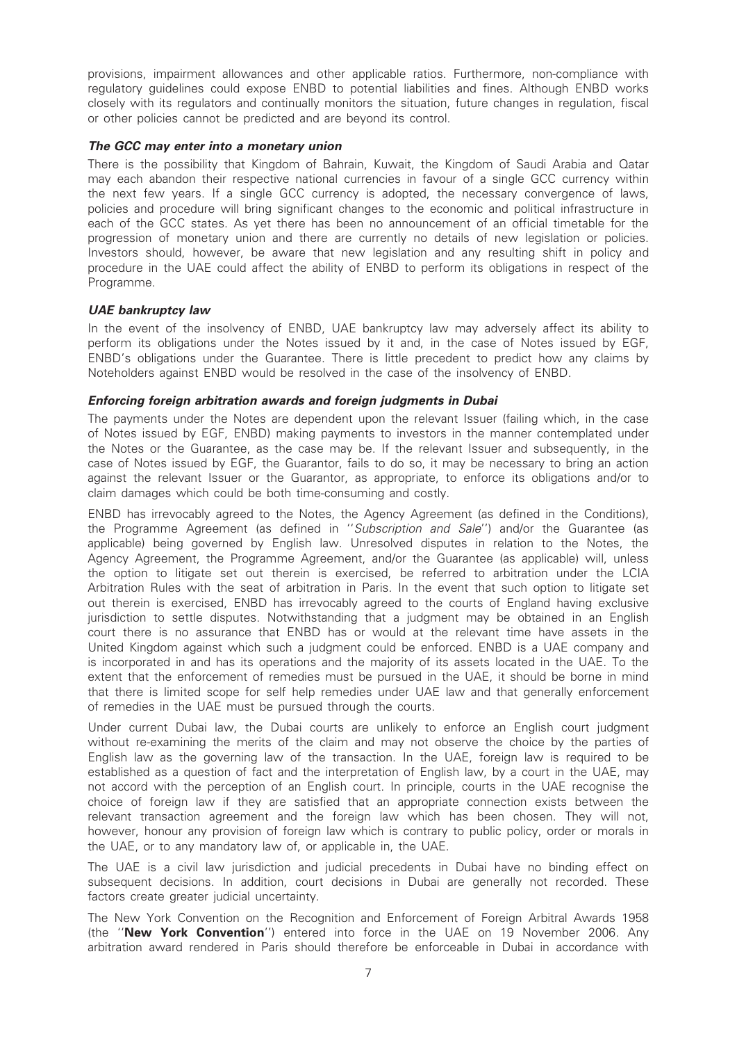provisions, impairment allowances and other applicable ratios. Furthermore, non-compliance with regulatory guidelines could expose ENBD to potential liabilities and fines. Although ENBD works closely with its regulators and continually monitors the situation, future changes in regulation, fiscal or other policies cannot be predicted and are beyond its control.

***The GCC may enter into a monetary union***

There is the possibility that Kingdom of Bahrain, Kuwait, the Kingdom of Saudi Arabia and Qatar may each abandon their respective national currencies in favour of a single GCC currency within the next few years. If a single GCC currency is adopted, the necessary convergence of laws, policies and procedure will bring significant changes to the economic and political infrastructure in each of the GCC states. As yet there has been no announcement of an official timetable for the progression of monetary union and there are currently no details of new legislation or policies. Investors should, however, be aware that new legislation and any resulting shift in policy and procedure in the UAE could affect the ability of ENBD to perform its obligations in respect of the Programme.

***UAE bankruptcy law***

In the event of the insolvency of ENBD, UAE bankruptcy law may adversely affect its ability to perform its obligations under the Notes issued by it and, in the case of Notes issued by EGF, ENBD's obligations under the Guarantee. There is little precedent to predict how any claims by Noteholders against ENBD would be resolved in the case of the insolvency of ENBD.

***Enforcing foreign arbitration awards and foreign judgments in Dubai***

The payments under the Notes are dependent upon the relevant Issuer (failing which, in the case of Notes issued by EGF, ENBD) making payments to investors in the manner contemplated under the Notes or the Guarantee, as the case may be. If the relevant Issuer and subsequently, in the case of Notes issued by EGF, the Guarantor, fails to do so, it may be necessary to bring an action against the relevant Issuer or the Guarantor, as appropriate, to enforce its obligations and/or to claim damages which could be both time-consuming and costly.

ENBD has irrevocably agreed to the Notes, the Agency Agreement (as defined in the Conditions), the Programme Agreement (as defined in ''*Subscription and Sale*'') and/or the Guarantee (as applicable) being governed by English law. Unresolved disputes in relation to the Notes, the Agency Agreement, the Programme Agreement, and/or the Guarantee (as applicable) will, unless the option to litigate set out therein is exercised, be referred to arbitration under the LCIA Arbitration Rules with the seat of arbitration in Paris. In the event that such option to litigate set out therein is exercised, ENBD has irrevocably agreed to the courts of England having exclusive jurisdiction to settle disputes. Notwithstanding that a judgment may be obtained in an English court there is no assurance that ENBD has or would at the relevant time have assets in the United Kingdom against which such a judgment could be enforced. ENBD is a UAE company and is incorporated in and has its operations and the majority of its assets located in the UAE. To the extent that the enforcement of remedies must be pursued in the UAE, it should be borne in mind that there is limited scope for self help remedies under UAE law and that generally enforcement of remedies in the UAE must be pursued through the courts.

Under current Dubai law, the Dubai courts are unlikely to enforce an English court judgment without re-examining the merits of the claim and may not observe the choice by the parties of English law as the governing law of the transaction. In the UAE, foreign law is required to be established as a question of fact and the interpretation of English law, by a court in the UAE, may not accord with the perception of an English court. In principle, courts in the UAE recognise the choice of foreign law if they are satisfied that an appropriate connection exists between the relevant transaction agreement and the foreign law which has been chosen. They will not, however, honour any provision of foreign law which is contrary to public policy, order or morals in the UAE, or to any mandatory law of, or applicable in, the UAE.

The UAE is a civil law jurisdiction and judicial precedents in Dubai have no binding effect on subsequent decisions. In addition, court decisions in Dubai are generally not recorded. These factors create greater judicial uncertainty.

The New York Convention on the Recognition and Enforcement of Foreign Arbitral Awards 1958 (the ''**New York Convention**'') entered into force in the UAE on 19 November 2006. Any arbitration award rendered in Paris should therefore be enforceable in Dubai in accordance with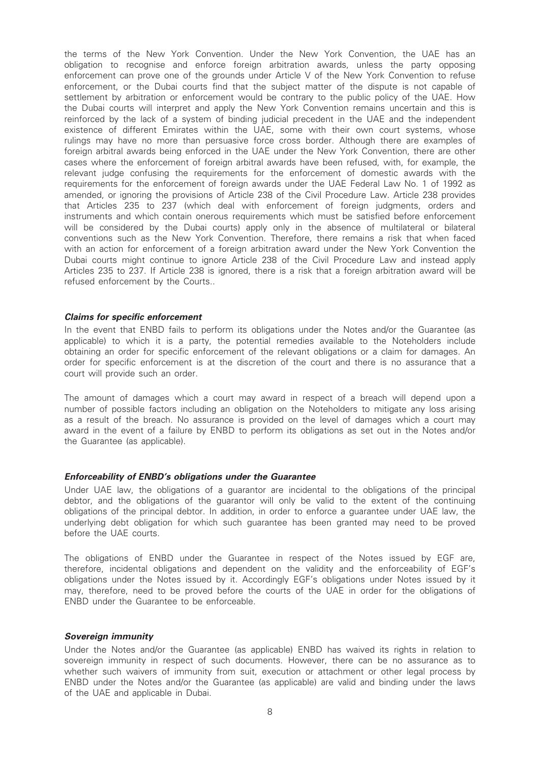the terms of the New York Convention. Under the New York Convention, the UAE has an obligation to recognise and enforce foreign arbitration awards, unless the party opposing enforcement can prove one of the grounds under Article V of the New York Convention to refuse enforcement, or the Dubai courts find that the subject matter of the dispute is not capable of settlement by arbitration or enforcement would be contrary to the public policy of the UAE. How the Dubai courts will interpret and apply the New York Convention remains uncertain and this is reinforced by the lack of a system of binding judicial precedent in the UAE and the independent existence of different Emirates within the UAE, some with their own court systems, whose rulings may have no more than persuasive force cross border. Although there are examples of foreign arbitral awards being enforced in the UAE under the New York Convention, there are other cases where the enforcement of foreign arbitral awards have been refused, with, for example, the relevant judge confusing the requirements for the enforcement of domestic awards with the requirements for the enforcement of foreign awards under the UAE Federal Law No. 1 of 1992 as amended, or ignoring the provisions of Article 238 of the Civil Procedure Law. Article 238 provides that Articles 235 to 237 (which deal with enforcement of foreign judgments, orders and instruments and which contain onerous requirements which must be satisfied before enforcement will be considered by the Dubai courts) apply only in the absence of multilateral or bilateral conventions such as the New York Convention. Therefore, there remains a risk that when faced with an action for enforcement of a foreign arbitration award under the New York Convention the Dubai courts might continue to ignore Article 238 of the Civil Procedure Law and instead apply Articles 235 to 237. If Article 238 is ignored, there is a risk that a foreign arbitration award will be refused enforcement by the Courts..

### *Claims for specific enforcement*

In the event that ENBD fails to perform its obligations under the Notes and/or the Guarantee (as applicable) to which it is a party, the potential remedies available to the Noteholders include obtaining an order for specific enforcement of the relevant obligations or a claim for damages. An order for specific enforcement is at the discretion of the court and there is no assurance that a court will provide such an order.

The amount of damages which a court may award in respect of a breach will depend upon a number of possible factors including an obligation on the Noteholders to mitigate any loss arising as a result of the breach. No assurance is provided on the level of damages which a court may award in the event of a failure by ENBD to perform its obligations as set out in the Notes and/or the Guarantee (as applicable).

### *Enforceability of ENBD's obligations under the Guarantee*

Under UAE law, the obligations of a guarantor are incidental to the obligations of the principal debtor, and the obligations of the guarantor will only be valid to the extent of the continuing obligations of the principal debtor. In addition, in order to enforce a guarantee under UAE law, the underlying debt obligation for which such guarantee has been granted may need to be proved before the UAE courts.

The obligations of ENBD under the Guarantee in respect of the Notes issued by EGF are, therefore, incidental obligations and dependent on the validity and the enforceability of EGF's obligations under the Notes issued by it. Accordingly EGF's obligations under Notes issued by it may, therefore, need to be proved before the courts of the UAE in order for the obligations of ENBD under the Guarantee to be enforceable.

### *Sovereign immunity*

Under the Notes and/or the Guarantee (as applicable) ENBD has waived its rights in relation to sovereign immunity in respect of such documents. However, there can be no assurance as to whether such waivers of immunity from suit, execution or attachment or other legal process by ENBD under the Notes and/or the Guarantee (as applicable) are valid and binding under the laws of the UAE and applicable in Dubai.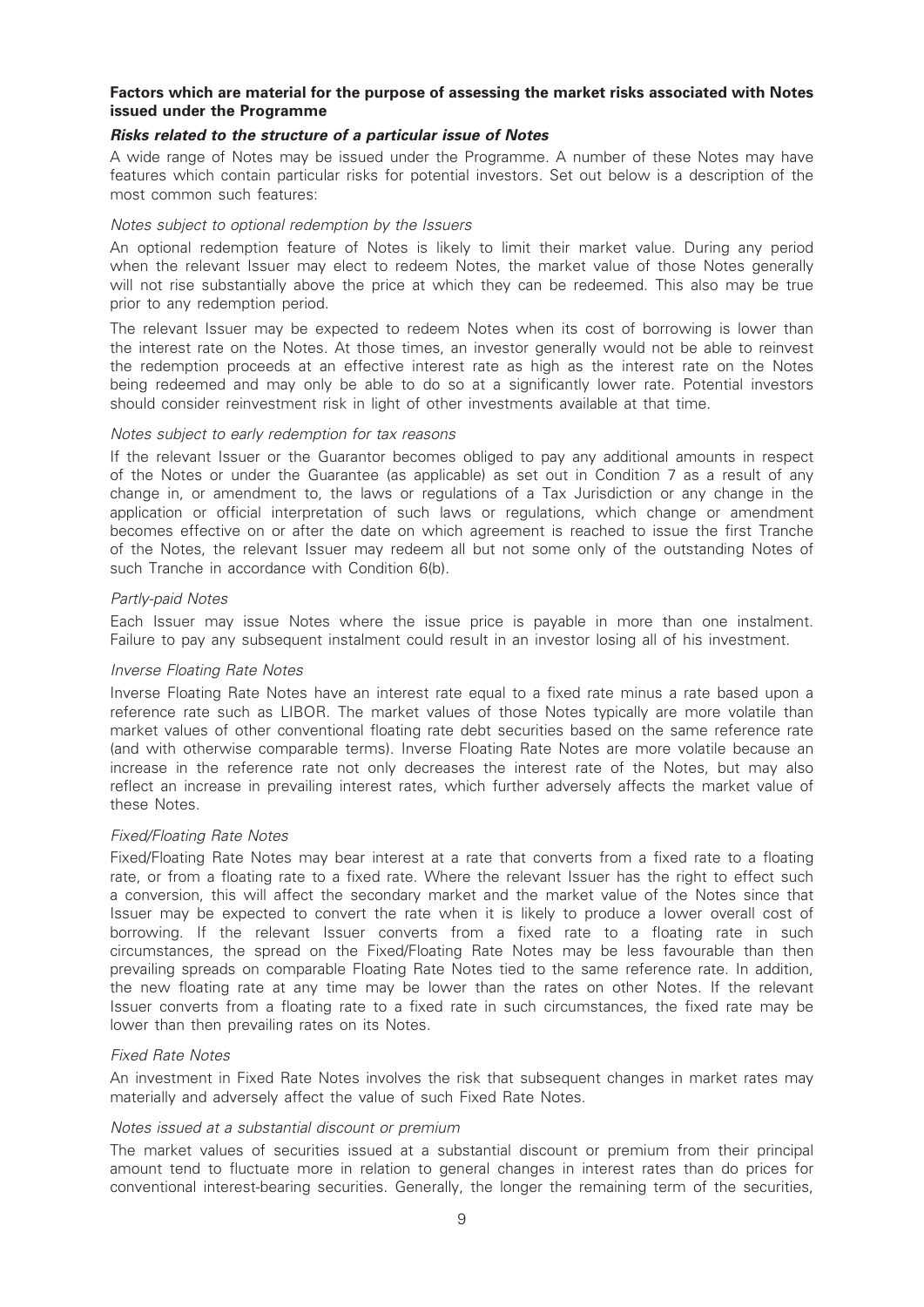**Factors which are material for the purpose of assessing the market risks associated with Notes issued under the Programme**

***Risks related to the structure of a particular issue of Notes***

A wide range of Notes may be issued under the Programme. A number of these Notes may have features which contain particular risks for potential investors. Set out below is a description of the most common such features:

*Notes subject to optional redemption by the Issuers*

An optional redemption feature of Notes is likely to limit their market value. During any period when the relevant Issuer may elect to redeem Notes, the market value of those Notes generally will not rise substantially above the price at which they can be redeemed. This also may be true prior to any redemption period.

The relevant Issuer may be expected to redeem Notes when its cost of borrowing is lower than the interest rate on the Notes. At those times, an investor generally would not be able to reinvest the redemption proceeds at an effective interest rate as high as the interest rate on the Notes being redeemed and may only be able to do so at a significantly lower rate. Potential investors should consider reinvestment risk in light of other investments available at that time.

*Notes subject to early redemption for tax reasons*

If the relevant Issuer or the Guarantor becomes obliged to pay any additional amounts in respect of the Notes or under the Guarantee (as applicable) as set out in Condition 7 as a result of any change in, or amendment to, the laws or regulations of a Tax Jurisdiction or any change in the application or official interpretation of such laws or regulations, which change or amendment becomes effective on or after the date on which agreement is reached to issue the first Tranche of the Notes, the relevant Issuer may redeem all but not some only of the outstanding Notes of such Tranche in accordance with Condition 6(b).

*Partly-paid Notes*

Each Issuer may issue Notes where the issue price is payable in more than one instalment. Failure to pay any subsequent instalment could result in an investor losing all of his investment.

*Inverse Floating Rate Notes*

Inverse Floating Rate Notes have an interest rate equal to a fixed rate minus a rate based upon a reference rate such as LIBOR. The market values of those Notes typically are more volatile than market values of other conventional floating rate debt securities based on the same reference rate (and with otherwise comparable terms). Inverse Floating Rate Notes are more volatile because an increase in the reference rate not only decreases the interest rate of the Notes, but may also reflect an increase in prevailing interest rates, which further adversely affects the market value of these Notes.

*Fixed/Floating Rate Notes*

Fixed/Floating Rate Notes may bear interest at a rate that converts from a fixed rate to a floating rate, or from a floating rate to a fixed rate. Where the relevant Issuer has the right to effect such a conversion, this will affect the secondary market and the market value of the Notes since that Issuer may be expected to convert the rate when it is likely to produce a lower overall cost of borrowing. If the relevant Issuer converts from a fixed rate to a floating rate in such circumstances, the spread on the Fixed/Floating Rate Notes may be less favourable than then prevailing spreads on comparable Floating Rate Notes tied to the same reference rate. In addition, the new floating rate at any time may be lower than the rates on other Notes. If the relevant Issuer converts from a floating rate to a fixed rate in such circumstances, the fixed rate may be lower than then prevailing rates on its Notes.

*Fixed Rate Notes*

An investment in Fixed Rate Notes involves the risk that subsequent changes in market rates may materially and adversely affect the value of such Fixed Rate Notes.

*Notes issued at a substantial discount or premium*

The market values of securities issued at a substantial discount or premium from their principal amount tend to fluctuate more in relation to general changes in interest rates than do prices for conventional interest-bearing securities. Generally, the longer the remaining term of the securities,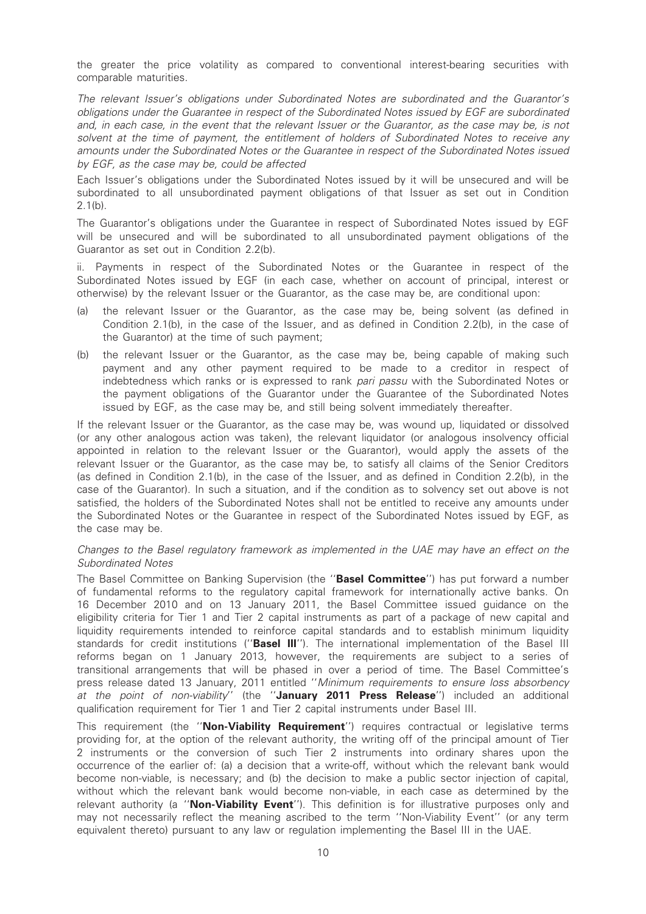the greater the price volatility as compared to conventional interest-bearing securities with comparable maturities.

*The relevant Issuer's obligations under Subordinated Notes are subordinated and the Guarantor's obligations under the Guarantee in respect of the Subordinated Notes issued by EGF are subordinated and, in each case, in the event that the relevant Issuer or the Guarantor, as the case may be, is not solvent at the time of payment, the entitlement of holders of Subordinated Notes to receive any amounts under the Subordinated Notes or the Guarantee in respect of the Subordinated Notes issued by EGF, as the case may be, could be affected*

Each Issuer's obligations under the Subordinated Notes issued by it will be unsecured and will be subordinated to all unsubordinated payment obligations of that Issuer as set out in Condition 2.1(b).

The Guarantor's obligations under the Guarantee in respect of Subordinated Notes issued by EGF will be unsecured and will be subordinated to all unsubordinated payment obligations of the Guarantor as set out in Condition 2.2(b).

ii. Payments in respect of the Subordinated Notes or the Guarantee in respect of the Subordinated Notes issued by EGF (in each case, whether on account of principal, interest or otherwise) by the relevant Issuer or the Guarantor, as the case may be, are conditional upon:

(a) the relevant Issuer or the Guarantor, as the case may be, being solvent (as defined in Condition 2.1(b), in the case of the Issuer, and as defined in Condition 2.2(b), in the case of the Guarantor) at the time of such payment;

(b) the relevant Issuer or the Guarantor, as the case may be, being capable of making such payment and any other payment required to be made to a creditor in respect of indebtedness which ranks or is expressed to rank *pari passu* with the Subordinated Notes or the payment obligations of the Guarantor under the Guarantee of the Subordinated Notes issued by EGF, as the case may be, and still being solvent immediately thereafter.

If the relevant Issuer or the Guarantor, as the case may be, was wound up, liquidated or dissolved (or any other analogous action was taken), the relevant liquidator (or analogous insolvency official appointed in relation to the relevant Issuer or the Guarantor), would apply the assets of the relevant Issuer or the Guarantor, as the case may be, to satisfy all claims of the Senior Creditors (as defined in Condition 2.1(b), in the case of the Issuer, and as defined in Condition 2.2(b), in the case of the Guarantor). In such a situation, and if the condition as to solvency set out above is not satisfied, the holders of the Subordinated Notes shall not be entitled to receive any amounts under the Subordinated Notes or the Guarantee in respect of the Subordinated Notes issued by EGF, as the case may be.

*Changes to the Basel regulatory framework as implemented in the UAE may have an effect on the Subordinated Notes*

The Basel Committee on Banking Supervision (the ''**Basel Committee**'') has put forward a number of fundamental reforms to the regulatory capital framework for internationally active banks. On 16 December 2010 and on 13 January 2011, the Basel Committee issued guidance on the eligibility criteria for Tier 1 and Tier 2 capital instruments as part of a package of new capital and liquidity requirements intended to reinforce capital standards and to establish minimum liquidity standards for credit institutions (''**Basel III**''). The international implementation of the Basel III reforms began on 1 January 2013, however, the requirements are subject to a series of transitional arrangements that will be phased in over a period of time. The Basel Committee's press release dated 13 January, 2011 entitled ''*Minimum requirements to ensure loss absorbency at the point of non-viability*'' (the ''**January 2011 Press Release**'') included an additional qualification requirement for Tier 1 and Tier 2 capital instruments under Basel III.

This requirement (the ''**Non-Viability Requirement**'') requires contractual or legislative terms providing for, at the option of the relevant authority, the writing off of the principal amount of Tier 2 instruments or the conversion of such Tier 2 instruments into ordinary shares upon the occurrence of the earlier of: (a) a decision that a write-off, without which the relevant bank would become non-viable, is necessary; and (b) the decision to make a public sector injection of capital, without which the relevant bank would become non-viable, in each case as determined by the relevant authority (a ''**Non-Viability Event**''). This definition is for illustrative purposes only and may not necessarily reflect the meaning ascribed to the term ''Non-Viability Event'' (or any term equivalent thereto) pursuant to any law or regulation implementing the Basel III in the UAE.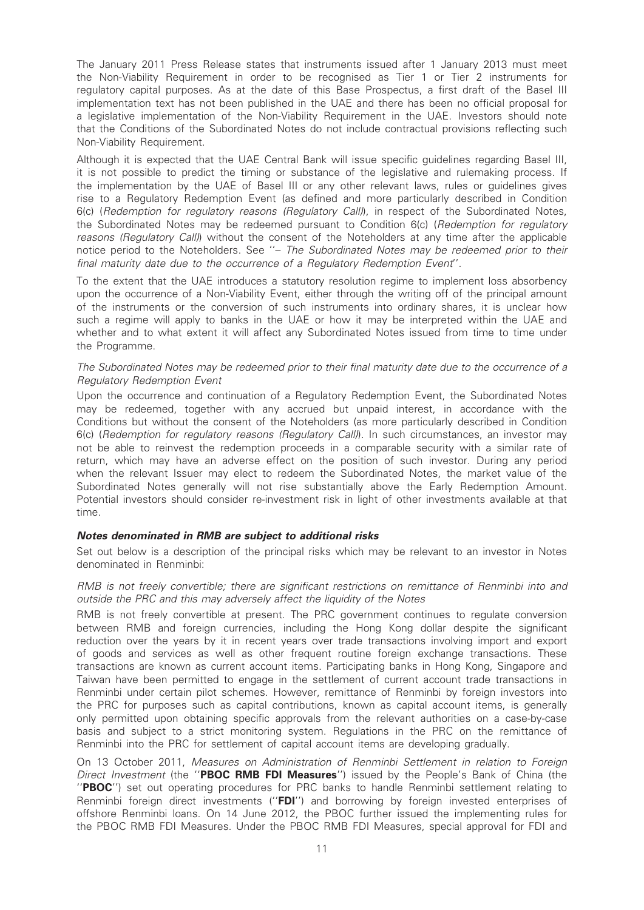The January 2011 Press Release states that instruments issued after 1 January 2013 must meet the Non-Viability Requirement in order to be recognised as Tier 1 or Tier 2 instruments for regulatory capital purposes. As at the date of this Base Prospectus, a first draft of the Basel III implementation text has not been published in the UAE and there has been no official proposal for a legislative implementation of the Non-Viability Requirement in the UAE. Investors should note that the Conditions of the Subordinated Notes do not include contractual provisions reflecting such Non-Viability Requirement.

Although it is expected that the UAE Central Bank will issue specific guidelines regarding Basel III, it is not possible to predict the timing or substance of the legislative and rulemaking process. If the implementation by the UAE of Basel III or any other relevant laws, rules or guidelines gives rise to a Regulatory Redemption Event (as defined and more particularly described in Condition 6(c) (*Redemption for regulatory reasons (Regulatory Call)*), in respect of the Subordinated Notes, the Subordinated Notes may be redeemed pursuant to Condition 6(c) (*Redemption for regulatory reasons (Regulatory Call)*) without the consent of the Noteholders at any time after the applicable notice period to the Noteholders. See ''*– The Subordinated Notes may be redeemed prior to their final maturity date due to the occurrence of a Regulatory Redemption Event*''.

To the extent that the UAE introduces a statutory resolution regime to implement loss absorbency upon the occurrence of a Non-Viability Event, either through the writing off of the principal amount of the instruments or the conversion of such instruments into ordinary shares, it is unclear how such a regime will apply to banks in the UAE or how it may be interpreted within the UAE and whether and to what extent it will affect any Subordinated Notes issued from time to time under the Programme.

*The Subordinated Notes may be redeemed prior to their final maturity date due to the occurrence of a Regulatory Redemption Event*

Upon the occurrence and continuation of a Regulatory Redemption Event, the Subordinated Notes may be redeemed, together with any accrued but unpaid interest, in accordance with the Conditions but without the consent of the Noteholders (as more particularly described in Condition 6(c) (*Redemption for regulatory reasons (Regulatory Call)*). In such circumstances, an investor may not be able to reinvest the redemption proceeds in a comparable security with a similar rate of return, which may have an adverse effect on the position of such investor. During any period when the relevant Issuer may elect to redeem the Subordinated Notes, the market value of the Subordinated Notes generally will not rise substantially above the Early Redemption Amount. Potential investors should consider re-investment risk in light of other investments available at that time.

***Notes denominated in RMB are subject to additional risks***

Set out below is a description of the principal risks which may be relevant to an investor in Notes denominated in Renminbi:

*RMB is not freely convertible; there are significant restrictions on remittance of Renminbi into and outside the PRC and this may adversely affect the liquidity of the Notes*

RMB is not freely convertible at present. The PRC government continues to regulate conversion between RMB and foreign currencies, including the Hong Kong dollar despite the significant reduction over the years by it in recent years over trade transactions involving import and export of goods and services as well as other frequent routine foreign exchange transactions. These transactions are known as current account items. Participating banks in Hong Kong, Singapore and Taiwan have been permitted to engage in the settlement of current account trade transactions in Renminbi under certain pilot schemes. However, remittance of Renminbi by foreign investors into the PRC for purposes such as capital contributions, known as capital account items, is generally only permitted upon obtaining specific approvals from the relevant authorities on a case-by-case basis and subject to a strict monitoring system. Regulations in the PRC on the remittance of Renminbi into the PRC for settlement of capital account items are developing gradually.

On 13 October 2011, *Measures on Administration of Renminbi Settlement in relation to Foreign Direct Investment* (the ''**PBOC RMB FDI Measures**'') issued by the People's Bank of China (the ''**PBOC**'') set out operating procedures for PRC banks to handle Renminbi settlement relating to Renminbi foreign direct investments (''**FDI**'') and borrowing by foreign invested enterprises of offshore Renminbi loans. On 14 June 2012, the PBOC further issued the implementing rules for the PBOC RMB FDI Measures. Under the PBOC RMB FDI Measures, special approval for FDI and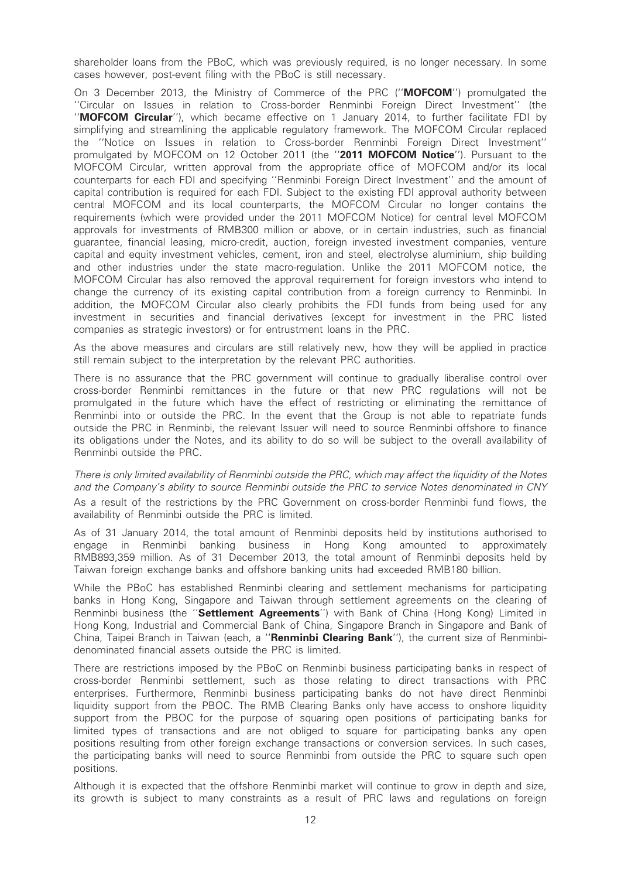shareholder loans from the PBoC, which was previously required, is no longer necessary. In some cases however, post-event filing with the PBoC is still necessary.

On 3 December 2013, the Ministry of Commerce of the PRC (''**MOFCOM**'') promulgated the ''Circular on Issues in relation to Cross-border Renminbi Foreign Direct Investment'' (the ''**MOFCOM Circular**''), which became effective on 1 January 2014, to further facilitate FDI by simplifying and streamlining the applicable regulatory framework. The MOFCOM Circular replaced the ''Notice on Issues in relation to Cross-border Renminbi Foreign Direct Investment'' promulgated by MOFCOM on 12 October 2011 (the ''**2011 MOFCOM Notice**''). Pursuant to the MOFCOM Circular, written approval from the appropriate office of MOFCOM and/or its local counterparts for each FDI and specifying ''Renminbi Foreign Direct Investment'' and the amount of capital contribution is required for each FDI. Subject to the existing FDI approval authority between central MOFCOM and its local counterparts, the MOFCOM Circular no longer contains the requirements (which were provided under the 2011 MOFCOM Notice) for central level MOFCOM approvals for investments of RMB300 million or above, or in certain industries, such as financial guarantee, financial leasing, micro-credit, auction, foreign invested investment companies, venture capital and equity investment vehicles, cement, iron and steel, electrolyse aluminium, ship building and other industries under the state macro-regulation. Unlike the 2011 MOFCOM notice, the MOFCOM Circular has also removed the approval requirement for foreign investors who intend to change the currency of its existing capital contribution from a foreign currency to Renminbi. In addition, the MOFCOM Circular also clearly prohibits the FDI funds from being used for any investment in securities and financial derivatives (except for investment in the PRC listed companies as strategic investors) or for entrustment loans in the PRC.

As the above measures and circulars are still relatively new, how they will be applied in practice still remain subject to the interpretation by the relevant PRC authorities.

There is no assurance that the PRC government will continue to gradually liberalise control over cross-border Renminbi remittances in the future or that new PRC regulations will not be promulgated in the future which have the effect of restricting or eliminating the remittance of Renminbi into or outside the PRC. In the event that the Group is not able to repatriate funds outside the PRC in Renminbi, the relevant Issuer will need to source Renminbi offshore to finance its obligations under the Notes, and its ability to do so will be subject to the overall availability of Renminbi outside the PRC.

*There is only limited availability of Renminbi outside the PRC, which may affect the liquidity of the Notes and the Company's ability to source Renminbi outside the PRC to service Notes denominated in CNY*

As a result of the restrictions by the PRC Government on cross-border Renminbi fund flows, the availability of Renminbi outside the PRC is limited.

As of 31 January 2014, the total amount of Renminbi deposits held by institutions authorised to engage in Renminbi banking business in Hong Kong amounted to approximately RMB893,359 million. As of 31 December 2013, the total amount of Renminbi deposits held by Taiwan foreign exchange banks and offshore banking units had exceeded RMB180 billion.

While the PBoC has established Renminbi clearing and settlement mechanisms for participating banks in Hong Kong, Singapore and Taiwan through settlement agreements on the clearing of Renminbi business (the ''**Settlement Agreements**'') with Bank of China (Hong Kong) Limited in Hong Kong, Industrial and Commercial Bank of China, Singapore Branch in Singapore and Bank of China, Taipei Branch in Taiwan (each, a ''**Renminbi Clearing Bank**''), the current size of Renminbi-denominated financial assets outside the PRC is limited.

There are restrictions imposed by the PBoC on Renminbi business participating banks in respect of cross-border Renminbi settlement, such as those relating to direct transactions with PRC enterprises. Furthermore, Renminbi business participating banks do not have direct Renminbi liquidity support from the PBOC. The RMB Clearing Banks only have access to onshore liquidity support from the PBOC for the purpose of squaring open positions of participating banks for limited types of transactions and are not obliged to square for participating banks any open positions resulting from other foreign exchange transactions or conversion services. In such cases, the participating banks will need to source Renminbi from outside the PRC to square such open positions.

Although it is expected that the offshore Renminbi market will continue to grow in depth and size, its growth is subject to many constraints as a result of PRC laws and regulations on foreign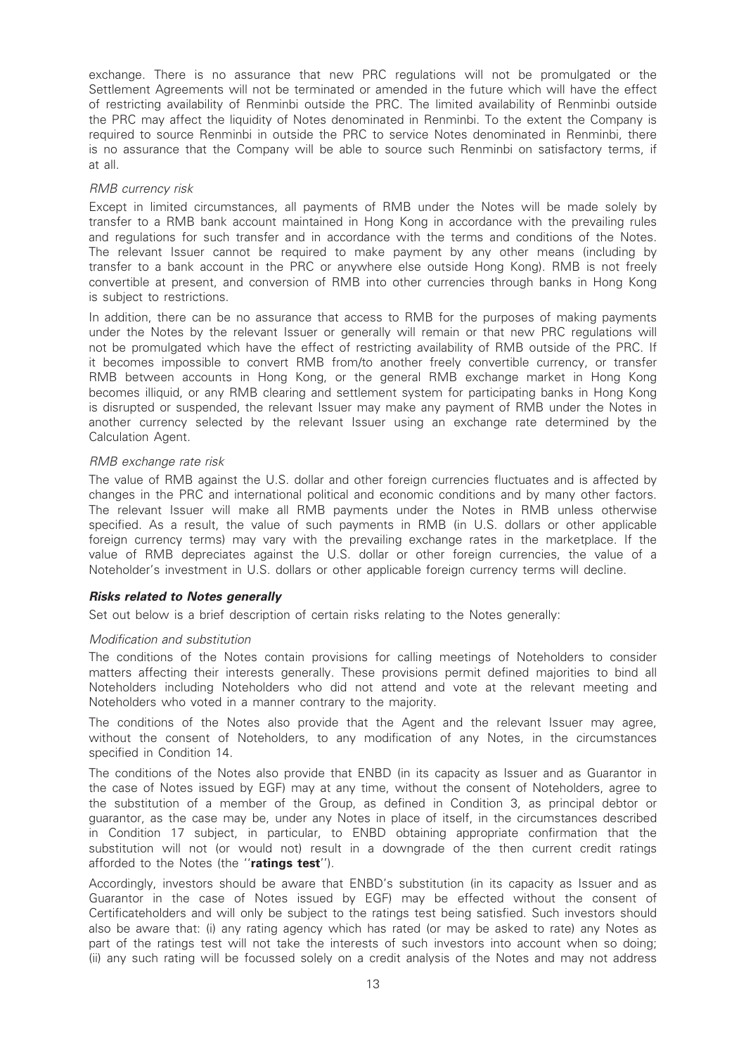exchange. There is no assurance that new PRC regulations will not be promulgated or the Settlement Agreements will not be terminated or amended in the future which will have the effect of restricting availability of Renminbi outside the PRC. The limited availability of Renminbi outside the PRC may affect the liquidity of Notes denominated in Renminbi. To the extent the Company is required to source Renminbi in outside the PRC to service Notes denominated in Renminbi, there is no assurance that the Company will be able to source such Renminbi on satisfactory terms, if at all.

*RMB currency risk*

Except in limited circumstances, all payments of RMB under the Notes will be made solely by transfer to a RMB bank account maintained in Hong Kong in accordance with the prevailing rules and regulations for such transfer and in accordance with the terms and conditions of the Notes. The relevant Issuer cannot be required to make payment by any other means (including by transfer to a bank account in the PRC or anywhere else outside Hong Kong). RMB is not freely convertible at present, and conversion of RMB into other currencies through banks in Hong Kong is subject to restrictions.

In addition, there can be no assurance that access to RMB for the purposes of making payments under the Notes by the relevant Issuer or generally will remain or that new PRC regulations will not be promulgated which have the effect of restricting availability of RMB outside of the PRC. If it becomes impossible to convert RMB from/to another freely convertible currency, or transfer RMB between accounts in Hong Kong, or the general RMB exchange market in Hong Kong becomes illiquid, or any RMB clearing and settlement system for participating banks in Hong Kong is disrupted or suspended, the relevant Issuer may make any payment of RMB under the Notes in another currency selected by the relevant Issuer using an exchange rate determined by the Calculation Agent.

*RMB exchange rate risk*

The value of RMB against the U.S. dollar and other foreign currencies fluctuates and is affected by changes in the PRC and international political and economic conditions and by many other factors. The relevant Issuer will make all RMB payments under the Notes in RMB unless otherwise specified. As a result, the value of such payments in RMB (in U.S. dollars or other applicable foreign currency terms) may vary with the prevailing exchange rates in the marketplace. If the value of RMB depreciates against the U.S. dollar or other foreign currencies, the value of a Noteholder's investment in U.S. dollars or other applicable foreign currency terms will decline.

***Risks related to Notes generally***

Set out below is a brief description of certain risks relating to the Notes generally:

*Modification and substitution*

The conditions of the Notes contain provisions for calling meetings of Noteholders to consider matters affecting their interests generally. These provisions permit defined majorities to bind all Noteholders including Noteholders who did not attend and vote at the relevant meeting and Noteholders who voted in a manner contrary to the majority.

The conditions of the Notes also provide that the Agent and the relevant Issuer may agree, without the consent of Noteholders, to any modification of any Notes, in the circumstances specified in Condition 14.

The conditions of the Notes also provide that ENBD (in its capacity as Issuer and as Guarantor in the case of Notes issued by EGF) may at any time, without the consent of Noteholders, agree to the substitution of a member of the Group, as defined in Condition 3, as principal debtor or guarantor, as the case may be, under any Notes in place of itself, in the circumstances described in Condition 17 subject, in particular, to ENBD obtaining appropriate confirmation that the substitution will not (or would not) result in a downgrade of the then current credit ratings afforded to the Notes (the "**ratings test**").

Accordingly, investors should be aware that ENBD's substitution (in its capacity as Issuer and as Guarantor in the case of Notes issued by EGF) may be effected without the consent of Certificateholders and will only be subject to the ratings test being satisfied. Such investors should also be aware that: (i) any rating agency which has rated (or may be asked to rate) any Notes as part of the ratings test will not take the interests of such investors into account when so doing; (ii) any such rating will be focussed solely on a credit analysis of the Notes and may not address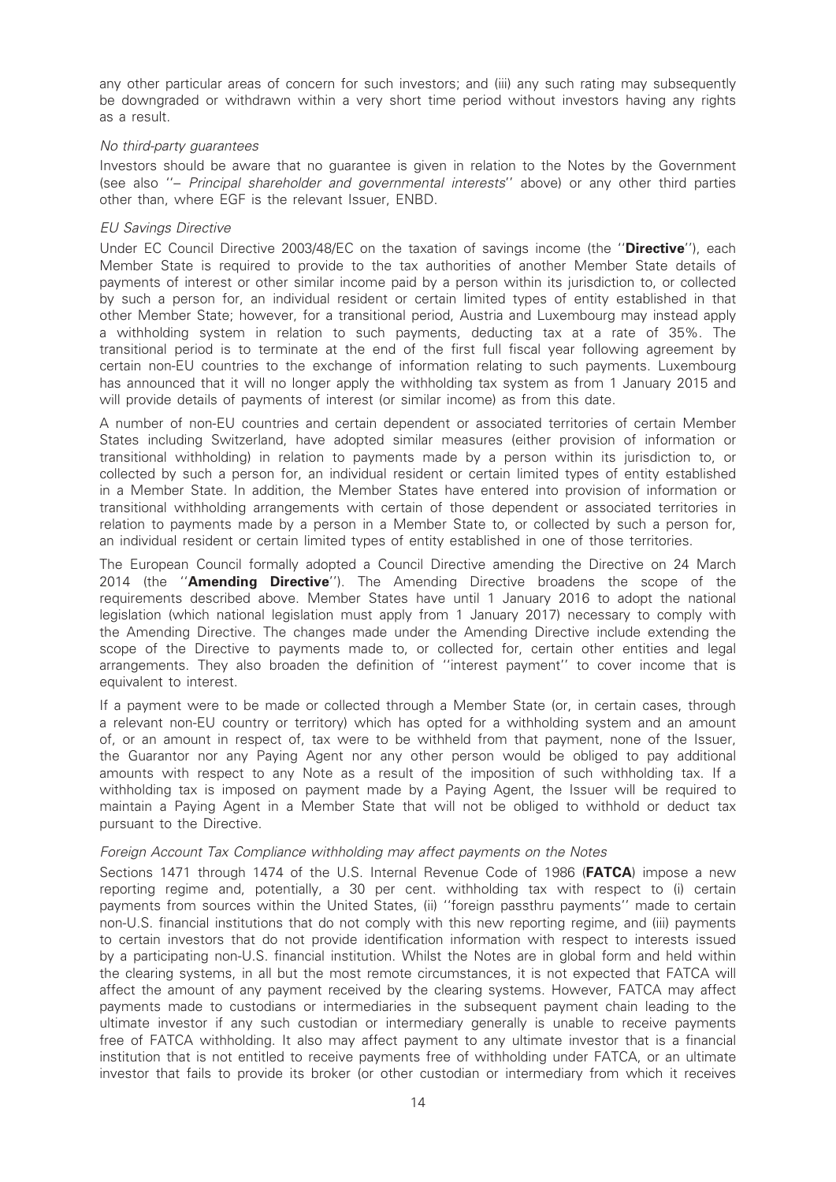any other particular areas of concern for such investors; and (iii) any such rating may subsequently be downgraded or withdrawn within a very short time period without investors having any rights as a result.

*No third-party guarantees*

Investors should be aware that no guarantee is given in relation to the Notes by the Government (see also ''– *Principal shareholder and governmental interests*'' above) or any other third parties other than, where EGF is the relevant Issuer, ENBD.

*EU Savings Directive*

Under EC Council Directive 2003/48/EC on the taxation of savings income (the ''**Directive**''), each Member State is required to provide to the tax authorities of another Member State details of payments of interest or other similar income paid by a person within its jurisdiction to, or collected by such a person for, an individual resident or certain limited types of entity established in that other Member State; however, for a transitional period, Austria and Luxembourg may instead apply a withholding system in relation to such payments, deducting tax at a rate of 35%. The transitional period is to terminate at the end of the first full fiscal year following agreement by certain non-EU countries to the exchange of information relating to such payments. Luxembourg has announced that it will no longer apply the withholding tax system as from 1 January 2015 and will provide details of payments of interest (or similar income) as from this date.

A number of non-EU countries and certain dependent or associated territories of certain Member States including Switzerland, have adopted similar measures (either provision of information or transitional withholding) in relation to payments made by a person within its jurisdiction to, or collected by such a person for, an individual resident or certain limited types of entity established in a Member State. In addition, the Member States have entered into provision of information or transitional withholding arrangements with certain of those dependent or associated territories in relation to payments made by a person in a Member State to, or collected by such a person for, an individual resident or certain limited types of entity established in one of those territories.

The European Council formally adopted a Council Directive amending the Directive on 24 March 2014 (the ''**Amending Directive**''). The Amending Directive broadens the scope of the requirements described above. Member States have until 1 January 2016 to adopt the national legislation (which national legislation must apply from 1 January 2017) necessary to comply with the Amending Directive. The changes made under the Amending Directive include extending the scope of the Directive to payments made to, or collected for, certain other entities and legal arrangements. They also broaden the definition of ''interest payment'' to cover income that is equivalent to interest.

If a payment were to be made or collected through a Member State (or, in certain cases, through a relevant non-EU country or territory) which has opted for a withholding system and an amount of, or an amount in respect of, tax were to be withheld from that payment, none of the Issuer, the Guarantor nor any Paying Agent nor any other person would be obliged to pay additional amounts with respect to any Note as a result of the imposition of such withholding tax. If a withholding tax is imposed on payment made by a Paying Agent, the Issuer will be required to maintain a Paying Agent in a Member State that will not be obliged to withhold or deduct tax pursuant to the Directive.

*Foreign Account Tax Compliance withholding may affect payments on the Notes*

Sections 1471 through 1474 of the U.S. Internal Revenue Code of 1986 (**FATCA**) impose a new reporting regime and, potentially, a 30 per cent. withholding tax with respect to (i) certain payments from sources within the United States, (ii) ''foreign passthru payments'' made to certain non-U.S. financial institutions that do not comply with this new reporting regime, and (iii) payments to certain investors that do not provide identification information with respect to interests issued by a participating non-U.S. financial institution. Whilst the Notes are in global form and held within the clearing systems, in all but the most remote circumstances, it is not expected that FATCA will affect the amount of any payment received by the clearing systems. However, FATCA may affect payments made to custodians or intermediaries in the subsequent payment chain leading to the ultimate investor if any such custodian or intermediary generally is unable to receive payments free of FATCA withholding. It also may affect payment to any ultimate investor that is a financial institution that is not entitled to receive payments free of withholding under FATCA, or an ultimate investor that fails to provide its broker (or other custodian or intermediary from which it receives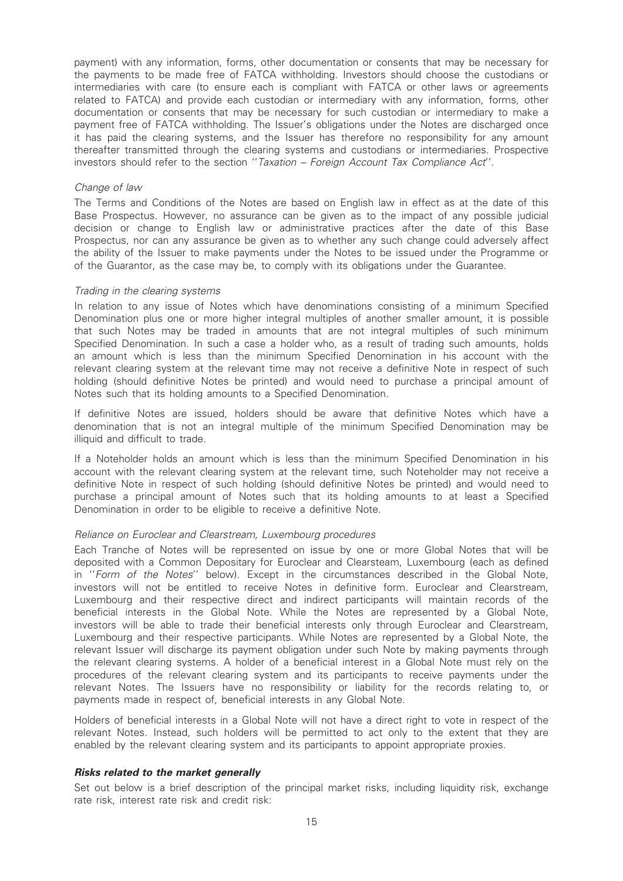payment) with any information, forms, other documentation or consents that may be necessary for the payments to be made free of FATCA withholding. Investors should choose the custodians or intermediaries with care (to ensure each is compliant with FATCA or other laws or agreements related to FATCA) and provide each custodian or intermediary with any information, forms, other documentation or consents that may be necessary for such custodian or intermediary to make a payment free of FATCA withholding. The Issuer's obligations under the Notes are discharged once it has paid the clearing systems, and the Issuer has therefore no responsibility for any amount thereafter transmitted through the clearing systems and custodians or intermediaries. Prospective investors should refer to the section ''*Taxation – Foreign Account Tax Compliance Act*''.

*Change of law*

The Terms and Conditions of the Notes are based on English law in effect as at the date of this Base Prospectus. However, no assurance can be given as to the impact of any possible judicial decision or change to English law or administrative practices after the date of this Base Prospectus, nor can any assurance be given as to whether any such change could adversely affect the ability of the Issuer to make payments under the Notes to be issued under the Programme or of the Guarantor, as the case may be, to comply with its obligations under the Guarantee.

*Trading in the clearing systems*

In relation to any issue of Notes which have denominations consisting of a minimum Specified Denomination plus one or more higher integral multiples of another smaller amount, it is possible that such Notes may be traded in amounts that are not integral multiples of such minimum Specified Denomination. In such a case a holder who, as a result of trading such amounts, holds an amount which is less than the minimum Specified Denomination in his account with the relevant clearing system at the relevant time may not receive a definitive Note in respect of such holding (should definitive Notes be printed) and would need to purchase a principal amount of Notes such that its holding amounts to a Specified Denomination.

If definitive Notes are issued, holders should be aware that definitive Notes which have a denomination that is not an integral multiple of the minimum Specified Denomination may be illiquid and difficult to trade.

If a Noteholder holds an amount which is less than the minimum Specified Denomination in his account with the relevant clearing system at the relevant time, such Noteholder may not receive a definitive Note in respect of such holding (should definitive Notes be printed) and would need to purchase a principal amount of Notes such that its holding amounts to at least a Specified Denomination in order to be eligible to receive a definitive Note.

*Reliance on Euroclear and Clearstream, Luxembourg procedures*

Each Tranche of Notes will be represented on issue by one or more Global Notes that will be deposited with a Common Depositary for Euroclear and Clearsteam, Luxembourg (each as defined in ''*Form of the Notes*'' below). Except in the circumstances described in the Global Note, investors will not be entitled to receive Notes in definitive form. Euroclear and Clearstream, Luxembourg and their respective direct and indirect participants will maintain records of the beneficial interests in the Global Note. While the Notes are represented by a Global Note, investors will be able to trade their beneficial interests only through Euroclear and Clearstream, Luxembourg and their respective participants. While Notes are represented by a Global Note, the relevant Issuer will discharge its payment obligation under such Note by making payments through the relevant clearing systems. A holder of a beneficial interest in a Global Note must rely on the procedures of the relevant clearing system and its participants to receive payments under the relevant Notes. The Issuers have no responsibility or liability for the records relating to, or payments made in respect of, beneficial interests in any Global Note.

Holders of beneficial interests in a Global Note will not have a direct right to vote in respect of the relevant Notes. Instead, such holders will be permitted to act only to the extent that they are enabled by the relevant clearing system and its participants to appoint appropriate proxies.

***Risks related to the market generally***

Set out below is a brief description of the principal market risks, including liquidity risk, exchange rate risk, interest rate risk and credit risk: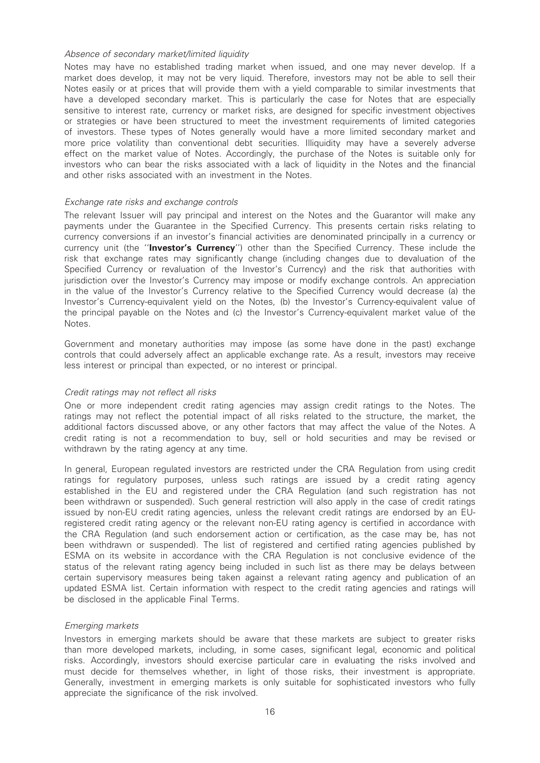*Absence of secondary market/limited liquidity*

Notes may have no established trading market when issued, and one may never develop. If a market does develop, it may not be very liquid. Therefore, investors may not be able to sell their Notes easily or at prices that will provide them with a yield comparable to similar investments that have a developed secondary market. This is particularly the case for Notes that are especially sensitive to interest rate, currency or market risks, are designed for specific investment objectives or strategies or have been structured to meet the investment requirements of limited categories of investors. These types of Notes generally would have a more limited secondary market and more price volatility than conventional debt securities. Illiquidity may have a severely adverse effect on the market value of Notes. Accordingly, the purchase of the Notes is suitable only for investors who can bear the risks associated with a lack of liquidity in the Notes and the financial and other risks associated with an investment in the Notes.

*Exchange rate risks and exchange controls*

The relevant Issuer will pay principal and interest on the Notes and the Guarantor will make any payments under the Guarantee in the Specified Currency. This presents certain risks relating to currency conversions if an investor's financial activities are denominated principally in a currency or currency unit (the ''**Investor's Currency**'') other than the Specified Currency. These include the risk that exchange rates may significantly change (including changes due to devaluation of the Specified Currency or revaluation of the Investor's Currency) and the risk that authorities with jurisdiction over the Investor's Currency may impose or modify exchange controls. An appreciation in the value of the Investor's Currency relative to the Specified Currency would decrease (a) the Investor's Currency-equivalent yield on the Notes, (b) the Investor's Currency-equivalent value of the principal payable on the Notes and (c) the Investor's Currency-equivalent market value of the Notes.

Government and monetary authorities may impose (as some have done in the past) exchange controls that could adversely affect an applicable exchange rate. As a result, investors may receive less interest or principal than expected, or no interest or principal.

*Credit ratings may not reflect all risks*

One or more independent credit rating agencies may assign credit ratings to the Notes. The ratings may not reflect the potential impact of all risks related to the structure, the market, the additional factors discussed above, or any other factors that may affect the value of the Notes. A credit rating is not a recommendation to buy, sell or hold securities and may be revised or withdrawn by the rating agency at any time.

In general, European regulated investors are restricted under the CRA Regulation from using credit ratings for regulatory purposes, unless such ratings are issued by a credit rating agency established in the EU and registered under the CRA Regulation (and such registration has not been withdrawn or suspended). Such general restriction will also apply in the case of credit ratings issued by non-EU credit rating agencies, unless the relevant credit ratings are endorsed by an EU-registered credit rating agency or the relevant non-EU rating agency is certified in accordance with the CRA Regulation (and such endorsement action or certification, as the case may be, has not been withdrawn or suspended). The list of registered and certified rating agencies published by ESMA on its website in accordance with the CRA Regulation is not conclusive evidence of the status of the relevant rating agency being included in such list as there may be delays between certain supervisory measures being taken against a relevant rating agency and publication of an updated ESMA list. Certain information with respect to the credit rating agencies and ratings will be disclosed in the applicable Final Terms.

*Emerging markets*

Investors in emerging markets should be aware that these markets are subject to greater risks than more developed markets, including, in some cases, significant legal, economic and political risks. Accordingly, investors should exercise particular care in evaluating the risks involved and must decide for themselves whether, in light of those risks, their investment is appropriate. Generally, investment in emerging markets is only suitable for sophisticated investors who fully appreciate the significance of the risk involved.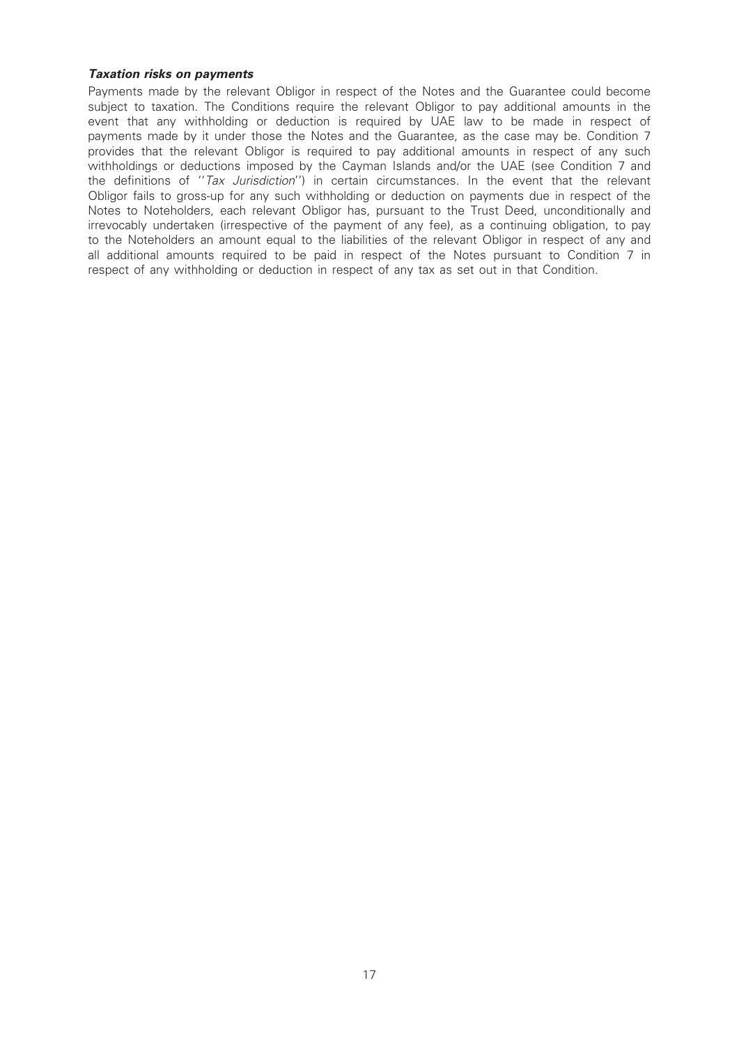***Taxation risks on payments***

Payments made by the relevant Obligor in respect of the Notes and the Guarantee could become subject to taxation. The Conditions require the relevant Obligor to pay additional amounts in the event that any withholding or deduction is required by UAE law to be made in respect of payments made by it under those the Notes and the Guarantee, as the case may be. Condition 7 provides that the relevant Obligor is required to pay additional amounts in respect of any such withholdings or deductions imposed by the Cayman Islands and/or the UAE (see Condition 7 and the definitions of ''*Tax Jurisdiction*'') in certain circumstances. In the event that the relevant Obligor fails to gross-up for any such withholding or deduction on payments due in respect of the Notes to Noteholders, each relevant Obligor has, pursuant to the Trust Deed, unconditionally and irrevocably undertaken (irrespective of the payment of any fee), as a continuing obligation, to pay to the Noteholders an amount equal to the liabilities of the relevant Obligor in respect of any and all additional amounts required to be paid in respect of the Notes pursuant to Condition 7 in respect of any withholding or deduction in respect of any tax as set out in that Condition.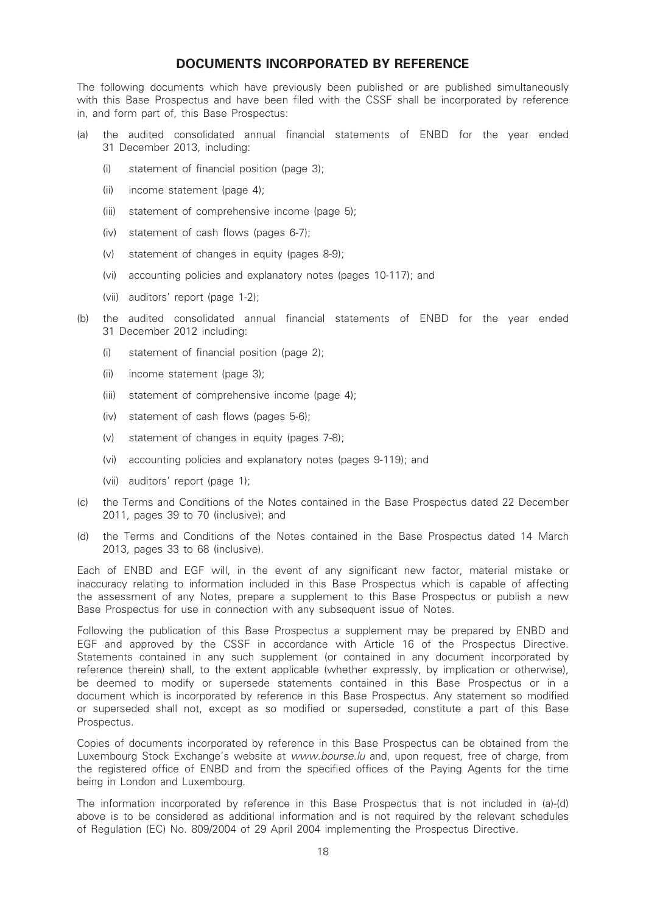# DOCUMENTS INCORPORATED BY REFERENCE

The following documents which have previously been published or are published simultaneously with this Base Prospectus and have been filed with the CSSF shall be incorporated by reference in, and form part of, this Base Prospectus:

(a) the audited consolidated annual financial statements of ENBD for the year ended 31 December 2013, including:

   (i) statement of financial position (page 3);

   (ii) income statement (page 4);

   (iii) statement of comprehensive income (page 5);

   (iv) statement of cash flows (pages 6-7);

   (v) statement of changes in equity (pages 8-9);

   (vi) accounting policies and explanatory notes (pages 10-117); and

   (vii) auditors' report (page 1-2);

(b) the audited consolidated annual financial statements of ENBD for the year ended 31 December 2012 including:

   (i) statement of financial position (page 2);

   (ii) income statement (page 3);

   (iii) statement of comprehensive income (page 4);

   (iv) statement of cash flows (pages 5-6);

   (v) statement of changes in equity (pages 7-8);

   (vi) accounting policies and explanatory notes (pages 9-119); and

   (vii) auditors' report (page 1);

(c) the Terms and Conditions of the Notes contained in the Base Prospectus dated 22 December 2011, pages 39 to 70 (inclusive); and

(d) the Terms and Conditions of the Notes contained in the Base Prospectus dated 14 March 2013, pages 33 to 68 (inclusive).

Each of ENBD and EGF will, in the event of any significant new factor, material mistake or inaccuracy relating to information included in this Base Prospectus which is capable of affecting the assessment of any Notes, prepare a supplement to this Base Prospectus or publish a new Base Prospectus for use in connection with any subsequent issue of Notes.

Following the publication of this Base Prospectus a supplement may be prepared by ENBD and EGF and approved by the CSSF in accordance with Article 16 of the Prospectus Directive. Statements contained in any such supplement (or contained in any document incorporated by reference therein) shall, to the extent applicable (whether expressly, by implication or otherwise), be deemed to modify or supersede statements contained in this Base Prospectus or in a document which is incorporated by reference in this Base Prospectus. Any statement so modified or superseded shall not, except as so modified or superseded, constitute a part of this Base Prospectus.

Copies of documents incorporated by reference in this Base Prospectus can be obtained from the Luxembourg Stock Exchange's website at *www.bourse.lu* and, upon request, free of charge, from the registered office of ENBD and from the specified offices of the Paying Agents for the time being in London and Luxembourg.

The information incorporated by reference in this Base Prospectus that is not included in (a)-(d) above is to be considered as additional information and is not required by the relevant schedules of Regulation (EC) No. 809/2004 of 29 April 2004 implementing the Prospectus Directive.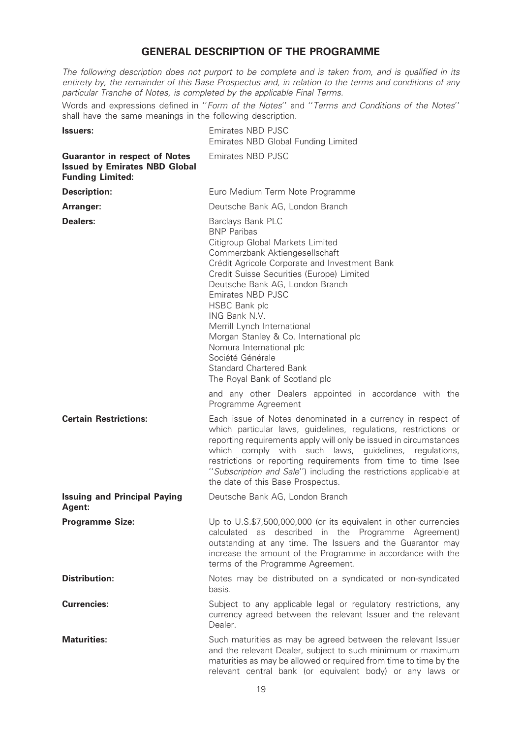## GENERAL DESCRIPTION OF THE PROGRAMME

*The following description does not purport to be complete and is taken from, and is qualified in its entirety by, the remainder of this Base Prospectus and, in relation to the terms and conditions of any particular Tranche of Notes, is completed by the applicable Final Terms.*

Words and expressions defined in ''*Form of the Notes*'' and ''*Terms and Conditions of the Notes*'' shall have the same meanings in the following description.

| | |
|---|---|
| **Issuers:** | Emirates NBD PJSC<br>Emirates NBD Global Funding Limited |
| **Guarantor in respect of Notes Issued by Emirates NBD Global Funding Limited:** | Emirates NBD PJSC |
| **Description:** | Euro Medium Term Note Programme |
| **Arranger:** | Deutsche Bank AG, London Branch |
| **Dealers:** | Barclays Bank PLC<br>BNP Paribas<br>Citigroup Global Markets Limited<br>Commerzbank Aktiengesellschaft<br>Crédit Agricole Corporate and Investment Bank<br>Credit Suisse Securities (Europe) Limited<br>Deutsche Bank AG, London Branch<br>Emirates NBD PJSC<br>HSBC Bank plc<br>ING Bank N.V.<br>Merrill Lynch International<br>Morgan Stanley & Co. International plc<br>Nomura International plc<br>Société Générale<br>Standard Chartered Bank<br>The Royal Bank of Scotland plc<br><br>and any other Dealers appointed in accordance with the Programme Agreement |
| **Certain Restrictions:** | Each issue of Notes denominated in a currency in respect of which particular laws, guidelines, regulations, restrictions or reporting requirements apply will only be issued in circumstances which comply with such laws, guidelines, regulations, restrictions or reporting requirements from time to time (see ''*Subscription and Sale*'') including the restrictions applicable at the date of this Base Prospectus. |
| **Issuing and Principal Paying Agent:** | Deutsche Bank AG, London Branch |
| **Programme Size:** | Up to U.S.$7,500,000,000 (or its equivalent in other currencies calculated as described in the Programme Agreement) outstanding at any time. The Issuers and the Guarantor may increase the amount of the Programme in accordance with the terms of the Programme Agreement. |
| **Distribution:** | Notes may be distributed on a syndicated or non-syndicated basis. |
| **Currencies:** | Subject to any applicable legal or regulatory restrictions, any currency agreed between the relevant Issuer and the relevant Dealer. |
| **Maturities:** | Such maturities as may be agreed between the relevant Issuer and the relevant Dealer, subject to such minimum or maximum maturities as may be allowed or required from time to time by the relevant central bank (or equivalent body) or any laws or |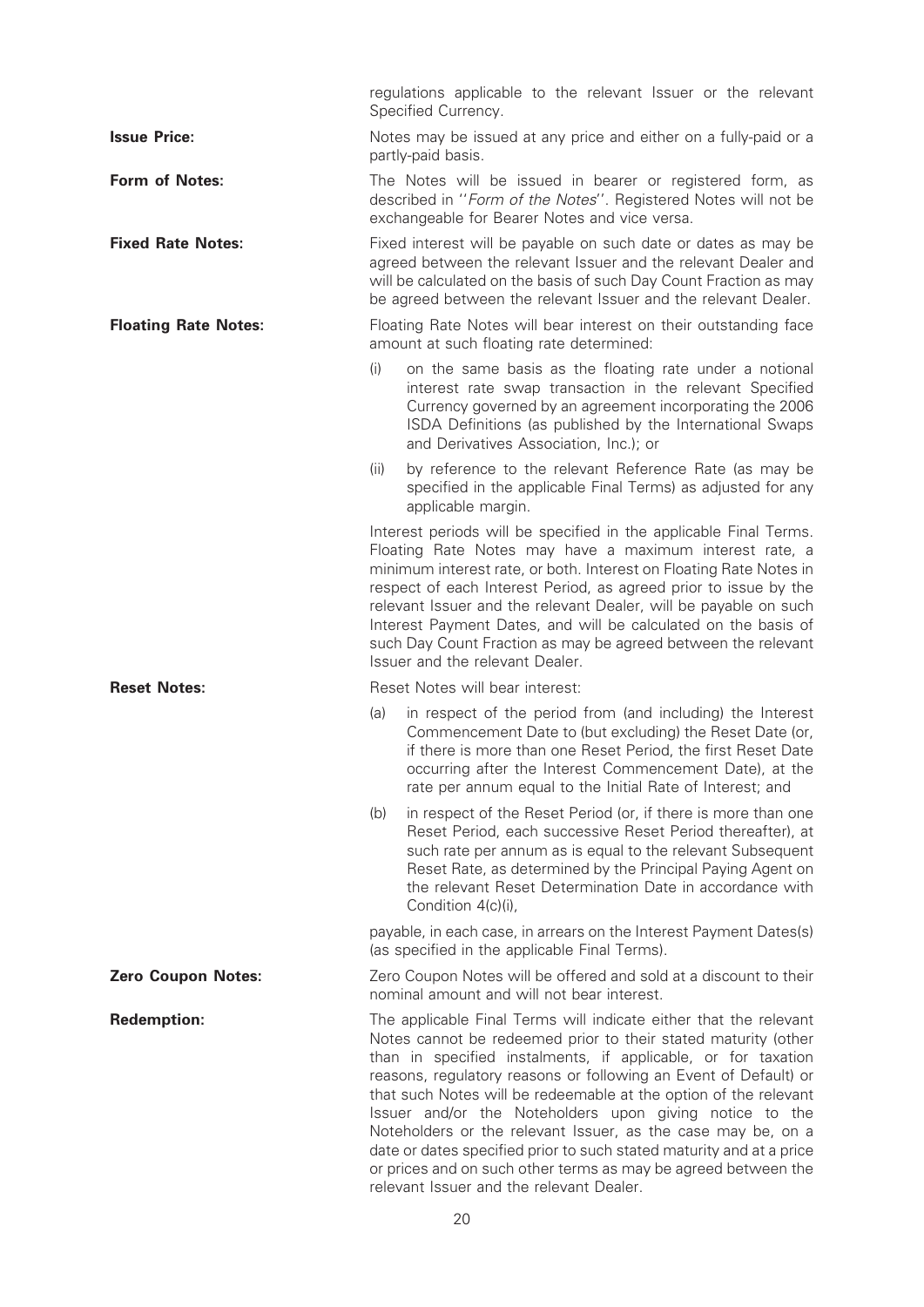regulations applicable to the relevant Issuer or the relevant Specified Currency.

**Issue Price:** Notes may be issued at any price and either on a fully-paid or a partly-paid basis.

**Form of Notes:** The Notes will be issued in bearer or registered form, as described in ''*Form of the Notes*''. Registered Notes will not be exchangeable for Bearer Notes and vice versa.

**Fixed Rate Notes:** Fixed interest will be payable on such date or dates as may be agreed between the relevant Issuer and the relevant Dealer and will be calculated on the basis of such Day Count Fraction as may be agreed between the relevant Issuer and the relevant Dealer.

**Floating Rate Notes:** Floating Rate Notes will bear interest on their outstanding face amount at such floating rate determined:

(i) on the same basis as the floating rate under a notional interest rate swap transaction in the relevant Specified Currency governed by an agreement incorporating the 2006 ISDA Definitions (as published by the International Swaps and Derivatives Association, Inc.); or

(ii) by reference to the relevant Reference Rate (as may be specified in the applicable Final Terms) as adjusted for any applicable margin.

Interest periods will be specified in the applicable Final Terms. Floating Rate Notes may have a maximum interest rate, a minimum interest rate, or both. Interest on Floating Rate Notes in respect of each Interest Period, as agreed prior to issue by the relevant Issuer and the relevant Dealer, will be payable on such Interest Payment Dates, and will be calculated on the basis of such Day Count Fraction as may be agreed between the relevant Issuer and the relevant Dealer.

**Reset Notes:** Reset Notes will bear interest:

(a) in respect of the period from (and including) the Interest Commencement Date to (but excluding) the Reset Date (or, if there is more than one Reset Period, the first Reset Date occurring after the Interest Commencement Date), at the rate per annum equal to the Initial Rate of Interest; and

(b) in respect of the Reset Period (or, if there is more than one Reset Period, each successive Reset Period thereafter), at such rate per annum as is equal to the relevant Subsequent Reset Rate, as determined by the Principal Paying Agent on the relevant Reset Determination Date in accordance with Condition 4(c)(i),

payable, in each case, in arrears on the Interest Payment Dates(s) (as specified in the applicable Final Terms).

**Zero Coupon Notes:** Zero Coupon Notes will be offered and sold at a discount to their nominal amount and will not bear interest.

**Redemption:** The applicable Final Terms will indicate either that the relevant Notes cannot be redeemed prior to their stated maturity (other than in specified instalments, if applicable, or for taxation reasons, regulatory reasons or following an Event of Default) or that such Notes will be redeemable at the option of the relevant Issuer and/or the Noteholders upon giving notice to the Noteholders or the relevant Issuer, as the case may be, on a date or dates specified prior to such stated maturity and at a price or prices and on such other terms as may be agreed between the relevant Issuer and the relevant Dealer.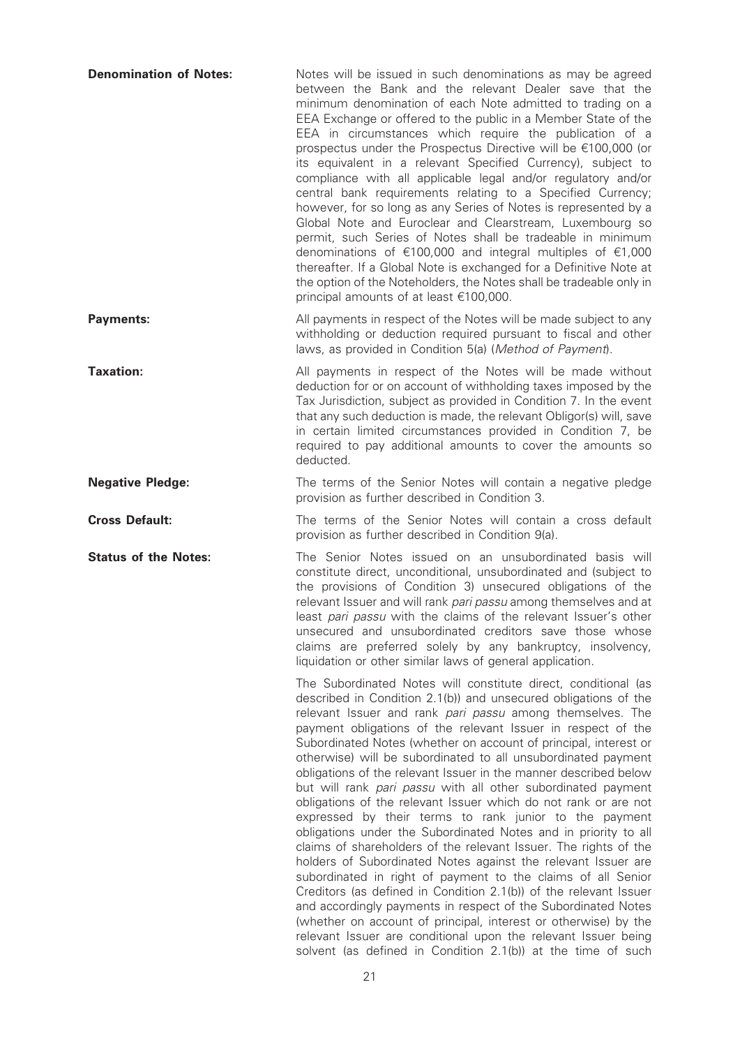**Denomination of Notes:** Notes will be issued in such denominations as may be agreed between the Bank and the relevant Dealer save that the minimum denomination of each Note admitted to trading on a EEA Exchange or offered to the public in a Member State of the EEA in circumstances which require the publication of a prospectus under the Prospectus Directive will be €100,000 (or its equivalent in a relevant Specified Currency), subject to compliance with all applicable legal and/or regulatory and/or central bank requirements relating to a Specified Currency; however, for so long as any Series of Notes is represented by a Global Note and Euroclear and Clearstream, Luxembourg so permit, such Series of Notes shall be tradeable in minimum denominations of €100,000 and integral multiples of €1,000 thereafter. If a Global Note is exchanged for a Definitive Note at the option of the Noteholders, the Notes shall be tradeable only in principal amounts of at least €100,000.

**Payments:** All payments in respect of the Notes will be made subject to any withholding or deduction required pursuant to fiscal and other laws, as provided in Condition 5(a) (*Method of Payment*).

**Taxation:** All payments in respect of the Notes will be made without deduction for or on account of withholding taxes imposed by the Tax Jurisdiction, subject as provided in Condition 7. In the event that any such deduction is made, the relevant Obligor(s) will, save in certain limited circumstances provided in Condition 7, be required to pay additional amounts to cover the amounts so deducted.

**Negative Pledge:** The terms of the Senior Notes will contain a negative pledge provision as further described in Condition 3.

**Cross Default:** The terms of the Senior Notes will contain a cross default provision as further described in Condition 9(a).

**Status of the Notes:** The Senior Notes issued on an unsubordinated basis will constitute direct, unconditional, unsubordinated and (subject to the provisions of Condition 3) unsecured obligations of the relevant Issuer and will rank *pari passu* among themselves and at least *pari passu* with the claims of the relevant Issuer's other unsecured and unsubordinated creditors save those whose claims are preferred solely by any bankruptcy, insolvency, liquidation or other similar laws of general application.

The Subordinated Notes will constitute direct, conditional (as described in Condition 2.1(b)) and unsecured obligations of the relevant Issuer and rank *pari passu* among themselves. The payment obligations of the relevant Issuer in respect of the Subordinated Notes (whether on account of principal, interest or otherwise) will be subordinated to all unsubordinated payment obligations of the relevant Issuer in the manner described below but will rank *pari passu* with all other subordinated payment obligations of the relevant Issuer which do not rank or are not expressed by their terms to rank junior to the payment obligations under the Subordinated Notes and in priority to all claims of shareholders of the relevant Issuer. The rights of the holders of Subordinated Notes against the relevant Issuer are subordinated in right of payment to the claims of all Senior Creditors (as defined in Condition 2.1(b)) of the relevant Issuer and accordingly payments in respect of the Subordinated Notes (whether on account of principal, interest or otherwise) by the relevant Issuer are conditional upon the relevant Issuer being solvent (as defined in Condition 2.1(b)) at the time of such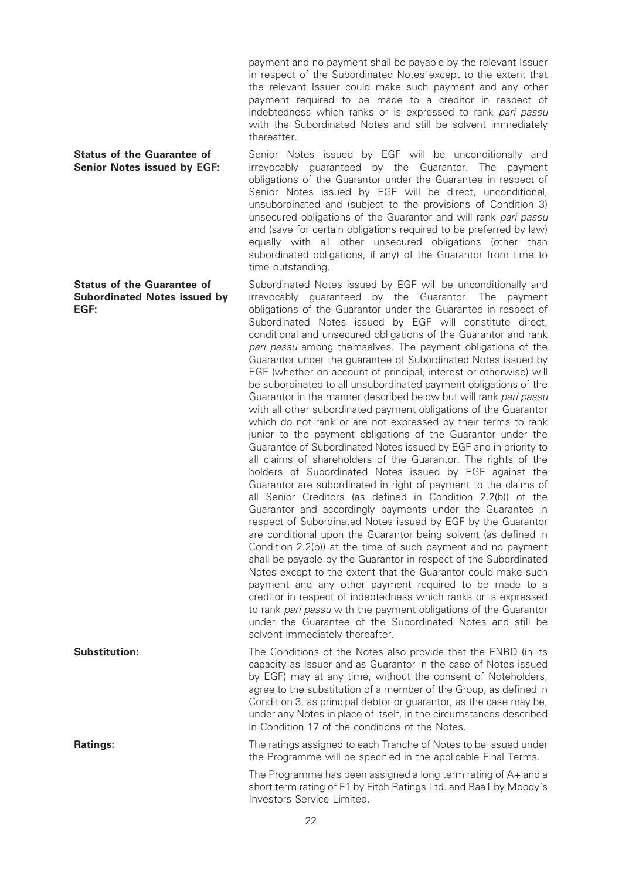payment and no payment shall be payable by the relevant Issuer in respect of the Subordinated Notes except to the extent that the relevant Issuer could make such payment and any other payment required to be made to a creditor in respect of indebtedness which ranks or is expressed to rank *pari passu* with the Subordinated Notes and still be solvent immediately thereafter.

**Status of the Guarantee of Senior Notes issued by EGF:**

Senior Notes issued by EGF will be unconditionally and irrevocably guaranteed by the Guarantor. The payment obligations of the Guarantor under the Guarantee in respect of Senior Notes issued by EGF will be direct, unconditional, unsubordinated and (subject to the provisions of Condition 3) unsecured obligations of the Guarantor and will rank *pari passu* and (save for certain obligations required to be preferred by law) equally with all other unsecured obligations (other than subordinated obligations, if any) of the Guarantor from time to time outstanding.

**Status of the Guarantee of Subordinated Notes issued by EGF:**

Subordinated Notes issued by EGF will be unconditionally and irrevocably guaranteed by the Guarantor. The payment obligations of the Guarantor under the Guarantee in respect of Subordinated Notes issued by EGF will constitute direct, conditional and unsecured obligations of the Guarantor and rank *pari passu* among themselves. The payment obligations of the Guarantor under the guarantee of Subordinated Notes issued by EGF (whether on account of principal, interest or otherwise) will be subordinated to all unsubordinated payment obligations of the Guarantor in the manner described below but will rank *pari passu* with all other subordinated payment obligations of the Guarantor which do not rank or are not expressed by their terms to rank junior to the payment obligations of the Guarantor under the Guarantee of Subordinated Notes issued by EGF and in priority to all claims of shareholders of the Guarantor. The rights of the holders of Subordinated Notes issued by EGF against the Guarantor are subordinated in right of payment to the claims of all Senior Creditors (as defined in Condition 2.2(b)) of the Guarantor and accordingly payments under the Guarantee in respect of Subordinated Notes issued by EGF by the Guarantor are conditional upon the Guarantor being solvent (as defined in Condition 2.2(b)) at the time of such payment and no payment shall be payable by the Guarantor in respect of the Subordinated Notes except to the extent that the Guarantor could make such payment and any other payment required to be made to a creditor in respect of indebtedness which ranks or is expressed to rank *pari passu* with the payment obligations of the Guarantor under the Guarantee of the Subordinated Notes and still be solvent immediately thereafter.

**Substitution:**

The Conditions of the Notes also provide that the ENBD (in its capacity as Issuer and as Guarantor in the case of Notes issued by EGF) may at any time, without the consent of Noteholders, agree to the substitution of a member of the Group, as defined in Condition 3, as principal debtor or guarantor, as the case may be, under any Notes in place of itself, in the circumstances described in Condition 17 of the conditions of the Notes.

**Ratings:**

The ratings assigned to each Tranche of Notes to be issued under the Programme will be specified in the applicable Final Terms.

The Programme has been assigned a long term rating of A+ and a short term rating of F1 by Fitch Ratings Ltd. and Baa1 by Moody's Investors Service Limited.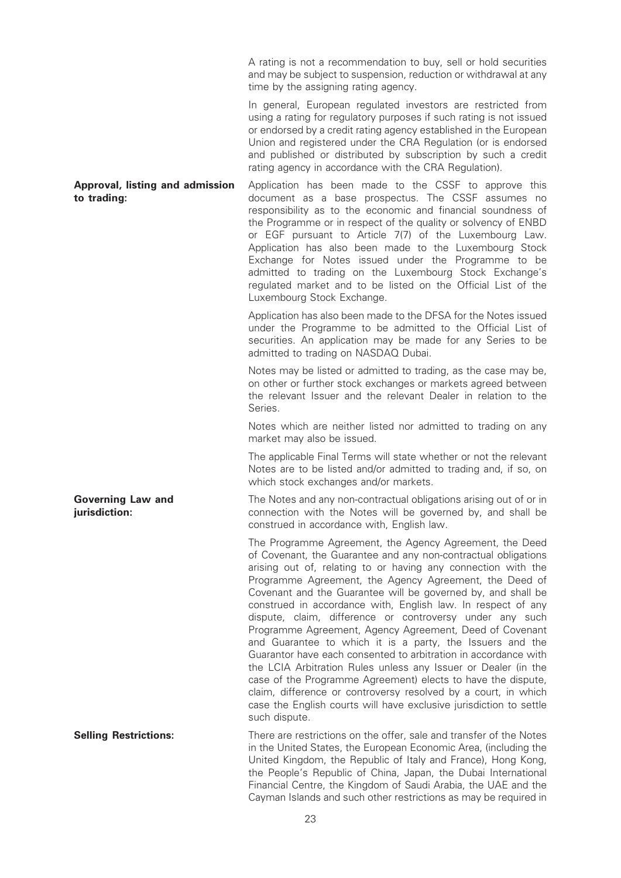A rating is not a recommendation to buy, sell or hold securities and may be subject to suspension, reduction or withdrawal at any time by the assigning rating agency.

In general, European regulated investors are restricted from using a rating for regulatory purposes if such rating is not issued or endorsed by a credit rating agency established in the European Union and registered under the CRA Regulation (or is endorsed and published or distributed by subscription by such a credit rating agency in accordance with the CRA Regulation).

**Approval, listing and admission to trading:**

Application has been made to the CSSF to approve this document as a base prospectus. The CSSF assumes no responsibility as to the economic and financial soundness of the Programme or in respect of the quality or solvency of ENBD or EGF pursuant to Article 7(7) of the Luxembourg Law. Application has also been made to the Luxembourg Stock Exchange for Notes issued under the Programme to be admitted to trading on the Luxembourg Stock Exchange's regulated market and to be listed on the Official List of the Luxembourg Stock Exchange.

Application has also been made to the DFSA for the Notes issued under the Programme to be admitted to the Official List of securities. An application may be made for any Series to be admitted to trading on NASDAQ Dubai.

Notes may be listed or admitted to trading, as the case may be, on other or further stock exchanges or markets agreed between the relevant Issuer and the relevant Dealer in relation to the Series.

Notes which are neither listed nor admitted to trading on any market may also be issued.

The applicable Final Terms will state whether or not the relevant Notes are to be listed and/or admitted to trading and, if so, on which stock exchanges and/or markets.

**Governing Law and jurisdiction:**

The Notes and any non-contractual obligations arising out of or in connection with the Notes will be governed by, and shall be construed in accordance with, English law.

The Programme Agreement, the Agency Agreement, the Deed of Covenant, the Guarantee and any non-contractual obligations arising out of, relating to or having any connection with the Programme Agreement, the Agency Agreement, the Deed of Covenant and the Guarantee will be governed by, and shall be construed in accordance with, English law. In respect of any dispute, claim, difference or controversy under any such Programme Agreement, Agency Agreement, Deed of Covenant and Guarantee to which it is a party, the Issuers and the Guarantor have each consented to arbitration in accordance with the LCIA Arbitration Rules unless any Issuer or Dealer (in the case of the Programme Agreement) elects to have the dispute, claim, difference or controversy resolved by a court, in which case the English courts will have exclusive jurisdiction to settle such dispute.

**Selling Restrictions:**

There are restrictions on the offer, sale and transfer of the Notes in the United States, the European Economic Area, (including the United Kingdom, the Republic of Italy and France), Hong Kong, the People's Republic of China, Japan, the Dubai International Financial Centre, the Kingdom of Saudi Arabia, the UAE and the Cayman Islands and such other restrictions as may be required in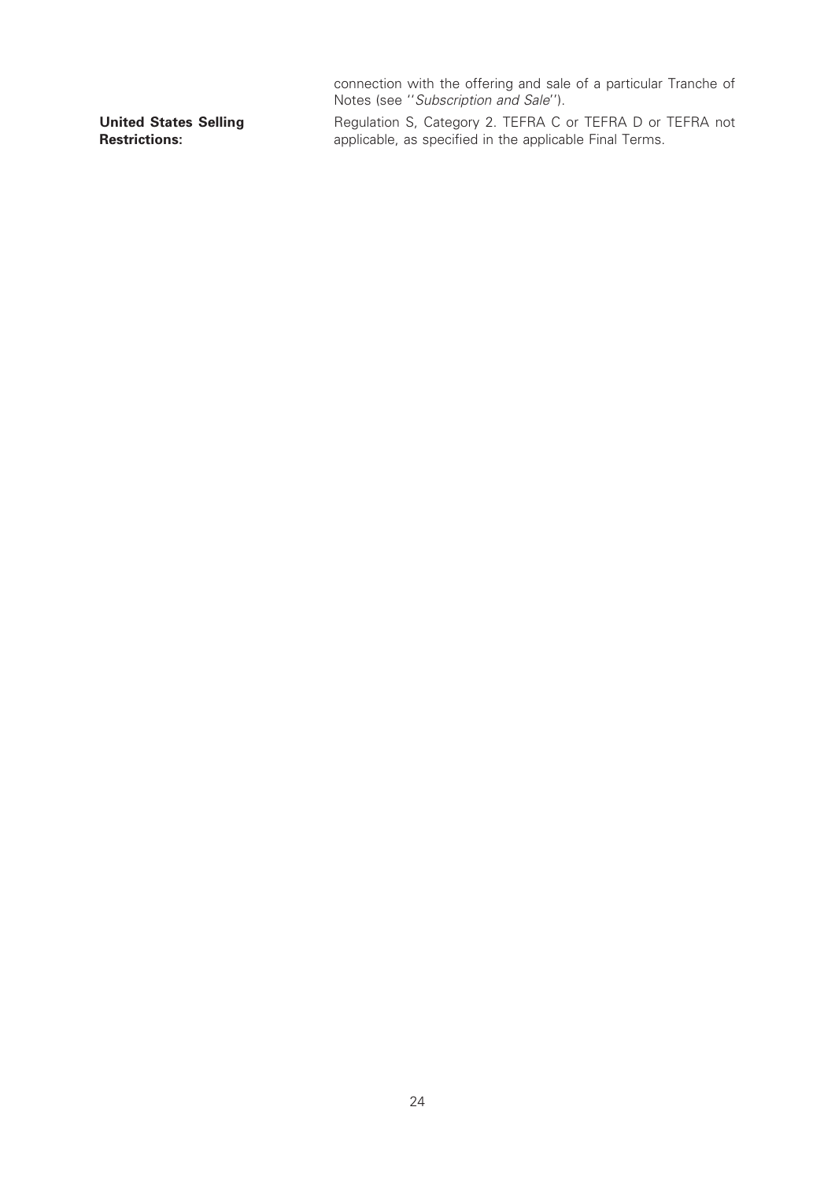connection with the offering and sale of a particular Tranche of Notes (see "*Subscription and Sale*").

**United States Selling Restrictions:** Regulation S, Category 2. TEFRA C or TEFRA D or TEFRA not applicable, as specified in the applicable Final Terms.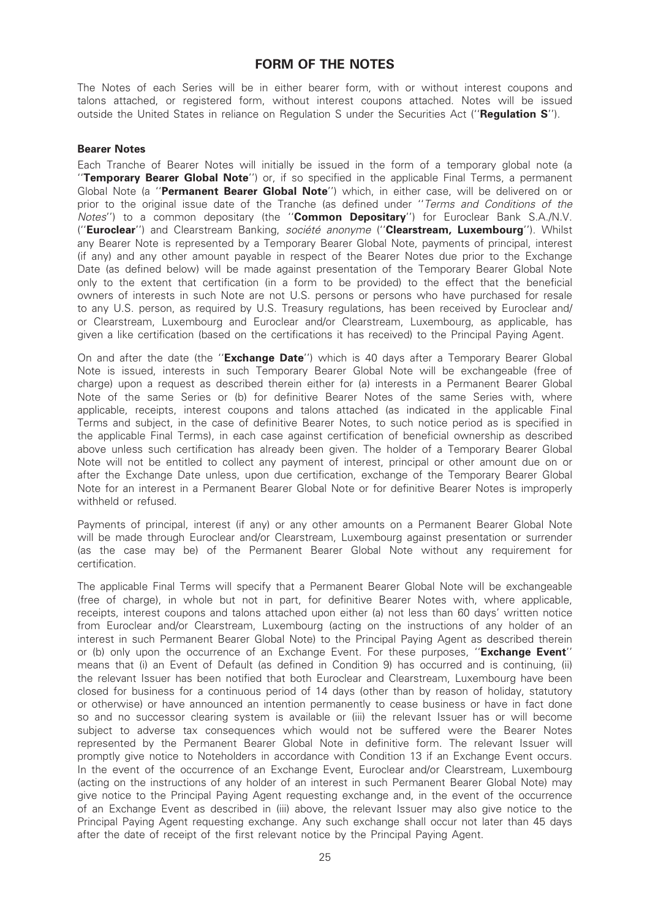# FORM OF THE NOTES

The Notes of each Series will be in either bearer form, with or without interest coupons and talons attached, or registered form, without interest coupons attached. Notes will be issued outside the United States in reliance on Regulation S under the Securities Act (''**Regulation S**'').

### Bearer Notes

Each Tranche of Bearer Notes will initially be issued in the form of a temporary global note (a ''**Temporary Bearer Global Note**'') or, if so specified in the applicable Final Terms, a permanent Global Note (a ''**Permanent Bearer Global Note**'') which, in either case, will be delivered on or prior to the original issue date of the Tranche (as defined under ''*Terms and Conditions of the Notes*'') to a common depositary (the ''**Common Depositary**'') for Euroclear Bank S.A./N.V. (''**Euroclear**'') and Clearstream Banking, *société anonyme* (''**Clearstream, Luxembourg**''). Whilst any Bearer Note is represented by a Temporary Bearer Global Note, payments of principal, interest (if any) and any other amount payable in respect of the Bearer Notes due prior to the Exchange Date (as defined below) will be made against presentation of the Temporary Bearer Global Note only to the extent that certification (in a form to be provided) to the effect that the beneficial owners of interests in such Note are not U.S. persons or persons who have purchased for resale to any U.S. person, as required by U.S. Treasury regulations, has been received by Euroclear and/or Clearstream, Luxembourg and Euroclear and/or Clearstream, Luxembourg, as applicable, has given a like certification (based on the certifications it has received) to the Principal Paying Agent.

On and after the date (the ''**Exchange Date**'') which is 40 days after a Temporary Bearer Global Note is issued, interests in such Temporary Bearer Global Note will be exchangeable (free of charge) upon a request as described therein either for (a) interests in a Permanent Bearer Global Note of the same Series or (b) for definitive Bearer Notes of the same Series with, where applicable, receipts, interest coupons and talons attached (as indicated in the applicable Final Terms and subject, in the case of definitive Bearer Notes, to such notice period as is specified in the applicable Final Terms), in each case against certification of beneficial ownership as described above unless such certification has already been given. The holder of a Temporary Bearer Global Note will not be entitled to collect any payment of interest, principal or other amount due on or after the Exchange Date unless, upon due certification, exchange of the Temporary Bearer Global Note for an interest in a Permanent Bearer Global Note or for definitive Bearer Notes is improperly withheld or refused.

Payments of principal, interest (if any) or any other amounts on a Permanent Bearer Global Note will be made through Euroclear and/or Clearstream, Luxembourg against presentation or surrender (as the case may be) of the Permanent Bearer Global Note without any requirement for certification.

The applicable Final Terms will specify that a Permanent Bearer Global Note will be exchangeable (free of charge), in whole but not in part, for definitive Bearer Notes with, where applicable, receipts, interest coupons and talons attached upon either (a) not less than 60 days' written notice from Euroclear and/or Clearstream, Luxembourg (acting on the instructions of any holder of an interest in such Permanent Bearer Global Note) to the Principal Paying Agent as described therein or (b) only upon the occurrence of an Exchange Event. For these purposes, ''**Exchange Event**'' means that (i) an Event of Default (as defined in Condition 9) has occurred and is continuing, (ii) the relevant Issuer has been notified that both Euroclear and Clearstream, Luxembourg have been closed for business for a continuous period of 14 days (other than by reason of holiday, statutory or otherwise) or have announced an intention permanently to cease business or have in fact done so and no successor clearing system is available or (iii) the relevant Issuer has or will become subject to adverse tax consequences which would not be suffered were the Bearer Notes represented by the Permanent Bearer Global Note in definitive form. The relevant Issuer will promptly give notice to Noteholders in accordance with Condition 13 if an Exchange Event occurs. In the event of the occurrence of an Exchange Event, Euroclear and/or Clearstream, Luxembourg (acting on the instructions of any holder of an interest in such Permanent Bearer Global Note) may give notice to the Principal Paying Agent requesting exchange and, in the event of the occurrence of an Exchange Event as described in (iii) above, the relevant Issuer may also give notice to the Principal Paying Agent requesting exchange. Any such exchange shall occur not later than 45 days after the date of receipt of the first relevant notice by the Principal Paying Agent.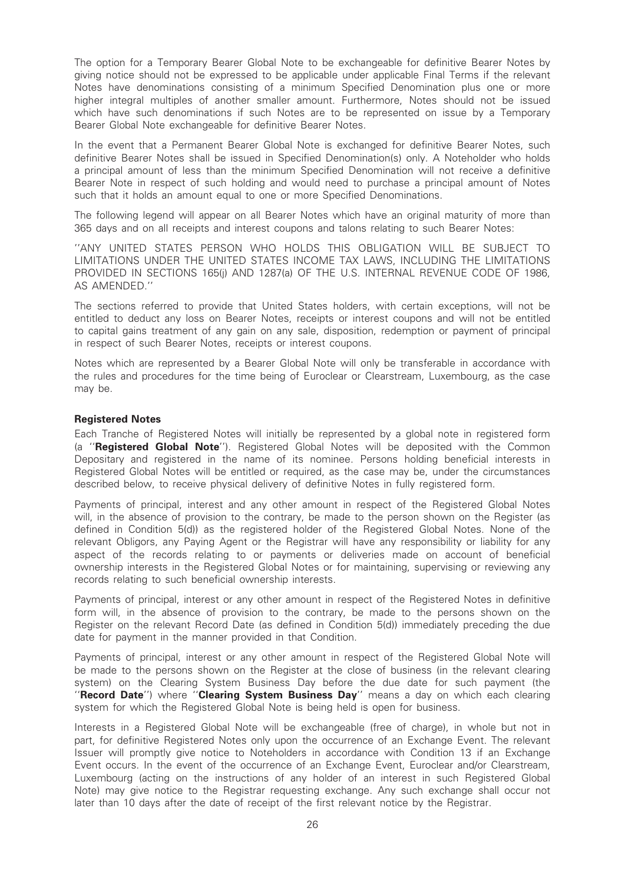The option for a Temporary Bearer Global Note to be exchangeable for definitive Bearer Notes by giving notice should not be expressed to be applicable under applicable Final Terms if the relevant Notes have denominations consisting of a minimum Specified Denomination plus one or more higher integral multiples of another smaller amount. Furthermore, Notes should not be issued which have such denominations if such Notes are to be represented on issue by a Temporary Bearer Global Note exchangeable for definitive Bearer Notes.

In the event that a Permanent Bearer Global Note is exchanged for definitive Bearer Notes, such definitive Bearer Notes shall be issued in Specified Denomination(s) only. A Noteholder who holds a principal amount of less than the minimum Specified Denomination will not receive a definitive Bearer Note in respect of such holding and would need to purchase a principal amount of Notes such that it holds an amount equal to one or more Specified Denominations.

The following legend will appear on all Bearer Notes which have an original maturity of more than 365 days and on all receipts and interest coupons and talons relating to such Bearer Notes:

''ANY UNITED STATES PERSON WHO HOLDS THIS OBLIGATION WILL BE SUBJECT TO LIMITATIONS UNDER THE UNITED STATES INCOME TAX LAWS, INCLUDING THE LIMITATIONS PROVIDED IN SECTIONS 165(j) AND 1287(a) OF THE U.S. INTERNAL REVENUE CODE OF 1986, AS AMENDED.''

The sections referred to provide that United States holders, with certain exceptions, will not be entitled to deduct any loss on Bearer Notes, receipts or interest coupons and will not be entitled to capital gains treatment of any gain on any sale, disposition, redemption or payment of principal in respect of such Bearer Notes, receipts or interest coupons.

Notes which are represented by a Bearer Global Note will only be transferable in accordance with the rules and procedures for the time being of Euroclear or Clearstream, Luxembourg, as the case may be.

**Registered Notes**

Each Tranche of Registered Notes will initially be represented by a global note in registered form (a ''**Registered Global Note**''). Registered Global Notes will be deposited with the Common Depositary and registered in the name of its nominee. Persons holding beneficial interests in Registered Global Notes will be entitled or required, as the case may be, under the circumstances described below, to receive physical delivery of definitive Notes in fully registered form.

Payments of principal, interest and any other amount in respect of the Registered Global Notes will, in the absence of provision to the contrary, be made to the person shown on the Register (as defined in Condition 5(d)) as the registered holder of the Registered Global Notes. None of the relevant Obligors, any Paying Agent or the Registrar will have any responsibility or liability for any aspect of the records relating to or payments or deliveries made on account of beneficial ownership interests in the Registered Global Notes or for maintaining, supervising or reviewing any records relating to such beneficial ownership interests.

Payments of principal, interest or any other amount in respect of the Registered Notes in definitive form will, in the absence of provision to the contrary, be made to the persons shown on the Register on the relevant Record Date (as defined in Condition 5(d)) immediately preceding the due date for payment in the manner provided in that Condition.

Payments of principal, interest or any other amount in respect of the Registered Global Note will be made to the persons shown on the Register at the close of business (in the relevant clearing system) on the Clearing System Business Day before the due date for such payment (the ''**Record Date**'') where ''**Clearing System Business Day**'' means a day on which each clearing system for which the Registered Global Note is being held is open for business.

Interests in a Registered Global Note will be exchangeable (free of charge), in whole but not in part, for definitive Registered Notes only upon the occurrence of an Exchange Event. The relevant Issuer will promptly give notice to Noteholders in accordance with Condition 13 if an Exchange Event occurs. In the event of the occurrence of an Exchange Event, Euroclear and/or Clearstream, Luxembourg (acting on the instructions of any holder of an interest in such Registered Global Note) may give notice to the Registrar requesting exchange. Any such exchange shall occur not later than 10 days after the date of receipt of the first relevant notice by the Registrar.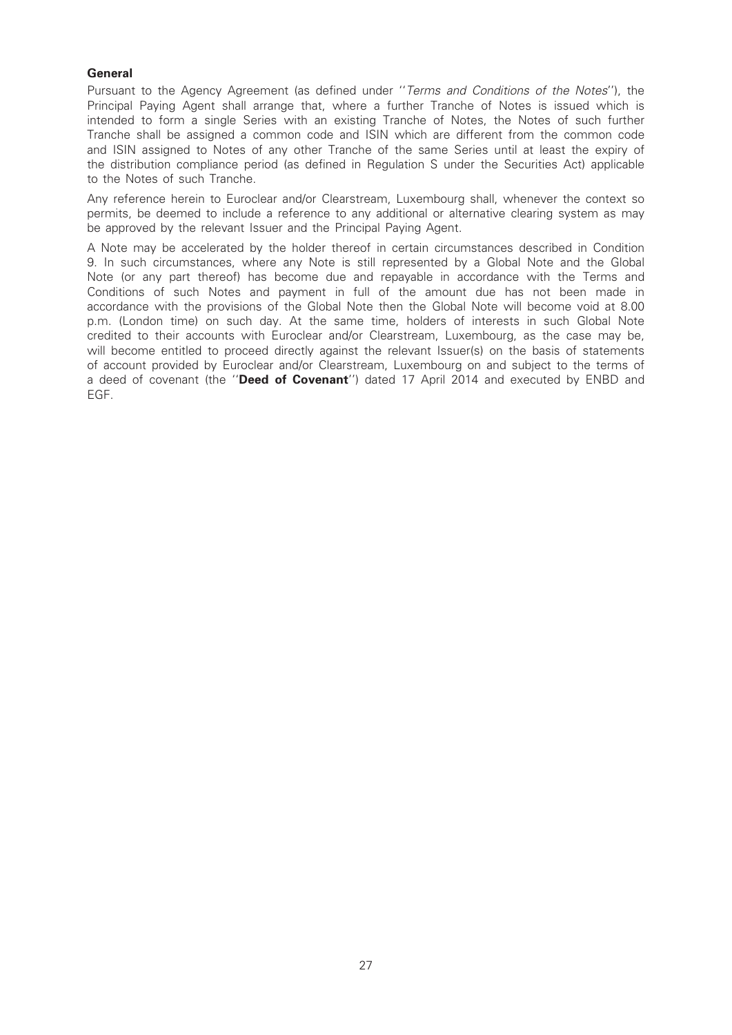**General**

Pursuant to the Agency Agreement (as defined under ''*Terms and Conditions of the Notes*''), the Principal Paying Agent shall arrange that, where a further Tranche of Notes is issued which is intended to form a single Series with an existing Tranche of Notes, the Notes of such further Tranche shall be assigned a common code and ISIN which are different from the common code and ISIN assigned to Notes of any other Tranche of the same Series until at least the expiry of the distribution compliance period (as defined in Regulation S under the Securities Act) applicable to the Notes of such Tranche.

Any reference herein to Euroclear and/or Clearstream, Luxembourg shall, whenever the context so permits, be deemed to include a reference to any additional or alternative clearing system as may be approved by the relevant Issuer and the Principal Paying Agent.

A Note may be accelerated by the holder thereof in certain circumstances described in Condition 9. In such circumstances, where any Note is still represented by a Global Note and the Global Note (or any part thereof) has become due and repayable in accordance with the Terms and Conditions of such Notes and payment in full of the amount due has not been made in accordance with the provisions of the Global Note then the Global Note will become void at 8.00 p.m. (London time) on such day. At the same time, holders of interests in such Global Note credited to their accounts with Euroclear and/or Clearstream, Luxembourg, as the case may be, will become entitled to proceed directly against the relevant Issuer(s) on the basis of statements of account provided by Euroclear and/or Clearstream, Luxembourg on and subject to the terms of a deed of covenant (the ''**Deed of Covenant**'') dated 17 April 2014 and executed by ENBD and EGF.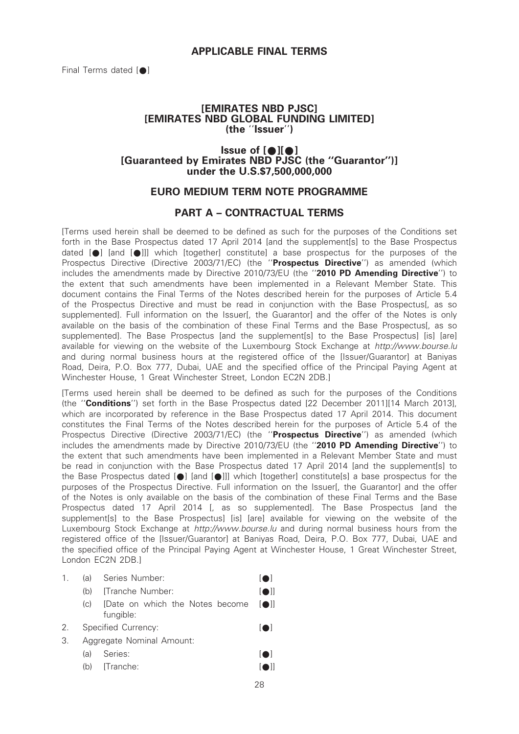## APPLICABLE FINAL TERMS

Final Terms dated [●]

**[EMIRATES NBD PJSC]**
**[EMIRATES NBD GLOBAL FUNDING LIMITED]**
**(the ''Issuer'')**

**Issue of [●][●]**
**[Guaranteed by Emirates NBD PJSC (the ''Guarantor'')]**
**under the U.S.$7,500,000,000**

## EURO MEDIUM TERM NOTE PROGRAMME

## PART A – CONTRACTUAL TERMS

[Terms used herein shall be deemed to be defined as such for the purposes of the Conditions set forth in the Base Prospectus dated 17 April 2014 [and the supplement[s] to the Base Prospectus dated [●] [and [●]]] which [together] constitute] a base prospectus for the purposes of the Prospectus Directive (Directive 2003/71/EC) (the ''**Prospectus Directive**'') as amended (which includes the amendments made by Directive 2010/73/EU (the ''**2010 PD Amending Directive**'') to the extent that such amendments have been implemented in a Relevant Member State. This document contains the Final Terms of the Notes described herein for the purposes of Article 5.4 of the Prospectus Directive and must be read in conjunction with the Base Prospectus[, as so supplemented]. Full information on the Issuer[, the Guarantor] and the offer of the Notes is only available on the basis of the combination of these Final Terms and the Base Prospectus[, as so supplemented]. The Base Prospectus [and the supplement[s] to the Base Prospectus] [is] [are] available for viewing on the website of the Luxembourg Stock Exchange at *http://www.bourse.lu* and during normal business hours at the registered office of the [Issuer/Guarantor] at Baniyas Road, Deira, P.O. Box 777, Dubai, UAE and the specified office of the Principal Paying Agent at Winchester House, 1 Great Winchester Street, London EC2N 2DB.]

[Terms used herein shall be deemed to be defined as such for the purposes of the Conditions (the ''**Conditions**'') set forth in the Base Prospectus dated [22 December 2011][14 March 2013], which are incorporated by reference in the Base Prospectus dated 17 April 2014. This document constitutes the Final Terms of the Notes described herein for the purposes of Article 5.4 of the Prospectus Directive (Directive 2003/71/EC) (the ''**Prospectus Directive**'') as amended (which includes the amendments made by Directive 2010/73/EU (the ''**2010 PD Amending Directive**'') to the extent that such amendments have been implemented in a Relevant Member State and must be read in conjunction with the Base Prospectus dated 17 April 2014 [and the supplement[s] to the Base Prospectus dated [●] [and [●]]] which [together] constitute[s] a base prospectus for the purposes of the Prospectus Directive. Full information on the Issuer[, the Guarantor] and the offer of the Notes is only available on the basis of the combination of these Final Terms and the Base Prospectus dated 17 April 2014 [, as so supplemented]. The Base Prospectus [and the supplement[s] to the Base Prospectus] [is] [are] available for viewing on the website of the Luxembourg Stock Exchange at *http://www.bourse.lu* and during normal business hours from the registered office of the [Issuer/Guarantor] at Baniyas Road, Deira, P.O. Box 777, Dubai, UAE and the specified office of the Principal Paying Agent at Winchester House, 1 Great Winchester Street, London EC2N 2DB.]

| | | | |
|---|---|---|---|
| 1. | (a) | Series Number: | [●] |
| | (b) | [Tranche Number: | [●]] |
| | (c) | [Date on which the Notes become fungible: | [●]] |
| 2. | | Specified Currency: | [●] |
| 3. | | Aggregate Nominal Amount: | |
| | (a) | Series: | [●] |
| | (b) | [Tranche: | [●]] |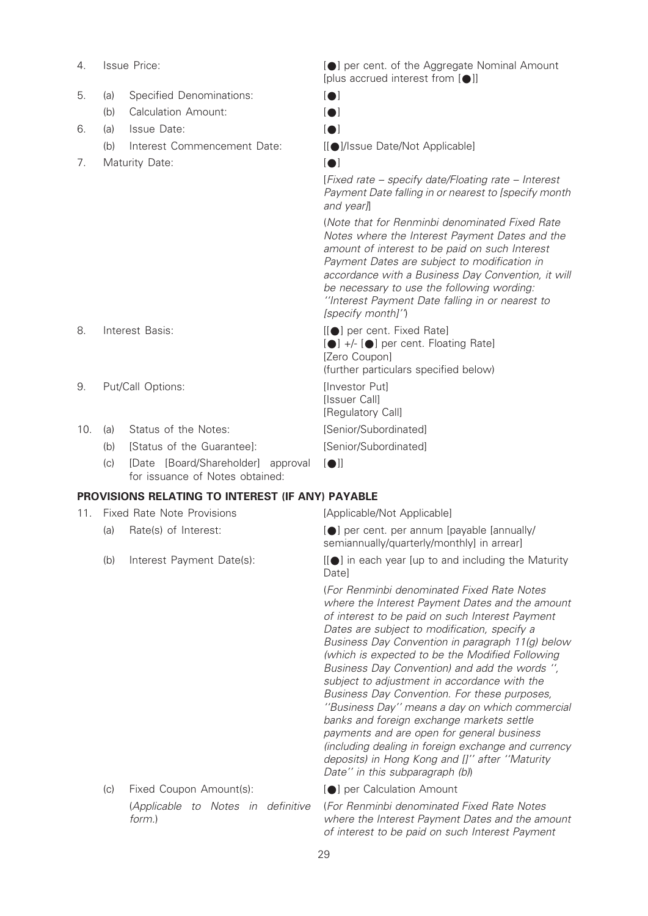| | | | |
|---|---|---|---|
| 4. | Issue Price: | | [●] per cent. of the Aggregate Nominal Amount [plus accrued interest from [●]] |
| 5. | (a) | Specified Denominations: | [●] |
| | (b) | Calculation Amount: | [●] |
| 6. | (a) | Issue Date: | [●] |
| | (b) | Interest Commencement Date: | [[●]/Issue Date/Not Applicable] |
| 7. | Maturity Date: | | [●] |
| | | | [*Fixed rate – specify date/Floating rate – Interest Payment Date falling in or nearest to [specify month and year]*] |
| | | | (*Note that for Renminbi denominated Fixed Rate Notes where the Interest Payment Dates and the amount of interest to be paid on such Interest Payment Dates are subject to modification in accordance with a Business Day Convention, it will be necessary to use the following wording: ''Interest Payment Date falling in or nearest to [specify month]''*) |
| 8. | Interest Basis: | | [[●] per cent. Fixed Rate] [●] +/- [●] per cent. Floating Rate] [Zero Coupon] (further particulars specified below) |
| 9. | Put/Call Options: | | [Investor Put] [Issuer Call] [Regulatory Call] |
| 10. | (a) | Status of the Notes: | [Senior/Subordinated] |
| | (b) | [Status of the Guarantee]: | [Senior/Subordinated] |
| | (c) | [Date [Board/Shareholder] approval for issuance of Notes obtained: | [●]] |

**PROVISIONS RELATING TO INTEREST (IF ANY) PAYABLE**

| | | | |
|---|---|---|---|
| 11. | Fixed Rate Note Provisions | | [Applicable/Not Applicable] |
| | (a) | Rate(s) of Interest: | [●] per cent. per annum [payable [annually/ semiannually/quarterly/monthly] in arrear] |
| | (b) | Interest Payment Date(s): | [[●] in each year [up to and including the Maturity Date] |
| | | | (*For Renminbi denominated Fixed Rate Notes where the Interest Payment Dates and the amount of interest to be paid on such Interest Payment Dates are subject to modification, specify a Business Day Convention in paragraph 11(g) below (which is expected to be the Modified Following Business Day Convention) and add the words '', subject to adjustment in accordance with the Business Day Convention. For these purposes, ''Business Day'' means a day on which commercial banks and foreign exchange markets settle payments and are open for general business (including dealing in foreign exchange and currency deposits) in Hong Kong and []'' after ''Maturity Date'' in this subparagraph (b)*) |
| | (c) | Fixed Coupon Amount(s): (*Applicable to Notes in definitive form.*) | [●] per Calculation Amount |
| | | | (*For Renminbi denominated Fixed Rate Notes where the Interest Payment Dates and the amount of interest to be paid on such Interest Payment* |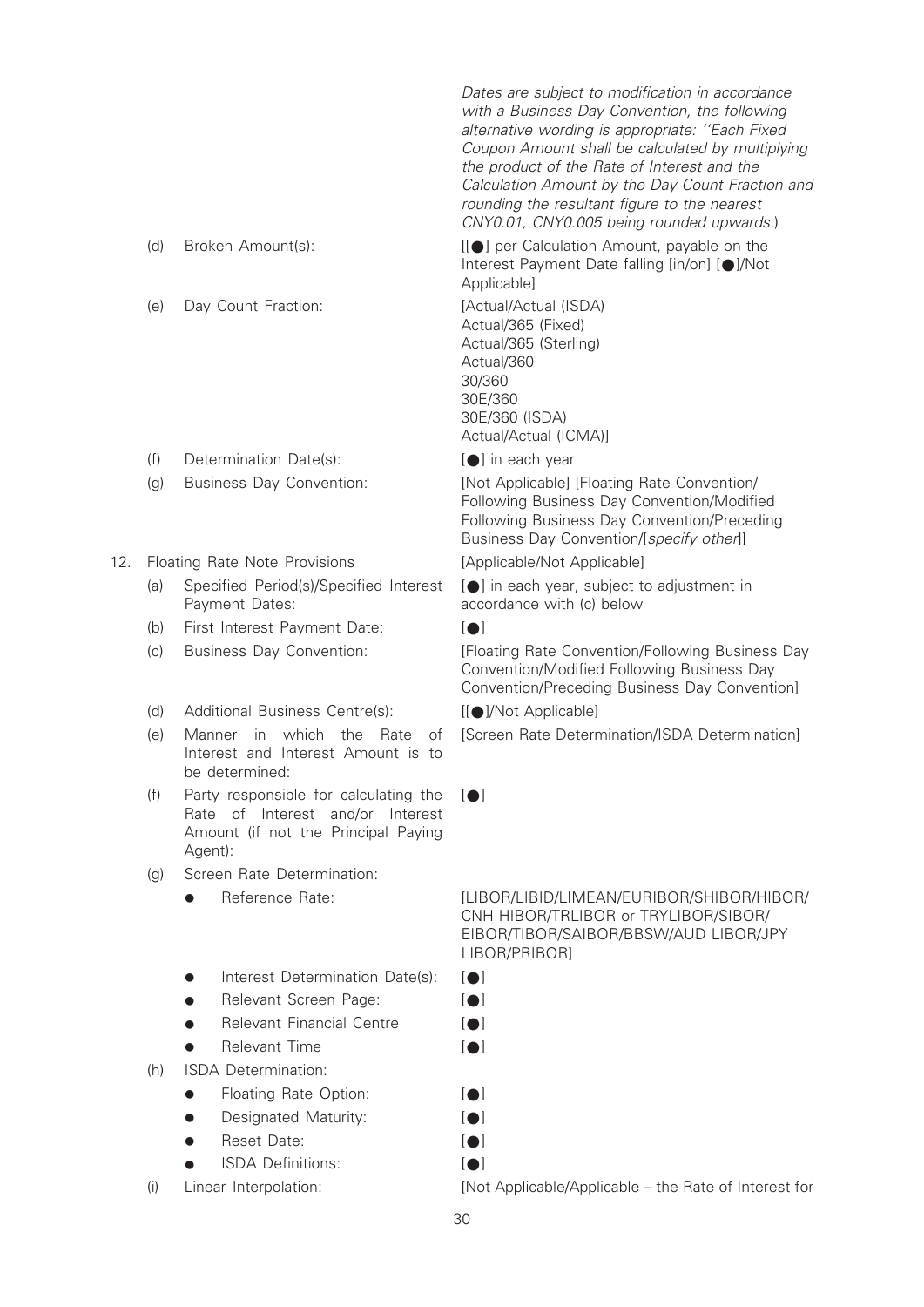| | | | |
|---|---|---|---|
| | | | *Dates are subject to modification in accordance with a Business Day Convention, the following alternative wording is appropriate: ''Each Fixed Coupon Amount shall be calculated by multiplying the product of the Rate of Interest and the Calculation Amount by the Day Count Fraction and rounding the resultant figure to the nearest CNY0.01, CNY0.005 being rounded upwards.*) |
| | (d) | Broken Amount(s): | [[●] per Calculation Amount, payable on the Interest Payment Date falling [in/on] [●]/Not Applicable] |
| | (e) | Day Count Fraction: | [Actual/Actual (ISDA)<br>Actual/365 (Fixed)<br>Actual/365 (Sterling)<br>Actual/360<br>30/360<br>30E/360<br>30E/360 (ISDA)<br>Actual/Actual (ICMA)] |
| | (f) | Determination Date(s): | [●] in each year |
| | (g) | Business Day Convention: | [Not Applicable] [Floating Rate Convention/ Following Business Day Convention/Modified Following Business Day Convention/Preceding Business Day Convention/[*specify other*]] |
| 12. | | Floating Rate Note Provisions | [Applicable/Not Applicable] |
| | (a) | Specified Period(s)/Specified Interest Payment Dates: | [●] in each year, subject to adjustment in accordance with (c) below |
| | (b) | First Interest Payment Date: | [●] |
| | (c) | Business Day Convention: | [Floating Rate Convention/Following Business Day Convention/Modified Following Business Day Convention/Preceding Business Day Convention] |
| | (d) | Additional Business Centre(s): | [[●]/Not Applicable] |
| | (e) | Manner in which the Rate of Interest and Interest Amount is to be determined: | [Screen Rate Determination/ISDA Determination] |
| | (f) | Party responsible for calculating the Rate of Interest and/or Interest Amount (if not the Principal Paying Agent): | [●] |
| | (g) | Screen Rate Determination: | |
| | | ● Reference Rate: | [LIBOR/LIBID/LIMEAN/EURIBOR/SHIBOR/HIBOR/ CNH HIBOR/TRLIBOR or TRYLIBOR/SIBOR/ EIBOR/TIBOR/SAIBOR/BBSW/AUD LIBOR/JPY LIBOR/PRIBOR] |
| | | ● Interest Determination Date(s): | [●] |
| | | ● Relevant Screen Page: | [●] |
| | | ● Relevant Financial Centre | [●] |
| | | ● Relevant Time | [●] |
| | (h) | ISDA Determination: | |
| | | ● Floating Rate Option: | [●] |
| | | ● Designated Maturity: | [●] |
| | | ● Reset Date: | [●] |
| | | ● ISDA Definitions: | [●] |
| | (i) | Linear Interpolation: | [Not Applicable/Applicable – the Rate of Interest for |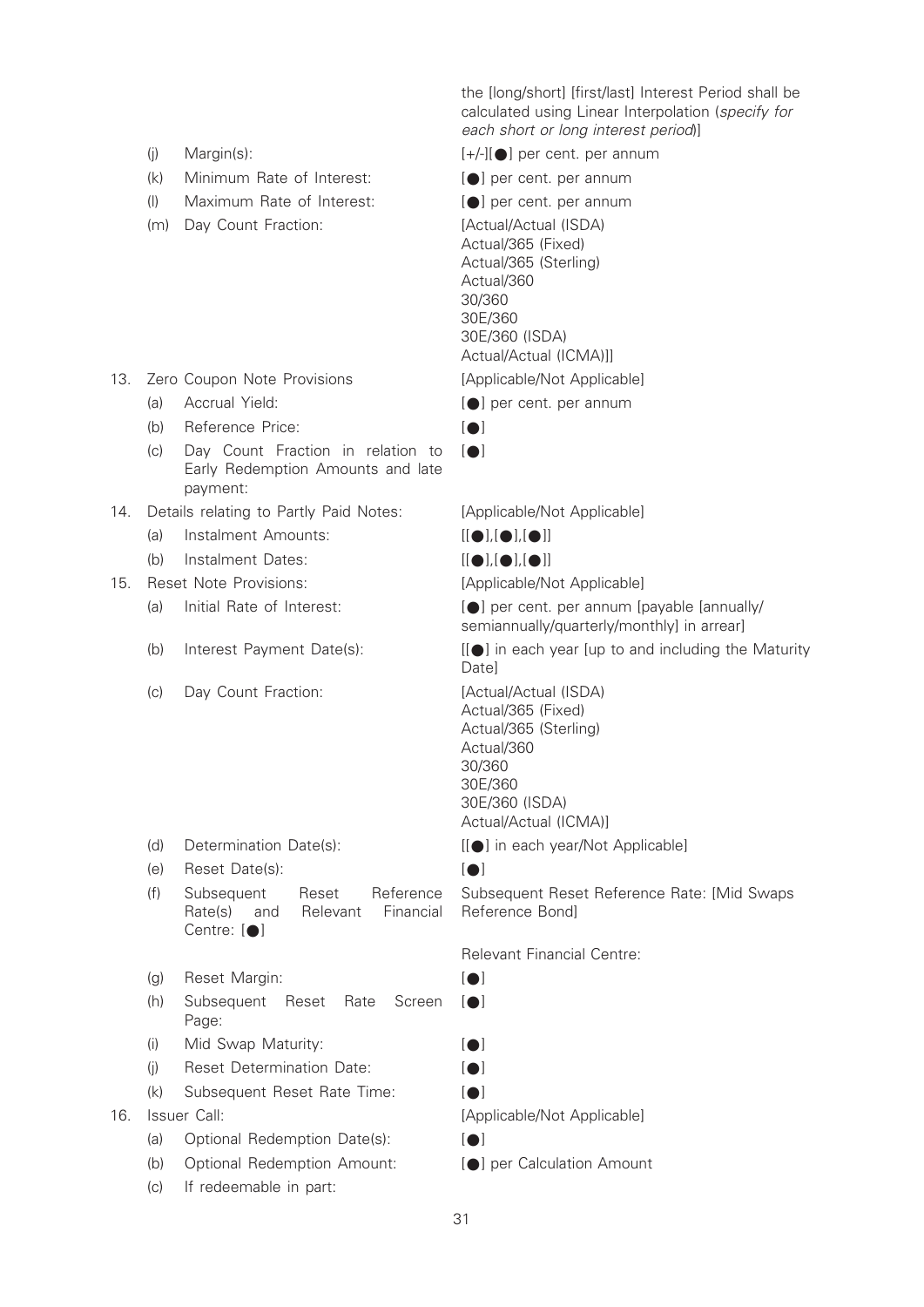| | | |
|---|---|---|
| | | the [long/short] [first/last] Interest Period shall be calculated using Linear Interpolation (*specify for each short or long interest period*)] |
| | (j) Margin(s): | [+/-][●] per cent. per annum |
| | (k) Minimum Rate of Interest: | [●] per cent. per annum |
| | (l) Maximum Rate of Interest: | [●] per cent. per annum |
| | (m) Day Count Fraction: | [Actual/Actual (ISDA)<br>Actual/365 (Fixed)<br>Actual/365 (Sterling)<br>Actual/360<br>30/360<br>30E/360<br>30E/360 (ISDA)<br>Actual/Actual (ICMA)]] |
| 13. | Zero Coupon Note Provisions | [Applicable/Not Applicable] |
| | (a) Accrual Yield: | [●] per cent. per annum |
| | (b) Reference Price: | [●] |
| | (c) Day Count Fraction in relation to Early Redemption Amounts and late payment: | [●] |
| 14. | Details relating to Partly Paid Notes: | [Applicable/Not Applicable] |
| | (a) Instalment Amounts: | [[●],[●],[●]] |
| | (b) Instalment Dates: | [[●],[●],[●]] |
| 15. | Reset Note Provisions: | [Applicable/Not Applicable] |
| | (a) Initial Rate of Interest: | [●] per cent. per annum [payable [annually/ semiannually/quarterly/monthly] in arrear] |
| | (b) Interest Payment Date(s): | [[●] in each year [up to and including the Maturity Date] |
| | (c) Day Count Fraction: | [Actual/Actual (ISDA)<br>Actual/365 (Fixed)<br>Actual/365 (Sterling)<br>Actual/360<br>30/360<br>30E/360<br>30E/360 (ISDA)<br>Actual/Actual (ICMA)] |
| | (d) Determination Date(s): | [[●] in each year/Not Applicable] |
| | (e) Reset Date(s): | [●] |
| | (f) Subsequent Reset Reference Rate(s) and Relevant Financial Centre: [●] | Subsequent Reset Reference Rate: [Mid Swaps Reference Bond]<br><br>Relevant Financial Centre: |
| | (g) Reset Margin: | [●] |
| | (h) Subsequent Reset Rate Screen Page: | [●] |
| | (i) Mid Swap Maturity: | [●] |
| | (j) Reset Determination Date: | [●] |
| | (k) Subsequent Reset Rate Time: | [●] |
| 16. | Issuer Call: | [Applicable/Not Applicable] |
| | (a) Optional Redemption Date(s): | [●] |
| | (b) Optional Redemption Amount: | [●] per Calculation Amount |
| | (c) If redeemable in part: | |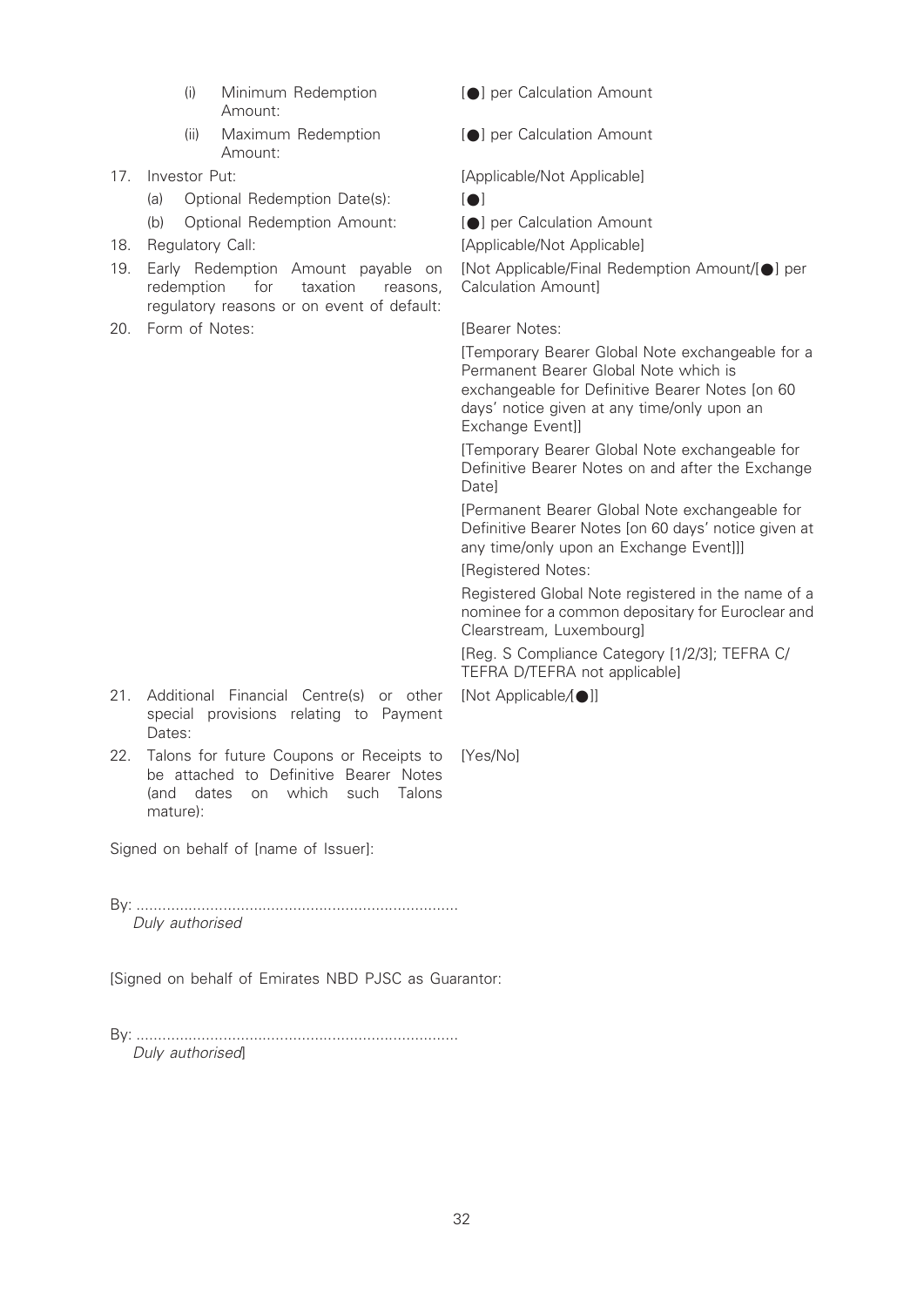| | |
|---|---|
| (i) Minimum Redemption Amount: | [●] per Calculation Amount |
| (ii) Maximum Redemption Amount: | [●] per Calculation Amount |
| 17. Investor Put: | [Applicable/Not Applicable] |
| (a) Optional Redemption Date(s): | [●] |
| (b) Optional Redemption Amount: | [●] per Calculation Amount |
| 18. Regulatory Call: | [Applicable/Not Applicable] |
| 19. Early Redemption Amount payable on redemption for taxation reasons, regulatory reasons or on event of default: | [Not Applicable/Final Redemption Amount/[●] per Calculation Amount] |
| 20. Form of Notes: | [Bearer Notes:<br><br>[Temporary Bearer Global Note exchangeable for a Permanent Bearer Global Note which is exchangeable for Definitive Bearer Notes [on 60 days' notice given at any time/only upon an Exchange Event]]<br><br>[Temporary Bearer Global Note exchangeable for Definitive Bearer Notes on and after the Exchange Date]<br><br>[Permanent Bearer Global Note exchangeable for Definitive Bearer Notes [on 60 days' notice given at any time/only upon an Exchange Event]]]<br><br>[Registered Notes:<br><br>Registered Global Note registered in the name of a nominee for a common depositary for Euroclear and Clearstream, Luxembourg]<br><br>[Reg. S Compliance Category [1/2/3]; TEFRA C/TEFRA D/TEFRA not applicable] |
| 21. Additional Financial Centre(s) or other special provisions relating to Payment Dates: | [Not Applicable/[●]] |
| 22. Talons for future Coupons or Receipts to be attached to Definitive Bearer Notes (and dates on which such Talons mature): | [Yes/No] |

Signed on behalf of [name of Issuer]:

By: ..........................................................................
*Duly authorised*

[Signed on behalf of Emirates NBD PJSC as Guarantor:

By: ..........................................................................
*Duly authorised*]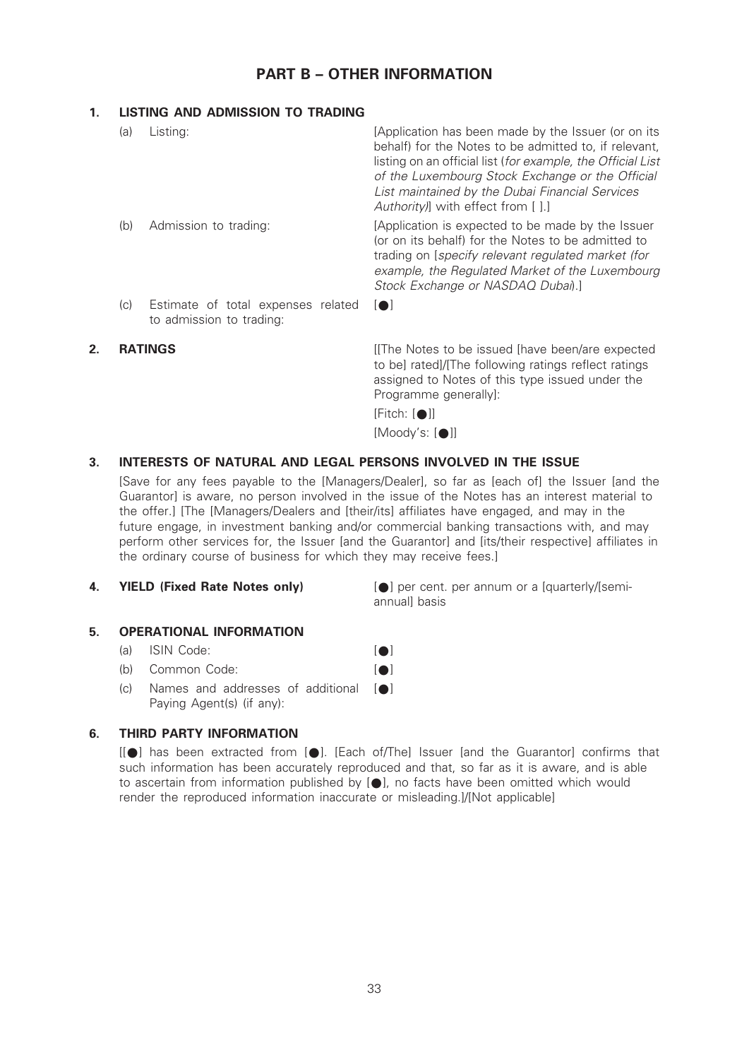## PART B – OTHER INFORMATION

### 1. LISTING AND ADMISSION TO TRADING

| | | |
|---|---|---|
| (a) | Listing: | [Application has been made by the Issuer (or on its behalf) for the Notes to be admitted to, if relevant, listing on an official list (*for example, the Official List of the Luxembourg Stock Exchange or the Official List maintained by the Dubai Financial Services Authority*)] with effect from [ ].] |
| (b) | Admission to trading: | [Application is expected to be made by the Issuer (or on its behalf) for the Notes to be admitted to trading on [*specify relevant regulated market (for example, the Regulated Market of the Luxembourg Stock Exchange or NASDAQ Dubai*).] |
| (c) | Estimate of total expenses related to admission to trading: | [●] |

### 2. RATINGS

[[The Notes to be issued [have been/are expected to be] rated]/[The following ratings reflect ratings assigned to Notes of this type issued under the Programme generally]:

[Fitch: [●]]

[Moody's: [●]]

### 3. INTERESTS OF NATURAL AND LEGAL PERSONS INVOLVED IN THE ISSUE

[Save for any fees payable to the [Managers/Dealer], so far as [each of] the Issuer [and the Guarantor] is aware, no person involved in the issue of the Notes has an interest material to the offer.] [The [Managers/Dealers and [their/its] affiliates have engaged, and may in the future engage, in investment banking and/or commercial banking transactions with, and may perform other services for, the Issuer [and the Guarantor] and [its/their respective] affiliates in the ordinary course of business for which they may receive fees.]

### 4. YIELD (Fixed Rate Notes only)

[●] per cent. per annum or a [quarterly/[semi-annual] basis

### 5. OPERATIONAL INFORMATION

| | | |
|---|---|---|
| (a) | ISIN Code: | [●] |
| (b) | Common Code: | [●] |
| (c) | Names and addresses of additional Paying Agent(s) (if any): | [●] |

### 6. THIRD PARTY INFORMATION

[[●] has been extracted from [●]. [Each of/The] Issuer [and the Guarantor] confirms that such information has been accurately reproduced and that, so far as it is aware, and is able to ascertain from information published by [●], no facts have been omitted which would render the reproduced information inaccurate or misleading.]/[Not applicable]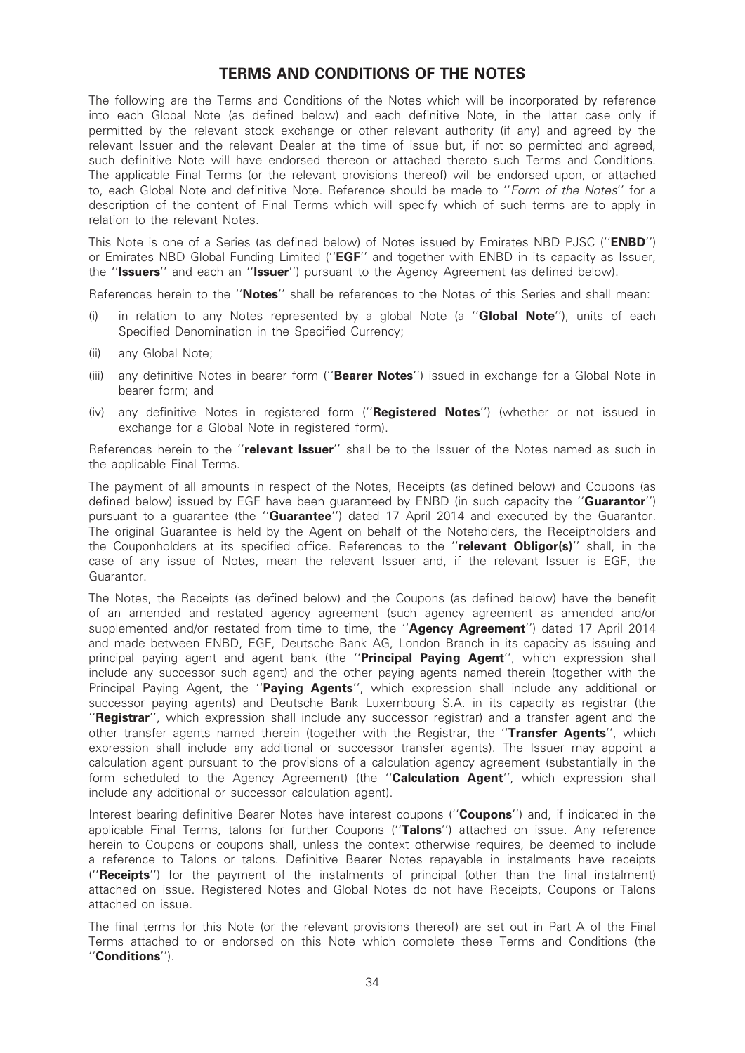# TERMS AND CONDITIONS OF THE NOTES

The following are the Terms and Conditions of the Notes which will be incorporated by reference into each Global Note (as defined below) and each definitive Note, in the latter case only if permitted by the relevant stock exchange or other relevant authority (if any) and agreed by the relevant Issuer and the relevant Dealer at the time of issue but, if not so permitted and agreed, such definitive Note will have endorsed thereon or attached thereto such Terms and Conditions. The applicable Final Terms (or the relevant provisions thereof) will be endorsed upon, or attached to, each Global Note and definitive Note. Reference should be made to ''*Form of the Notes*'' for a description of the content of Final Terms which will specify which of such terms are to apply in relation to the relevant Notes.

This Note is one of a Series (as defined below) of Notes issued by Emirates NBD PJSC (''**ENBD**'') or Emirates NBD Global Funding Limited (''**EGF**'' and together with ENBD in its capacity as Issuer, the ''**Issuers**'' and each an ''**Issuer**'') pursuant to the Agency Agreement (as defined below).

References herein to the ''**Notes**'' shall be references to the Notes of this Series and shall mean:

(i) in relation to any Notes represented by a global Note (a ''**Global Note**''), units of each Specified Denomination in the Specified Currency;

(ii) any Global Note;

(iii) any definitive Notes in bearer form (''**Bearer Notes**'') issued in exchange for a Global Note in bearer form; and

(iv) any definitive Notes in registered form (''**Registered Notes**'') (whether or not issued in exchange for a Global Note in registered form).

References herein to the ''**relevant Issuer**'' shall be to the Issuer of the Notes named as such in the applicable Final Terms.

The payment of all amounts in respect of the Notes, Receipts (as defined below) and Coupons (as defined below) issued by EGF have been guaranteed by ENBD (in such capacity the ''**Guarantor**'') pursuant to a guarantee (the ''**Guarantee**'') dated 17 April 2014 and executed by the Guarantor. The original Guarantee is held by the Agent on behalf of the Noteholders, the Receiptholders and the Couponholders at its specified office. References to the ''**relevant Obligor(s)**'' shall, in the case of any issue of Notes, mean the relevant Issuer and, if the relevant Issuer is EGF, the Guarantor.

The Notes, the Receipts (as defined below) and the Coupons (as defined below) have the benefit of an amended and restated agency agreement (such agency agreement as amended and/or supplemented and/or restated from time to time, the ''**Agency Agreement**'') dated 17 April 2014 and made between ENBD, EGF, Deutsche Bank AG, London Branch in its capacity as issuing and principal paying agent and agent bank (the ''**Principal Paying Agent**'', which expression shall include any successor such agent) and the other paying agents named therein (together with the Principal Paying Agent, the ''**Paying Agents**'', which expression shall include any additional or successor paying agents) and Deutsche Bank Luxembourg S.A. in its capacity as registrar (the ''**Registrar**'', which expression shall include any successor registrar) and a transfer agent and the other transfer agents named therein (together with the Registrar, the ''**Transfer Agents**'', which expression shall include any additional or successor transfer agents). The Issuer may appoint a calculation agent pursuant to the provisions of a calculation agency agreement (substantially in the form scheduled to the Agency Agreement) (the ''**Calculation Agent**'', which expression shall include any additional or successor calculation agent).

Interest bearing definitive Bearer Notes have interest coupons (''**Coupons**'') and, if indicated in the applicable Final Terms, talons for further Coupons (''**Talons**'') attached on issue. Any reference herein to Coupons or coupons shall, unless the context otherwise requires, be deemed to include a reference to Talons or talons. Definitive Bearer Notes repayable in instalments have receipts (''**Receipts**'') for the payment of the instalments of principal (other than the final instalment) attached on issue. Registered Notes and Global Notes do not have Receipts, Coupons or Talons attached on issue.

The final terms for this Note (or the relevant provisions thereof) are set out in Part A of the Final Terms attached to or endorsed on this Note which complete these Terms and Conditions (the ''**Conditions**'').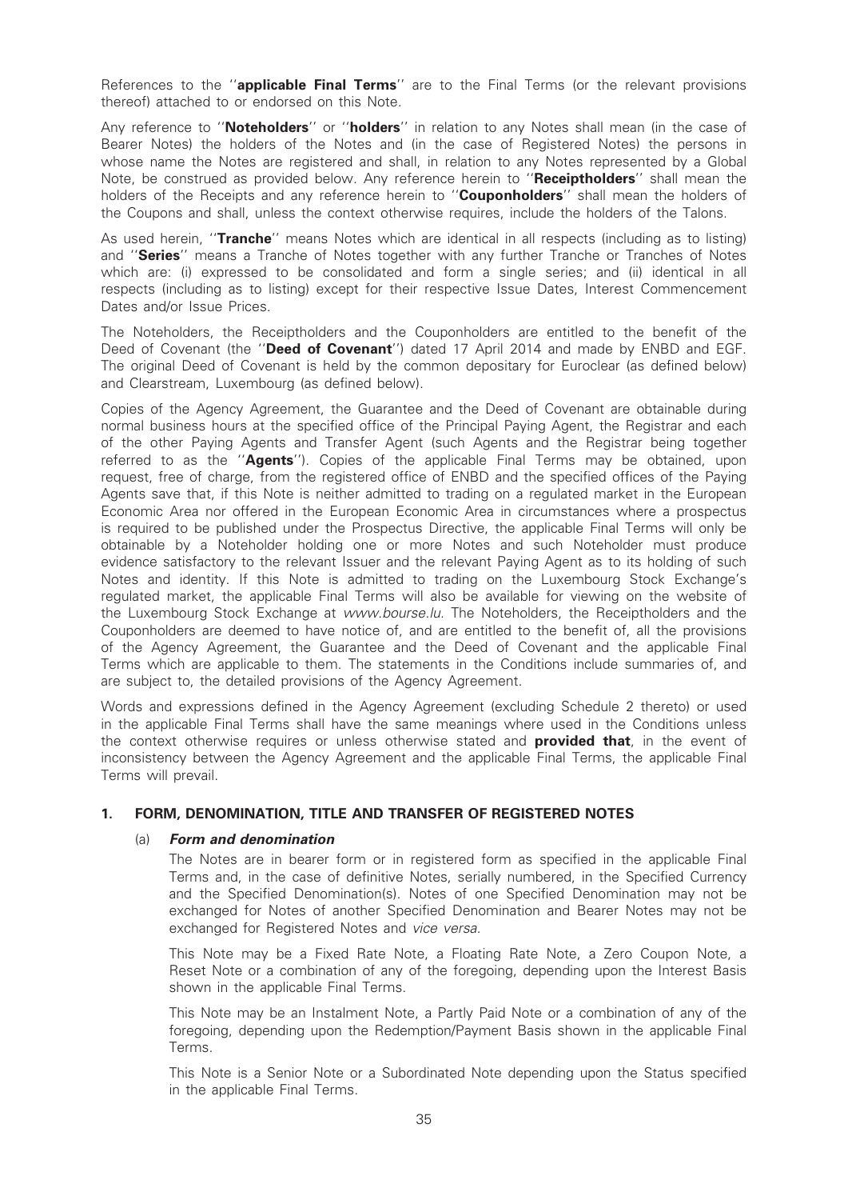References to the ''**applicable Final Terms**'' are to the Final Terms (or the relevant provisions thereof) attached to or endorsed on this Note.

Any reference to ''**Noteholders**'' or ''**holders**'' in relation to any Notes shall mean (in the case of Bearer Notes) the holders of the Notes and (in the case of Registered Notes) the persons in whose name the Notes are registered and shall, in relation to any Notes represented by a Global Note, be construed as provided below. Any reference herein to ''**Receiptholders**'' shall mean the holders of the Receipts and any reference herein to ''**Couponholders**'' shall mean the holders of the Coupons and shall, unless the context otherwise requires, include the holders of the Talons.

As used herein, ''**Tranche**'' means Notes which are identical in all respects (including as to listing) and ''**Series**'' means a Tranche of Notes together with any further Tranche or Tranches of Notes which are: (i) expressed to be consolidated and form a single series; and (ii) identical in all respects (including as to listing) except for their respective Issue Dates, Interest Commencement Dates and/or Issue Prices.

The Noteholders, the Receiptholders and the Couponholders are entitled to the benefit of the Deed of Covenant (the ''**Deed of Covenant**'') dated 17 April 2014 and made by ENBD and EGF. The original Deed of Covenant is held by the common depositary for Euroclear (as defined below) and Clearstream, Luxembourg (as defined below).

Copies of the Agency Agreement, the Guarantee and the Deed of Covenant are obtainable during normal business hours at the specified office of the Principal Paying Agent, the Registrar and each of the other Paying Agents and Transfer Agent (such Agents and the Registrar being together referred to as the ''**Agents**''). Copies of the applicable Final Terms may be obtained, upon request, free of charge, from the registered office of ENBD and the specified offices of the Paying Agents save that, if this Note is neither admitted to trading on a regulated market in the European Economic Area nor offered in the European Economic Area in circumstances where a prospectus is required to be published under the Prospectus Directive, the applicable Final Terms will only be obtainable by a Noteholder holding one or more Notes and such Noteholder must produce evidence satisfactory to the relevant Issuer and the relevant Paying Agent as to its holding of such Notes and identity. If this Note is admitted to trading on the Luxembourg Stock Exchange's regulated market, the applicable Final Terms will also be available for viewing on the website of the Luxembourg Stock Exchange at *www.bourse.lu*. The Noteholders, the Receiptholders and the Couponholders are deemed to have notice of, and are entitled to the benefit of, all the provisions of the Agency Agreement, the Guarantee and the Deed of Covenant and the applicable Final Terms which are applicable to them. The statements in the Conditions include summaries of, and are subject to, the detailed provisions of the Agency Agreement.

Words and expressions defined in the Agency Agreement (excluding Schedule 2 thereto) or used in the applicable Final Terms shall have the same meanings where used in the Conditions unless the context otherwise requires or unless otherwise stated and **provided that**, in the event of inconsistency between the Agency Agreement and the applicable Final Terms, the applicable Final Terms will prevail.

## 1. FORM, DENOMINATION, TITLE AND TRANSFER OF REGISTERED NOTES

### (a) *Form and denomination*

The Notes are in bearer form or in registered form as specified in the applicable Final Terms and, in the case of definitive Notes, serially numbered, in the Specified Currency and the Specified Denomination(s). Notes of one Specified Denomination may not be exchanged for Notes of another Specified Denomination and Bearer Notes may not be exchanged for Registered Notes and *vice versa.*

This Note may be a Fixed Rate Note, a Floating Rate Note, a Zero Coupon Note, a Reset Note or a combination of any of the foregoing, depending upon the Interest Basis shown in the applicable Final Terms.

This Note may be an Instalment Note, a Partly Paid Note or a combination of any of the foregoing, depending upon the Redemption/Payment Basis shown in the applicable Final Terms.

This Note is a Senior Note or a Subordinated Note depending upon the Status specified in the applicable Final Terms.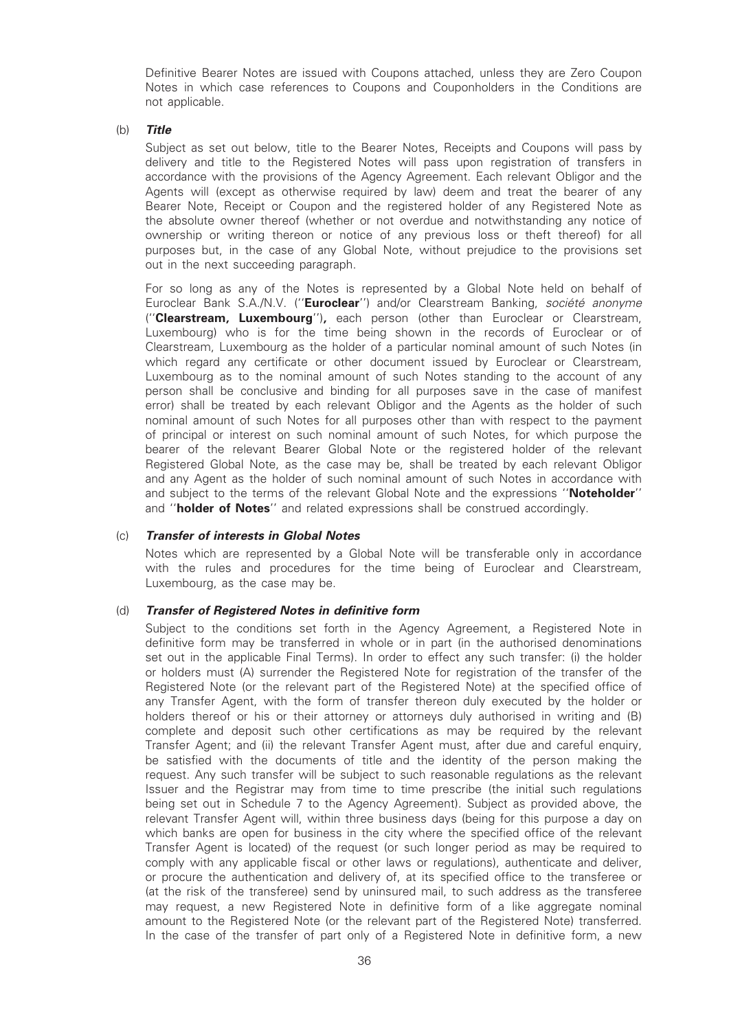Definitive Bearer Notes are issued with Coupons attached, unless they are Zero Coupon Notes in which case references to Coupons and Couponholders in the Conditions are not applicable.

(b) ***Title***

Subject as set out below, title to the Bearer Notes, Receipts and Coupons will pass by delivery and title to the Registered Notes will pass upon registration of transfers in accordance with the provisions of the Agency Agreement. Each relevant Obligor and the Agents will (except as otherwise required by law) deem and treat the bearer of any Bearer Note, Receipt or Coupon and the registered holder of any Registered Note as the absolute owner thereof (whether or not overdue and notwithstanding any notice of ownership or writing thereon or notice of any previous loss or theft thereof) for all purposes but, in the case of any Global Note, without prejudice to the provisions set out in the next succeeding paragraph.

For so long as any of the Notes is represented by a Global Note held on behalf of Euroclear Bank S.A./N.V. (''**Euroclear**'') and/or Clearstream Banking, *société anonyme* (''**Clearstream, Luxembourg**''), each person (other than Euroclear or Clearstream, Luxembourg) who is for the time being shown in the records of Euroclear or of Clearstream, Luxembourg as the holder of a particular nominal amount of such Notes (in which regard any certificate or other document issued by Euroclear or Clearstream, Luxembourg as to the nominal amount of such Notes standing to the account of any person shall be conclusive and binding for all purposes save in the case of manifest error) shall be treated by each relevant Obligor and the Agents as the holder of such nominal amount of such Notes for all purposes other than with respect to the payment of principal or interest on such nominal amount of such Notes, for which purpose the bearer of the relevant Bearer Global Note or the registered holder of the relevant Registered Global Note, as the case may be, shall be treated by each relevant Obligor and any Agent as the holder of such nominal amount of such Notes in accordance with and subject to the terms of the relevant Global Note and the expressions ''**Noteholder**'' and ''**holder of Notes**'' and related expressions shall be construed accordingly.

(c) ***Transfer of interests in Global Notes***

Notes which are represented by a Global Note will be transferable only in accordance with the rules and procedures for the time being of Euroclear and Clearstream, Luxembourg, as the case may be.

(d) ***Transfer of Registered Notes in definitive form***

Subject to the conditions set forth in the Agency Agreement, a Registered Note in definitive form may be transferred in whole or in part (in the authorised denominations set out in the applicable Final Terms). In order to effect any such transfer: (i) the holder or holders must (A) surrender the Registered Note for registration of the transfer of the Registered Note (or the relevant part of the Registered Note) at the specified office of any Transfer Agent, with the form of transfer thereon duly executed by the holder or holders thereof or his or their attorney or attorneys duly authorised in writing and (B) complete and deposit such other certifications as may be required by the relevant Transfer Agent; and (ii) the relevant Transfer Agent must, after due and careful enquiry, be satisfied with the documents of title and the identity of the person making the request. Any such transfer will be subject to such reasonable regulations as the relevant Issuer and the Registrar may from time to time prescribe (the initial such regulations being set out in Schedule 7 to the Agency Agreement). Subject as provided above, the relevant Transfer Agent will, within three business days (being for this purpose a day on which banks are open for business in the city where the specified office of the relevant Transfer Agent is located) of the request (or such longer period as may be required to comply with any applicable fiscal or other laws or regulations), authenticate and deliver, or procure the authentication and delivery of, at its specified office to the transferee or (at the risk of the transferee) send by uninsured mail, to such address as the transferee may request, a new Registered Note in definitive form of a like aggregate nominal amount to the Registered Note (or the relevant part of the Registered Note) transferred. In the case of the transfer of part only of a Registered Note in definitive form, a new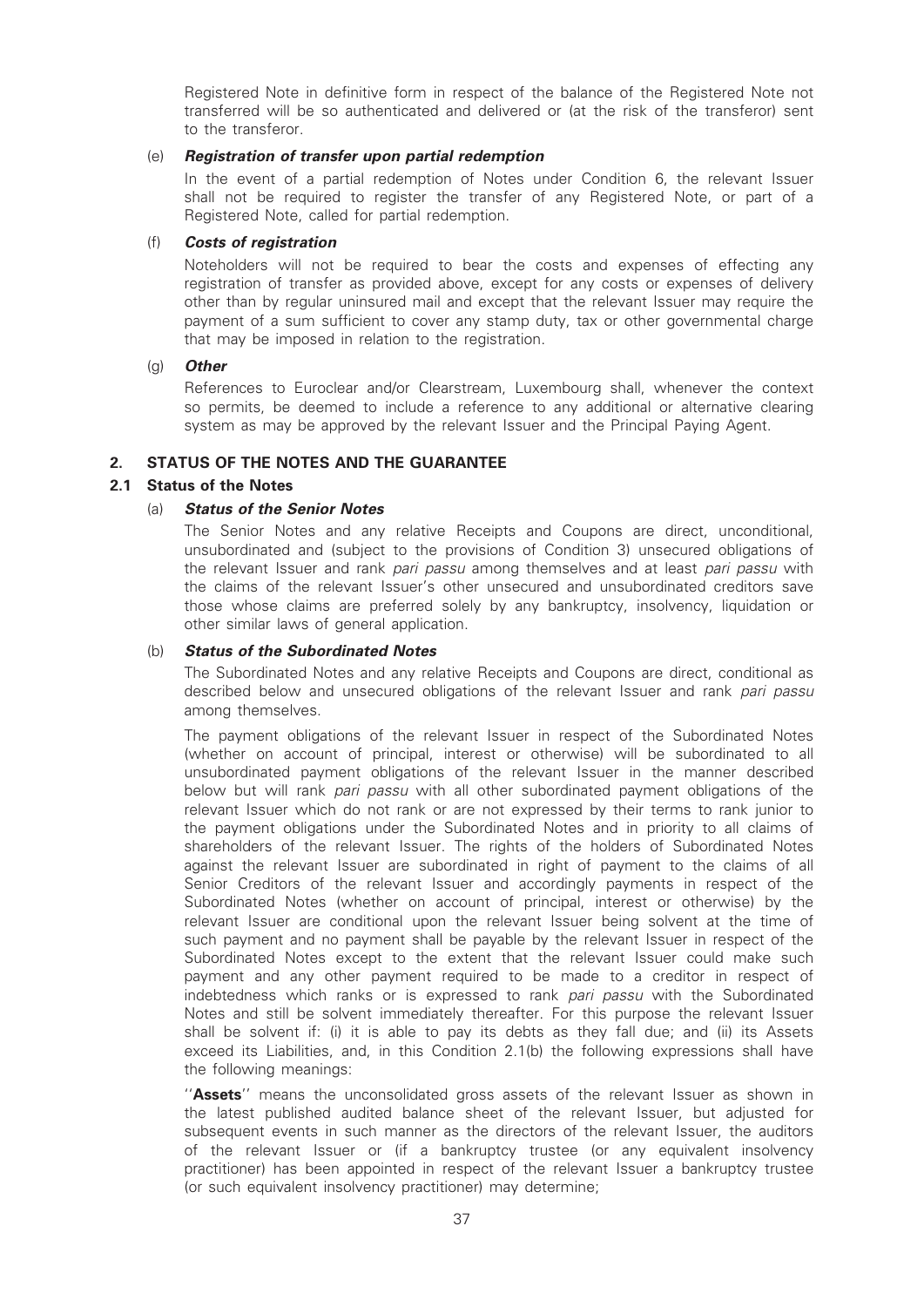Registered Note in definitive form in respect of the balance of the Registered Note not transferred will be so authenticated and delivered or (at the risk of the transferor) sent to the transferor.

(e) ***Registration of transfer upon partial redemption***

In the event of a partial redemption of Notes under Condition 6, the relevant Issuer shall not be required to register the transfer of any Registered Note, or part of a Registered Note, called for partial redemption.

(f) ***Costs of registration***

Noteholders will not be required to bear the costs and expenses of effecting any registration of transfer as provided above, except for any costs or expenses of delivery other than by regular uninsured mail and except that the relevant Issuer may require the payment of a sum sufficient to cover any stamp duty, tax or other governmental charge that may be imposed in relation to the registration.

(g) ***Other***

References to Euroclear and/or Clearstream, Luxembourg shall, whenever the context so permits, be deemed to include a reference to any additional or alternative clearing system as may be approved by the relevant Issuer and the Principal Paying Agent.

## 2. STATUS OF THE NOTES AND THE GUARANTEE

### 2.1 Status of the Notes

(a) ***Status of the Senior Notes***

The Senior Notes and any relative Receipts and Coupons are direct, unconditional, unsubordinated and (subject to the provisions of Condition 3) unsecured obligations of the relevant Issuer and rank *pari passu* among themselves and at least *pari passu* with the claims of the relevant Issuer's other unsecured and unsubordinated creditors save those whose claims are preferred solely by any bankruptcy, insolvency, liquidation or other similar laws of general application.

(b) ***Status of the Subordinated Notes***

The Subordinated Notes and any relative Receipts and Coupons are direct, conditional as described below and unsecured obligations of the relevant Issuer and rank *pari passu* among themselves.

The payment obligations of the relevant Issuer in respect of the Subordinated Notes (whether on account of principal, interest or otherwise) will be subordinated to all unsubordinated payment obligations of the relevant Issuer in the manner described below but will rank *pari passu* with all other subordinated payment obligations of the relevant Issuer which do not rank or are not expressed by their terms to rank junior to the payment obligations under the Subordinated Notes and in priority to all claims of shareholders of the relevant Issuer. The rights of the holders of Subordinated Notes against the relevant Issuer are subordinated in right of payment to the claims of all Senior Creditors of the relevant Issuer and accordingly payments in respect of the Subordinated Notes (whether on account of principal, interest or otherwise) by the relevant Issuer are conditional upon the relevant Issuer being solvent at the time of such payment and no payment shall be payable by the relevant Issuer in respect of the Subordinated Notes except to the extent that the relevant Issuer could make such payment and any other payment required to be made to a creditor in respect of indebtedness which ranks or is expressed to rank *pari passu* with the Subordinated Notes and still be solvent immediately thereafter. For this purpose the relevant Issuer shall be solvent if: (i) it is able to pay its debts as they fall due; and (ii) its Assets exceed its Liabilities, and, in this Condition 2.1(b) the following expressions shall have the following meanings:

''**Assets**'' means the unconsolidated gross assets of the relevant Issuer as shown in the latest published audited balance sheet of the relevant Issuer, but adjusted for subsequent events in such manner as the directors of the relevant Issuer, the auditors of the relevant Issuer or (if a bankruptcy trustee (or any equivalent insolvency practitioner) has been appointed in respect of the relevant Issuer a bankruptcy trustee (or such equivalent insolvency practitioner) may determine;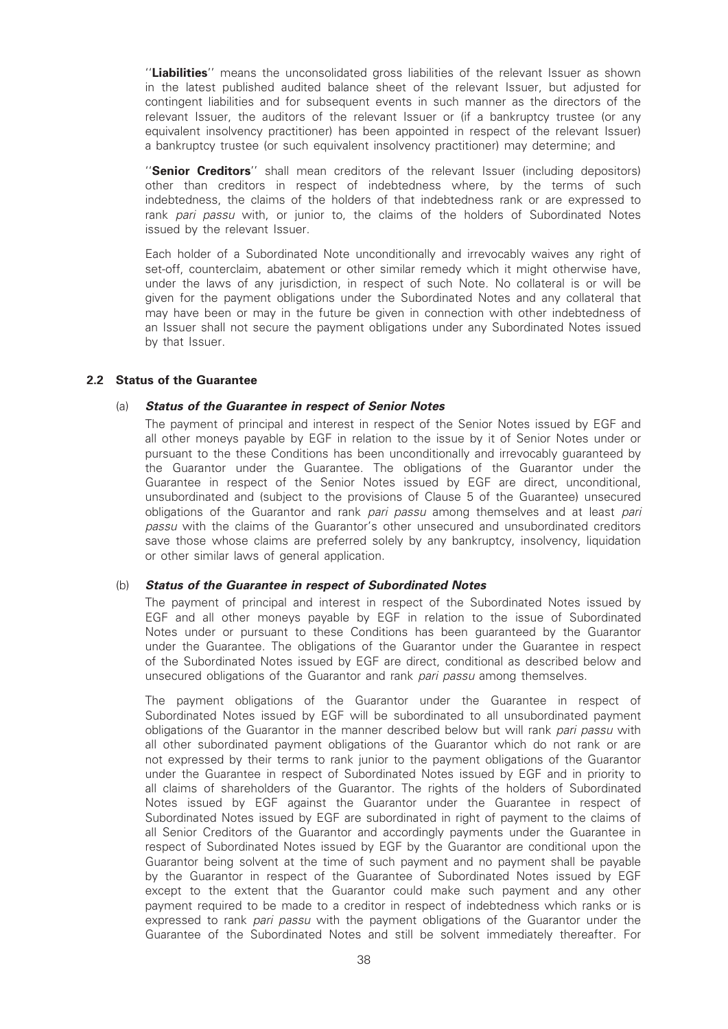"**Liabilities**" means the unconsolidated gross liabilities of the relevant Issuer as shown in the latest published audited balance sheet of the relevant Issuer, but adjusted for contingent liabilities and for subsequent events in such manner as the directors of the relevant Issuer, the auditors of the relevant Issuer or (if a bankruptcy trustee (or any equivalent insolvency practitioner) has been appointed in respect of the relevant Issuer) a bankruptcy trustee (or such equivalent insolvency practitioner) may determine; and

"**Senior Creditors**" shall mean creditors of the relevant Issuer (including depositors) other than creditors in respect of indebtedness where, by the terms of such indebtedness, the claims of the holders of that indebtedness rank or are expressed to rank *pari passu* with, or junior to, the claims of the holders of Subordinated Notes issued by the relevant Issuer.

Each holder of a Subordinated Note unconditionally and irrevocably waives any right of set-off, counterclaim, abatement or other similar remedy which it might otherwise have, under the laws of any jurisdiction, in respect of such Note. No collateral is or will be given for the payment obligations under the Subordinated Notes and any collateral that may have been or may in the future be given in connection with other indebtedness of an Issuer shall not secure the payment obligations under any Subordinated Notes issued by that Issuer.

### 2.2 Status of the Guarantee

(a) ***Status of the Guarantee in respect of Senior Notes***

The payment of principal and interest in respect of the Senior Notes issued by EGF and all other moneys payable by EGF in relation to the issue by it of Senior Notes under or pursuant to the these Conditions has been unconditionally and irrevocably guaranteed by the Guarantor under the Guarantee. The obligations of the Guarantor under the Guarantee in respect of the Senior Notes issued by EGF are direct, unconditional, unsubordinated and (subject to the provisions of Clause 5 of the Guarantee) unsecured obligations of the Guarantor and rank *pari passu* among themselves and at least *pari passu* with the claims of the Guarantor's other unsecured and unsubordinated creditors save those whose claims are preferred solely by any bankruptcy, insolvency, liquidation or other similar laws of general application.

(b) ***Status of the Guarantee in respect of Subordinated Notes***

The payment of principal and interest in respect of the Subordinated Notes issued by EGF and all other moneys payable by EGF in relation to the issue of Subordinated Notes under or pursuant to these Conditions has been guaranteed by the Guarantor under the Guarantee. The obligations of the Guarantor under the Guarantee in respect of the Subordinated Notes issued by EGF are direct, conditional as described below and unsecured obligations of the Guarantor and rank *pari passu* among themselves.

The payment obligations of the Guarantor under the Guarantee in respect of Subordinated Notes issued by EGF will be subordinated to all unsubordinated payment obligations of the Guarantor in the manner described below but will rank *pari passu* with all other subordinated payment obligations of the Guarantor which do not rank or are not expressed by their terms to rank junior to the payment obligations of the Guarantor under the Guarantee in respect of Subordinated Notes issued by EGF and in priority to all claims of shareholders of the Guarantor. The rights of the holders of Subordinated Notes issued by EGF against the Guarantor under the Guarantee in respect of Subordinated Notes issued by EGF are subordinated in right of payment to the claims of all Senior Creditors of the Guarantor and accordingly payments under the Guarantee in respect of Subordinated Notes issued by EGF by the Guarantor are conditional upon the Guarantor being solvent at the time of such payment and no payment shall be payable by the Guarantor in respect of the Guarantee of Subordinated Notes issued by EGF except to the extent that the Guarantor could make such payment and any other payment required to be made to a creditor in respect of indebtedness which ranks or is expressed to rank *pari passu* with the payment obligations of the Guarantor under the Guarantee of the Subordinated Notes and still be solvent immediately thereafter. For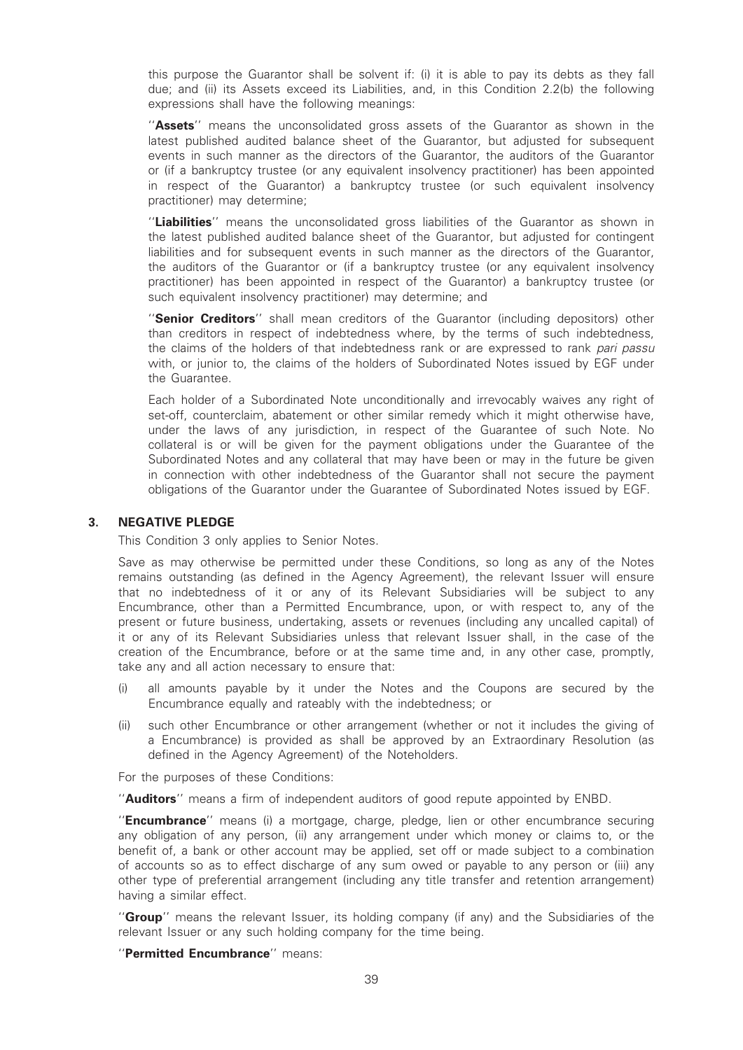this purpose the Guarantor shall be solvent if: (i) it is able to pay its debts as they fall due; and (ii) its Assets exceed its Liabilities, and, in this Condition 2.2(b) the following expressions shall have the following meanings:

''**Assets**'' means the unconsolidated gross assets of the Guarantor as shown in the latest published audited balance sheet of the Guarantor, but adjusted for subsequent events in such manner as the directors of the Guarantor, the auditors of the Guarantor or (if a bankruptcy trustee (or any equivalent insolvency practitioner) has been appointed in respect of the Guarantor) a bankruptcy trustee (or such equivalent insolvency practitioner) may determine;

''**Liabilities**'' means the unconsolidated gross liabilities of the Guarantor as shown in the latest published audited balance sheet of the Guarantor, but adjusted for contingent liabilities and for subsequent events in such manner as the directors of the Guarantor, the auditors of the Guarantor or (if a bankruptcy trustee (or any equivalent insolvency practitioner) has been appointed in respect of the Guarantor) a bankruptcy trustee (or such equivalent insolvency practitioner) may determine; and

''**Senior Creditors**'' shall mean creditors of the Guarantor (including depositors) other than creditors in respect of indebtedness where, by the terms of such indebtedness, the claims of the holders of that indebtedness rank or are expressed to rank *pari passu* with, or junior to, the claims of the holders of Subordinated Notes issued by EGF under the Guarantee.

Each holder of a Subordinated Note unconditionally and irrevocably waives any right of set-off, counterclaim, abatement or other similar remedy which it might otherwise have, under the laws of any jurisdiction, in respect of the Guarantee of such Note. No collateral is or will be given for the payment obligations under the Guarantee of the Subordinated Notes and any collateral that may have been or may in the future be given in connection with other indebtedness of the Guarantor shall not secure the payment obligations of the Guarantor under the Guarantee of Subordinated Notes issued by EGF.

## 3. NEGATIVE PLEDGE

This Condition 3 only applies to Senior Notes.

Save as may otherwise be permitted under these Conditions, so long as any of the Notes remains outstanding (as defined in the Agency Agreement), the relevant Issuer will ensure that no indebtedness of it or any of its Relevant Subsidiaries will be subject to any Encumbrance, other than a Permitted Encumbrance, upon, or with respect to, any of the present or future business, undertaking, assets or revenues (including any uncalled capital) of it or any of its Relevant Subsidiaries unless that relevant Issuer shall, in the case of the creation of the Encumbrance, before or at the same time and, in any other case, promptly, take any and all action necessary to ensure that:

(i) all amounts payable by it under the Notes and the Coupons are secured by the Encumbrance equally and rateably with the indebtedness; or

(ii) such other Encumbrance or other arrangement (whether or not it includes the giving of a Encumbrance) is provided as shall be approved by an Extraordinary Resolution (as defined in the Agency Agreement) of the Noteholders.

For the purposes of these Conditions:

''**Auditors**'' means a firm of independent auditors of good repute appointed by ENBD.

''**Encumbrance**'' means (i) a mortgage, charge, pledge, lien or other encumbrance securing any obligation of any person, (ii) any arrangement under which money or claims to, or the benefit of, a bank or other account may be applied, set off or made subject to a combination of accounts so as to effect discharge of any sum owed or payable to any person or (iii) any other type of preferential arrangement (including any title transfer and retention arrangement) having a similar effect.

''**Group**'' means the relevant Issuer, its holding company (if any) and the Subsidiaries of the relevant Issuer or any such holding company for the time being.

''**Permitted Encumbrance**'' means: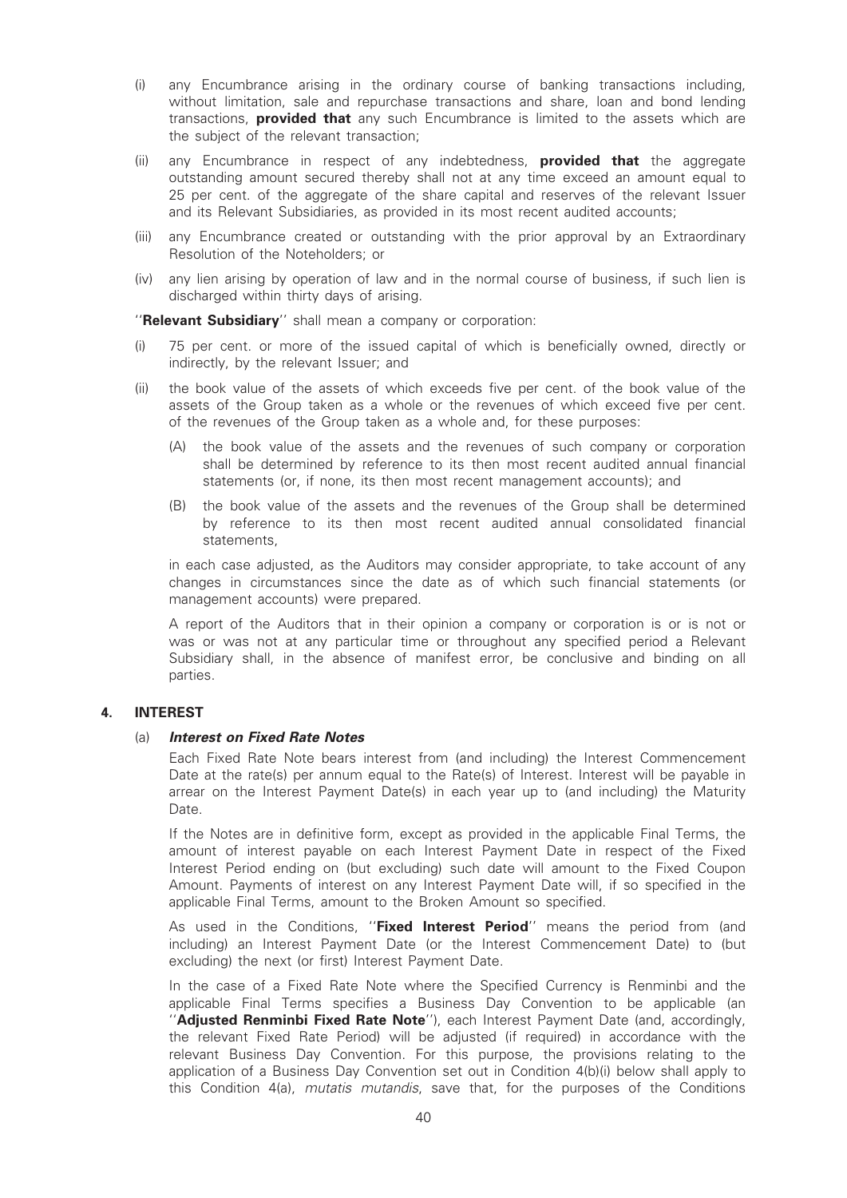(i) any Encumbrance arising in the ordinary course of banking transactions including, without limitation, sale and repurchase transactions and share, loan and bond lending transactions, **provided that** any such Encumbrance is limited to the assets which are the subject of the relevant transaction;

(ii) any Encumbrance in respect of any indebtedness, **provided that** the aggregate outstanding amount secured thereby shall not at any time exceed an amount equal to 25 per cent. of the aggregate of the share capital and reserves of the relevant Issuer and its Relevant Subsidiaries, as provided in its most recent audited accounts;

(iii) any Encumbrance created or outstanding with the prior approval by an Extraordinary Resolution of the Noteholders; or

(iv) any lien arising by operation of law and in the normal course of business, if such lien is discharged within thirty days of arising.

''**Relevant Subsidiary**'' shall mean a company or corporation:

(i) 75 per cent. or more of the issued capital of which is beneficially owned, directly or indirectly, by the relevant Issuer; and

(ii) the book value of the assets of which exceeds five per cent. of the book value of the assets of the Group taken as a whole or the revenues of which exceed five per cent. of the revenues of the Group taken as a whole and, for these purposes:

   (A) the book value of the assets and the revenues of such company or corporation shall be determined by reference to its then most recent audited annual financial statements (or, if none, its then most recent management accounts); and

   (B) the book value of the assets and the revenues of the Group shall be determined by reference to its then most recent audited annual consolidated financial statements,

   in each case adjusted, as the Auditors may consider appropriate, to take account of any changes in circumstances since the date as of which such financial statements (or management accounts) were prepared.

   A report of the Auditors that in their opinion a company or corporation is or is not or was or was not at any particular time or throughout any specified period a Relevant Subsidiary shall, in the absence of manifest error, be conclusive and binding on all parties.

## 4. INTEREST

### (a) *Interest on Fixed Rate Notes*

Each Fixed Rate Note bears interest from (and including) the Interest Commencement Date at the rate(s) per annum equal to the Rate(s) of Interest. Interest will be payable in arrear on the Interest Payment Date(s) in each year up to (and including) the Maturity Date.

If the Notes are in definitive form, except as provided in the applicable Final Terms, the amount of interest payable on each Interest Payment Date in respect of the Fixed Interest Period ending on (but excluding) such date will amount to the Fixed Coupon Amount. Payments of interest on any Interest Payment Date will, if so specified in the applicable Final Terms, amount to the Broken Amount so specified.

As used in the Conditions, ''**Fixed Interest Period**'' means the period from (and including) an Interest Payment Date (or the Interest Commencement Date) to (but excluding) the next (or first) Interest Payment Date.

In the case of a Fixed Rate Note where the Specified Currency is Renminbi and the applicable Final Terms specifies a Business Day Convention to be applicable (an ''**Adjusted Renminbi Fixed Rate Note**''), each Interest Payment Date (and, accordingly, the relevant Fixed Rate Period) will be adjusted (if required) in accordance with the relevant Business Day Convention. For this purpose, the provisions relating to the application of a Business Day Convention set out in Condition 4(b)(i) below shall apply to this Condition 4(a), *mutatis mutandis*, save that, for the purposes of the Conditions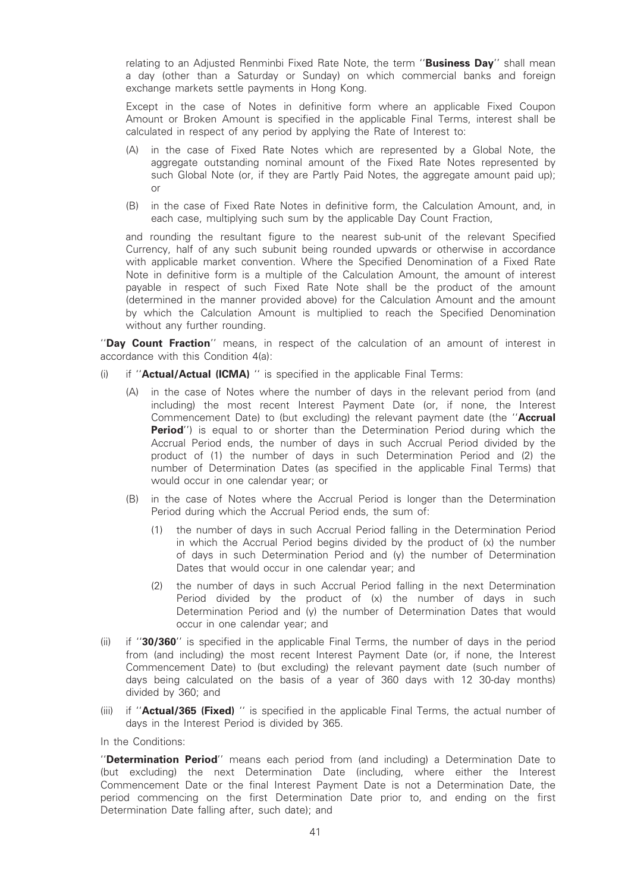relating to an Adjusted Renminbi Fixed Rate Note, the term ''**Business Day**'' shall mean a day (other than a Saturday or Sunday) on which commercial banks and foreign exchange markets settle payments in Hong Kong.

Except in the case of Notes in definitive form where an applicable Fixed Coupon Amount or Broken Amount is specified in the applicable Final Terms, interest shall be calculated in respect of any period by applying the Rate of Interest to:

(A) in the case of Fixed Rate Notes which are represented by a Global Note, the aggregate outstanding nominal amount of the Fixed Rate Notes represented by such Global Note (or, if they are Partly Paid Notes, the aggregate amount paid up); or

(B) in the case of Fixed Rate Notes in definitive form, the Calculation Amount, and, in each case, multiplying such sum by the applicable Day Count Fraction,

and rounding the resultant figure to the nearest sub-unit of the relevant Specified Currency, half of any such subunit being rounded upwards or otherwise in accordance with applicable market convention. Where the Specified Denomination of a Fixed Rate Note in definitive form is a multiple of the Calculation Amount, the amount of interest payable in respect of such Fixed Rate Note shall be the product of the amount (determined in the manner provided above) for the Calculation Amount and the amount by which the Calculation Amount is multiplied to reach the Specified Denomination without any further rounding.

''**Day Count Fraction**'' means, in respect of the calculation of an amount of interest in accordance with this Condition 4(a):

(i) if ''**Actual/Actual (ICMA)** '' is specified in the applicable Final Terms:

   (A) in the case of Notes where the number of days in the relevant period from (and including) the most recent Interest Payment Date (or, if none, the Interest Commencement Date) to (but excluding) the relevant payment date (the ''**Accrual Period**'') is equal to or shorter than the Determination Period during which the Accrual Period ends, the number of days in such Accrual Period divided by the product of (1) the number of days in such Determination Period and (2) the number of Determination Dates (as specified in the applicable Final Terms) that would occur in one calendar year; or

   (B) in the case of Notes where the Accrual Period is longer than the Determination Period during which the Accrual Period ends, the sum of:

      (1) the number of days in such Accrual Period falling in the Determination Period in which the Accrual Period begins divided by the product of (x) the number of days in such Determination Period and (y) the number of Determination Dates that would occur in one calendar year; and

      (2) the number of days in such Accrual Period falling in the next Determination Period divided by the product of (x) the number of days in such Determination Period and (y) the number of Determination Dates that would occur in one calendar year; and

(ii) if ''**30/360**'' is specified in the applicable Final Terms, the number of days in the period from (and including) the most recent Interest Payment Date (or, if none, the Interest Commencement Date) to (but excluding) the relevant payment date (such number of days being calculated on the basis of a year of 360 days with 12 30-day months) divided by 360; and

(iii) if ''**Actual/365 (Fixed)** '' is specified in the applicable Final Terms, the actual number of days in the Interest Period is divided by 365.

In the Conditions:

''**Determination Period**'' means each period from (and including) a Determination Date to (but excluding) the next Determination Date (including, where either the Interest Commencement Date or the final Interest Payment Date is not a Determination Date, the period commencing on the first Determination Date prior to, and ending on the first Determination Date falling after, such date); and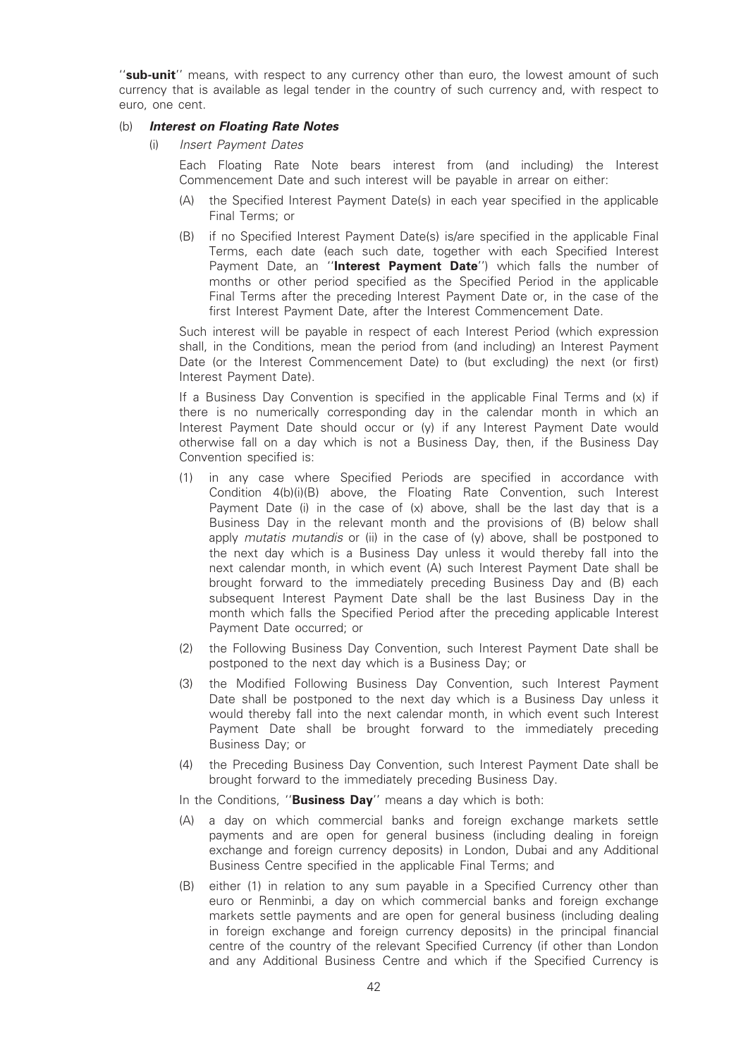''**sub-unit**'' means, with respect to any currency other than euro, the lowest amount of such currency that is available as legal tender in the country of such currency and, with respect to euro, one cent.

(b) ***Interest on Floating Rate Notes***

(i) *Insert Payment Dates*

Each Floating Rate Note bears interest from (and including) the Interest Commencement Date and such interest will be payable in arrear on either:

(A) the Specified Interest Payment Date(s) in each year specified in the applicable Final Terms; or

(B) if no Specified Interest Payment Date(s) is/are specified in the applicable Final Terms, each date (each such date, together with each Specified Interest Payment Date, an ''**Interest Payment Date**'') which falls the number of months or other period specified as the Specified Period in the applicable Final Terms after the preceding Interest Payment Date or, in the case of the first Interest Payment Date, after the Interest Commencement Date.

Such interest will be payable in respect of each Interest Period (which expression shall, in the Conditions, mean the period from (and including) an Interest Payment Date (or the Interest Commencement Date) to (but excluding) the next (or first) Interest Payment Date).

If a Business Day Convention is specified in the applicable Final Terms and (x) if there is no numerically corresponding day in the calendar month in which an Interest Payment Date should occur or (y) if any Interest Payment Date would otherwise fall on a day which is not a Business Day, then, if the Business Day Convention specified is:

(1) in any case where Specified Periods are specified in accordance with Condition 4(b)(i)(B) above, the Floating Rate Convention, such Interest Payment Date (i) in the case of (x) above, shall be the last day that is a Business Day in the relevant month and the provisions of (B) below shall apply *mutatis mutandis* or (ii) in the case of (y) above, shall be postponed to the next day which is a Business Day unless it would thereby fall into the next calendar month, in which event (A) such Interest Payment Date shall be brought forward to the immediately preceding Business Day and (B) each subsequent Interest Payment Date shall be the last Business Day in the month which falls the Specified Period after the preceding applicable Interest Payment Date occurred; or

(2) the Following Business Day Convention, such Interest Payment Date shall be postponed to the next day which is a Business Day; or

(3) the Modified Following Business Day Convention, such Interest Payment Date shall be postponed to the next day which is a Business Day unless it would thereby fall into the next calendar month, in which event such Interest Payment Date shall be brought forward to the immediately preceding Business Day; or

(4) the Preceding Business Day Convention, such Interest Payment Date shall be brought forward to the immediately preceding Business Day.

In the Conditions, ''**Business Day**'' means a day which is both:

(A) a day on which commercial banks and foreign exchange markets settle payments and are open for general business (including dealing in foreign exchange and foreign currency deposits) in London, Dubai and any Additional Business Centre specified in the applicable Final Terms; and

(B) either (1) in relation to any sum payable in a Specified Currency other than euro or Renminbi, a day on which commercial banks and foreign exchange markets settle payments and are open for general business (including dealing in foreign exchange and foreign currency deposits) in the principal financial centre of the country of the relevant Specified Currency (if other than London and any Additional Business Centre and which if the Specified Currency is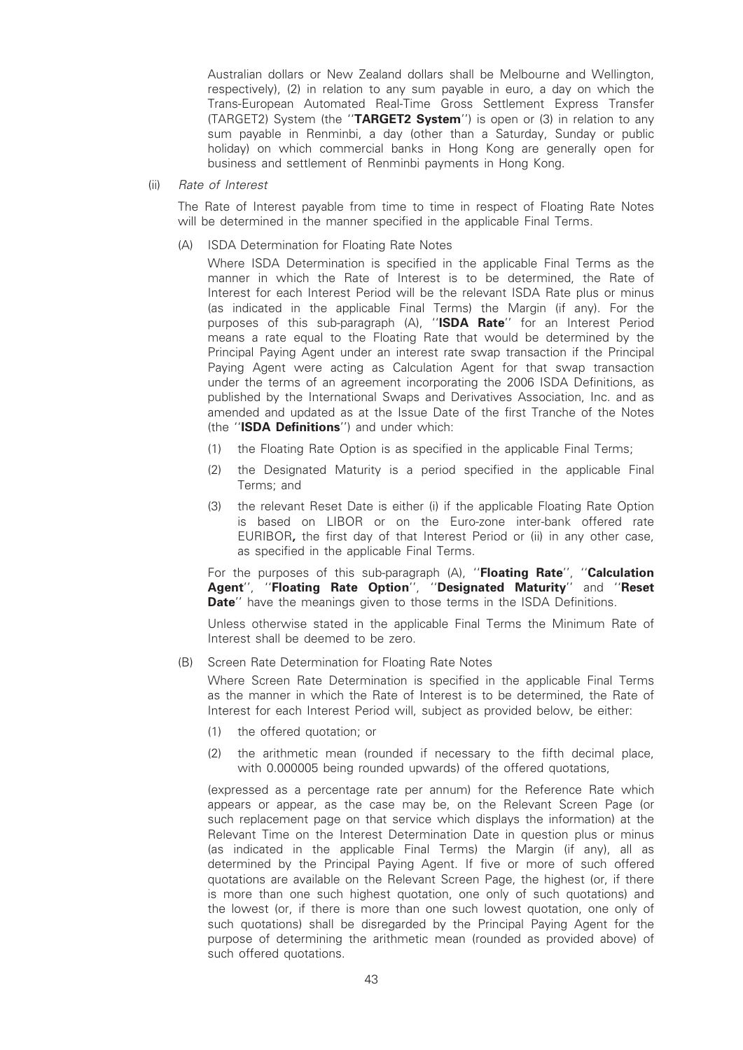Australian dollars or New Zealand dollars shall be Melbourne and Wellington, respectively), (2) in relation to any sum payable in euro, a day on which the Trans-European Automated Real-Time Gross Settlement Express Transfer (TARGET2) System (the ''**TARGET2 System**'') is open or (3) in relation to any sum payable in Renminbi, a day (other than a Saturday, Sunday or public holiday) on which commercial banks in Hong Kong are generally open for business and settlement of Renminbi payments in Hong Kong.

(ii) *Rate of Interest*

The Rate of Interest payable from time to time in respect of Floating Rate Notes will be determined in the manner specified in the applicable Final Terms.

(A) ISDA Determination for Floating Rate Notes

Where ISDA Determination is specified in the applicable Final Terms as the manner in which the Rate of Interest is to be determined, the Rate of Interest for each Interest Period will be the relevant ISDA Rate plus or minus (as indicated in the applicable Final Terms) the Margin (if any). For the purposes of this sub-paragraph (A), ''**ISDA Rate**'' for an Interest Period means a rate equal to the Floating Rate that would be determined by the Principal Paying Agent under an interest rate swap transaction if the Principal Paying Agent were acting as Calculation Agent for that swap transaction under the terms of an agreement incorporating the 2006 ISDA Definitions, as published by the International Swaps and Derivatives Association, Inc. and as amended and updated as at the Issue Date of the first Tranche of the Notes (the ''**ISDA Definitions**'') and under which:

(1) the Floating Rate Option is as specified in the applicable Final Terms;

(2) the Designated Maturity is a period specified in the applicable Final Terms; and

(3) the relevant Reset Date is either (i) if the applicable Floating Rate Option is based on LIBOR or on the Euro-zone inter-bank offered rate EURIBOR**,** the first day of that Interest Period or (ii) in any other case, as specified in the applicable Final Terms.

For the purposes of this sub-paragraph (A), ''**Floating Rate**'', ''**Calculation Agent**'', ''**Floating Rate Option**'', ''**Designated Maturity**'' and ''**Reset Date**'' have the meanings given to those terms in the ISDA Definitions.

Unless otherwise stated in the applicable Final Terms the Minimum Rate of Interest shall be deemed to be zero.

(B) Screen Rate Determination for Floating Rate Notes

Where Screen Rate Determination is specified in the applicable Final Terms as the manner in which the Rate of Interest is to be determined, the Rate of Interest for each Interest Period will, subject as provided below, be either:

(1) the offered quotation; or

(2) the arithmetic mean (rounded if necessary to the fifth decimal place, with 0.000005 being rounded upwards) of the offered quotations,

(expressed as a percentage rate per annum) for the Reference Rate which appears or appear, as the case may be, on the Relevant Screen Page (or such replacement page on that service which displays the information) at the Relevant Time on the Interest Determination Date in question plus or minus (as indicated in the applicable Final Terms) the Margin (if any), all as determined by the Principal Paying Agent. If five or more of such offered quotations are available on the Relevant Screen Page, the highest (or, if there is more than one such highest quotation, one only of such quotations) and the lowest (or, if there is more than one such lowest quotation, one only of such quotations) shall be disregarded by the Principal Paying Agent for the purpose of determining the arithmetic mean (rounded as provided above) of such offered quotations.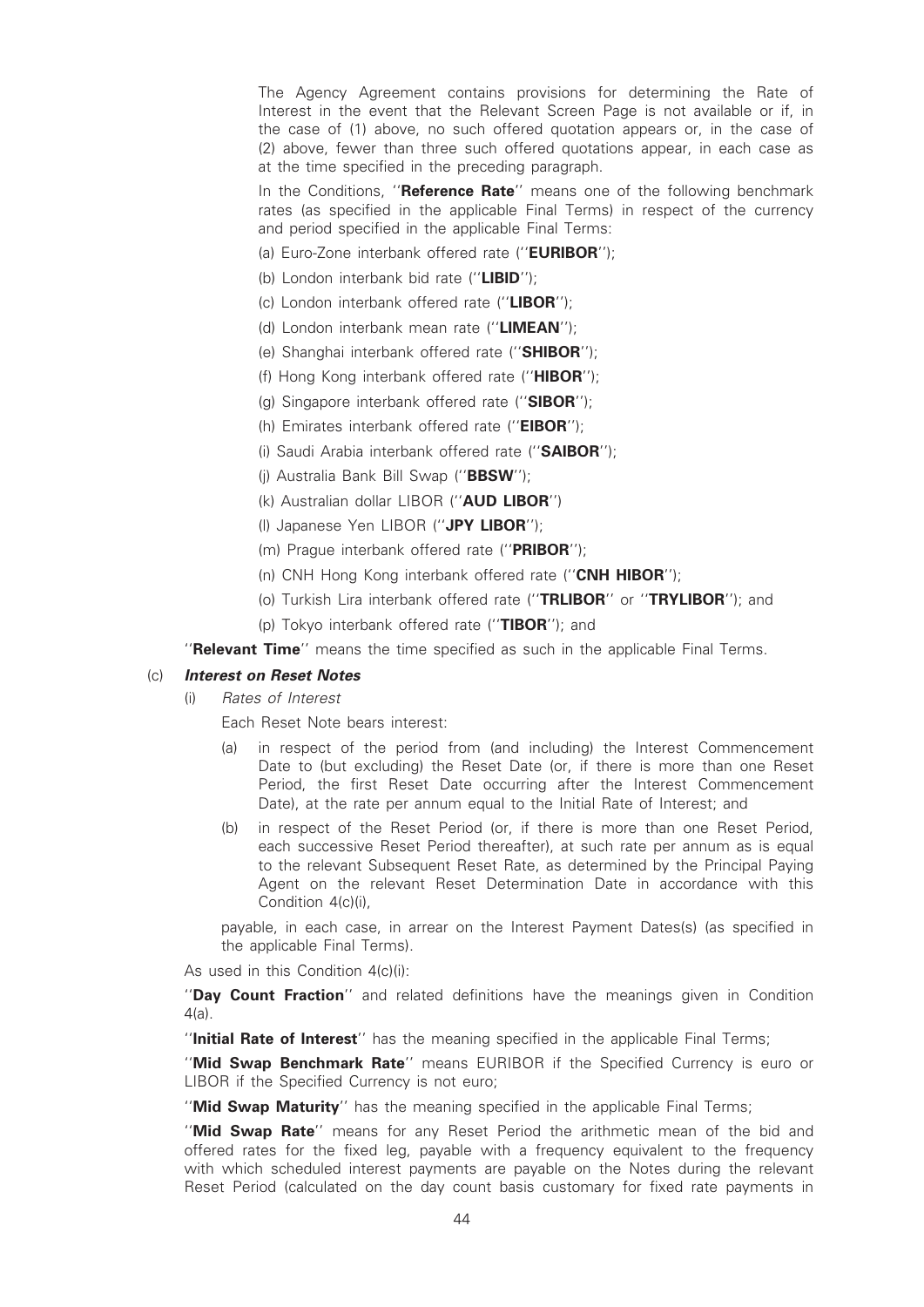The Agency Agreement contains provisions for determining the Rate of Interest in the event that the Relevant Screen Page is not available or if, in the case of (1) above, no such offered quotation appears or, in the case of (2) above, fewer than three such offered quotations appear, in each case as at the time specified in the preceding paragraph.

In the Conditions, ''**Reference Rate**'' means one of the following benchmark rates (as specified in the applicable Final Terms) in respect of the currency and period specified in the applicable Final Terms:

(a) Euro-Zone interbank offered rate (''**EURIBOR**'');

(b) London interbank bid rate (''**LIBID**'');

(c) London interbank offered rate (''**LIBOR**'');

(d) London interbank mean rate (''**LIMEAN**'');

(e) Shanghai interbank offered rate (''**SHIBOR**'');

(f) Hong Kong interbank offered rate (''**HIBOR**'');

(g) Singapore interbank offered rate (''**SIBOR**'');

(h) Emirates interbank offered rate (''**EIBOR**'');

(i) Saudi Arabia interbank offered rate (''**SAIBOR**'');

(j) Australia Bank Bill Swap (''**BBSW**'');

(k) Australian dollar LIBOR (''**AUD LIBOR**'')

(l) Japanese Yen LIBOR (''**JPY LIBOR**'');

(m) Prague interbank offered rate (''**PRIBOR**'');

(n) CNH Hong Kong interbank offered rate (''**CNH HIBOR**'');

(o) Turkish Lira interbank offered rate (''**TRLIBOR**'' or ''**TRYLIBOR**''); and

(p) Tokyo interbank offered rate (''**TIBOR**''); and

''**Relevant Time**'' means the time specified as such in the applicable Final Terms.

(c) ***Interest on Reset Notes***

(i) *Rates of Interest*

Each Reset Note bears interest:

(a) in respect of the period from (and including) the Interest Commencement Date to (but excluding) the Reset Date (or, if there is more than one Reset Period, the first Reset Date occurring after the Interest Commencement Date), at the rate per annum equal to the Initial Rate of Interest; and

(b) in respect of the Reset Period (or, if there is more than one Reset Period, each successive Reset Period thereafter), at such rate per annum as is equal to the relevant Subsequent Reset Rate, as determined by the Principal Paying Agent on the relevant Reset Determination Date in accordance with this Condition 4(c)(i),

payable, in each case, in arrear on the Interest Payment Dates(s) (as specified in the applicable Final Terms).

As used in this Condition 4(c)(i):

''**Day Count Fraction**'' and related definitions have the meanings given in Condition 4(a).

''**Initial Rate of Interest**'' has the meaning specified in the applicable Final Terms;

''**Mid Swap Benchmark Rate**'' means EURIBOR if the Specified Currency is euro or LIBOR if the Specified Currency is not euro;

''**Mid Swap Maturity**'' has the meaning specified in the applicable Final Terms;

''**Mid Swap Rate**'' means for any Reset Period the arithmetic mean of the bid and offered rates for the fixed leg, payable with a frequency equivalent to the frequency with which scheduled interest payments are payable on the Notes during the relevant Reset Period (calculated on the day count basis customary for fixed rate payments in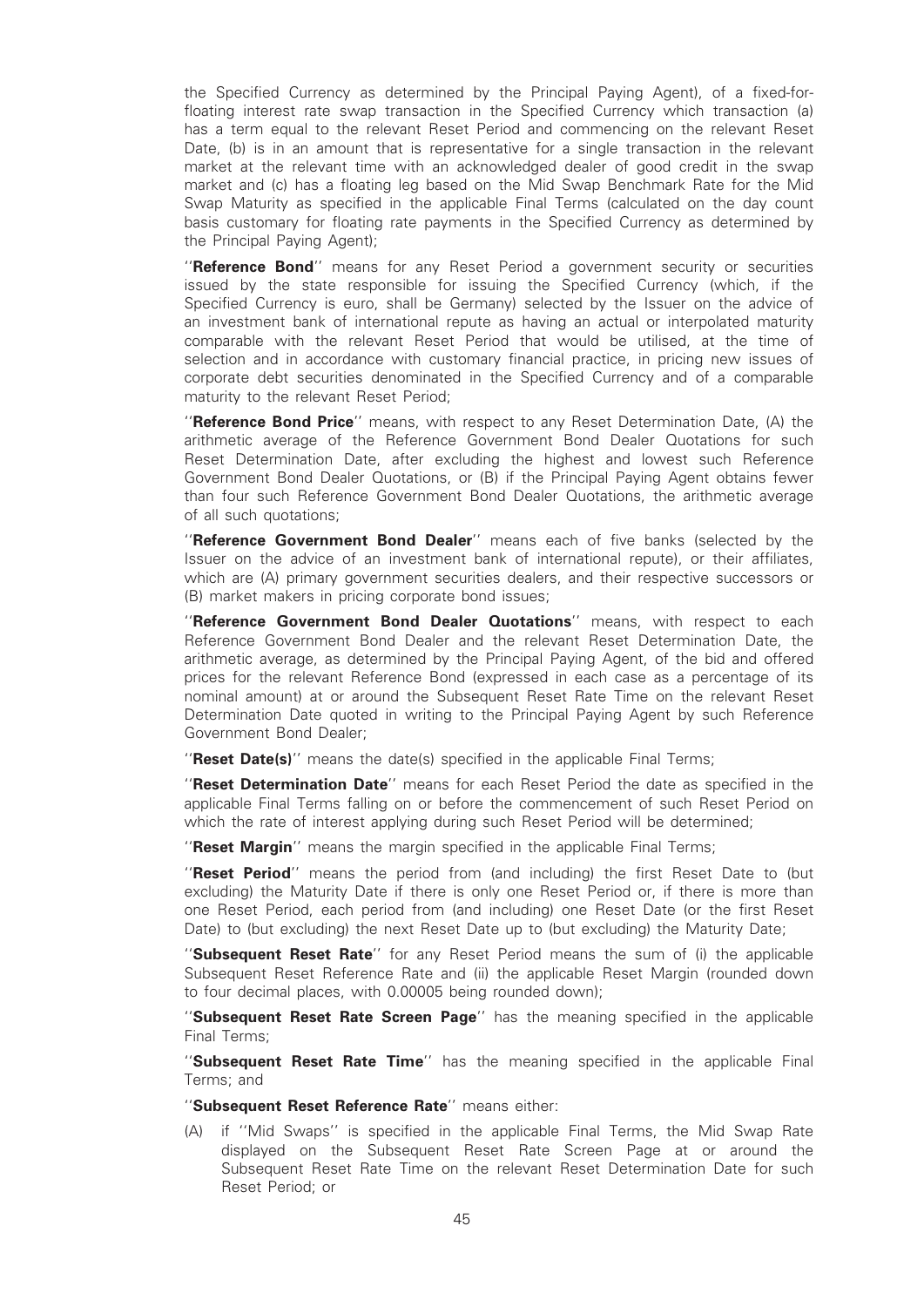the Specified Currency as determined by the Principal Paying Agent), of a fixed-for-floating interest rate swap transaction in the Specified Currency which transaction (a) has a term equal to the relevant Reset Period and commencing on the relevant Reset Date, (b) is in an amount that is representative for a single transaction in the relevant market at the relevant time with an acknowledged dealer of good credit in the swap market and (c) has a floating leg based on the Mid Swap Benchmark Rate for the Mid Swap Maturity as specified in the applicable Final Terms (calculated on the day count basis customary for floating rate payments in the Specified Currency as determined by the Principal Paying Agent);

''**Reference Bond**'' means for any Reset Period a government security or securities issued by the state responsible for issuing the Specified Currency (which, if the Specified Currency is euro, shall be Germany) selected by the Issuer on the advice of an investment bank of international repute as having an actual or interpolated maturity comparable with the relevant Reset Period that would be utilised, at the time of selection and in accordance with customary financial practice, in pricing new issues of corporate debt securities denominated in the Specified Currency and of a comparable maturity to the relevant Reset Period;

''**Reference Bond Price**'' means, with respect to any Reset Determination Date, (A) the arithmetic average of the Reference Government Bond Dealer Quotations for such Reset Determination Date, after excluding the highest and lowest such Reference Government Bond Dealer Quotations, or (B) if the Principal Paying Agent obtains fewer than four such Reference Government Bond Dealer Quotations, the arithmetic average of all such quotations;

''**Reference Government Bond Dealer**'' means each of five banks (selected by the Issuer on the advice of an investment bank of international repute), or their affiliates, which are (A) primary government securities dealers, and their respective successors or (B) market makers in pricing corporate bond issues;

''**Reference Government Bond Dealer Quotations**'' means, with respect to each Reference Government Bond Dealer and the relevant Reset Determination Date, the arithmetic average, as determined by the Principal Paying Agent, of the bid and offered prices for the relevant Reference Bond (expressed in each case as a percentage of its nominal amount) at or around the Subsequent Reset Rate Time on the relevant Reset Determination Date quoted in writing to the Principal Paying Agent by such Reference Government Bond Dealer;

''**Reset Date(s)**'' means the date(s) specified in the applicable Final Terms;

''**Reset Determination Date**'' means for each Reset Period the date as specified in the applicable Final Terms falling on or before the commencement of such Reset Period on which the rate of interest applying during such Reset Period will be determined;

''**Reset Margin**'' means the margin specified in the applicable Final Terms;

''**Reset Period**'' means the period from (and including) the first Reset Date to (but excluding) the Maturity Date if there is only one Reset Period or, if there is more than one Reset Period, each period from (and including) one Reset Date (or the first Reset Date) to (but excluding) the next Reset Date up to (but excluding) the Maturity Date;

''**Subsequent Reset Rate**'' for any Reset Period means the sum of (i) the applicable Subsequent Reset Reference Rate and (ii) the applicable Reset Margin (rounded down to four decimal places, with 0.00005 being rounded down);

''**Subsequent Reset Rate Screen Page**'' has the meaning specified in the applicable Final Terms;

''**Subsequent Reset Rate Time**'' has the meaning specified in the applicable Final Terms; and

''**Subsequent Reset Reference Rate**'' means either:

(A) if ''Mid Swaps'' is specified in the applicable Final Terms, the Mid Swap Rate displayed on the Subsequent Reset Rate Screen Page at or around the Subsequent Reset Rate Time on the relevant Reset Determination Date for such Reset Period; or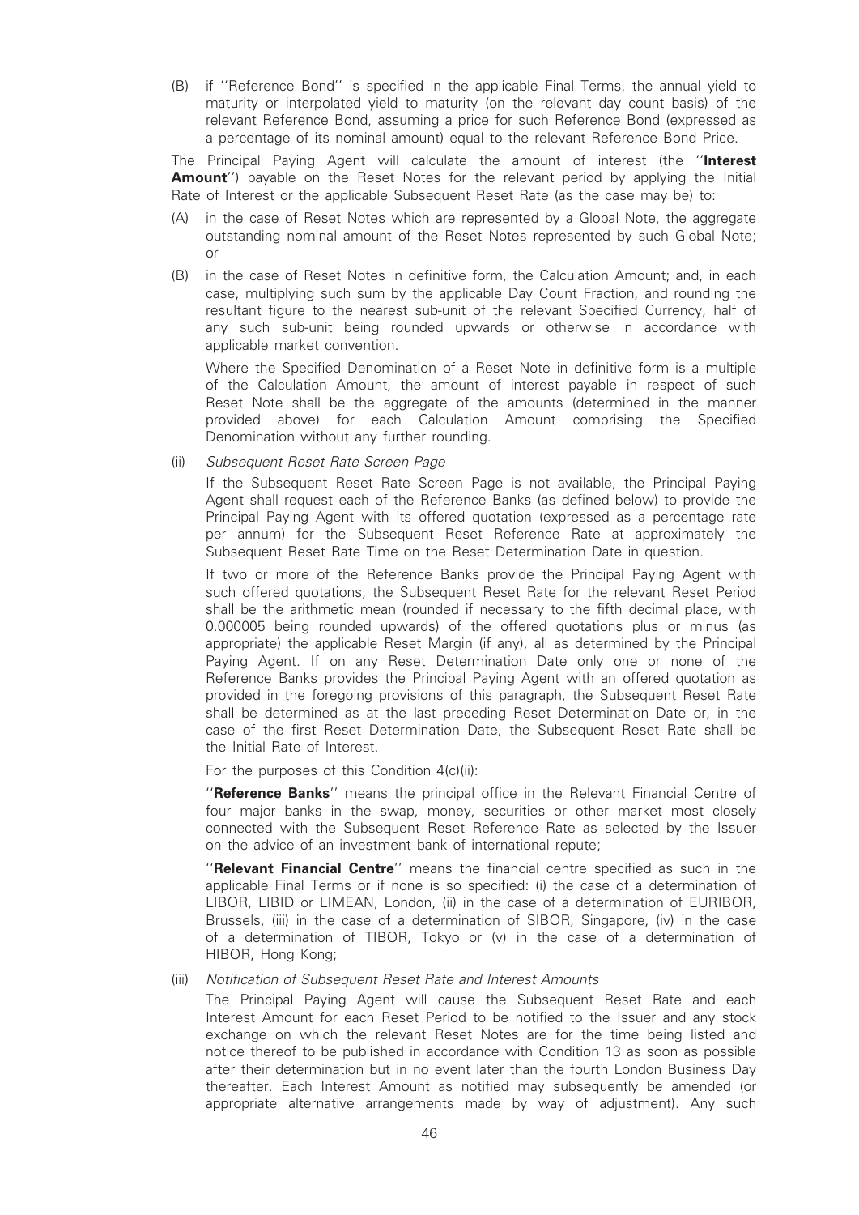(B) if ''Reference Bond'' is specified in the applicable Final Terms, the annual yield to maturity or interpolated yield to maturity (on the relevant day count basis) of the relevant Reference Bond, assuming a price for such Reference Bond (expressed as a percentage of its nominal amount) equal to the relevant Reference Bond Price.

The Principal Paying Agent will calculate the amount of interest (the ''**Interest Amount**'') payable on the Reset Notes for the relevant period by applying the Initial Rate of Interest or the applicable Subsequent Reset Rate (as the case may be) to:

(A) in the case of Reset Notes which are represented by a Global Note, the aggregate outstanding nominal amount of the Reset Notes represented by such Global Note; or

(B) in the case of Reset Notes in definitive form, the Calculation Amount; and, in each case, multiplying such sum by the applicable Day Count Fraction, and rounding the resultant figure to the nearest sub-unit of the relevant Specified Currency, half of any such sub-unit being rounded upwards or otherwise in accordance with applicable market convention.

Where the Specified Denomination of a Reset Note in definitive form is a multiple of the Calculation Amount, the amount of interest payable in respect of such Reset Note shall be the aggregate of the amounts (determined in the manner provided above) for each Calculation Amount comprising the Specified Denomination without any further rounding.

(ii) *Subsequent Reset Rate Screen Page*

If the Subsequent Reset Rate Screen Page is not available, the Principal Paying Agent shall request each of the Reference Banks (as defined below) to provide the Principal Paying Agent with its offered quotation (expressed as a percentage rate per annum) for the Subsequent Reset Reference Rate at approximately the Subsequent Reset Rate Time on the Reset Determination Date in question.

If two or more of the Reference Banks provide the Principal Paying Agent with such offered quotations, the Subsequent Reset Rate for the relevant Reset Period shall be the arithmetic mean (rounded if necessary to the fifth decimal place, with 0.000005 being rounded upwards) of the offered quotations plus or minus (as appropriate) the applicable Reset Margin (if any), all as determined by the Principal Paying Agent. If on any Reset Determination Date only one or none of the Reference Banks provides the Principal Paying Agent with an offered quotation as provided in the foregoing provisions of this paragraph, the Subsequent Reset Rate shall be determined as at the last preceding Reset Determination Date or, in the case of the first Reset Determination Date, the Subsequent Reset Rate shall be the Initial Rate of Interest.

For the purposes of this Condition 4(c)(ii):

''**Reference Banks**'' means the principal office in the Relevant Financial Centre of four major banks in the swap, money, securities or other market most closely connected with the Subsequent Reset Reference Rate as selected by the Issuer on the advice of an investment bank of international repute;

''**Relevant Financial Centre**'' means the financial centre specified as such in the applicable Final Terms or if none is so specified: (i) the case of a determination of LIBOR, LIBID or LIMEAN, London, (ii) in the case of a determination of EURIBOR, Brussels, (iii) in the case of a determination of SIBOR, Singapore, (iv) in the case of a determination of TIBOR, Tokyo or (v) in the case of a determination of HIBOR, Hong Kong;

(iii) *Notification of Subsequent Reset Rate and Interest Amounts*

The Principal Paying Agent will cause the Subsequent Reset Rate and each Interest Amount for each Reset Period to be notified to the Issuer and any stock exchange on which the relevant Reset Notes are for the time being listed and notice thereof to be published in accordance with Condition 13 as soon as possible after their determination but in no event later than the fourth London Business Day thereafter. Each Interest Amount as notified may subsequently be amended (or appropriate alternative arrangements made by way of adjustment). Any such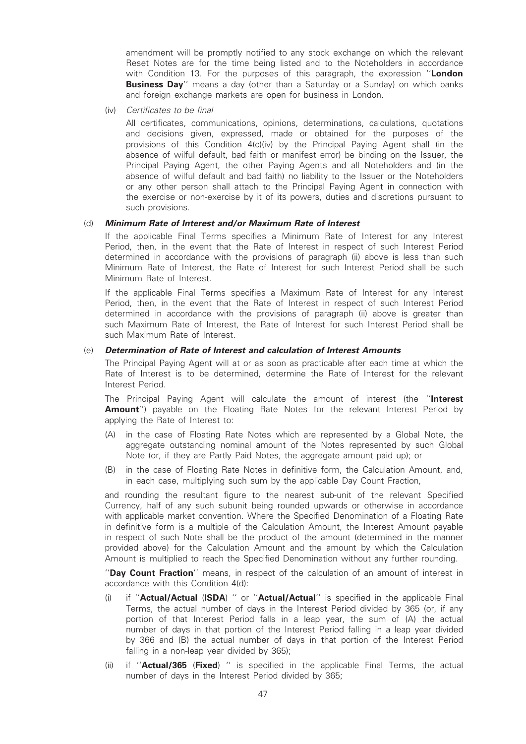amendment will be promptly notified to any stock exchange on which the relevant Reset Notes are for the time being listed and to the Noteholders in accordance with Condition 13. For the purposes of this paragraph, the expression ''**London Business Day**'' means a day (other than a Saturday or a Sunday) on which banks and foreign exchange markets are open for business in London.

(iv) *Certificates to be final*

All certificates, communications, opinions, determinations, calculations, quotations and decisions given, expressed, made or obtained for the purposes of the provisions of this Condition 4(c)(iv) by the Principal Paying Agent shall (in the absence of wilful default, bad faith or manifest error) be binding on the Issuer, the Principal Paying Agent, the other Paying Agents and all Noteholders and (in the absence of wilful default and bad faith) no liability to the Issuer or the Noteholders or any other person shall attach to the Principal Paying Agent in connection with the exercise or non-exercise by it of its powers, duties and discretions pursuant to such provisions.

(d) ***Minimum Rate of Interest and/or Maximum Rate of Interest***

If the applicable Final Terms specifies a Minimum Rate of Interest for any Interest Period, then, in the event that the Rate of Interest in respect of such Interest Period determined in accordance with the provisions of paragraph (ii) above is less than such Minimum Rate of Interest, the Rate of Interest for such Interest Period shall be such Minimum Rate of Interest.

If the applicable Final Terms specifies a Maximum Rate of Interest for any Interest Period, then, in the event that the Rate of Interest in respect of such Interest Period determined in accordance with the provisions of paragraph (ii) above is greater than such Maximum Rate of Interest, the Rate of Interest for such Interest Period shall be such Maximum Rate of Interest.

(e) ***Determination of Rate of Interest and calculation of Interest Amounts***

The Principal Paying Agent will at or as soon as practicable after each time at which the Rate of Interest is to be determined, determine the Rate of Interest for the relevant Interest Period.

The Principal Paying Agent will calculate the amount of interest (the ''**Interest Amount**'') payable on the Floating Rate Notes for the relevant Interest Period by applying the Rate of Interest to:

(A) in the case of Floating Rate Notes which are represented by a Global Note, the aggregate outstanding nominal amount of the Notes represented by such Global Note (or, if they are Partly Paid Notes, the aggregate amount paid up); or

(B) in the case of Floating Rate Notes in definitive form, the Calculation Amount, and, in each case, multiplying such sum by the applicable Day Count Fraction,

and rounding the resultant figure to the nearest sub-unit of the relevant Specified Currency, half of any such subunit being rounded upwards or otherwise in accordance with applicable market convention. Where the Specified Denomination of a Floating Rate in definitive form is a multiple of the Calculation Amount, the Interest Amount payable in respect of such Note shall be the product of the amount (determined in the manner provided above) for the Calculation Amount and the amount by which the Calculation Amount is multiplied to reach the Specified Denomination without any further rounding.

''**Day Count Fraction**'' means, in respect of the calculation of an amount of interest in accordance with this Condition 4(d):

(i) if ''**Actual/Actual** (**ISDA**) '' or ''**Actual/Actual**'' is specified in the applicable Final Terms, the actual number of days in the Interest Period divided by 365 (or, if any portion of that Interest Period falls in a leap year, the sum of (A) the actual number of days in that portion of the Interest Period falling in a leap year divided by 366 and (B) the actual number of days in that portion of the Interest Period falling in a non-leap year divided by 365);

(ii) if ''**Actual/365** (**Fixed**) '' is specified in the applicable Final Terms, the actual number of days in the Interest Period divided by 365;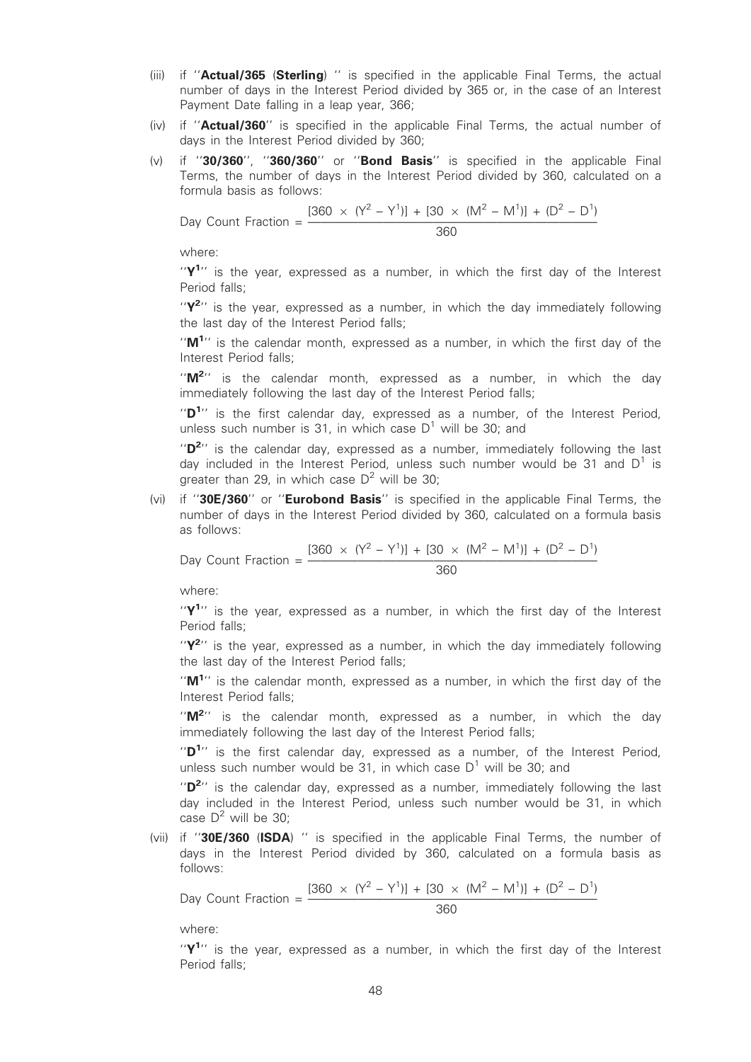(iii) if ''**Actual/365** (**Sterling**) '' is specified in the applicable Final Terms, the actual number of days in the Interest Period divided by 365 or, in the case of an Interest Payment Date falling in a leap year, 366;

(iv) if ''**Actual/360**'' is specified in the applicable Final Terms, the actual number of days in the Interest Period divided by 360;

(v) if ''**30/360**'', ''**360/360**'' or ''**Bond Basis**'' is specified in the applicable Final Terms, the number of days in the Interest Period divided by 360, calculated on a formula basis as follows:

$$\text{Day Count Fraction} = \frac{[360 \times (Y^2 - Y^1)] + [30 \times (M^2 - M^1)] + (D^2 - D^1)}{360}$$

where:

''$\mathbf{Y^1}$'' is the year, expressed as a number, in which the first day of the Interest Period falls;

''$\mathbf{Y^2}$'' is the year, expressed as a number, in which the day immediately following the last day of the Interest Period falls;

''$\mathbf{M^1}$'' is the calendar month, expressed as a number, in which the first day of the Interest Period falls;

''$\mathbf{M^2}$'' is the calendar month, expressed as a number, in which the day immediately following the last day of the Interest Period falls;

''$\mathbf{D^1}$'' is the first calendar day, expressed as a number, of the Interest Period, unless such number is 31, in which case $D^1$ will be 30; and

''$\mathbf{D^2}$'' is the calendar day, expressed as a number, immediately following the last day included in the Interest Period, unless such number would be 31 and $D^1$ is greater than 29, in which case $D^2$ will be 30;

(vi) if ''**30E/360**'' or ''**Eurobond Basis**'' is specified in the applicable Final Terms, the number of days in the Interest Period divided by 360, calculated on a formula basis as follows:

$$\text{Day Count Fraction} = \frac{[360 \times (Y^2 - Y^1)] + [30 \times (M^2 - M^1)] + (D^2 - D^1)}{360}$$

where:

''$\mathbf{Y^1}$'' is the year, expressed as a number, in which the first day of the Interest Period falls;

''$\mathbf{Y^2}$'' is the year, expressed as a number, in which the day immediately following the last day of the Interest Period falls;

''$\mathbf{M^1}$'' is the calendar month, expressed as a number, in which the first day of the Interest Period falls;

''$\mathbf{M^2}$'' is the calendar month, expressed as a number, in which the day immediately following the last day of the Interest Period falls;

''$\mathbf{D^1}$'' is the first calendar day, expressed as a number, of the Interest Period, unless such number would be 31, in which case $D^1$ will be 30; and

''$\mathbf{D^2}$'' is the calendar day, expressed as a number, immediately following the last day included in the Interest Period, unless such number would be 31, in which case $D^2$ will be 30;

(vii) if ''**30E/360** (**ISDA**) '' is specified in the applicable Final Terms, the number of days in the Interest Period divided by 360, calculated on a formula basis as follows:

$$\text{Day Count Fraction} = \frac{[360 \times (Y^2 - Y^1)] + [30 \times (M^2 - M^1)] + (D^2 - D^1)}{360}$$

where:

''$\mathbf{Y^1}$'' is the year, expressed as a number, in which the first day of the Interest Period falls;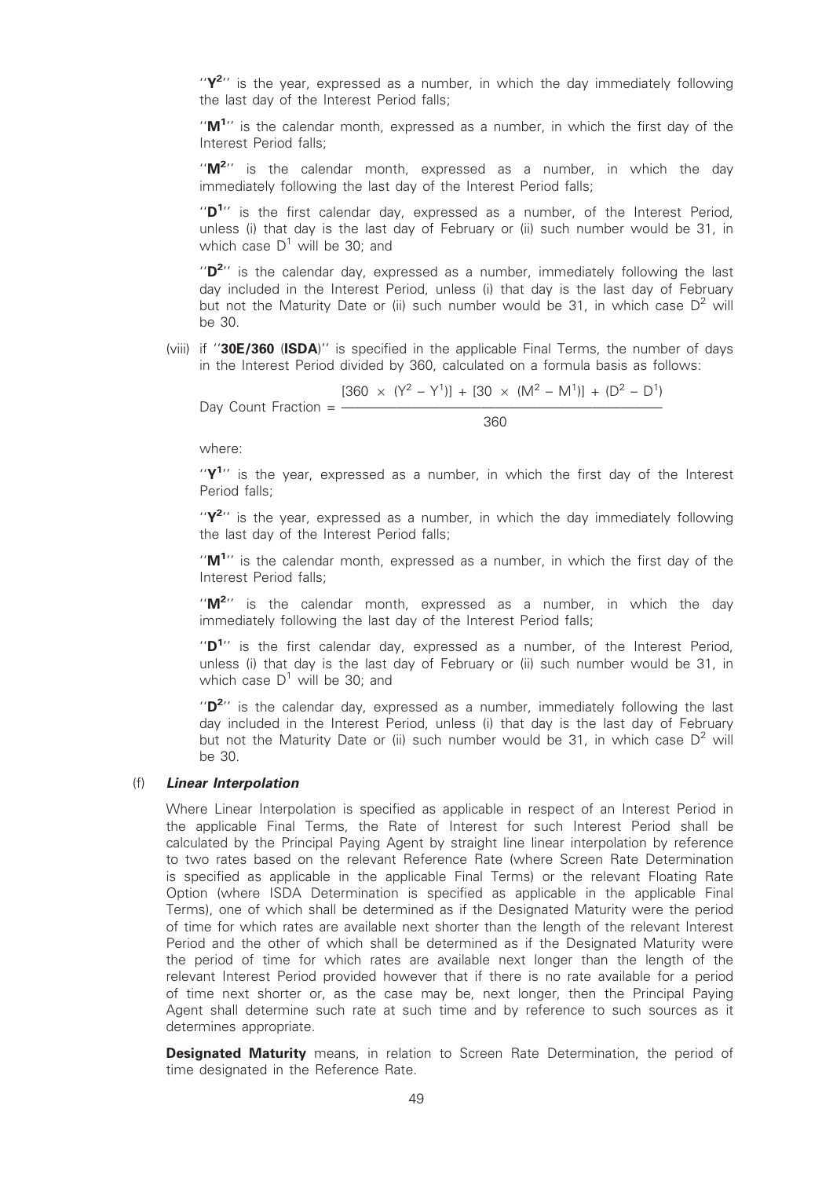"$Y^2$" is the year, expressed as a number, in which the day immediately following the last day of the Interest Period falls;

"$M^1$" is the calendar month, expressed as a number, in which the first day of the Interest Period falls;

"$M^2$" is the calendar month, expressed as a number, in which the day immediately following the last day of the Interest Period falls;

"$D^1$" is the first calendar day, expressed as a number, of the Interest Period, unless (i) that day is the last day of February or (ii) such number would be 31, in which case $D^1$ will be 30; and

"$D^2$" is the calendar day, expressed as a number, immediately following the last day included in the Interest Period, unless (i) that day is the last day of February but not the Maturity Date or (ii) such number would be 31, in which case $D^2$ will be 30.

(viii) if "**30E/360 (ISDA)**" is specified in the applicable Final Terms, the number of days in the Interest Period divided by 360, calculated on a formula basis as follows:

$$\text{Day Count Fraction} = \frac{[360 \times (Y^2 - Y^1)] + [30 \times (M^2 - M^1)] + (D^2 - D^1)}{360}$$

where:

"$Y^1$" is the year, expressed as a number, in which the first day of the Interest Period falls;

"$Y^2$" is the year, expressed as a number, in which the day immediately following the last day of the Interest Period falls;

"$M^1$" is the calendar month, expressed as a number, in which the first day of the Interest Period falls;

"$M^2$" is the calendar month, expressed as a number, in which the day immediately following the last day of the Interest Period falls;

"$D^1$" is the first calendar day, expressed as a number, of the Interest Period, unless (i) that day is the last day of February or (ii) such number would be 31, in which case $D^1$ will be 30; and

"$D^2$" is the calendar day, expressed as a number, immediately following the last day included in the Interest Period, unless (i) that day is the last day of February but not the Maturity Date or (ii) such number would be 31, in which case $D^2$ will be 30.

(f) ***Linear Interpolation***

Where Linear Interpolation is specified as applicable in respect of an Interest Period in the applicable Final Terms, the Rate of Interest for such Interest Period shall be calculated by the Principal Paying Agent by straight line linear interpolation by reference to two rates based on the relevant Reference Rate (where Screen Rate Determination is specified as applicable in the applicable Final Terms) or the relevant Floating Rate Option (where ISDA Determination is specified as applicable in the applicable Final Terms), one of which shall be determined as if the Designated Maturity were the period of time for which rates are available next shorter than the length of the relevant Interest Period and the other of which shall be determined as if the Designated Maturity were the period of time for which rates are available next longer than the length of the relevant Interest Period provided however that if there is no rate available for a period of time next shorter or, as the case may be, next longer, then the Principal Paying Agent shall determine such rate at such time and by reference to such sources as it determines appropriate.

**Designated Maturity** means, in relation to Screen Rate Determination, the period of time designated in the Reference Rate.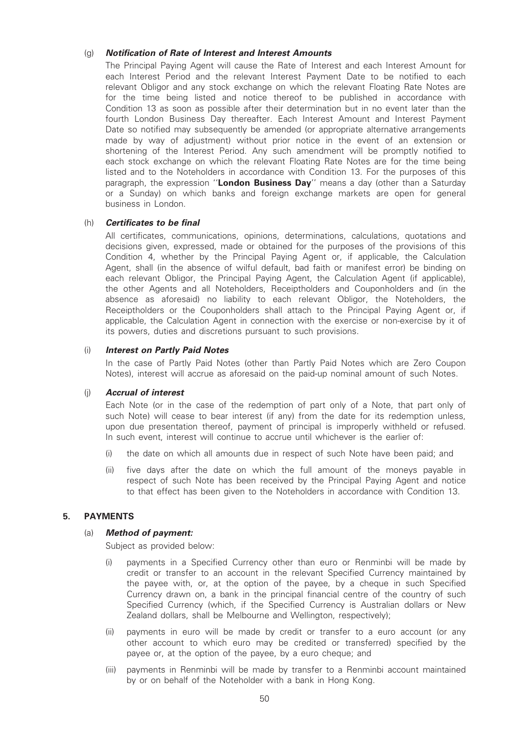(g) ***Notification of Rate of Interest and Interest Amounts***

The Principal Paying Agent will cause the Rate of Interest and each Interest Amount for each Interest Period and the relevant Interest Payment Date to be notified to each relevant Obligor and any stock exchange on which the relevant Floating Rate Notes are for the time being listed and notice thereof to be published in accordance with Condition 13 as soon as possible after their determination but in no event later than the fourth London Business Day thereafter. Each Interest Amount and Interest Payment Date so notified may subsequently be amended (or appropriate alternative arrangements made by way of adjustment) without prior notice in the event of an extension or shortening of the Interest Period. Any such amendment will be promptly notified to each stock exchange on which the relevant Floating Rate Notes are for the time being listed and to the Noteholders in accordance with Condition 13. For the purposes of this paragraph, the expression ''**London Business Day**'' means a day (other than a Saturday or a Sunday) on which banks and foreign exchange markets are open for general business in London.

(h) ***Certificates to be final***

All certificates, communications, opinions, determinations, calculations, quotations and decisions given, expressed, made or obtained for the purposes of the provisions of this Condition 4, whether by the Principal Paying Agent or, if applicable, the Calculation Agent, shall (in the absence of wilful default, bad faith or manifest error) be binding on each relevant Obligor, the Principal Paying Agent, the Calculation Agent (if applicable), the other Agents and all Noteholders, Receiptholders and Couponholders and (in the absence as aforesaid) no liability to each relevant Obligor, the Noteholders, the Receiptholders or the Couponholders shall attach to the Principal Paying Agent or, if applicable, the Calculation Agent in connection with the exercise or non-exercise by it of its powers, duties and discretions pursuant to such provisions.

(i) ***Interest on Partly Paid Notes***

In the case of Partly Paid Notes (other than Partly Paid Notes which are Zero Coupon Notes), interest will accrue as aforesaid on the paid-up nominal amount of such Notes.

(j) ***Accrual of interest***

Each Note (or in the case of the redemption of part only of a Note, that part only of such Note) will cease to bear interest (if any) from the date for its redemption unless, upon due presentation thereof, payment of principal is improperly withheld or refused. In such event, interest will continue to accrue until whichever is the earlier of:

(i) the date on which all amounts due in respect of such Note have been paid; and

(ii) five days after the date on which the full amount of the moneys payable in respect of such Note has been received by the Principal Paying Agent and notice to that effect has been given to the Noteholders in accordance with Condition 13.

## 5. PAYMENTS

(a) ***Method of payment:***

Subject as provided below:

(i) payments in a Specified Currency other than euro or Renminbi will be made by credit or transfer to an account in the relevant Specified Currency maintained by the payee with, or, at the option of the payee, by a cheque in such Specified Currency drawn on, a bank in the principal financial centre of the country of such Specified Currency (which, if the Specified Currency is Australian dollars or New Zealand dollars, shall be Melbourne and Wellington, respectively);

(ii) payments in euro will be made by credit or transfer to a euro account (or any other account to which euro may be credited or transferred) specified by the payee or, at the option of the payee, by a euro cheque; and

(iii) payments in Renminbi will be made by transfer to a Renminbi account maintained by or on behalf of the Noteholder with a bank in Hong Kong.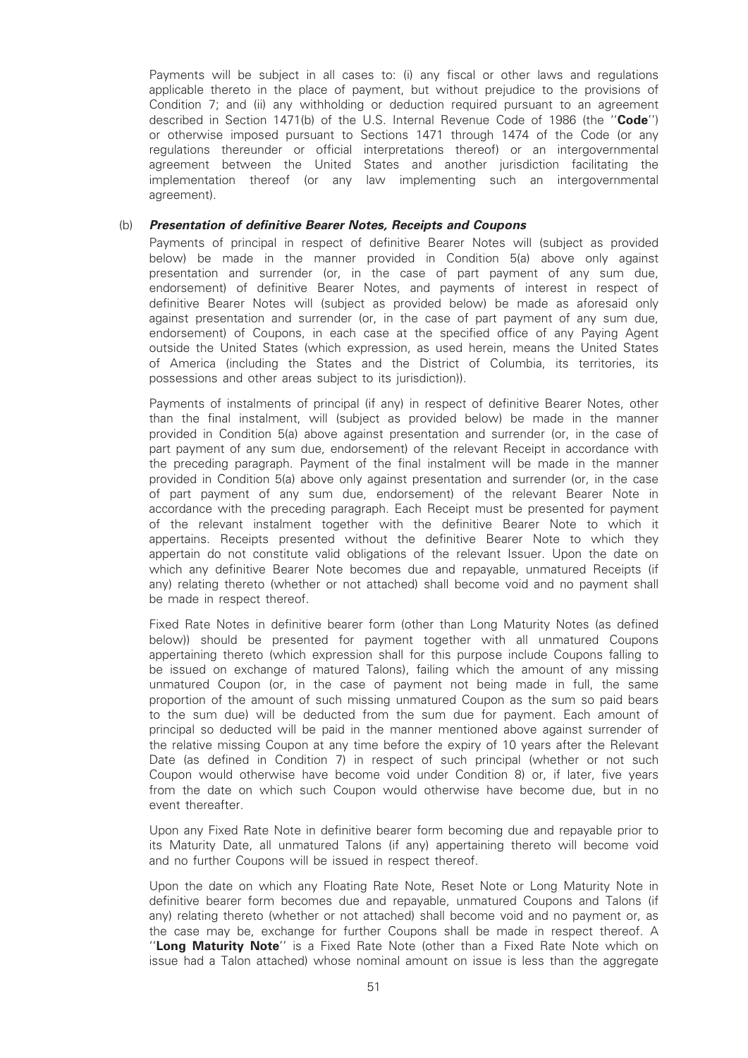Payments will be subject in all cases to: (i) any fiscal or other laws and regulations applicable thereto in the place of payment, but without prejudice to the provisions of Condition 7; and (ii) any withholding or deduction required pursuant to an agreement described in Section 1471(b) of the U.S. Internal Revenue Code of 1986 (the "**Code**") or otherwise imposed pursuant to Sections 1471 through 1474 of the Code (or any regulations thereunder or official interpretations thereof) or an intergovernmental agreement between the United States and another jurisdiction facilitating the implementation thereof (or any law implementing such an intergovernmental agreement).

(b) ***Presentation of definitive Bearer Notes, Receipts and Coupons***

Payments of principal in respect of definitive Bearer Notes will (subject as provided below) be made in the manner provided in Condition 5(a) above only against presentation and surrender (or, in the case of part payment of any sum due, endorsement) of definitive Bearer Notes, and payments of interest in respect of definitive Bearer Notes will (subject as provided below) be made as aforesaid only against presentation and surrender (or, in the case of part payment of any sum due, endorsement) of Coupons, in each case at the specified office of any Paying Agent outside the United States (which expression, as used herein, means the United States of America (including the States and the District of Columbia, its territories, its possessions and other areas subject to its jurisdiction)).

Payments of instalments of principal (if any) in respect of definitive Bearer Notes, other than the final instalment, will (subject as provided below) be made in the manner provided in Condition 5(a) above against presentation and surrender (or, in the case of part payment of any sum due, endorsement) of the relevant Receipt in accordance with the preceding paragraph. Payment of the final instalment will be made in the manner provided in Condition 5(a) above only against presentation and surrender (or, in the case of part payment of any sum due, endorsement) of the relevant Bearer Note in accordance with the preceding paragraph. Each Receipt must be presented for payment of the relevant instalment together with the definitive Bearer Note to which it appertains. Receipts presented without the definitive Bearer Note to which they appertain do not constitute valid obligations of the relevant Issuer. Upon the date on which any definitive Bearer Note becomes due and repayable, unmatured Receipts (if any) relating thereto (whether or not attached) shall become void and no payment shall be made in respect thereof.

Fixed Rate Notes in definitive bearer form (other than Long Maturity Notes (as defined below)) should be presented for payment together with all unmatured Coupons appertaining thereto (which expression shall for this purpose include Coupons falling to be issued on exchange of matured Talons), failing which the amount of any missing unmatured Coupon (or, in the case of payment not being made in full, the same proportion of the amount of such missing unmatured Coupon as the sum so paid bears to the sum due) will be deducted from the sum due for payment. Each amount of principal so deducted will be paid in the manner mentioned above against surrender of the relative missing Coupon at any time before the expiry of 10 years after the Relevant Date (as defined in Condition 7) in respect of such principal (whether or not such Coupon would otherwise have become void under Condition 8) or, if later, five years from the date on which such Coupon would otherwise have become due, but in no event thereafter.

Upon any Fixed Rate Note in definitive bearer form becoming due and repayable prior to its Maturity Date, all unmatured Talons (if any) appertaining thereto will become void and no further Coupons will be issued in respect thereof.

Upon the date on which any Floating Rate Note, Reset Note or Long Maturity Note in definitive bearer form becomes due and repayable, unmatured Coupons and Talons (if any) relating thereto (whether or not attached) shall become void and no payment or, as the case may be, exchange for further Coupons shall be made in respect thereof. A "**Long Maturity Note**" is a Fixed Rate Note (other than a Fixed Rate Note which on issue had a Talon attached) whose nominal amount on issue is less than the aggregate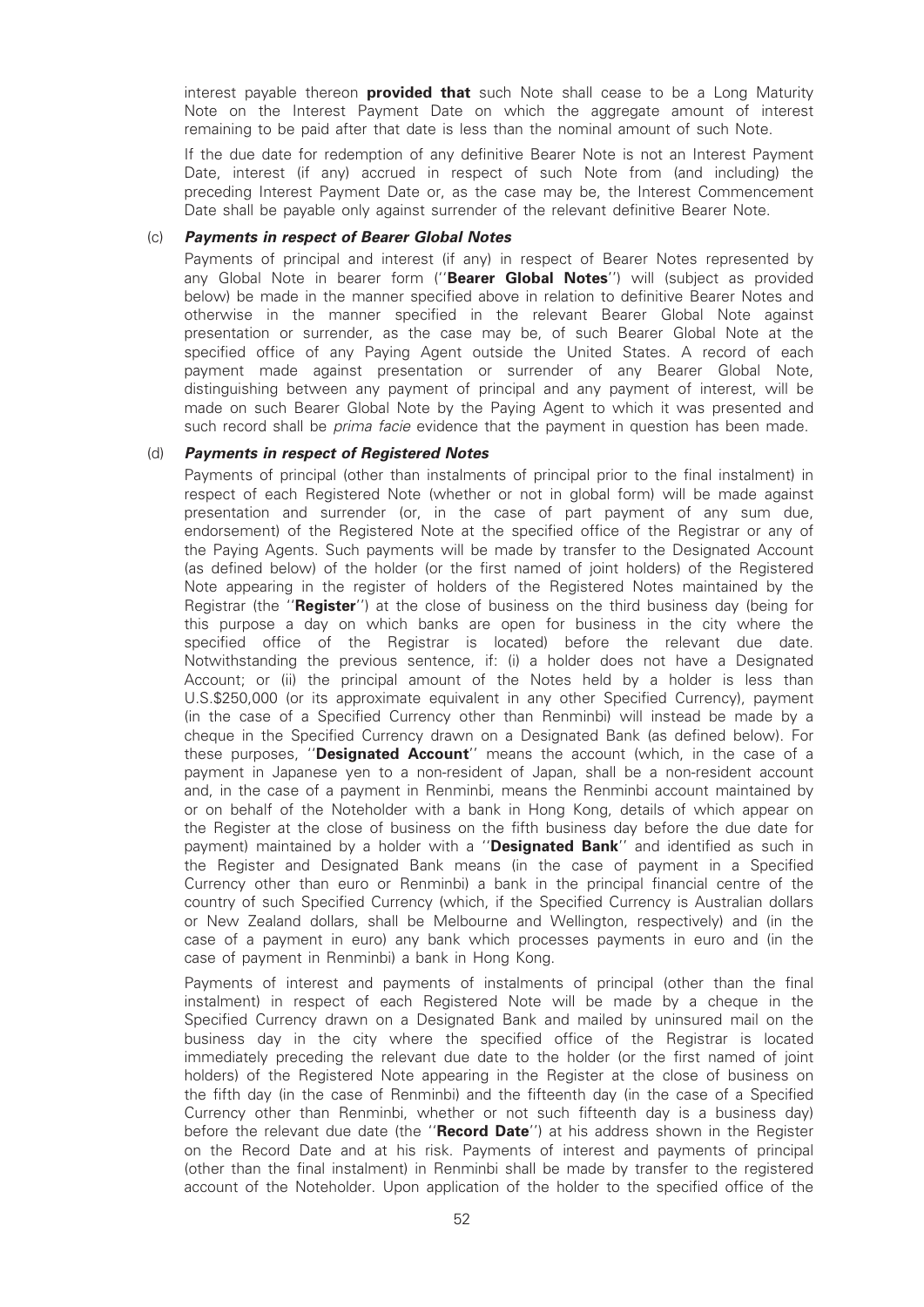interest payable thereon **provided that** such Note shall cease to be a Long Maturity Note on the Interest Payment Date on which the aggregate amount of interest remaining to be paid after that date is less than the nominal amount of such Note.

If the due date for redemption of any definitive Bearer Note is not an Interest Payment Date, interest (if any) accrued in respect of such Note from (and including) the preceding Interest Payment Date or, as the case may be, the Interest Commencement Date shall be payable only against surrender of the relevant definitive Bearer Note.

(c) ***Payments in respect of Bearer Global Notes***

Payments of principal and interest (if any) in respect of Bearer Notes represented by any Global Note in bearer form (''**Bearer Global Notes**'') will (subject as provided below) be made in the manner specified above in relation to definitive Bearer Notes and otherwise in the manner specified in the relevant Bearer Global Note against presentation or surrender, as the case may be, of such Bearer Global Note at the specified office of any Paying Agent outside the United States. A record of each payment made against presentation or surrender of any Bearer Global Note, distinguishing between any payment of principal and any payment of interest, will be made on such Bearer Global Note by the Paying Agent to which it was presented and such record shall be *prima facie* evidence that the payment in question has been made.

(d) ***Payments in respect of Registered Notes***

Payments of principal (other than instalments of principal prior to the final instalment) in respect of each Registered Note (whether or not in global form) will be made against presentation and surrender (or, in the case of part payment of any sum due, endorsement) of the Registered Note at the specified office of the Registrar or any of the Paying Agents. Such payments will be made by transfer to the Designated Account (as defined below) of the holder (or the first named of joint holders) of the Registered Note appearing in the register of holders of the Registered Notes maintained by the Registrar (the ''**Register**'') at the close of business on the third business day (being for this purpose a day on which banks are open for business in the city where the specified office of the Registrar is located) before the relevant due date. Notwithstanding the previous sentence, if: (i) a holder does not have a Designated Account; or (ii) the principal amount of the Notes held by a holder is less than U.S.$250,000 (or its approximate equivalent in any other Specified Currency), payment (in the case of a Specified Currency other than Renminbi) will instead be made by a cheque in the Specified Currency drawn on a Designated Bank (as defined below). For these purposes, ''**Designated Account**'' means the account (which, in the case of a payment in Japanese yen to a non-resident of Japan, shall be a non-resident account and, in the case of a payment in Renminbi, means the Renminbi account maintained by or on behalf of the Noteholder with a bank in Hong Kong, details of which appear on the Register at the close of business on the fifth business day before the due date for payment) maintained by a holder with a ''**Designated Bank**'' and identified as such in the Register and Designated Bank means (in the case of payment in a Specified Currency other than euro or Renminbi) a bank in the principal financial centre of the country of such Specified Currency (which, if the Specified Currency is Australian dollars or New Zealand dollars, shall be Melbourne and Wellington, respectively) and (in the case of a payment in euro) any bank which processes payments in euro and (in the case of payment in Renminbi) a bank in Hong Kong.

Payments of interest and payments of instalments of principal (other than the final instalment) in respect of each Registered Note will be made by a cheque in the Specified Currency drawn on a Designated Bank and mailed by uninsured mail on the business day in the city where the specified office of the Registrar is located immediately preceding the relevant due date to the holder (or the first named of joint holders) of the Registered Note appearing in the Register at the close of business on the fifth day (in the case of Renminbi) and the fifteenth day (in the case of a Specified Currency other than Renminbi, whether or not such fifteenth day is a business day) before the relevant due date (the ''**Record Date**'') at his address shown in the Register on the Record Date and at his risk. Payments of interest and payments of principal (other than the final instalment) in Renminbi shall be made by transfer to the registered account of the Noteholder. Upon application of the holder to the specified office of the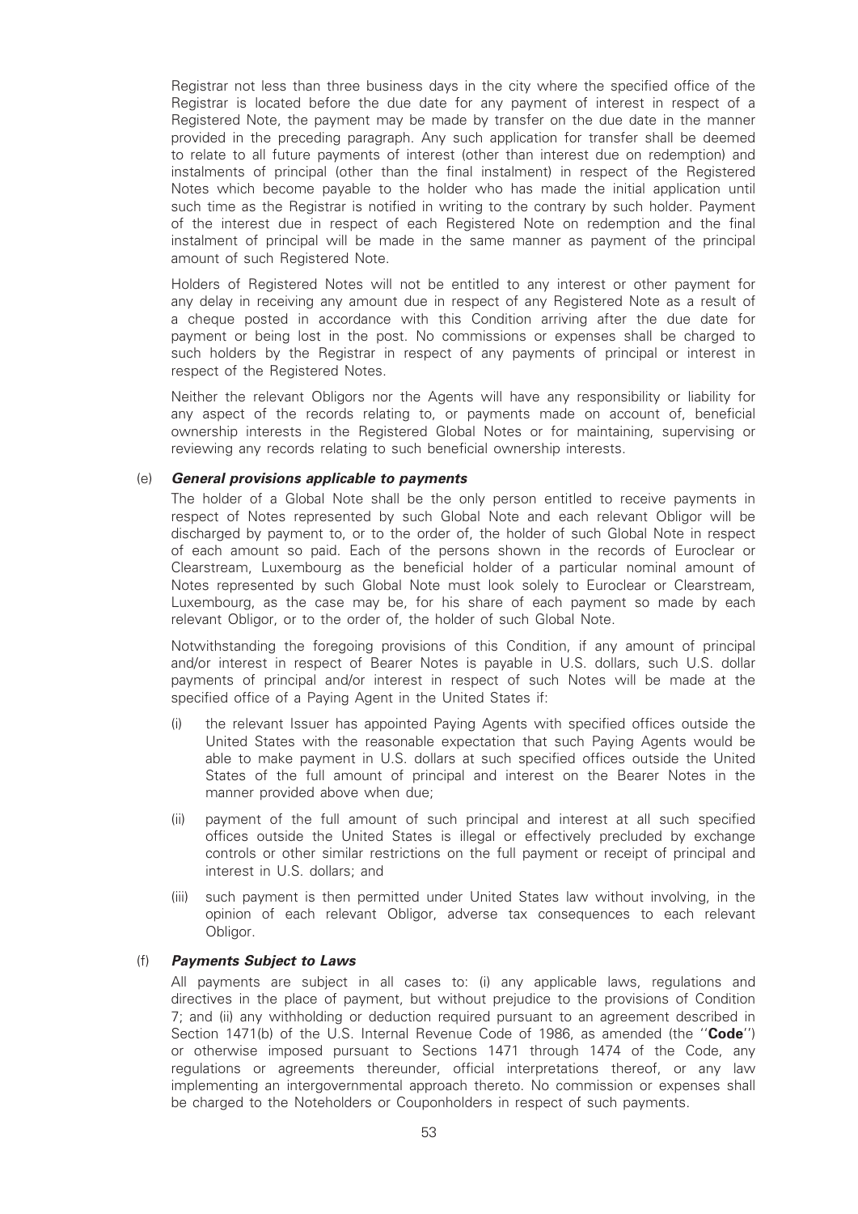Registrar not less than three business days in the city where the specified office of the Registrar is located before the due date for any payment of interest in respect of a Registered Note, the payment may be made by transfer on the due date in the manner provided in the preceding paragraph. Any such application for transfer shall be deemed to relate to all future payments of interest (other than interest due on redemption) and instalments of principal (other than the final instalment) in respect of the Registered Notes which become payable to the holder who has made the initial application until such time as the Registrar is notified in writing to the contrary by such holder. Payment of the interest due in respect of each Registered Note on redemption and the final instalment of principal will be made in the same manner as payment of the principal amount of such Registered Note.

Holders of Registered Notes will not be entitled to any interest or other payment for any delay in receiving any amount due in respect of any Registered Note as a result of a cheque posted in accordance with this Condition arriving after the due date for payment or being lost in the post. No commissions or expenses shall be charged to such holders by the Registrar in respect of any payments of principal or interest in respect of the Registered Notes.

Neither the relevant Obligors nor the Agents will have any responsibility or liability for any aspect of the records relating to, or payments made on account of, beneficial ownership interests in the Registered Global Notes or for maintaining, supervising or reviewing any records relating to such beneficial ownership interests.

(e) ***General provisions applicable to payments***

The holder of a Global Note shall be the only person entitled to receive payments in respect of Notes represented by such Global Note and each relevant Obligor will be discharged by payment to, or to the order of, the holder of such Global Note in respect of each amount so paid. Each of the persons shown in the records of Euroclear or Clearstream, Luxembourg as the beneficial holder of a particular nominal amount of Notes represented by such Global Note must look solely to Euroclear or Clearstream, Luxembourg, as the case may be, for his share of each payment so made by each relevant Obligor, or to the order of, the holder of such Global Note.

Notwithstanding the foregoing provisions of this Condition, if any amount of principal and/or interest in respect of Bearer Notes is payable in U.S. dollars, such U.S. dollar payments of principal and/or interest in respect of such Notes will be made at the specified office of a Paying Agent in the United States if:

(i) the relevant Issuer has appointed Paying Agents with specified offices outside the United States with the reasonable expectation that such Paying Agents would be able to make payment in U.S. dollars at such specified offices outside the United States of the full amount of principal and interest on the Bearer Notes in the manner provided above when due;

(ii) payment of the full amount of such principal and interest at all such specified offices outside the United States is illegal or effectively precluded by exchange controls or other similar restrictions on the full payment or receipt of principal and interest in U.S. dollars; and

(iii) such payment is then permitted under United States law without involving, in the opinion of each relevant Obligor, adverse tax consequences to each relevant Obligor.

(f) ***Payments Subject to Laws***

All payments are subject in all cases to: (i) any applicable laws, regulations and directives in the place of payment, but without prejudice to the provisions of Condition 7; and (ii) any withholding or deduction required pursuant to an agreement described in Section 1471(b) of the U.S. Internal Revenue Code of 1986, as amended (the "**Code**") or otherwise imposed pursuant to Sections 1471 through 1474 of the Code, any regulations or agreements thereunder, official interpretations thereof, or any law implementing an intergovernmental approach thereto. No commission or expenses shall be charged to the Noteholders or Couponholders in respect of such payments.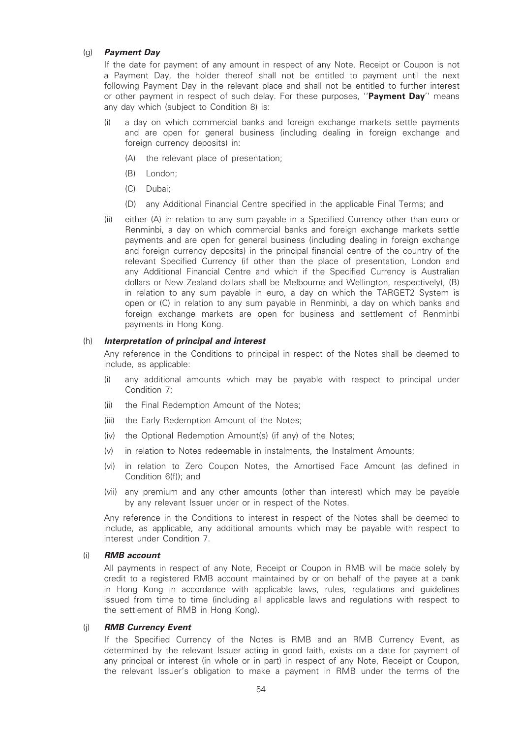(g) ***Payment Day***

If the date for payment of any amount in respect of any Note, Receipt or Coupon is not a Payment Day, the holder thereof shall not be entitled to payment until the next following Payment Day in the relevant place and shall not be entitled to further interest or other payment in respect of such delay. For these purposes, ''**Payment Day**'' means any day which (subject to Condition 8) is:

(i) a day on which commercial banks and foreign exchange markets settle payments and are open for general business (including dealing in foreign exchange and foreign currency deposits) in:

(A) the relevant place of presentation;

(B) London;

(C) Dubai;

(D) any Additional Financial Centre specified in the applicable Final Terms; and

(ii) either (A) in relation to any sum payable in a Specified Currency other than euro or Renminbi, a day on which commercial banks and foreign exchange markets settle payments and are open for general business (including dealing in foreign exchange and foreign currency deposits) in the principal financial centre of the country of the relevant Specified Currency (if other than the place of presentation, London and any Additional Financial Centre and which if the Specified Currency is Australian dollars or New Zealand dollars shall be Melbourne and Wellington, respectively), (B) in relation to any sum payable in euro, a day on which the TARGET2 System is open or (C) in relation to any sum payable in Renminbi, a day on which banks and foreign exchange markets are open for business and settlement of Renminbi payments in Hong Kong.

(h) ***Interpretation of principal and interest***

Any reference in the Conditions to principal in respect of the Notes shall be deemed to include, as applicable:

(i) any additional amounts which may be payable with respect to principal under Condition 7;

(ii) the Final Redemption Amount of the Notes;

(iii) the Early Redemption Amount of the Notes;

(iv) the Optional Redemption Amount(s) (if any) of the Notes;

(v) in relation to Notes redeemable in instalments, the Instalment Amounts;

(vi) in relation to Zero Coupon Notes, the Amortised Face Amount (as defined in Condition 6(f)); and

(vii) any premium and any other amounts (other than interest) which may be payable by any relevant Issuer under or in respect of the Notes.

Any reference in the Conditions to interest in respect of the Notes shall be deemed to include, as applicable, any additional amounts which may be payable with respect to interest under Condition 7.

(i) ***RMB account***

All payments in respect of any Note, Receipt or Coupon in RMB will be made solely by credit to a registered RMB account maintained by or on behalf of the payee at a bank in Hong Kong in accordance with applicable laws, rules, regulations and guidelines issued from time to time (including all applicable laws and regulations with respect to the settlement of RMB in Hong Kong).

(j) ***RMB Currency Event***

If the Specified Currency of the Notes is RMB and an RMB Currency Event, as determined by the relevant Issuer acting in good faith, exists on a date for payment of any principal or interest (in whole or in part) in respect of any Note, Receipt or Coupon, the relevant Issuer's obligation to make a payment in RMB under the terms of the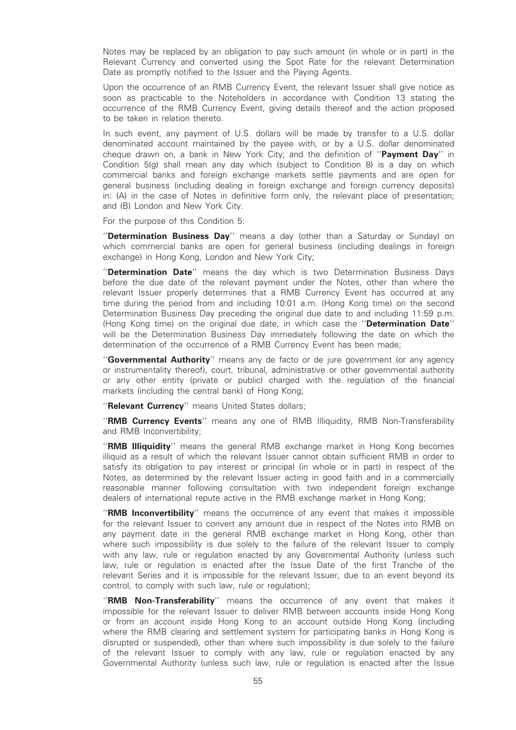Notes may be replaced by an obligation to pay such amount (in whole or in part) in the Relevant Currency and converted using the Spot Rate for the relevant Determination Date as promptly notified to the Issuer and the Paying Agents.

Upon the occurrence of an RMB Currency Event, the relevant Issuer shall give notice as soon as practicable to the Noteholders in accordance with Condition 13 stating the occurrence of the RMB Currency Event, giving details thereof and the action proposed to be taken in relation thereto.

In such event, any payment of U.S. dollars will be made by transfer to a U.S. dollar denominated account maintained by the payee with, or by a U.S. dollar denominated cheque drawn on, a bank in New York City; and the definition of ''**Payment Day**'' in Condition 5(g) shall mean any day which (subject to Condition 8) is a day on which commercial banks and foreign exchange markets settle payments and are open for general business (including dealing in foreign exchange and foreign currency deposits) in: (A) in the case of Notes in definitive form only, the relevant place of presentation; and (B) London and New York City.

For the purpose of this Condition 5:

''**Determination Business Day**'' means a day (other than a Saturday or Sunday) on which commercial banks are open for general business (including dealings in foreign exchange) in Hong Kong, London and New York City;

''**Determination Date**'' means the day which is two Determination Business Days before the due date of the relevant payment under the Notes, other than where the relevant Issuer properly determines that a RMB Currency Event has occurred at any time during the period from and including 10:01 a.m. (Hong Kong time) on the second Determination Business Day preceding the original due date to and including 11:59 p.m. (Hong Kong time) on the original due date, in which case the ''**Determination Date**'' will be the Determination Business Day immediately following the date on which the determination of the occurrence of a RMB Currency Event has been made;

''**Governmental Authority**'' means any de facto or de jure government (or any agency or instrumentality thereof), court, tribunal, administrative or other governmental authority or any other entity (private or public) charged with the regulation of the financial markets (including the central bank) of Hong Kong;

''**Relevant Currency**'' means United States dollars;

''**RMB Currency Events**'' means any one of RMB Illiquidity, RMB Non-Transferability and RMB Inconvertibility;

''**RMB Illiquidity**'' means the general RMB exchange market in Hong Kong becomes illiquid as a result of which the relevant Issuer cannot obtain sufficient RMB in order to satisfy its obligation to pay interest or principal (in whole or in part) in respect of the Notes, as determined by the relevant Issuer acting in good faith and in a commercially reasonable manner following consultation with two independent foreign exchange dealers of international repute active in the RMB exchange market in Hong Kong;

''**RMB Inconvertibility**'' means the occurrence of any event that makes it impossible for the relevant Issuer to convert any amount due in respect of the Notes into RMB on any payment date in the general RMB exchange market in Hong Kong, other than where such impossibility is due solely to the failure of the relevant Issuer to comply with any law, rule or regulation enacted by any Governmental Authority (unless such law, rule or regulation is enacted after the Issue Date of the first Tranche of the relevant Series and it is impossible for the relevant Issuer, due to an event beyond its control, to comply with such law, rule or regulation);

''**RMB Non-Transferability**'' means the occurrence of any event that makes it impossible for the relevant Issuer to deliver RMB between accounts inside Hong Kong or from an account inside Hong Kong to an account outside Hong Kong (including where the RMB clearing and settlement system for participating banks in Hong Kong is disrupted or suspended), other than where such impossibility is due solely to the failure of the relevant Issuer to comply with any law, rule or regulation enacted by any Governmental Authority (unless such law, rule or regulation is enacted after the Issue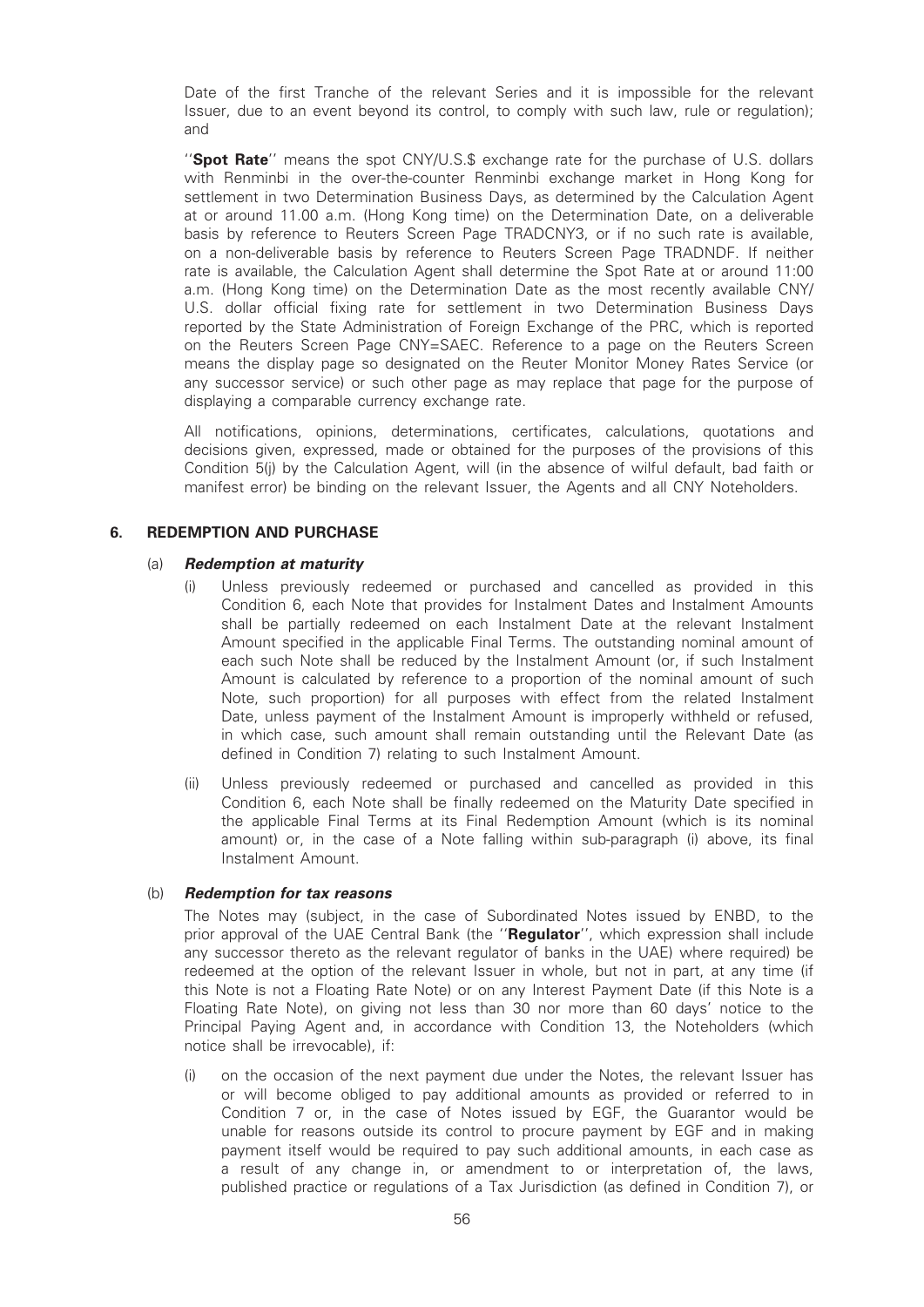Date of the first Tranche of the relevant Series and it is impossible for the relevant Issuer, due to an event beyond its control, to comply with such law, rule or regulation); and

"**Spot Rate**" means the spot CNY/U.S.$ exchange rate for the purchase of U.S. dollars with Renminbi in the over-the-counter Renminbi exchange market in Hong Kong for settlement in two Determination Business Days, as determined by the Calculation Agent at or around 11.00 a.m. (Hong Kong time) on the Determination Date, on a deliverable basis by reference to Reuters Screen Page TRADCNY3, or if no such rate is available, on a non-deliverable basis by reference to Reuters Screen Page TRADNDF. If neither rate is available, the Calculation Agent shall determine the Spot Rate at or around 11:00 a.m. (Hong Kong time) on the Determination Date as the most recently available CNY/U.S. dollar official fixing rate for settlement in two Determination Business Days reported by the State Administration of Foreign Exchange of the PRC, which is reported on the Reuters Screen Page CNY=SAEC. Reference to a page on the Reuters Screen means the display page so designated on the Reuter Monitor Money Rates Service (or any successor service) or such other page as may replace that page for the purpose of displaying a comparable currency exchange rate.

All notifications, opinions, determinations, certificates, calculations, quotations and decisions given, expressed, made or obtained for the purposes of the provisions of this Condition 5(j) by the Calculation Agent, will (in the absence of wilful default, bad faith or manifest error) be binding on the relevant Issuer, the Agents and all CNY Noteholders.

## 6. REDEMPTION AND PURCHASE

### (a) *Redemption at maturity*

(i) Unless previously redeemed or purchased and cancelled as provided in this Condition 6, each Note that provides for Instalment Dates and Instalment Amounts shall be partially redeemed on each Instalment Date at the relevant Instalment Amount specified in the applicable Final Terms. The outstanding nominal amount of each such Note shall be reduced by the Instalment Amount (or, if such Instalment Amount is calculated by reference to a proportion of the nominal amount of such Note, such proportion) for all purposes with effect from the related Instalment Date, unless payment of the Instalment Amount is improperly withheld or refused, in which case, such amount shall remain outstanding until the Relevant Date (as defined in Condition 7) relating to such Instalment Amount.

(ii) Unless previously redeemed or purchased and cancelled as provided in this Condition 6, each Note shall be finally redeemed on the Maturity Date specified in the applicable Final Terms at its Final Redemption Amount (which is its nominal amount) or, in the case of a Note falling within sub-paragraph (i) above, its final Instalment Amount.

### (b) *Redemption for tax reasons*

The Notes may (subject, in the case of Subordinated Notes issued by ENBD, to the prior approval of the UAE Central Bank (the "**Regulator**", which expression shall include any successor thereto as the relevant regulator of banks in the UAE) where required) be redeemed at the option of the relevant Issuer in whole, but not in part, at any time (if this Note is not a Floating Rate Note) or on any Interest Payment Date (if this Note is a Floating Rate Note), on giving not less than 30 nor more than 60 days' notice to the Principal Paying Agent and, in accordance with Condition 13, the Noteholders (which notice shall be irrevocable), if:

(i) on the occasion of the next payment due under the Notes, the relevant Issuer has or will become obliged to pay additional amounts as provided or referred to in Condition 7 or, in the case of Notes issued by EGF, the Guarantor would be unable for reasons outside its control to procure payment by EGF and in making payment itself would be required to pay such additional amounts, in each case as a result of any change in, or amendment to or interpretation of, the laws, published practice or regulations of a Tax Jurisdiction (as defined in Condition 7), or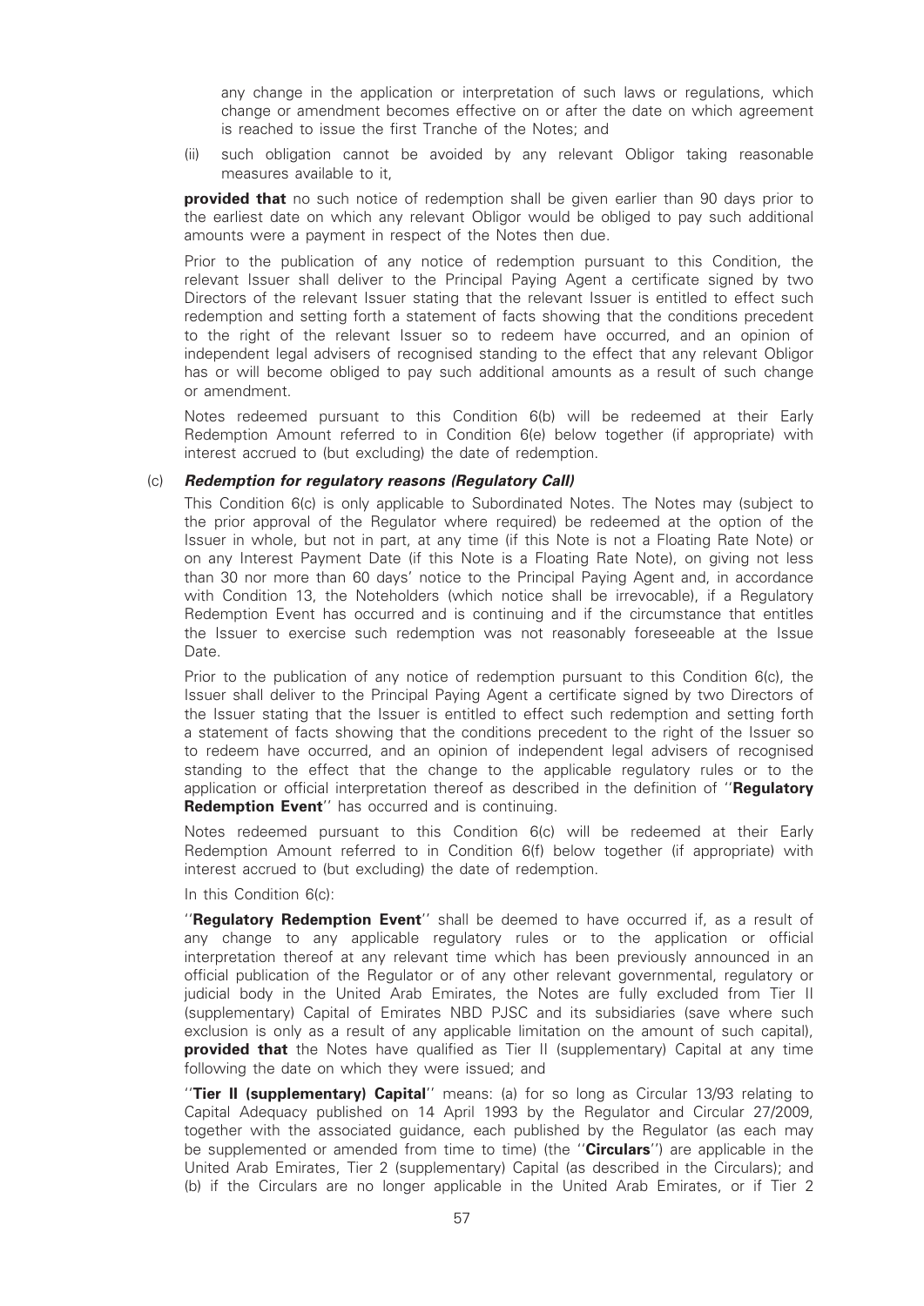any change in the application or interpretation of such laws or regulations, which change or amendment becomes effective on or after the date on which agreement is reached to issue the first Tranche of the Notes; and

(ii) such obligation cannot be avoided by any relevant Obligor taking reasonable measures available to it,

**provided that** no such notice of redemption shall be given earlier than 90 days prior to the earliest date on which any relevant Obligor would be obliged to pay such additional amounts were a payment in respect of the Notes then due.

Prior to the publication of any notice of redemption pursuant to this Condition, the relevant Issuer shall deliver to the Principal Paying Agent a certificate signed by two Directors of the relevant Issuer stating that the relevant Issuer is entitled to effect such redemption and setting forth a statement of facts showing that the conditions precedent to the right of the relevant Issuer so to redeem have occurred, and an opinion of independent legal advisers of recognised standing to the effect that any relevant Obligor has or will become obliged to pay such additional amounts as a result of such change or amendment.

Notes redeemed pursuant to this Condition 6(b) will be redeemed at their Early Redemption Amount referred to in Condition 6(e) below together (if appropriate) with interest accrued to (but excluding) the date of redemption.

(c) ***Redemption for regulatory reasons (Regulatory Call)***

This Condition 6(c) is only applicable to Subordinated Notes. The Notes may (subject to the prior approval of the Regulator where required) be redeemed at the option of the Issuer in whole, but not in part, at any time (if this Note is not a Floating Rate Note) or on any Interest Payment Date (if this Note is a Floating Rate Note), on giving not less than 30 nor more than 60 days' notice to the Principal Paying Agent and, in accordance with Condition 13, the Noteholders (which notice shall be irrevocable), if a Regulatory Redemption Event has occurred and is continuing and if the circumstance that entitles the Issuer to exercise such redemption was not reasonably foreseeable at the Issue Date.

Prior to the publication of any notice of redemption pursuant to this Condition 6(c), the Issuer shall deliver to the Principal Paying Agent a certificate signed by two Directors of the Issuer stating that the Issuer is entitled to effect such redemption and setting forth a statement of facts showing that the conditions precedent to the right of the Issuer so to redeem have occurred, and an opinion of independent legal advisers of recognised standing to the effect that the change to the applicable regulatory rules or to the application or official interpretation thereof as described in the definition of ''**Regulatory Redemption Event**'' has occurred and is continuing.

Notes redeemed pursuant to this Condition 6(c) will be redeemed at their Early Redemption Amount referred to in Condition 6(f) below together (if appropriate) with interest accrued to (but excluding) the date of redemption.

In this Condition 6(c):

''**Regulatory Redemption Event**'' shall be deemed to have occurred if, as a result of any change to any applicable regulatory rules or to the application or official interpretation thereof at any relevant time which has been previously announced in an official publication of the Regulator or of any other relevant governmental, regulatory or judicial body in the United Arab Emirates, the Notes are fully excluded from Tier II (supplementary) Capital of Emirates NBD PJSC and its subsidiaries (save where such exclusion is only as a result of any applicable limitation on the amount of such capital), **provided that** the Notes have qualified as Tier II (supplementary) Capital at any time following the date on which they were issued; and

''**Tier II (supplementary) Capital**'' means: (a) for so long as Circular 13/93 relating to Capital Adequacy published on 14 April 1993 by the Regulator and Circular 27/2009, together with the associated guidance, each published by the Regulator (as each may be supplemented or amended from time to time) (the ''**Circulars**'') are applicable in the United Arab Emirates, Tier 2 (supplementary) Capital (as described in the Circulars); and (b) if the Circulars are no longer applicable in the United Arab Emirates, or if Tier 2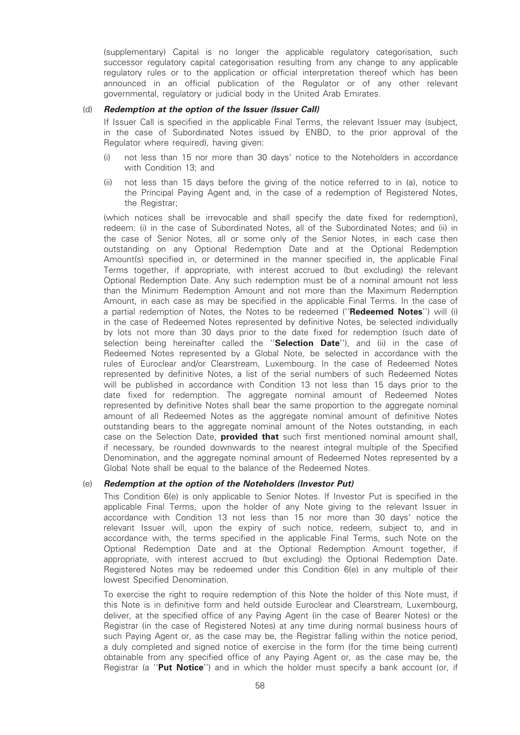(supplementary) Capital is no longer the applicable regulatory categorisation, such successor regulatory capital categorisation resulting from any change to any applicable regulatory rules or to the application or official interpretation thereof which has been announced in an official publication of the Regulator or of any other relevant governmental, regulatory or judicial body in the United Arab Emirates.

(d) ***Redemption at the option of the Issuer (Issuer Call)***

If Issuer Call is specified in the applicable Final Terms, the relevant Issuer may (subject, in the case of Subordinated Notes issued by ENBD, to the prior approval of the Regulator where required), having given:

(i) not less than 15 nor more than 30 days' notice to the Noteholders in accordance with Condition 13; and

(ii) not less than 15 days before the giving of the notice referred to in (a), notice to the Principal Paying Agent and, in the case of a redemption of Registered Notes, the Registrar;

(which notices shall be irrevocable and shall specify the date fixed for redemption), redeem: (i) in the case of Subordinated Notes, all of the Subordinated Notes; and (ii) in the case of Senior Notes, all or some only of the Senior Notes, in each case then outstanding on any Optional Redemption Date and at the Optional Redemption Amount(s) specified in, or determined in the manner specified in, the applicable Final Terms together, if appropriate, with interest accrued to (but excluding) the relevant Optional Redemption Date. Any such redemption must be of a nominal amount not less than the Minimum Redemption Amount and not more than the Maximum Redemption Amount, in each case as may be specified in the applicable Final Terms. In the case of a partial redemption of Notes, the Notes to be redeemed ("**Redeemed Notes**") will (i) in the case of Redeemed Notes represented by definitive Notes, be selected individually by lots not more than 30 days prior to the date fixed for redemption (such date of selection being hereinafter called the "**Selection Date**"), and (ii) in the case of Redeemed Notes represented by a Global Note, be selected in accordance with the rules of Euroclear and/or Clearstream, Luxembourg. In the case of Redeemed Notes represented by definitive Notes, a list of the serial numbers of such Redeemed Notes will be published in accordance with Condition 13 not less than 15 days prior to the date fixed for redemption. The aggregate nominal amount of Redeemed Notes represented by definitive Notes shall bear the same proportion to the aggregate nominal amount of all Redeemed Notes as the aggregate nominal amount of definitive Notes outstanding bears to the aggregate nominal amount of the Notes outstanding, in each case on the Selection Date, **provided that** such first mentioned nominal amount shall, if necessary, be rounded downwards to the nearest integral multiple of the Specified Denomination, and the aggregate nominal amount of Redeemed Notes represented by a Global Note shall be equal to the balance of the Redeemed Notes.

(e) ***Redemption at the option of the Noteholders (Investor Put)***

This Condition 6(e) is only applicable to Senior Notes. If Investor Put is specified in the applicable Final Terms, upon the holder of any Note giving to the relevant Issuer in accordance with Condition 13 not less than 15 nor more than 30 days' notice the relevant Issuer will, upon the expiry of such notice, redeem, subject to, and in accordance with, the terms specified in the applicable Final Terms, such Note on the Optional Redemption Date and at the Optional Redemption Amount together, if appropriate, with interest accrued to (but excluding) the Optional Redemption Date. Registered Notes may be redeemed under this Condition 6(e) in any multiple of their lowest Specified Denomination.

To exercise the right to require redemption of this Note the holder of this Note must, if this Note is in definitive form and held outside Euroclear and Clearstream, Luxembourg, deliver, at the specified office of any Paying Agent (in the case of Bearer Notes) or the Registrar (in the case of Registered Notes) at any time during normal business hours of such Paying Agent or, as the case may be, the Registrar falling within the notice period, a duly completed and signed notice of exercise in the form (for the time being current) obtainable from any specified office of any Paying Agent or, as the case may be, the Registrar (a "**Put Notice**") and in which the holder must specify a bank account (or, if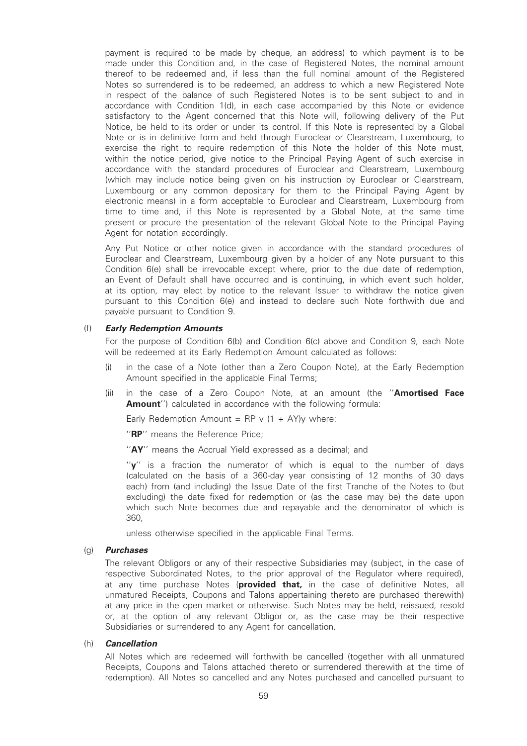payment is required to be made by cheque, an address) to which payment is to be made under this Condition and, in the case of Registered Notes, the nominal amount thereof to be redeemed and, if less than the full nominal amount of the Registered Notes so surrendered is to be redeemed, an address to which a new Registered Note in respect of the balance of such Registered Notes is to be sent subject to and in accordance with Condition 1(d), in each case accompanied by this Note or evidence satisfactory to the Agent concerned that this Note will, following delivery of the Put Notice, be held to its order or under its control. If this Note is represented by a Global Note or is in definitive form and held through Euroclear or Clearstream, Luxembourg, to exercise the right to require redemption of this Note the holder of this Note must, within the notice period, give notice to the Principal Paying Agent of such exercise in accordance with the standard procedures of Euroclear and Clearstream, Luxembourg (which may include notice being given on his instruction by Euroclear or Clearstream, Luxembourg or any common depositary for them to the Principal Paying Agent by electronic means) in a form acceptable to Euroclear and Clearstream, Luxembourg from time to time and, if this Note is represented by a Global Note, at the same time present or procure the presentation of the relevant Global Note to the Principal Paying Agent for notation accordingly.

Any Put Notice or other notice given in accordance with the standard procedures of Euroclear and Clearstream, Luxembourg given by a holder of any Note pursuant to this Condition 6(e) shall be irrevocable except where, prior to the due date of redemption, an Event of Default shall have occurred and is continuing, in which event such holder, at its option, may elect by notice to the relevant Issuer to withdraw the notice given pursuant to this Condition 6(e) and instead to declare such Note forthwith due and payable pursuant to Condition 9.

(f) ***Early Redemption Amounts***

For the purpose of Condition 6(b) and Condition 6(c) above and Condition 9, each Note will be redeemed at its Early Redemption Amount calculated as follows:

(i) in the case of a Note (other than a Zero Coupon Note), at the Early Redemption Amount specified in the applicable Final Terms;

(ii) in the case of a Zero Coupon Note, at an amount (the "**Amortised Face Amount**") calculated in accordance with the following formula:

Early Redemption Amount = RP v (1 + AY)y where:

"**RP**" means the Reference Price;

"**AY**" means the Accrual Yield expressed as a decimal; and

"**y**" is a fraction the numerator of which is equal to the number of days (calculated on the basis of a 360-day year consisting of 12 months of 30 days each) from (and including) the Issue Date of the first Tranche of the Notes to (but excluding) the date fixed for redemption or (as the case may be) the date upon which such Note becomes due and repayable and the denominator of which is 360,

unless otherwise specified in the applicable Final Terms.

(g) ***Purchases***

The relevant Obligors or any of their respective Subsidiaries may (subject, in the case of respective Subordinated Notes, to the prior approval of the Regulator where required), at any time purchase Notes (**provided that,** in the case of definitive Notes, all unmatured Receipts, Coupons and Talons appertaining thereto are purchased therewith) at any price in the open market or otherwise. Such Notes may be held, reissued, resold or, at the option of any relevant Obligor or, as the case may be their respective Subsidiaries or surrendered to any Agent for cancellation.

(h) ***Cancellation***

All Notes which are redeemed will forthwith be cancelled (together with all unmatured Receipts, Coupons and Talons attached thereto or surrendered therewith at the time of redemption). All Notes so cancelled and any Notes purchased and cancelled pursuant to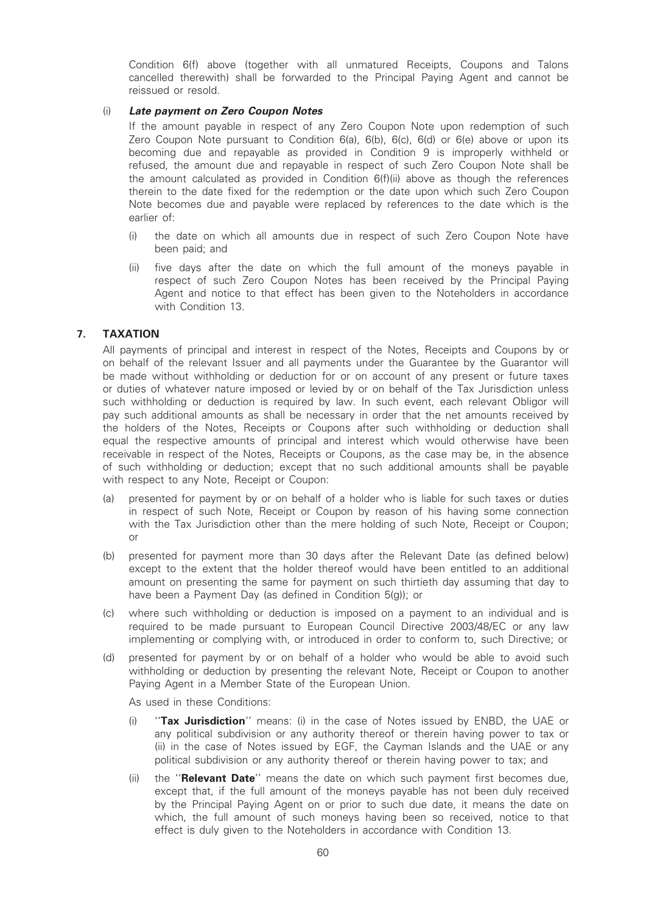Condition 6(f) above (together with all unmatured Receipts, Coupons and Talons cancelled therewith) shall be forwarded to the Principal Paying Agent and cannot be reissued or resold.

(i) ***Late payment on Zero Coupon Notes***

If the amount payable in respect of any Zero Coupon Note upon redemption of such Zero Coupon Note pursuant to Condition 6(a), 6(b), 6(c), 6(d) or 6(e) above or upon its becoming due and repayable as provided in Condition 9 is improperly withheld or refused, the amount due and repayable in respect of such Zero Coupon Note shall be the amount calculated as provided in Condition 6(f)(ii) above as though the references therein to the date fixed for the redemption or the date upon which such Zero Coupon Note becomes due and payable were replaced by references to the date which is the earlier of:

(i) the date on which all amounts due in respect of such Zero Coupon Note have been paid; and

(ii) five days after the date on which the full amount of the moneys payable in respect of such Zero Coupon Notes has been received by the Principal Paying Agent and notice to that effect has been given to the Noteholders in accordance with Condition 13.

## 7. TAXATION

All payments of principal and interest in respect of the Notes, Receipts and Coupons by or on behalf of the relevant Issuer and all payments under the Guarantee by the Guarantor will be made without withholding or deduction for or on account of any present or future taxes or duties of whatever nature imposed or levied by or on behalf of the Tax Jurisdiction unless such withholding or deduction is required by law. In such event, each relevant Obligor will pay such additional amounts as shall be necessary in order that the net amounts received by the holders of the Notes, Receipts or Coupons after such withholding or deduction shall equal the respective amounts of principal and interest which would otherwise have been receivable in respect of the Notes, Receipts or Coupons, as the case may be, in the absence of such withholding or deduction; except that no such additional amounts shall be payable with respect to any Note, Receipt or Coupon:

(a) presented for payment by or on behalf of a holder who is liable for such taxes or duties in respect of such Note, Receipt or Coupon by reason of his having some connection with the Tax Jurisdiction other than the mere holding of such Note, Receipt or Coupon; or

(b) presented for payment more than 30 days after the Relevant Date (as defined below) except to the extent that the holder thereof would have been entitled to an additional amount on presenting the same for payment on such thirtieth day assuming that day to have been a Payment Day (as defined in Condition 5(g)); or

(c) where such withholding or deduction is imposed on a payment to an individual and is required to be made pursuant to European Council Directive 2003/48/EC or any law implementing or complying with, or introduced in order to conform to, such Directive; or

(d) presented for payment by or on behalf of a holder who would be able to avoid such withholding or deduction by presenting the relevant Note, Receipt or Coupon to another Paying Agent in a Member State of the European Union.

As used in these Conditions:

(i) ''**Tax Jurisdiction**'' means: (i) in the case of Notes issued by ENBD, the UAE or any political subdivision or any authority thereof or therein having power to tax or (ii) in the case of Notes issued by EGF, the Cayman Islands and the UAE or any political subdivision or any authority thereof or therein having power to tax; and

(ii) the ''**Relevant Date**'' means the date on which such payment first becomes due, except that, if the full amount of the moneys payable has not been duly received by the Principal Paying Agent on or prior to such due date, it means the date on which, the full amount of such moneys having been so received, notice to that effect is duly given to the Noteholders in accordance with Condition 13.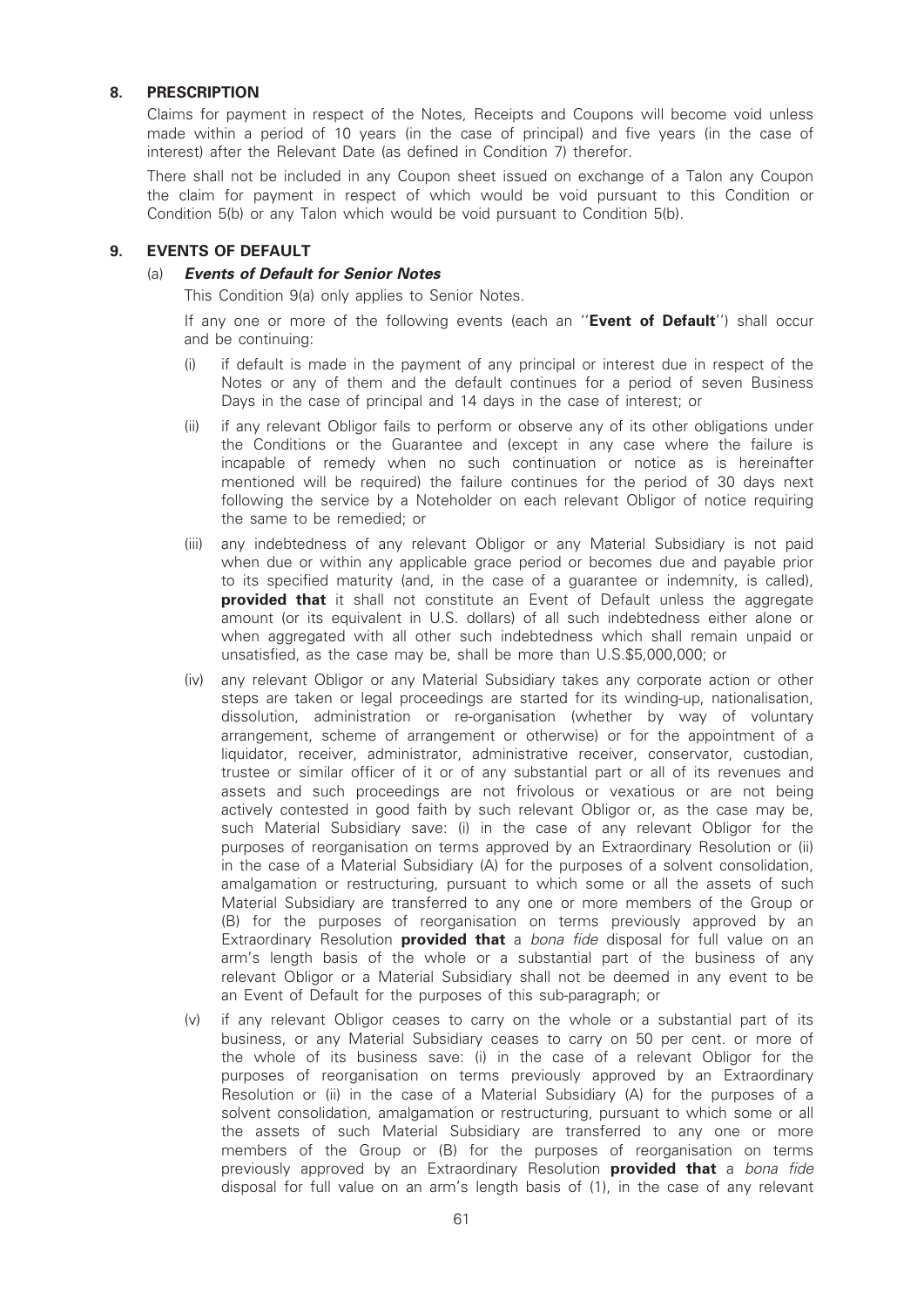## 8. PRESCRIPTION

Claims for payment in respect of the Notes, Receipts and Coupons will become void unless made within a period of 10 years (in the case of principal) and five years (in the case of interest) after the Relevant Date (as defined in Condition 7) therefor.

There shall not be included in any Coupon sheet issued on exchange of a Talon any Coupon the claim for payment in respect of which would be void pursuant to this Condition or Condition 5(b) or any Talon which would be void pursuant to Condition 5(b).

## 9. EVENTS OF DEFAULT

### (a) *Events of Default for Senior Notes*

This Condition 9(a) only applies to Senior Notes.

If any one or more of the following events (each an "**Event of Default**") shall occur and be continuing:

(i) if default is made in the payment of any principal or interest due in respect of the Notes or any of them and the default continues for a period of seven Business Days in the case of principal and 14 days in the case of interest; or

(ii) if any relevant Obligor fails to perform or observe any of its other obligations under the Conditions or the Guarantee and (except in any case where the failure is incapable of remedy when no such continuation or notice as is hereinafter mentioned will be required) the failure continues for the period of 30 days next following the service by a Noteholder on each relevant Obligor of notice requiring the same to be remedied; or

(iii) any indebtedness of any relevant Obligor or any Material Subsidiary is not paid when due or within any applicable grace period or becomes due and payable prior to its specified maturity (and, in the case of a guarantee or indemnity, is called), **provided that** it shall not constitute an Event of Default unless the aggregate amount (or its equivalent in U.S. dollars) of all such indebtedness either alone or when aggregated with all other such indebtedness which shall remain unpaid or unsatisfied, as the case may be, shall be more than U.S.$5,000,000; or

(iv) any relevant Obligor or any Material Subsidiary takes any corporate action or other steps are taken or legal proceedings are started for its winding-up, nationalisation, dissolution, administration or re-organisation (whether by way of voluntary arrangement, scheme of arrangement or otherwise) or for the appointment of a liquidator, receiver, administrator, administrative receiver, conservator, custodian, trustee or similar officer of it or of any substantial part or all of its revenues and assets and such proceedings are not frivolous or vexatious or are not being actively contested in good faith by such relevant Obligor or, as the case may be, such Material Subsidiary save: (i) in the case of any relevant Obligor for the purposes of reorganisation on terms approved by an Extraordinary Resolution or (ii) in the case of a Material Subsidiary (A) for the purposes of a solvent consolidation, amalgamation or restructuring, pursuant to which some or all the assets of such Material Subsidiary are transferred to any one or more members of the Group or (B) for the purposes of reorganisation on terms previously approved by an Extraordinary Resolution **provided that** a *bona fide* disposal for full value on an arm's length basis of the whole or a substantial part of the business of any relevant Obligor or a Material Subsidiary shall not be deemed in any event to be an Event of Default for the purposes of this sub-paragraph; or

(v) if any relevant Obligor ceases to carry on the whole or a substantial part of its business, or any Material Subsidiary ceases to carry on 50 per cent. or more of the whole of its business save: (i) in the case of a relevant Obligor for the purposes of reorganisation on terms previously approved by an Extraordinary Resolution or (ii) in the case of a Material Subsidiary (A) for the purposes of a solvent consolidation, amalgamation or restructuring, pursuant to which some or all the assets of such Material Subsidiary are transferred to any one or more members of the Group or (B) for the purposes of reorganisation on terms previously approved by an Extraordinary Resolution **provided that** a *bona fide* disposal for full value on an arm's length basis of (1), in the case of any relevant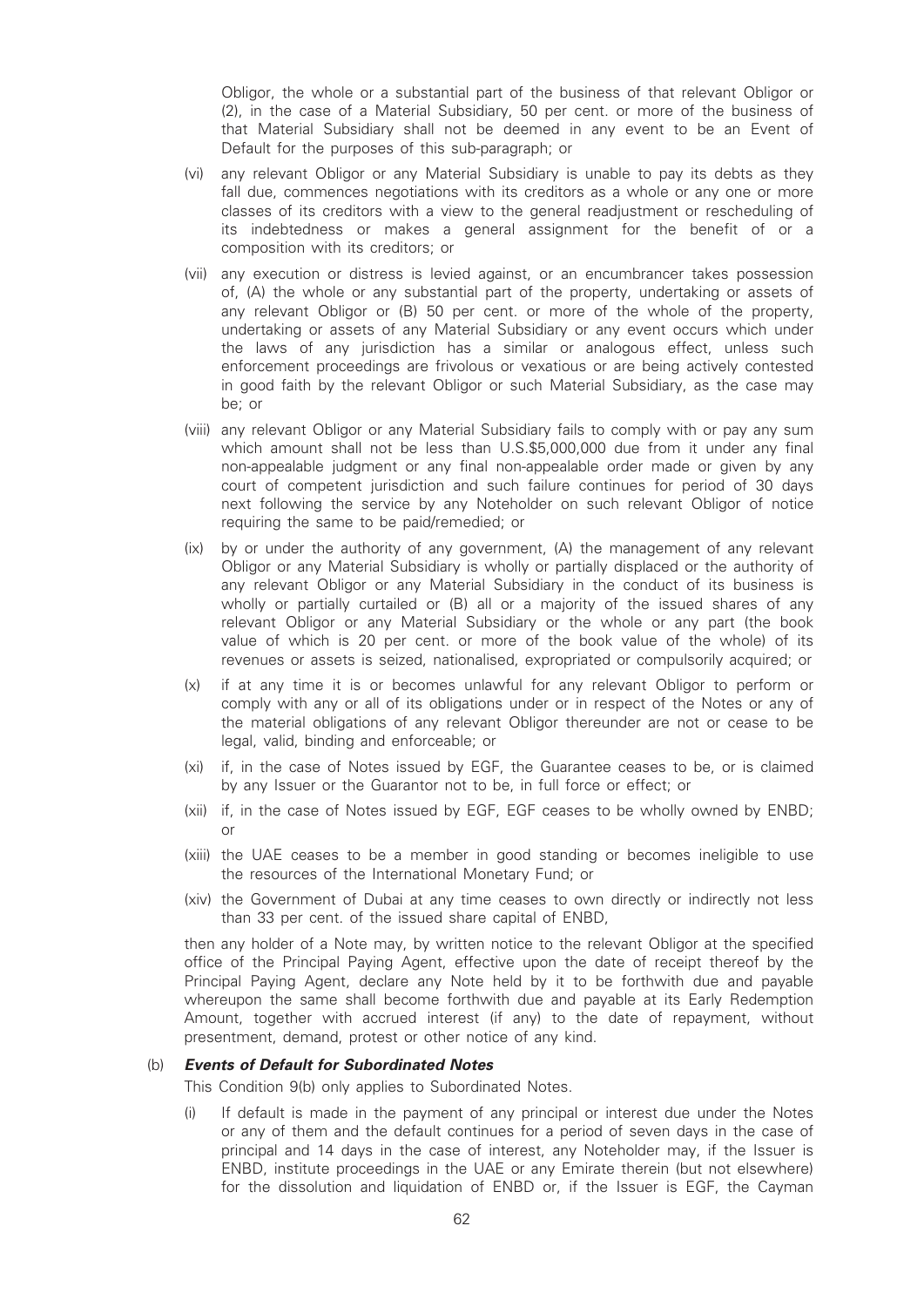Obligor, the whole or a substantial part of the business of that relevant Obligor or (2), in the case of a Material Subsidiary, 50 per cent. or more of the business of that Material Subsidiary shall not be deemed in any event to be an Event of Default for the purposes of this sub-paragraph; or

(vi) any relevant Obligor or any Material Subsidiary is unable to pay its debts as they fall due, commences negotiations with its creditors as a whole or any one or more classes of its creditors with a view to the general readjustment or rescheduling of its indebtedness or makes a general assignment for the benefit of or a composition with its creditors; or

(vii) any execution or distress is levied against, or an encumbrancer takes possession of, (A) the whole or any substantial part of the property, undertaking or assets of any relevant Obligor or (B) 50 per cent. or more of the whole of the property, undertaking or assets of any Material Subsidiary or any event occurs which under the laws of any jurisdiction has a similar or analogous effect, unless such enforcement proceedings are frivolous or vexatious or are being actively contested in good faith by the relevant Obligor or such Material Subsidiary, as the case may be; or

(viii) any relevant Obligor or any Material Subsidiary fails to comply with or pay any sum which amount shall not be less than U.S.$5,000,000 due from it under any final non-appealable judgment or any final non-appealable order made or given by any court of competent jurisdiction and such failure continues for period of 30 days next following the service by any Noteholder on such relevant Obligor of notice requiring the same to be paid/remedied; or

(ix) by or under the authority of any government, (A) the management of any relevant Obligor or any Material Subsidiary is wholly or partially displaced or the authority of any relevant Obligor or any Material Subsidiary in the conduct of its business is wholly or partially curtailed or (B) all or a majority of the issued shares of any relevant Obligor or any Material Subsidiary or the whole or any part (the book value of which is 20 per cent. or more of the book value of the whole) of its revenues or assets is seized, nationalised, expropriated or compulsorily acquired; or

(x) if at any time it is or becomes unlawful for any relevant Obligor to perform or comply with any or all of its obligations under or in respect of the Notes or any of the material obligations of any relevant Obligor thereunder are not or cease to be legal, valid, binding and enforceable; or

(xi) if, in the case of Notes issued by EGF, the Guarantee ceases to be, or is claimed by any Issuer or the Guarantor not to be, in full force or effect; or

(xii) if, in the case of Notes issued by EGF, EGF ceases to be wholly owned by ENBD; or

(xiii) the UAE ceases to be a member in good standing or becomes ineligible to use the resources of the International Monetary Fund; or

(xiv) the Government of Dubai at any time ceases to own directly or indirectly not less than 33 per cent. of the issued share capital of ENBD,

then any holder of a Note may, by written notice to the relevant Obligor at the specified office of the Principal Paying Agent, effective upon the date of receipt thereof by the Principal Paying Agent, declare any Note held by it to be forthwith due and payable whereupon the same shall become forthwith due and payable at its Early Redemption Amount, together with accrued interest (if any) to the date of repayment, without presentment, demand, protest or other notice of any kind.

(b) ***Events of Default for Subordinated Notes***

This Condition 9(b) only applies to Subordinated Notes.

(i) If default is made in the payment of any principal or interest due under the Notes or any of them and the default continues for a period of seven days in the case of principal and 14 days in the case of interest, any Noteholder may, if the Issuer is ENBD, institute proceedings in the UAE or any Emirate therein (but not elsewhere) for the dissolution and liquidation of ENBD or, if the Issuer is EGF, the Cayman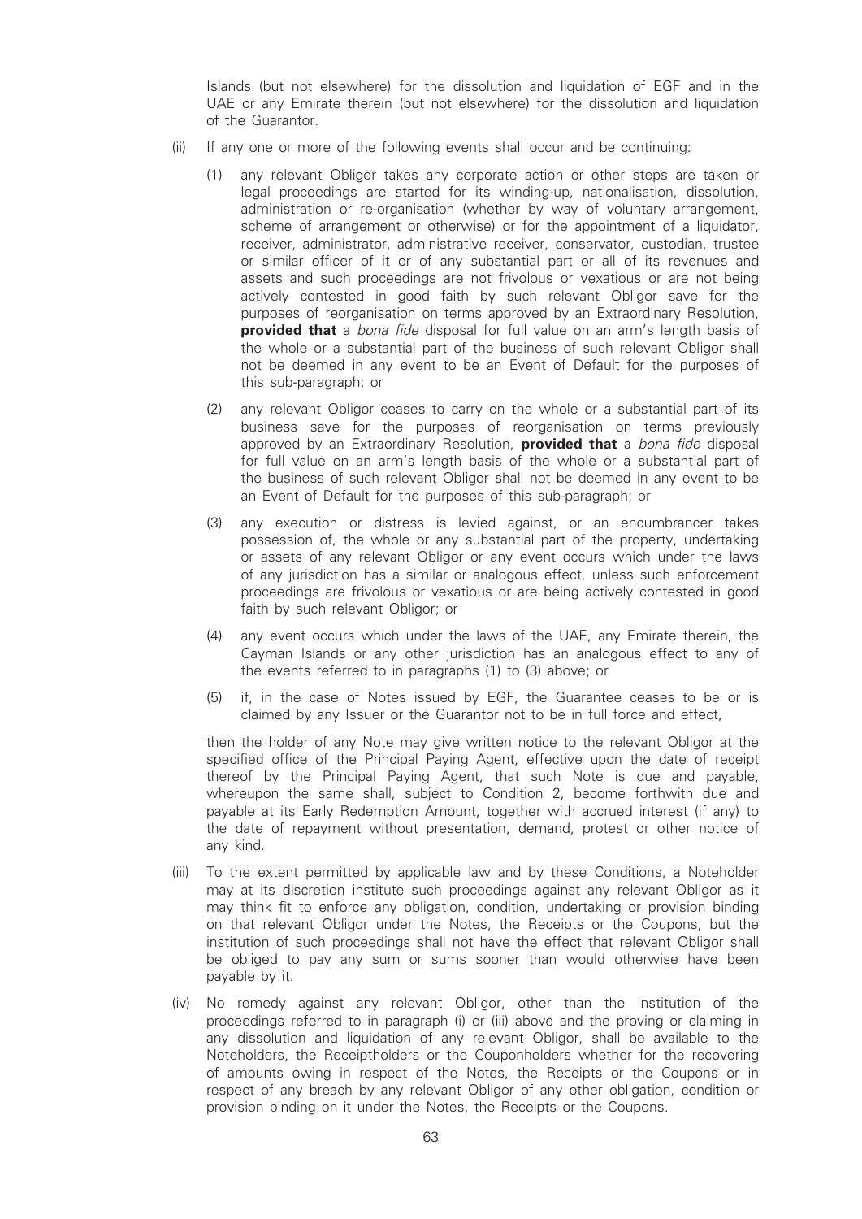Islands (but not elsewhere) for the dissolution and liquidation of EGF and in the UAE or any Emirate therein (but not elsewhere) for the dissolution and liquidation of the Guarantor.

(ii) If any one or more of the following events shall occur and be continuing:

(1) any relevant Obligor takes any corporate action or other steps are taken or legal proceedings are started for its winding-up, nationalisation, dissolution, administration or re-organisation (whether by way of voluntary arrangement, scheme of arrangement or otherwise) or for the appointment of a liquidator, receiver, administrator, administrative receiver, conservator, custodian, trustee or similar officer of it or of any substantial part or all of its revenues and assets and such proceedings are not frivolous or vexatious or are not being actively contested in good faith by such relevant Obligor save for the purposes of reorganisation on terms approved by an Extraordinary Resolution, **provided that** a *bona fide* disposal for full value on an arm's length basis of the whole or a substantial part of the business of such relevant Obligor shall not be deemed in any event to be an Event of Default for the purposes of this sub-paragraph; or

(2) any relevant Obligor ceases to carry on the whole or a substantial part of its business save for the purposes of reorganisation on terms previously approved by an Extraordinary Resolution, **provided that** a *bona fide* disposal for full value on an arm's length basis of the whole or a substantial part of the business of such relevant Obligor shall not be deemed in any event to be an Event of Default for the purposes of this sub-paragraph; or

(3) any execution or distress is levied against, or an encumbrancer takes possession of, the whole or any substantial part of the property, undertaking or assets of any relevant Obligor or any event occurs which under the laws of any jurisdiction has a similar or analogous effect, unless such enforcement proceedings are frivolous or vexatious or are being actively contested in good faith by such relevant Obligor; or

(4) any event occurs which under the laws of the UAE, any Emirate therein, the Cayman Islands or any other jurisdiction has an analogous effect to any of the events referred to in paragraphs (1) to (3) above; or

(5) if, in the case of Notes issued by EGF, the Guarantee ceases to be or is claimed by any Issuer or the Guarantor not to be in full force and effect,

then the holder of any Note may give written notice to the relevant Obligor at the specified office of the Principal Paying Agent, effective upon the date of receipt thereof by the Principal Paying Agent, that such Note is due and payable, whereupon the same shall, subject to Condition 2, become forthwith due and payable at its Early Redemption Amount, together with accrued interest (if any) to the date of repayment without presentation, demand, protest or other notice of any kind.

(iii) To the extent permitted by applicable law and by these Conditions, a Noteholder may at its discretion institute such proceedings against any relevant Obligor as it may think fit to enforce any obligation, condition, undertaking or provision binding on that relevant Obligor under the Notes, the Receipts or the Coupons, but the institution of such proceedings shall not have the effect that relevant Obligor shall be obliged to pay any sum or sums sooner than would otherwise have been payable by it.

(iv) No remedy against any relevant Obligor, other than the institution of the proceedings referred to in paragraph (i) or (iii) above and the proving or claiming in any dissolution and liquidation of any relevant Obligor, shall be available to the Noteholders, the Receiptholders or the Couponholders whether for the recovering of amounts owing in respect of the Notes, the Receipts or the Coupons or in respect of any breach by any relevant Obligor of any other obligation, condition or provision binding on it under the Notes, the Receipts or the Coupons.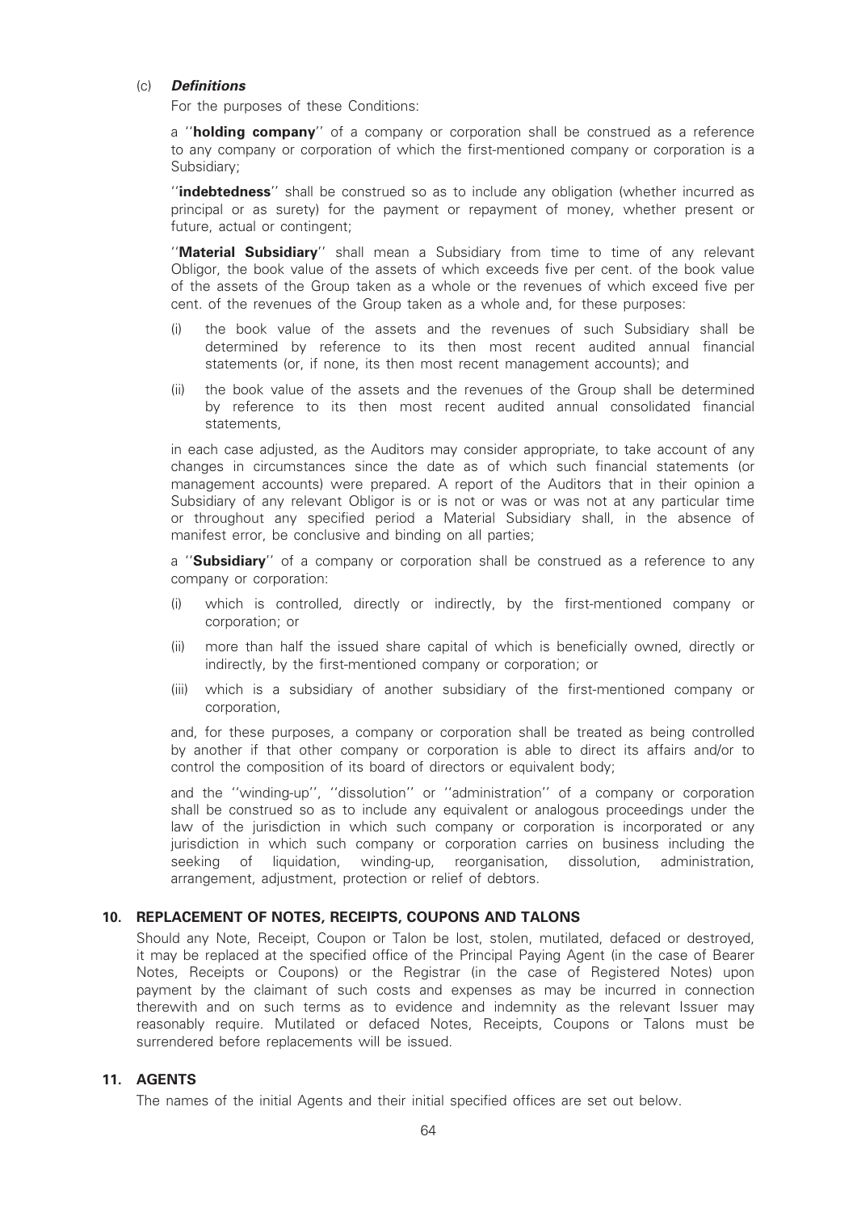(c) ***Definitions***

For the purposes of these Conditions:

a ''**holding company**'' of a company or corporation shall be construed as a reference to any company or corporation of which the first-mentioned company or corporation is a Subsidiary;

''**indebtedness**'' shall be construed so as to include any obligation (whether incurred as principal or as surety) for the payment or repayment of money, whether present or future, actual or contingent;

''**Material Subsidiary**'' shall mean a Subsidiary from time to time of any relevant Obligor, the book value of the assets of which exceeds five per cent. of the book value of the assets of the Group taken as a whole or the revenues of which exceed five per cent. of the revenues of the Group taken as a whole and, for these purposes:

(i) the book value of the assets and the revenues of such Subsidiary shall be determined by reference to its then most recent audited annual financial statements (or, if none, its then most recent management accounts); and

(ii) the book value of the assets and the revenues of the Group shall be determined by reference to its then most recent audited annual consolidated financial statements,

in each case adjusted, as the Auditors may consider appropriate, to take account of any changes in circumstances since the date as of which such financial statements (or management accounts) were prepared. A report of the Auditors that in their opinion a Subsidiary of any relevant Obligor is or is not or was or was not at any particular time or throughout any specified period a Material Subsidiary shall, in the absence of manifest error, be conclusive and binding on all parties;

a ''**Subsidiary**'' of a company or corporation shall be construed as a reference to any company or corporation:

(i) which is controlled, directly or indirectly, by the first-mentioned company or corporation; or

(ii) more than half the issued share capital of which is beneficially owned, directly or indirectly, by the first-mentioned company or corporation; or

(iii) which is a subsidiary of another subsidiary of the first-mentioned company or corporation,

and, for these purposes, a company or corporation shall be treated as being controlled by another if that other company or corporation is able to direct its affairs and/or to control the composition of its board of directors or equivalent body;

and the ''winding-up'', ''dissolution'' or ''administration'' of a company or corporation shall be construed so as to include any equivalent or analogous proceedings under the law of the jurisdiction in which such company or corporation is incorporated or any jurisdiction in which such company or corporation carries on business including the seeking of liquidation, winding-up, reorganisation, dissolution, administration, arrangement, adjustment, protection or relief of debtors.

## 10. REPLACEMENT OF NOTES, RECEIPTS, COUPONS AND TALONS

Should any Note, Receipt, Coupon or Talon be lost, stolen, mutilated, defaced or destroyed, it may be replaced at the specified office of the Principal Paying Agent (in the case of Bearer Notes, Receipts or Coupons) or the Registrar (in the case of Registered Notes) upon payment by the claimant of such costs and expenses as may be incurred in connection therewith and on such terms as to evidence and indemnity as the relevant Issuer may reasonably require. Mutilated or defaced Notes, Receipts, Coupons or Talons must be surrendered before replacements will be issued.

## 11. AGENTS

The names of the initial Agents and their initial specified offices are set out below.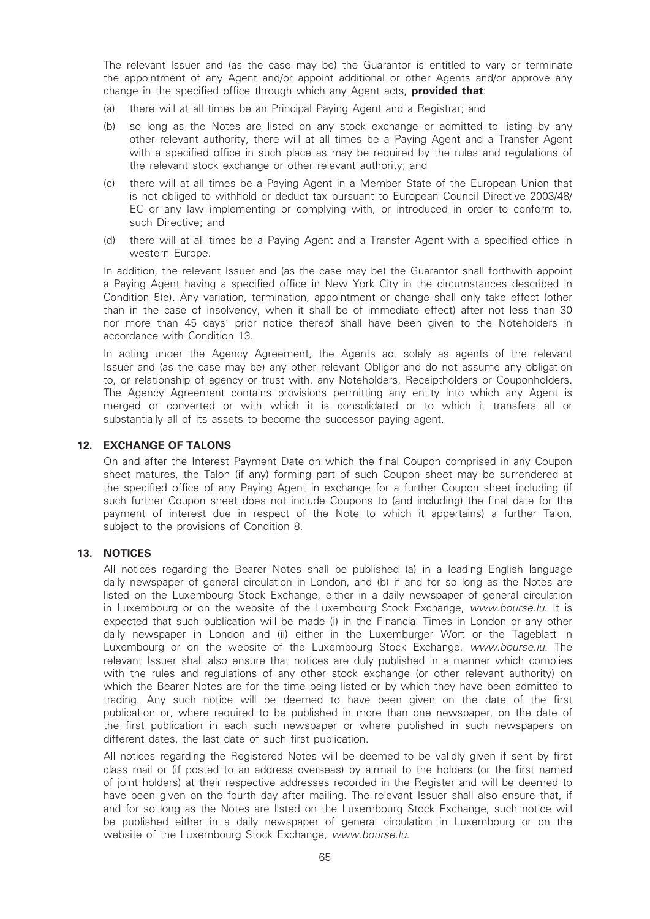The relevant Issuer and (as the case may be) the Guarantor is entitled to vary or terminate the appointment of any Agent and/or appoint additional or other Agents and/or approve any change in the specified office through which any Agent acts, **provided that**:

(a) there will at all times be an Principal Paying Agent and a Registrar; and

(b) so long as the Notes are listed on any stock exchange or admitted to listing by any other relevant authority, there will at all times be a Paying Agent and a Transfer Agent with a specified office in such place as may be required by the rules and regulations of the relevant stock exchange or other relevant authority; and

(c) there will at all times be a Paying Agent in a Member State of the European Union that is not obliged to withhold or deduct tax pursuant to European Council Directive 2003/48/EC or any law implementing or complying with, or introduced in order to conform to, such Directive; and

(d) there will at all times be a Paying Agent and a Transfer Agent with a specified office in western Europe.

In addition, the relevant Issuer and (as the case may be) the Guarantor shall forthwith appoint a Paying Agent having a specified office in New York City in the circumstances described in Condition 5(e). Any variation, termination, appointment or change shall only take effect (other than in the case of insolvency, when it shall be of immediate effect) after not less than 30 nor more than 45 days' prior notice thereof shall have been given to the Noteholders in accordance with Condition 13.

In acting under the Agency Agreement, the Agents act solely as agents of the relevant Issuer and (as the case may be) any other relevant Obligor and do not assume any obligation to, or relationship of agency or trust with, any Noteholders, Receiptholders or Couponholders. The Agency Agreement contains provisions permitting any entity into which any Agent is merged or converted or with which it is consolidated or to which it transfers all or substantially all of its assets to become the successor paying agent.

## 12. EXCHANGE OF TALONS

On and after the Interest Payment Date on which the final Coupon comprised in any Coupon sheet matures, the Talon (if any) forming part of such Coupon sheet may be surrendered at the specified office of any Paying Agent in exchange for a further Coupon sheet including (if such further Coupon sheet does not include Coupons to (and including) the final date for the payment of interest due in respect of the Note to which it appertains) a further Talon, subject to the provisions of Condition 8.

## 13. NOTICES

All notices regarding the Bearer Notes shall be published (a) in a leading English language daily newspaper of general circulation in London, and (b) if and for so long as the Notes are listed on the Luxembourg Stock Exchange, either in a daily newspaper of general circulation in Luxembourg or on the website of the Luxembourg Stock Exchange, *www.bourse.lu*. It is expected that such publication will be made (i) in the Financial Times in London or any other daily newspaper in London and (ii) either in the Luxemburger Wort or the Tageblatt in Luxembourg or on the website of the Luxembourg Stock Exchange, *www.bourse.lu*. The relevant Issuer shall also ensure that notices are duly published in a manner which complies with the rules and regulations of any other stock exchange (or other relevant authority) on which the Bearer Notes are for the time being listed or by which they have been admitted to trading. Any such notice will be deemed to have been given on the date of the first publication or, where required to be published in more than one newspaper, on the date of the first publication in each such newspaper or where published in such newspapers on different dates, the last date of such first publication.

All notices regarding the Registered Notes will be deemed to be validly given if sent by first class mail or (if posted to an address overseas) by airmail to the holders (or the first named of joint holders) at their respective addresses recorded in the Register and will be deemed to have been given on the fourth day after mailing. The relevant Issuer shall also ensure that, if and for so long as the Notes are listed on the Luxembourg Stock Exchange, such notice will be published either in a daily newspaper of general circulation in Luxembourg or on the website of the Luxembourg Stock Exchange, *www.bourse.lu*.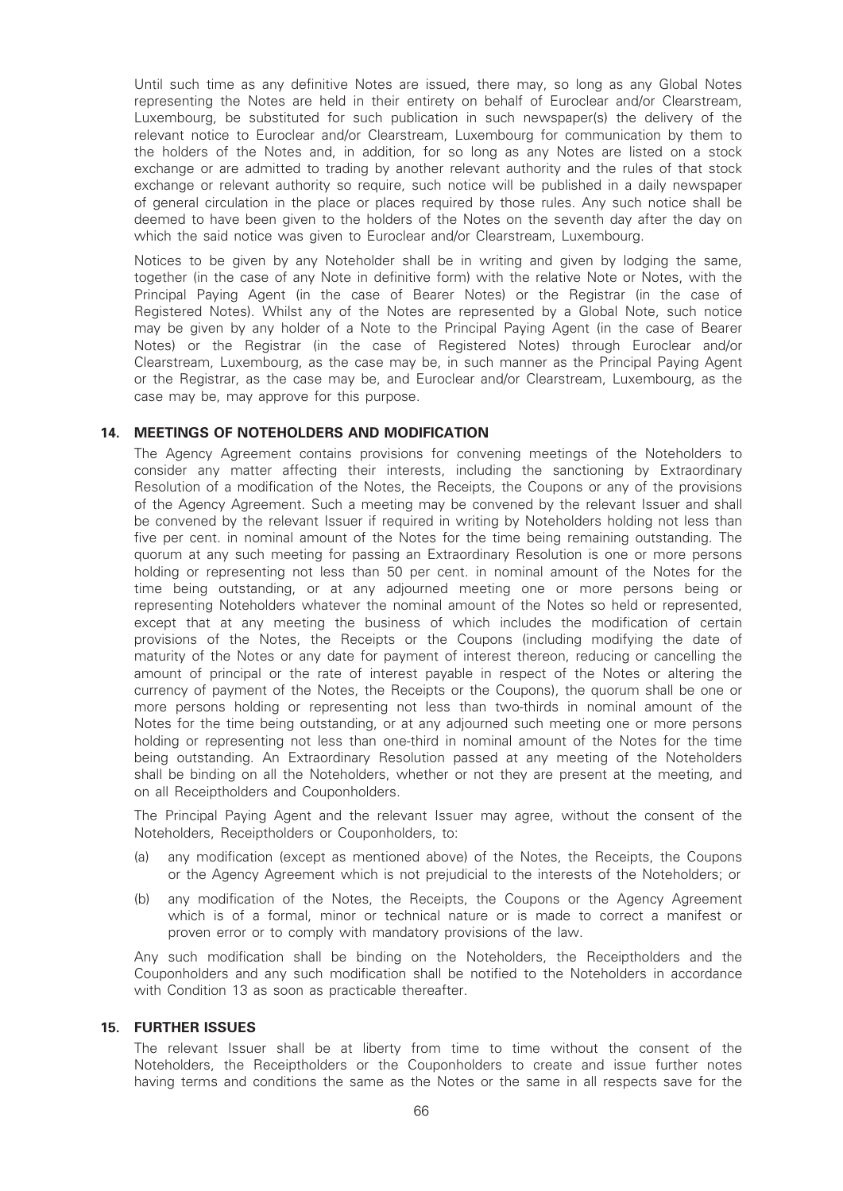Until such time as any definitive Notes are issued, there may, so long as any Global Notes representing the Notes are held in their entirety on behalf of Euroclear and/or Clearstream, Luxembourg, be substituted for such publication in such newspaper(s) the delivery of the relevant notice to Euroclear and/or Clearstream, Luxembourg for communication by them to the holders of the Notes and, in addition, for so long as any Notes are listed on a stock exchange or are admitted to trading by another relevant authority and the rules of that stock exchange or relevant authority so require, such notice will be published in a daily newspaper of general circulation in the place or places required by those rules. Any such notice shall be deemed to have been given to the holders of the Notes on the seventh day after the day on which the said notice was given to Euroclear and/or Clearstream, Luxembourg.

Notices to be given by any Noteholder shall be in writing and given by lodging the same, together (in the case of any Note in definitive form) with the relative Note or Notes, with the Principal Paying Agent (in the case of Bearer Notes) or the Registrar (in the case of Registered Notes). Whilst any of the Notes are represented by a Global Note, such notice may be given by any holder of a Note to the Principal Paying Agent (in the case of Bearer Notes) or the Registrar (in the case of Registered Notes) through Euroclear and/or Clearstream, Luxembourg, as the case may be, in such manner as the Principal Paying Agent or the Registrar, as the case may be, and Euroclear and/or Clearstream, Luxembourg, as the case may be, may approve for this purpose.

## 14. MEETINGS OF NOTEHOLDERS AND MODIFICATION

The Agency Agreement contains provisions for convening meetings of the Noteholders to consider any matter affecting their interests, including the sanctioning by Extraordinary Resolution of a modification of the Notes, the Receipts, the Coupons or any of the provisions of the Agency Agreement. Such a meeting may be convened by the relevant Issuer and shall be convened by the relevant Issuer if required in writing by Noteholders holding not less than five per cent. in nominal amount of the Notes for the time being remaining outstanding. The quorum at any such meeting for passing an Extraordinary Resolution is one or more persons holding or representing not less than 50 per cent. in nominal amount of the Notes for the time being outstanding, or at any adjourned meeting one or more persons being or representing Noteholders whatever the nominal amount of the Notes so held or represented, except that at any meeting the business of which includes the modification of certain provisions of the Notes, the Receipts or the Coupons (including modifying the date of maturity of the Notes or any date for payment of interest thereon, reducing or cancelling the amount of principal or the rate of interest payable in respect of the Notes or altering the currency of payment of the Notes, the Receipts or the Coupons), the quorum shall be one or more persons holding or representing not less than two-thirds in nominal amount of the Notes for the time being outstanding, or at any adjourned such meeting one or more persons holding or representing not less than one-third in nominal amount of the Notes for the time being outstanding. An Extraordinary Resolution passed at any meeting of the Noteholders shall be binding on all the Noteholders, whether or not they are present at the meeting, and on all Receiptholders and Couponholders.

The Principal Paying Agent and the relevant Issuer may agree, without the consent of the Noteholders, Receiptholders or Couponholders, to:

(a) any modification (except as mentioned above) of the Notes, the Receipts, the Coupons or the Agency Agreement which is not prejudicial to the interests of the Noteholders; or

(b) any modification of the Notes, the Receipts, the Coupons or the Agency Agreement which is of a formal, minor or technical nature or is made to correct a manifest or proven error or to comply with mandatory provisions of the law.

Any such modification shall be binding on the Noteholders, the Receiptholders and the Couponholders and any such modification shall be notified to the Noteholders in accordance with Condition 13 as soon as practicable thereafter.

## 15. FURTHER ISSUES

The relevant Issuer shall be at liberty from time to time without the consent of the Noteholders, the Receiptholders or the Couponholders to create and issue further notes having terms and conditions the same as the Notes or the same in all respects save for the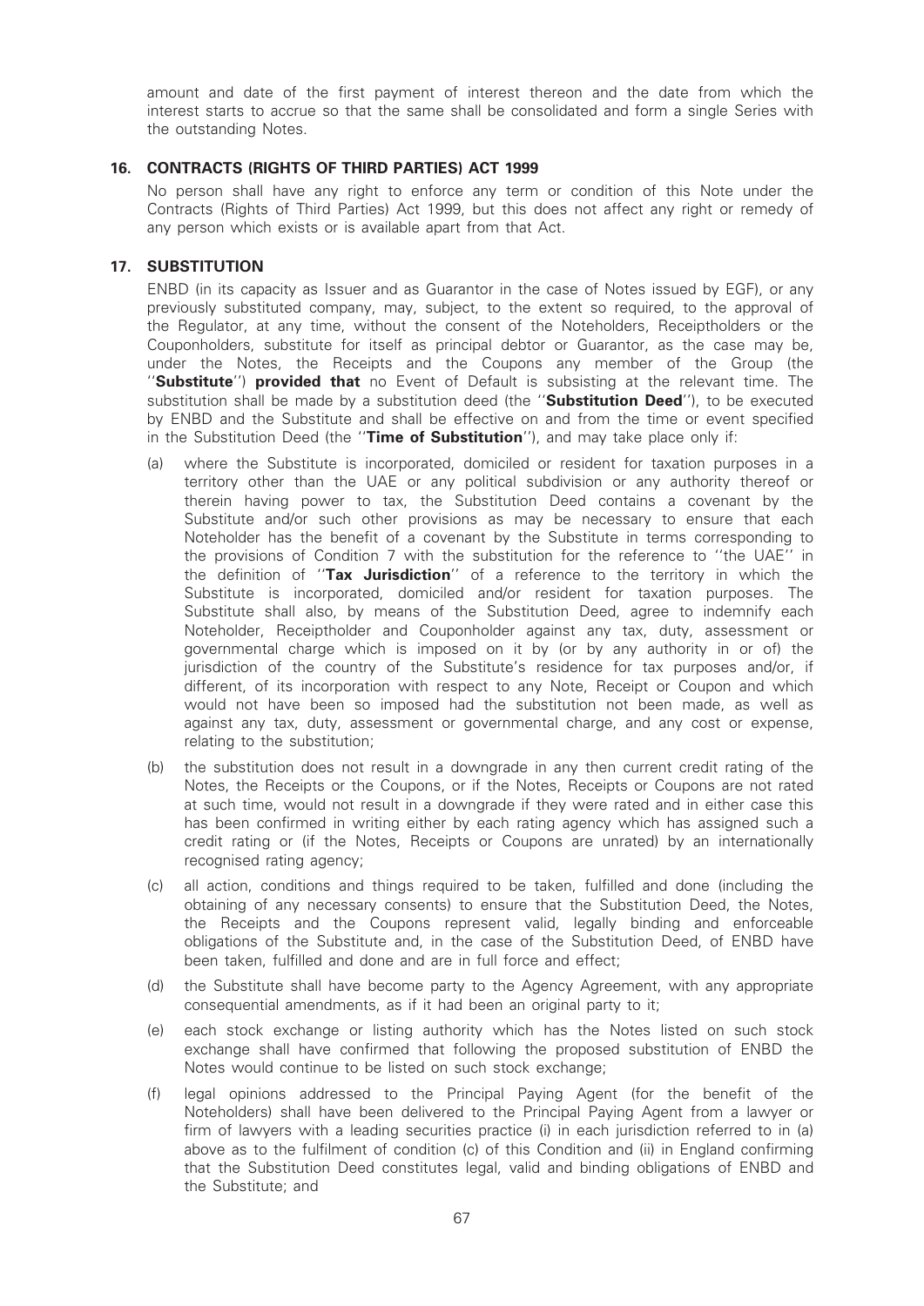amount and date of the first payment of interest thereon and the date from which the interest starts to accrue so that the same shall be consolidated and form a single Series with the outstanding Notes.

## 16. CONTRACTS (RIGHTS OF THIRD PARTIES) ACT 1999

No person shall have any right to enforce any term or condition of this Note under the Contracts (Rights of Third Parties) Act 1999, but this does not affect any right or remedy of any person which exists or is available apart from that Act.

## 17. SUBSTITUTION

ENBD (in its capacity as Issuer and as Guarantor in the case of Notes issued by EGF), or any previously substituted company, may, subject, to the extent so required, to the approval of the Regulator, at any time, without the consent of the Noteholders, Receiptholders or the Couponholders, substitute for itself as principal debtor or Guarantor, as the case may be, under the Notes, the Receipts and the Coupons any member of the Group (the ''**Substitute**'') **provided that** no Event of Default is subsisting at the relevant time. The substitution shall be made by a substitution deed (the ''**Substitution Deed**''), to be executed by ENBD and the Substitute and shall be effective on and from the time or event specified in the Substitution Deed (the ''**Time of Substitution**''), and may take place only if:

(a) where the Substitute is incorporated, domiciled or resident for taxation purposes in a territory other than the UAE or any political subdivision or any authority thereof or therein having power to tax, the Substitution Deed contains a covenant by the Substitute and/or such other provisions as may be necessary to ensure that each Noteholder has the benefit of a covenant by the Substitute in terms corresponding to the provisions of Condition 7 with the substitution for the reference to ''the UAE'' in the definition of ''**Tax Jurisdiction**'' of a reference to the territory in which the Substitute is incorporated, domiciled and/or resident for taxation purposes. The Substitute shall also, by means of the Substitution Deed, agree to indemnify each Noteholder, Receiptholder and Couponholder against any tax, duty, assessment or governmental charge which is imposed on it by (or by any authority in or of) the jurisdiction of the country of the Substitute's residence for tax purposes and/or, if different, of its incorporation with respect to any Note, Receipt or Coupon and which would not have been so imposed had the substitution not been made, as well as against any tax, duty, assessment or governmental charge, and any cost or expense, relating to the substitution;

(b) the substitution does not result in a downgrade in any then current credit rating of the Notes, the Receipts or the Coupons, or if the Notes, Receipts or Coupons are not rated at such time, would not result in a downgrade if they were rated and in either case this has been confirmed in writing either by each rating agency which has assigned such a credit rating or (if the Notes, Receipts or Coupons are unrated) by an internationally recognised rating agency;

(c) all action, conditions and things required to be taken, fulfilled and done (including the obtaining of any necessary consents) to ensure that the Substitution Deed, the Notes, the Receipts and the Coupons represent valid, legally binding and enforceable obligations of the Substitute and, in the case of the Substitution Deed, of ENBD have been taken, fulfilled and done and are in full force and effect;

(d) the Substitute shall have become party to the Agency Agreement, with any appropriate consequential amendments, as if it had been an original party to it;

(e) each stock exchange or listing authority which has the Notes listed on such stock exchange shall have confirmed that following the proposed substitution of ENBD the Notes would continue to be listed on such stock exchange;

(f) legal opinions addressed to the Principal Paying Agent (for the benefit of the Noteholders) shall have been delivered to the Principal Paying Agent from a lawyer or firm of lawyers with a leading securities practice (i) in each jurisdiction referred to in (a) above as to the fulfilment of condition (c) of this Condition and (ii) in England confirming that the Substitution Deed constitutes legal, valid and binding obligations of ENBD and the Substitute; and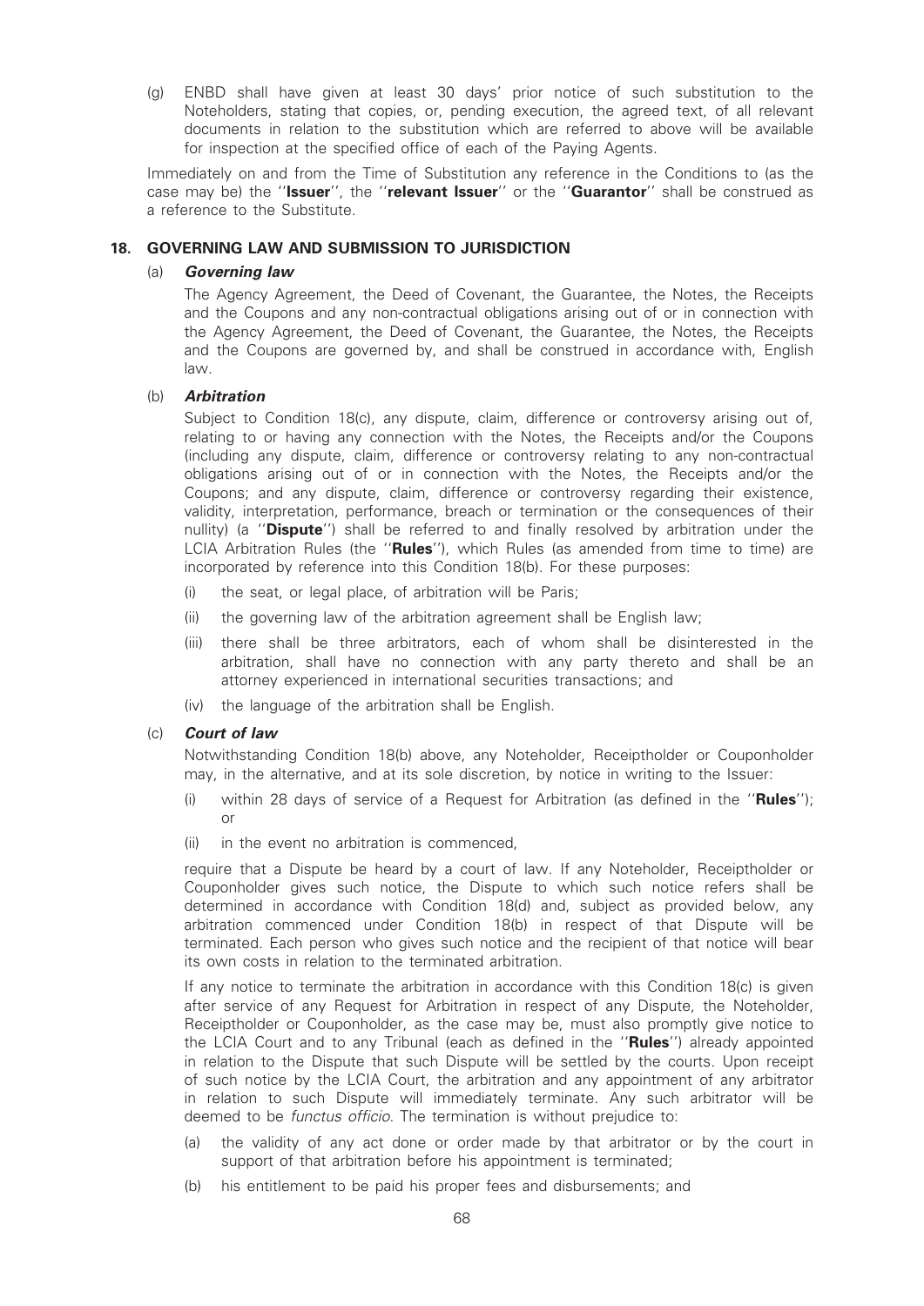(g) ENBD shall have given at least 30 days' prior notice of such substitution to the Noteholders, stating that copies, or, pending execution, the agreed text, of all relevant documents in relation to the substitution which are referred to above will be available for inspection at the specified office of each of the Paying Agents.

Immediately on and from the Time of Substitution any reference in the Conditions to (as the case may be) the "**Issuer**", the "**relevant Issuer**" or the "**Guarantor**" shall be construed as a reference to the Substitute.

## 18. GOVERNING LAW AND SUBMISSION TO JURISDICTION

(a) ***Governing law***

The Agency Agreement, the Deed of Covenant, the Guarantee, the Notes, the Receipts and the Coupons and any non-contractual obligations arising out of or in connection with the Agency Agreement, the Deed of Covenant, the Guarantee, the Notes, the Receipts and the Coupons are governed by, and shall be construed in accordance with, English law.

(b) ***Arbitration***

Subject to Condition 18(c), any dispute, claim, difference or controversy arising out of, relating to or having any connection with the Notes, the Receipts and/or the Coupons (including any dispute, claim, difference or controversy relating to any non-contractual obligations arising out of or in connection with the Notes, the Receipts and/or the Coupons; and any dispute, claim, difference or controversy regarding their existence, validity, interpretation, performance, breach or termination or the consequences of their nullity) (a "**Dispute**") shall be referred to and finally resolved by arbitration under the LCIA Arbitration Rules (the "**Rules**"), which Rules (as amended from time to time) are incorporated by reference into this Condition 18(b). For these purposes:

(i) the seat, or legal place, of arbitration will be Paris;

(ii) the governing law of the arbitration agreement shall be English law;

(iii) there shall be three arbitrators, each of whom shall be disinterested in the arbitration, shall have no connection with any party thereto and shall be an attorney experienced in international securities transactions; and

(iv) the language of the arbitration shall be English.

(c) ***Court of law***

Notwithstanding Condition 18(b) above, any Noteholder, Receiptholder or Couponholder may, in the alternative, and at its sole discretion, by notice in writing to the Issuer:

(i) within 28 days of service of a Request for Arbitration (as defined in the "**Rules**"); or

(ii) in the event no arbitration is commenced,

require that a Dispute be heard by a court of law. If any Noteholder, Receiptholder or Couponholder gives such notice, the Dispute to which such notice refers shall be determined in accordance with Condition 18(d) and, subject as provided below, any arbitration commenced under Condition 18(b) in respect of that Dispute will be terminated. Each person who gives such notice and the recipient of that notice will bear its own costs in relation to the terminated arbitration.

If any notice to terminate the arbitration in accordance with this Condition 18(c) is given after service of any Request for Arbitration in respect of any Dispute, the Noteholder, Receiptholder or Couponholder, as the case may be, must also promptly give notice to the LCIA Court and to any Tribunal (each as defined in the "**Rules**") already appointed in relation to the Dispute that such Dispute will be settled by the courts. Upon receipt of such notice by the LCIA Court, the arbitration and any appointment of any arbitrator in relation to such Dispute will immediately terminate. Any such arbitrator will be deemed to be *functus officio*. The termination is without prejudice to:

(a) the validity of any act done or order made by that arbitrator or by the court in support of that arbitration before his appointment is terminated;

(b) his entitlement to be paid his proper fees and disbursements; and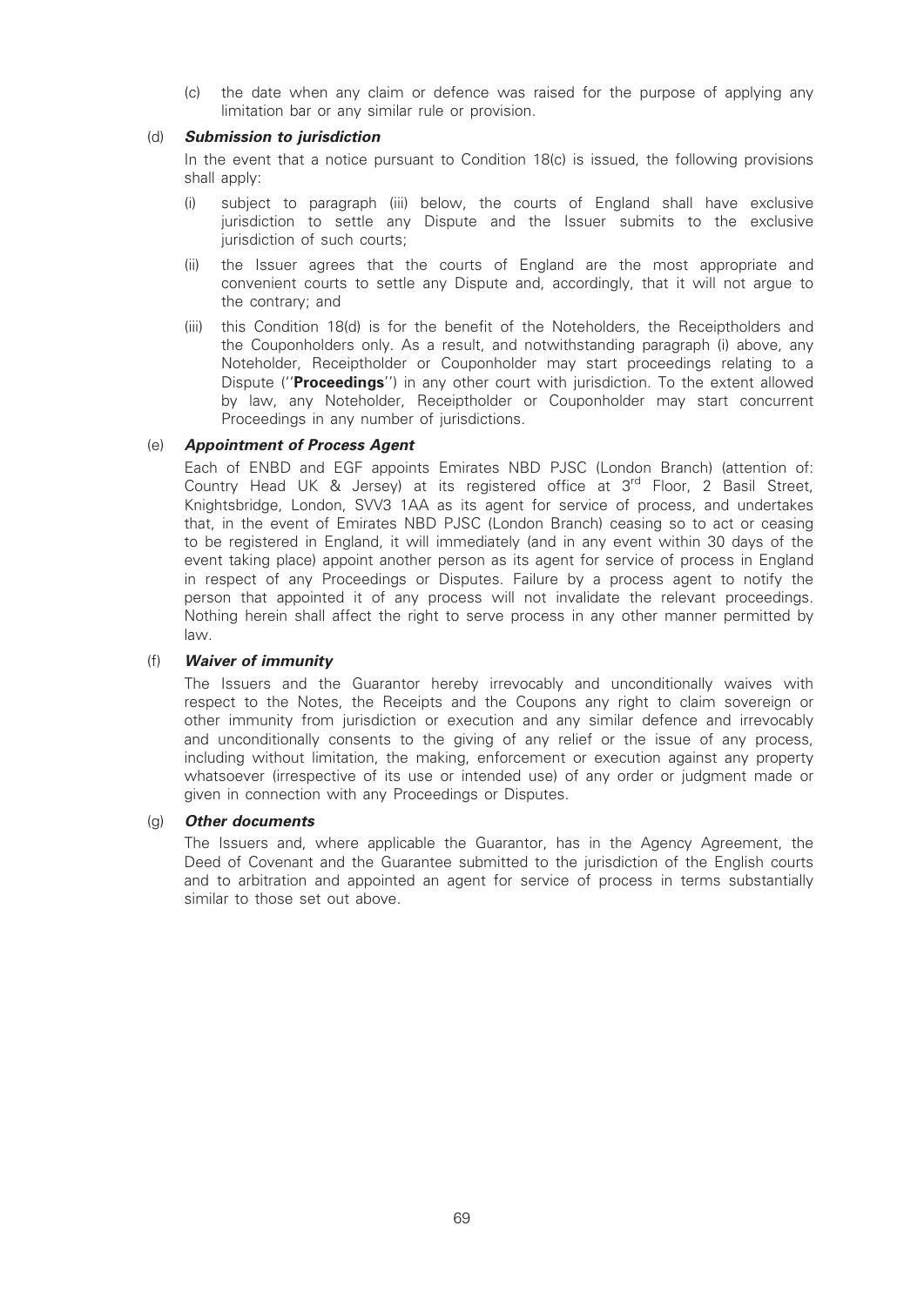(c) the date when any claim or defence was raised for the purpose of applying any limitation bar or any similar rule or provision.

(d) ***Submission to jurisdiction***

In the event that a notice pursuant to Condition 18(c) is issued, the following provisions shall apply:

(i) subject to paragraph (iii) below, the courts of England shall have exclusive jurisdiction to settle any Dispute and the Issuer submits to the exclusive jurisdiction of such courts;

(ii) the Issuer agrees that the courts of England are the most appropriate and convenient courts to settle any Dispute and, accordingly, that it will not argue to the contrary; and

(iii) this Condition 18(d) is for the benefit of the Noteholders, the Receiptholders and the Couponholders only. As a result, and notwithstanding paragraph (i) above, any Noteholder, Receiptholder or Couponholder may start proceedings relating to a Dispute (''**Proceedings**'') in any other court with jurisdiction. To the extent allowed by law, any Noteholder, Receiptholder or Couponholder may start concurrent Proceedings in any number of jurisdictions.

(e) ***Appointment of Process Agent***

Each of ENBD and EGF appoints Emirates NBD PJSC (London Branch) (attention of: Country Head UK & Jersey) at its registered office at 3rd Floor, 2 Basil Street, Knightsbridge, London, SVV3 1AA as its agent for service of process, and undertakes that, in the event of Emirates NBD PJSC (London Branch) ceasing so to act or ceasing to be registered in England, it will immediately (and in any event within 30 days of the event taking place) appoint another person as its agent for service of process in England in respect of any Proceedings or Disputes. Failure by a process agent to notify the person that appointed it of any process will not invalidate the relevant proceedings. Nothing herein shall affect the right to serve process in any other manner permitted by law.

(f) ***Waiver of immunity***

The Issuers and the Guarantor hereby irrevocably and unconditionally waives with respect to the Notes, the Receipts and the Coupons any right to claim sovereign or other immunity from jurisdiction or execution and any similar defence and irrevocably and unconditionally consents to the giving of any relief or the issue of any process, including without limitation, the making, enforcement or execution against any property whatsoever (irrespective of its use or intended use) of any order or judgment made or given in connection with any Proceedings or Disputes.

(g) ***Other documents***

The Issuers and, where applicable the Guarantor, has in the Agency Agreement, the Deed of Covenant and the Guarantee submitted to the jurisdiction of the English courts and to arbitration and appointed an agent for service of process in terms substantially similar to those set out above.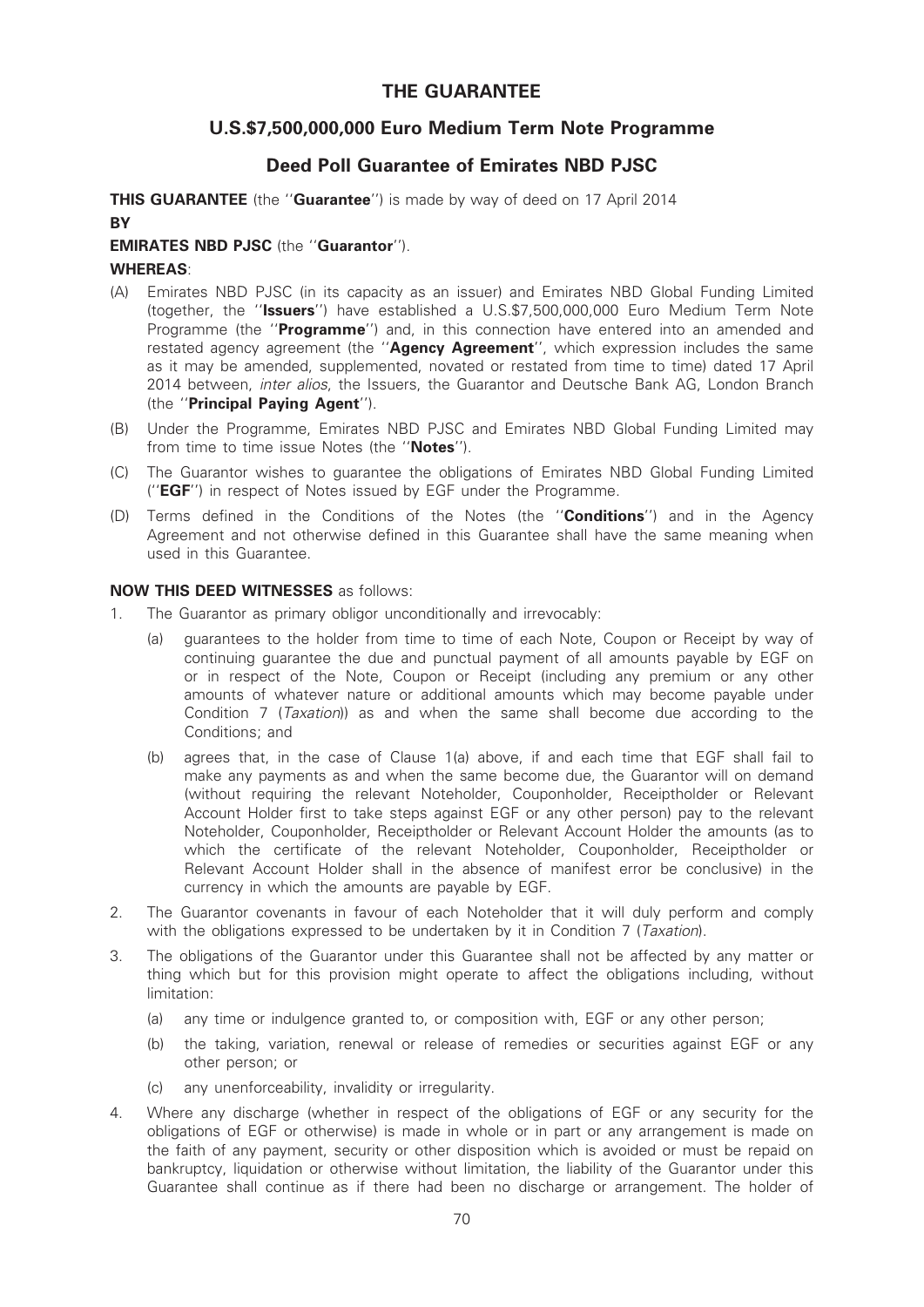# THE GUARANTEE

## U.S.$7,500,000,000 Euro Medium Term Note Programme

## Deed Poll Guarantee of Emirates NBD PJSC

**THIS GUARANTEE** (the ''**Guarantee**'') is made by way of deed on 17 April 2014

**BY**

**EMIRATES NBD PJSC** (the ''**Guarantor**'').

**WHEREAS**:

(A) Emirates NBD PJSC (in its capacity as an issuer) and Emirates NBD Global Funding Limited (together, the ''**Issuers**'') have established a U.S.$7,500,000,000 Euro Medium Term Note Programme (the ''**Programme**'') and, in this connection have entered into an amended and restated agency agreement (the ''**Agency Agreement**'', which expression includes the same as it may be amended, supplemented, novated or restated from time to time) dated 17 April 2014 between, *inter alios*, the Issuers, the Guarantor and Deutsche Bank AG, London Branch (the ''**Principal Paying Agent**'').

(B) Under the Programme, Emirates NBD PJSC and Emirates NBD Global Funding Limited may from time to time issue Notes (the ''**Notes**'').

(C) The Guarantor wishes to guarantee the obligations of Emirates NBD Global Funding Limited (''**EGF**'') in respect of Notes issued by EGF under the Programme.

(D) Terms defined in the Conditions of the Notes (the ''**Conditions**'') and in the Agency Agreement and not otherwise defined in this Guarantee shall have the same meaning when used in this Guarantee.

**NOW THIS DEED WITNESSES** as follows:

1. The Guarantor as primary obligor unconditionally and irrevocably:

   (a) guarantees to the holder from time to time of each Note, Coupon or Receipt by way of continuing guarantee the due and punctual payment of all amounts payable by EGF on or in respect of the Note, Coupon or Receipt (including any premium or any other amounts of whatever nature or additional amounts which may become payable under Condition 7 (*Taxation*)) as and when the same shall become due according to the Conditions; and

   (b) agrees that, in the case of Clause 1(a) above, if and each time that EGF shall fail to make any payments as and when the same become due, the Guarantor will on demand (without requiring the relevant Noteholder, Couponholder, Receiptholder or Relevant Account Holder first to take steps against EGF or any other person) pay to the relevant Noteholder, Couponholder, Receiptholder or Relevant Account Holder the amounts (as to which the certificate of the relevant Noteholder, Couponholder, Receiptholder or Relevant Account Holder shall in the absence of manifest error be conclusive) in the currency in which the amounts are payable by EGF.

2. The Guarantor covenants in favour of each Noteholder that it will duly perform and comply with the obligations expressed to be undertaken by it in Condition 7 (*Taxation*).

3. The obligations of the Guarantor under this Guarantee shall not be affected by any matter or thing which but for this provision might operate to affect the obligations including, without limitation:

   (a) any time or indulgence granted to, or composition with, EGF or any other person;

   (b) the taking, variation, renewal or release of remedies or securities against EGF or any other person; or

   (c) any unenforceability, invalidity or irregularity.

4. Where any discharge (whether in respect of the obligations of EGF or any security for the obligations of EGF or otherwise) is made in whole or in part or any arrangement is made on the faith of any payment, security or other disposition which is avoided or must be repaid on bankruptcy, liquidation or otherwise without limitation, the liability of the Guarantor under this Guarantee shall continue as if there had been no discharge or arrangement. The holder of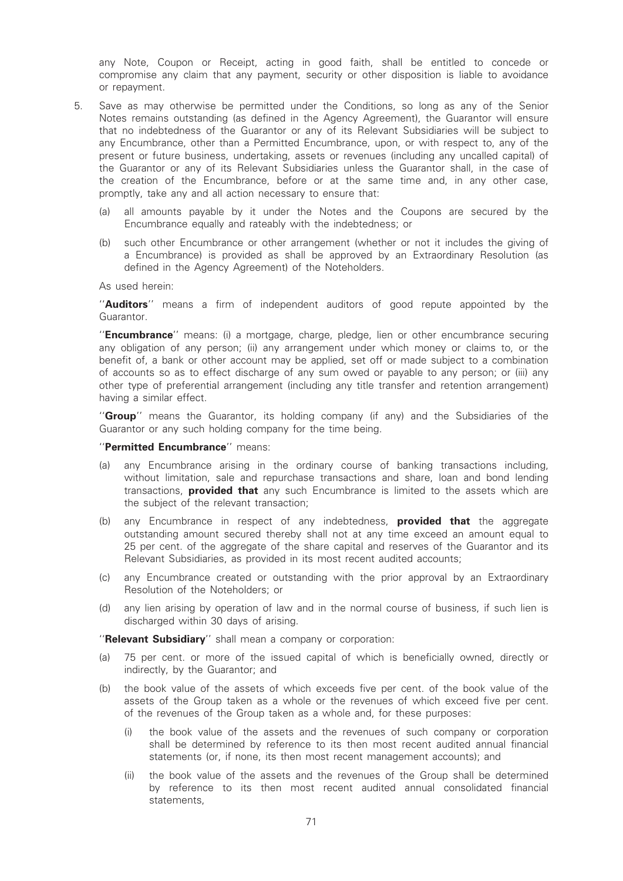any Note, Coupon or Receipt, acting in good faith, shall be entitled to concede or compromise any claim that any payment, security or other disposition is liable to avoidance or repayment.

5. Save as may otherwise be permitted under the Conditions, so long as any of the Senior Notes remains outstanding (as defined in the Agency Agreement), the Guarantor will ensure that no indebtedness of the Guarantor or any of its Relevant Subsidiaries will be subject to any Encumbrance, other than a Permitted Encumbrance, upon, or with respect to, any of the present or future business, undertaking, assets or revenues (including any uncalled capital) of the Guarantor or any of its Relevant Subsidiaries unless the Guarantor shall, in the case of the creation of the Encumbrance, before or at the same time and, in any other case, promptly, take any and all action necessary to ensure that:

   (a) all amounts payable by it under the Notes and the Coupons are secured by the Encumbrance equally and rateably with the indebtedness; or

   (b) such other Encumbrance or other arrangement (whether or not it includes the giving of a Encumbrance) is provided as shall be approved by an Extraordinary Resolution (as defined in the Agency Agreement) of the Noteholders.

   As used herein:

   ''**Auditors**'' means a firm of independent auditors of good repute appointed by the Guarantor.

   ''**Encumbrance**'' means: (i) a mortgage, charge, pledge, lien or other encumbrance securing any obligation of any person; (ii) any arrangement under which money or claims to, or the benefit of, a bank or other account may be applied, set off or made subject to a combination of accounts so as to effect discharge of any sum owed or payable to any person; or (iii) any other type of preferential arrangement (including any title transfer and retention arrangement) having a similar effect.

   ''**Group**'' means the Guarantor, its holding company (if any) and the Subsidiaries of the Guarantor or any such holding company for the time being.

   ''**Permitted Encumbrance**'' means:

   (a) any Encumbrance arising in the ordinary course of banking transactions including, without limitation, sale and repurchase transactions and share, loan and bond lending transactions, **provided that** any such Encumbrance is limited to the assets which are the subject of the relevant transaction;

   (b) any Encumbrance in respect of any indebtedness, **provided that** the aggregate outstanding amount secured thereby shall not at any time exceed an amount equal to 25 per cent. of the aggregate of the share capital and reserves of the Guarantor and its Relevant Subsidiaries, as provided in its most recent audited accounts;

   (c) any Encumbrance created or outstanding with the prior approval by an Extraordinary Resolution of the Noteholders; or

   (d) any lien arising by operation of law and in the normal course of business, if such lien is discharged within 30 days of arising.

   ''**Relevant Subsidiary**'' shall mean a company or corporation:

   (a) 75 per cent. or more of the issued capital of which is beneficially owned, directly or indirectly, by the Guarantor; and

   (b) the book value of the assets of which exceeds five per cent. of the book value of the assets of the Group taken as a whole or the revenues of which exceed five per cent. of the revenues of the Group taken as a whole and, for these purposes:

      (i) the book value of the assets and the revenues of such company or corporation shall be determined by reference to its then most recent audited annual financial statements (or, if none, its then most recent management accounts); and

      (ii) the book value of the assets and the revenues of the Group shall be determined by reference to its then most recent audited annual consolidated financial statements,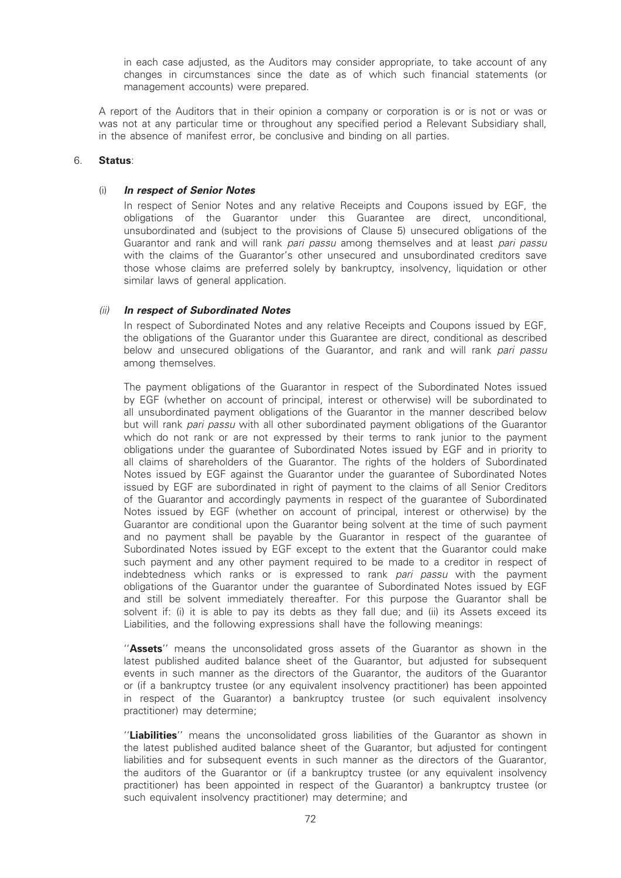in each case adjusted, as the Auditors may consider appropriate, to take account of any changes in circumstances since the date as of which such financial statements (or management accounts) were prepared.

A report of the Auditors that in their opinion a company or corporation is or is not or was or was not at any particular time or throughout any specified period a Relevant Subsidiary shall, in the absence of manifest error, be conclusive and binding on all parties.

6. **Status**:

(i) ***In respect of Senior Notes***

In respect of Senior Notes and any relative Receipts and Coupons issued by EGF, the obligations of the Guarantor under this Guarantee are direct, unconditional, unsubordinated and (subject to the provisions of Clause 5) unsecured obligations of the Guarantor and rank and will rank *pari passu* among themselves and at least *pari passu* with the claims of the Guarantor's other unsecured and unsubordinated creditors save those whose claims are preferred solely by bankruptcy, insolvency, liquidation or other similar laws of general application.

*(ii)* ***In respect of Subordinated Notes***

In respect of Subordinated Notes and any relative Receipts and Coupons issued by EGF, the obligations of the Guarantor under this Guarantee are direct, conditional as described below and unsecured obligations of the Guarantor, and rank and will rank *pari passu* among themselves.

The payment obligations of the Guarantor in respect of the Subordinated Notes issued by EGF (whether on account of principal, interest or otherwise) will be subordinated to all unsubordinated payment obligations of the Guarantor in the manner described below but will rank *pari passu* with all other subordinated payment obligations of the Guarantor which do not rank or are not expressed by their terms to rank junior to the payment obligations under the guarantee of Subordinated Notes issued by EGF and in priority to all claims of shareholders of the Guarantor. The rights of the holders of Subordinated Notes issued by EGF against the Guarantor under the guarantee of Subordinated Notes issued by EGF are subordinated in right of payment to the claims of all Senior Creditors of the Guarantor and accordingly payments in respect of the guarantee of Subordinated Notes issued by EGF (whether on account of principal, interest or otherwise) by the Guarantor are conditional upon the Guarantor being solvent at the time of such payment and no payment shall be payable by the Guarantor in respect of the guarantee of Subordinated Notes issued by EGF except to the extent that the Guarantor could make such payment and any other payment required to be made to a creditor in respect of indebtedness which ranks or is expressed to rank *pari passu* with the payment obligations of the Guarantor under the guarantee of Subordinated Notes issued by EGF and still be solvent immediately thereafter. For this purpose the Guarantor shall be solvent if: (i) it is able to pay its debts as they fall due; and (ii) its Assets exceed its Liabilities, and the following expressions shall have the following meanings:

''**Assets**'' means the unconsolidated gross assets of the Guarantor as shown in the latest published audited balance sheet of the Guarantor, but adjusted for subsequent events in such manner as the directors of the Guarantor, the auditors of the Guarantor or (if a bankruptcy trustee (or any equivalent insolvency practitioner) has been appointed in respect of the Guarantor) a bankruptcy trustee (or such equivalent insolvency practitioner) may determine;

''**Liabilities**'' means the unconsolidated gross liabilities of the Guarantor as shown in the latest published audited balance sheet of the Guarantor, but adjusted for contingent liabilities and for subsequent events in such manner as the directors of the Guarantor, the auditors of the Guarantor or (if a bankruptcy trustee (or any equivalent insolvency practitioner) has been appointed in respect of the Guarantor) a bankruptcy trustee (or such equivalent insolvency practitioner) may determine; and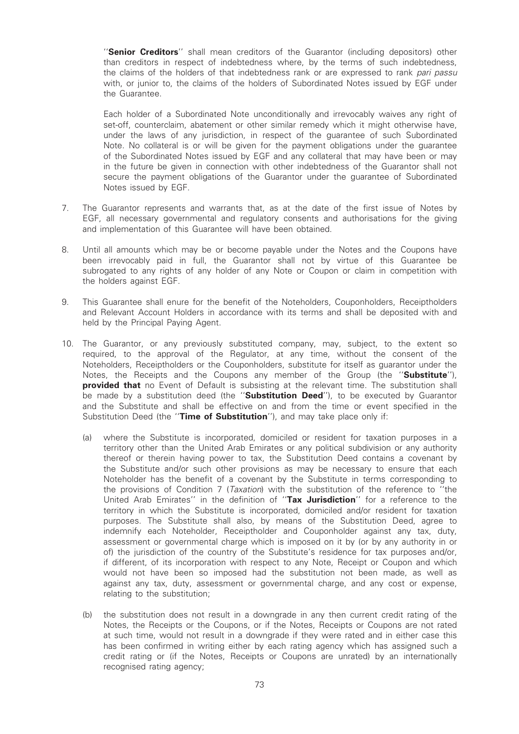''**Senior Creditors**'' shall mean creditors of the Guarantor (including depositors) other than creditors in respect of indebtedness where, by the terms of such indebtedness, the claims of the holders of that indebtedness rank or are expressed to rank *pari passu* with, or junior to, the claims of the holders of Subordinated Notes issued by EGF under the Guarantee.

Each holder of a Subordinated Note unconditionally and irrevocably waives any right of set-off, counterclaim, abatement or other similar remedy which it might otherwise have, under the laws of any jurisdiction, in respect of the guarantee of such Subordinated Note. No collateral is or will be given for the payment obligations under the guarantee of the Subordinated Notes issued by EGF and any collateral that may have been or may in the future be given in connection with other indebtedness of the Guarantor shall not secure the payment obligations of the Guarantor under the guarantee of Subordinated Notes issued by EGF.

7. The Guarantor represents and warrants that, as at the date of the first issue of Notes by EGF, all necessary governmental and regulatory consents and authorisations for the giving and implementation of this Guarantee will have been obtained.

8. Until all amounts which may be or become payable under the Notes and the Coupons have been irrevocably paid in full, the Guarantor shall not by virtue of this Guarantee be subrogated to any rights of any holder of any Note or Coupon or claim in competition with the holders against EGF.

9. This Guarantee shall enure for the benefit of the Noteholders, Couponholders, Receiptholders and Relevant Account Holders in accordance with its terms and shall be deposited with and held by the Principal Paying Agent.

10. The Guarantor, or any previously substituted company, may, subject, to the extent so required, to the approval of the Regulator, at any time, without the consent of the Noteholders, Receiptholders or the Couponholders, substitute for itself as guarantor under the Notes, the Receipts and the Coupons any member of the Group (the ''**Substitute**''), **provided that** no Event of Default is subsisting at the relevant time. The substitution shall be made by a substitution deed (the ''**Substitution Deed**''), to be executed by Guarantor and the Substitute and shall be effective on and from the time or event specified in the Substitution Deed (the ''**Time of Substitution**''), and may take place only if:

    (a) where the Substitute is incorporated, domiciled or resident for taxation purposes in a territory other than the United Arab Emirates or any political subdivision or any authority thereof or therein having power to tax, the Substitution Deed contains a covenant by the Substitute and/or such other provisions as may be necessary to ensure that each Noteholder has the benefit of a covenant by the Substitute in terms corresponding to the provisions of Condition 7 (*Taxation*) with the substitution of the reference to ''the United Arab Emirates'' in the definition of ''**Tax Jurisdiction**'' for a reference to the territory in which the Substitute is incorporated, domiciled and/or resident for taxation purposes. The Substitute shall also, by means of the Substitution Deed, agree to indemnify each Noteholder, Receiptholder and Couponholder against any tax, duty, assessment or governmental charge which is imposed on it by (or by any authority in or of) the jurisdiction of the country of the Substitute's residence for tax purposes and/or, if different, of its incorporation with respect to any Note, Receipt or Coupon and which would not have been so imposed had the substitution not been made, as well as against any tax, duty, assessment or governmental charge, and any cost or expense, relating to the substitution;

    (b) the substitution does not result in a downgrade in any then current credit rating of the Notes, the Receipts or the Coupons, or if the Notes, Receipts or Coupons are not rated at such time, would not result in a downgrade if they were rated and in either case this has been confirmed in writing either by each rating agency which has assigned such a credit rating or (if the Notes, Receipts or Coupons are unrated) by an internationally recognised rating agency;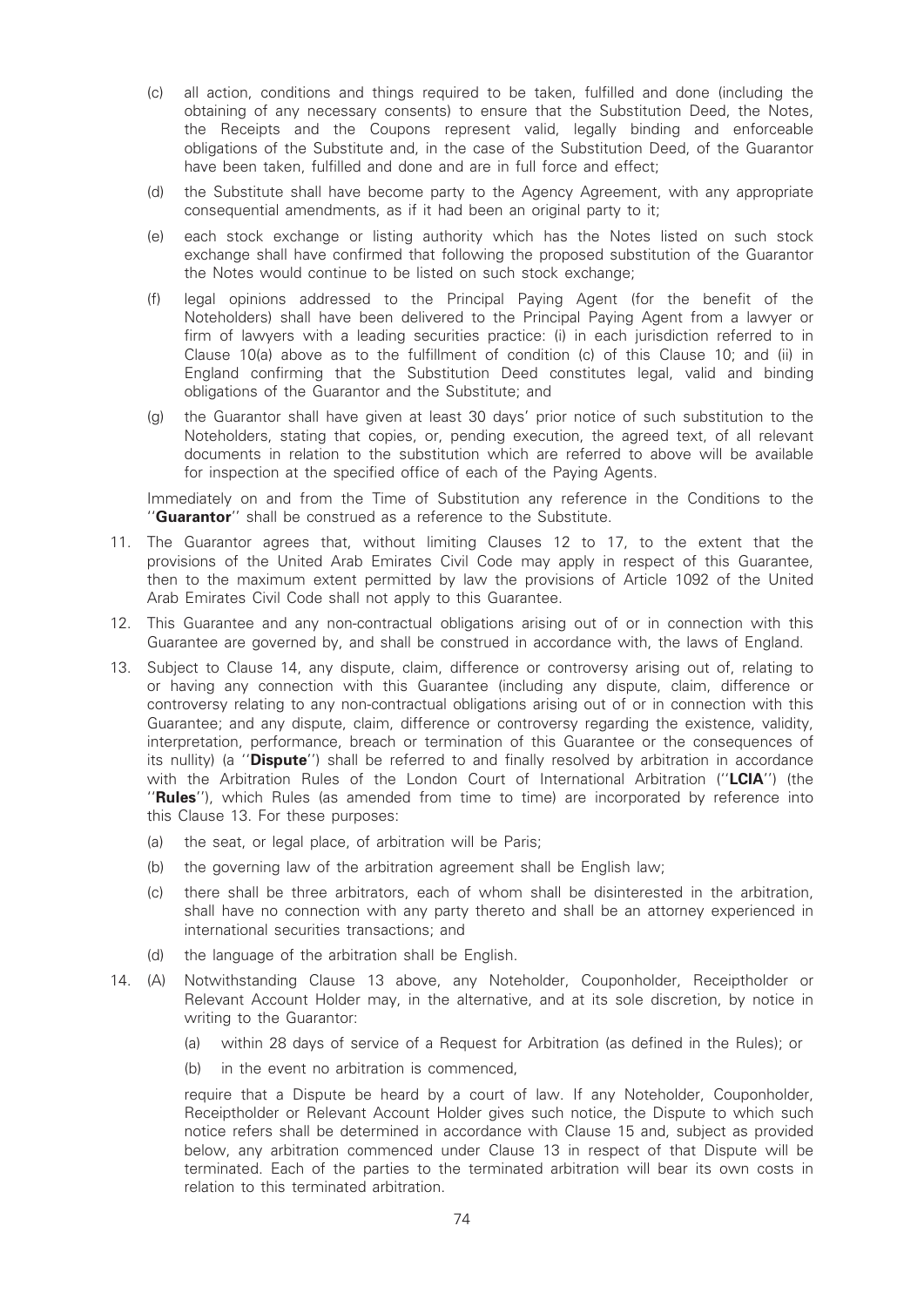(c) all action, conditions and things required to be taken, fulfilled and done (including the obtaining of any necessary consents) to ensure that the Substitution Deed, the Notes, the Receipts and the Coupons represent valid, legally binding and enforceable obligations of the Substitute and, in the case of the Substitution Deed, of the Guarantor have been taken, fulfilled and done and are in full force and effect;

(d) the Substitute shall have become party to the Agency Agreement, with any appropriate consequential amendments, as if it had been an original party to it;

(e) each stock exchange or listing authority which has the Notes listed on such stock exchange shall have confirmed that following the proposed substitution of the Guarantor the Notes would continue to be listed on such stock exchange;

(f) legal opinions addressed to the Principal Paying Agent (for the benefit of the Noteholders) shall have been delivered to the Principal Paying Agent from a lawyer or firm of lawyers with a leading securities practice: (i) in each jurisdiction referred to in Clause 10(a) above as to the fulfillment of condition (c) of this Clause 10; and (ii) in England confirming that the Substitution Deed constitutes legal, valid and binding obligations of the Guarantor and the Substitute; and

(g) the Guarantor shall have given at least 30 days' prior notice of such substitution to the Noteholders, stating that copies, or, pending execution, the agreed text, of all relevant documents in relation to the substitution which are referred to above will be available for inspection at the specified office of each of the Paying Agents.

Immediately on and from the Time of Substitution any reference in the Conditions to the "**Guarantor**" shall be construed as a reference to the Substitute.

11. The Guarantor agrees that, without limiting Clauses 12 to 17, to the extent that the provisions of the United Arab Emirates Civil Code may apply in respect of this Guarantee, then to the maximum extent permitted by law the provisions of Article 1092 of the United Arab Emirates Civil Code shall not apply to this Guarantee.

12. This Guarantee and any non-contractual obligations arising out of or in connection with this Guarantee are governed by, and shall be construed in accordance with, the laws of England.

13. Subject to Clause 14, any dispute, claim, difference or controversy arising out of, relating to or having any connection with this Guarantee (including any dispute, claim, difference or controversy relating to any non-contractual obligations arising out of or in connection with this Guarantee; and any dispute, claim, difference or controversy regarding the existence, validity, interpretation, performance, breach or termination of this Guarantee or the consequences of its nullity) (a "**Dispute**") shall be referred to and finally resolved by arbitration in accordance with the Arbitration Rules of the London Court of International Arbitration ("**LCIA**") (the "**Rules**"), which Rules (as amended from time to time) are incorporated by reference into this Clause 13. For these purposes:

    (a) the seat, or legal place, of arbitration will be Paris;

    (b) the governing law of the arbitration agreement shall be English law;

    (c) there shall be three arbitrators, each of whom shall be disinterested in the arbitration, shall have no connection with any party thereto and shall be an attorney experienced in international securities transactions; and

    (d) the language of the arbitration shall be English.

14. (A) Notwithstanding Clause 13 above, any Noteholder, Couponholder, Receiptholder or Relevant Account Holder may, in the alternative, and at its sole discretion, by notice in writing to the Guarantor:

    (a) within 28 days of service of a Request for Arbitration (as defined in the Rules); or

    (b) in the event no arbitration is commenced,

    require that a Dispute be heard by a court of law. If any Noteholder, Couponholder, Receiptholder or Relevant Account Holder gives such notice, the Dispute to which such notice refers shall be determined in accordance with Clause 15 and, subject as provided below, any arbitration commenced under Clause 13 in respect of that Dispute will be terminated. Each of the parties to the terminated arbitration will bear its own costs in relation to this terminated arbitration.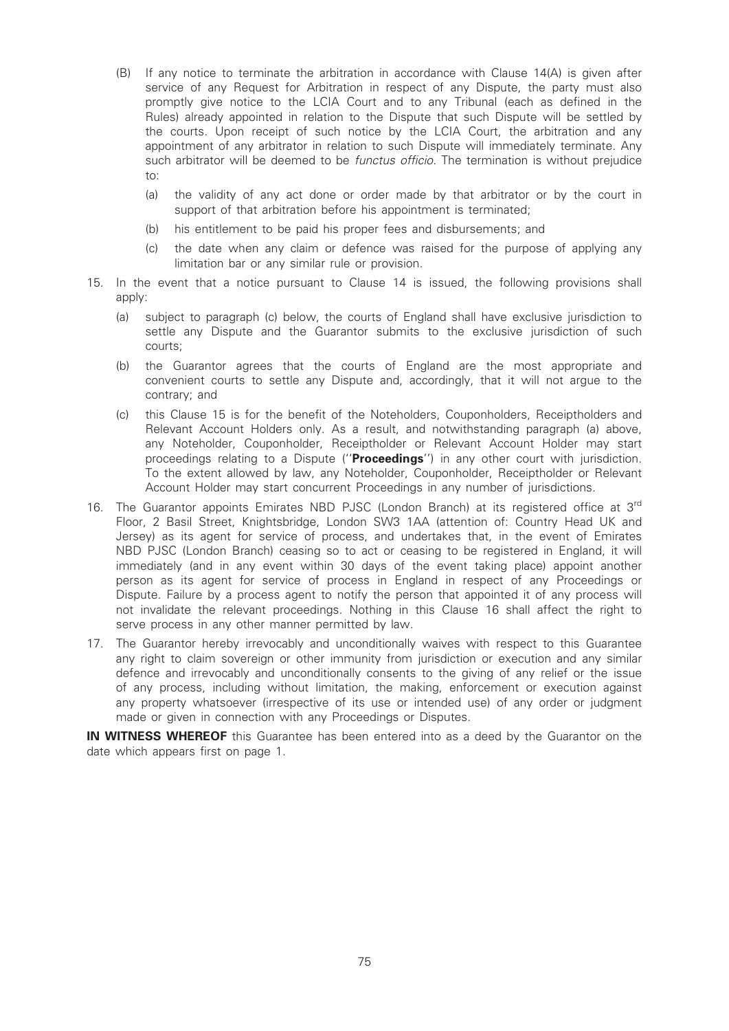(B) If any notice to terminate the arbitration in accordance with Clause 14(A) is given after service of any Request for Arbitration in respect of any Dispute, the party must also promptly give notice to the LCIA Court and to any Tribunal (each as defined in the Rules) already appointed in relation to the Dispute that such Dispute will be settled by the courts. Upon receipt of such notice by the LCIA Court, the arbitration and any appointment of any arbitrator in relation to such Dispute will immediately terminate. Any such arbitrator will be deemed to be *functus officio*. The termination is without prejudice to:

   (a) the validity of any act done or order made by that arbitrator or by the court in support of that arbitration before his appointment is terminated;

   (b) his entitlement to be paid his proper fees and disbursements; and

   (c) the date when any claim or defence was raised for the purpose of applying any limitation bar or any similar rule or provision.

15. In the event that a notice pursuant to Clause 14 is issued, the following provisions shall apply:

   (a) subject to paragraph (c) below, the courts of England shall have exclusive jurisdiction to settle any Dispute and the Guarantor submits to the exclusive jurisdiction of such courts;

   (b) the Guarantor agrees that the courts of England are the most appropriate and convenient courts to settle any Dispute and, accordingly, that it will not argue to the contrary; and

   (c) this Clause 15 is for the benefit of the Noteholders, Couponholders, Receiptholders and Relevant Account Holders only. As a result, and notwithstanding paragraph (a) above, any Noteholder, Couponholder, Receiptholder or Relevant Account Holder may start proceedings relating to a Dispute (''**Proceedings**'') in any other court with jurisdiction. To the extent allowed by law, any Noteholder, Couponholder, Receiptholder or Relevant Account Holder may start concurrent Proceedings in any number of jurisdictions.

16. The Guarantor appoints Emirates NBD PJSC (London Branch) at its registered office at 3rd Floor, 2 Basil Street, Knightsbridge, London SW3 1AA (attention of: Country Head UK and Jersey) as its agent for service of process, and undertakes that, in the event of Emirates NBD PJSC (London Branch) ceasing so to act or ceasing to be registered in England, it will immediately (and in any event within 30 days of the event taking place) appoint another person as its agent for service of process in England in respect of any Proceedings or Dispute. Failure by a process agent to notify the person that appointed it of any process will not invalidate the relevant proceedings. Nothing in this Clause 16 shall affect the right to serve process in any other manner permitted by law.

17. The Guarantor hereby irrevocably and unconditionally waives with respect to this Guarantee any right to claim sovereign or other immunity from jurisdiction or execution and any similar defence and irrevocably and unconditionally consents to the giving of any relief or the issue of any process, including without limitation, the making, enforcement or execution against any property whatsoever (irrespective of its use or intended use) of any order or judgment made or given in connection with any Proceedings or Disputes.

**IN WITNESS WHEREOF** this Guarantee has been entered into as a deed by the Guarantor on the date which appears first on page 1.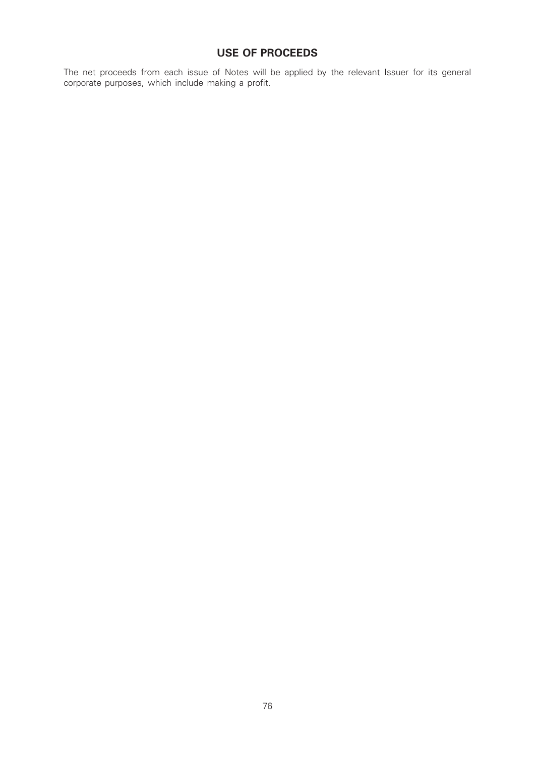# USE OF PROCEEDS

The net proceeds from each issue of Notes will be applied by the relevant Issuer for its general corporate purposes, which include making a profit.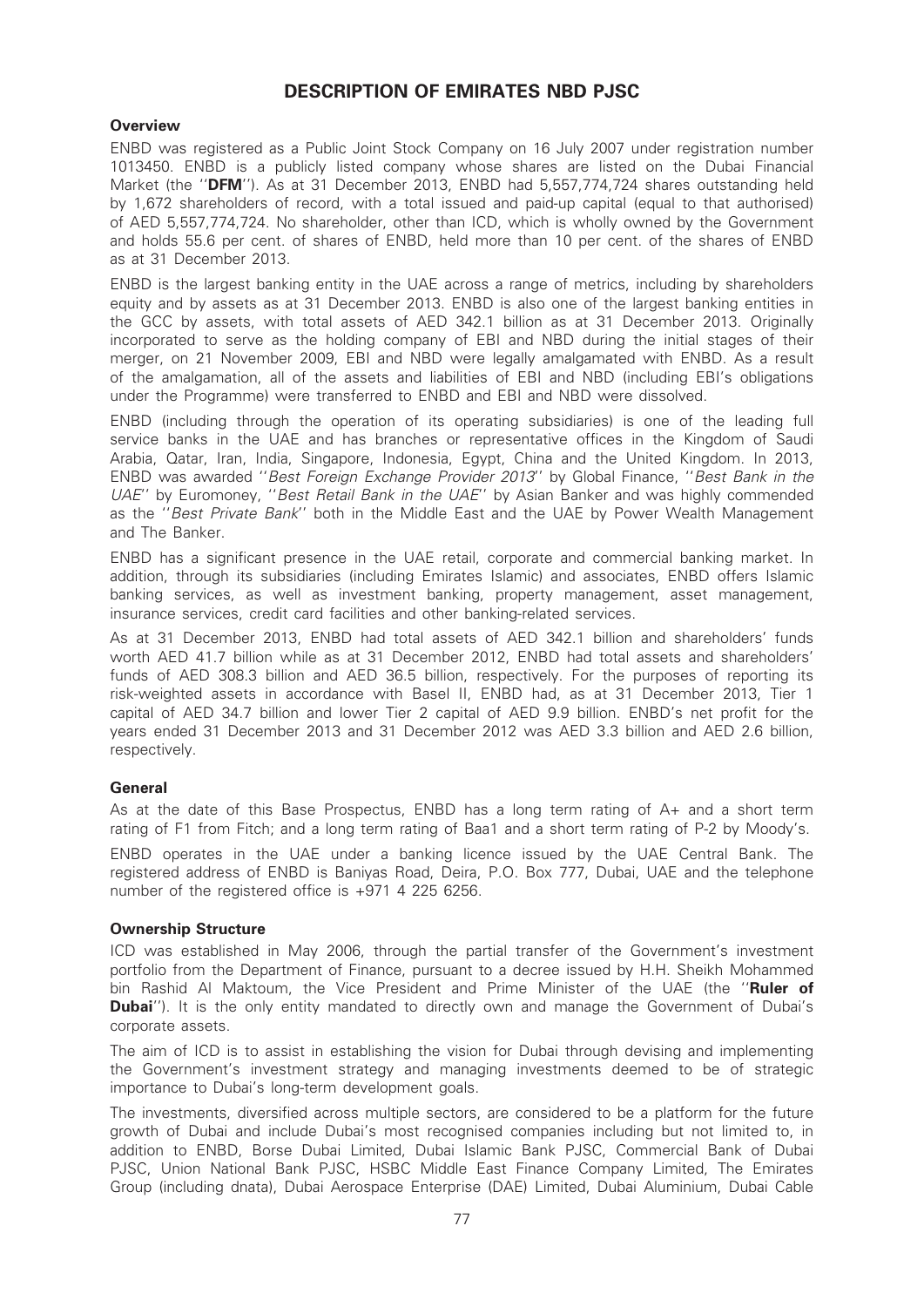# DESCRIPTION OF EMIRATES NBD PJSC

## Overview

ENBD was registered as a Public Joint Stock Company on 16 July 2007 under registration number 1013450. ENBD is a publicly listed company whose shares are listed on the Dubai Financial Market (the ''**DFM**''). As at 31 December 2013, ENBD had 5,557,774,724 shares outstanding held by 1,672 shareholders of record, with a total issued and paid-up capital (equal to that authorised) of AED 5,557,774,724. No shareholder, other than ICD, which is wholly owned by the Government and holds 55.6 per cent. of shares of ENBD, held more than 10 per cent. of the shares of ENBD as at 31 December 2013.

ENBD is the largest banking entity in the UAE across a range of metrics, including by shareholders equity and by assets as at 31 December 2013. ENBD is also one of the largest banking entities in the GCC by assets, with total assets of AED 342.1 billion as at 31 December 2013. Originally incorporated to serve as the holding company of EBI and NBD during the initial stages of their merger, on 21 November 2009, EBI and NBD were legally amalgamated with ENBD. As a result of the amalgamation, all of the assets and liabilities of EBI and NBD (including EBI's obligations under the Programme) were transferred to ENBD and EBI and NBD were dissolved.

ENBD (including through the operation of its operating subsidiaries) is one of the leading full service banks in the UAE and has branches or representative offices in the Kingdom of Saudi Arabia, Qatar, Iran, India, Singapore, Indonesia, Egypt, China and the United Kingdom. In 2013, ENBD was awarded ''*Best Foreign Exchange Provider 2013*'' by Global Finance, ''*Best Bank in the UAE*'' by Euromoney, ''*Best Retail Bank in the UAE*'' by Asian Banker and was highly commended as the ''*Best Private Bank*'' both in the Middle East and the UAE by Power Wealth Management and The Banker.

ENBD has a significant presence in the UAE retail, corporate and commercial banking market. In addition, through its subsidiaries (including Emirates Islamic) and associates, ENBD offers Islamic banking services, as well as investment banking, property management, asset management, insurance services, credit card facilities and other banking-related services.

As at 31 December 2013, ENBD had total assets of AED 342.1 billion and shareholders' funds worth AED 41.7 billion while as at 31 December 2012, ENBD had total assets and shareholders' funds of AED 308.3 billion and AED 36.5 billion, respectively. For the purposes of reporting its risk-weighted assets in accordance with Basel II, ENBD had, as at 31 December 2013, Tier 1 capital of AED 34.7 billion and lower Tier 2 capital of AED 9.9 billion. ENBD's net profit for the years ended 31 December 2013 and 31 December 2012 was AED 3.3 billion and AED 2.6 billion, respectively.

## General

As at the date of this Base Prospectus, ENBD has a long term rating of A+ and a short term rating of F1 from Fitch; and a long term rating of Baa1 and a short term rating of P-2 by Moody's.

ENBD operates in the UAE under a banking licence issued by the UAE Central Bank. The registered address of ENBD is Baniyas Road, Deira, P.O. Box 777, Dubai, UAE and the telephone number of the registered office is +971 4 225 6256.

## Ownership Structure

ICD was established in May 2006, through the partial transfer of the Government's investment portfolio from the Department of Finance, pursuant to a decree issued by H.H. Sheikh Mohammed bin Rashid Al Maktoum, the Vice President and Prime Minister of the UAE (the ''**Ruler of Dubai**''). It is the only entity mandated to directly own and manage the Government of Dubai's corporate assets.

The aim of ICD is to assist in establishing the vision for Dubai through devising and implementing the Government's investment strategy and managing investments deemed to be of strategic importance to Dubai's long-term development goals.

The investments, diversified across multiple sectors, are considered to be a platform for the future growth of Dubai and include Dubai's most recognised companies including but not limited to, in addition to ENBD, Borse Dubai Limited, Dubai Islamic Bank PJSC, Commercial Bank of Dubai PJSC, Union National Bank PJSC, HSBC Middle East Finance Company Limited, The Emirates Group (including dnata), Dubai Aerospace Enterprise (DAE) Limited, Dubai Aluminium, Dubai Cable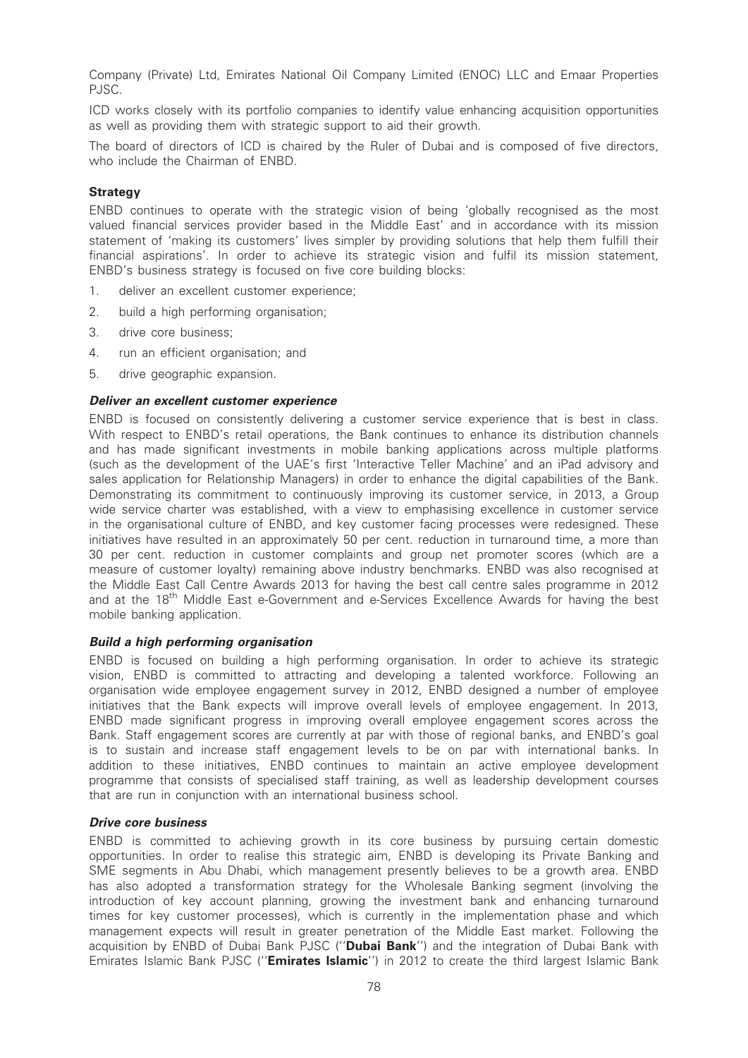Company (Private) Ltd, Emirates National Oil Company Limited (ENOC) LLC and Emaar Properties PJSC.

ICD works closely with its portfolio companies to identify value enhancing acquisition opportunities as well as providing them with strategic support to aid their growth.

The board of directors of ICD is chaired by the Ruler of Dubai and is composed of five directors, who include the Chairman of ENBD.

**Strategy**

ENBD continues to operate with the strategic vision of being 'globally recognised as the most valued financial services provider based in the Middle East' and in accordance with its mission statement of 'making its customers' lives simpler by providing solutions that help them fulfill their financial aspirations'. In order to achieve its strategic vision and fulfil its mission statement, ENBD's business strategy is focused on five core building blocks:

1. deliver an excellent customer experience;
2. build a high performing organisation;
3. drive core business;
4. run an efficient organisation; and
5. drive geographic expansion.

***Deliver an excellent customer experience***

ENBD is focused on consistently delivering a customer service experience that is best in class. With respect to ENBD's retail operations, the Bank continues to enhance its distribution channels and has made significant investments in mobile banking applications across multiple platforms (such as the development of the UAE's first 'Interactive Teller Machine' and an iPad advisory and sales application for Relationship Managers) in order to enhance the digital capabilities of the Bank. Demonstrating its commitment to continuously improving its customer service, in 2013, a Group wide service charter was established, with a view to emphasising excellence in customer service in the organisational culture of ENBD, and key customer facing processes were redesigned. These initiatives have resulted in an approximately 50 per cent. reduction in turnaround time, a more than 30 per cent. reduction in customer complaints and group net promoter scores (which are a measure of customer loyalty) remaining above industry benchmarks. ENBD was also recognised at the Middle East Call Centre Awards 2013 for having the best call centre sales programme in 2012 and at the 18th Middle East e-Government and e-Services Excellence Awards for having the best mobile banking application.

***Build a high performing organisation***

ENBD is focused on building a high performing organisation. In order to achieve its strategic vision, ENBD is committed to attracting and developing a talented workforce. Following an organisation wide employee engagement survey in 2012, ENBD designed a number of employee initiatives that the Bank expects will improve overall levels of employee engagement. In 2013, ENBD made significant progress in improving overall employee engagement scores across the Bank. Staff engagement scores are currently at par with those of regional banks, and ENBD's goal is to sustain and increase staff engagement levels to be on par with international banks. In addition to these initiatives, ENBD continues to maintain an active employee development programme that consists of specialised staff training, as well as leadership development courses that are run in conjunction with an international business school.

***Drive core business***

ENBD is committed to achieving growth in its core business by pursuing certain domestic opportunities. In order to realise this strategic aim, ENBD is developing its Private Banking and SME segments in Abu Dhabi, which management presently believes to be a growth area. ENBD has also adopted a transformation strategy for the Wholesale Banking segment (involving the introduction of key account planning, growing the investment bank and enhancing turnaround times for key customer processes), which is currently in the implementation phase and which management expects will result in greater penetration of the Middle East market. Following the acquisition by ENBD of Dubai Bank PJSC (''**Dubai Bank**'') and the integration of Dubai Bank with Emirates Islamic Bank PJSC (''**Emirates Islamic**'') in 2012 to create the third largest Islamic Bank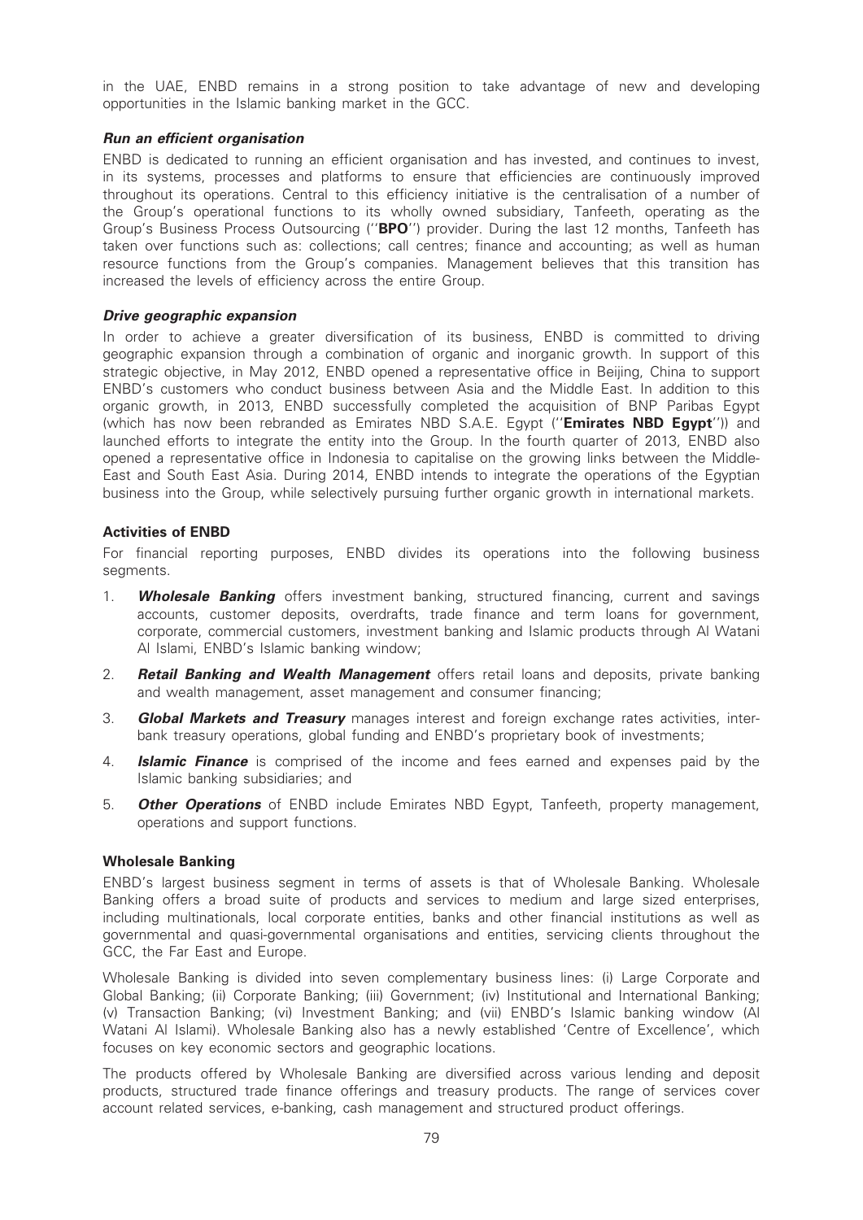in the UAE, ENBD remains in a strong position to take advantage of new and developing opportunities in the Islamic banking market in the GCC.

### *Run an efficient organisation*

ENBD is dedicated to running an efficient organisation and has invested, and continues to invest, in its systems, processes and platforms to ensure that efficiencies are continuously improved throughout its operations. Central to this efficiency initiative is the centralisation of a number of the Group's operational functions to its wholly owned subsidiary, Tanfeeth, operating as the Group's Business Process Outsourcing (''**BPO**'') provider. During the last 12 months, Tanfeeth has taken over functions such as: collections; call centres; finance and accounting; as well as human resource functions from the Group's companies. Management believes that this transition has increased the levels of efficiency across the entire Group.

### *Drive geographic expansion*

In order to achieve a greater diversification of its business, ENBD is committed to driving geographic expansion through a combination of organic and inorganic growth. In support of this strategic objective, in May 2012, ENBD opened a representative office in Beijing, China to support ENBD's customers who conduct business between Asia and the Middle East. In addition to this organic growth, in 2013, ENBD successfully completed the acquisition of BNP Paribas Egypt (which has now been rebranded as Emirates NBD S.A.E. Egypt (''**Emirates NBD Egypt**'')) and launched efforts to integrate the entity into the Group. In the fourth quarter of 2013, ENBD also opened a representative office in Indonesia to capitalise on the growing links between the Middle-East and South East Asia. During 2014, ENBD intends to integrate the operations of the Egyptian business into the Group, while selectively pursuing further organic growth in international markets.

## Activities of ENBD

For financial reporting purposes, ENBD divides its operations into the following business segments.

1. ***Wholesale Banking*** offers investment banking, structured financing, current and savings accounts, customer deposits, overdrafts, trade finance and term loans for government, corporate, commercial customers, investment banking and Islamic products through Al Watani Al Islami, ENBD's Islamic banking window;
2. ***Retail Banking and Wealth Management*** offers retail loans and deposits, private banking and wealth management, asset management and consumer financing;
3. ***Global Markets and Treasury*** manages interest and foreign exchange rates activities, inter-bank treasury operations, global funding and ENBD's proprietary book of investments;
4. ***Islamic Finance*** is comprised of the income and fees earned and expenses paid by the Islamic banking subsidiaries; and
5. ***Other Operations*** of ENBD include Emirates NBD Egypt, Tanfeeth, property management, operations and support functions.

## Wholesale Banking

ENBD's largest business segment in terms of assets is that of Wholesale Banking. Wholesale Banking offers a broad suite of products and services to medium and large sized enterprises, including multinationals, local corporate entities, banks and other financial institutions as well as governmental and quasi-governmental organisations and entities, servicing clients throughout the GCC, the Far East and Europe.

Wholesale Banking is divided into seven complementary business lines: (i) Large Corporate and Global Banking; (ii) Corporate Banking; (iii) Government; (iv) Institutional and International Banking; (v) Transaction Banking; (vi) Investment Banking; and (vii) ENBD's Islamic banking window (Al Watani Al Islami). Wholesale Banking also has a newly established 'Centre of Excellence', which focuses on key economic sectors and geographic locations.

The products offered by Wholesale Banking are diversified across various lending and deposit products, structured trade finance offerings and treasury products. The range of services cover account related services, e-banking, cash management and structured product offerings.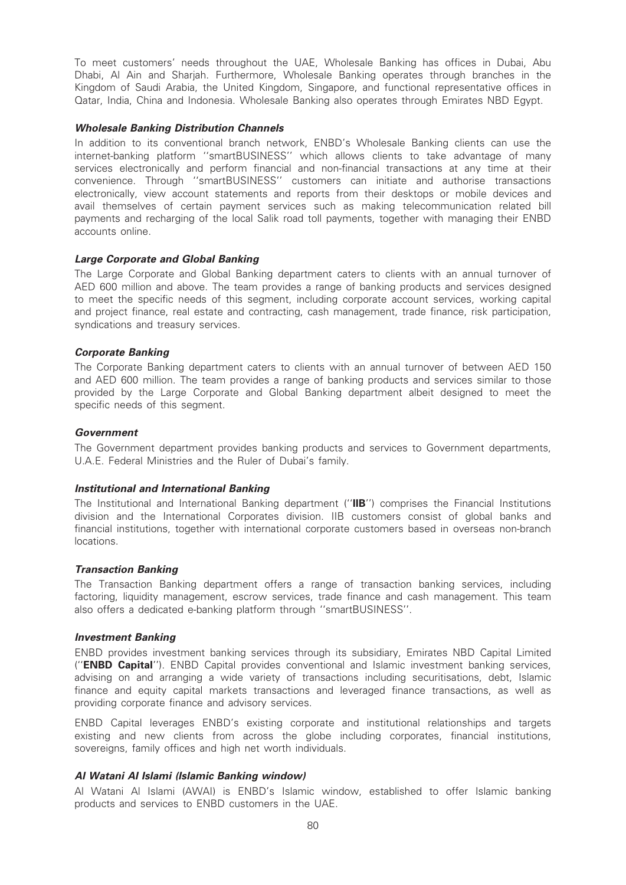To meet customers' needs throughout the UAE, Wholesale Banking has offices in Dubai, Abu Dhabi, Al Ain and Sharjah. Furthermore, Wholesale Banking operates through branches in the Kingdom of Saudi Arabia, the United Kingdom, Singapore, and functional representative offices in Qatar, India, China and Indonesia. Wholesale Banking also operates through Emirates NBD Egypt.

***Wholesale Banking Distribution Channels***

In addition to its conventional branch network, ENBD's Wholesale Banking clients can use the internet-banking platform ''smartBUSINESS'' which allows clients to take advantage of many services electronically and perform financial and non-financial transactions at any time at their convenience. Through ''smartBUSINESS'' customers can initiate and authorise transactions electronically, view account statements and reports from their desktops or mobile devices and avail themselves of certain payment services such as making telecommunication related bill payments and recharging of the local Salik road toll payments, together with managing their ENBD accounts online.

***Large Corporate and Global Banking***

The Large Corporate and Global Banking department caters to clients with an annual turnover of AED 600 million and above. The team provides a range of banking products and services designed to meet the specific needs of this segment, including corporate account services, working capital and project finance, real estate and contracting, cash management, trade finance, risk participation, syndications and treasury services.

***Corporate Banking***

The Corporate Banking department caters to clients with an annual turnover of between AED 150 and AED 600 million. The team provides a range of banking products and services similar to those provided by the Large Corporate and Global Banking department albeit designed to meet the specific needs of this segment.

***Government***

The Government department provides banking products and services to Government departments, U.A.E. Federal Ministries and the Ruler of Dubai's family.

***Institutional and International Banking***

The Institutional and International Banking department (''**IIB**'') comprises the Financial Institutions division and the International Corporates division. IIB customers consist of global banks and financial institutions, together with international corporate customers based in overseas non-branch locations.

***Transaction Banking***

The Transaction Banking department offers a range of transaction banking services, including factoring, liquidity management, escrow services, trade finance and cash management. This team also offers a dedicated e-banking platform through ''smartBUSINESS''.

***Investment Banking***

ENBD provides investment banking services through its subsidiary, Emirates NBD Capital Limited (''**ENBD Capital**''). ENBD Capital provides conventional and Islamic investment banking services, advising on and arranging a wide variety of transactions including securitisations, debt, Islamic finance and equity capital markets transactions and leveraged finance transactions, as well as providing corporate finance and advisory services.

ENBD Capital leverages ENBD's existing corporate and institutional relationships and targets existing and new clients from across the globe including corporates, financial institutions, sovereigns, family offices and high net worth individuals.

***Al Watani Al Islami (Islamic Banking window)***

Al Watani Al Islami (AWAI) is ENBD's Islamic window, established to offer Islamic banking products and services to ENBD customers in the UAE.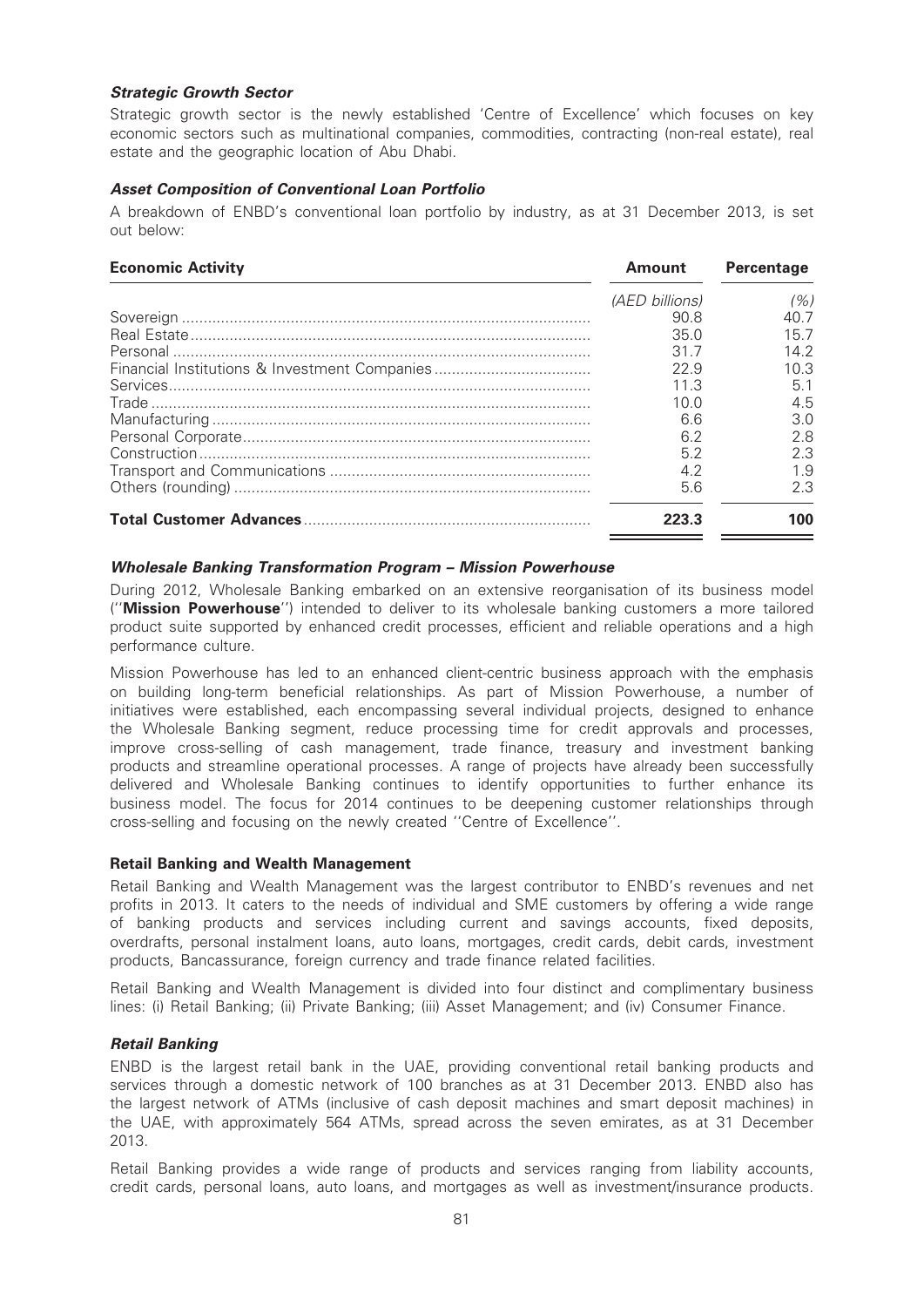### *Strategic Growth Sector*

Strategic growth sector is the newly established 'Centre of Excellence' which focuses on key economic sectors such as multinational companies, commodities, contracting (non-real estate), real estate and the geographic location of Abu Dhabi.

### *Asset Composition of Conventional Loan Portfolio*

A breakdown of ENBD's conventional loan portfolio by industry, as at 31 December 2013, is set out below:

| Economic Activity | Amount | Percentage |
|---|---|---|
| | *(AED billions)* | *(%)* |
| Sovereign | 90.8 | 40.7 |
| Real Estate | 35.0 | 15.7 |
| Personal | 31.7 | 14.2 |
| Financial Institutions & Investment Companies | 22.9 | 10.3 |
| Services | 11.3 | 5.1 |
| Trade | 10.0 | 4.5 |
| Manufacturing | 6.6 | 3.0 |
| Personal Corporate | 6.2 | 2.8 |
| Construction | 5.2 | 2.3 |
| Transport and Communications | 4.2 | 1.9 |
| Others (rounding) | 5.6 | 2.3 |
| **Total Customer Advances** | **223.3** | **100** |

### *Wholesale Banking Transformation Program – Mission Powerhouse*

During 2012, Wholesale Banking embarked on an extensive reorganisation of its business model (''**Mission Powerhouse**'') intended to deliver to its wholesale banking customers a more tailored product suite supported by enhanced credit processes, efficient and reliable operations and a high performance culture.

Mission Powerhouse has led to an enhanced client-centric business approach with the emphasis on building long-term beneficial relationships. As part of Mission Powerhouse, a number of initiatives were established, each encompassing several individual projects, designed to enhance the Wholesale Banking segment, reduce processing time for credit approvals and processes, improve cross-selling of cash management, trade finance, treasury and investment banking products and streamline operational processes. A range of projects have already been successfully delivered and Wholesale Banking continues to identify opportunities to further enhance its business model. The focus for 2014 continues to be deepening customer relationships through cross-selling and focusing on the newly created ''Centre of Excellence''.

### Retail Banking and Wealth Management

Retail Banking and Wealth Management was the largest contributor to ENBD's revenues and net profits in 2013. It caters to the needs of individual and SME customers by offering a wide range of banking products and services including current and savings accounts, fixed deposits, overdrafts, personal instalment loans, auto loans, mortgages, credit cards, debit cards, investment products, Bancassurance, foreign currency and trade finance related facilities.

Retail Banking and Wealth Management is divided into four distinct and complimentary business lines: (i) Retail Banking; (ii) Private Banking; (iii) Asset Management; and (iv) Consumer Finance.

### *Retail Banking*

ENBD is the largest retail bank in the UAE, providing conventional retail banking products and services through a domestic network of 100 branches as at 31 December 2013. ENBD also has the largest network of ATMs (inclusive of cash deposit machines and smart deposit machines) in the UAE, with approximately 564 ATMs, spread across the seven emirates, as at 31 December 2013.

Retail Banking provides a wide range of products and services ranging from liability accounts, credit cards, personal loans, auto loans, and mortgages as well as investment/insurance products.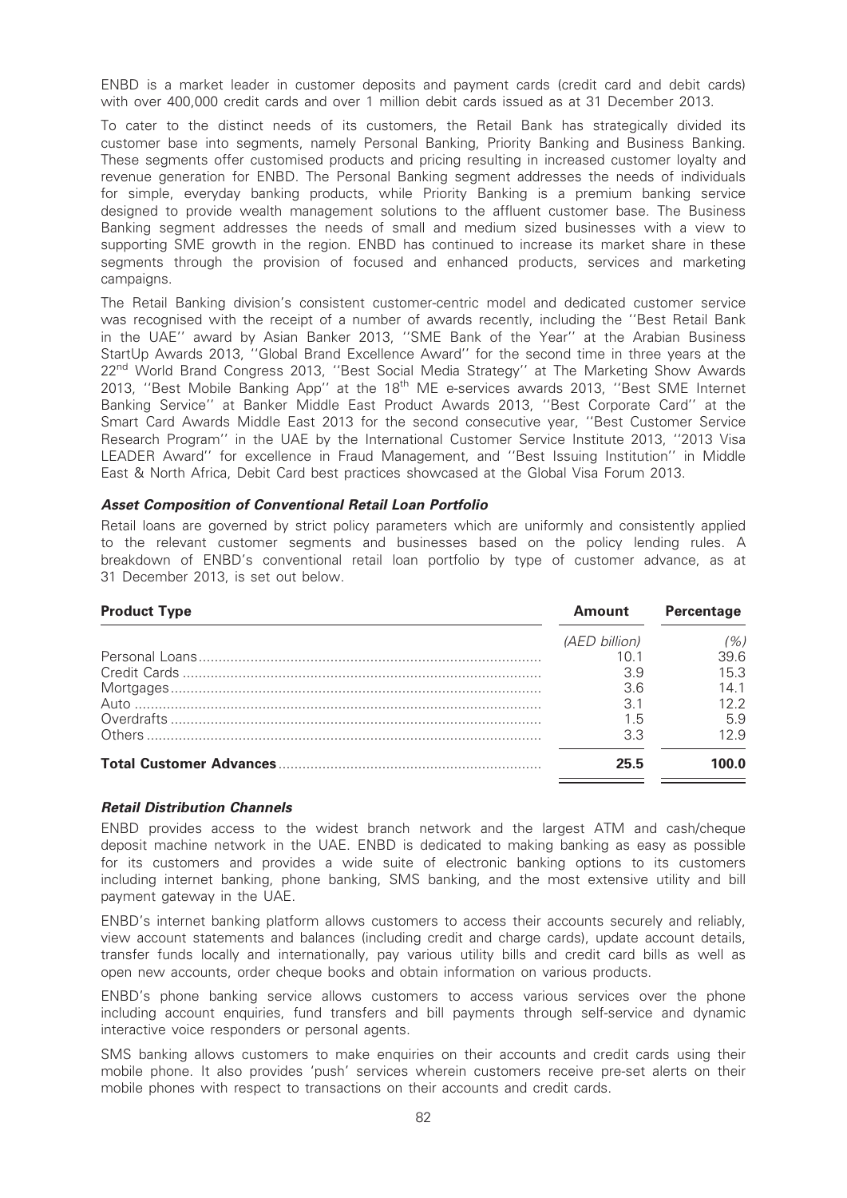ENBD is a market leader in customer deposits and payment cards (credit card and debit cards) with over 400,000 credit cards and over 1 million debit cards issued as at 31 December 2013.

To cater to the distinct needs of its customers, the Retail Bank has strategically divided its customer base into segments, namely Personal Banking, Priority Banking and Business Banking. These segments offer customised products and pricing resulting in increased customer loyalty and revenue generation for ENBD. The Personal Banking segment addresses the needs of individuals for simple, everyday banking products, while Priority Banking is a premium banking service designed to provide wealth management solutions to the affluent customer base. The Business Banking segment addresses the needs of small and medium sized businesses with a view to supporting SME growth in the region. ENBD has continued to increase its market share in these segments through the provision of focused and enhanced products, services and marketing campaigns.

The Retail Banking division's consistent customer-centric model and dedicated customer service was recognised with the receipt of a number of awards recently, including the ''Best Retail Bank in the UAE'' award by Asian Banker 2013, ''SME Bank of the Year'' at the Arabian Business StartUp Awards 2013, ''Global Brand Excellence Award'' for the second time in three years at the 22nd World Brand Congress 2013, ''Best Social Media Strategy'' at The Marketing Show Awards 2013, ''Best Mobile Banking App'' at the 18th ME e-services awards 2013, ''Best SME Internet Banking Service'' at Banker Middle East Product Awards 2013, ''Best Corporate Card'' at the Smart Card Awards Middle East 2013 for the second consecutive year, ''Best Customer Service Research Program'' in the UAE by the International Customer Service Institute 2013, ''2013 Visa LEADER Award'' for excellence in Fraud Management, and ''Best Issuing Institution'' in Middle East & North Africa, Debit Card best practices showcased at the Global Visa Forum 2013.

***Asset Composition of Conventional Retail Loan Portfolio***

Retail loans are governed by strict policy parameters which are uniformly and consistently applied to the relevant customer segments and businesses based on the policy lending rules. A breakdown of ENBD's conventional retail loan portfolio by type of customer advance, as at 31 December 2013, is set out below.

| Product Type | Amount | Percentage |
|---|---|---|
| | *(AED billion)* | *(%)* |
| Personal Loans | 10.1 | 39.6 |
| Credit Cards | 3.9 | 15.3 |
| Mortgages | 3.6 | 14.1 |
| Auto | 3.1 | 12.2 |
| Overdrafts | 1.5 | 5.9 |
| Others | 3.3 | 12.9 |
| **Total Customer Advances** | **25.5** | **100.0** |

***Retail Distribution Channels***

ENBD provides access to the widest branch network and the largest ATM and cash/cheque deposit machine network in the UAE. ENBD is dedicated to making banking as easy as possible for its customers and provides a wide suite of electronic banking options to its customers including internet banking, phone banking, SMS banking, and the most extensive utility and bill payment gateway in the UAE.

ENBD's internet banking platform allows customers to access their accounts securely and reliably, view account statements and balances (including credit and charge cards), update account details, transfer funds locally and internationally, pay various utility bills and credit card bills as well as open new accounts, order cheque books and obtain information on various products.

ENBD's phone banking service allows customers to access various services over the phone including account enquiries, fund transfers and bill payments through self-service and dynamic interactive voice responders or personal agents.

SMS banking allows customers to make enquiries on their accounts and credit cards using their mobile phone. It also provides 'push' services wherein customers receive pre-set alerts on their mobile phones with respect to transactions on their accounts and credit cards.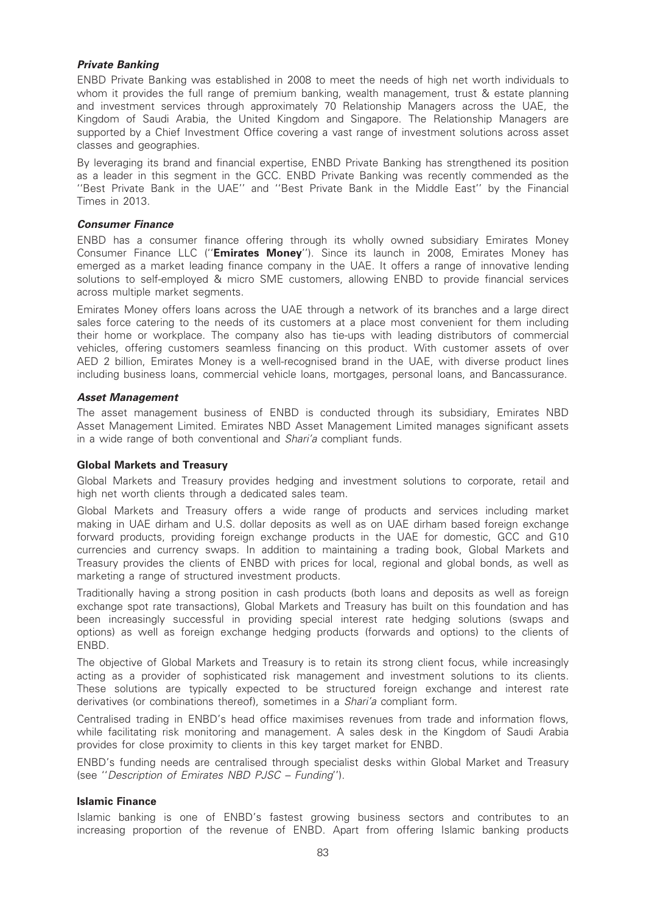### *Private Banking*

ENBD Private Banking was established in 2008 to meet the needs of high net worth individuals to whom it provides the full range of premium banking, wealth management, trust & estate planning and investment services through approximately 70 Relationship Managers across the UAE, the Kingdom of Saudi Arabia, the United Kingdom and Singapore. The Relationship Managers are supported by a Chief Investment Office covering a vast range of investment solutions across asset classes and geographies.

By leveraging its brand and financial expertise, ENBD Private Banking has strengthened its position as a leader in this segment in the GCC. ENBD Private Banking was recently commended as the ''Best Private Bank in the UAE'' and ''Best Private Bank in the Middle East'' by the Financial Times in 2013.

### *Consumer Finance*

ENBD has a consumer finance offering through its wholly owned subsidiary Emirates Money Consumer Finance LLC (''**Emirates Money**''). Since its launch in 2008, Emirates Money has emerged as a market leading finance company in the UAE. It offers a range of innovative lending solutions to self-employed & micro SME customers, allowing ENBD to provide financial services across multiple market segments.

Emirates Money offers loans across the UAE through a network of its branches and a large direct sales force catering to the needs of its customers at a place most convenient for them including their home or workplace. The company also has tie-ups with leading distributors of commercial vehicles, offering customers seamless financing on this product. With customer assets of over AED 2 billion, Emirates Money is a well-recognised brand in the UAE, with diverse product lines including business loans, commercial vehicle loans, mortgages, personal loans, and Bancassurance.

### *Asset Management*

The asset management business of ENBD is conducted through its subsidiary, Emirates NBD Asset Management Limited. Emirates NBD Asset Management Limited manages significant assets in a wide range of both conventional and *Shari'a* compliant funds.

## Global Markets and Treasury

Global Markets and Treasury provides hedging and investment solutions to corporate, retail and high net worth clients through a dedicated sales team.

Global Markets and Treasury offers a wide range of products and services including market making in UAE dirham and U.S. dollar deposits as well as on UAE dirham based foreign exchange forward products, providing foreign exchange products in the UAE for domestic, GCC and G10 currencies and currency swaps. In addition to maintaining a trading book, Global Markets and Treasury provides the clients of ENBD with prices for local, regional and global bonds, as well as marketing a range of structured investment products.

Traditionally having a strong position in cash products (both loans and deposits as well as foreign exchange spot rate transactions), Global Markets and Treasury has built on this foundation and has been increasingly successful in providing special interest rate hedging solutions (swaps and options) as well as foreign exchange hedging products (forwards and options) to the clients of ENBD.

The objective of Global Markets and Treasury is to retain its strong client focus, while increasingly acting as a provider of sophisticated risk management and investment solutions to its clients. These solutions are typically expected to be structured foreign exchange and interest rate derivatives (or combinations thereof), sometimes in a *Shari'a* compliant form.

Centralised trading in ENBD's head office maximises revenues from trade and information flows, while facilitating risk monitoring and management. A sales desk in the Kingdom of Saudi Arabia provides for close proximity to clients in this key target market for ENBD.

ENBD's funding needs are centralised through specialist desks within Global Market and Treasury (see ''*Description of Emirates NBD PJSC – Funding*'').

## Islamic Finance

Islamic banking is one of ENBD's fastest growing business sectors and contributes to an increasing proportion of the revenue of ENBD. Apart from offering Islamic banking products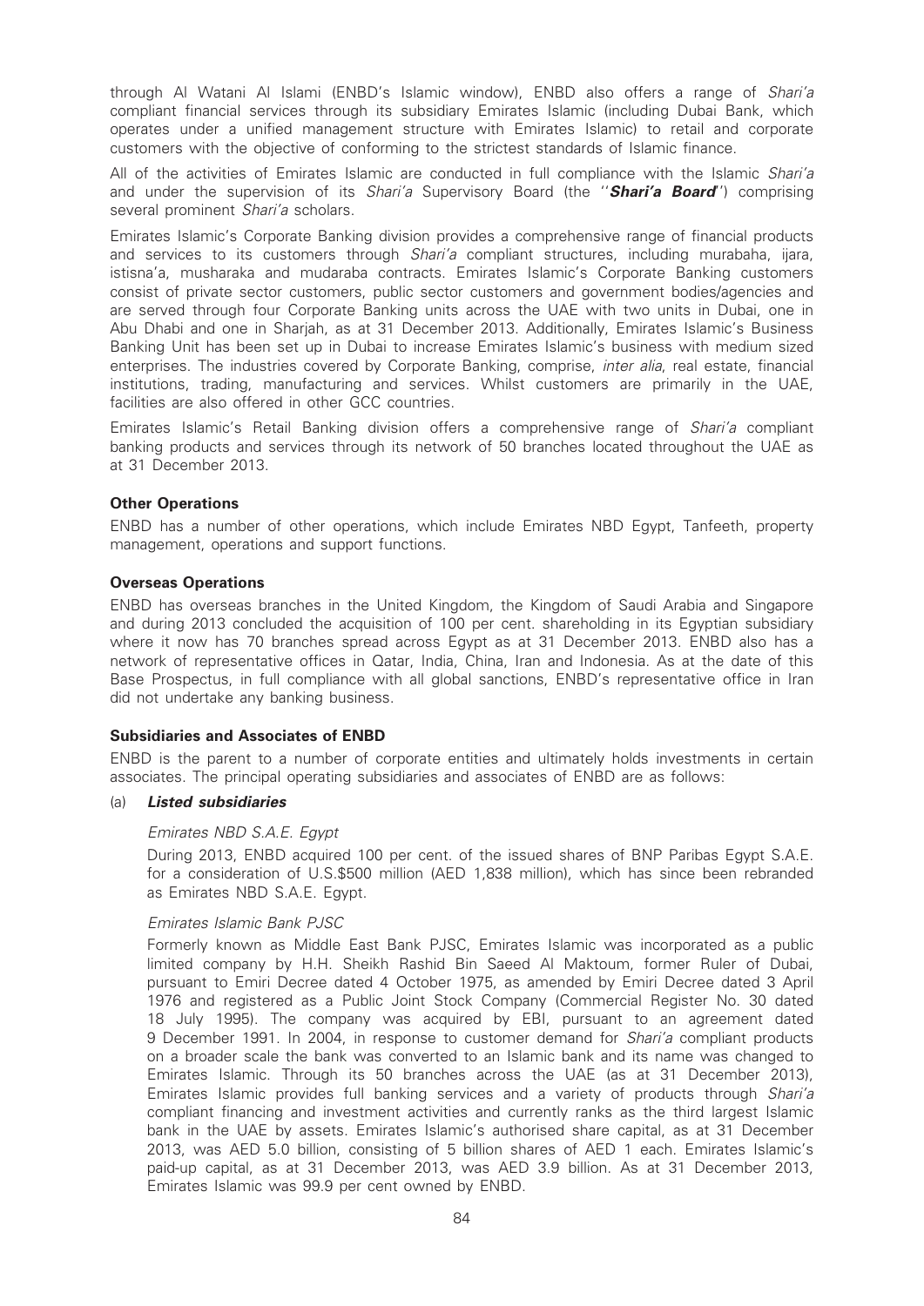through Al Watani Al Islami (ENBD's Islamic window), ENBD also offers a range of *Shari'a* compliant financial services through its subsidiary Emirates Islamic (including Dubai Bank, which operates under a unified management structure with Emirates Islamic) to retail and corporate customers with the objective of conforming to the strictest standards of Islamic finance.

All of the activities of Emirates Islamic are conducted in full compliance with the Islamic *Shari'a* and under the supervision of its *Shari'a* Supervisory Board (the ''***Shari'a Board***'') comprising several prominent *Shari'a* scholars.

Emirates Islamic's Corporate Banking division provides a comprehensive range of financial products and services to its customers through *Shari'a* compliant structures, including murabaha, ijara, istisna'a, musharaka and mudaraba contracts. Emirates Islamic's Corporate Banking customers consist of private sector customers, public sector customers and government bodies/agencies and are served through four Corporate Banking units across the UAE with two units in Dubai, one in Abu Dhabi and one in Sharjah, as at 31 December 2013. Additionally, Emirates Islamic's Business Banking Unit has been set up in Dubai to increase Emirates Islamic's business with medium sized enterprises. The industries covered by Corporate Banking, comprise, *inter alia*, real estate, financial institutions, trading, manufacturing and services. Whilst customers are primarily in the UAE, facilities are also offered in other GCC countries.

Emirates Islamic's Retail Banking division offers a comprehensive range of *Shari'a* compliant banking products and services through its network of 50 branches located throughout the UAE as at 31 December 2013.

**Other Operations**

ENBD has a number of other operations, which include Emirates NBD Egypt, Tanfeeth, property management, operations and support functions.

**Overseas Operations**

ENBD has overseas branches in the United Kingdom, the Kingdom of Saudi Arabia and Singapore and during 2013 concluded the acquisition of 100 per cent. shareholding in its Egyptian subsidiary where it now has 70 branches spread across Egypt as at 31 December 2013. ENBD also has a network of representative offices in Qatar, India, China, Iran and Indonesia. As at the date of this Base Prospectus, in full compliance with all global sanctions, ENBD's representative office in Iran did not undertake any banking business.

**Subsidiaries and Associates of ENBD**

ENBD is the parent to a number of corporate entities and ultimately holds investments in certain associates. The principal operating subsidiaries and associates of ENBD are as follows:

(a) ***Listed subsidiaries***

*Emirates NBD S.A.E. Egypt*

During 2013, ENBD acquired 100 per cent. of the issued shares of BNP Paribas Egypt S.A.E. for a consideration of U.S.$500 million (AED 1,838 million), which has since been rebranded as Emirates NBD S.A.E. Egypt.

*Emirates Islamic Bank PJSC*

Formerly known as Middle East Bank PJSC, Emirates Islamic was incorporated as a public limited company by H.H. Sheikh Rashid Bin Saeed Al Maktoum, former Ruler of Dubai, pursuant to Emiri Decree dated 4 October 1975, as amended by Emiri Decree dated 3 April 1976 and registered as a Public Joint Stock Company (Commercial Register No. 30 dated 18 July 1995). The company was acquired by EBI, pursuant to an agreement dated 9 December 1991. In 2004, in response to customer demand for *Shari'a* compliant products on a broader scale the bank was converted to an Islamic bank and its name was changed to Emirates Islamic. Through its 50 branches across the UAE (as at 31 December 2013), Emirates Islamic provides full banking services and a variety of products through *Shari'a* compliant financing and investment activities and currently ranks as the third largest Islamic bank in the UAE by assets. Emirates Islamic's authorised share capital, as at 31 December 2013, was AED 5.0 billion, consisting of 5 billion shares of AED 1 each. Emirates Islamic's paid-up capital, as at 31 December 2013, was AED 3.9 billion. As at 31 December 2013, Emirates Islamic was 99.9 per cent owned by ENBD.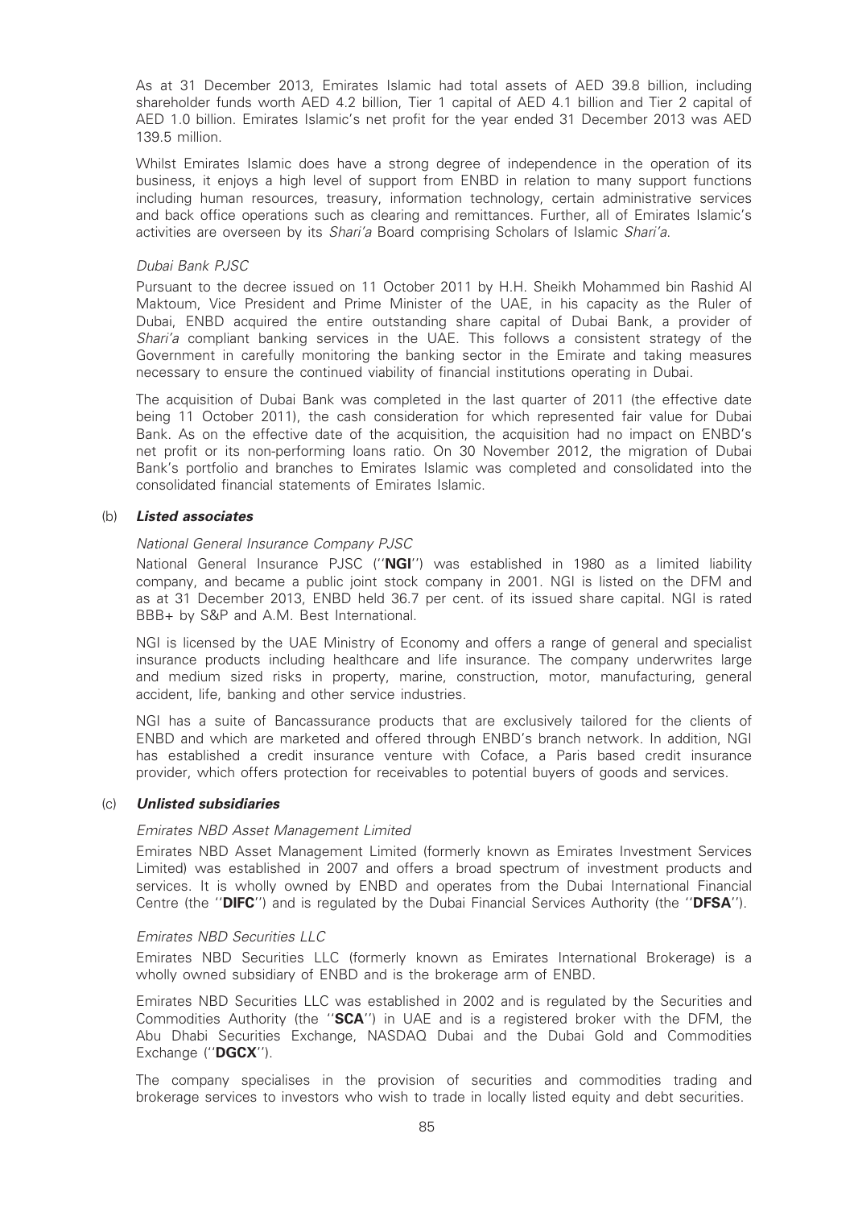As at 31 December 2013, Emirates Islamic had total assets of AED 39.8 billion, including shareholder funds worth AED 4.2 billion, Tier 1 capital of AED 4.1 billion and Tier 2 capital of AED 1.0 billion. Emirates Islamic's net profit for the year ended 31 December 2013 was AED 139.5 million.

Whilst Emirates Islamic does have a strong degree of independence in the operation of its business, it enjoys a high level of support from ENBD in relation to many support functions including human resources, treasury, information technology, certain administrative services and back office operations such as clearing and remittances. Further, all of Emirates Islamic's activities are overseen by its *Shari'a* Board comprising Scholars of Islamic *Shari'a*.

*Dubai Bank PJSC*

Pursuant to the decree issued on 11 October 2011 by H.H. Sheikh Mohammed bin Rashid Al Maktoum, Vice President and Prime Minister of the UAE, in his capacity as the Ruler of Dubai, ENBD acquired the entire outstanding share capital of Dubai Bank, a provider of *Shari'a* compliant banking services in the UAE. This follows a consistent strategy of the Government in carefully monitoring the banking sector in the Emirate and taking measures necessary to ensure the continued viability of financial institutions operating in Dubai.

The acquisition of Dubai Bank was completed in the last quarter of 2011 (the effective date being 11 October 2011), the cash consideration for which represented fair value for Dubai Bank. As on the effective date of the acquisition, the acquisition had no impact on ENBD's net profit or its non-performing loans ratio. On 30 November 2012, the migration of Dubai Bank's portfolio and branches to Emirates Islamic was completed and consolidated into the consolidated financial statements of Emirates Islamic.

(b) ***Listed associates***

*National General Insurance Company PJSC*

National General Insurance PJSC (''**NGI**'') was established in 1980 as a limited liability company, and became a public joint stock company in 2001. NGI is listed on the DFM and as at 31 December 2013, ENBD held 36.7 per cent. of its issued share capital. NGI is rated BBB+ by S&P and A.M. Best International.

NGI is licensed by the UAE Ministry of Economy and offers a range of general and specialist insurance products including healthcare and life insurance. The company underwrites large and medium sized risks in property, marine, construction, motor, manufacturing, general accident, life, banking and other service industries.

NGI has a suite of Bancassurance products that are exclusively tailored for the clients of ENBD and which are marketed and offered through ENBD's branch network. In addition, NGI has established a credit insurance venture with Coface, a Paris based credit insurance provider, which offers protection for receivables to potential buyers of goods and services.

(c) ***Unlisted subsidiaries***

*Emirates NBD Asset Management Limited*

Emirates NBD Asset Management Limited (formerly known as Emirates Investment Services Limited) was established in 2007 and offers a broad spectrum of investment products and services. It is wholly owned by ENBD and operates from the Dubai International Financial Centre (the ''**DIFC**'') and is regulated by the Dubai Financial Services Authority (the ''**DFSA**'').

*Emirates NBD Securities LLC*

Emirates NBD Securities LLC (formerly known as Emirates International Brokerage) is a wholly owned subsidiary of ENBD and is the brokerage arm of ENBD.

Emirates NBD Securities LLC was established in 2002 and is regulated by the Securities and Commodities Authority (the ''**SCA**'') in UAE and is a registered broker with the DFM, the Abu Dhabi Securities Exchange, NASDAQ Dubai and the Dubai Gold and Commodities Exchange (''**DGCX**'').

The company specialises in the provision of securities and commodities trading and brokerage services to investors who wish to trade in locally listed equity and debt securities.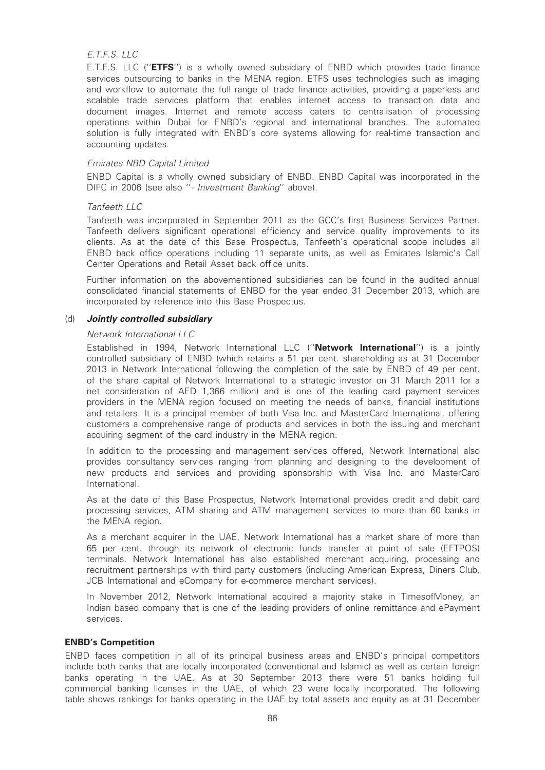*E.T.F.S. LLC*

E.T.F.S. LLC (''**ETFS**'') is a wholly owned subsidiary of ENBD which provides trade finance services outsourcing to banks in the MENA region. ETFS uses technologies such as imaging and workflow to automate the full range of trade finance activities, providing a paperless and scalable trade services platform that enables internet access to transaction data and document images. Internet and remote access caters to centralisation of processing operations within Dubai for ENBD's regional and international branches. The automated solution is fully integrated with ENBD's core systems allowing for real-time transaction and accounting updates.

*Emirates NBD Capital Limited*

ENBD Capital is a wholly owned subsidiary of ENBD. ENBD Capital was incorporated in the DIFC in 2006 (see also ''- *Investment Banking*'' above).

*Tanfeeth LLC*

Tanfeeth was incorporated in September 2011 as the GCC's first Business Services Partner. Tanfeeth delivers significant operational efficiency and service quality improvements to its clients. As at the date of this Base Prospectus, Tanfeeth's operational scope includes all ENBD back office operations including 11 separate units, as well as Emirates Islamic's Call Center Operations and Retail Asset back office units.

Further information on the abovementioned subsidiaries can be found in the audited annual consolidated financial statements of ENBD for the year ended 31 December 2013, which are incorporated by reference into this Base Prospectus.

(d) ***Jointly controlled subsidiary***

*Network International LLC*

Established in 1994, Network International LLC (''**Network International**'') is a jointly controlled subsidiary of ENBD (which retains a 51 per cent. shareholding as at 31 December 2013 in Network International following the completion of the sale by ENBD of 49 per cent. of the share capital of Network International to a strategic investor on 31 March 2011 for a net consideration of AED 1,366 million) and is one of the leading card payment services providers in the MENA region focused on meeting the needs of banks, financial institutions and retailers. It is a principal member of both Visa Inc. and MasterCard International, offering customers a comprehensive range of products and services in both the issuing and merchant acquiring segment of the card industry in the MENA region.

In addition to the processing and management services offered, Network International also provides consultancy services ranging from planning and designing to the development of new products and services and providing sponsorship with Visa Inc. and MasterCard International.

As at the date of this Base Prospectus, Network International provides credit and debit card processing services, ATM sharing and ATM management services to more than 60 banks in the MENA region.

As a merchant acquirer in the UAE, Network International has a market share of more than 65 per cent. through its network of electronic funds transfer at point of sale (EFTPOS) terminals. Network International has also established merchant acquiring, processing and recruitment partnerships with third party customers (including American Express, Diners Club, JCB International and eCompany for e-commerce merchant services).

In November 2012, Network International acquired a majority stake in TimesofMoney, an Indian based company that is one of the leading providers of online remittance and ePayment services.

**ENBD's Competition**

ENBD faces competition in all of its principal business areas and ENBD's principal competitors include both banks that are locally incorporated (conventional and Islamic) as well as certain foreign banks operating in the UAE. As at 30 September 2013 there were 51 banks holding full commercial banking licenses in the UAE, of which 23 were locally incorporated. The following table shows rankings for banks operating in the UAE by total assets and equity as at 31 December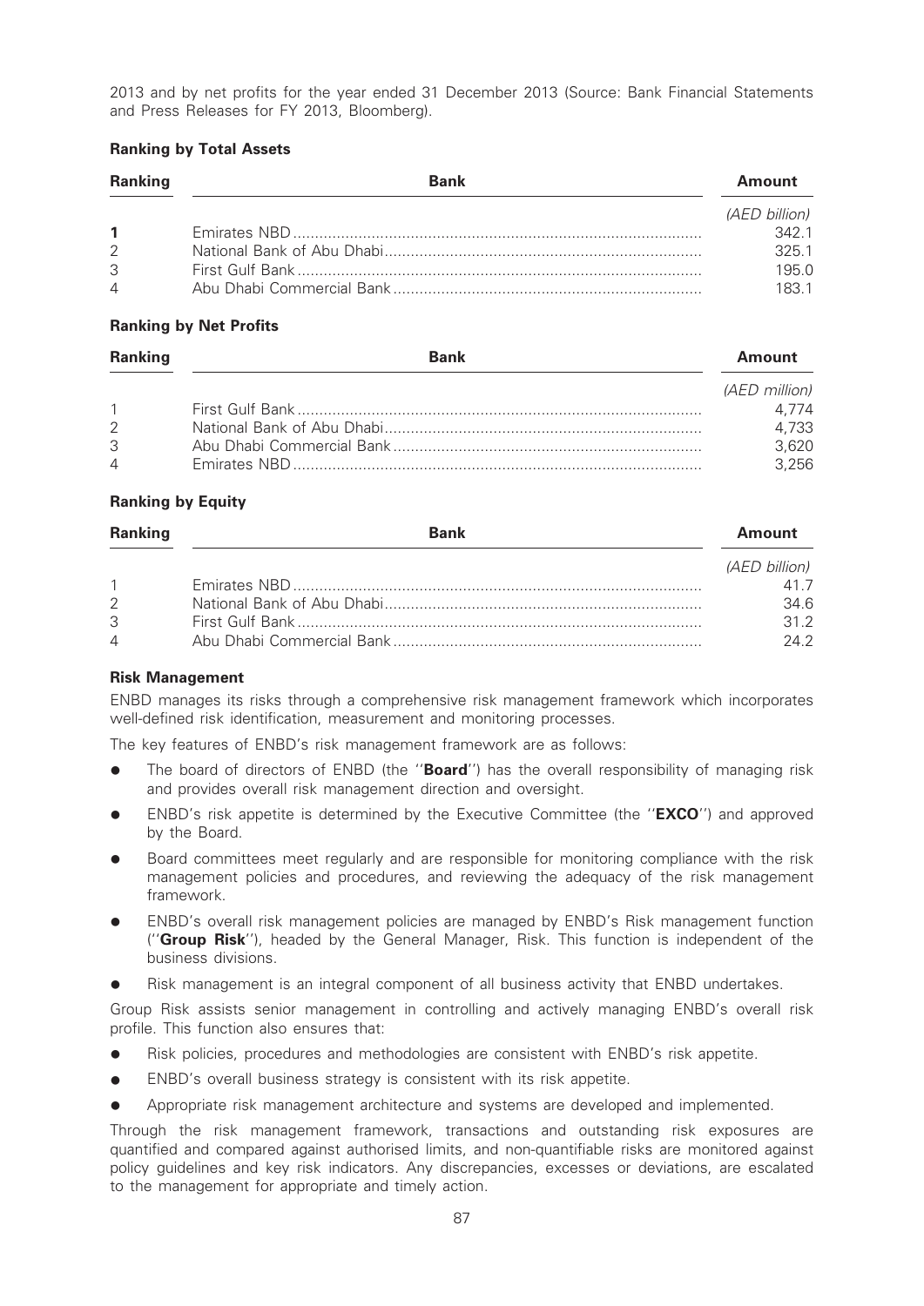2013 and by net profits for the year ended 31 December 2013 (Source: Bank Financial Statements and Press Releases for FY 2013, Bloomberg).

### Ranking by Total Assets

| Ranking | Bank | Amount |
|---|---|---|
| | | *(AED billion)* |
| **1** | Emirates NBD | 342.1 |
| 2 | National Bank of Abu Dhabi | 325.1 |
| 3 | First Gulf Bank | 195.0 |
| 4 | Abu Dhabi Commercial Bank | 183.1 |

### Ranking by Net Profits

| Ranking | Bank | Amount |
|---|---|---|
| | | *(AED million)* |
| 1 | First Gulf Bank | 4,774 |
| 2 | National Bank of Abu Dhabi | 4,733 |
| 3 | Abu Dhabi Commercial Bank | 3,620 |
| 4 | Emirates NBD | 3,256 |

### Ranking by Equity

| Ranking | Bank | Amount |
|---|---|---|
| | | *(AED billion)* |
| 1 | Emirates NBD | 41.7 |
| 2 | National Bank of Abu Dhabi | 34.6 |
| 3 | First Gulf Bank | 31.2 |
| 4 | Abu Dhabi Commercial Bank | 24.2 |

### Risk Management

ENBD manages its risks through a comprehensive risk management framework which incorporates well-defined risk identification, measurement and monitoring processes.

The key features of ENBD's risk management framework are as follows:

- The board of directors of ENBD (the ''**Board**'') has the overall responsibility of managing risk and provides overall risk management direction and oversight.
- ENBD's risk appetite is determined by the Executive Committee (the ''**EXCO**'') and approved by the Board.
- Board committees meet regularly and are responsible for monitoring compliance with the risk management policies and procedures, and reviewing the adequacy of the risk management framework.
- ENBD's overall risk management policies are managed by ENBD's Risk management function (''**Group Risk**''), headed by the General Manager, Risk. This function is independent of the business divisions.
- Risk management is an integral component of all business activity that ENBD undertakes.

Group Risk assists senior management in controlling and actively managing ENBD's overall risk profile. This function also ensures that:

- Risk policies, procedures and methodologies are consistent with ENBD's risk appetite.
- ENBD's overall business strategy is consistent with its risk appetite.
- Appropriate risk management architecture and systems are developed and implemented.

Through the risk management framework, transactions and outstanding risk exposures are quantified and compared against authorised limits, and non-quantifiable risks are monitored against policy guidelines and key risk indicators. Any discrepancies, excesses or deviations, are escalated to the management for appropriate and timely action.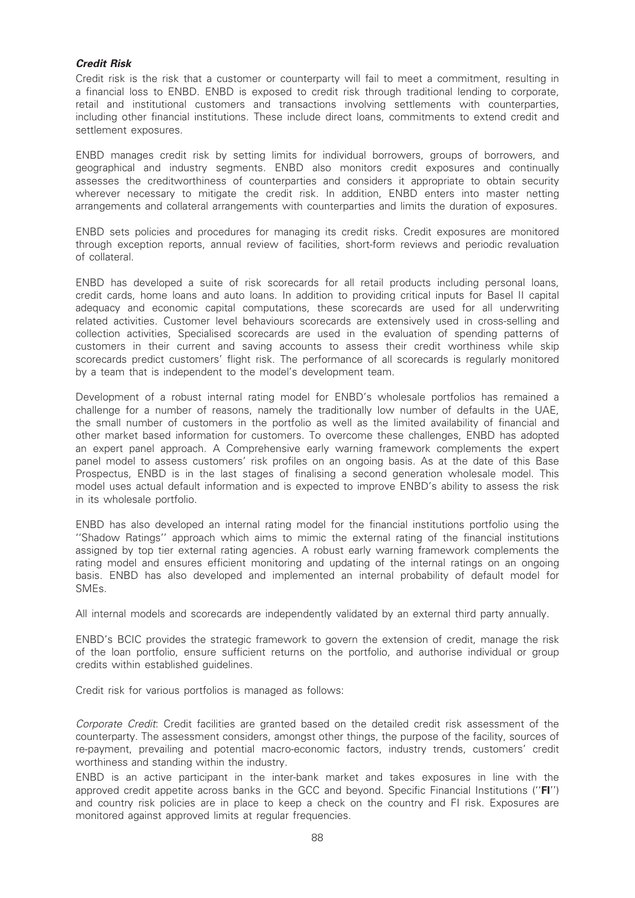### *Credit Risk*

Credit risk is the risk that a customer or counterparty will fail to meet a commitment, resulting in a financial loss to ENBD. ENBD is exposed to credit risk through traditional lending to corporate, retail and institutional customers and transactions involving settlements with counterparties, including other financial institutions. These include direct loans, commitments to extend credit and settlement exposures.

ENBD manages credit risk by setting limits for individual borrowers, groups of borrowers, and geographical and industry segments. ENBD also monitors credit exposures and continually assesses the creditworthiness of counterparties and considers it appropriate to obtain security wherever necessary to mitigate the credit risk. In addition, ENBD enters into master netting arrangements and collateral arrangements with counterparties and limits the duration of exposures.

ENBD sets policies and procedures for managing its credit risks. Credit exposures are monitored through exception reports, annual review of facilities, short-form reviews and periodic revaluation of collateral.

ENBD has developed a suite of risk scorecards for all retail products including personal loans, credit cards, home loans and auto loans. In addition to providing critical inputs for Basel II capital adequacy and economic capital computations, these scorecards are used for all underwriting related activities. Customer level behaviours scorecards are extensively used in cross-selling and collection activities, Specialised scorecards are used in the evaluation of spending patterns of customers in their current and saving accounts to assess their credit worthiness while skip scorecards predict customers' flight risk. The performance of all scorecards is regularly monitored by a team that is independent to the model's development team.

Development of a robust internal rating model for ENBD's wholesale portfolios has remained a challenge for a number of reasons, namely the traditionally low number of defaults in the UAE, the small number of customers in the portfolio as well as the limited availability of financial and other market based information for customers. To overcome these challenges, ENBD has adopted an expert panel approach. A Comprehensive early warning framework complements the expert panel model to assess customers' risk profiles on an ongoing basis. As at the date of this Base Prospectus, ENBD is in the last stages of finalising a second generation wholesale model. This model uses actual default information and is expected to improve ENBD's ability to assess the risk in its wholesale portfolio.

ENBD has also developed an internal rating model for the financial institutions portfolio using the ''Shadow Ratings'' approach which aims to mimic the external rating of the financial institutions assigned by top tier external rating agencies. A robust early warning framework complements the rating model and ensures efficient monitoring and updating of the internal ratings on an ongoing basis. ENBD has also developed and implemented an internal probability of default model for SMEs.

All internal models and scorecards are independently validated by an external third party annually.

ENBD's BCIC provides the strategic framework to govern the extension of credit, manage the risk of the loan portfolio, ensure sufficient returns on the portfolio, and authorise individual or group credits within established guidelines.

Credit risk for various portfolios is managed as follows:

*Corporate Credit*: Credit facilities are granted based on the detailed credit risk assessment of the counterparty. The assessment considers, amongst other things, the purpose of the facility, sources of re-payment, prevailing and potential macro-economic factors, industry trends, customers' credit worthiness and standing within the industry.

ENBD is an active participant in the inter-bank market and takes exposures in line with the approved credit appetite across banks in the GCC and beyond. Specific Financial Institutions (''**FI**'') and country risk policies are in place to keep a check on the country and FI risk. Exposures are monitored against approved limits at regular frequencies.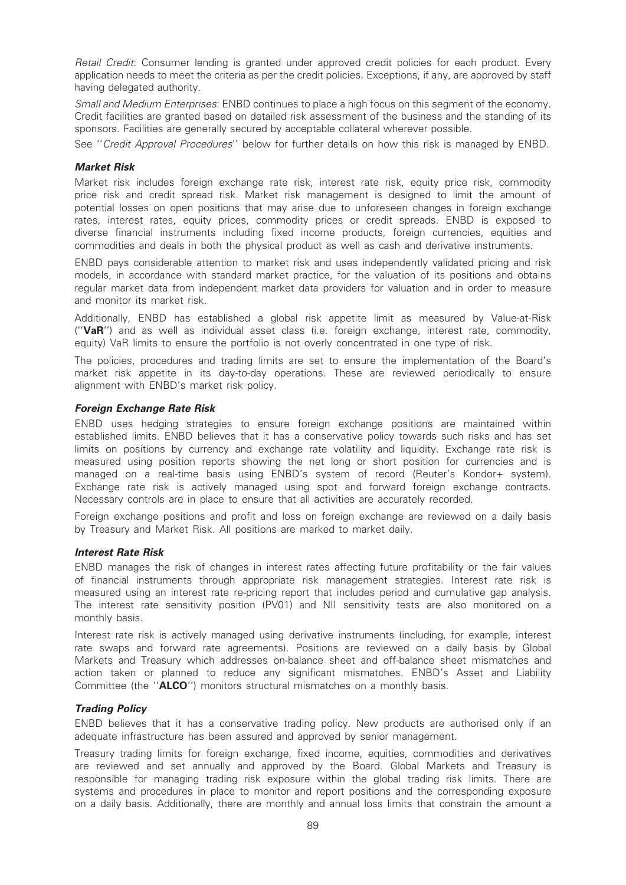*Retail Credit*: Consumer lending is granted under approved credit policies for each product. Every application needs to meet the criteria as per the credit policies. Exceptions, if any, are approved by staff having delegated authority.

*Small and Medium Enterprises*: ENBD continues to place a high focus on this segment of the economy. Credit facilities are granted based on detailed risk assessment of the business and the standing of its sponsors. Facilities are generally secured by acceptable collateral wherever possible.

See ''*Credit Approval Procedures*'' below for further details on how this risk is managed by ENBD.

### *Market Risk*

Market risk includes foreign exchange rate risk, interest rate risk, equity price risk, commodity price risk and credit spread risk. Market risk management is designed to limit the amount of potential losses on open positions that may arise due to unforeseen changes in foreign exchange rates, interest rates, equity prices, commodity prices or credit spreads. ENBD is exposed to diverse financial instruments including fixed income products, foreign currencies, equities and commodities and deals in both the physical product as well as cash and derivative instruments.

ENBD pays considerable attention to market risk and uses independently validated pricing and risk models, in accordance with standard market practice, for the valuation of its positions and obtains regular market data from independent market data providers for valuation and in order to measure and monitor its market risk.

Additionally, ENBD has established a global risk appetite limit as measured by Value-at-Risk (''**VaR**'') and as well as individual asset class (i.e. foreign exchange, interest rate, commodity, equity) VaR limits to ensure the portfolio is not overly concentrated in one type of risk.

The policies, procedures and trading limits are set to ensure the implementation of the Board's market risk appetite in its day-to-day operations. These are reviewed periodically to ensure alignment with ENBD's market risk policy.

### *Foreign Exchange Rate Risk*

ENBD uses hedging strategies to ensure foreign exchange positions are maintained within established limits. ENBD believes that it has a conservative policy towards such risks and has set limits on positions by currency and exchange rate volatility and liquidity. Exchange rate risk is measured using position reports showing the net long or short position for currencies and is managed on a real-time basis using ENBD's system of record (Reuter's Kondor+ system). Exchange rate risk is actively managed using spot and forward foreign exchange contracts. Necessary controls are in place to ensure that all activities are accurately recorded.

Foreign exchange positions and profit and loss on foreign exchange are reviewed on a daily basis by Treasury and Market Risk. All positions are marked to market daily.

### *Interest Rate Risk*

ENBD manages the risk of changes in interest rates affecting future profitability or the fair values of financial instruments through appropriate risk management strategies. Interest rate risk is measured using an interest rate re-pricing report that includes period and cumulative gap analysis. The interest rate sensitivity position (PV01) and NII sensitivity tests are also monitored on a monthly basis.

Interest rate risk is actively managed using derivative instruments (including, for example, interest rate swaps and forward rate agreements). Positions are reviewed on a daily basis by Global Markets and Treasury which addresses on-balance sheet and off-balance sheet mismatches and action taken or planned to reduce any significant mismatches. ENBD's Asset and Liability Committee (the ''**ALCO**'') monitors structural mismatches on a monthly basis.

### *Trading Policy*

ENBD believes that it has a conservative trading policy. New products are authorised only if an adequate infrastructure has been assured and approved by senior management.

Treasury trading limits for foreign exchange, fixed income, equities, commodities and derivatives are reviewed and set annually and approved by the Board. Global Markets and Treasury is responsible for managing trading risk exposure within the global trading risk limits. There are systems and procedures in place to monitor and report positions and the corresponding exposure on a daily basis. Additionally, there are monthly and annual loss limits that constrain the amount a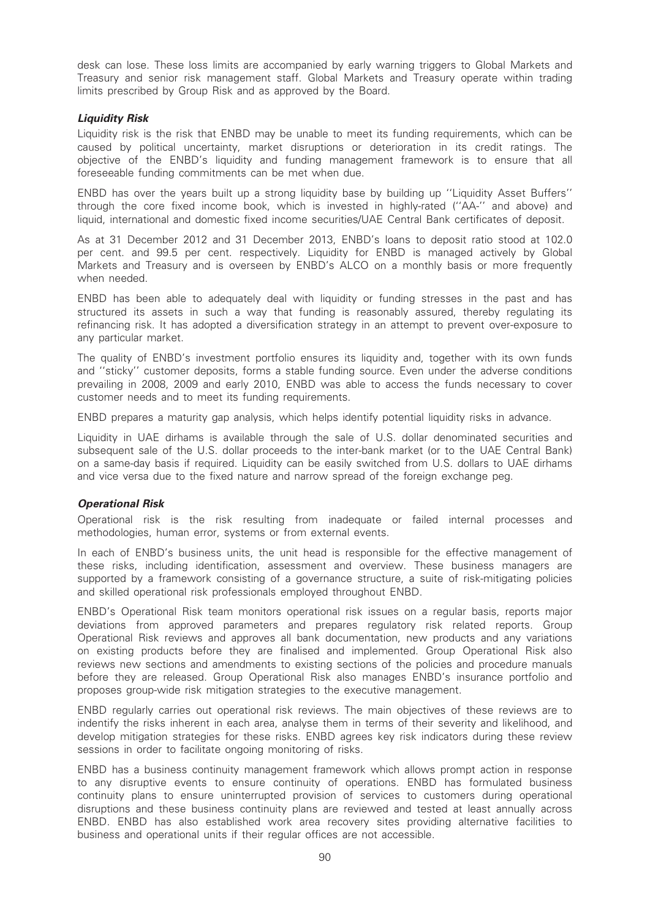desk can lose. These loss limits are accompanied by early warning triggers to Global Markets and Treasury and senior risk management staff. Global Markets and Treasury operate within trading limits prescribed by Group Risk and as approved by the Board.

### *Liquidity Risk*

Liquidity risk is the risk that ENBD may be unable to meet its funding requirements, which can be caused by political uncertainty, market disruptions or deterioration in its credit ratings. The objective of the ENBD's liquidity and funding management framework is to ensure that all foreseeable funding commitments can be met when due.

ENBD has over the years built up a strong liquidity base by building up ''Liquidity Asset Buffers'' through the core fixed income book, which is invested in highly-rated (''AA-'' and above) and liquid, international and domestic fixed income securities/UAE Central Bank certificates of deposit.

As at 31 December 2012 and 31 December 2013, ENBD's loans to deposit ratio stood at 102.0 per cent. and 99.5 per cent. respectively. Liquidity for ENBD is managed actively by Global Markets and Treasury and is overseen by ENBD's ALCO on a monthly basis or more frequently when needed.

ENBD has been able to adequately deal with liquidity or funding stresses in the past and has structured its assets in such a way that funding is reasonably assured, thereby regulating its refinancing risk. It has adopted a diversification strategy in an attempt to prevent over-exposure to any particular market.

The quality of ENBD's investment portfolio ensures its liquidity and, together with its own funds and ''sticky'' customer deposits, forms a stable funding source. Even under the adverse conditions prevailing in 2008, 2009 and early 2010, ENBD was able to access the funds necessary to cover customer needs and to meet its funding requirements.

ENBD prepares a maturity gap analysis, which helps identify potential liquidity risks in advance.

Liquidity in UAE dirhams is available through the sale of U.S. dollar denominated securities and subsequent sale of the U.S. dollar proceeds to the inter-bank market (or to the UAE Central Bank) on a same-day basis if required. Liquidity can be easily switched from U.S. dollars to UAE dirhams and vice versa due to the fixed nature and narrow spread of the foreign exchange peg.

### *Operational Risk*

Operational risk is the risk resulting from inadequate or failed internal processes and methodologies, human error, systems or from external events.

In each of ENBD's business units, the unit head is responsible for the effective management of these risks, including identification, assessment and overview. These business managers are supported by a framework consisting of a governance structure, a suite of risk-mitigating policies and skilled operational risk professionals employed throughout ENBD.

ENBD's Operational Risk team monitors operational risk issues on a regular basis, reports major deviations from approved parameters and prepares regulatory risk related reports. Group Operational Risk reviews and approves all bank documentation, new products and any variations on existing products before they are finalised and implemented. Group Operational Risk also reviews new sections and amendments to existing sections of the policies and procedure manuals before they are released. Group Operational Risk also manages ENBD's insurance portfolio and proposes group-wide risk mitigation strategies to the executive management.

ENBD regularly carries out operational risk reviews. The main objectives of these reviews are to indentify the risks inherent in each area, analyse them in terms of their severity and likelihood, and develop mitigation strategies for these risks. ENBD agrees key risk indicators during these review sessions in order to facilitate ongoing monitoring of risks.

ENBD has a business continuity management framework which allows prompt action in response to any disruptive events to ensure continuity of operations. ENBD has formulated business continuity plans to ensure uninterrupted provision of services to customers during operational disruptions and these business continuity plans are reviewed and tested at least annually across ENBD. ENBD has also established work area recovery sites providing alternative facilities to business and operational units if their regular offices are not accessible.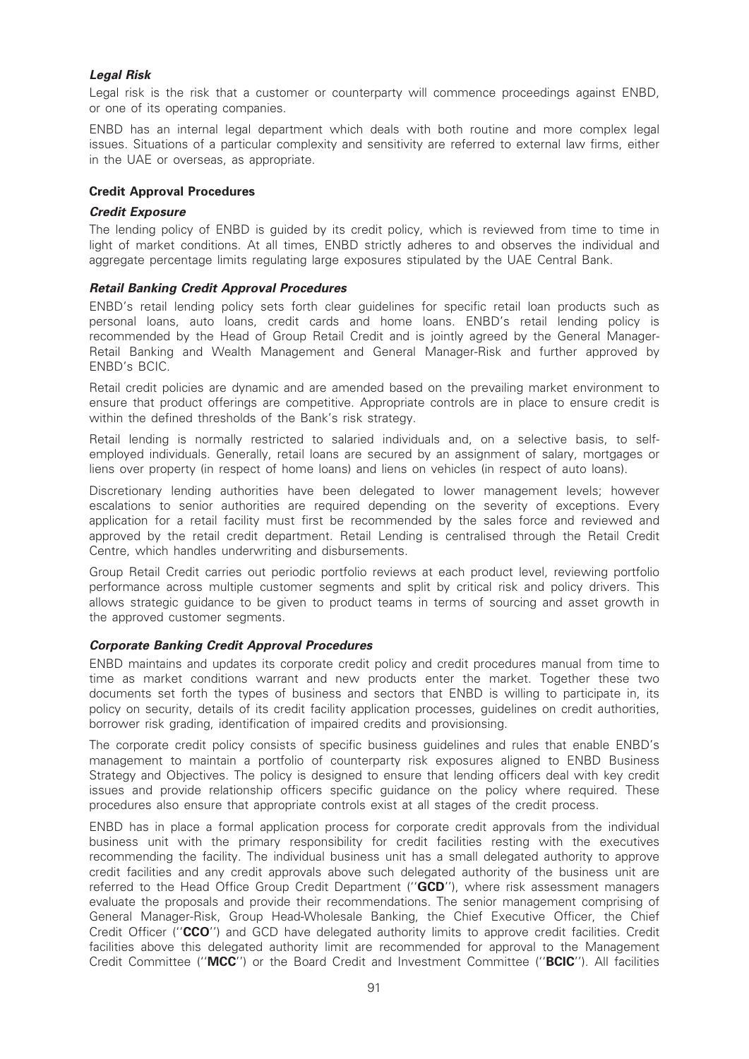***Legal Risk***

Legal risk is the risk that a customer or counterparty will commence proceedings against ENBD, or one of its operating companies.

ENBD has an internal legal department which deals with both routine and more complex legal issues. Situations of a particular complexity and sensitivity are referred to external law firms, either in the UAE or overseas, as appropriate.

**Credit Approval Procedures**

***Credit Exposure***

The lending policy of ENBD is guided by its credit policy, which is reviewed from time to time in light of market conditions. At all times, ENBD strictly adheres to and observes the individual and aggregate percentage limits regulating large exposures stipulated by the UAE Central Bank.

***Retail Banking Credit Approval Procedures***

ENBD's retail lending policy sets forth clear guidelines for specific retail loan products such as personal loans, auto loans, credit cards and home loans. ENBD's retail lending policy is recommended by the Head of Group Retail Credit and is jointly agreed by the General Manager-Retail Banking and Wealth Management and General Manager-Risk and further approved by ENBD's BCIC.

Retail credit policies are dynamic and are amended based on the prevailing market environment to ensure that product offerings are competitive. Appropriate controls are in place to ensure credit is within the defined thresholds of the Bank's risk strategy.

Retail lending is normally restricted to salaried individuals and, on a selective basis, to self-employed individuals. Generally, retail loans are secured by an assignment of salary, mortgages or liens over property (in respect of home loans) and liens on vehicles (in respect of auto loans).

Discretionary lending authorities have been delegated to lower management levels; however escalations to senior authorities are required depending on the severity of exceptions. Every application for a retail facility must first be recommended by the sales force and reviewed and approved by the retail credit department. Retail Lending is centralised through the Retail Credit Centre, which handles underwriting and disbursements.

Group Retail Credit carries out periodic portfolio reviews at each product level, reviewing portfolio performance across multiple customer segments and split by critical risk and policy drivers. This allows strategic guidance to be given to product teams in terms of sourcing and asset growth in the approved customer segments.

***Corporate Banking Credit Approval Procedures***

ENBD maintains and updates its corporate credit policy and credit procedures manual from time to time as market conditions warrant and new products enter the market. Together these two documents set forth the types of business and sectors that ENBD is willing to participate in, its policy on security, details of its credit facility application processes, guidelines on credit authorities, borrower risk grading, identification of impaired credits and provisionsing.

The corporate credit policy consists of specific business guidelines and rules that enable ENBD's management to maintain a portfolio of counterparty risk exposures aligned to ENBD Business Strategy and Objectives. The policy is designed to ensure that lending officers deal with key credit issues and provide relationship officers specific guidance on the policy where required. These procedures also ensure that appropriate controls exist at all stages of the credit process.

ENBD has in place a formal application process for corporate credit approvals from the individual business unit with the primary responsibility for credit facilities resting with the executives recommending the facility. The individual business unit has a small delegated authority to approve credit facilities and any credit approvals above such delegated authority of the business unit are referred to the Head Office Group Credit Department (''**GCD**''), where risk assessment managers evaluate the proposals and provide their recommendations. The senior management comprising of General Manager-Risk, Group Head-Wholesale Banking, the Chief Executive Officer, the Chief Credit Officer (''**CCO**'') and GCD have delegated authority limits to approve credit facilities. Credit facilities above this delegated authority limit are recommended for approval to the Management Credit Committee (''**MCC**'') or the Board Credit and Investment Committee (''**BCIC**''). All facilities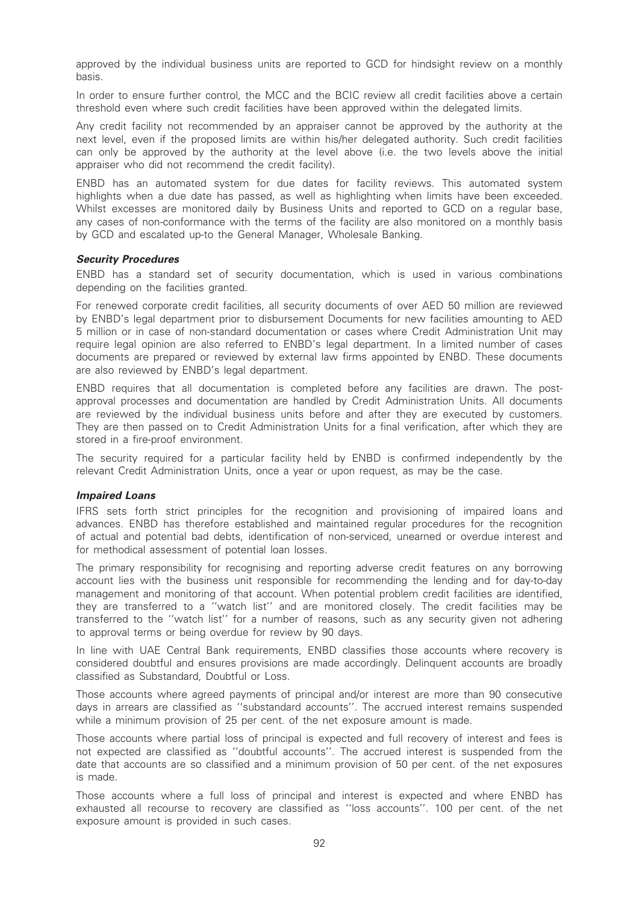approved by the individual business units are reported to GCD for hindsight review on a monthly basis.

In order to ensure further control, the MCC and the BCIC review all credit facilities above a certain threshold even where such credit facilities have been approved within the delegated limits.

Any credit facility not recommended by an appraiser cannot be approved by the authority at the next level, even if the proposed limits are within his/her delegated authority. Such credit facilities can only be approved by the authority at the level above (i.e. the two levels above the initial appraiser who did not recommend the credit facility).

ENBD has an automated system for due dates for facility reviews. This automated system highlights when a due date has passed, as well as highlighting when limits have been exceeded. Whilst excesses are monitored daily by Business Units and reported to GCD on a regular base, any cases of non-conformance with the terms of the facility are also monitored on a monthly basis by GCD and escalated up-to the General Manager, Wholesale Banking.

***Security Procedures***

ENBD has a standard set of security documentation, which is used in various combinations depending on the facilities granted.

For renewed corporate credit facilities, all security documents of over AED 50 million are reviewed by ENBD's legal department prior to disbursement Documents for new facilities amounting to AED 5 million or in case of non-standard documentation or cases where Credit Administration Unit may require legal opinion are also referred to ENBD's legal department. In a limited number of cases documents are prepared or reviewed by external law firms appointed by ENBD. These documents are also reviewed by ENBD's legal department.

ENBD requires that all documentation is completed before any facilities are drawn. The post-approval processes and documentation are handled by Credit Administration Units. All documents are reviewed by the individual business units before and after they are executed by customers. They are then passed on to Credit Administration Units for a final verification, after which they are stored in a fire-proof environment.

The security required for a particular facility held by ENBD is confirmed independently by the relevant Credit Administration Units, once a year or upon request, as may be the case.

***Impaired Loans***

IFRS sets forth strict principles for the recognition and provisioning of impaired loans and advances. ENBD has therefore established and maintained regular procedures for the recognition of actual and potential bad debts, identification of non-serviced, unearned or overdue interest and for methodical assessment of potential loan losses.

The primary responsibility for recognising and reporting adverse credit features on any borrowing account lies with the business unit responsible for recommending the lending and for day-to-day management and monitoring of that account. When potential problem credit facilities are identified, they are transferred to a ''watch list'' and are monitored closely. The credit facilities may be transferred to the ''watch list'' for a number of reasons, such as any security given not adhering to approval terms or being overdue for review by 90 days.

In line with UAE Central Bank requirements, ENBD classifies those accounts where recovery is considered doubtful and ensures provisions are made accordingly. Delinquent accounts are broadly classified as Substandard, Doubtful or Loss.

Those accounts where agreed payments of principal and/or interest are more than 90 consecutive days in arrears are classified as ''substandard accounts''. The accrued interest remains suspended while a minimum provision of 25 per cent. of the net exposure amount is made.

Those accounts where partial loss of principal is expected and full recovery of interest and fees is not expected are classified as ''doubtful accounts''. The accrued interest is suspended from the date that accounts are so classified and a minimum provision of 50 per cent. of the net exposures is made.

Those accounts where a full loss of principal and interest is expected and where ENBD has exhausted all recourse to recovery are classified as ''loss accounts''. 100 per cent. of the net exposure amount is provided in such cases.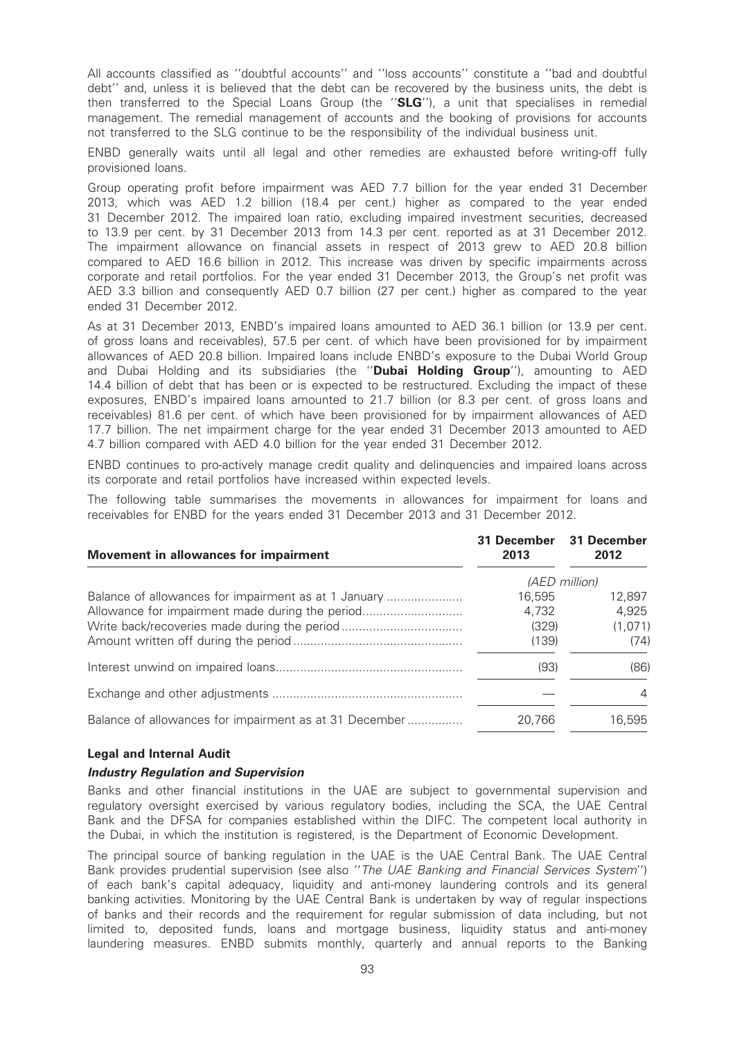All accounts classified as ''doubtful accounts'' and ''loss accounts'' constitute a ''bad and doubtful debt'' and, unless it is believed that the debt can be recovered by the business units, the debt is then transferred to the Special Loans Group (the ''**SLG**''), a unit that specialises in remedial management. The remedial management of accounts and the booking of provisions for accounts not transferred to the SLG continue to be the responsibility of the individual business unit.

ENBD generally waits until all legal and other remedies are exhausted before writing-off fully provisioned loans.

Group operating profit before impairment was AED 7.7 billion for the year ended 31 December 2013, which was AED 1.2 billion (18.4 per cent.) higher as compared to the year ended 31 December 2012. The impaired loan ratio, excluding impaired investment securities, decreased to 13.9 per cent. by 31 December 2013 from 14.3 per cent. reported as at 31 December 2012. The impairment allowance on financial assets in respect of 2013 grew to AED 20.8 billion compared to AED 16.6 billion in 2012. This increase was driven by specific impairments across corporate and retail portfolios. For the year ended 31 December 2013, the Group's net profit was AED 3.3 billion and consequently AED 0.7 billion (27 per cent.) higher as compared to the year ended 31 December 2012.

As at 31 December 2013, ENBD's impaired loans amounted to AED 36.1 billion (or 13.9 per cent. of gross loans and receivables), 57.5 per cent. of which have been provisioned for by impairment allowances of AED 20.8 billion. Impaired loans include ENBD's exposure to the Dubai World Group and Dubai Holding and its subsidiaries (the ''**Dubai Holding Group**''), amounting to AED 14.4 billion of debt that has been or is expected to be restructured. Excluding the impact of these exposures, ENBD's impaired loans amounted to 21.7 billion (or 8.3 per cent. of gross loans and receivables) 81.6 per cent. of which have been provisioned for by impairment allowances of AED 17.7 billion. The net impairment charge for the year ended 31 December 2013 amounted to AED 4.7 billion compared with AED 4.0 billion for the year ended 31 December 2012.

ENBD continues to pro-actively manage credit quality and delinquencies and impaired loans across its corporate and retail portfolios have increased within expected levels.

The following table summarises the movements in allowances for impairment for loans and receivables for ENBD for the years ended 31 December 2013 and 31 December 2012.

| Movement in allowances for impairment | 31 December 2013 | 31 December 2012 |
|---|---|---|
| | *(AED million)* | |
| Balance of allowances for impairment as at 1 January | 16,595 | 12,897 |
| Allowance for impairment made during the period | 4,732 | 4,925 |
| Write back/recoveries made during the period | (329) | (1,071) |
| Amount written off during the period | (139) | (74) |
| Interest unwind on impaired loans | (93) | (86) |
| Exchange and other adjustments | — | 4 |
| Balance of allowances for impairment as at 31 December | 20,766 | 16,595 |

### Legal and Internal Audit

#### *Industry Regulation and Supervision*

Banks and other financial institutions in the UAE are subject to governmental supervision and regulatory oversight exercised by various regulatory bodies, including the SCA, the UAE Central Bank and the DFSA for companies established within the DIFC. The competent local authority in the Dubai, in which the institution is registered, is the Department of Economic Development.

The principal source of banking regulation in the UAE is the UAE Central Bank. The UAE Central Bank provides prudential supervision (see also ''*The UAE Banking and Financial Services System*'') of each bank's capital adequacy, liquidity and anti-money laundering controls and its general banking activities. Monitoring by the UAE Central Bank is undertaken by way of regular inspections of banks and their records and the requirement for regular submission of data including, but not limited to, deposited funds, loans and mortgage business, liquidity status and anti-money laundering measures. ENBD submits monthly, quarterly and annual reports to the Banking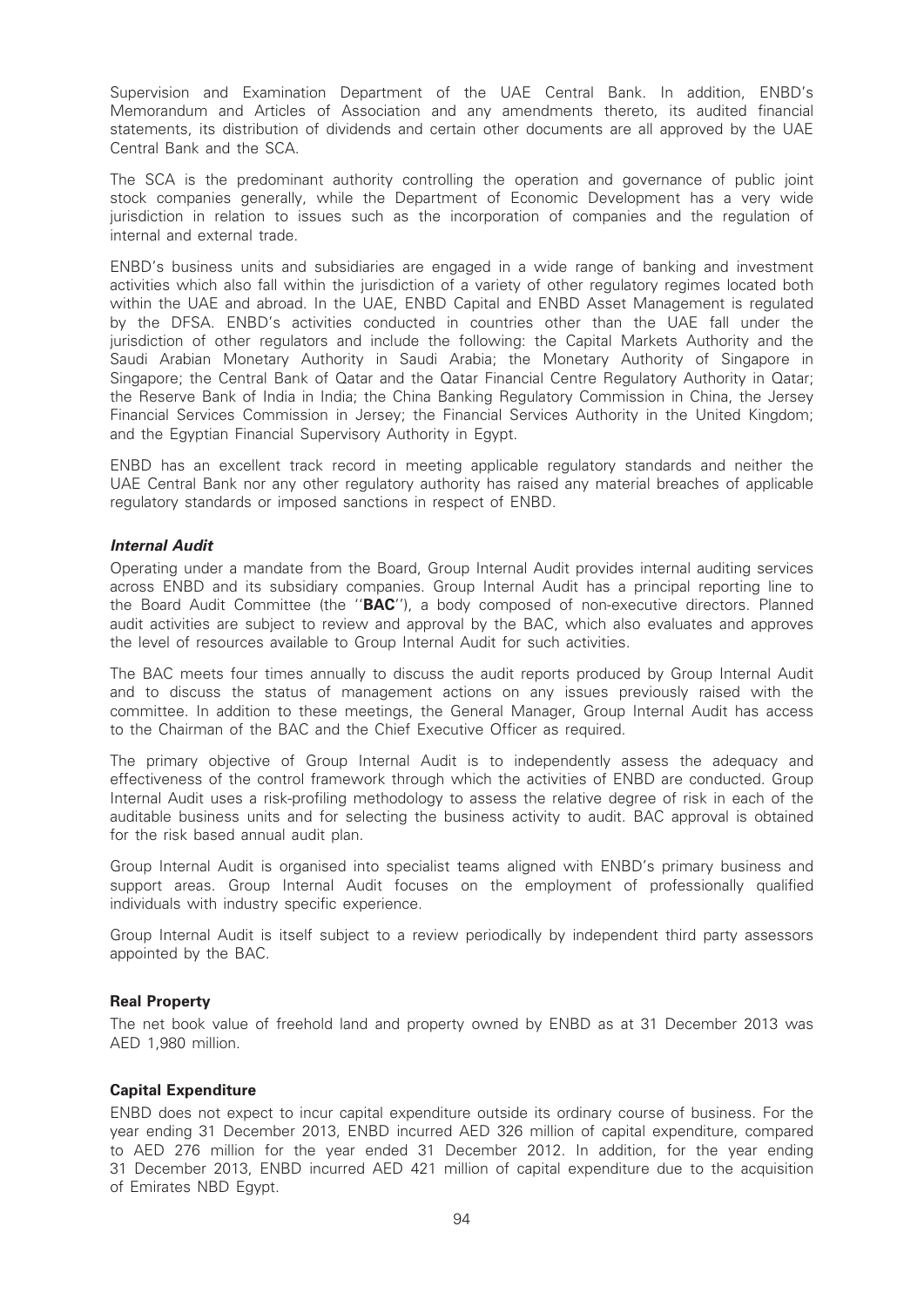Supervision and Examination Department of the UAE Central Bank. In addition, ENBD's Memorandum and Articles of Association and any amendments thereto, its audited financial statements, its distribution of dividends and certain other documents are all approved by the UAE Central Bank and the SCA.

The SCA is the predominant authority controlling the operation and governance of public joint stock companies generally, while the Department of Economic Development has a very wide jurisdiction in relation to issues such as the incorporation of companies and the regulation of internal and external trade.

ENBD's business units and subsidiaries are engaged in a wide range of banking and investment activities which also fall within the jurisdiction of a variety of other regulatory regimes located both within the UAE and abroad. In the UAE, ENBD Capital and ENBD Asset Management is regulated by the DFSA. ENBD's activities conducted in countries other than the UAE fall under the jurisdiction of other regulators and include the following: the Capital Markets Authority and the Saudi Arabian Monetary Authority in Saudi Arabia; the Monetary Authority of Singapore in Singapore; the Central Bank of Qatar and the Qatar Financial Centre Regulatory Authority in Qatar; the Reserve Bank of India in India; the China Banking Regulatory Commission in China, the Jersey Financial Services Commission in Jersey; the Financial Services Authority in the United Kingdom; and the Egyptian Financial Supervisory Authority in Egypt.

ENBD has an excellent track record in meeting applicable regulatory standards and neither the UAE Central Bank nor any other regulatory authority has raised any material breaches of applicable regulatory standards or imposed sanctions in respect of ENBD.

***Internal Audit***

Operating under a mandate from the Board, Group Internal Audit provides internal auditing services across ENBD and its subsidiary companies. Group Internal Audit has a principal reporting line to the Board Audit Committee (the ''**BAC**''), a body composed of non-executive directors. Planned audit activities are subject to review and approval by the BAC, which also evaluates and approves the level of resources available to Group Internal Audit for such activities.

The BAC meets four times annually to discuss the audit reports produced by Group Internal Audit and to discuss the status of management actions on any issues previously raised with the committee. In addition to these meetings, the General Manager, Group Internal Audit has access to the Chairman of the BAC and the Chief Executive Officer as required.

The primary objective of Group Internal Audit is to independently assess the adequacy and effectiveness of the control framework through which the activities of ENBD are conducted. Group Internal Audit uses a risk-profiling methodology to assess the relative degree of risk in each of the auditable business units and for selecting the business activity to audit. BAC approval is obtained for the risk based annual audit plan.

Group Internal Audit is organised into specialist teams aligned with ENBD's primary business and support areas. Group Internal Audit focuses on the employment of professionally qualified individuals with industry specific experience.

Group Internal Audit is itself subject to a review periodically by independent third party assessors appointed by the BAC.

**Real Property**

The net book value of freehold land and property owned by ENBD as at 31 December 2013 was AED 1,980 million.

**Capital Expenditure**

ENBD does not expect to incur capital expenditure outside its ordinary course of business. For the year ending 31 December 2013, ENBD incurred AED 326 million of capital expenditure, compared to AED 276 million for the year ended 31 December 2012. In addition, for the year ending 31 December 2013, ENBD incurred AED 421 million of capital expenditure due to the acquisition of Emirates NBD Egypt.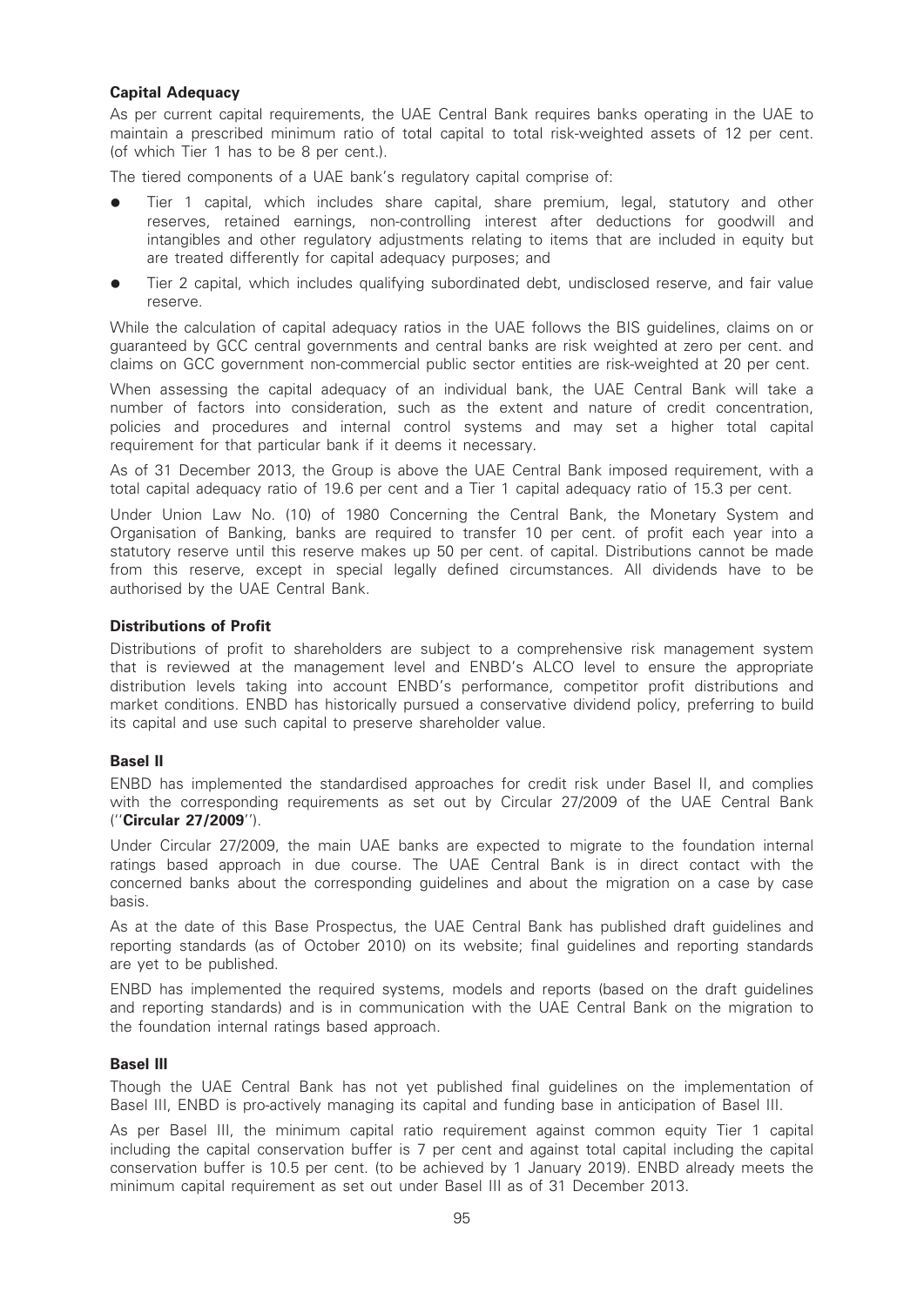## Capital Adequacy

As per current capital requirements, the UAE Central Bank requires banks operating in the UAE to maintain a prescribed minimum ratio of total capital to total risk-weighted assets of 12 per cent. (of which Tier 1 has to be 8 per cent.).

The tiered components of a UAE bank's regulatory capital comprise of:

- Tier 1 capital, which includes share capital, share premium, legal, statutory and other reserves, retained earnings, non-controlling interest after deductions for goodwill and intangibles and other regulatory adjustments relating to items that are included in equity but are treated differently for capital adequacy purposes; and
- Tier 2 capital, which includes qualifying subordinated debt, undisclosed reserve, and fair value reserve.

While the calculation of capital adequacy ratios in the UAE follows the BIS guidelines, claims on or guaranteed by GCC central governments and central banks are risk weighted at zero per cent. and claims on GCC government non-commercial public sector entities are risk-weighted at 20 per cent.

When assessing the capital adequacy of an individual bank, the UAE Central Bank will take a number of factors into consideration, such as the extent and nature of credit concentration, policies and procedures and internal control systems and may set a higher total capital requirement for that particular bank if it deems it necessary.

As of 31 December 2013, the Group is above the UAE Central Bank imposed requirement, with a total capital adequacy ratio of 19.6 per cent and a Tier 1 capital adequacy ratio of 15.3 per cent.

Under Union Law No. (10) of 1980 Concerning the Central Bank, the Monetary System and Organisation of Banking, banks are required to transfer 10 per cent. of profit each year into a statutory reserve until this reserve makes up 50 per cent. of capital. Distributions cannot be made from this reserve, except in special legally defined circumstances. All dividends have to be authorised by the UAE Central Bank.

## Distributions of Profit

Distributions of profit to shareholders are subject to a comprehensive risk management system that is reviewed at the management level and ENBD's ALCO level to ensure the appropriate distribution levels taking into account ENBD's performance, competitor profit distributions and market conditions. ENBD has historically pursued a conservative dividend policy, preferring to build its capital and use such capital to preserve shareholder value.

## Basel II

ENBD has implemented the standardised approaches for credit risk under Basel II, and complies with the corresponding requirements as set out by Circular 27/2009 of the UAE Central Bank (''**Circular 27/2009**'').

Under Circular 27/2009, the main UAE banks are expected to migrate to the foundation internal ratings based approach in due course. The UAE Central Bank is in direct contact with the concerned banks about the corresponding guidelines and about the migration on a case by case basis.

As at the date of this Base Prospectus, the UAE Central Bank has published draft guidelines and reporting standards (as of October 2010) on its website; final guidelines and reporting standards are yet to be published.

ENBD has implemented the required systems, models and reports (based on the draft guidelines and reporting standards) and is in communication with the UAE Central Bank on the migration to the foundation internal ratings based approach.

## Basel III

Though the UAE Central Bank has not yet published final guidelines on the implementation of Basel III, ENBD is pro-actively managing its capital and funding base in anticipation of Basel III.

As per Basel III, the minimum capital ratio requirement against common equity Tier 1 capital including the capital conservation buffer is 7 per cent and against total capital including the capital conservation buffer is 10.5 per cent. (to be achieved by 1 January 2019). ENBD already meets the minimum capital requirement as set out under Basel III as of 31 December 2013.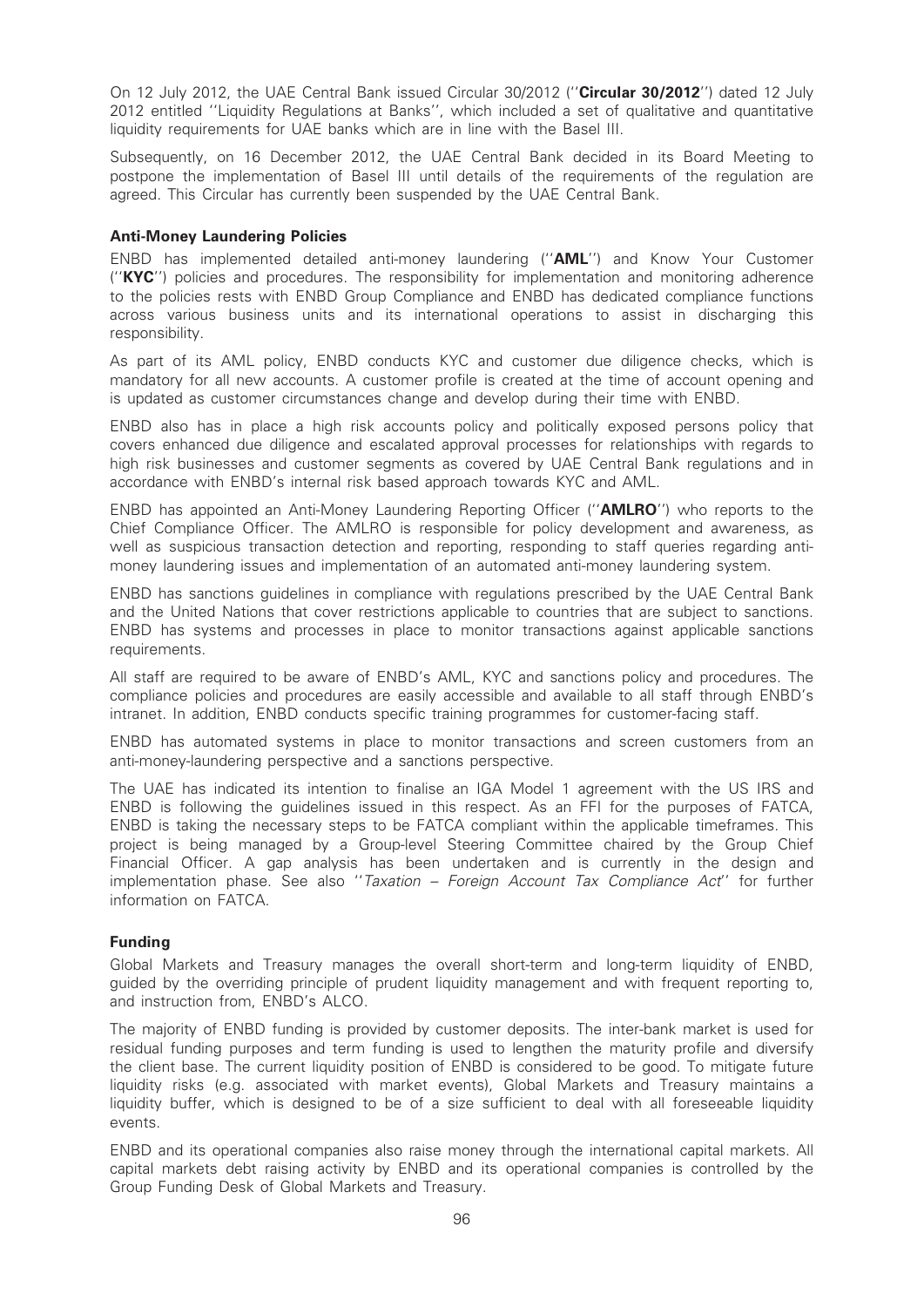On 12 July 2012, the UAE Central Bank issued Circular 30/2012 (''**Circular 30/2012**'') dated 12 July 2012 entitled ''Liquidity Regulations at Banks'', which included a set of qualitative and quantitative liquidity requirements for UAE banks which are in line with the Basel III.

Subsequently, on 16 December 2012, the UAE Central Bank decided in its Board Meeting to postpone the implementation of Basel III until details of the requirements of the regulation are agreed. This Circular has currently been suspended by the UAE Central Bank.

### Anti-Money Laundering Policies

ENBD has implemented detailed anti-money laundering (''**AML**'') and Know Your Customer (''**KYC**'') policies and procedures. The responsibility for implementation and monitoring adherence to the policies rests with ENBD Group Compliance and ENBD has dedicated compliance functions across various business units and its international operations to assist in discharging this responsibility.

As part of its AML policy, ENBD conducts KYC and customer due diligence checks, which is mandatory for all new accounts. A customer profile is created at the time of account opening and is updated as customer circumstances change and develop during their time with ENBD.

ENBD also has in place a high risk accounts policy and politically exposed persons policy that covers enhanced due diligence and escalated approval processes for relationships with regards to high risk businesses and customer segments as covered by UAE Central Bank regulations and in accordance with ENBD's internal risk based approach towards KYC and AML.

ENBD has appointed an Anti-Money Laundering Reporting Officer (''**AMLRO**'') who reports to the Chief Compliance Officer. The AMLRO is responsible for policy development and awareness, as well as suspicious transaction detection and reporting, responding to staff queries regarding anti-money laundering issues and implementation of an automated anti-money laundering system.

ENBD has sanctions guidelines in compliance with regulations prescribed by the UAE Central Bank and the United Nations that cover restrictions applicable to countries that are subject to sanctions. ENBD has systems and processes in place to monitor transactions against applicable sanctions requirements.

All staff are required to be aware of ENBD's AML, KYC and sanctions policy and procedures. The compliance policies and procedures are easily accessible and available to all staff through ENBD's intranet. In addition, ENBD conducts specific training programmes for customer-facing staff.

ENBD has automated systems in place to monitor transactions and screen customers from an anti-money-laundering perspective and a sanctions perspective.

The UAE has indicated its intention to finalise an IGA Model 1 agreement with the US IRS and ENBD is following the guidelines issued in this respect. As an FFI for the purposes of FATCA, ENBD is taking the necessary steps to be FATCA compliant within the applicable timeframes. This project is being managed by a Group-level Steering Committee chaired by the Group Chief Financial Officer. A gap analysis has been undertaken and is currently in the design and implementation phase. See also ''*Taxation – Foreign Account Tax Compliance Act*'' for further information on FATCA.

### Funding

Global Markets and Treasury manages the overall short-term and long-term liquidity of ENBD, guided by the overriding principle of prudent liquidity management and with frequent reporting to, and instruction from, ENBD's ALCO.

The majority of ENBD funding is provided by customer deposits. The inter-bank market is used for residual funding purposes and term funding is used to lengthen the maturity profile and diversify the client base. The current liquidity position of ENBD is considered to be good. To mitigate future liquidity risks (e.g. associated with market events), Global Markets and Treasury maintains a liquidity buffer, which is designed to be of a size sufficient to deal with all foreseeable liquidity events.

ENBD and its operational companies also raise money through the international capital markets. All capital markets debt raising activity by ENBD and its operational companies is controlled by the Group Funding Desk of Global Markets and Treasury.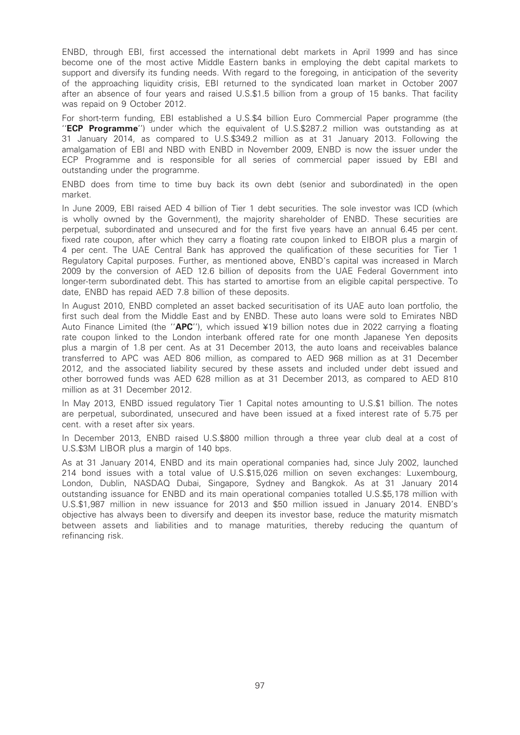ENBD, through EBI, first accessed the international debt markets in April 1999 and has since become one of the most active Middle Eastern banks in employing the debt capital markets to support and diversify its funding needs. With regard to the foregoing, in anticipation of the severity of the approaching liquidity crisis, EBI returned to the syndicated loan market in October 2007 after an absence of four years and raised U.S.$1.5 billion from a group of 15 banks. That facility was repaid on 9 October 2012.

For short-term funding, EBI established a U.S.$4 billion Euro Commercial Paper programme (the ''**ECP Programme**'') under which the equivalent of U.S.$287.2 million was outstanding as at 31 January 2014, as compared to U.S.$349.2 million as at 31 January 2013. Following the amalgamation of EBI and NBD with ENBD in November 2009, ENBD is now the issuer under the ECP Programme and is responsible for all series of commercial paper issued by EBI and outstanding under the programme.

ENBD does from time to time buy back its own debt (senior and subordinated) in the open market.

In June 2009, EBI raised AED 4 billion of Tier 1 debt securities. The sole investor was ICD (which is wholly owned by the Government), the majority shareholder of ENBD. These securities are perpetual, subordinated and unsecured and for the first five years have an annual 6.45 per cent. fixed rate coupon, after which they carry a floating rate coupon linked to EIBOR plus a margin of 4 per cent. The UAE Central Bank has approved the qualification of these securities for Tier 1 Regulatory Capital purposes. Further, as mentioned above, ENBD's capital was increased in March 2009 by the conversion of AED 12.6 billion of deposits from the UAE Federal Government into longer-term subordinated debt. This has started to amortise from an eligible capital perspective. To date, ENBD has repaid AED 7.8 billion of these deposits.

In August 2010, ENBD completed an asset backed securitisation of its UAE auto loan portfolio, the first such deal from the Middle East and by ENBD. These auto loans were sold to Emirates NBD Auto Finance Limited (the ''**APC**''), which issued ¥19 billion notes due in 2022 carrying a floating rate coupon linked to the London interbank offered rate for one month Japanese Yen deposits plus a margin of 1.8 per cent. As at 31 December 2013, the auto loans and receivables balance transferred to APC was AED 806 million, as compared to AED 968 million as at 31 December 2012, and the associated liability secured by these assets and included under debt issued and other borrowed funds was AED 628 million as at 31 December 2013, as compared to AED 810 million as at 31 December 2012.

In May 2013, ENBD issued regulatory Tier 1 Capital notes amounting to U.S.$1 billion. The notes are perpetual, subordinated, unsecured and have been issued at a fixed interest rate of 5.75 per cent. with a reset after six years.

In December 2013, ENBD raised U.S.$800 million through a three year club deal at a cost of U.S.$3M LIBOR plus a margin of 140 bps.

As at 31 January 2014, ENBD and its main operational companies had, since July 2002, launched 214 bond issues with a total value of U.S.$15,026 million on seven exchanges: Luxembourg, London, Dublin, NASDAQ Dubai, Singapore, Sydney and Bangkok. As at 31 January 2014 outstanding issuance for ENBD and its main operational companies totalled U.S.$5,178 million with U.S.$1,987 million in new issuance for 2013 and $50 million issued in January 2014. ENBD's objective has always been to diversify and deepen its investor base, reduce the maturity mismatch between assets and liabilities and to manage maturities, thereby reducing the quantum of refinancing risk.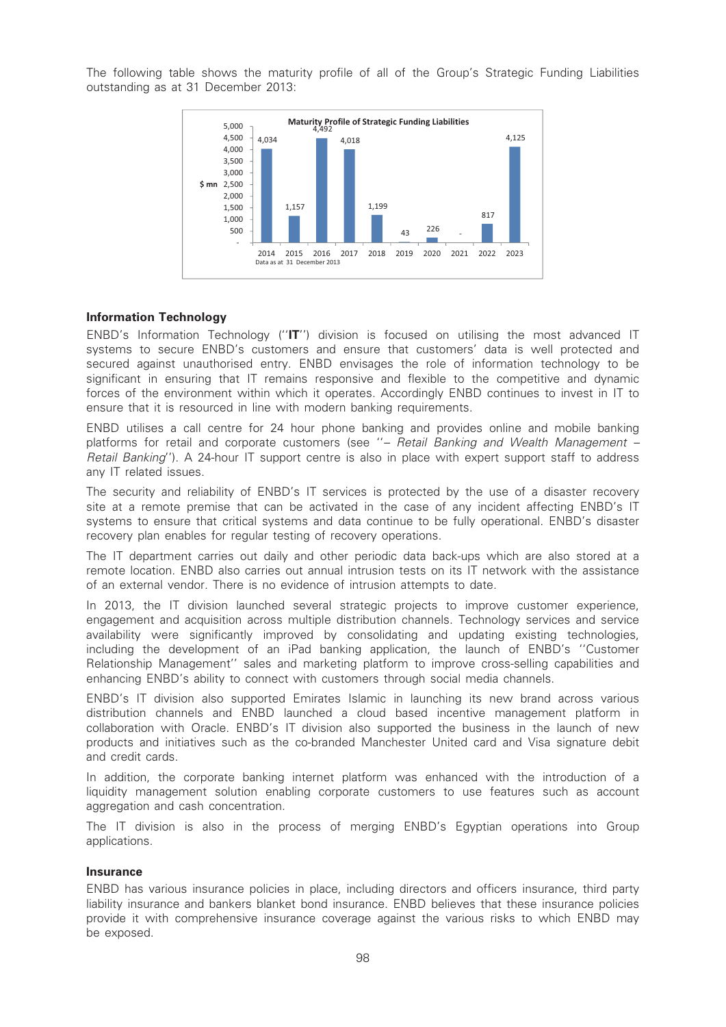The following table shows the maturity profile of all of the Group's Strategic Funding Liabilities outstanding as at 31 December 2013:

**Maturity Profile of Strategic Funding Liabilities**

| $ mn | 2014 | 2015 | 2016 | 2017 | 2018 | 2019 | 2020 | 2021 | 2022 | 2023 |
|---|---|---|---|---|---|---|---|---|---|---|
| | 4,034 | 1,157 | 4,492 | 4,018 | 1,199 | 43 | 226 | - | 817 | 4,125 |

Data as at 31 December 2013

## Information Technology

ENBD's Information Technology (''**IT**'') division is focused on utilising the most advanced IT systems to secure ENBD's customers and ensure that customers' data is well protected and secured against unauthorised entry. ENBD envisages the role of information technology to be significant in ensuring that IT remains responsive and flexible to the competitive and dynamic forces of the environment within which it operates. Accordingly ENBD continues to invest in IT to ensure that it is resourced in line with modern banking requirements.

ENBD utilises a call centre for 24 hour phone banking and provides online and mobile banking platforms for retail and corporate customers (see ''*– Retail Banking and Wealth Management – Retail Banking*''). A 24-hour IT support centre is also in place with expert support staff to address any IT related issues.

The security and reliability of ENBD's IT services is protected by the use of a disaster recovery site at a remote premise that can be activated in the case of any incident affecting ENBD's IT systems to ensure that critical systems and data continue to be fully operational. ENBD's disaster recovery plan enables for regular testing of recovery operations.

The IT department carries out daily and other periodic data back-ups which are also stored at a remote location. ENBD also carries out annual intrusion tests on its IT network with the assistance of an external vendor. There is no evidence of intrusion attempts to date.

In 2013, the IT division launched several strategic projects to improve customer experience, engagement and acquisition across multiple distribution channels. Technology services and service availability were significantly improved by consolidating and updating existing technologies, including the development of an iPad banking application, the launch of ENBD's ''Customer Relationship Management'' sales and marketing platform to improve cross-selling capabilities and enhancing ENBD's ability to connect with customers through social media channels.

ENBD's IT division also supported Emirates Islamic in launching its new brand across various distribution channels and ENBD launched a cloud based incentive management platform in collaboration with Oracle. ENBD's IT division also supported the business in the launch of new products and initiatives such as the co-branded Manchester United card and Visa signature debit and credit cards.

In addition, the corporate banking internet platform was enhanced with the introduction of a liquidity management solution enabling corporate customers to use features such as account aggregation and cash concentration.

The IT division is also in the process of merging ENBD's Egyptian operations into Group applications.

## Insurance

ENBD has various insurance policies in place, including directors and officers insurance, third party liability insurance and bankers blanket bond insurance. ENBD believes that these insurance policies provide it with comprehensive insurance coverage against the various risks to which ENBD may be exposed.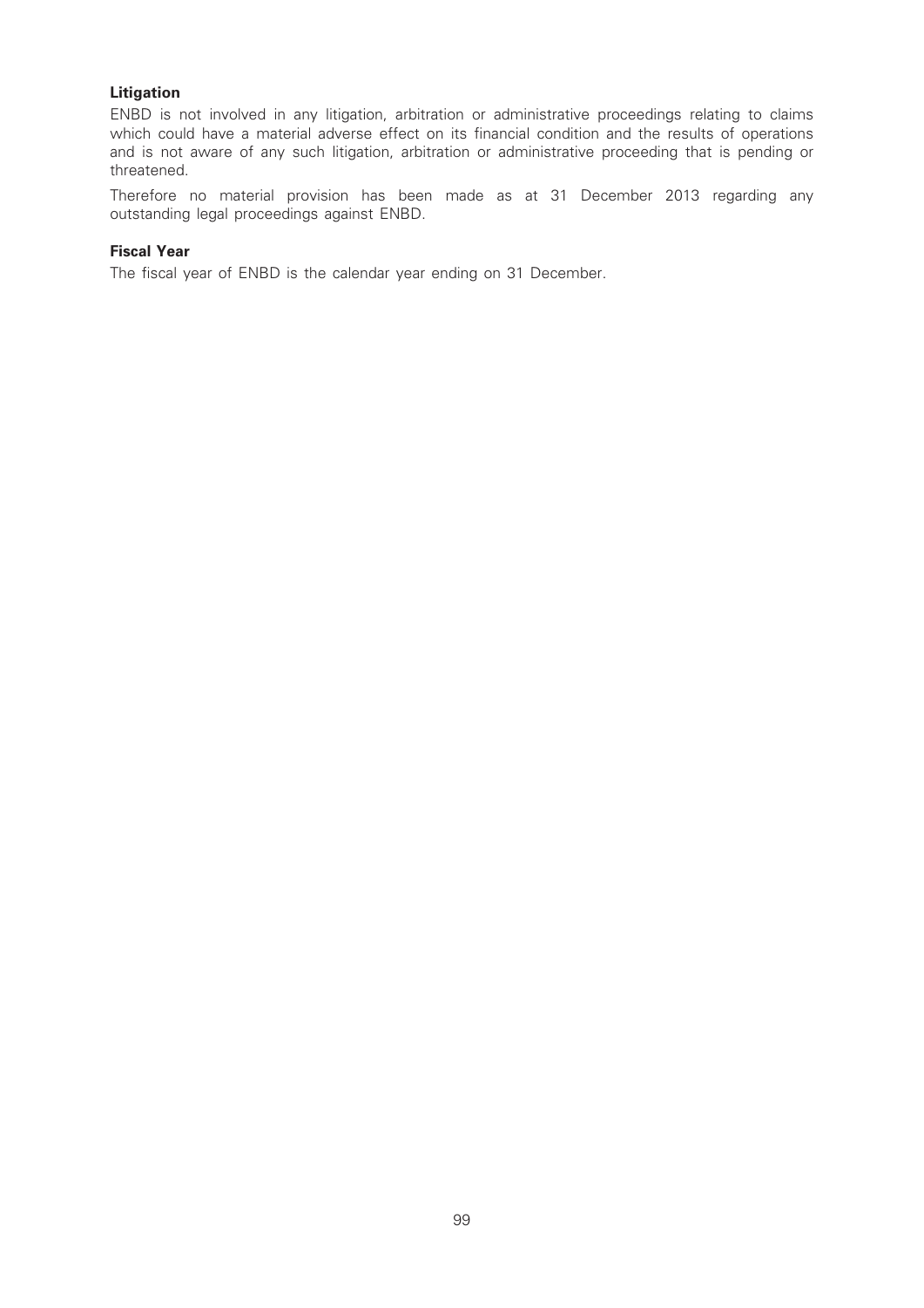### Litigation

ENBD is not involved in any litigation, arbitration or administrative proceedings relating to claims which could have a material adverse effect on its financial condition and the results of operations and is not aware of any such litigation, arbitration or administrative proceeding that is pending or threatened.

Therefore no material provision has been made as at 31 December 2013 regarding any outstanding legal proceedings against ENBD.

### Fiscal Year

The fiscal year of ENBD is the calendar year ending on 31 December.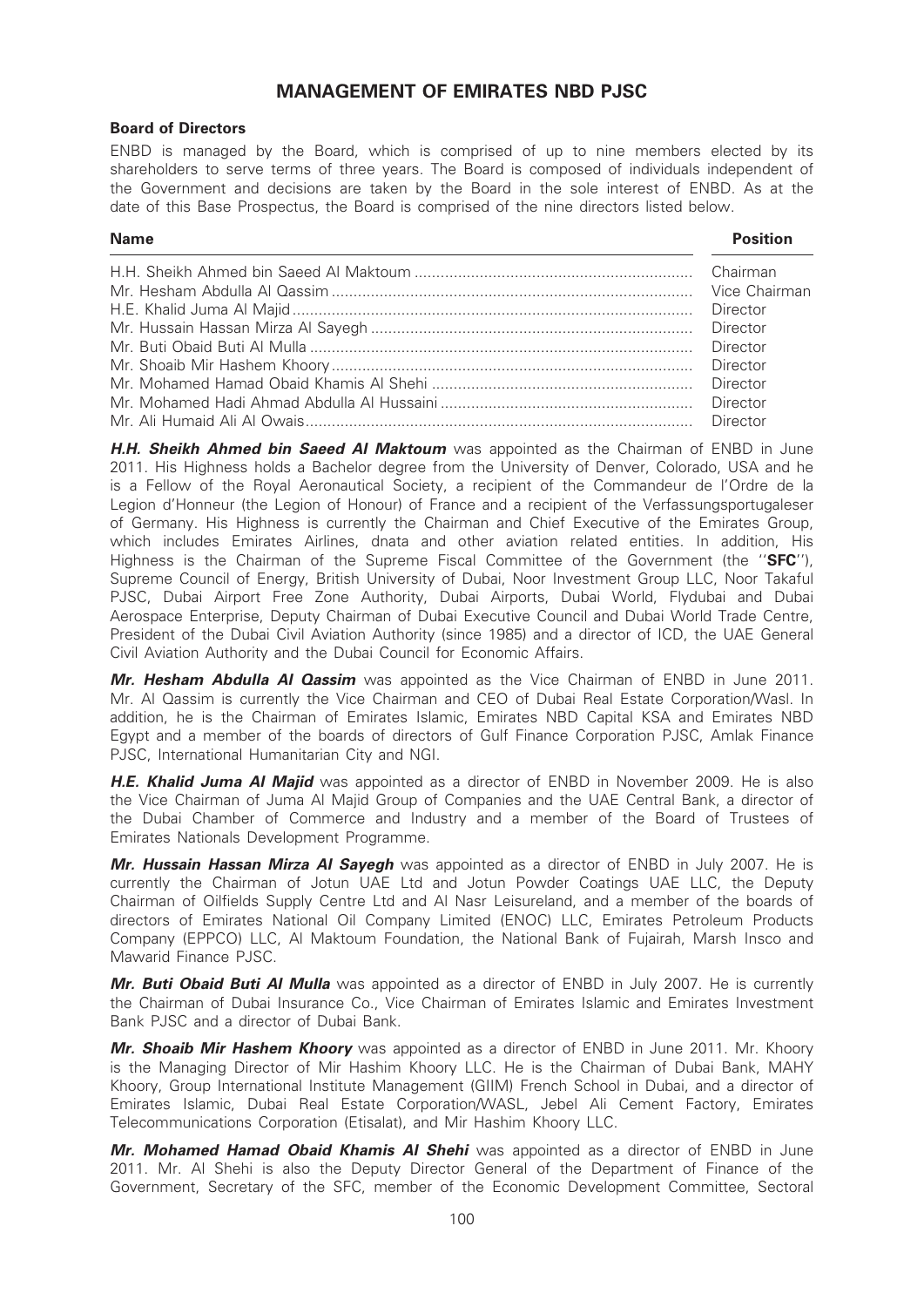# MANAGEMENT OF EMIRATES NBD PJSC

## Board of Directors

ENBD is managed by the Board, which is comprised of up to nine members elected by its shareholders to serve terms of three years. The Board is composed of individuals independent of the Government and decisions are taken by the Board in the sole interest of ENBD. As at the date of this Base Prospectus, the Board is comprised of the nine directors listed below.

| Name | Position |
| --- | --- |
| H.H. Sheikh Ahmed bin Saeed Al Maktoum | Chairman |
| Mr. Hesham Abdulla Al Qassim | Vice Chairman |
| H.E. Khalid Juma Al Majid | Director |
| Mr. Hussain Hassan Mirza Al Sayegh | Director |
| Mr. Buti Obaid Buti Al Mulla | Director |
| Mr. Shoaib Mir Hashem Khoory | Director |
| Mr. Mohamed Hamad Obaid Khamis Al Shehi | Director |
| Mr. Mohamed Hadi Ahmad Abdulla Al Hussaini | Director |
| Mr. Ali Humaid Ali Al Owais | Director |

***H.H. Sheikh Ahmed bin Saeed Al Maktoum*** was appointed as the Chairman of ENBD in June 2011. His Highness holds a Bachelor degree from the University of Denver, Colorado, USA and he is a Fellow of the Royal Aeronautical Society, a recipient of the Commandeur de l'Ordre de la Legion d'Honneur (the Legion of Honour) of France and a recipient of the Verfassungsportugaleser of Germany. His Highness is currently the Chairman and Chief Executive of the Emirates Group, which includes Emirates Airlines, dnata and other aviation related entities. In addition, His Highness is the Chairman of the Supreme Fiscal Committee of the Government (the ''**SFC**''), Supreme Council of Energy, British University of Dubai, Noor Investment Group LLC, Noor Takaful PJSC, Dubai Airport Free Zone Authority, Dubai Airports, Dubai World, Flydubai and Dubai Aerospace Enterprise, Deputy Chairman of Dubai Executive Council and Dubai World Trade Centre, President of the Dubai Civil Aviation Authority (since 1985) and a director of ICD, the UAE General Civil Aviation Authority and the Dubai Council for Economic Affairs.

***Mr. Hesham Abdulla Al Qassim*** was appointed as the Vice Chairman of ENBD in June 2011. Mr. Al Qassim is currently the Vice Chairman and CEO of Dubai Real Estate Corporation/Wasl. In addition, he is the Chairman of Emirates Islamic, Emirates NBD Capital KSA and Emirates NBD Egypt and a member of the boards of directors of Gulf Finance Corporation PJSC, Amlak Finance PJSC, International Humanitarian City and NGI.

***H.E. Khalid Juma Al Majid*** was appointed as a director of ENBD in November 2009. He is also the Vice Chairman of Juma Al Majid Group of Companies and the UAE Central Bank, a director of the Dubai Chamber of Commerce and Industry and a member of the Board of Trustees of Emirates Nationals Development Programme.

***Mr. Hussain Hassan Mirza Al Sayegh*** was appointed as a director of ENBD in July 2007. He is currently the Chairman of Jotun UAE Ltd and Jotun Powder Coatings UAE LLC, the Deputy Chairman of Oilfields Supply Centre Ltd and Al Nasr Leisureland, and a member of the boards of directors of Emirates National Oil Company Limited (ENOC) LLC, Emirates Petroleum Products Company (EPPCO) LLC, Al Maktoum Foundation, the National Bank of Fujairah, Marsh Insco and Mawarid Finance PJSC.

***Mr. Buti Obaid Buti Al Mulla*** was appointed as a director of ENBD in July 2007. He is currently the Chairman of Dubai Insurance Co., Vice Chairman of Emirates Islamic and Emirates Investment Bank PJSC and a director of Dubai Bank.

***Mr. Shoaib Mir Hashem Khoory*** was appointed as a director of ENBD in June 2011. Mr. Khoory is the Managing Director of Mir Hashim Khoory LLC. He is the Chairman of Dubai Bank, MAHY Khoory, Group International Institute Management (GIIM) French School in Dubai, and a director of Emirates Islamic, Dubai Real Estate Corporation/WASL, Jebel Ali Cement Factory, Emirates Telecommunications Corporation (Etisalat), and Mir Hashim Khoory LLC.

***Mr. Mohamed Hamad Obaid Khamis Al Shehi*** was appointed as a director of ENBD in June 2011. Mr. Al Shehi is also the Deputy Director General of the Department of Finance of the Government, Secretary of the SFC, member of the Economic Development Committee, Sectoral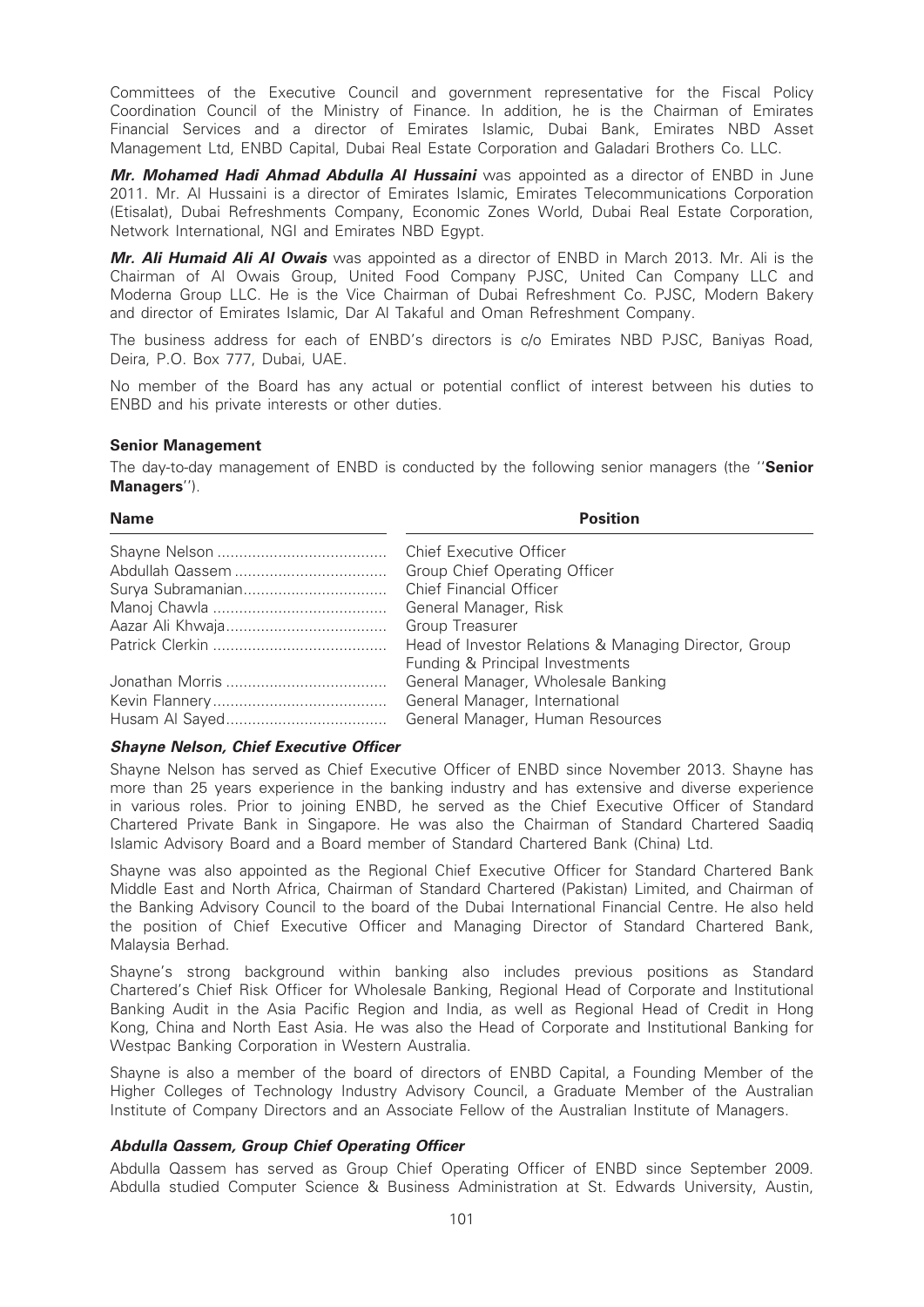Committees of the Executive Council and government representative for the Fiscal Policy Coordination Council of the Ministry of Finance. In addition, he is the Chairman of Emirates Financial Services and a director of Emirates Islamic, Dubai Bank, Emirates NBD Asset Management Ltd, ENBD Capital, Dubai Real Estate Corporation and Galadari Brothers Co. LLC.

***Mr. Mohamed Hadi Ahmad Abdulla Al Hussaini*** was appointed as a director of ENBD in June 2011. Mr. Al Hussaini is a director of Emirates Islamic, Emirates Telecommunications Corporation (Etisalat), Dubai Refreshments Company, Economic Zones World, Dubai Real Estate Corporation, Network International, NGI and Emirates NBD Egypt.

***Mr. Ali Humaid Ali Al Owais*** was appointed as a director of ENBD in March 2013. Mr. Ali is the Chairman of Al Owais Group, United Food Company PJSC, United Can Company LLC and Moderna Group LLC. He is the Vice Chairman of Dubai Refreshment Co. PJSC, Modern Bakery and director of Emirates Islamic, Dar Al Takaful and Oman Refreshment Company.

The business address for each of ENBD's directors is c/o Emirates NBD PJSC, Baniyas Road, Deira, P.O. Box 777, Dubai, UAE.

No member of the Board has any actual or potential conflict of interest between his duties to ENBD and his private interests or other duties.

### Senior Management

The day-to-day management of ENBD is conducted by the following senior managers (the ''**Senior Managers**'').

| Name | Position |
|---|---|
| Shayne Nelson | Chief Executive Officer |
| Abdullah Qassem | Group Chief Operating Officer |
| Surya Subramanian | Chief Financial Officer |
| Manoj Chawla | General Manager, Risk |
| Aazar Ali Khwaja | Group Treasurer |
| Patrick Clerkin | Head of Investor Relations & Managing Director, Group Funding & Principal Investments |
| Jonathan Morris | General Manager, Wholesale Banking |
| Kevin Flannery | General Manager, International |
| Husam Al Sayed | General Manager, Human Resources |

#### *Shayne Nelson, Chief Executive Officer*

Shayne Nelson has served as Chief Executive Officer of ENBD since November 2013. Shayne has more than 25 years experience in the banking industry and has extensive and diverse experience in various roles. Prior to joining ENBD, he served as the Chief Executive Officer of Standard Chartered Private Bank in Singapore. He was also the Chairman of Standard Chartered Saadiq Islamic Advisory Board and a Board member of Standard Chartered Bank (China) Ltd.

Shayne was also appointed as the Regional Chief Executive Officer for Standard Chartered Bank Middle East and North Africa, Chairman of Standard Chartered (Pakistan) Limited, and Chairman of the Banking Advisory Council to the board of the Dubai International Financial Centre. He also held the position of Chief Executive Officer and Managing Director of Standard Chartered Bank, Malaysia Berhad.

Shayne's strong background within banking also includes previous positions as Standard Chartered's Chief Risk Officer for Wholesale Banking, Regional Head of Corporate and Institutional Banking Audit in the Asia Pacific Region and India, as well as Regional Head of Credit in Hong Kong, China and North East Asia. He was also the Head of Corporate and Institutional Banking for Westpac Banking Corporation in Western Australia.

Shayne is also a member of the board of directors of ENBD Capital, a Founding Member of the Higher Colleges of Technology Industry Advisory Council, a Graduate Member of the Australian Institute of Company Directors and an Associate Fellow of the Australian Institute of Managers.

#### *Abdulla Qassem, Group Chief Operating Officer*

Abdulla Qassem has served as Group Chief Operating Officer of ENBD since September 2009. Abdulla studied Computer Science & Business Administration at St. Edwards University, Austin,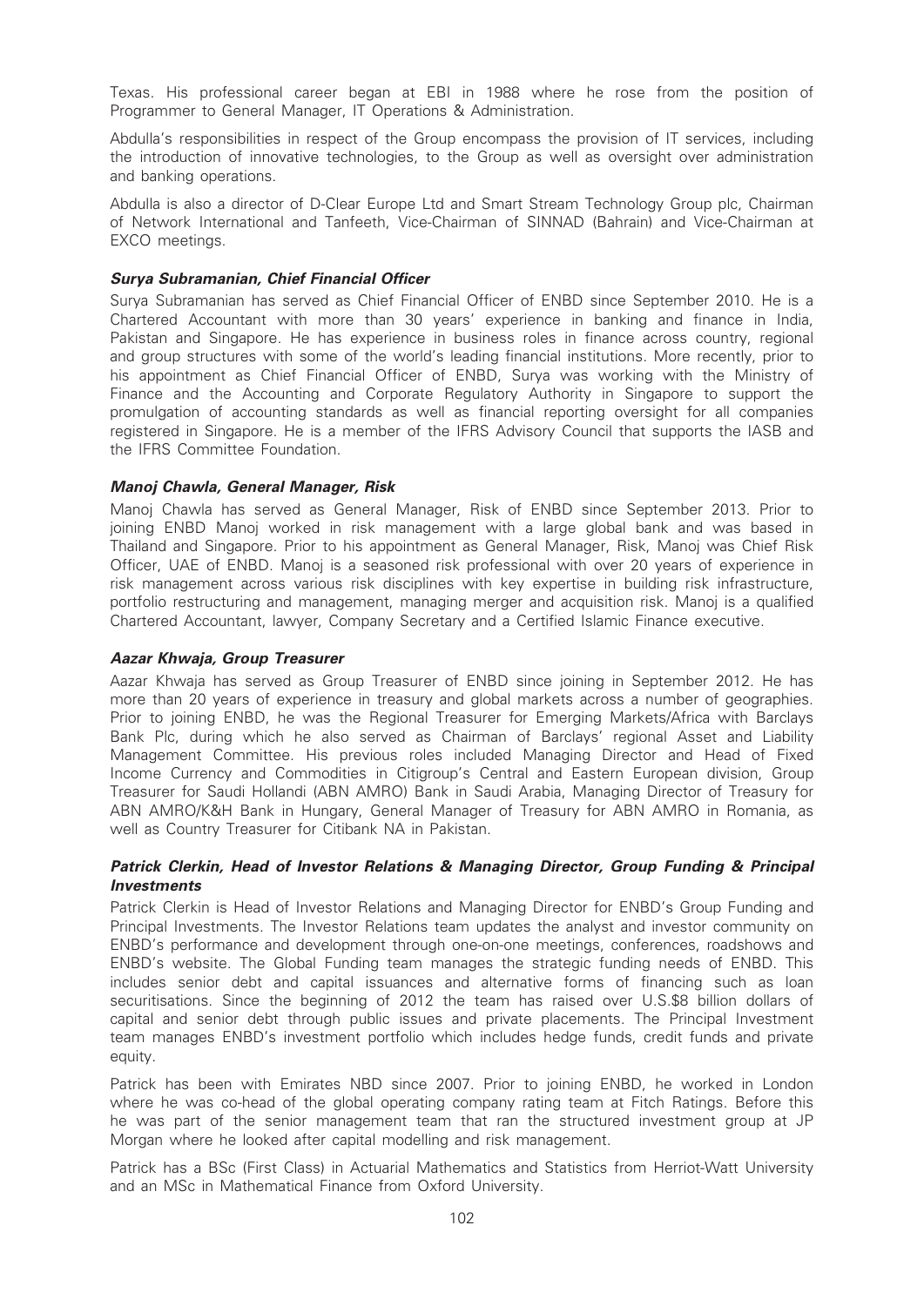Texas. His professional career began at EBI in 1988 where he rose from the position of Programmer to General Manager, IT Operations & Administration.

Abdulla's responsibilities in respect of the Group encompass the provision of IT services, including the introduction of innovative technologies, to the Group as well as oversight over administration and banking operations.

Abdulla is also a director of D-Clear Europe Ltd and Smart Stream Technology Group plc, Chairman of Network International and Tanfeeth, Vice-Chairman of SINNAD (Bahrain) and Vice-Chairman at EXCO meetings.

***Surya Subramanian, Chief Financial Officer***

Surya Subramanian has served as Chief Financial Officer of ENBD since September 2010. He is a Chartered Accountant with more than 30 years' experience in banking and finance in India, Pakistan and Singapore. He has experience in business roles in finance across country, regional and group structures with some of the world's leading financial institutions. More recently, prior to his appointment as Chief Financial Officer of ENBD, Surya was working with the Ministry of Finance and the Accounting and Corporate Regulatory Authority in Singapore to support the promulgation of accounting standards as well as financial reporting oversight for all companies registered in Singapore. He is a member of the IFRS Advisory Council that supports the IASB and the IFRS Committee Foundation.

***Manoj Chawla, General Manager, Risk***

Manoj Chawla has served as General Manager, Risk of ENBD since September 2013. Prior to joining ENBD Manoj worked in risk management with a large global bank and was based in Thailand and Singapore. Prior to his appointment as General Manager, Risk, Manoj was Chief Risk Officer, UAE of ENBD. Manoj is a seasoned risk professional with over 20 years of experience in risk management across various risk disciplines with key expertise in building risk infrastructure, portfolio restructuring and management, managing merger and acquisition risk. Manoj is a qualified Chartered Accountant, lawyer, Company Secretary and a Certified Islamic Finance executive.

***Aazar Khwaja, Group Treasurer***

Aazar Khwaja has served as Group Treasurer of ENBD since joining in September 2012. He has more than 20 years of experience in treasury and global markets across a number of geographies. Prior to joining ENBD, he was the Regional Treasurer for Emerging Markets/Africa with Barclays Bank Plc, during which he also served as Chairman of Barclays' regional Asset and Liability Management Committee. His previous roles included Managing Director and Head of Fixed Income Currency and Commodities in Citigroup's Central and Eastern European division, Group Treasurer for Saudi Hollandi (ABN AMRO) Bank in Saudi Arabia, Managing Director of Treasury for ABN AMRO/K&H Bank in Hungary, General Manager of Treasury for ABN AMRO in Romania, as well as Country Treasurer for Citibank NA in Pakistan.

***Patrick Clerkin, Head of Investor Relations & Managing Director, Group Funding & Principal Investments***

Patrick Clerkin is Head of Investor Relations and Managing Director for ENBD's Group Funding and Principal Investments. The Investor Relations team updates the analyst and investor community on ENBD's performance and development through one-on-one meetings, conferences, roadshows and ENBD's website. The Global Funding team manages the strategic funding needs of ENBD. This includes senior debt and capital issuances and alternative forms of financing such as loan securitisations. Since the beginning of 2012 the team has raised over U.S.$8 billion dollars of capital and senior debt through public issues and private placements. The Principal Investment team manages ENBD's investment portfolio which includes hedge funds, credit funds and private equity.

Patrick has been with Emirates NBD since 2007. Prior to joining ENBD, he worked in London where he was co-head of the global operating company rating team at Fitch Ratings. Before this he was part of the senior management team that ran the structured investment group at JP Morgan where he looked after capital modelling and risk management.

Patrick has a BSc (First Class) in Actuarial Mathematics and Statistics from Herriot-Watt University and an MSc in Mathematical Finance from Oxford University.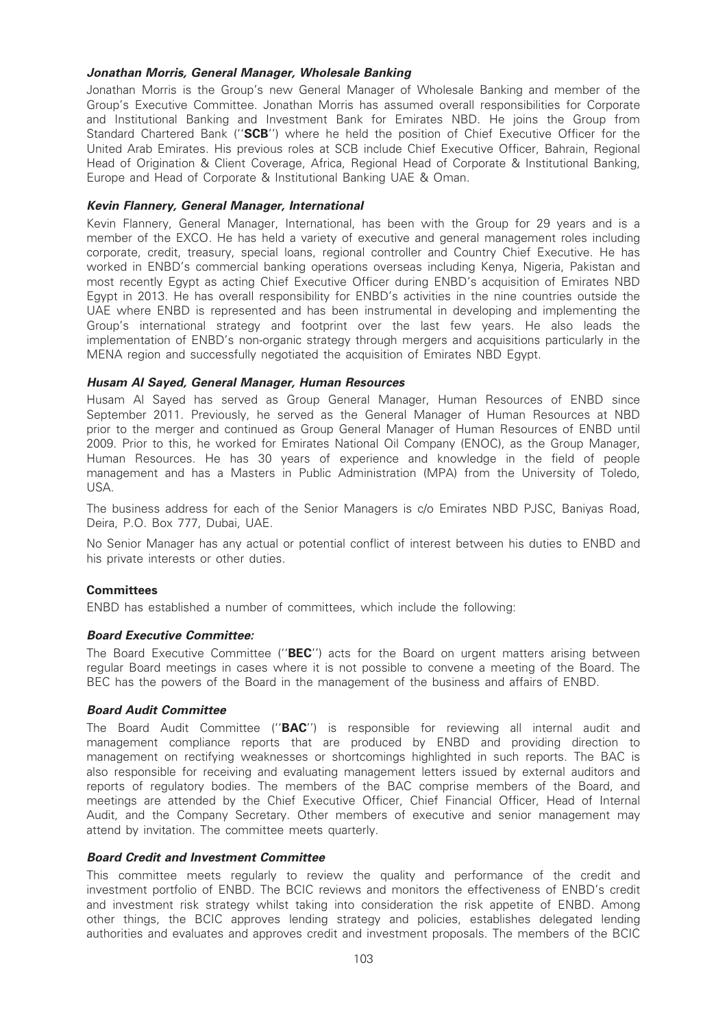***Jonathan Morris, General Manager, Wholesale Banking***

Jonathan Morris is the Group's new General Manager of Wholesale Banking and member of the Group's Executive Committee. Jonathan Morris has assumed overall responsibilities for Corporate and Institutional Banking and Investment Bank for Emirates NBD. He joins the Group from Standard Chartered Bank (''**SCB**'') where he held the position of Chief Executive Officer for the United Arab Emirates. His previous roles at SCB include Chief Executive Officer, Bahrain, Regional Head of Origination & Client Coverage, Africa, Regional Head of Corporate & Institutional Banking, Europe and Head of Corporate & Institutional Banking UAE & Oman.

***Kevin Flannery, General Manager, International***

Kevin Flannery, General Manager, International, has been with the Group for 29 years and is a member of the EXCO. He has held a variety of executive and general management roles including corporate, credit, treasury, special loans, regional controller and Country Chief Executive. He has worked in ENBD's commercial banking operations overseas including Kenya, Nigeria, Pakistan and most recently Egypt as acting Chief Executive Officer during ENBD's acquisition of Emirates NBD Egypt in 2013. He has overall responsibility for ENBD's activities in the nine countries outside the UAE where ENBD is represented and has been instrumental in developing and implementing the Group's international strategy and footprint over the last few years. He also leads the implementation of ENBD's non-organic strategy through mergers and acquisitions particularly in the MENA region and successfully negotiated the acquisition of Emirates NBD Egypt.

***Husam Al Sayed, General Manager, Human Resources***

Husam Al Sayed has served as Group General Manager, Human Resources of ENBD since September 2011. Previously, he served as the General Manager of Human Resources at NBD prior to the merger and continued as Group General Manager of Human Resources of ENBD until 2009. Prior to this, he worked for Emirates National Oil Company (ENOC), as the Group Manager, Human Resources. He has 30 years of experience and knowledge in the field of people management and has a Masters in Public Administration (MPA) from the University of Toledo, USA.

The business address for each of the Senior Managers is c/o Emirates NBD PJSC, Baniyas Road, Deira, P.O. Box 777, Dubai, UAE.

No Senior Manager has any actual or potential conflict of interest between his duties to ENBD and his private interests or other duties.

**Committees**

ENBD has established a number of committees, which include the following:

***Board Executive Committee:***

The Board Executive Committee (''**BEC**'') acts for the Board on urgent matters arising between regular Board meetings in cases where it is not possible to convene a meeting of the Board. The BEC has the powers of the Board in the management of the business and affairs of ENBD.

***Board Audit Committee***

The Board Audit Committee (''**BAC**'') is responsible for reviewing all internal audit and management compliance reports that are produced by ENBD and providing direction to management on rectifying weaknesses or shortcomings highlighted in such reports. The BAC is also responsible for receiving and evaluating management letters issued by external auditors and reports of regulatory bodies. The members of the BAC comprise members of the Board, and meetings are attended by the Chief Executive Officer, Chief Financial Officer, Head of Internal Audit, and the Company Secretary. Other members of executive and senior management may attend by invitation. The committee meets quarterly.

***Board Credit and Investment Committee***

This committee meets regularly to review the quality and performance of the credit and investment portfolio of ENBD. The BCIC reviews and monitors the effectiveness of ENBD's credit and investment risk strategy whilst taking into consideration the risk appetite of ENBD. Among other things, the BCIC approves lending strategy and policies, establishes delegated lending authorities and evaluates and approves credit and investment proposals. The members of the BCIC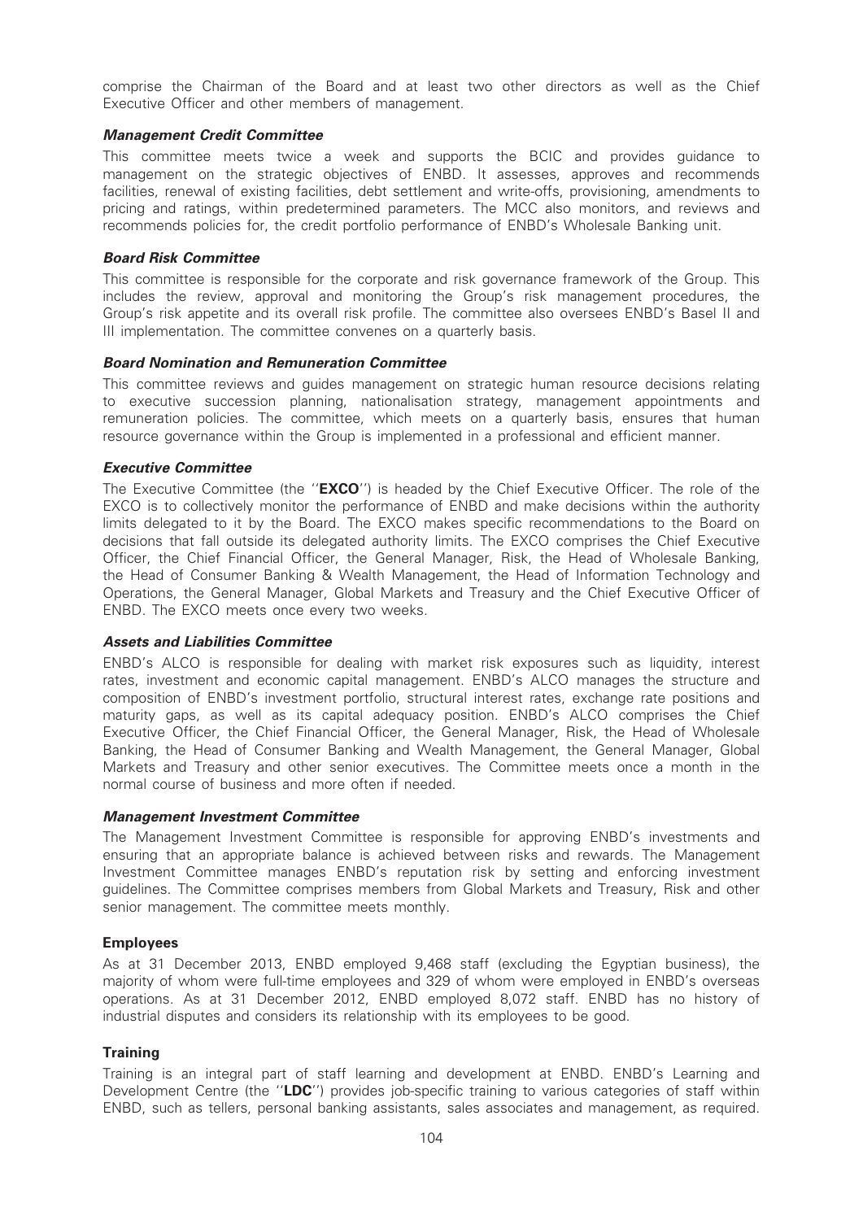comprise the Chairman of the Board and at least two other directors as well as the Chief Executive Officer and other members of management.

***Management Credit Committee***

This committee meets twice a week and supports the BCIC and provides guidance to management on the strategic objectives of ENBD. It assesses, approves and recommends facilities, renewal of existing facilities, debt settlement and write-offs, provisioning, amendments to pricing and ratings, within predetermined parameters. The MCC also monitors, and reviews and recommends policies for, the credit portfolio performance of ENBD's Wholesale Banking unit.

***Board Risk Committee***

This committee is responsible for the corporate and risk governance framework of the Group. This includes the review, approval and monitoring the Group's risk management procedures, the Group's risk appetite and its overall risk profile. The committee also oversees ENBD's Basel II and III implementation. The committee convenes on a quarterly basis.

***Board Nomination and Remuneration Committee***

This committee reviews and guides management on strategic human resource decisions relating to executive succession planning, nationalisation strategy, management appointments and remuneration policies. The committee, which meets on a quarterly basis, ensures that human resource governance within the Group is implemented in a professional and efficient manner.

***Executive Committee***

The Executive Committee (the ''**EXCO**'') is headed by the Chief Executive Officer. The role of the EXCO is to collectively monitor the performance of ENBD and make decisions within the authority limits delegated to it by the Board. The EXCO makes specific recommendations to the Board on decisions that fall outside its delegated authority limits. The EXCO comprises the Chief Executive Officer, the Chief Financial Officer, the General Manager, Risk, the Head of Wholesale Banking, the Head of Consumer Banking & Wealth Management, the Head of Information Technology and Operations, the General Manager, Global Markets and Treasury and the Chief Executive Officer of ENBD. The EXCO meets once every two weeks.

***Assets and Liabilities Committee***

ENBD's ALCO is responsible for dealing with market risk exposures such as liquidity, interest rates, investment and economic capital management. ENBD's ALCO manages the structure and composition of ENBD's investment portfolio, structural interest rates, exchange rate positions and maturity gaps, as well as its capital adequacy position. ENBD's ALCO comprises the Chief Executive Officer, the Chief Financial Officer, the General Manager, Risk, the Head of Wholesale Banking, the Head of Consumer Banking and Wealth Management, the General Manager, Global Markets and Treasury and other senior executives. The Committee meets once a month in the normal course of business and more often if needed.

***Management Investment Committee***

The Management Investment Committee is responsible for approving ENBD's investments and ensuring that an appropriate balance is achieved between risks and rewards. The Management Investment Committee manages ENBD's reputation risk by setting and enforcing investment guidelines. The Committee comprises members from Global Markets and Treasury, Risk and other senior management. The committee meets monthly.

**Employees**

As at 31 December 2013, ENBD employed 9,468 staff (excluding the Egyptian business), the majority of whom were full-time employees and 329 of whom were employed in ENBD's overseas operations. As at 31 December 2012, ENBD employed 8,072 staff. ENBD has no history of industrial disputes and considers its relationship with its employees to be good.

**Training**

Training is an integral part of staff learning and development at ENBD. ENBD's Learning and Development Centre (the ''**LDC**'') provides job-specific training to various categories of staff within ENBD, such as tellers, personal banking assistants, sales associates and management, as required.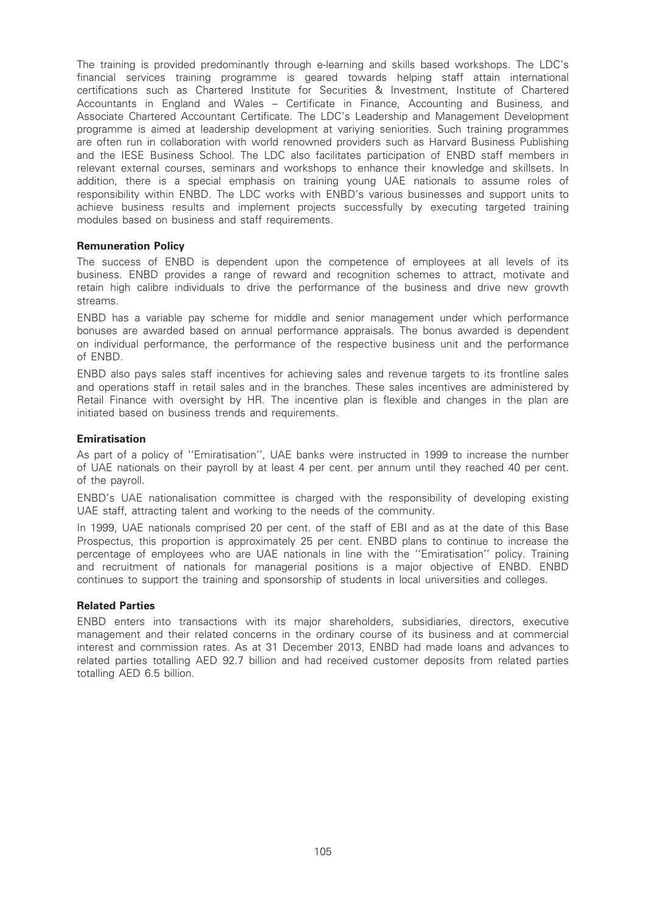The training is provided predominantly through e-learning and skills based workshops. The LDC's financial services training programme is geared towards helping staff attain international certifications such as Chartered Institute for Securities & Investment, Institute of Chartered Accountants in England and Wales – Certificate in Finance, Accounting and Business, and Associate Chartered Accountant Certificate. The LDC's Leadership and Management Development programme is aimed at leadership development at variying seniorities. Such training programmes are often run in collaboration with world renowned providers such as Harvard Business Publishing and the IESE Business School. The LDC also facilitates participation of ENBD staff members in relevant external courses, seminars and workshops to enhance their knowledge and skillsets. In addition, there is a special emphasis on training young UAE nationals to assume roles of responsibility within ENBD. The LDC works with ENBD's various businesses and support units to achieve business results and implement projects successfully by executing targeted training modules based on business and staff requirements.

**Remuneration Policy**

The success of ENBD is dependent upon the competence of employees at all levels of its business. ENBD provides a range of reward and recognition schemes to attract, motivate and retain high calibre individuals to drive the performance of the business and drive new growth streams.

ENBD has a variable pay scheme for middle and senior management under which performance bonuses are awarded based on annual performance appraisals. The bonus awarded is dependent on individual performance, the performance of the respective business unit and the performance of ENBD.

ENBD also pays sales staff incentives for achieving sales and revenue targets to its frontline sales and operations staff in retail sales and in the branches. These sales incentives are administered by Retail Finance with oversight by HR. The incentive plan is flexible and changes in the plan are initiated based on business trends and requirements.

**Emiratisation**

As part of a policy of ''Emiratisation'', UAE banks were instructed in 1999 to increase the number of UAE nationals on their payroll by at least 4 per cent. per annum until they reached 40 per cent. of the payroll.

ENBD's UAE nationalisation committee is charged with the responsibility of developing existing UAE staff, attracting talent and working to the needs of the community.

In 1999, UAE nationals comprised 20 per cent. of the staff of EBI and as at the date of this Base Prospectus, this proportion is approximately 25 per cent. ENBD plans to continue to increase the percentage of employees who are UAE nationals in line with the ''Emiratisation'' policy. Training and recruitment of nationals for managerial positions is a major objective of ENBD. ENBD continues to support the training and sponsorship of students in local universities and colleges.

**Related Parties**

ENBD enters into transactions with its major shareholders, subsidiaries, directors, executive management and their related concerns in the ordinary course of its business and at commercial interest and commission rates. As at 31 December 2013, ENBD had made loans and advances to related parties totalling AED 92.7 billion and had received customer deposits from related parties totalling AED 6.5 billion.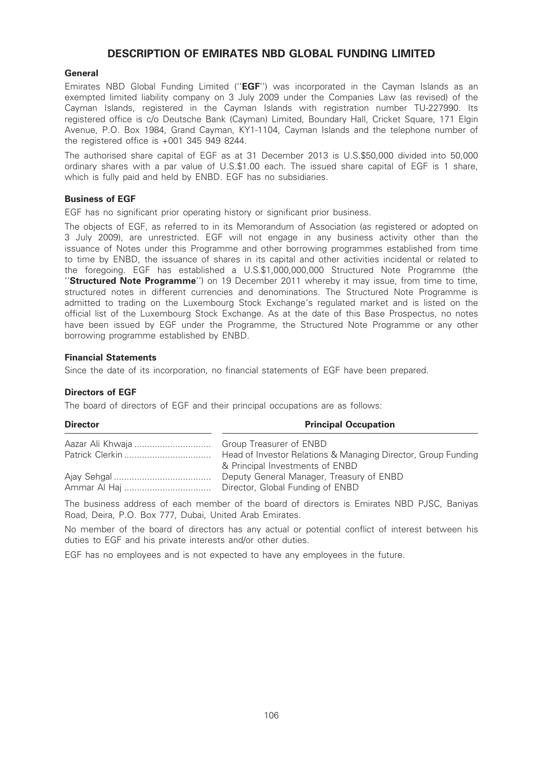# DESCRIPTION OF EMIRATES NBD GLOBAL FUNDING LIMITED

### General

Emirates NBD Global Funding Limited (''**EGF**'') was incorporated in the Cayman Islands as an exempted limited liability company on 3 July 2009 under the Companies Law (as revised) of the Cayman Islands, registered in the Cayman Islands with registration number TU-227990. Its registered office is c/o Deutsche Bank (Cayman) Limited, Boundary Hall, Cricket Square, 171 Elgin Avenue, P.O. Box 1984, Grand Cayman, KY1-1104, Cayman Islands and the telephone number of the registered office is +001 345 949 8244.

The authorised share capital of EGF as at 31 December 2013 is U.S.$50,000 divided into 50,000 ordinary shares with a par value of U.S.$1.00 each. The issued share capital of EGF is 1 share, which is fully paid and held by ENBD. EGF has no subsidiaries.

### Business of EGF

EGF has no significant prior operating history or significant prior business.

The objects of EGF, as referred to in its Memorandum of Association (as registered or adopted on 3 July 2009), are unrestricted. EGF will not engage in any business activity other than the issuance of Notes under this Programme and other borrowing programmes established from time to time by ENBD, the issuance of shares in its capital and other activities incidental or related to the foregoing. EGF has established a U.S.$1,000,000,000 Structured Note Programme (the ''**Structured Note Programme**'') on 19 December 2011 whereby it may issue, from time to time, structured notes in different currencies and denominations. The Structured Note Programme is admitted to trading on the Luxembourg Stock Exchange's regulated market and is listed on the official list of the Luxembourg Stock Exchange. As at the date of this Base Prospectus, no notes have been issued by EGF under the Programme, the Structured Note Programme or any other borrowing programme established by ENBD.

### Financial Statements

Since the date of its incorporation, no financial statements of EGF have been prepared.

### Directors of EGF

The board of directors of EGF and their principal occupations are as follows:

| Director | Principal Occupation |
|---|---|
| Aazar Ali Khwaja | Group Treasurer of ENBD |
| Patrick Clerkin | Head of Investor Relations & Managing Director, Group Funding & Principal Investments of ENBD |
| Ajay Sehgal | Deputy General Manager, Treasury of ENBD |
| Ammar Al Haj | Director, Global Funding of ENBD |

The business address of each member of the board of directors is Emirates NBD PJSC, Baniyas Road, Deira, P.O. Box 777, Dubai, United Arab Emirates.

No member of the board of directors has any actual or potential conflict of interest between his duties to EGF and his private interests and/or other duties.

EGF has no employees and is not expected to have any employees in the future.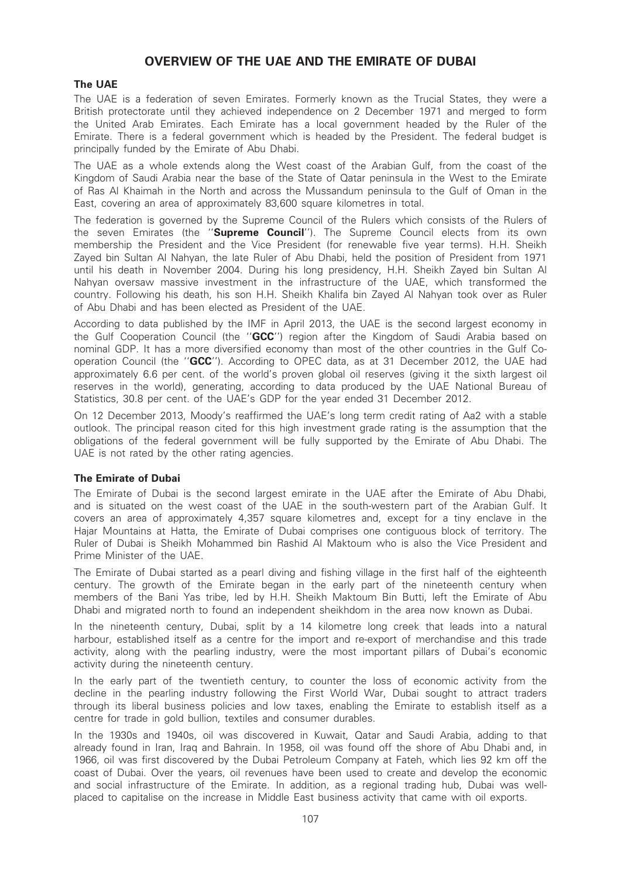# OVERVIEW OF THE UAE AND THE EMIRATE OF DUBAI

## The UAE

The UAE is a federation of seven Emirates. Formerly known as the Trucial States, they were a British protectorate until they achieved independence on 2 December 1971 and merged to form the United Arab Emirates. Each Emirate has a local government headed by the Ruler of the Emirate. There is a federal government which is headed by the President. The federal budget is principally funded by the Emirate of Abu Dhabi.

The UAE as a whole extends along the West coast of the Arabian Gulf, from the coast of the Kingdom of Saudi Arabia near the base of the State of Qatar peninsula in the West to the Emirate of Ras Al Khaimah in the North and across the Mussandum peninsula to the Gulf of Oman in the East, covering an area of approximately 83,600 square kilometres in total.

The federation is governed by the Supreme Council of the Rulers which consists of the Rulers of the seven Emirates (the ''**Supreme Council**''). The Supreme Council elects from its own membership the President and the Vice President (for renewable five year terms). H.H. Sheikh Zayed bin Sultan Al Nahyan, the late Ruler of Abu Dhabi, held the position of President from 1971 until his death in November 2004. During his long presidency, H.H. Sheikh Zayed bin Sultan Al Nahyan oversaw massive investment in the infrastructure of the UAE, which transformed the country. Following his death, his son H.H. Sheikh Khalifa bin Zayed Al Nahyan took over as Ruler of Abu Dhabi and has been elected as President of the UAE.

According to data published by the IMF in April 2013, the UAE is the second largest economy in the Gulf Cooperation Council (the ''**GCC**'') region after the Kingdom of Saudi Arabia based on nominal GDP. It has a more diversified economy than most of the other countries in the Gulf Cooperation Council (the ''**GCC**''). According to OPEC data, as at 31 December 2012, the UAE had approximately 6.6 per cent. of the world's proven global oil reserves (giving it the sixth largest oil reserves in the world), generating, according to data produced by the UAE National Bureau of Statistics, 30.8 per cent. of the UAE's GDP for the year ended 31 December 2012.

On 12 December 2013, Moody's reaffirmed the UAE's long term credit rating of Aa2 with a stable outlook. The principal reason cited for this high investment grade rating is the assumption that the obligations of the federal government will be fully supported by the Emirate of Abu Dhabi. The UAE is not rated by the other rating agencies.

## The Emirate of Dubai

The Emirate of Dubai is the second largest emirate in the UAE after the Emirate of Abu Dhabi, and is situated on the west coast of the UAE in the south-western part of the Arabian Gulf. It covers an area of approximately 4,357 square kilometres and, except for a tiny enclave in the Hajar Mountains at Hatta, the Emirate of Dubai comprises one contiguous block of territory. The Ruler of Dubai is Sheikh Mohammed bin Rashid Al Maktoum who is also the Vice President and Prime Minister of the UAE.

The Emirate of Dubai started as a pearl diving and fishing village in the first half of the eighteenth century. The growth of the Emirate began in the early part of the nineteenth century when members of the Bani Yas tribe, led by H.H. Sheikh Maktoum Bin Butti, left the Emirate of Abu Dhabi and migrated north to found an independent sheikhdom in the area now known as Dubai.

In the nineteenth century, Dubai, split by a 14 kilometre long creek that leads into a natural harbour, established itself as a centre for the import and re-export of merchandise and this trade activity, along with the pearling industry, were the most important pillars of Dubai's economic activity during the nineteenth century.

In the early part of the twentieth century, to counter the loss of economic activity from the decline in the pearling industry following the First World War, Dubai sought to attract traders through its liberal business policies and low taxes, enabling the Emirate to establish itself as a centre for trade in gold bullion, textiles and consumer durables.

In the 1930s and 1940s, oil was discovered in Kuwait, Qatar and Saudi Arabia, adding to that already found in Iran, Iraq and Bahrain. In 1958, oil was found off the shore of Abu Dhabi and, in 1966, oil was first discovered by the Dubai Petroleum Company at Fateh, which lies 92 km off the coast of Dubai. Over the years, oil revenues have been used to create and develop the economic and social infrastructure of the Emirate. In addition, as a regional trading hub, Dubai was well-placed to capitalise on the increase in Middle East business activity that came with oil exports.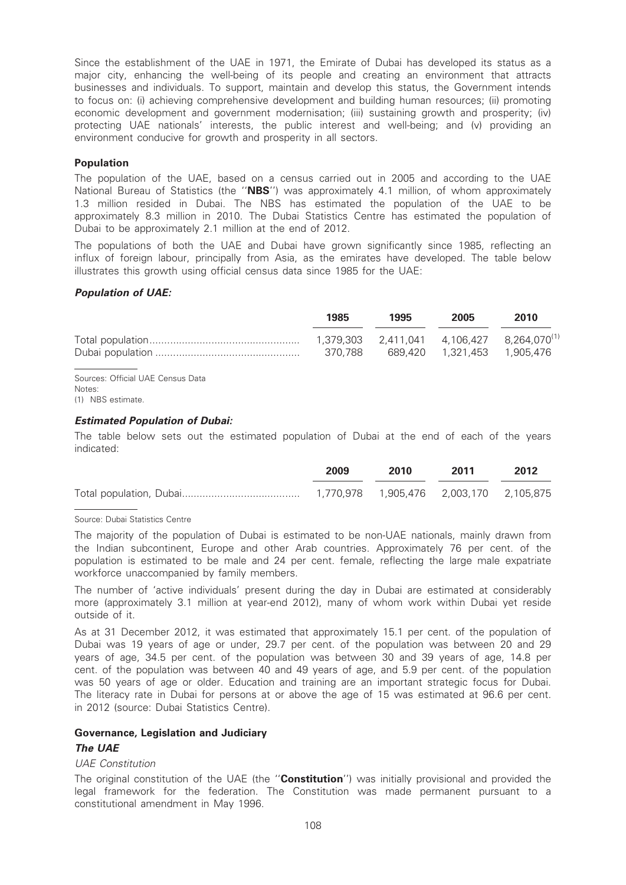Since the establishment of the UAE in 1971, the Emirate of Dubai has developed its status as a major city, enhancing the well-being of its people and creating an environment that attracts businesses and individuals. To support, maintain and develop this status, the Government intends to focus on: (i) achieving comprehensive development and building human resources; (ii) promoting economic development and government modernisation; (iii) sustaining growth and prosperity; (iv) protecting UAE nationals' interests, the public interest and well-being; and (v) providing an environment conducive for growth and prosperity in all sectors.

## Population

The population of the UAE, based on a census carried out in 2005 and according to the UAE National Bureau of Statistics (the ''**NBS**'') was approximately 4.1 million, of whom approximately 1.3 million resided in Dubai. The NBS has estimated the population of the UAE to be approximately 8.3 million in 2010. The Dubai Statistics Centre has estimated the population of Dubai to be approximately 2.1 million at the end of 2012.

The populations of both the UAE and Dubai have grown significantly since 1985, reflecting an influx of foreign labour, principally from Asia, as the emirates have developed. The table below illustrates this growth using official census data since 1985 for the UAE:

### *Population of UAE:*

| | 1985 | 1995 | 2005 | 2010 |
|---|---|---|---|---|
| Total population | 1,379,303 | 2,411,041 | 4,106,427 | 8,264,070[(1)] |
| Dubai population | 370,788 | 689,420 | 1,321,453 | 1,905,476 |

Sources: Official UAE Census Data

Notes:

(1) NBS estimate.

### *Estimated Population of Dubai:*

The table below sets out the estimated population of Dubai at the end of each of the years indicated:

| | 2009 | 2010 | 2011 | 2012 |
|---|---|---|---|---|
| Total population, Dubai | 1,770,978 | 1,905,476 | 2,003,170 | 2,105,875 |

Source: Dubai Statistics Centre

The majority of the population of Dubai is estimated to be non-UAE nationals, mainly drawn from the Indian subcontinent, Europe and other Arab countries. Approximately 76 per cent. of the population is estimated to be male and 24 per cent. female, reflecting the large male expatriate workforce unaccompanied by family members.

The number of 'active individuals' present during the day in Dubai are estimated at considerably more (approximately 3.1 million at year-end 2012), many of whom work within Dubai yet reside outside of it.

As at 31 December 2012, it was estimated that approximately 15.1 per cent. of the population of Dubai was 19 years of age or under, 29.7 per cent. of the population was between 20 and 29 years of age, 34.5 per cent. of the population was between 30 and 39 years of age, 14.8 per cent. of the population was between 40 and 49 years of age, and 5.9 per cent. of the population was 50 years of age or older. Education and training are an important strategic focus for Dubai. The literacy rate in Dubai for persons at or above the age of 15 was estimated at 96.6 per cent. in 2012 (source: Dubai Statistics Centre).

## Governance, Legislation and Judiciary

### *The UAE*

*UAE Constitution*

The original constitution of the UAE (the ''**Constitution**'') was initially provisional and provided the legal framework for the federation. The Constitution was made permanent pursuant to a constitutional amendment in May 1996.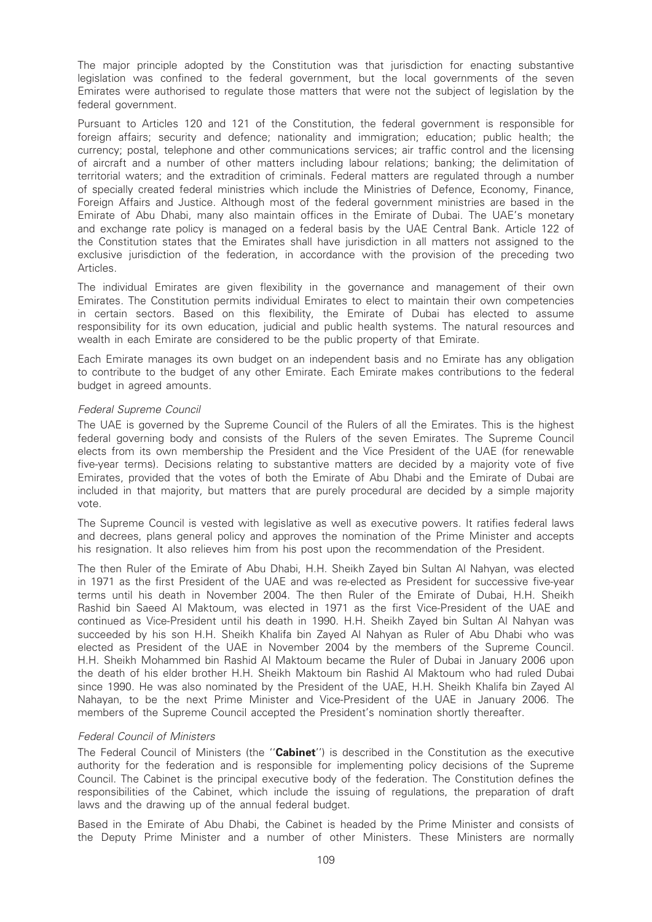The major principle adopted by the Constitution was that jurisdiction for enacting substantive legislation was confined to the federal government, but the local governments of the seven Emirates were authorised to regulate those matters that were not the subject of legislation by the federal government.

Pursuant to Articles 120 and 121 of the Constitution, the federal government is responsible for foreign affairs; security and defence; nationality and immigration; education; public health; the currency; postal, telephone and other communications services; air traffic control and the licensing of aircraft and a number of other matters including labour relations; banking; the delimitation of territorial waters; and the extradition of criminals. Federal matters are regulated through a number of specially created federal ministries which include the Ministries of Defence, Economy, Finance, Foreign Affairs and Justice. Although most of the federal government ministries are based in the Emirate of Abu Dhabi, many also maintain offices in the Emirate of Dubai. The UAE's monetary and exchange rate policy is managed on a federal basis by the UAE Central Bank. Article 122 of the Constitution states that the Emirates shall have jurisdiction in all matters not assigned to the exclusive jurisdiction of the federation, in accordance with the provision of the preceding two Articles.

The individual Emirates are given flexibility in the governance and management of their own Emirates. The Constitution permits individual Emirates to elect to maintain their own competencies in certain sectors. Based on this flexibility, the Emirate of Dubai has elected to assume responsibility for its own education, judicial and public health systems. The natural resources and wealth in each Emirate are considered to be the public property of that Emirate.

Each Emirate manages its own budget on an independent basis and no Emirate has any obligation to contribute to the budget of any other Emirate. Each Emirate makes contributions to the federal budget in agreed amounts.

*Federal Supreme Council*

The UAE is governed by the Supreme Council of the Rulers of all the Emirates. This is the highest federal governing body and consists of the Rulers of the seven Emirates. The Supreme Council elects from its own membership the President and the Vice President of the UAE (for renewable five-year terms). Decisions relating to substantive matters are decided by a majority vote of five Emirates, provided that the votes of both the Emirate of Abu Dhabi and the Emirate of Dubai are included in that majority, but matters that are purely procedural are decided by a simple majority vote.

The Supreme Council is vested with legislative as well as executive powers. It ratifies federal laws and decrees, plans general policy and approves the nomination of the Prime Minister and accepts his resignation. It also relieves him from his post upon the recommendation of the President.

The then Ruler of the Emirate of Abu Dhabi, H.H. Sheikh Zayed bin Sultan Al Nahyan, was elected in 1971 as the first President of the UAE and was re-elected as President for successive five-year terms until his death in November 2004. The then Ruler of the Emirate of Dubai, H.H. Sheikh Rashid bin Saeed Al Maktoum, was elected in 1971 as the first Vice-President of the UAE and continued as Vice-President until his death in 1990. H.H. Sheikh Zayed bin Sultan Al Nahyan was succeeded by his son H.H. Sheikh Khalifa bin Zayed Al Nahyan as Ruler of Abu Dhabi who was elected as President of the UAE in November 2004 by the members of the Supreme Council. H.H. Sheikh Mohammed bin Rashid Al Maktoum became the Ruler of Dubai in January 2006 upon the death of his elder brother H.H. Sheikh Maktoum bin Rashid Al Maktoum who had ruled Dubai since 1990. He was also nominated by the President of the UAE, H.H. Sheikh Khalifa bin Zayed Al Nahayan, to be the next Prime Minister and Vice-President of the UAE in January 2006. The members of the Supreme Council accepted the President's nomination shortly thereafter.

*Federal Council of Ministers*

The Federal Council of Ministers (the "**Cabinet**") is described in the Constitution as the executive authority for the federation and is responsible for implementing policy decisions of the Supreme Council. The Cabinet is the principal executive body of the federation. The Constitution defines the responsibilities of the Cabinet, which include the issuing of regulations, the preparation of draft laws and the drawing up of the annual federal budget.

Based in the Emirate of Abu Dhabi, the Cabinet is headed by the Prime Minister and consists of the Deputy Prime Minister and a number of other Ministers. These Ministers are normally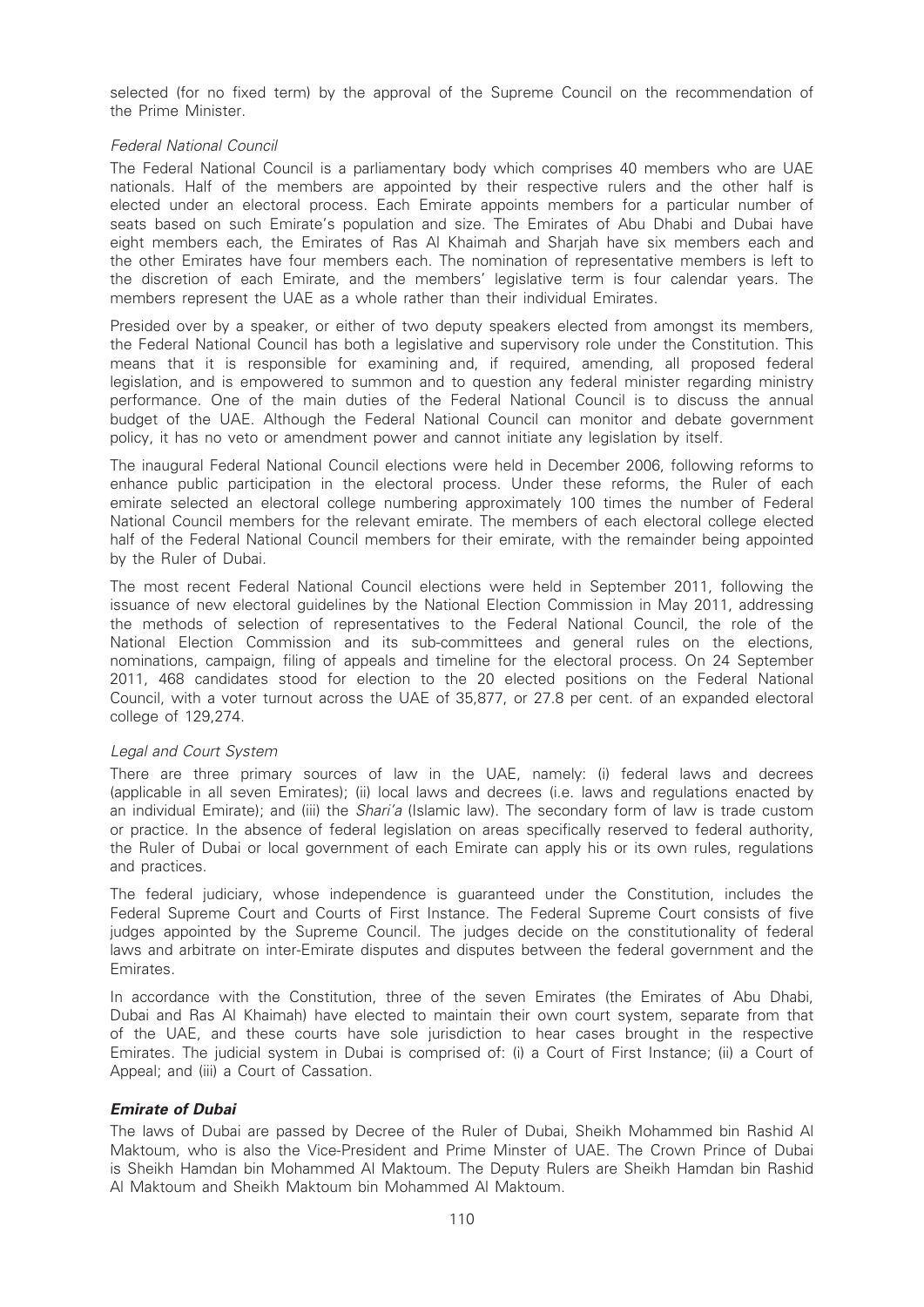selected (for no fixed term) by the approval of the Supreme Council on the recommendation of the Prime Minister.

*Federal National Council*

The Federal National Council is a parliamentary body which comprises 40 members who are UAE nationals. Half of the members are appointed by their respective rulers and the other half is elected under an electoral process. Each Emirate appoints members for a particular number of seats based on such Emirate's population and size. The Emirates of Abu Dhabi and Dubai have eight members each, the Emirates of Ras Al Khaimah and Sharjah have six members each and the other Emirates have four members each. The nomination of representative members is left to the discretion of each Emirate, and the members' legislative term is four calendar years. The members represent the UAE as a whole rather than their individual Emirates.

Presided over by a speaker, or either of two deputy speakers elected from amongst its members, the Federal National Council has both a legislative and supervisory role under the Constitution. This means that it is responsible for examining and, if required, amending, all proposed federal legislation, and is empowered to summon and to question any federal minister regarding ministry performance. One of the main duties of the Federal National Council is to discuss the annual budget of the UAE. Although the Federal National Council can monitor and debate government policy, it has no veto or amendment power and cannot initiate any legislation by itself.

The inaugural Federal National Council elections were held in December 2006, following reforms to enhance public participation in the electoral process. Under these reforms, the Ruler of each emirate selected an electoral college numbering approximately 100 times the number of Federal National Council members for the relevant emirate. The members of each electoral college elected half of the Federal National Council members for their emirate, with the remainder being appointed by the Ruler of Dubai.

The most recent Federal National Council elections were held in September 2011, following the issuance of new electoral guidelines by the National Election Commission in May 2011, addressing the methods of selection of representatives to the Federal National Council, the role of the National Election Commission and its sub-committees and general rules on the elections, nominations, campaign, filing of appeals and timeline for the electoral process. On 24 September 2011, 468 candidates stood for election to the 20 elected positions on the Federal National Council, with a voter turnout across the UAE of 35,877, or 27.8 per cent. of an expanded electoral college of 129,274.

*Legal and Court System*

There are three primary sources of law in the UAE, namely: (i) federal laws and decrees (applicable in all seven Emirates); (ii) local laws and decrees (i.e. laws and regulations enacted by an individual Emirate); and (iii) the *Shari'a* (Islamic law). The secondary form of law is trade custom or practice. In the absence of federal legislation on areas specifically reserved to federal authority, the Ruler of Dubai or local government of each Emirate can apply his or its own rules, regulations and practices.

The federal judiciary, whose independence is guaranteed under the Constitution, includes the Federal Supreme Court and Courts of First Instance. The Federal Supreme Court consists of five judges appointed by the Supreme Council. The judges decide on the constitutionality of federal laws and arbitrate on inter-Emirate disputes and disputes between the federal government and the Emirates.

In accordance with the Constitution, three of the seven Emirates (the Emirates of Abu Dhabi, Dubai and Ras Al Khaimah) have elected to maintain their own court system, separate from that of the UAE, and these courts have sole jurisdiction to hear cases brought in the respective Emirates. The judicial system in Dubai is comprised of: (i) a Court of First Instance; (ii) a Court of Appeal; and (iii) a Court of Cassation.

***Emirate of Dubai***

The laws of Dubai are passed by Decree of the Ruler of Dubai, Sheikh Mohammed bin Rashid Al Maktoum, who is also the Vice-President and Prime Minster of UAE. The Crown Prince of Dubai is Sheikh Hamdan bin Mohammed Al Maktoum. The Deputy Rulers are Sheikh Hamdan bin Rashid Al Maktoum and Sheikh Maktoum bin Mohammed Al Maktoum.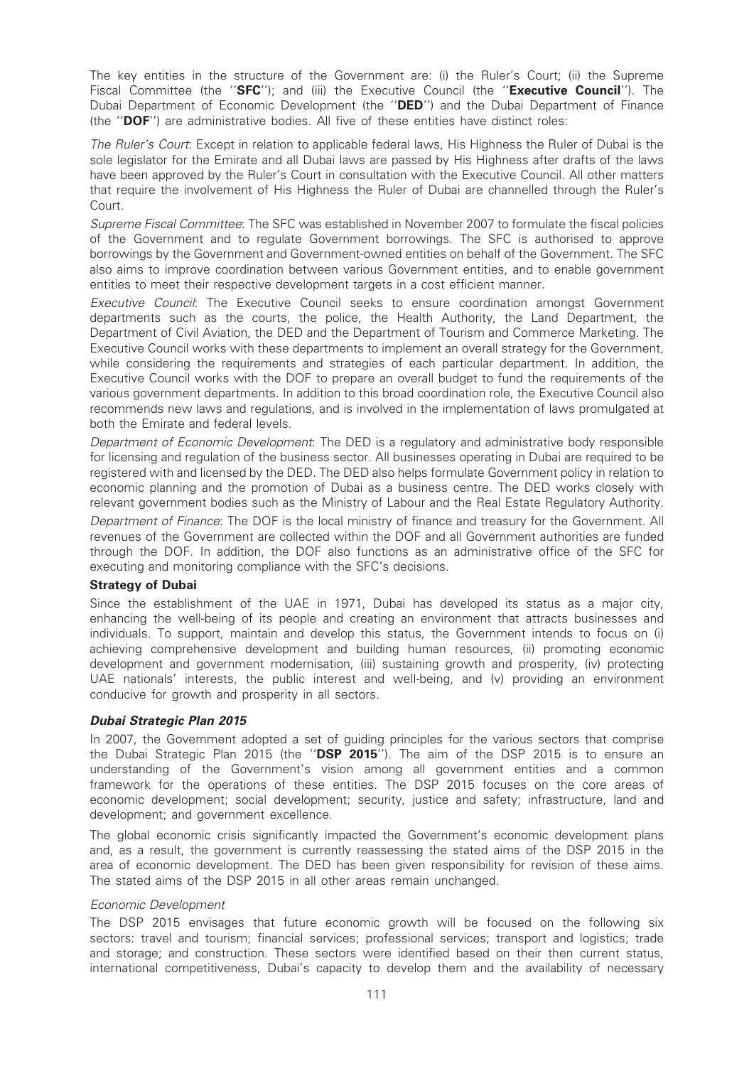The key entities in the structure of the Government are: (i) the Ruler's Court; (ii) the Supreme Fiscal Committee (the "**SFC**"); and (iii) the Executive Council (the "**Executive Council**"). The Dubai Department of Economic Development (the "**DED**") and the Dubai Department of Finance (the "**DOF**") are administrative bodies. All five of these entities have distinct roles:

*The Ruler's Court*: Except in relation to applicable federal laws, His Highness the Ruler of Dubai is the sole legislator for the Emirate and all Dubai laws are passed by His Highness after drafts of the laws have been approved by the Ruler's Court in consultation with the Executive Council. All other matters that require the involvement of His Highness the Ruler of Dubai are channelled through the Ruler's Court.

*Supreme Fiscal Committee*: The SFC was established in November 2007 to formulate the fiscal policies of the Government and to regulate Government borrowings. The SFC is authorised to approve borrowings by the Government and Government-owned entities on behalf of the Government. The SFC also aims to improve coordination between various Government entities, and to enable government entities to meet their respective development targets in a cost efficient manner.

*Executive Council*: The Executive Council seeks to ensure coordination amongst Government departments such as the courts, the police, the Health Authority, the Land Department, the Department of Civil Aviation, the DED and the Department of Tourism and Commerce Marketing. The Executive Council works with these departments to implement an overall strategy for the Government, while considering the requirements and strategies of each particular department. In addition, the Executive Council works with the DOF to prepare an overall budget to fund the requirements of the various government departments. In addition to this broad coordination role, the Executive Council also recommends new laws and regulations, and is involved in the implementation of laws promulgated at both the Emirate and federal levels.

*Department of Economic Development*: The DED is a regulatory and administrative body responsible for licensing and regulation of the business sector. All businesses operating in Dubai are required to be registered with and licensed by the DED. The DED also helps formulate Government policy in relation to economic planning and the promotion of Dubai as a business centre. The DED works closely with relevant government bodies such as the Ministry of Labour and the Real Estate Regulatory Authority.

*Department of Finance*: The DOF is the local ministry of finance and treasury for the Government. All revenues of the Government are collected within the DOF and all Government authorities are funded through the DOF. In addition, the DOF also functions as an administrative office of the SFC for executing and monitoring compliance with the SFC's decisions.

## Strategy of Dubai

Since the establishment of the UAE in 1971, Dubai has developed its status as a major city, enhancing the well-being of its people and creating an environment that attracts businesses and individuals. To support, maintain and develop this status, the Government intends to focus on (i) achieving comprehensive development and building human resources, (ii) promoting economic development and government modernisation, (iii) sustaining growth and prosperity, (iv) protecting UAE nationals' interests, the public interest and well-being, and (v) providing an environment conducive for growth and prosperity in all sectors.

### *Dubai Strategic Plan 2015*

In 2007, the Government adopted a set of guiding principles for the various sectors that comprise the Dubai Strategic Plan 2015 (the "**DSP 2015**"). The aim of the DSP 2015 is to ensure an understanding of the Government's vision among all government entities and a common framework for the operations of these entities. The DSP 2015 focuses on the core areas of economic development; social development; security, justice and safety; infrastructure, land and development; and government excellence.

The global economic crisis significantly impacted the Government's economic development plans and, as a result, the government is currently reassessing the stated aims of the DSP 2015 in the area of economic development. The DED has been given responsibility for revision of these aims. The stated aims of the DSP 2015 in all other areas remain unchanged.

#### *Economic Development*

The DSP 2015 envisages that future economic growth will be focused on the following six sectors: travel and tourism; financial services; professional services; transport and logistics; trade and storage; and construction. These sectors were identified based on their then current status, international competitiveness, Dubai's capacity to develop them and the availability of necessary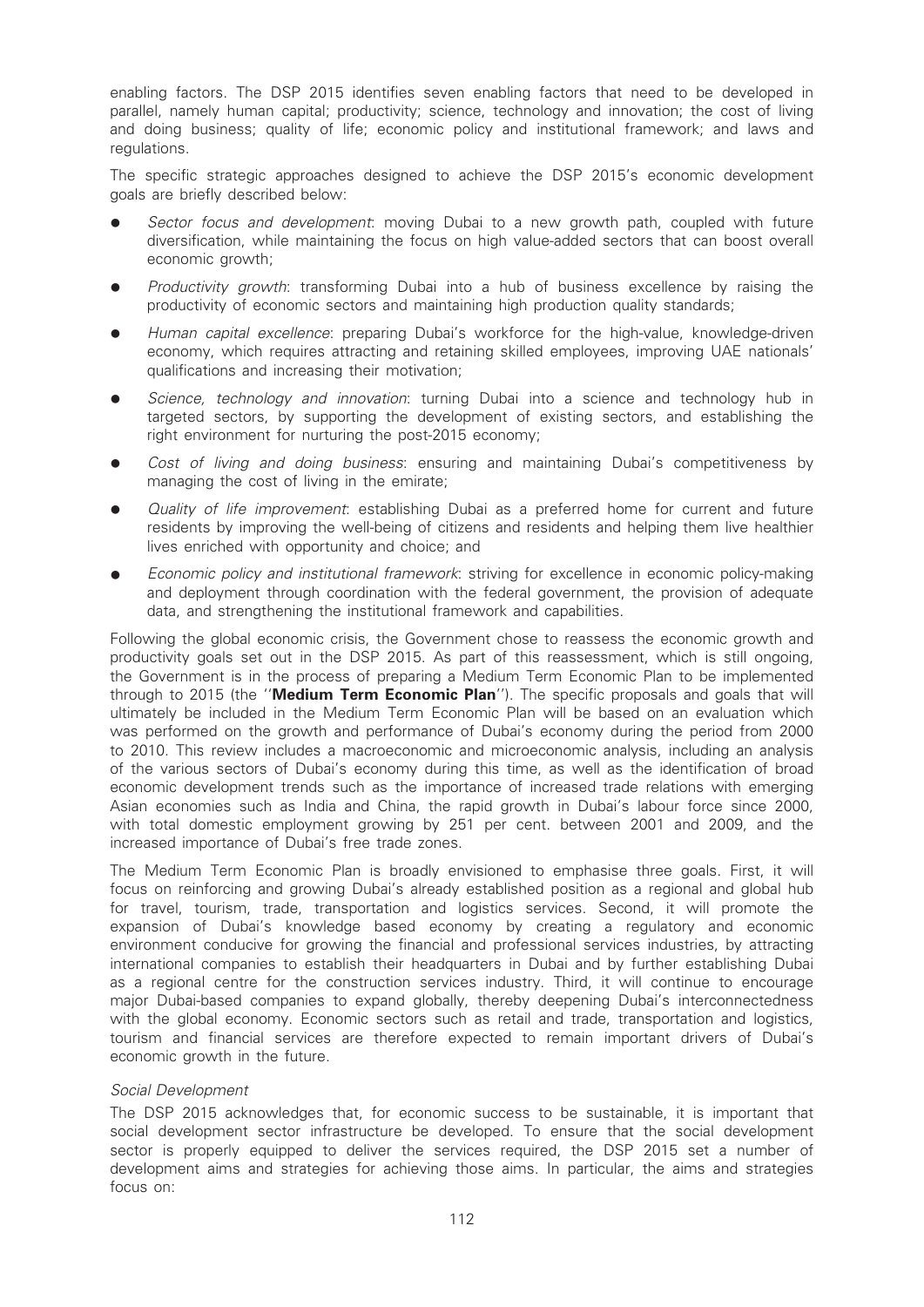enabling factors. The DSP 2015 identifies seven enabling factors that need to be developed in parallel, namely human capital; productivity; science, technology and innovation; the cost of living and doing business; quality of life; economic policy and institutional framework; and laws and regulations.

The specific strategic approaches designed to achieve the DSP 2015's economic development goals are briefly described below:

- *Sector focus and development*: moving Dubai to a new growth path, coupled with future diversification, while maintaining the focus on high value-added sectors that can boost overall economic growth;
- *Productivity growth*: transforming Dubai into a hub of business excellence by raising the productivity of economic sectors and maintaining high production quality standards;
- *Human capital excellence*: preparing Dubai's workforce for the high-value, knowledge-driven economy, which requires attracting and retaining skilled employees, improving UAE nationals' qualifications and increasing their motivation;
- *Science, technology and innovation*: turning Dubai into a science and technology hub in targeted sectors, by supporting the development of existing sectors, and establishing the right environment for nurturing the post-2015 economy;
- *Cost of living and doing business*: ensuring and maintaining Dubai's competitiveness by managing the cost of living in the emirate;
- *Quality of life improvement*: establishing Dubai as a preferred home for current and future residents by improving the well-being of citizens and residents and helping them live healthier lives enriched with opportunity and choice; and
- *Economic policy and institutional framework*: striving for excellence in economic policy-making and deployment through coordination with the federal government, the provision of adequate data, and strengthening the institutional framework and capabilities.

Following the global economic crisis, the Government chose to reassess the economic growth and productivity goals set out in the DSP 2015. As part of this reassessment, which is still ongoing, the Government is in the process of preparing a Medium Term Economic Plan to be implemented through to 2015 (the "**Medium Term Economic Plan**"). The specific proposals and goals that will ultimately be included in the Medium Term Economic Plan will be based on an evaluation which was performed on the growth and performance of Dubai's economy during the period from 2000 to 2010. This review includes a macroeconomic and microeconomic analysis, including an analysis of the various sectors of Dubai's economy during this time, as well as the identification of broad economic development trends such as the importance of increased trade relations with emerging Asian economies such as India and China, the rapid growth in Dubai's labour force since 2000, with total domestic employment growing by 251 per cent. between 2001 and 2009, and the increased importance of Dubai's free trade zones.

The Medium Term Economic Plan is broadly envisioned to emphasise three goals. First, it will focus on reinforcing and growing Dubai's already established position as a regional and global hub for travel, tourism, trade, transportation and logistics services. Second, it will promote the expansion of Dubai's knowledge based economy by creating a regulatory and economic environment conducive for growing the financial and professional services industries, by attracting international companies to establish their headquarters in Dubai and by further establishing Dubai as a regional centre for the construction services industry. Third, it will continue to encourage major Dubai-based companies to expand globally, thereby deepening Dubai's interconnectedness with the global economy. Economic sectors such as retail and trade, transportation and logistics, tourism and financial services are therefore expected to remain important drivers of Dubai's economic growth in the future.

*Social Development*

The DSP 2015 acknowledges that, for economic success to be sustainable, it is important that social development sector infrastructure be developed. To ensure that the social development sector is properly equipped to deliver the services required, the DSP 2015 set a number of development aims and strategies for achieving those aims. In particular, the aims and strategies focus on: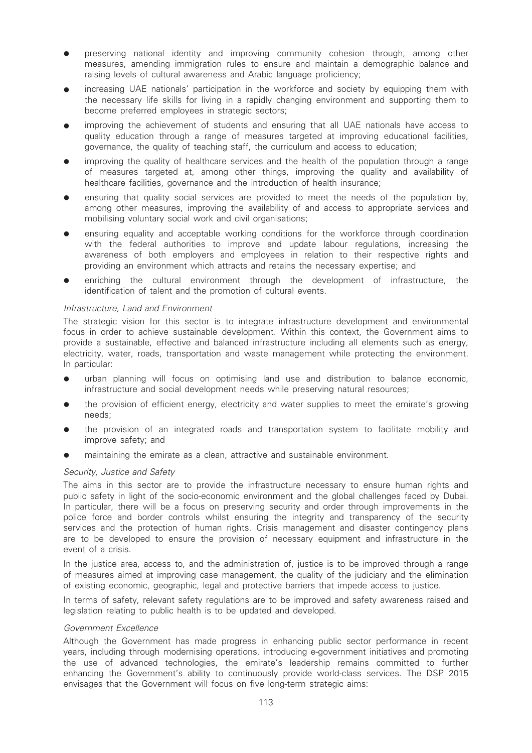- preserving national identity and improving community cohesion through, among other measures, amending immigration rules to ensure and maintain a demographic balance and raising levels of cultural awareness and Arabic language proficiency;
- increasing UAE nationals' participation in the workforce and society by equipping them with the necessary life skills for living in a rapidly changing environment and supporting them to become preferred employees in strategic sectors;
- improving the achievement of students and ensuring that all UAE nationals have access to quality education through a range of measures targeted at improving educational facilities, governance, the quality of teaching staff, the curriculum and access to education;
- improving the quality of healthcare services and the health of the population through a range of measures targeted at, among other things, improving the quality and availability of healthcare facilities, governance and the introduction of health insurance;
- ensuring that quality social services are provided to meet the needs of the population by, among other measures, improving the availability of and access to appropriate services and mobilising voluntary social work and civil organisations;
- ensuring equality and acceptable working conditions for the workforce through coordination with the federal authorities to improve and update labour regulations, increasing the awareness of both employers and employees in relation to their respective rights and providing an environment which attracts and retains the necessary expertise; and
- enriching the cultural environment through the development of infrastructure, the identification of talent and the promotion of cultural events.

*Infrastructure, Land and Environment*

The strategic vision for this sector is to integrate infrastructure development and environmental focus in order to achieve sustainable development. Within this context, the Government aims to provide a sustainable, effective and balanced infrastructure including all elements such as energy, electricity, water, roads, transportation and waste management while protecting the environment. In particular:

- urban planning will focus on optimising land use and distribution to balance economic, infrastructure and social development needs while preserving natural resources;
- the provision of efficient energy, electricity and water supplies to meet the emirate's growing needs;
- the provision of an integrated roads and transportation system to facilitate mobility and improve safety; and
- maintaining the emirate as a clean, attractive and sustainable environment.

*Security, Justice and Safety*

The aims in this sector are to provide the infrastructure necessary to ensure human rights and public safety in light of the socio-economic environment and the global challenges faced by Dubai. In particular, there will be a focus on preserving security and order through improvements in the police force and border controls whilst ensuring the integrity and transparency of the security services and the protection of human rights. Crisis management and disaster contingency plans are to be developed to ensure the provision of necessary equipment and infrastructure in the event of a crisis.

In the justice area, access to, and the administration of, justice is to be improved through a range of measures aimed at improving case management, the quality of the judiciary and the elimination of existing economic, geographic, legal and protective barriers that impede access to justice.

In terms of safety, relevant safety regulations are to be improved and safety awareness raised and legislation relating to public health is to be updated and developed.

*Government Excellence*

Although the Government has made progress in enhancing public sector performance in recent years, including through modernising operations, introducing e-government initiatives and promoting the use of advanced technologies, the emirate's leadership remains committed to further enhancing the Government's ability to continuously provide world-class services. The DSP 2015 envisages that the Government will focus on five long-term strategic aims: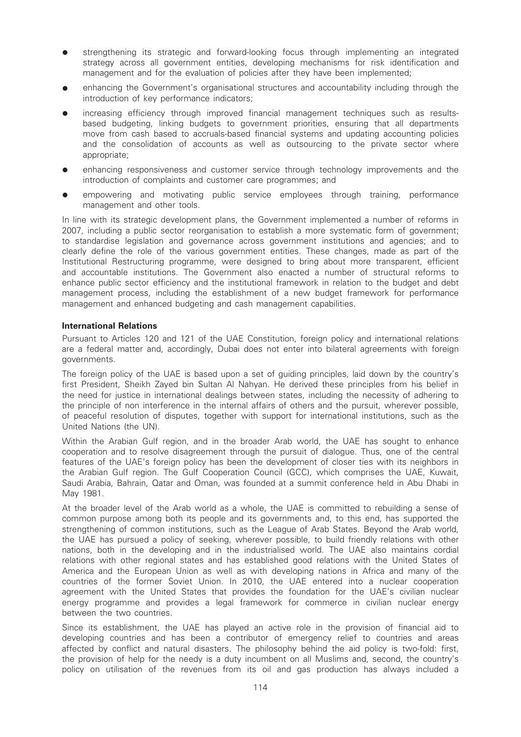- strengthening its strategic and forward-looking focus through implementing an integrated strategy across all government entities, developing mechanisms for risk identification and management and for the evaluation of policies after they have been implemented;
- enhancing the Government's organisational structures and accountability including through the introduction of key performance indicators;
- increasing efficiency through improved financial management techniques such as results-based budgeting, linking budgets to government priorities, ensuring that all departments move from cash based to accruals-based financial systems and updating accounting policies and the consolidation of accounts as well as outsourcing to the private sector where appropriate;
- enhancing responsiveness and customer service through technology improvements and the introduction of complaints and customer care programmes; and
- empowering and motivating public service employees through training, performance management and other tools.

In line with its strategic development plans, the Government implemented a number of reforms in 2007, including a public sector reorganisation to establish a more systematic form of government; to standardise legislation and governance across government institutions and agencies; and to clearly define the role of the various government entities. These changes, made as part of the Institutional Restructuring programme, were designed to bring about more transparent, efficient and accountable institutions. The Government also enacted a number of structural reforms to enhance public sector efficiency and the institutional framework in relation to the budget and debt management process, including the establishment of a new budget framework for performance management and enhanced budgeting and cash management capabilities.

**International Relations**

Pursuant to Articles 120 and 121 of the UAE Constitution, foreign policy and international relations are a federal matter and, accordingly, Dubai does not enter into bilateral agreements with foreign governments.

The foreign policy of the UAE is based upon a set of guiding principles, laid down by the country's first President, Sheikh Zayed bin Sultan Al Nahyan. He derived these principles from his belief in the need for justice in international dealings between states, including the necessity of adhering to the principle of non interference in the internal affairs of others and the pursuit, wherever possible, of peaceful resolution of disputes, together with support for international institutions, such as the United Nations (the UN).

Within the Arabian Gulf region, and in the broader Arab world, the UAE has sought to enhance cooperation and to resolve disagreement through the pursuit of dialogue. Thus, one of the central features of the UAE's foreign policy has been the development of closer ties with its neighbors in the Arabian Gulf region. The Gulf Cooperation Council (GCC), which comprises the UAE, Kuwait, Saudi Arabia, Bahrain, Qatar and Oman, was founded at a summit conference held in Abu Dhabi in May 1981.

At the broader level of the Arab world as a whole, the UAE is committed to rebuilding a sense of common purpose among both its people and its governments and, to this end, has supported the strengthening of common institutions, such as the League of Arab States. Beyond the Arab world, the UAE has pursued a policy of seeking, wherever possible, to build friendly relations with other nations, both in the developing and in the industrialised world. The UAE also maintains cordial relations with other regional states and has established good relations with the United States of America and the European Union as well as with developing nations in Africa and many of the countries of the former Soviet Union. In 2010, the UAE entered into a nuclear cooperation agreement with the United States that provides the foundation for the UAE's civilian nuclear energy programme and provides a legal framework for commerce in civilian nuclear energy between the two countries.

Since its establishment, the UAE has played an active role in the provision of financial aid to developing countries and has been a contributor of emergency relief to countries and areas affected by conflict and natural disasters. The philosophy behind the aid policy is two-fold: first, the provision of help for the needy is a duty incumbent on all Muslims and, second, the country's policy on utilisation of the revenues from its oil and gas production has always included a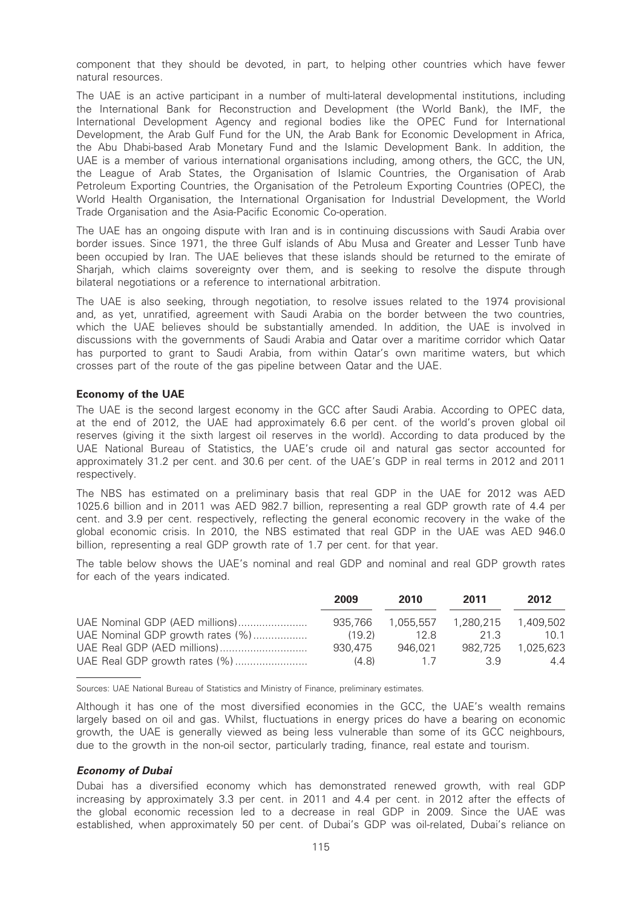component that they should be devoted, in part, to helping other countries which have fewer natural resources.

The UAE is an active participant in a number of multi-lateral developmental institutions, including the International Bank for Reconstruction and Development (the World Bank), the IMF, the International Development Agency and regional bodies like the OPEC Fund for International Development, the Arab Gulf Fund for the UN, the Arab Bank for Economic Development in Africa, the Abu Dhabi-based Arab Monetary Fund and the Islamic Development Bank. In addition, the UAE is a member of various international organisations including, among others, the GCC, the UN, the League of Arab States, the Organisation of Islamic Countries, the Organisation of Arab Petroleum Exporting Countries, the Organisation of the Petroleum Exporting Countries (OPEC), the World Health Organisation, the International Organisation for Industrial Development, the World Trade Organisation and the Asia-Pacific Economic Co-operation.

The UAE has an ongoing dispute with Iran and is in continuing discussions with Saudi Arabia over border issues. Since 1971, the three Gulf islands of Abu Musa and Greater and Lesser Tunb have been occupied by Iran. The UAE believes that these islands should be returned to the emirate of Sharjah, which claims sovereignty over them, and is seeking to resolve the dispute through bilateral negotiations or a reference to international arbitration.

The UAE is also seeking, through negotiation, to resolve issues related to the 1974 provisional and, as yet, unratified, agreement with Saudi Arabia on the border between the two countries, which the UAE believes should be substantially amended. In addition, the UAE is involved in discussions with the governments of Saudi Arabia and Qatar over a maritime corridor which Qatar has purported to grant to Saudi Arabia, from within Qatar's own maritime waters, but which crosses part of the route of the gas pipeline between Qatar and the UAE.

**Economy of the UAE**

The UAE is the second largest economy in the GCC after Saudi Arabia. According to OPEC data, at the end of 2012, the UAE had approximately 6.6 per cent. of the world's proven global oil reserves (giving it the sixth largest oil reserves in the world). According to data produced by the UAE National Bureau of Statistics, the UAE's crude oil and natural gas sector accounted for approximately 31.2 per cent. and 30.6 per cent. of the UAE's GDP in real terms in 2012 and 2011 respectively.

The NBS has estimated on a preliminary basis that real GDP in the UAE for 2012 was AED 1025.6 billion and in 2011 was AED 982.7 billion, representing a real GDP growth rate of 4.4 per cent. and 3.9 per cent. respectively, reflecting the general economic recovery in the wake of the global economic crisis. In 2010, the NBS estimated that real GDP in the UAE was AED 946.0 billion, representing a real GDP growth rate of 1.7 per cent. for that year.

The table below shows the UAE's nominal and real GDP and nominal and real GDP growth rates for each of the years indicated.

| | 2009 | 2010 | 2011 | 2012 |
|---|---|---|---|---|
| UAE Nominal GDP (AED millions) | 935,766 | 1,055,557 | 1,280,215 | 1,409,502 |
| UAE Nominal GDP growth rates (%) | (19.2) | 12.8 | 21.3 | 10.1 |
| UAE Real GDP (AED millions) | 930,475 | 946,021 | 982,725 | 1,025,623 |
| UAE Real GDP growth rates (%) | (4.8) | 1.7 | 3.9 | 4.4 |

Sources: UAE National Bureau of Statistics and Ministry of Finance, preliminary estimates.

Although it has one of the most diversified economies in the GCC, the UAE's wealth remains largely based on oil and gas. Whilst, fluctuations in energy prices do have a bearing on economic growth, the UAE is generally viewed as being less vulnerable than some of its GCC neighbours, due to the growth in the non-oil sector, particularly trading, finance, real estate and tourism.

***Economy of Dubai***

Dubai has a diversified economy which has demonstrated renewed growth, with real GDP increasing by approximately 3.3 per cent. in 2011 and 4.4 per cent. in 2012 after the effects of the global economic recession led to a decrease in real GDP in 2009. Since the UAE was established, when approximately 50 per cent. of Dubai's GDP was oil-related, Dubai's reliance on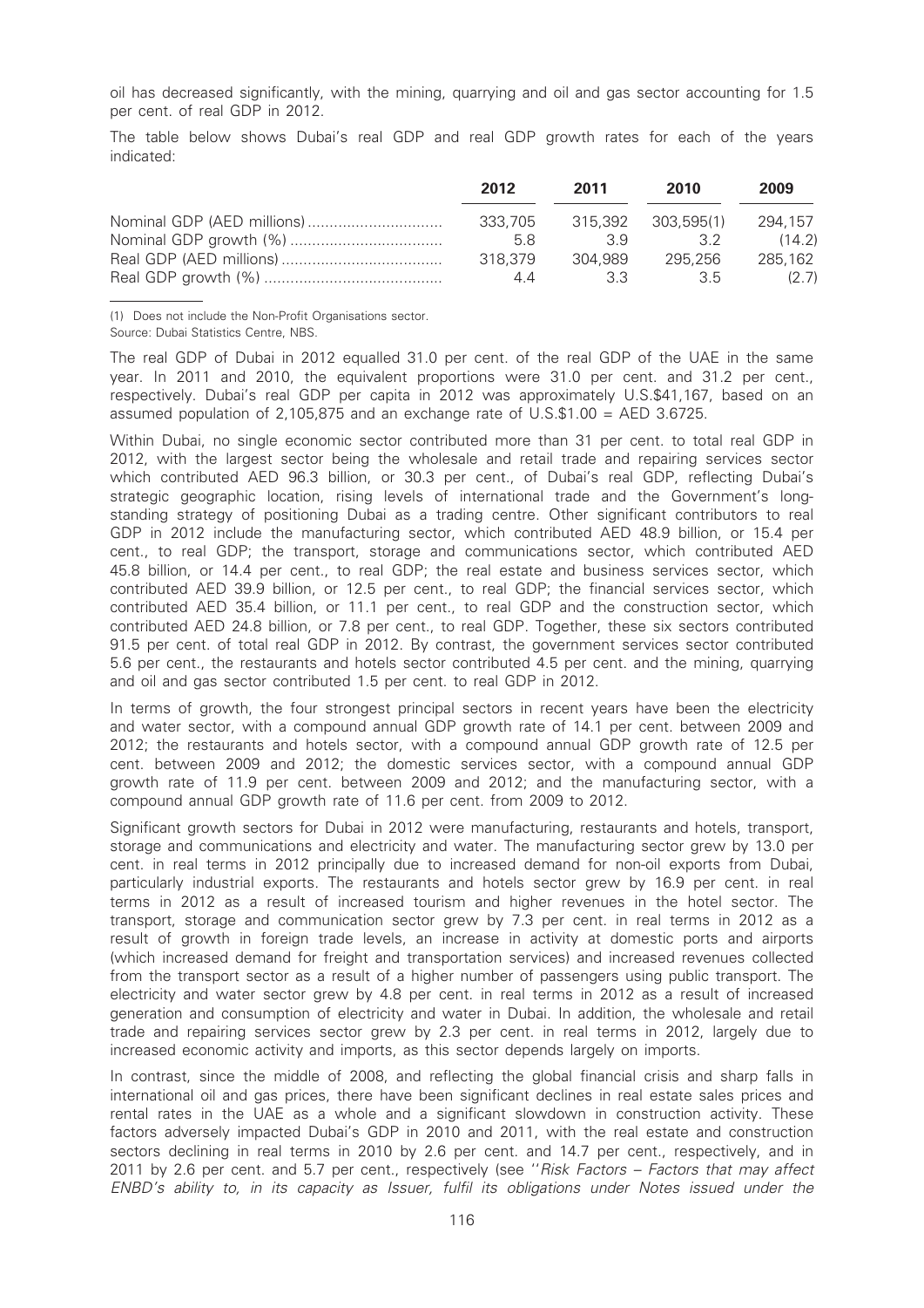oil has decreased significantly, with the mining, quarrying and oil and gas sector accounting for 1.5 per cent. of real GDP in 2012.

The table below shows Dubai's real GDP and real GDP growth rates for each of the years indicated:

| | 2012 | 2011 | 2010 | 2009 |
|---|---|---|---|---|
| Nominal GDP (AED millions) | 333,705 | 315,392 | 303,595(1) | 294,157 |
| Nominal GDP growth (%) | 5.8 | 3.9 | 3.2 | (14.2) |
| Real GDP (AED millions) | 318,379 | 304,989 | 295,256 | 285,162 |
| Real GDP growth (%) | 4.4 | 3.3 | 3.5 | (2.7) |

(1) Does not include the Non-Profit Organisations sector.

Source: Dubai Statistics Centre, NBS.

The real GDP of Dubai in 2012 equalled 31.0 per cent. of the real GDP of the UAE in the same year. In 2011 and 2010, the equivalent proportions were 31.0 per cent. and 31.2 per cent., respectively. Dubai's real GDP per capita in 2012 was approximately U.S.$41,167, based on an assumed population of 2,105,875 and an exchange rate of U.S.$1.00 = AED 3.6725.

Within Dubai, no single economic sector contributed more than 31 per cent. to total real GDP in 2012, with the largest sector being the wholesale and retail trade and repairing services sector which contributed AED 96.3 billion, or 30.3 per cent., of Dubai's real GDP, reflecting Dubai's strategic geographic location, rising levels of international trade and the Government's long-standing strategy of positioning Dubai as a trading centre. Other significant contributors to real GDP in 2012 include the manufacturing sector, which contributed AED 48.9 billion, or 15.4 per cent., to real GDP; the transport, storage and communications sector, which contributed AED 45.8 billion, or 14.4 per cent., to real GDP; the real estate and business services sector, which contributed AED 39.9 billion, or 12.5 per cent., to real GDP; the financial services sector, which contributed AED 35.4 billion, or 11.1 per cent., to real GDP and the construction sector, which contributed AED 24.8 billion, or 7.8 per cent., to real GDP. Together, these six sectors contributed 91.5 per cent. of total real GDP in 2012. By contrast, the government services sector contributed 5.6 per cent., the restaurants and hotels sector contributed 4.5 per cent. and the mining, quarrying and oil and gas sector contributed 1.5 per cent. to real GDP in 2012.

In terms of growth, the four strongest principal sectors in recent years have been the electricity and water sector, with a compound annual GDP growth rate of 14.1 per cent. between 2009 and 2012; the restaurants and hotels sector, with a compound annual GDP growth rate of 12.5 per cent. between 2009 and 2012; the domestic services sector, with a compound annual GDP growth rate of 11.9 per cent. between 2009 and 2012; and the manufacturing sector, with a compound annual GDP growth rate of 11.6 per cent. from 2009 to 2012.

Significant growth sectors for Dubai in 2012 were manufacturing, restaurants and hotels, transport, storage and communications and electricity and water. The manufacturing sector grew by 13.0 per cent. in real terms in 2012 principally due to increased demand for non-oil exports from Dubai, particularly industrial exports. The restaurants and hotels sector grew by 16.9 per cent. in real terms in 2012 as a result of increased tourism and higher revenues in the hotel sector. The transport, storage and communication sector grew by 7.3 per cent. in real terms in 2012 as a result of growth in foreign trade levels, an increase in activity at domestic ports and airports (which increased demand for freight and transportation services) and increased revenues collected from the transport sector as a result of a higher number of passengers using public transport. The electricity and water sector grew by 4.8 per cent. in real terms in 2012 as a result of increased generation and consumption of electricity and water in Dubai. In addition, the wholesale and retail trade and repairing services sector grew by 2.3 per cent. in real terms in 2012, largely due to increased economic activity and imports, as this sector depends largely on imports.

In contrast, since the middle of 2008, and reflecting the global financial crisis and sharp falls in international oil and gas prices, there have been significant declines in real estate sales prices and rental rates in the UAE as a whole and a significant slowdown in construction activity. These factors adversely impacted Dubai's GDP in 2010 and 2011, with the real estate and construction sectors declining in real terms in 2010 by 2.6 per cent. and 14.7 per cent., respectively, and in 2011 by 2.6 per cent. and 5.7 per cent., respectively (see "*Risk Factors – Factors that may affect ENBD's ability to, in its capacity as Issuer, fulfil its obligations under Notes issued under the*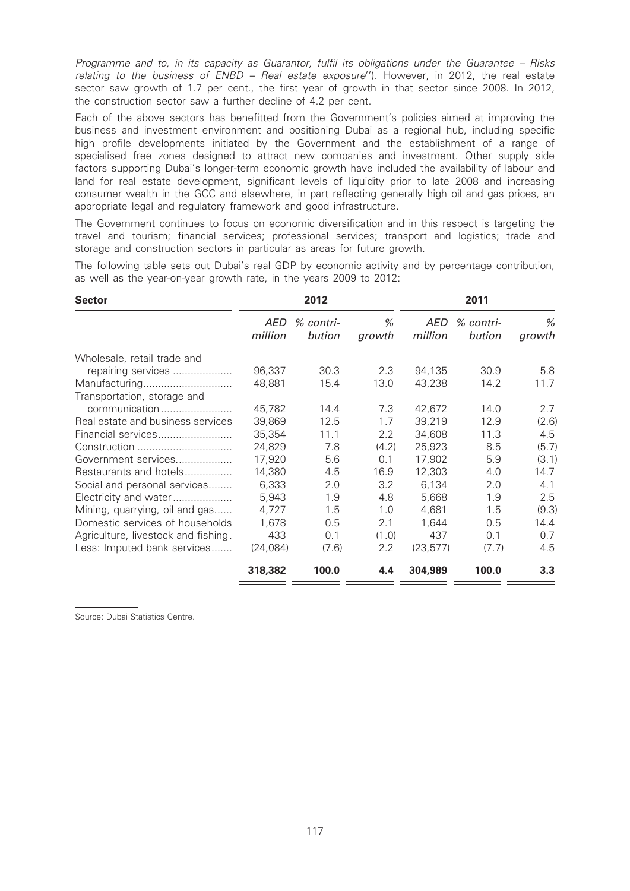*Programme and to, in its capacity as Guarantor, fulfil its obligations under the Guarantee – Risks relating to the business of ENBD – Real estate exposure*''). However, in 2012, the real estate sector saw growth of 1.7 per cent., the first year of growth in that sector since 2008. In 2012, the construction sector saw a further decline of 4.2 per cent.

Each of the above sectors has benefitted from the Government's policies aimed at improving the business and investment environment and positioning Dubai as a regional hub, including specific high profile developments initiated by the Government and the establishment of a range of specialised free zones designed to attract new companies and investment. Other supply side factors supporting Dubai's longer-term economic growth have included the availability of labour and land for real estate development, significant levels of liquidity prior to late 2008 and increasing consumer wealth in the GCC and elsewhere, in part reflecting generally high oil and gas prices, an appropriate legal and regulatory framework and good infrastructure.

The Government continues to focus on economic diversification and in this respect is targeting the travel and tourism; financial services; professional services; transport and logistics; trade and storage and construction sectors in particular as areas for future growth.

The following table sets out Dubai's real GDP by economic activity and by percentage contribution, as well as the year-on-year growth rate, in the years 2009 to 2012:

| **Sector** | **2012** | | | **2011** | | |
|---|---|---|---|---|---|---|
| | *AED million* | *% contri-bution* | *% growth* | *AED million* | *% contri-bution* | *% growth* |
| Wholesale, retail trade and repairing services | 96,337 | 30.3 | 2.3 | 94,135 | 30.9 | 5.8 |
| Manufacturing | 48,881 | 15.4 | 13.0 | 43,238 | 14.2 | 11.7 |
| Transportation, storage and communication | 45,782 | 14.4 | 7.3 | 42,672 | 14.0 | 2.7 |
| Real estate and business services | 39,869 | 12.5 | 1.7 | 39,219 | 12.9 | (2.6) |
| Financial services | 35,354 | 11.1 | 2.2 | 34,608 | 11.3 | 4.5 |
| Construction | 24,829 | 7.8 | (4.2) | 25,923 | 8.5 | (5.7) |
| Government services | 17,920 | 5.6 | 0.1 | 17,902 | 5.9 | (3.1) |
| Restaurants and hotels | 14,380 | 4.5 | 16.9 | 12,303 | 4.0 | 14.7 |
| Social and personal services | 6,333 | 2.0 | 3.2 | 6,134 | 2.0 | 4.1 |
| Electricity and water | 5,943 | 1.9 | 4.8 | 5,668 | 1.9 | 2.5 |
| Mining, quarrying, oil and gas | 4,727 | 1.5 | 1.0 | 4,681 | 1.5 | (9.3) |
| Domestic services of households | 1,678 | 0.5 | 2.1 | 1,644 | 0.5 | 14.4 |
| Agriculture, livestock and fishing | 433 | 0.1 | (1.0) | 437 | 0.1 | 0.7 |
| Less: Imputed bank services | (24,084) | (7.6) | 2.2 | (23,577) | (7.7) | 4.5 |
| | **318,382** | **100.0** | **4.4** | **304,989** | **100.0** | **3.3** |

Source: Dubai Statistics Centre.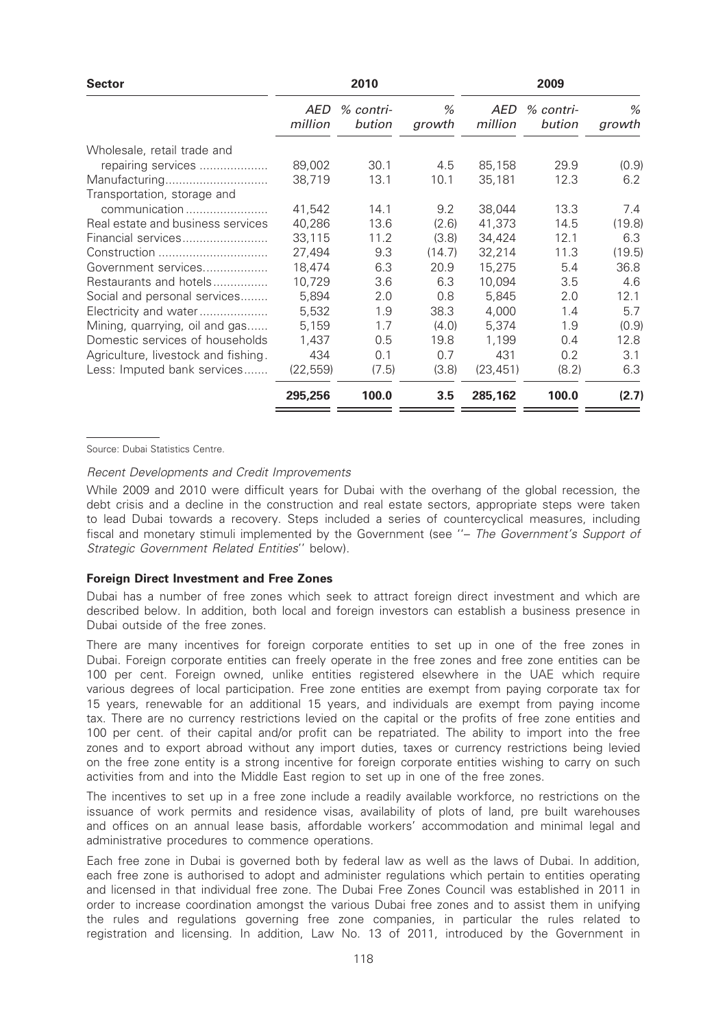| Sector | 2010 | | | 2009 | | |
|---|---|---|---|---|---|---|
| | *AED million* | *% contribution* | *% growth* | *AED million* | *% contribution* | *% growth* |
| Wholesale, retail trade and repairing services | 89,002 | 30.1 | 4.5 | 85,158 | 29.9 | (0.9) |
| Manufacturing | 38,719 | 13.1 | 10.1 | 35,181 | 12.3 | 6.2 |
| Transportation, storage and communication | 41,542 | 14.1 | 9.2 | 38,044 | 13.3 | 7.4 |
| Real estate and business services | 40,286 | 13.6 | (2.6) | 41,373 | 14.5 | (19.8) |
| Financial services | 33,115 | 11.2 | (3.8) | 34,424 | 12.1 | 6.3 |
| Construction | 27,494 | 9.3 | (14.7) | 32,214 | 11.3 | (19.5) |
| Government services | 18,474 | 6.3 | 20.9 | 15,275 | 5.4 | 36.8 |
| Restaurants and hotels | 10,729 | 3.6 | 6.3 | 10,094 | 3.5 | 4.6 |
| Social and personal services | 5,894 | 2.0 | 0.8 | 5,845 | 2.0 | 12.1 |
| Electricity and water | 5,532 | 1.9 | 38.3 | 4,000 | 1.4 | 5.7 |
| Mining, quarrying, oil and gas | 5,159 | 1.7 | (4.0) | 5,374 | 1.9 | (0.9) |
| Domestic services of households | 1,437 | 0.5 | 19.8 | 1,199 | 0.4 | 12.8 |
| Agriculture, livestock and fishing | 434 | 0.1 | 0.7 | 431 | 0.2 | 3.1 |
| Less: Imputed bank services | (22,559) | (7.5) | (3.8) | (23,451) | (8.2) | 6.3 |
| | **295,256** | **100.0** | **3.5** | **285,162** | **100.0** | **(2.7)** |

Source: Dubai Statistics Centre.

*Recent Developments and Credit Improvements*

While 2009 and 2010 were difficult years for Dubai with the overhang of the global recession, the debt crisis and a decline in the construction and real estate sectors, appropriate steps were taken to lead Dubai towards a recovery. Steps included a series of countercyclical measures, including fiscal and monetary stimuli implemented by the Government (see ''– *The Government's Support of Strategic Government Related Entities*'' below).

### Foreign Direct Investment and Free Zones

Dubai has a number of free zones which seek to attract foreign direct investment and which are described below. In addition, both local and foreign investors can establish a business presence in Dubai outside of the free zones.

There are many incentives for foreign corporate entities to set up in one of the free zones in Dubai. Foreign corporate entities can freely operate in the free zones and free zone entities can be 100 per cent. Foreign owned, unlike entities registered elsewhere in the UAE which require various degrees of local participation. Free zone entities are exempt from paying corporate tax for 15 years, renewable for an additional 15 years, and individuals are exempt from paying income tax. There are no currency restrictions levied on the capital or the profits of free zone entities and 100 per cent. of their capital and/or profit can be repatriated. The ability to import into the free zones and to export abroad without any import duties, taxes or currency restrictions being levied on the free zone entity is a strong incentive for foreign corporate entities wishing to carry on such activities from and into the Middle East region to set up in one of the free zones.

The incentives to set up in a free zone include a readily available workforce, no restrictions on the issuance of work permits and residence visas, availability of plots of land, pre built warehouses and offices on an annual lease basis, affordable workers' accommodation and minimal legal and administrative procedures to commence operations.

Each free zone in Dubai is governed both by federal law as well as the laws of Dubai. In addition, each free zone is authorised to adopt and administer regulations which pertain to entities operating and licensed in that individual free zone. The Dubai Free Zones Council was established in 2011 in order to increase coordination amongst the various Dubai free zones and to assist them in unifying the rules and regulations governing free zone companies, in particular the rules related to registration and licensing. In addition, Law No. 13 of 2011, introduced by the Government in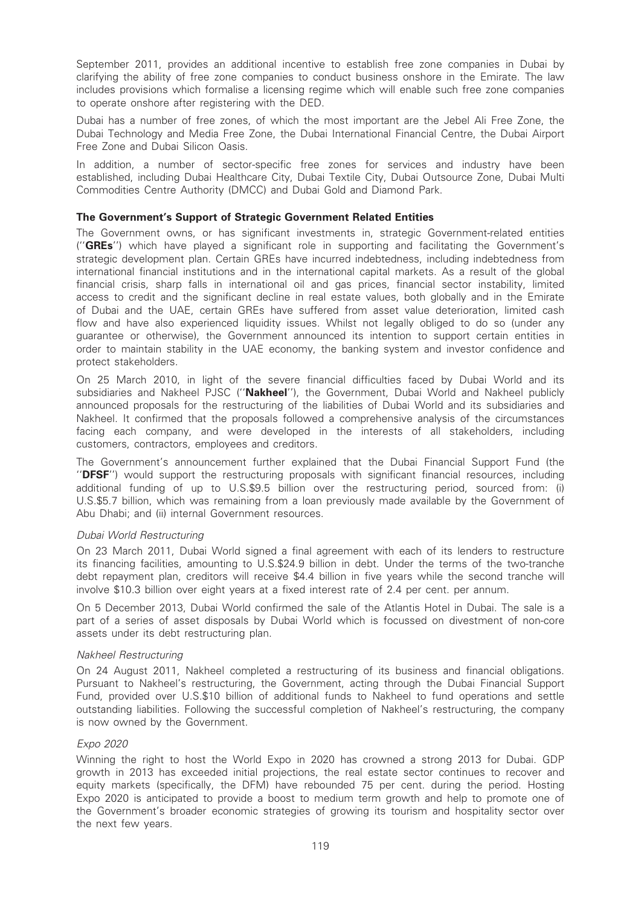September 2011, provides an additional incentive to establish free zone companies in Dubai by clarifying the ability of free zone companies to conduct business onshore in the Emirate. The law includes provisions which formalise a licensing regime which will enable such free zone companies to operate onshore after registering with the DED.

Dubai has a number of free zones, of which the most important are the Jebel Ali Free Zone, the Dubai Technology and Media Free Zone, the Dubai International Financial Centre, the Dubai Airport Free Zone and Dubai Silicon Oasis.

In addition, a number of sector-specific free zones for services and industry have been established, including Dubai Healthcare City, Dubai Textile City, Dubai Outsource Zone, Dubai Multi Commodities Centre Authority (DMCC) and Dubai Gold and Diamond Park.

### The Government's Support of Strategic Government Related Entities

The Government owns, or has significant investments in, strategic Government-related entities (''**GREs**'') which have played a significant role in supporting and facilitating the Government's strategic development plan. Certain GREs have incurred indebtedness, including indebtedness from international financial institutions and in the international capital markets. As a result of the global financial crisis, sharp falls in international oil and gas prices, financial sector instability, limited access to credit and the significant decline in real estate values, both globally and in the Emirate of Dubai and the UAE, certain GREs have suffered from asset value deterioration, limited cash flow and have also experienced liquidity issues. Whilst not legally obliged to do so (under any guarantee or otherwise), the Government announced its intention to support certain entities in order to maintain stability in the UAE economy, the banking system and investor confidence and protect stakeholders.

On 25 March 2010, in light of the severe financial difficulties faced by Dubai World and its subsidiaries and Nakheel PJSC (''**Nakheel**''), the Government, Dubai World and Nakheel publicly announced proposals for the restructuring of the liabilities of Dubai World and its subsidiaries and Nakheel. It confirmed that the proposals followed a comprehensive analysis of the circumstances facing each company, and were developed in the interests of all stakeholders, including customers, contractors, employees and creditors.

The Government's announcement further explained that the Dubai Financial Support Fund (the ''**DFSF**'') would support the restructuring proposals with significant financial resources, including additional funding of up to U.S.$9.5 billion over the restructuring period, sourced from: (i) U.S.$5.7 billion, which was remaining from a loan previously made available by the Government of Abu Dhabi; and (ii) internal Government resources.

*Dubai World Restructuring*

On 23 March 2011, Dubai World signed a final agreement with each of its lenders to restructure its financing facilities, amounting to U.S.$24.9 billion in debt. Under the terms of the two-tranche debt repayment plan, creditors will receive $4.4 billion in five years while the second tranche will involve $10.3 billion over eight years at a fixed interest rate of 2.4 per cent. per annum.

On 5 December 2013, Dubai World confirmed the sale of the Atlantis Hotel in Dubai. The sale is a part of a series of asset disposals by Dubai World which is focussed on divestment of non-core assets under its debt restructuring plan.

*Nakheel Restructuring*

On 24 August 2011, Nakheel completed a restructuring of its business and financial obligations. Pursuant to Nakheel's restructuring, the Government, acting through the Dubai Financial Support Fund, provided over U.S.$10 billion of additional funds to Nakheel to fund operations and settle outstanding liabilities. Following the successful completion of Nakheel's restructuring, the company is now owned by the Government.

*Expo 2020*

Winning the right to host the World Expo in 2020 has crowned a strong 2013 for Dubai. GDP growth in 2013 has exceeded initial projections, the real estate sector continues to recover and equity markets (specifically, the DFM) have rebounded 75 per cent. during the period. Hosting Expo 2020 is anticipated to provide a boost to medium term growth and help to promote one of the Government's broader economic strategies of growing its tourism and hospitality sector over the next few years.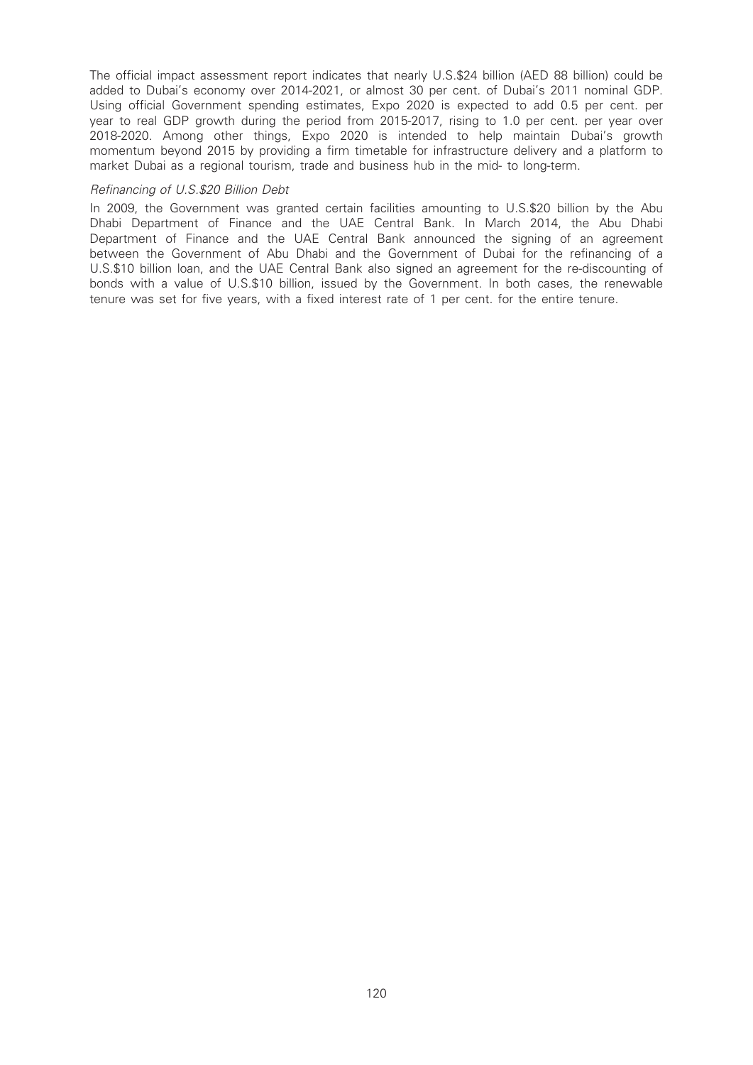The official impact assessment report indicates that nearly U.S.$24 billion (AED 88 billion) could be added to Dubai's economy over 2014-2021, or almost 30 per cent. of Dubai's 2011 nominal GDP. Using official Government spending estimates, Expo 2020 is expected to add 0.5 per cent. per year to real GDP growth during the period from 2015-2017, rising to 1.0 per cent. per year over 2018-2020. Among other things, Expo 2020 is intended to help maintain Dubai's growth momentum beyond 2015 by providing a firm timetable for infrastructure delivery and a platform to market Dubai as a regional tourism, trade and business hub in the mid- to long-term.

*Refinancing of U.S.$20 Billion Debt*

In 2009, the Government was granted certain facilities amounting to U.S.$20 billion by the Abu Dhabi Department of Finance and the UAE Central Bank. In March 2014, the Abu Dhabi Department of Finance and the UAE Central Bank announced the signing of an agreement between the Government of Abu Dhabi and the Government of Dubai for the refinancing of a U.S.$10 billion loan, and the UAE Central Bank also signed an agreement for the re-discounting of bonds with a value of U.S.$10 billion, issued by the Government. In both cases, the renewable tenure was set for five years, with a fixed interest rate of 1 per cent. for the entire tenure.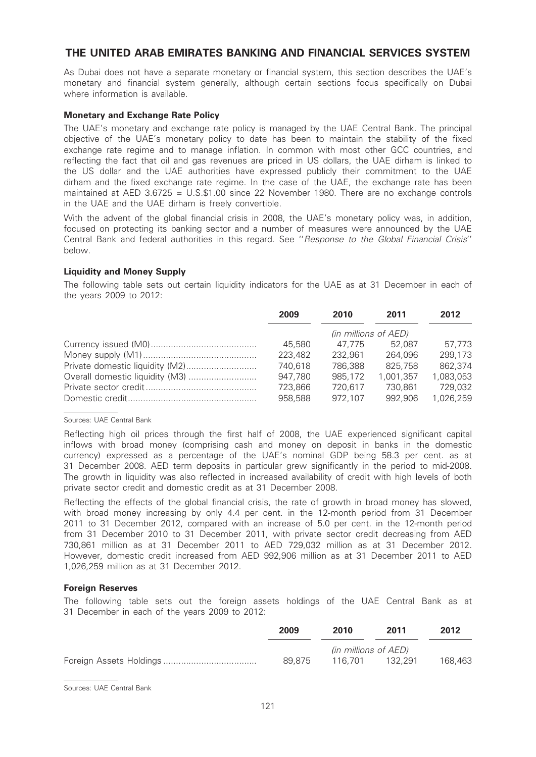# THE UNITED ARAB EMIRATES BANKING AND FINANCIAL SERVICES SYSTEM

As Dubai does not have a separate monetary or financial system, this section describes the UAE's monetary and financial system generally, although certain sections focus specifically on Dubai where information is available.

### Monetary and Exchange Rate Policy

The UAE's monetary and exchange rate policy is managed by the UAE Central Bank. The principal objective of the UAE's monetary policy to date has been to maintain the stability of the fixed exchange rate regime and to manage inflation. In common with most other GCC countries, and reflecting the fact that oil and gas revenues are priced in US dollars, the UAE dirham is linked to the US dollar and the UAE authorities have expressed publicly their commitment to the UAE dirham and the fixed exchange rate regime. In the case of the UAE, the exchange rate has been maintained at AED 3.6725 = U.S.$1.00 since 22 November 1980. There are no exchange controls in the UAE and the UAE dirham is freely convertible.

With the advent of the global financial crisis in 2008, the UAE's monetary policy was, in addition, focused on protecting its banking sector and a number of measures were announced by the UAE Central Bank and federal authorities in this regard. See ''*Response to the Global Financial Crisis*'' below.

### Liquidity and Money Supply

The following table sets out certain liquidity indicators for the UAE as at 31 December in each of the years 2009 to 2012:

| | 2009 | 2010 | 2011 | 2012 |
|---|---|---|---|---|
| | *(in millions of AED)* | | | |
| Currency issued (M0) | 45,580 | 47,775 | 52,087 | 57,773 |
| Money supply (M1) | 223,482 | 232,961 | 264,096 | 299,173 |
| Private domestic liquidity (M2) | 740,618 | 786,388 | 825,758 | 862,374 |
| Overall domestic liquidity (M3) | 947,780 | 985,172 | 1,001,357 | 1,083,053 |
| Private sector credit | 723,866 | 720,617 | 730,861 | 729,032 |
| Domestic credit | 958,588 | 972,107 | 992,906 | 1,026,259 |

Sources: UAE Central Bank

Reflecting high oil prices through the first half of 2008, the UAE experienced significant capital inflows with broad money (comprising cash and money on deposit in banks in the domestic currency) expressed as a percentage of the UAE's nominal GDP being 58.3 per cent. as at 31 December 2008. AED term deposits in particular grew significantly in the period to mid-2008. The growth in liquidity was also reflected in increased availability of credit with high levels of both private sector credit and domestic credit as at 31 December 2008.

Reflecting the effects of the global financial crisis, the rate of growth in broad money has slowed, with broad money increasing by only 4.4 per cent. in the 12-month period from 31 December 2011 to 31 December 2012, compared with an increase of 5.0 per cent. in the 12-month period from 31 December 2010 to 31 December 2011, with private sector credit decreasing from AED 730,861 million as at 31 December 2011 to AED 729,032 million as at 31 December 2012. However, domestic credit increased from AED 992,906 million as at 31 December 2011 to AED 1,026,259 million as at 31 December 2012.

### Foreign Reserves

The following table sets out the foreign assets holdings of the UAE Central Bank as at 31 December in each of the years 2009 to 2012:

| | 2009 | 2010 | 2011 | 2012 |
|---|---|---|---|---|
| | *(in millions of AED)* | | | |
| Foreign Assets Holdings | 89,875 | 116,701 | 132,291 | 168,463 |

Sources: UAE Central Bank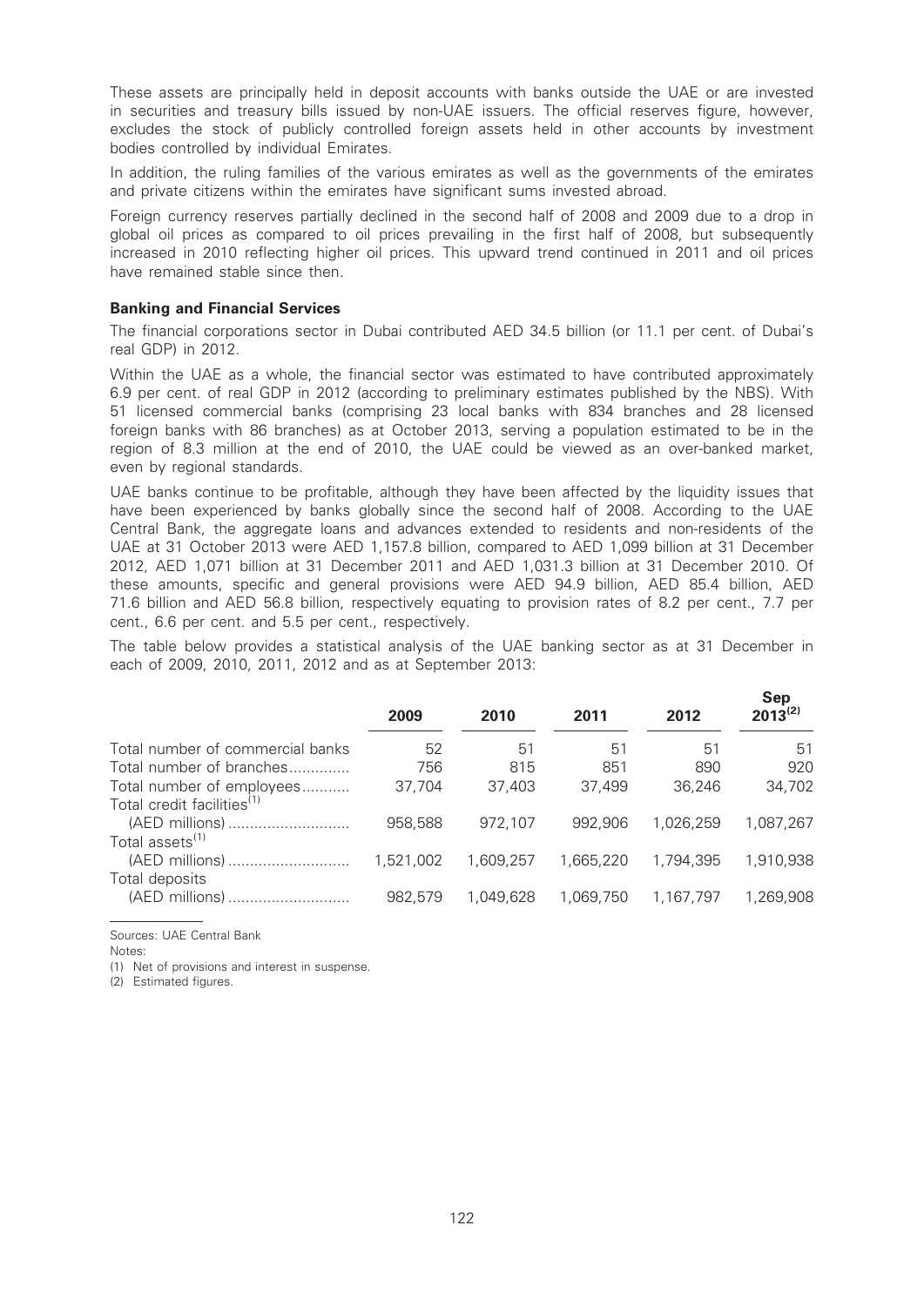These assets are principally held in deposit accounts with banks outside the UAE or are invested in securities and treasury bills issued by non-UAE issuers. The official reserves figure, however, excludes the stock of publicly controlled foreign assets held in other accounts by investment bodies controlled by individual Emirates.

In addition, the ruling families of the various emirates as well as the governments of the emirates and private citizens within the emirates have significant sums invested abroad.

Foreign currency reserves partially declined in the second half of 2008 and 2009 due to a drop in global oil prices as compared to oil prices prevailing in the first half of 2008, but subsequently increased in 2010 reflecting higher oil prices. This upward trend continued in 2011 and oil prices have remained stable since then.

**Banking and Financial Services**

The financial corporations sector in Dubai contributed AED 34.5 billion (or 11.1 per cent. of Dubai's real GDP) in 2012.

Within the UAE as a whole, the financial sector was estimated to have contributed approximately 6.9 per cent. of real GDP in 2012 (according to preliminary estimates published by the NBS). With 51 licensed commercial banks (comprising 23 local banks with 834 branches and 28 licensed foreign banks with 86 branches) as at October 2013, serving a population estimated to be in the region of 8.3 million at the end of 2010, the UAE could be viewed as an over-banked market, even by regional standards.

UAE banks continue to be profitable, although they have been affected by the liquidity issues that have been experienced by banks globally since the second half of 2008. According to the UAE Central Bank, the aggregate loans and advances extended to residents and non-residents of the UAE at 31 October 2013 were AED 1,157.8 billion, compared to AED 1,099 billion at 31 December 2012, AED 1,071 billion at 31 December 2011 and AED 1,031.3 billion at 31 December 2010. Of these amounts, specific and general provisions were AED 94.9 billion, AED 85.4 billion, AED 71.6 billion and AED 56.8 billion, respectively equating to provision rates of 8.2 per cent., 7.7 per cent., 6.6 per cent. and 5.5 per cent., respectively.

The table below provides a statistical analysis of the UAE banking sector as at 31 December in each of 2009, 2010, 2011, 2012 and as at September 2013:

| | 2009 | 2010 | 2011 | 2012 | Sep 2013[(2)] |
|---|---|---|---|---|---|
| Total number of commercial banks | 52 | 51 | 51 | 51 | 51 |
| Total number of branches | 756 | 815 | 851 | 890 | 920 |
| Total number of employees | 37,704 | 37,403 | 37,499 | 36,246 | 34,702 |
| Total credit facilities[(1)] (AED millions) | 958,588 | 972,107 | 992,906 | 1,026,259 | 1,087,267 |
| Total assets[(1)] (AED millions) | 1,521,002 | 1,609,257 | 1,665,220 | 1,794,395 | 1,910,938 |
| Total deposits (AED millions) | 982,579 | 1,049,628 | 1,069,750 | 1,167,797 | 1,269,908 |

Sources: UAE Central Bank

Notes:

(1) Net of provisions and interest in suspense.

(2) Estimated figures.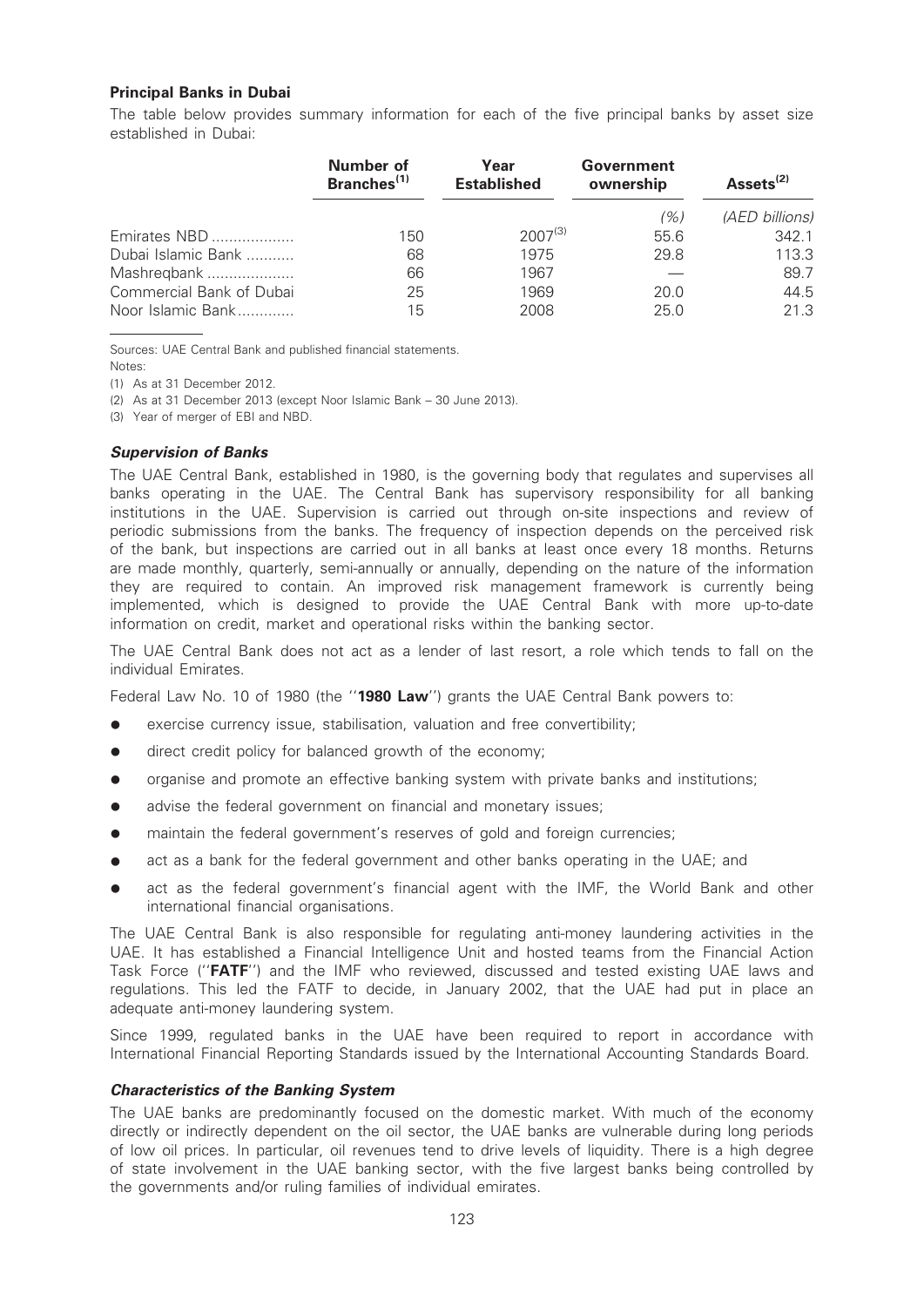### Principal Banks in Dubai

The table below provides summary information for each of the five principal banks by asset size established in Dubai:

| | Number of Branches[(1)] | Year Established | Government ownership | Assets[(2)] |
|---|---|---|---|---|
| | | | (%) | (AED billions) |
| Emirates NBD | 150 | 2007[(3)] | 55.6 | 342.1 |
| Dubai Islamic Bank | 68 | 1975 | 29.8 | 113.3 |
| Mashreqbank | 66 | 1967 | — | 89.7 |
| Commercial Bank of Dubai | 25 | 1969 | 20.0 | 44.5 |
| Noor Islamic Bank | 15 | 2008 | 25.0 | 21.3 |

Sources: UAE Central Bank and published financial statements.

Notes:

(1) As at 31 December 2012.

(2) As at 31 December 2013 (except Noor Islamic Bank – 30 June 2013).

(3) Year of merger of EBI and NBD.

#### *Supervision of Banks*

The UAE Central Bank, established in 1980, is the governing body that regulates and supervises all banks operating in the UAE. The Central Bank has supervisory responsibility for all banking institutions in the UAE. Supervision is carried out through on-site inspections and review of periodic submissions from the banks. The frequency of inspection depends on the perceived risk of the bank, but inspections are carried out in all banks at least once every 18 months. Returns are made monthly, quarterly, semi-annually or annually, depending on the nature of the information they are required to contain. An improved risk management framework is currently being implemented, which is designed to provide the UAE Central Bank with more up-to-date information on credit, market and operational risks within the banking sector.

The UAE Central Bank does not act as a lender of last resort, a role which tends to fall on the individual Emirates.

Federal Law No. 10 of 1980 (the ''**1980 Law**'') grants the UAE Central Bank powers to:

- exercise currency issue, stabilisation, valuation and free convertibility;
- direct credit policy for balanced growth of the economy;
- organise and promote an effective banking system with private banks and institutions;
- advise the federal government on financial and monetary issues;
- maintain the federal government's reserves of gold and foreign currencies;
- act as a bank for the federal government and other banks operating in the UAE; and
- act as the federal government's financial agent with the IMF, the World Bank and other international financial organisations.

The UAE Central Bank is also responsible for regulating anti-money laundering activities in the UAE. It has established a Financial Intelligence Unit and hosted teams from the Financial Action Task Force (''**FATF**'') and the IMF who reviewed, discussed and tested existing UAE laws and regulations. This led the FATF to decide, in January 2002, that the UAE had put in place an adequate anti-money laundering system.

Since 1999, regulated banks in the UAE have been required to report in accordance with International Financial Reporting Standards issued by the International Accounting Standards Board.

#### *Characteristics of the Banking System*

The UAE banks are predominantly focused on the domestic market. With much of the economy directly or indirectly dependent on the oil sector, the UAE banks are vulnerable during long periods of low oil prices. In particular, oil revenues tend to drive levels of liquidity. There is a high degree of state involvement in the UAE banking sector, with the five largest banks being controlled by the governments and/or ruling families of individual emirates.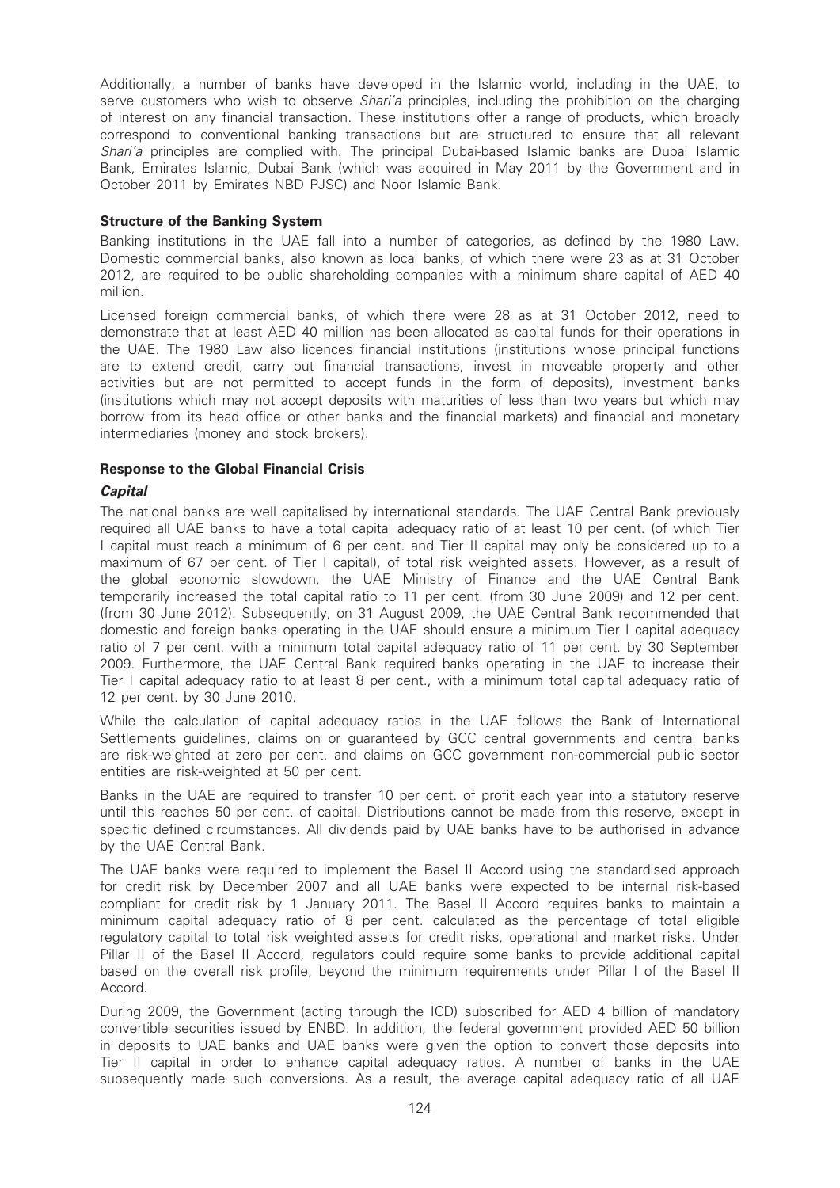Additionally, a number of banks have developed in the Islamic world, including in the UAE, to serve customers who wish to observe *Shari'a* principles, including the prohibition on the charging of interest on any financial transaction. These institutions offer a range of products, which broadly correspond to conventional banking transactions but are structured to ensure that all relevant *Shari'a* principles are complied with. The principal Dubai-based Islamic banks are Dubai Islamic Bank, Emirates Islamic, Dubai Bank (which was acquired in May 2011 by the Government and in October 2011 by Emirates NBD PJSC) and Noor Islamic Bank.

**Structure of the Banking System**

Banking institutions in the UAE fall into a number of categories, as defined by the 1980 Law. Domestic commercial banks, also known as local banks, of which there were 23 as at 31 October 2012, are required to be public shareholding companies with a minimum share capital of AED 40 million.

Licensed foreign commercial banks, of which there were 28 as at 31 October 2012, need to demonstrate that at least AED 40 million has been allocated as capital funds for their operations in the UAE. The 1980 Law also licences financial institutions (institutions whose principal functions are to extend credit, carry out financial transactions, invest in moveable property and other activities but are not permitted to accept funds in the form of deposits), investment banks (institutions which may not accept deposits with maturities of less than two years but which may borrow from its head office or other banks and the financial markets) and financial and monetary intermediaries (money and stock brokers).

**Response to the Global Financial Crisis**

***Capital***

The national banks are well capitalised by international standards. The UAE Central Bank previously required all UAE banks to have a total capital adequacy ratio of at least 10 per cent. (of which Tier I capital must reach a minimum of 6 per cent. and Tier II capital may only be considered up to a maximum of 67 per cent. of Tier I capital), of total risk weighted assets. However, as a result of the global economic slowdown, the UAE Ministry of Finance and the UAE Central Bank temporarily increased the total capital ratio to 11 per cent. (from 30 June 2009) and 12 per cent. (from 30 June 2012). Subsequently, on 31 August 2009, the UAE Central Bank recommended that domestic and foreign banks operating in the UAE should ensure a minimum Tier I capital adequacy ratio of 7 per cent. with a minimum total capital adequacy ratio of 11 per cent. by 30 September 2009. Furthermore, the UAE Central Bank required banks operating in the UAE to increase their Tier I capital adequacy ratio to at least 8 per cent., with a minimum total capital adequacy ratio of 12 per cent. by 30 June 2010.

While the calculation of capital adequacy ratios in the UAE follows the Bank of International Settlements guidelines, claims on or guaranteed by GCC central governments and central banks are risk-weighted at zero per cent. and claims on GCC government non-commercial public sector entities are risk-weighted at 50 per cent.

Banks in the UAE are required to transfer 10 per cent. of profit each year into a statutory reserve until this reaches 50 per cent. of capital. Distributions cannot be made from this reserve, except in specific defined circumstances. All dividends paid by UAE banks have to be authorised in advance by the UAE Central Bank.

The UAE banks were required to implement the Basel II Accord using the standardised approach for credit risk by December 2007 and all UAE banks were expected to be internal risk-based compliant for credit risk by 1 January 2011. The Basel II Accord requires banks to maintain a minimum capital adequacy ratio of 8 per cent. calculated as the percentage of total eligible regulatory capital to total risk weighted assets for credit risks, operational and market risks. Under Pillar II of the Basel II Accord, regulators could require some banks to provide additional capital based on the overall risk profile, beyond the minimum requirements under Pillar I of the Basel II Accord.

During 2009, the Government (acting through the ICD) subscribed for AED 4 billion of mandatory convertible securities issued by ENBD. In addition, the federal government provided AED 50 billion in deposits to UAE banks and UAE banks were given the option to convert those deposits into Tier II capital in order to enhance capital adequacy ratios. A number of banks in the UAE subsequently made such conversions. As a result, the average capital adequacy ratio of all UAE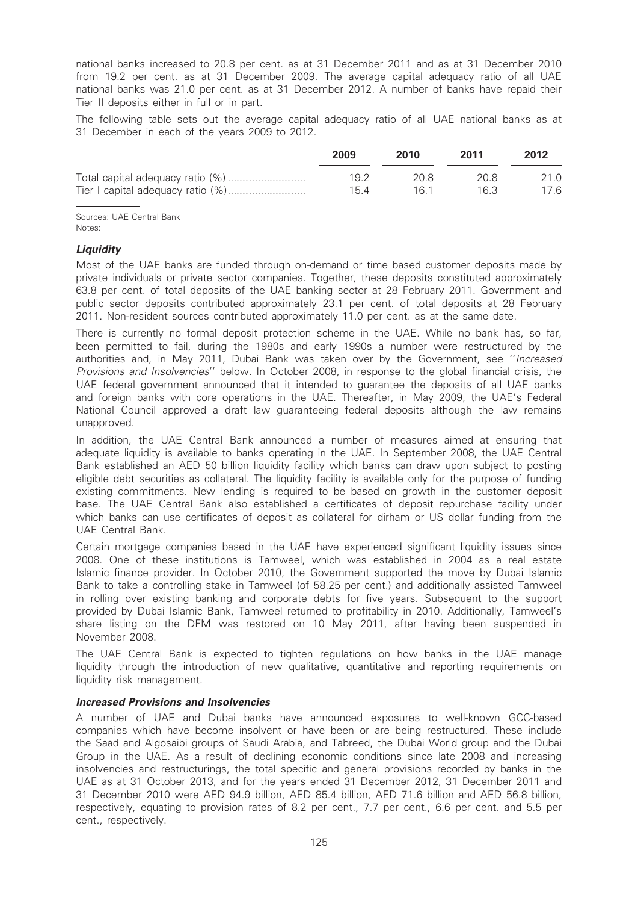national banks increased to 20.8 per cent. as at 31 December 2011 and as at 31 December 2010 from 19.2 per cent. as at 31 December 2009. The average capital adequacy ratio of all UAE national banks was 21.0 per cent. as at 31 December 2012. A number of banks have repaid their Tier II deposits either in full or in part.

The following table sets out the average capital adequacy ratio of all UAE national banks as at 31 December in each of the years 2009 to 2012.

| | 2009 | 2010 | 2011 | 2012 |
|---|---|---|---|---|
| Total capital adequacy ratio (%) | 19.2 | 20.8 | 20.8 | 21.0 |
| Tier I capital adequacy ratio (%) | 15.4 | 16.1 | 16.3 | 17.6 |

Sources: UAE Central Bank
Notes:

### *Liquidity*

Most of the UAE banks are funded through on-demand or time based customer deposits made by private individuals or private sector companies. Together, these deposits constituted approximately 63.8 per cent. of total deposits of the UAE banking sector at 28 February 2011. Government and public sector deposits contributed approximately 23.1 per cent. of total deposits at 28 February 2011. Non-resident sources contributed approximately 11.0 per cent. as at the same date.

There is currently no formal deposit protection scheme in the UAE. While no bank has, so far, been permitted to fail, during the 1980s and early 1990s a number were restructured by the authorities and, in May 2011, Dubai Bank was taken over by the Government, see ''*Increased Provisions and Insolvencies*'' below. In October 2008, in response to the global financial crisis, the UAE federal government announced that it intended to guarantee the deposits of all UAE banks and foreign banks with core operations in the UAE. Thereafter, in May 2009, the UAE's Federal National Council approved a draft law guaranteeing federal deposits although the law remains unapproved.

In addition, the UAE Central Bank announced a number of measures aimed at ensuring that adequate liquidity is available to banks operating in the UAE. In September 2008, the UAE Central Bank established an AED 50 billion liquidity facility which banks can draw upon subject to posting eligible debt securities as collateral. The liquidity facility is available only for the purpose of funding existing commitments. New lending is required to be based on growth in the customer deposit base. The UAE Central Bank also established a certificates of deposit repurchase facility under which banks can use certificates of deposit as collateral for dirham or US dollar funding from the UAE Central Bank.

Certain mortgage companies based in the UAE have experienced significant liquidity issues since 2008. One of these institutions is Tamweel, which was established in 2004 as a real estate Islamic finance provider. In October 2010, the Government supported the move by Dubai Islamic Bank to take a controlling stake in Tamweel (of 58.25 per cent.) and additionally assisted Tamweel in rolling over existing banking and corporate debts for five years. Subsequent to the support provided by Dubai Islamic Bank, Tamweel returned to profitability in 2010. Additionally, Tamweel's share listing on the DFM was restored on 10 May 2011, after having been suspended in November 2008.

The UAE Central Bank is expected to tighten regulations on how banks in the UAE manage liquidity through the introduction of new qualitative, quantitative and reporting requirements on liquidity risk management.

### *Increased Provisions and Insolvencies*

A number of UAE and Dubai banks have announced exposures to well-known GCC-based companies which have become insolvent or have been or are being restructured. These include the Saad and Algosaibi groups of Saudi Arabia, and Tabreed, the Dubai World group and the Dubai Group in the UAE. As a result of declining economic conditions since late 2008 and increasing insolvencies and restructurings, the total specific and general provisions recorded by banks in the UAE as at 31 October 2013, and for the years ended 31 December 2012, 31 December 2011 and 31 December 2010 were AED 94.9 billion, AED 85.4 billion, AED 71.6 billion and AED 56.8 billion, respectively, equating to provision rates of 8.2 per cent., 7.7 per cent., 6.6 per cent. and 5.5 per cent., respectively.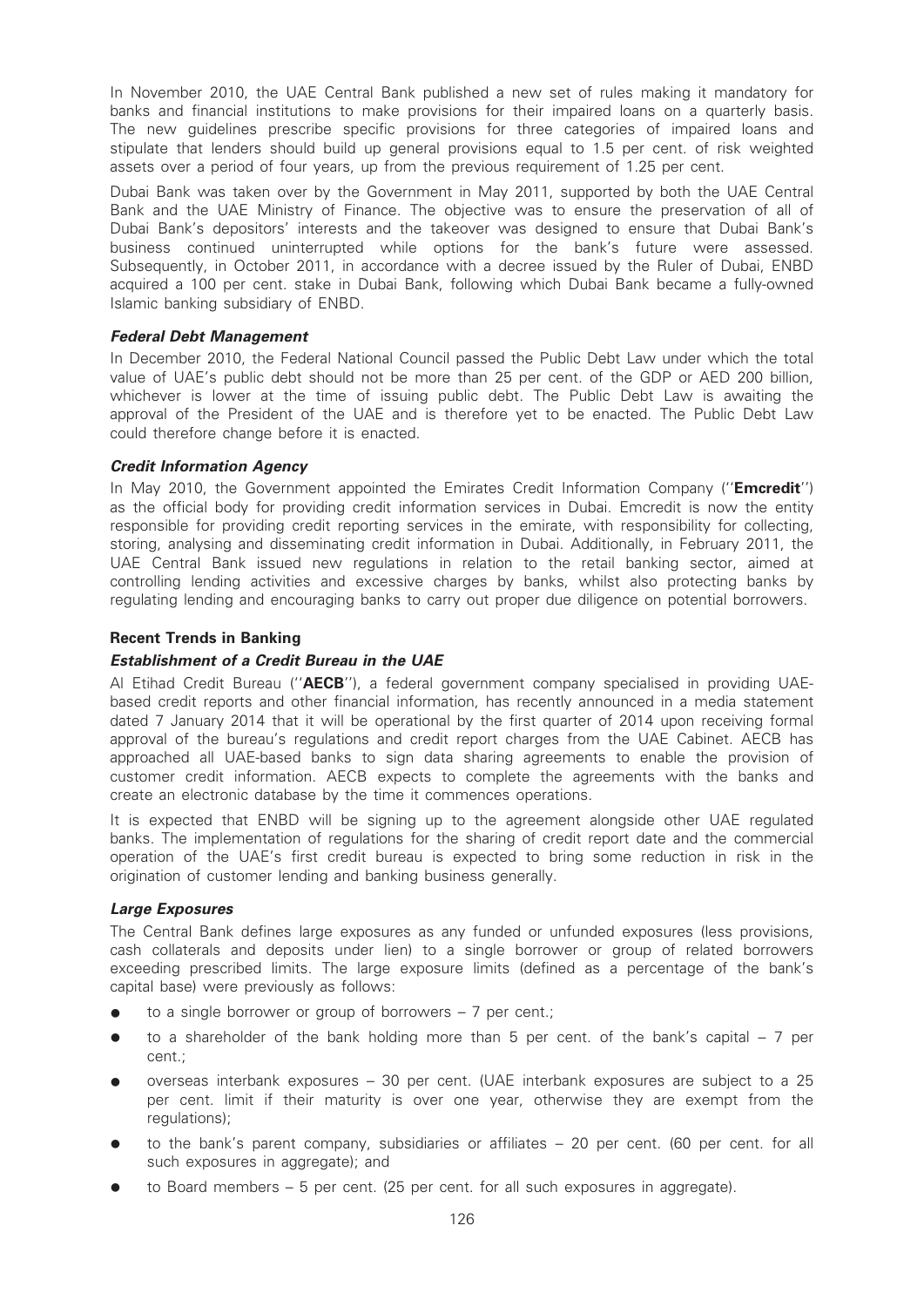In November 2010, the UAE Central Bank published a new set of rules making it mandatory for banks and financial institutions to make provisions for their impaired loans on a quarterly basis. The new guidelines prescribe specific provisions for three categories of impaired loans and stipulate that lenders should build up general provisions equal to 1.5 per cent. of risk weighted assets over a period of four years, up from the previous requirement of 1.25 per cent.

Dubai Bank was taken over by the Government in May 2011, supported by both the UAE Central Bank and the UAE Ministry of Finance. The objective was to ensure the preservation of all of Dubai Bank's depositors' interests and the takeover was designed to ensure that Dubai Bank's business continued uninterrupted while options for the bank's future were assessed. Subsequently, in October 2011, in accordance with a decree issued by the Ruler of Dubai, ENBD acquired a 100 per cent. stake in Dubai Bank, following which Dubai Bank became a fully-owned Islamic banking subsidiary of ENBD.

### *Federal Debt Management*

In December 2010, the Federal National Council passed the Public Debt Law under which the total value of UAE's public debt should not be more than 25 per cent. of the GDP or AED 200 billion, whichever is lower at the time of issuing public debt. The Public Debt Law is awaiting the approval of the President of the UAE and is therefore yet to be enacted. The Public Debt Law could therefore change before it is enacted.

### *Credit Information Agency*

In May 2010, the Government appointed the Emirates Credit Information Company (''**Emcredit**'') as the official body for providing credit information services in Dubai. Emcredit is now the entity responsible for providing credit reporting services in the emirate, with responsibility for collecting, storing, analysing and disseminating credit information in Dubai. Additionally, in February 2011, the UAE Central Bank issued new regulations in relation to the retail banking sector, aimed at controlling lending activities and excessive charges by banks, whilst also protecting banks by regulating lending and encouraging banks to carry out proper due diligence on potential borrowers.

## Recent Trends in Banking

### *Establishment of a Credit Bureau in the UAE*

Al Etihad Credit Bureau (''**AECB**''), a federal government company specialised in providing UAE-based credit reports and other financial information, has recently announced in a media statement dated 7 January 2014 that it will be operational by the first quarter of 2014 upon receiving formal approval of the bureau's regulations and credit report charges from the UAE Cabinet. AECB has approached all UAE-based banks to sign data sharing agreements to enable the provision of customer credit information. AECB expects to complete the agreements with the banks and create an electronic database by the time it commences operations.

It is expected that ENBD will be signing up to the agreement alongside other UAE regulated banks. The implementation of regulations for the sharing of credit report date and the commercial operation of the UAE's first credit bureau is expected to bring some reduction in risk in the origination of customer lending and banking business generally.

### *Large Exposures*

The Central Bank defines large exposures as any funded or unfunded exposures (less provisions, cash collaterals and deposits under lien) to a single borrower or group of related borrowers exceeding prescribed limits. The large exposure limits (defined as a percentage of the bank's capital base) were previously as follows:

- to a single borrower or group of borrowers – 7 per cent.;
- to a shareholder of the bank holding more than 5 per cent. of the bank's capital – 7 per cent.;
- overseas interbank exposures – 30 per cent. (UAE interbank exposures are subject to a 25 per cent. limit if their maturity is over one year, otherwise they are exempt from the regulations);
- to the bank's parent company, subsidiaries or affiliates – 20 per cent. (60 per cent. for all such exposures in aggregate); and
- to Board members – 5 per cent. (25 per cent. for all such exposures in aggregate).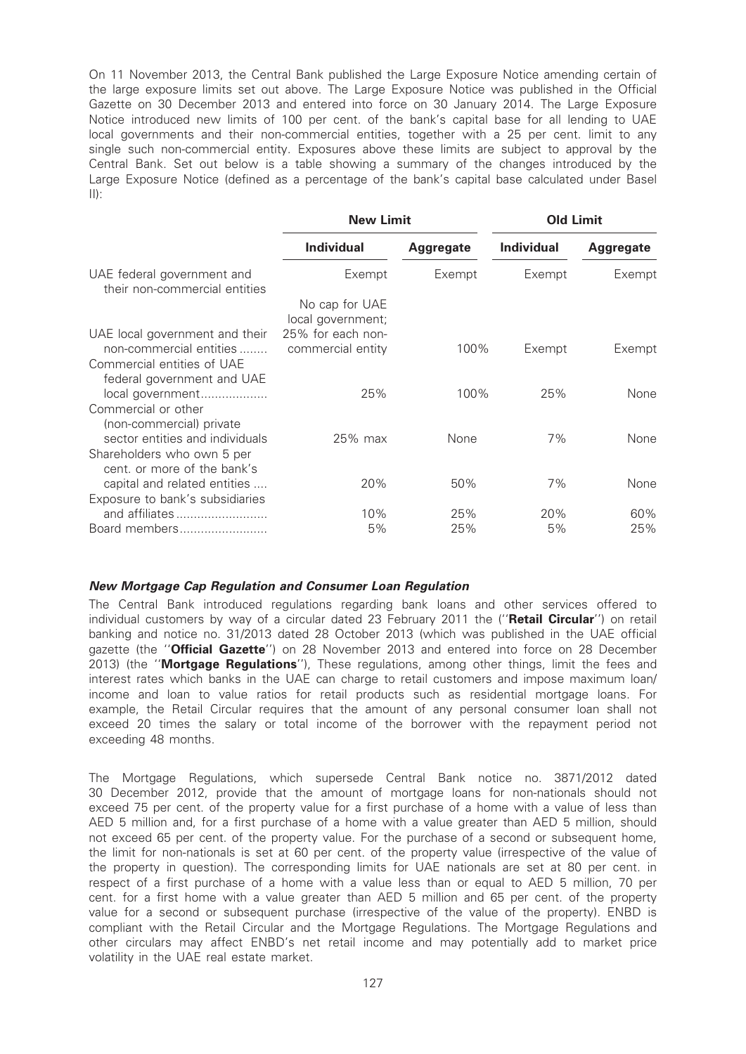On 11 November 2013, the Central Bank published the Large Exposure Notice amending certain of the large exposure limits set out above. The Large Exposure Notice was published in the Official Gazette on 30 December 2013 and entered into force on 30 January 2014. The Large Exposure Notice introduced new limits of 100 per cent. of the bank's capital base for all lending to UAE local governments and their non-commercial entities, together with a 25 per cent. limit to any single such non-commercial entity. Exposures above these limits are subject to approval by the Central Bank. Set out below is a table showing a summary of the changes introduced by the Large Exposure Notice (defined as a percentage of the bank's capital base calculated under Basel II):

| | **New Limit** | | **Old Limit** | |
|---|---|---|---|---|
| | **Individual** | **Aggregate** | **Individual** | **Aggregate** |
| UAE federal government and their non-commercial entities | Exempt | Exempt | Exempt | Exempt |
| UAE local government and their non-commercial entities | No cap for UAE local government; 25% for each non-commercial entity | 100% | Exempt | Exempt |
| Commercial entities of UAE federal government and UAE local government | 25% | 100% | 25% | None |
| Commercial or other (non-commercial) private sector entities and individuals | 25% max | None | 7% | None |
| Shareholders who own 5 per cent. or more of the bank's capital and related entities | 20% | 50% | 7% | None |
| Exposure to bank's subsidiaries and affiliates | 10% | 25% | 20% | 60% |
| Board members | 5% | 25% | 5% | 25% |

### *New Mortgage Cap Regulation and Consumer Loan Regulation*

The Central Bank introduced regulations regarding bank loans and other services offered to individual customers by way of a circular dated 23 February 2011 the (''**Retail Circular**'') on retail banking and notice no. 31/2013 dated 28 October 2013 (which was published in the UAE official gazette (the ''**Official Gazette**'') on 28 November 2013 and entered into force on 28 December 2013) (the ''**Mortgage Regulations**''), These regulations, among other things, limit the fees and interest rates which banks in the UAE can charge to retail customers and impose maximum loan/income and loan to value ratios for retail products such as residential mortgage loans. For example, the Retail Circular requires that the amount of any personal consumer loan shall not exceed 20 times the salary or total income of the borrower with the repayment period not exceeding 48 months.

The Mortgage Regulations, which supersede Central Bank notice no. 3871/2012 dated 30 December 2012, provide that the amount of mortgage loans for non-nationals should not exceed 75 per cent. of the property value for a first purchase of a home with a value of less than AED 5 million and, for a first purchase of a home with a value greater than AED 5 million, should not exceed 65 per cent. of the property value. For the purchase of a second or subsequent home, the limit for non-nationals is set at 60 per cent. of the property value (irrespective of the value of the property in question). The corresponding limits for UAE nationals are set at 80 per cent. in respect of a first purchase of a home with a value less than or equal to AED 5 million, 70 per cent. for a first home with a value greater than AED 5 million and 65 per cent. of the property value for a second or subsequent purchase (irrespective of the value of the property). ENBD is compliant with the Retail Circular and the Mortgage Regulations. The Mortgage Regulations and other circulars may affect ENBD's net retail income and may potentially add to market price volatility in the UAE real estate market.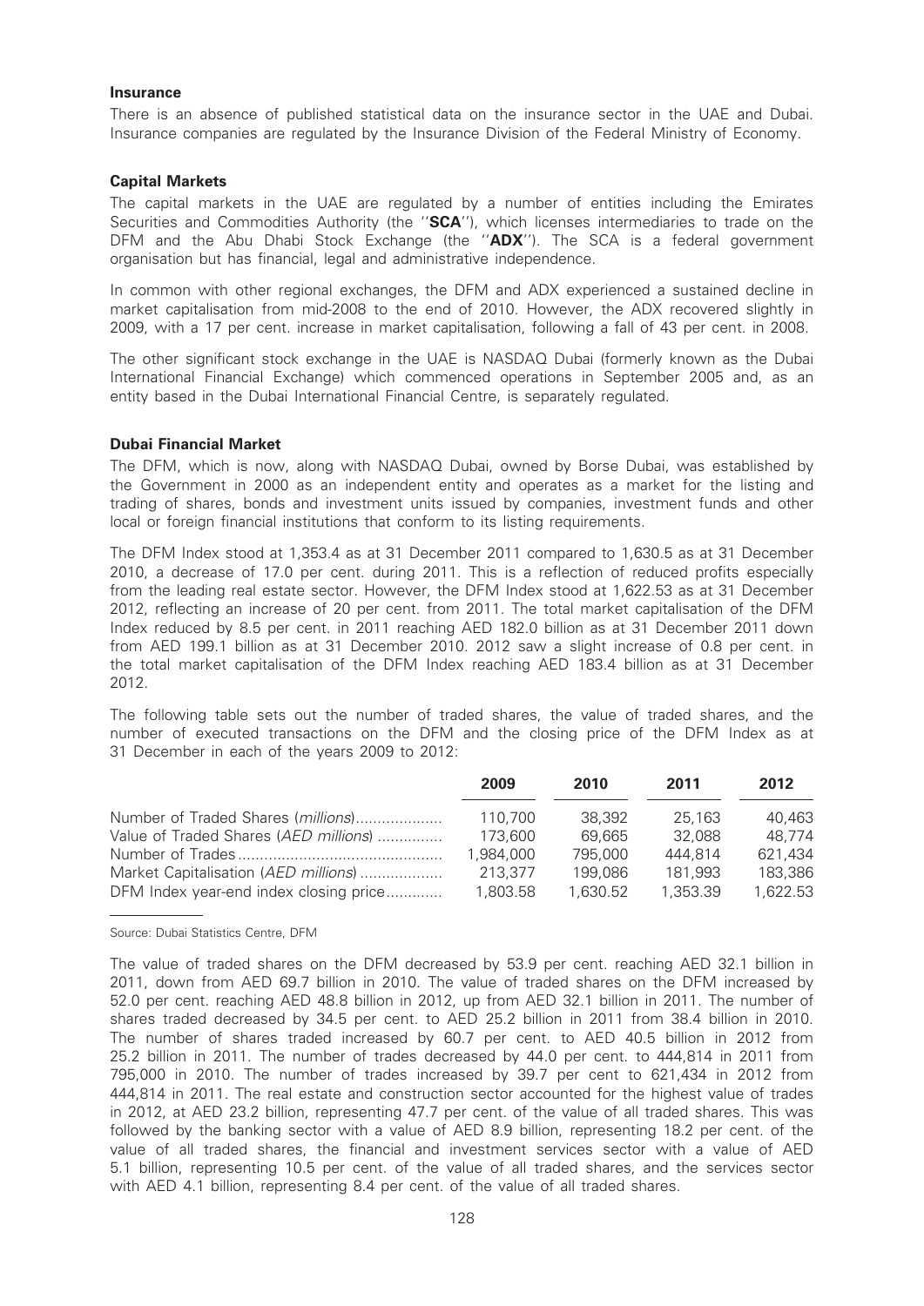**Insurance**

There is an absence of published statistical data on the insurance sector in the UAE and Dubai. Insurance companies are regulated by the Insurance Division of the Federal Ministry of Economy.

**Capital Markets**

The capital markets in the UAE are regulated by a number of entities including the Emirates Securities and Commodities Authority (the ''**SCA**''), which licenses intermediaries to trade on the DFM and the Abu Dhabi Stock Exchange (the ''**ADX**''). The SCA is a federal government organisation but has financial, legal and administrative independence.

In common with other regional exchanges, the DFM and ADX experienced a sustained decline in market capitalisation from mid-2008 to the end of 2010. However, the ADX recovered slightly in 2009, with a 17 per cent. increase in market capitalisation, following a fall of 43 per cent. in 2008.

The other significant stock exchange in the UAE is NASDAQ Dubai (formerly known as the Dubai International Financial Exchange) which commenced operations in September 2005 and, as an entity based in the Dubai International Financial Centre, is separately regulated.

**Dubai Financial Market**

The DFM, which is now, along with NASDAQ Dubai, owned by Borse Dubai, was established by the Government in 2000 as an independent entity and operates as a market for the listing and trading of shares, bonds and investment units issued by companies, investment funds and other local or foreign financial institutions that conform to its listing requirements.

The DFM Index stood at 1,353.4 as at 31 December 2011 compared to 1,630.5 as at 31 December 2010, a decrease of 17.0 per cent. during 2011. This is a reflection of reduced profits especially from the leading real estate sector. However, the DFM Index stood at 1,622.53 as at 31 December 2012, reflecting an increase of 20 per cent. from 2011. The total market capitalisation of the DFM Index reduced by 8.5 per cent. in 2011 reaching AED 182.0 billion as at 31 December 2011 down from AED 199.1 billion as at 31 December 2010. 2012 saw a slight increase of 0.8 per cent. in the total market capitalisation of the DFM Index reaching AED 183.4 billion as at 31 December 2012.

The following table sets out the number of traded shares, the value of traded shares, and the number of executed transactions on the DFM and the closing price of the DFM Index as at 31 December in each of the years 2009 to 2012:

| | 2009 | 2010 | 2011 | 2012 |
|---|---|---|---|---|
| Number of Traded Shares (*millions*) | 110,700 | 38,392 | 25,163 | 40,463 |
| Value of Traded Shares (*AED millions*) | 173,600 | 69,665 | 32,088 | 48,774 |
| Number of Trades | 1,984,000 | 795,000 | 444,814 | 621,434 |
| Market Capitalisation (*AED millions*) | 213,377 | 199,086 | 181,993 | 183,386 |
| DFM Index year-end index closing price | 1,803.58 | 1,630.52 | 1,353.39 | 1,622.53 |

Source: Dubai Statistics Centre, DFM

The value of traded shares on the DFM decreased by 53.9 per cent. reaching AED 32.1 billion in 2011, down from AED 69.7 billion in 2010. The value of traded shares on the DFM increased by 52.0 per cent. reaching AED 48.8 billion in 2012, up from AED 32.1 billion in 2011. The number of shares traded decreased by 34.5 per cent. to AED 25.2 billion in 2011 from 38.4 billion in 2010. The number of shares traded increased by 60.7 per cent. to AED 40.5 billion in 2012 from 25.2 billion in 2011. The number of trades decreased by 44.0 per cent. to 444,814 in 2011 from 795,000 in 2010. The number of trades increased by 39.7 per cent to 621,434 in 2012 from 444,814 in 2011. The real estate and construction sector accounted for the highest value of trades in 2012, at AED 23.2 billion, representing 47.7 per cent. of the value of all traded shares. This was followed by the banking sector with a value of AED 8.9 billion, representing 18.2 per cent. of the value of all traded shares, the financial and investment services sector with a value of AED 5.1 billion, representing 10.5 per cent. of the value of all traded shares, and the services sector with AED 4.1 billion, representing 8.4 per cent. of the value of all traded shares.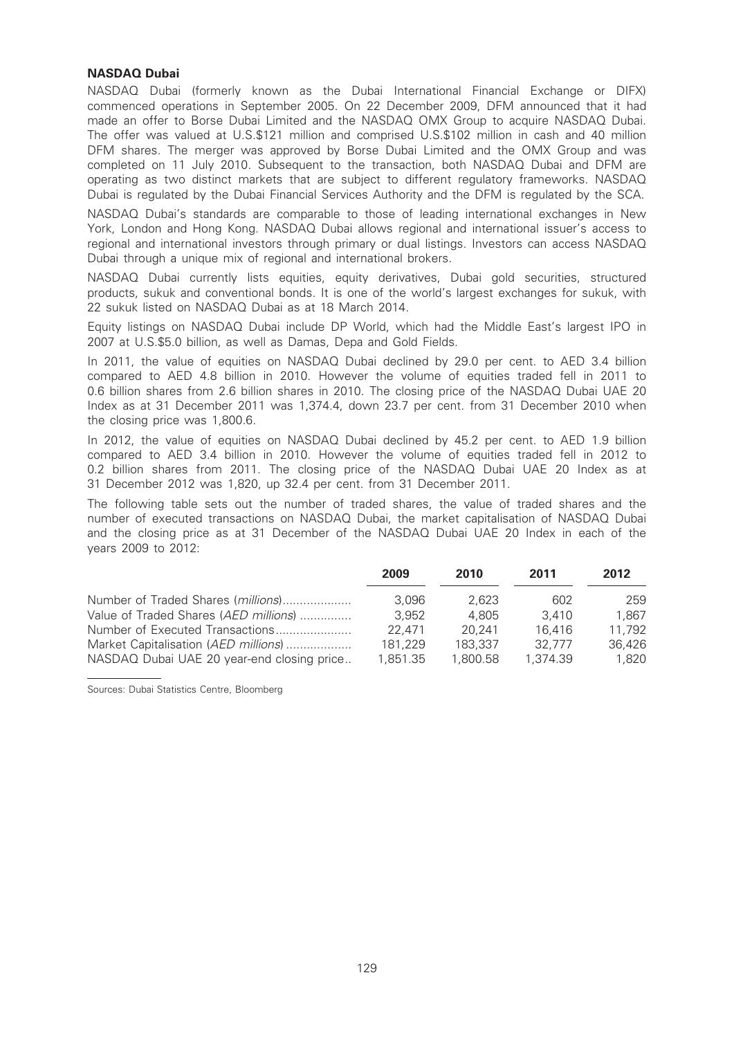**NASDAQ Dubai**

NASDAQ Dubai (formerly known as the Dubai International Financial Exchange or DIFX) commenced operations in September 2005. On 22 December 2009, DFM announced that it had made an offer to Borse Dubai Limited and the NASDAQ OMX Group to acquire NASDAQ Dubai. The offer was valued at U.S.$121 million and comprised U.S.$102 million in cash and 40 million DFM shares. The merger was approved by Borse Dubai Limited and the OMX Group and was completed on 11 July 2010. Subsequent to the transaction, both NASDAQ Dubai and DFM are operating as two distinct markets that are subject to different regulatory frameworks. NASDAQ Dubai is regulated by the Dubai Financial Services Authority and the DFM is regulated by the SCA.

NASDAQ Dubai's standards are comparable to those of leading international exchanges in New York, London and Hong Kong. NASDAQ Dubai allows regional and international issuer's access to regional and international investors through primary or dual listings. Investors can access NASDAQ Dubai through a unique mix of regional and international brokers.

NASDAQ Dubai currently lists equities, equity derivatives, Dubai gold securities, structured products, sukuk and conventional bonds. It is one of the world's largest exchanges for sukuk, with 22 sukuk listed on NASDAQ Dubai as at 18 March 2014.

Equity listings on NASDAQ Dubai include DP World, which had the Middle East's largest IPO in 2007 at U.S.$5.0 billion, as well as Damas, Depa and Gold Fields.

In 2011, the value of equities on NASDAQ Dubai declined by 29.0 per cent. to AED 3.4 billion compared to AED 4.8 billion in 2010. However the volume of equities traded fell in 2011 to 0.6 billion shares from 2.6 billion shares in 2010. The closing price of the NASDAQ Dubai UAE 20 Index as at 31 December 2011 was 1,374.4, down 23.7 per cent. from 31 December 2010 when the closing price was 1,800.6.

In 2012, the value of equities on NASDAQ Dubai declined by 45.2 per cent. to AED 1.9 billion compared to AED 3.4 billion in 2010. However the volume of equities traded fell in 2012 to 0.2 billion shares from 2011. The closing price of the NASDAQ Dubai UAE 20 Index as at 31 December 2012 was 1,820, up 32.4 per cent. from 31 December 2011.

The following table sets out the number of traded shares, the value of traded shares and the number of executed transactions on NASDAQ Dubai, the market capitalisation of NASDAQ Dubai and the closing price as at 31 December of the NASDAQ Dubai UAE 20 Index in each of the years 2009 to 2012:

| | 2009 | 2010 | 2011 | 2012 |
|---|---|---|---|---|
| Number of Traded Shares (*millions*) | 3,096 | 2,623 | 602 | 259 |
| Value of Traded Shares (*AED millions*) | 3,952 | 4,805 | 3,410 | 1,867 |
| Number of Executed Transactions | 22,471 | 20,241 | 16,416 | 11,792 |
| Market Capitalisation (*AED millions*) | 181,229 | 183,337 | 32,777 | 36,426 |
| NASDAQ Dubai UAE 20 year-end closing price | 1,851.35 | 1,800.58 | 1,374.39 | 1,820 |

Sources: Dubai Statistics Centre, Bloomberg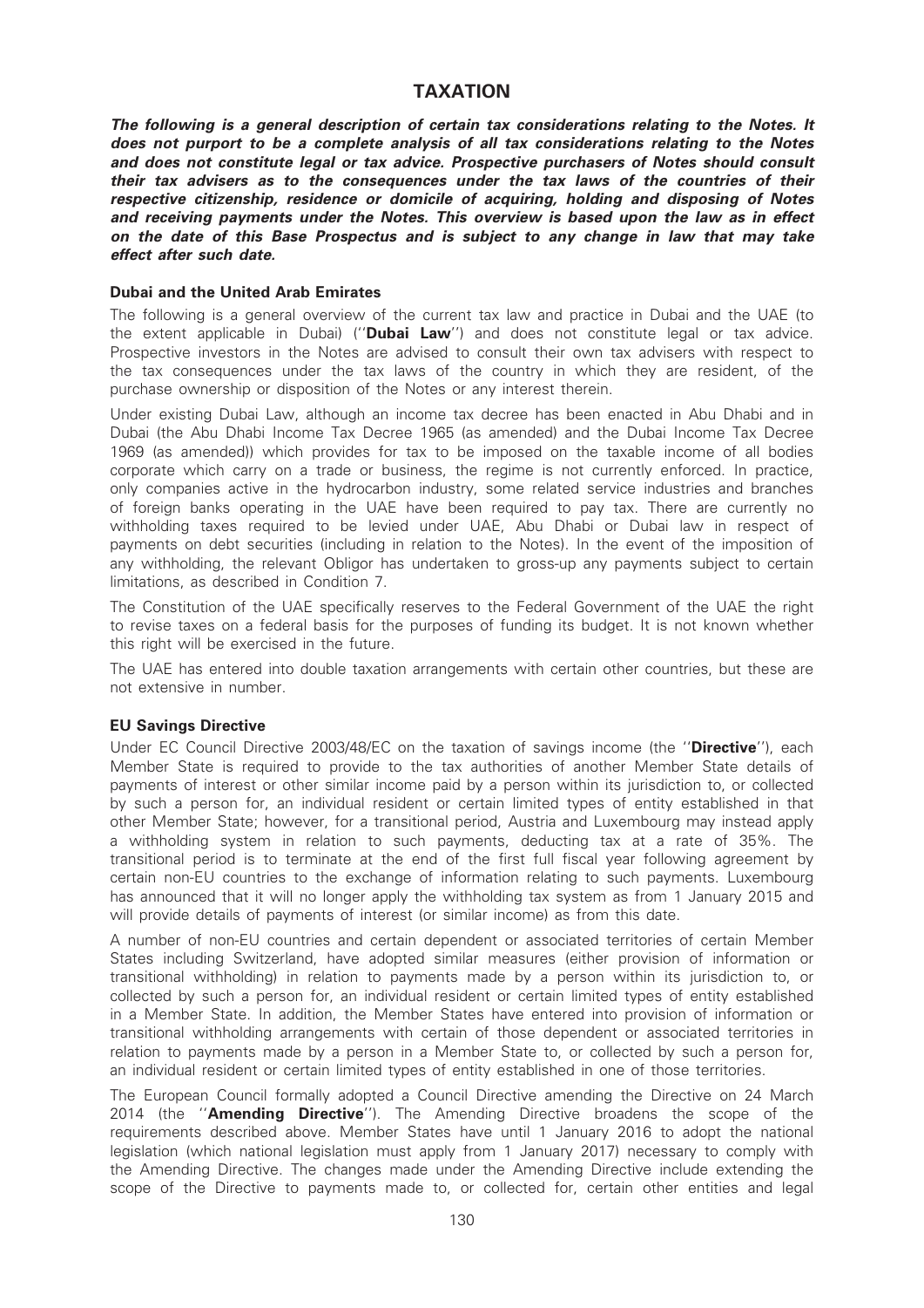# TAXATION

***The following is a general description of certain tax considerations relating to the Notes. It does not purport to be a complete analysis of all tax considerations relating to the Notes and does not constitute legal or tax advice. Prospective purchasers of Notes should consult their tax advisers as to the consequences under the tax laws of the countries of their respective citizenship, residence or domicile of acquiring, holding and disposing of Notes and receiving payments under the Notes. This overview is based upon the law as in effect on the date of this Base Prospectus and is subject to any change in law that may take effect after such date.***

## Dubai and the United Arab Emirates

The following is a general overview of the current tax law and practice in Dubai and the UAE (to the extent applicable in Dubai) (''**Dubai Law**'') and does not constitute legal or tax advice. Prospective investors in the Notes are advised to consult their own tax advisers with respect to the tax consequences under the tax laws of the country in which they are resident, of the purchase ownership or disposition of the Notes or any interest therein.

Under existing Dubai Law, although an income tax decree has been enacted in Abu Dhabi and in Dubai (the Abu Dhabi Income Tax Decree 1965 (as amended) and the Dubai Income Tax Decree 1969 (as amended)) which provides for tax to be imposed on the taxable income of all bodies corporate which carry on a trade or business, the regime is not currently enforced. In practice, only companies active in the hydrocarbon industry, some related service industries and branches of foreign banks operating in the UAE have been required to pay tax. There are currently no withholding taxes required to be levied under UAE, Abu Dhabi or Dubai law in respect of payments on debt securities (including in relation to the Notes). In the event of the imposition of any withholding, the relevant Obligor has undertaken to gross-up any payments subject to certain limitations, as described in Condition 7.

The Constitution of the UAE specifically reserves to the Federal Government of the UAE the right to revise taxes on a federal basis for the purposes of funding its budget. It is not known whether this right will be exercised in the future.

The UAE has entered into double taxation arrangements with certain other countries, but these are not extensive in number.

## EU Savings Directive

Under EC Council Directive 2003/48/EC on the taxation of savings income (the ''**Directive**''), each Member State is required to provide to the tax authorities of another Member State details of payments of interest or other similar income paid by a person within its jurisdiction to, or collected by such a person for, an individual resident or certain limited types of entity established in that other Member State; however, for a transitional period, Austria and Luxembourg may instead apply a withholding system in relation to such payments, deducting tax at a rate of 35%. The transitional period is to terminate at the end of the first full fiscal year following agreement by certain non-EU countries to the exchange of information relating to such payments. Luxembourg has announced that it will no longer apply the withholding tax system as from 1 January 2015 and will provide details of payments of interest (or similar income) as from this date.

A number of non-EU countries and certain dependent or associated territories of certain Member States including Switzerland, have adopted similar measures (either provision of information or transitional withholding) in relation to payments made by a person within its jurisdiction to, or collected by such a person for, an individual resident or certain limited types of entity established in a Member State. In addition, the Member States have entered into provision of information or transitional withholding arrangements with certain of those dependent or associated territories in relation to payments made by a person in a Member State to, or collected by such a person for, an individual resident or certain limited types of entity established in one of those territories.

The European Council formally adopted a Council Directive amending the Directive on 24 March 2014 (the ''**Amending Directive**''). The Amending Directive broadens the scope of the requirements described above. Member States have until 1 January 2016 to adopt the national legislation (which national legislation must apply from 1 January 2017) necessary to comply with the Amending Directive. The changes made under the Amending Directive include extending the scope of the Directive to payments made to, or collected for, certain other entities and legal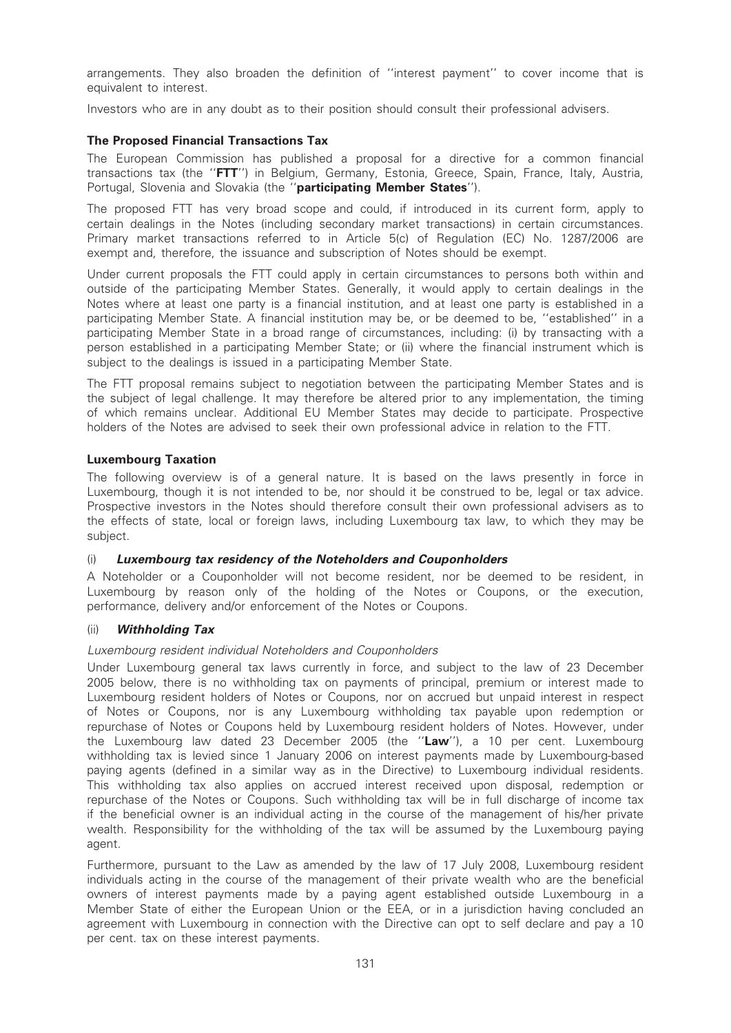arrangements. They also broaden the definition of ''interest payment'' to cover income that is equivalent to interest.

Investors who are in any doubt as to their position should consult their professional advisers.

### The Proposed Financial Transactions Tax

The European Commission has published a proposal for a directive for a common financial transactions tax (the ''**FTT**'') in Belgium, Germany, Estonia, Greece, Spain, France, Italy, Austria, Portugal, Slovenia and Slovakia (the ''**participating Member States**'').

The proposed FTT has very broad scope and could, if introduced in its current form, apply to certain dealings in the Notes (including secondary market transactions) in certain circumstances. Primary market transactions referred to in Article 5(c) of Regulation (EC) No. 1287/2006 are exempt and, therefore, the issuance and subscription of Notes should be exempt.

Under current proposals the FTT could apply in certain circumstances to persons both within and outside of the participating Member States. Generally, it would apply to certain dealings in the Notes where at least one party is a financial institution, and at least one party is established in a participating Member State. A financial institution may be, or be deemed to be, ''established'' in a participating Member State in a broad range of circumstances, including: (i) by transacting with a person established in a participating Member State; or (ii) where the financial instrument which is subject to the dealings is issued in a participating Member State.

The FTT proposal remains subject to negotiation between the participating Member States and is the subject of legal challenge. It may therefore be altered prior to any implementation, the timing of which remains unclear. Additional EU Member States may decide to participate. Prospective holders of the Notes are advised to seek their own professional advice in relation to the FTT.

### Luxembourg Taxation

The following overview is of a general nature. It is based on the laws presently in force in Luxembourg, though it is not intended to be, nor should it be construed to be, legal or tax advice. Prospective investors in the Notes should therefore consult their own professional advisers as to the effects of state, local or foreign laws, including Luxembourg tax law, to which they may be subject.

#### (i) *Luxembourg tax residency of the Noteholders and Couponholders*

A Noteholder or a Couponholder will not become resident, nor be deemed to be resident, in Luxembourg by reason only of the holding of the Notes or Coupons, or the execution, performance, delivery and/or enforcement of the Notes or Coupons.

#### (ii) *Withholding Tax*

*Luxembourg resident individual Noteholders and Couponholders*

Under Luxembourg general tax laws currently in force, and subject to the law of 23 December 2005 below, there is no withholding tax on payments of principal, premium or interest made to Luxembourg resident holders of Notes or Coupons, nor on accrued but unpaid interest in respect of Notes or Coupons, nor is any Luxembourg withholding tax payable upon redemption or repurchase of Notes or Coupons held by Luxembourg resident holders of Notes. However, under the Luxembourg law dated 23 December 2005 (the ''**Law**''), a 10 per cent. Luxembourg withholding tax is levied since 1 January 2006 on interest payments made by Luxembourg-based paying agents (defined in a similar way as in the Directive) to Luxembourg individual residents. This withholding tax also applies on accrued interest received upon disposal, redemption or repurchase of the Notes or Coupons. Such withholding tax will be in full discharge of income tax if the beneficial owner is an individual acting in the course of the management of his/her private wealth. Responsibility for the withholding of the tax will be assumed by the Luxembourg paying agent.

Furthermore, pursuant to the Law as amended by the law of 17 July 2008, Luxembourg resident individuals acting in the course of the management of their private wealth who are the beneficial owners of interest payments made by a paying agent established outside Luxembourg in a Member State of either the European Union or the EEA, or in a jurisdiction having concluded an agreement with Luxembourg in connection with the Directive can opt to self declare and pay a 10 per cent. tax on these interest payments.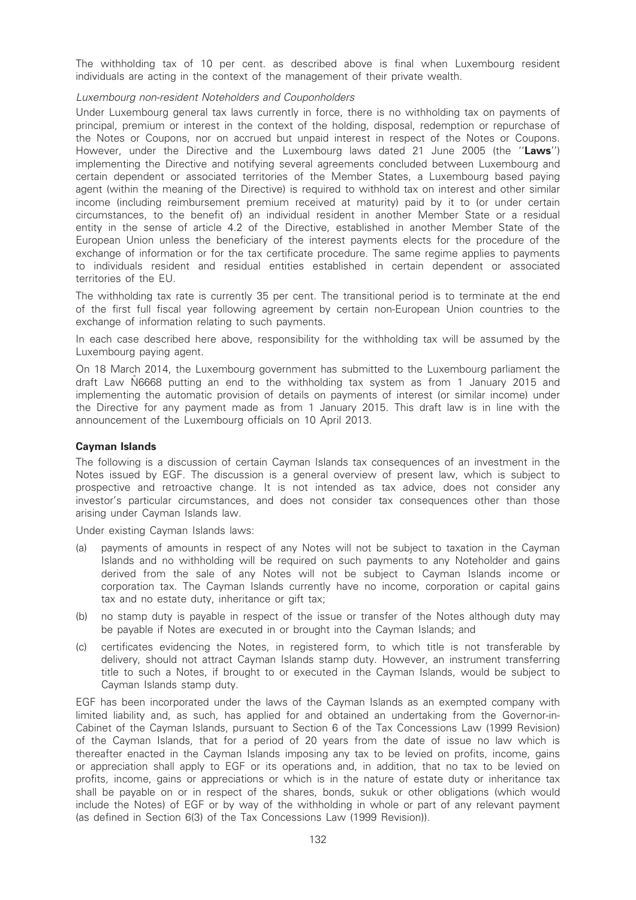The withholding tax of 10 per cent. as described above is final when Luxembourg resident individuals are acting in the context of the management of their private wealth.

*Luxembourg non-resident Noteholders and Couponholders*

Under Luxembourg general tax laws currently in force, there is no withholding tax on payments of principal, premium or interest in the context of the holding, disposal, redemption or repurchase of the Notes or Coupons, nor on accrued but unpaid interest in respect of the Notes or Coupons. However, under the Directive and the Luxembourg laws dated 21 June 2005 (the ''**Laws**'') implementing the Directive and notifying several agreements concluded between Luxembourg and certain dependent or associated territories of the Member States, a Luxembourg based paying agent (within the meaning of the Directive) is required to withhold tax on interest and other similar income (including reimbursement premium received at maturity) paid by it to (or under certain circumstances, to the benefit of) an individual resident in another Member State or a residual entity in the sense of article 4.2 of the Directive, established in another Member State of the European Union unless the beneficiary of the interest payments elects for the procedure of the exchange of information or for the tax certificate procedure. The same regime applies to payments to individuals resident and residual entities established in certain dependent or associated territories of the EU.

The withholding tax rate is currently 35 per cent. The transitional period is to terminate at the end of the first full fiscal year following agreement by certain non-European Union countries to the exchange of information relating to such payments.

In each case described here above, responsibility for the withholding tax will be assumed by the Luxembourg paying agent.

On 18 March 2014, the Luxembourg government has submitted to the Luxembourg parliament the draft Law N̊6668 putting an end to the withholding tax system as from 1 January 2015 and implementing the automatic provision of details on payments of interest (or similar income) under the Directive for any payment made as from 1 January 2015. This draft law is in line with the announcement of the Luxembourg officials on 10 April 2013.

**Cayman Islands**

The following is a discussion of certain Cayman Islands tax consequences of an investment in the Notes issued by EGF. The discussion is a general overview of present law, which is subject to prospective and retroactive change. It is not intended as tax advice, does not consider any investor's particular circumstances, and does not consider tax consequences other than those arising under Cayman Islands law.

Under existing Cayman Islands laws:

(a) payments of amounts in respect of any Notes will not be subject to taxation in the Cayman Islands and no withholding will be required on such payments to any Noteholder and gains derived from the sale of any Notes will not be subject to Cayman Islands income or corporation tax. The Cayman Islands currently have no income, corporation or capital gains tax and no estate duty, inheritance or gift tax;

(b) no stamp duty is payable in respect of the issue or transfer of the Notes although duty may be payable if Notes are executed in or brought into the Cayman Islands; and

(c) certificates evidencing the Notes, in registered form, to which title is not transferable by delivery, should not attract Cayman Islands stamp duty. However, an instrument transferring title to such a Notes, if brought to or executed in the Cayman Islands, would be subject to Cayman Islands stamp duty.

EGF has been incorporated under the laws of the Cayman Islands as an exempted company with limited liability and, as such, has applied for and obtained an undertaking from the Governor-in-Cabinet of the Cayman Islands, pursuant to Section 6 of the Tax Concessions Law (1999 Revision) of the Cayman Islands, that for a period of 20 years from the date of issue no law which is thereafter enacted in the Cayman Islands imposing any tax to be levied on profits, income, gains or appreciation shall apply to EGF or its operations and, in addition, that no tax to be levied on profits, income, gains or appreciations or which is in the nature of estate duty or inheritance tax shall be payable on or in respect of the shares, bonds, sukuk or other obligations (which would include the Notes) of EGF or by way of the withholding in whole or part of any relevant payment (as defined in Section 6(3) of the Tax Concessions Law (1999 Revision)).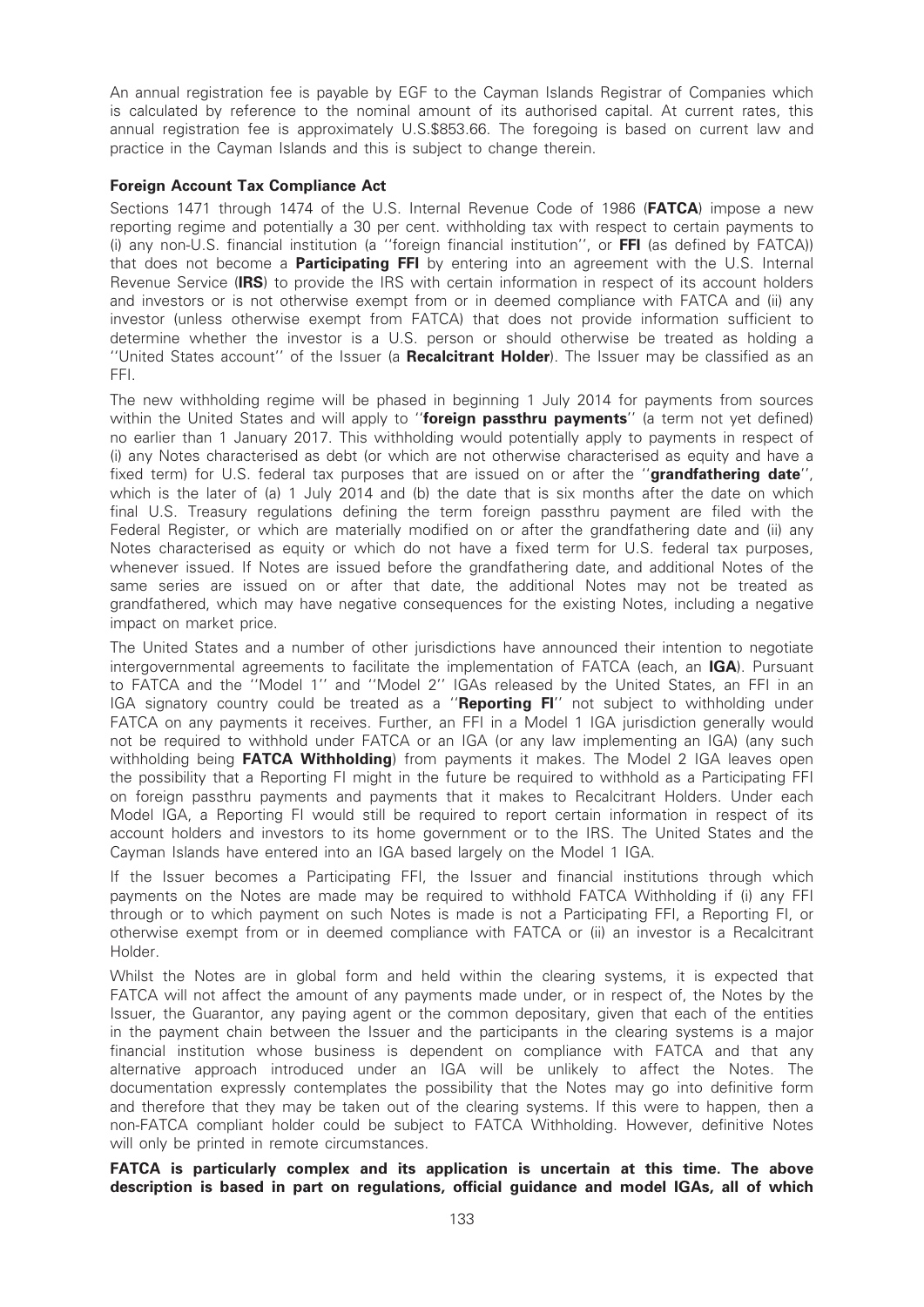An annual registration fee is payable by EGF to the Cayman Islands Registrar of Companies which is calculated by reference to the nominal amount of its authorised capital. At current rates, this annual registration fee is approximately U.S.$853.66. The foregoing is based on current law and practice in the Cayman Islands and this is subject to change therein.

### Foreign Account Tax Compliance Act

Sections 1471 through 1474 of the U.S. Internal Revenue Code of 1986 (**FATCA**) impose a new reporting regime and potentially a 30 per cent. withholding tax with respect to certain payments to (i) any non-U.S. financial institution (a ''foreign financial institution'', or **FFI** (as defined by FATCA)) that does not become a **Participating FFI** by entering into an agreement with the U.S. Internal Revenue Service (**IRS**) to provide the IRS with certain information in respect of its account holders and investors or is not otherwise exempt from or in deemed compliance with FATCA and (ii) any investor (unless otherwise exempt from FATCA) that does not provide information sufficient to determine whether the investor is a U.S. person or should otherwise be treated as holding a ''United States account'' of the Issuer (a **Recalcitrant Holder**). The Issuer may be classified as an FFI.

The new withholding regime will be phased in beginning 1 July 2014 for payments from sources within the United States and will apply to ''**foreign passthru payments**'' (a term not yet defined) no earlier than 1 January 2017. This withholding would potentially apply to payments in respect of (i) any Notes characterised as debt (or which are not otherwise characterised as equity and have a fixed term) for U.S. federal tax purposes that are issued on or after the ''**grandfathering date**'', which is the later of (a) 1 July 2014 and (b) the date that is six months after the date on which final U.S. Treasury regulations defining the term foreign passthru payment are filed with the Federal Register, or which are materially modified on or after the grandfathering date and (ii) any Notes characterised as equity or which do not have a fixed term for U.S. federal tax purposes, whenever issued. If Notes are issued before the grandfathering date, and additional Notes of the same series are issued on or after that date, the additional Notes may not be treated as grandfathered, which may have negative consequences for the existing Notes, including a negative impact on market price.

The United States and a number of other jurisdictions have announced their intention to negotiate intergovernmental agreements to facilitate the implementation of FATCA (each, an **IGA**). Pursuant to FATCA and the ''Model 1'' and ''Model 2'' IGAs released by the United States, an FFI in an IGA signatory country could be treated as a ''**Reporting FI**'' not subject to withholding under FATCA on any payments it receives. Further, an FFI in a Model 1 IGA jurisdiction generally would not be required to withhold under FATCA or an IGA (or any law implementing an IGA) (any such withholding being **FATCA Withholding**) from payments it makes. The Model 2 IGA leaves open the possibility that a Reporting FI might in the future be required to withhold as a Participating FFI on foreign passthru payments and payments that it makes to Recalcitrant Holders. Under each Model IGA, a Reporting FI would still be required to report certain information in respect of its account holders and investors to its home government or to the IRS. The United States and the Cayman Islands have entered into an IGA based largely on the Model 1 IGA.

If the Issuer becomes a Participating FFI, the Issuer and financial institutions through which payments on the Notes are made may be required to withhold FATCA Withholding if (i) any FFI through or to which payment on such Notes is made is not a Participating FFI, a Reporting FI, or otherwise exempt from or in deemed compliance with FATCA or (ii) an investor is a Recalcitrant Holder.

Whilst the Notes are in global form and held within the clearing systems, it is expected that FATCA will not affect the amount of any payments made under, or in respect of, the Notes by the Issuer, the Guarantor, any paying agent or the common depositary, given that each of the entities in the payment chain between the Issuer and the participants in the clearing systems is a major financial institution whose business is dependent on compliance with FATCA and that any alternative approach introduced under an IGA will be unlikely to affect the Notes. The documentation expressly contemplates the possibility that the Notes may go into definitive form and therefore that they may be taken out of the clearing systems. If this were to happen, then a non-FATCA compliant holder could be subject to FATCA Withholding. However, definitive Notes will only be printed in remote circumstances.

**FATCA is particularly complex and its application is uncertain at this time. The above description is based in part on regulations, official guidance and model IGAs, all of which**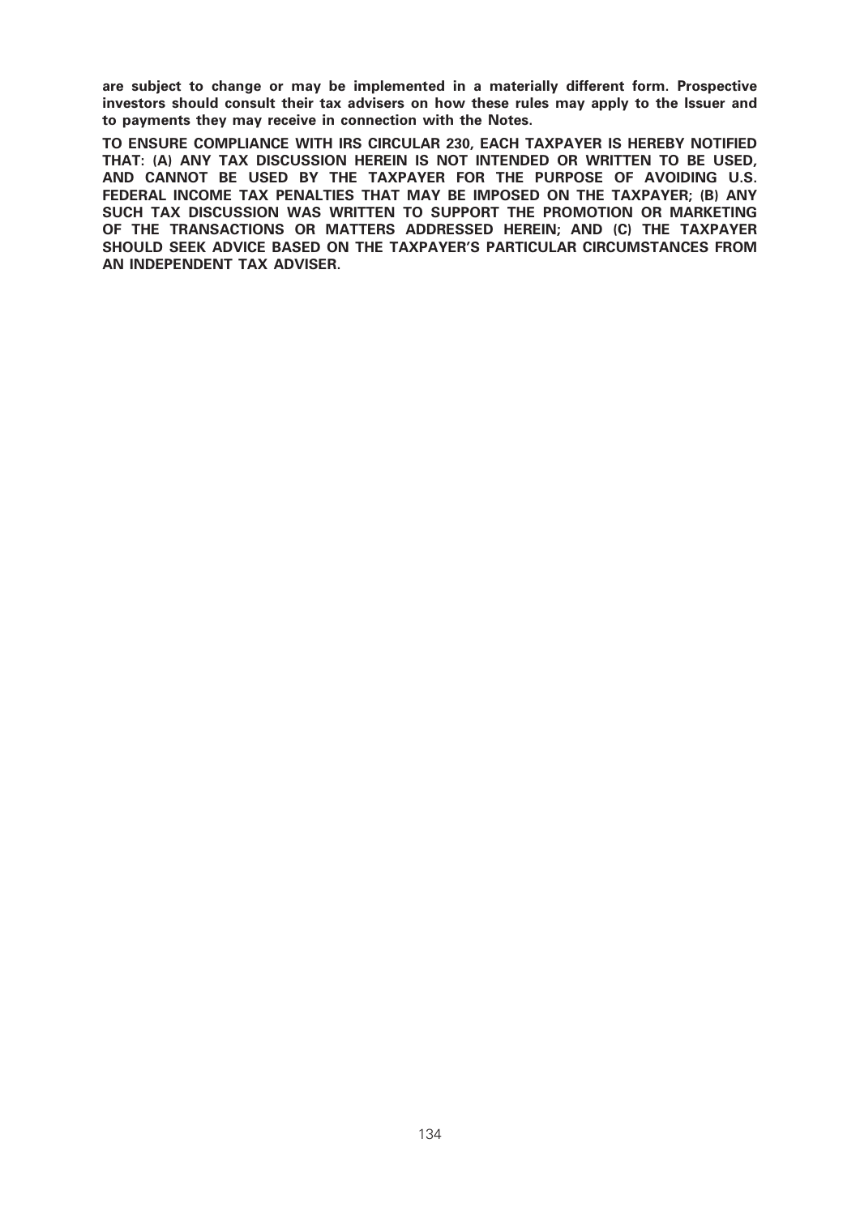**are subject to change or may be implemented in a materially different form. Prospective investors should consult their tax advisers on how these rules may apply to the Issuer and to payments they may receive in connection with the Notes.**

**TO ENSURE COMPLIANCE WITH IRS CIRCULAR 230, EACH TAXPAYER IS HEREBY NOTIFIED THAT: (A) ANY TAX DISCUSSION HEREIN IS NOT INTENDED OR WRITTEN TO BE USED, AND CANNOT BE USED BY THE TAXPAYER FOR THE PURPOSE OF AVOIDING U.S. FEDERAL INCOME TAX PENALTIES THAT MAY BE IMPOSED ON THE TAXPAYER; (B) ANY SUCH TAX DISCUSSION WAS WRITTEN TO SUPPORT THE PROMOTION OR MARKETING OF THE TRANSACTIONS OR MATTERS ADDRESSED HEREIN; AND (C) THE TAXPAYER SHOULD SEEK ADVICE BASED ON THE TAXPAYER'S PARTICULAR CIRCUMSTANCES FROM AN INDEPENDENT TAX ADVISER.**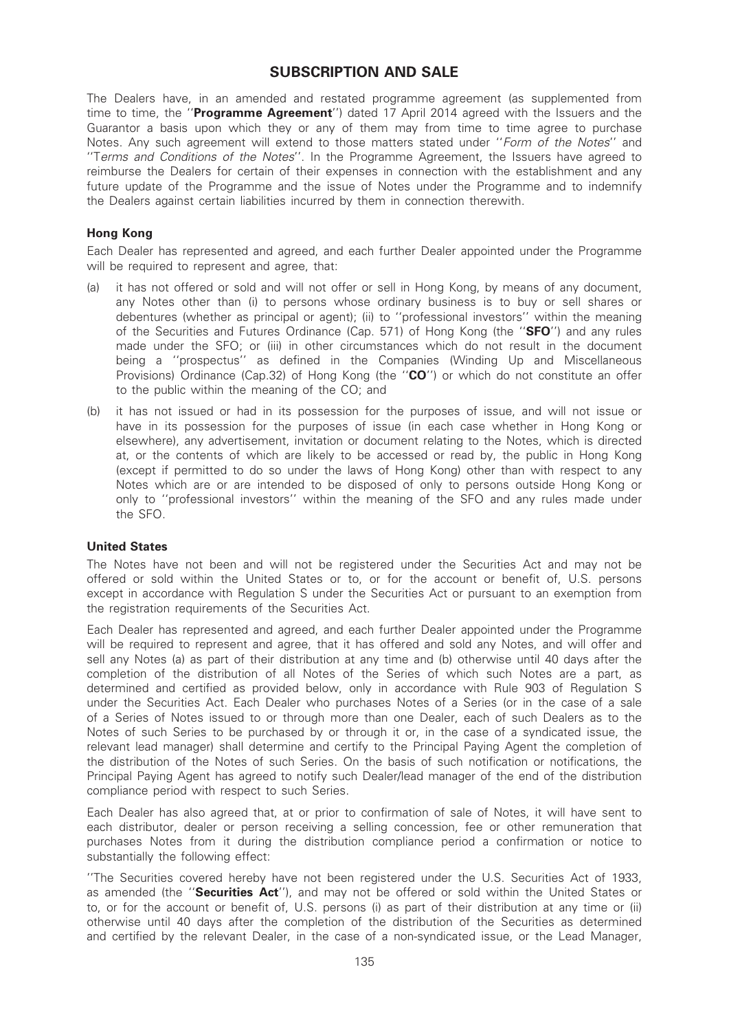# SUBSCRIPTION AND SALE

The Dealers have, in an amended and restated programme agreement (as supplemented from time to time, the ''**Programme Agreement**'') dated 17 April 2014 agreed with the Issuers and the Guarantor a basis upon which they or any of them may from time to time agree to purchase Notes. Any such agreement will extend to those matters stated under ''*Form of the Notes*'' and ''*Terms and Conditions of the Notes*''. In the Programme Agreement, the Issuers have agreed to reimburse the Dealers for certain of their expenses in connection with the establishment and any future update of the Programme and the issue of Notes under the Programme and to indemnify the Dealers against certain liabilities incurred by them in connection therewith.

### Hong Kong

Each Dealer has represented and agreed, and each further Dealer appointed under the Programme will be required to represent and agree, that:

(a) it has not offered or sold and will not offer or sell in Hong Kong, by means of any document, any Notes other than (i) to persons whose ordinary business is to buy or sell shares or debentures (whether as principal or agent); (ii) to ''professional investors'' within the meaning of the Securities and Futures Ordinance (Cap. 571) of Hong Kong (the ''**SFO**'') and any rules made under the SFO; or (iii) in other circumstances which do not result in the document being a ''prospectus'' as defined in the Companies (Winding Up and Miscellaneous Provisions) Ordinance (Cap.32) of Hong Kong (the ''**CO**'') or which do not constitute an offer to the public within the meaning of the CO; and

(b) it has not issued or had in its possession for the purposes of issue, and will not issue or have in its possession for the purposes of issue (in each case whether in Hong Kong or elsewhere), any advertisement, invitation or document relating to the Notes, which is directed at, or the contents of which are likely to be accessed or read by, the public in Hong Kong (except if permitted to do so under the laws of Hong Kong) other than with respect to any Notes which are or are intended to be disposed of only to persons outside Hong Kong or only to ''professional investors'' within the meaning of the SFO and any rules made under the SFO.

### United States

The Notes have not been and will not be registered under the Securities Act and may not be offered or sold within the United States or to, or for the account or benefit of, U.S. persons except in accordance with Regulation S under the Securities Act or pursuant to an exemption from the registration requirements of the Securities Act.

Each Dealer has represented and agreed, and each further Dealer appointed under the Programme will be required to represent and agree, that it has offered and sold any Notes, and will offer and sell any Notes (a) as part of their distribution at any time and (b) otherwise until 40 days after the completion of the distribution of all Notes of the Series of which such Notes are a part, as determined and certified as provided below, only in accordance with Rule 903 of Regulation S under the Securities Act. Each Dealer who purchases Notes of a Series (or in the case of a sale of a Series of Notes issued to or through more than one Dealer, each of such Dealers as to the Notes of such Series to be purchased by or through it or, in the case of a syndicated issue, the relevant lead manager) shall determine and certify to the Principal Paying Agent the completion of the distribution of the Notes of such Series. On the basis of such notification or notifications, the Principal Paying Agent has agreed to notify such Dealer/lead manager of the end of the distribution compliance period with respect to such Series.

Each Dealer has also agreed that, at or prior to confirmation of sale of Notes, it will have sent to each distributor, dealer or person receiving a selling concession, fee or other remuneration that purchases Notes from it during the distribution compliance period a confirmation or notice to substantially the following effect:

''The Securities covered hereby have not been registered under the U.S. Securities Act of 1933, as amended (the ''**Securities Act**''), and may not be offered or sold within the United States or to, or for the account or benefit of, U.S. persons (i) as part of their distribution at any time or (ii) otherwise until 40 days after the completion of the distribution of the Securities as determined and certified by the relevant Dealer, in the case of a non-syndicated issue, or the Lead Manager,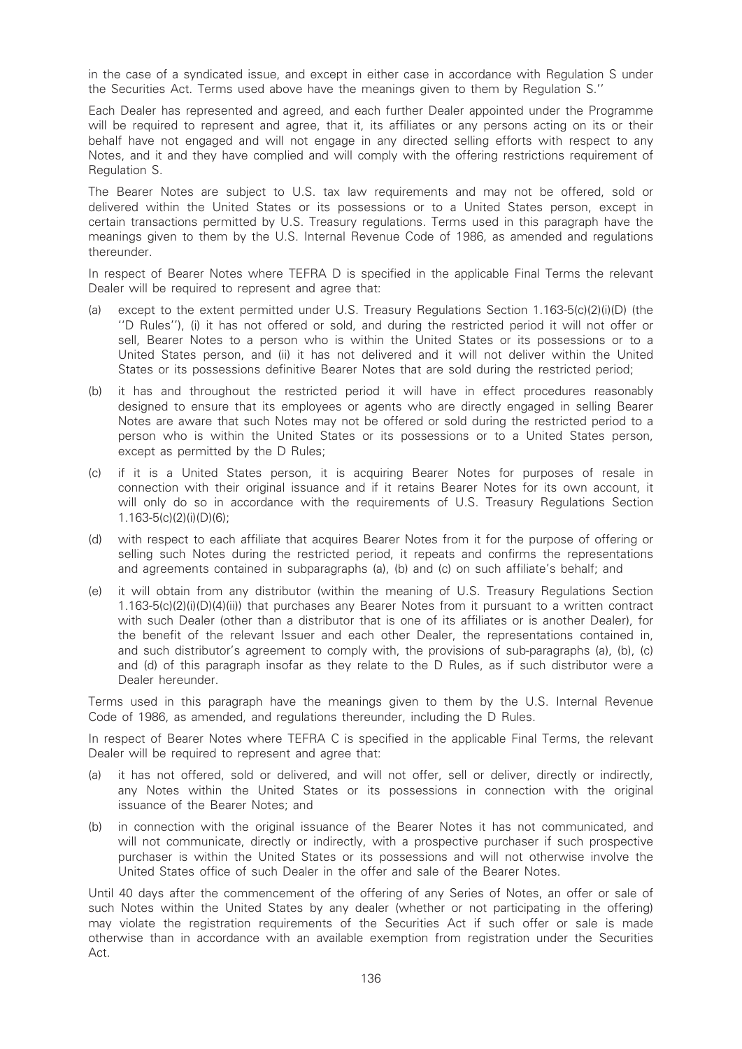in the case of a syndicated issue, and except in either case in accordance with Regulation S under the Securities Act. Terms used above have the meanings given to them by Regulation S.''

Each Dealer has represented and agreed, and each further Dealer appointed under the Programme will be required to represent and agree, that it, its affiliates or any persons acting on its or their behalf have not engaged and will not engage in any directed selling efforts with respect to any Notes, and it and they have complied and will comply with the offering restrictions requirement of Regulation S.

The Bearer Notes are subject to U.S. tax law requirements and may not be offered, sold or delivered within the United States or its possessions or to a United States person, except in certain transactions permitted by U.S. Treasury regulations. Terms used in this paragraph have the meanings given to them by the U.S. Internal Revenue Code of 1986, as amended and regulations thereunder.

In respect of Bearer Notes where TEFRA D is specified in the applicable Final Terms the relevant Dealer will be required to represent and agree that:

(a) except to the extent permitted under U.S. Treasury Regulations Section 1.163-5(c)(2)(i)(D) (the ''D Rules''), (i) it has not offered or sold, and during the restricted period it will not offer or sell, Bearer Notes to a person who is within the United States or its possessions or to a United States person, and (ii) it has not delivered and it will not deliver within the United States or its possessions definitive Bearer Notes that are sold during the restricted period;

(b) it has and throughout the restricted period it will have in effect procedures reasonably designed to ensure that its employees or agents who are directly engaged in selling Bearer Notes are aware that such Notes may not be offered or sold during the restricted period to a person who is within the United States or its possessions or to a United States person, except as permitted by the D Rules;

(c) if it is a United States person, it is acquiring Bearer Notes for purposes of resale in connection with their original issuance and if it retains Bearer Notes for its own account, it will only do so in accordance with the requirements of U.S. Treasury Regulations Section 1.163-5(c)(2)(i)(D)(6);

(d) with respect to each affiliate that acquires Bearer Notes from it for the purpose of offering or selling such Notes during the restricted period, it repeats and confirms the representations and agreements contained in subparagraphs (a), (b) and (c) on such affiliate's behalf; and

(e) it will obtain from any distributor (within the meaning of U.S. Treasury Regulations Section 1.163-5(c)(2)(i)(D)(4)(ii)) that purchases any Bearer Notes from it pursuant to a written contract with such Dealer (other than a distributor that is one of its affiliates or is another Dealer), for the benefit of the relevant Issuer and each other Dealer, the representations contained in, and such distributor's agreement to comply with, the provisions of sub-paragraphs (a), (b), (c) and (d) of this paragraph insofar as they relate to the D Rules, as if such distributor were a Dealer hereunder.

Terms used in this paragraph have the meanings given to them by the U.S. Internal Revenue Code of 1986, as amended, and regulations thereunder, including the D Rules.

In respect of Bearer Notes where TEFRA C is specified in the applicable Final Terms, the relevant Dealer will be required to represent and agree that:

(a) it has not offered, sold or delivered, and will not offer, sell or deliver, directly or indirectly, any Notes within the United States or its possessions in connection with the original issuance of the Bearer Notes; and

(b) in connection with the original issuance of the Bearer Notes it has not communicated, and will not communicate, directly or indirectly, with a prospective purchaser if such prospective purchaser is within the United States or its possessions and will not otherwise involve the United States office of such Dealer in the offer and sale of the Bearer Notes.

Until 40 days after the commencement of the offering of any Series of Notes, an offer or sale of such Notes within the United States by any dealer (whether or not participating in the offering) may violate the registration requirements of the Securities Act if such offer or sale is made otherwise than in accordance with an available exemption from registration under the Securities Act.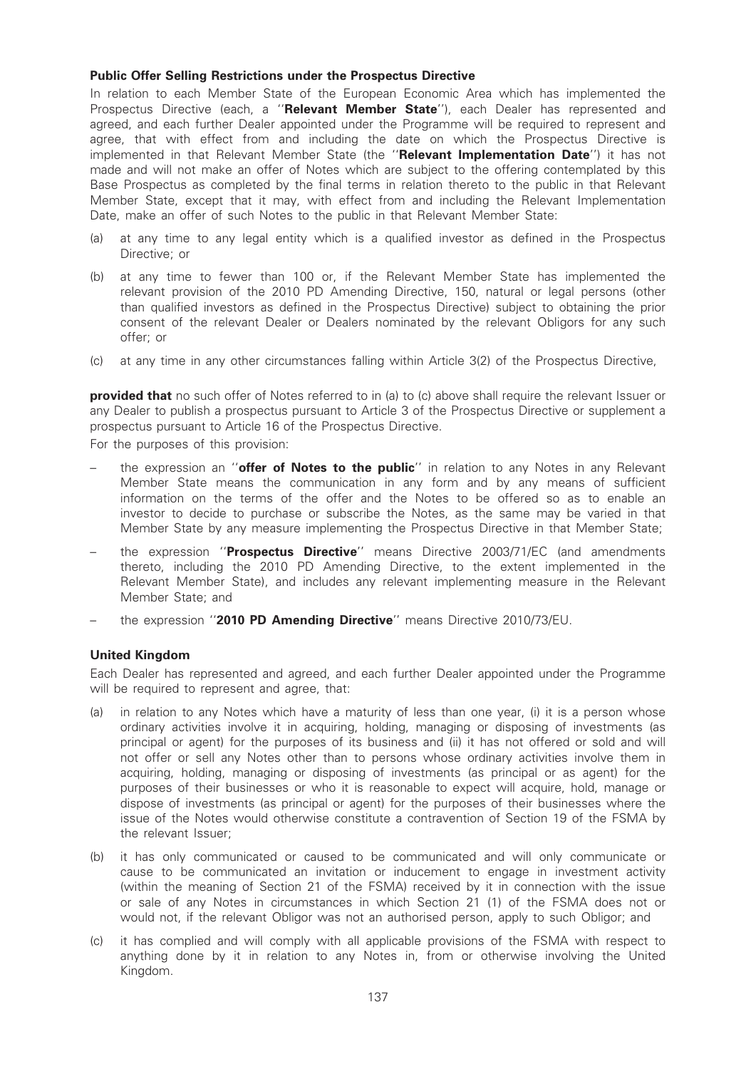### Public Offer Selling Restrictions under the Prospectus Directive

In relation to each Member State of the European Economic Area which has implemented the Prospectus Directive (each, a ''**Relevant Member State**''), each Dealer has represented and agreed, and each further Dealer appointed under the Programme will be required to represent and agree, that with effect from and including the date on which the Prospectus Directive is implemented in that Relevant Member State (the ''**Relevant Implementation Date**'') it has not made and will not make an offer of Notes which are subject to the offering contemplated by this Base Prospectus as completed by the final terms in relation thereto to the public in that Relevant Member State, except that it may, with effect from and including the Relevant Implementation Date, make an offer of such Notes to the public in that Relevant Member State:

(a) at any time to any legal entity which is a qualified investor as defined in the Prospectus Directive; or

(b) at any time to fewer than 100 or, if the Relevant Member State has implemented the relevant provision of the 2010 PD Amending Directive, 150, natural or legal persons (other than qualified investors as defined in the Prospectus Directive) subject to obtaining the prior consent of the relevant Dealer or Dealers nominated by the relevant Obligors for any such offer; or

(c) at any time in any other circumstances falling within Article 3(2) of the Prospectus Directive,

**provided that** no such offer of Notes referred to in (a) to (c) above shall require the relevant Issuer or any Dealer to publish a prospectus pursuant to Article 3 of the Prospectus Directive or supplement a prospectus pursuant to Article 16 of the Prospectus Directive.

For the purposes of this provision:

- the expression an ''**offer of Notes to the public**'' in relation to any Notes in any Relevant Member State means the communication in any form and by any means of sufficient information on the terms of the offer and the Notes to be offered so as to enable an investor to decide to purchase or subscribe the Notes, as the same may be varied in that Member State by any measure implementing the Prospectus Directive in that Member State;
- the expression ''**Prospectus Directive**'' means Directive 2003/71/EC (and amendments thereto, including the 2010 PD Amending Directive, to the extent implemented in the Relevant Member State), and includes any relevant implementing measure in the Relevant Member State; and
- the expression ''**2010 PD Amending Directive**'' means Directive 2010/73/EU.

### United Kingdom

Each Dealer has represented and agreed, and each further Dealer appointed under the Programme will be required to represent and agree, that:

(a) in relation to any Notes which have a maturity of less than one year, (i) it is a person whose ordinary activities involve it in acquiring, holding, managing or disposing of investments (as principal or agent) for the purposes of its business and (ii) it has not offered or sold and will not offer or sell any Notes other than to persons whose ordinary activities involve them in acquiring, holding, managing or disposing of investments (as principal or as agent) for the purposes of their businesses or who it is reasonable to expect will acquire, hold, manage or dispose of investments (as principal or agent) for the purposes of their businesses where the issue of the Notes would otherwise constitute a contravention of Section 19 of the FSMA by the relevant Issuer;

(b) it has only communicated or caused to be communicated and will only communicate or cause to be communicated an invitation or inducement to engage in investment activity (within the meaning of Section 21 of the FSMA) received by it in connection with the issue or sale of any Notes in circumstances in which Section 21 (1) of the FSMA does not or would not, if the relevant Obligor was not an authorised person, apply to such Obligor; and

(c) it has complied and will comply with all applicable provisions of the FSMA with respect to anything done by it in relation to any Notes in, from or otherwise involving the United Kingdom.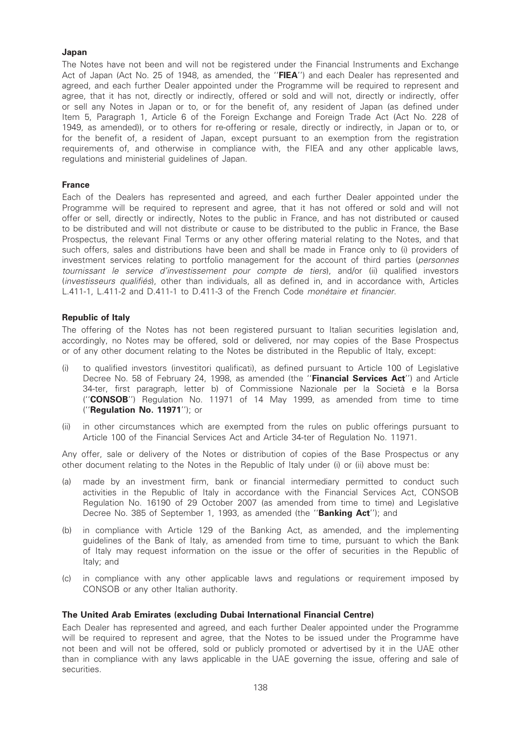**Japan**

The Notes have not been and will not be registered under the Financial Instruments and Exchange Act of Japan (Act No. 25 of 1948, as amended, the ''**FIEA**'') and each Dealer has represented and agreed, and each further Dealer appointed under the Programme will be required to represent and agree, that it has not, directly or indirectly, offered or sold and will not, directly or indirectly, offer or sell any Notes in Japan or to, or for the benefit of, any resident of Japan (as defined under Item 5, Paragraph 1, Article 6 of the Foreign Exchange and Foreign Trade Act (Act No. 228 of 1949, as amended)), or to others for re-offering or resale, directly or indirectly, in Japan or to, or for the benefit of, a resident of Japan, except pursuant to an exemption from the registration requirements of, and otherwise in compliance with, the FIEA and any other applicable laws, regulations and ministerial guidelines of Japan.

**France**

Each of the Dealers has represented and agreed, and each further Dealer appointed under the Programme will be required to represent and agree, that it has not offered or sold and will not offer or sell, directly or indirectly, Notes to the public in France, and has not distributed or caused to be distributed and will not distribute or cause to be distributed to the public in France, the Base Prospectus, the relevant Final Terms or any other offering material relating to the Notes, and that such offers, sales and distributions have been and shall be made in France only to (i) providers of investment services relating to portfolio management for the account of third parties (*personnes tournissant le service d'investissement pour compte de tiers*), and/or (ii) qualified investors (*investisseurs qualifiés*), other than individuals, all as defined in, and in accordance with, Articles L.411-1, L.411-2 and D.411-1 to D.411-3 of the French Code *monétaire et financier*.

**Republic of Italy**

The offering of the Notes has not been registered pursuant to Italian securities legislation and, accordingly, no Notes may be offered, sold or delivered, nor may copies of the Base Prospectus or of any other document relating to the Notes be distributed in the Republic of Italy, except:

(i) to qualified investors (investitori qualificati), as defined pursuant to Article 100 of Legislative Decree No. 58 of February 24, 1998, as amended (the ''**Financial Services Act**'') and Article 34-ter, first paragraph, letter b) of Commissione Nazionale per la Società e la Borsa (''**CONSOB**'') Regulation No. 11971 of 14 May 1999, as amended from time to time (''**Regulation No. 11971**''); or

(ii) in other circumstances which are exempted from the rules on public offerings pursuant to Article 100 of the Financial Services Act and Article 34-ter of Regulation No. 11971.

Any offer, sale or delivery of the Notes or distribution of copies of the Base Prospectus or any other document relating to the Notes in the Republic of Italy under (i) or (ii) above must be:

(a) made by an investment firm, bank or financial intermediary permitted to conduct such activities in the Republic of Italy in accordance with the Financial Services Act, CONSOB Regulation No. 16190 of 29 October 2007 (as amended from time to time) and Legislative Decree No. 385 of September 1, 1993, as amended (the ''**Banking Act**''); and

(b) in compliance with Article 129 of the Banking Act, as amended, and the implementing guidelines of the Bank of Italy, as amended from time to time, pursuant to which the Bank of Italy may request information on the issue or the offer of securities in the Republic of Italy; and

(c) in compliance with any other applicable laws and regulations or requirement imposed by CONSOB or any other Italian authority.

**The United Arab Emirates (excluding Dubai International Financial Centre)**

Each Dealer has represented and agreed, and each further Dealer appointed under the Programme will be required to represent and agree, that the Notes to be issued under the Programme have not been and will not be offered, sold or publicly promoted or advertised by it in the UAE other than in compliance with any laws applicable in the UAE governing the issue, offering and sale of securities.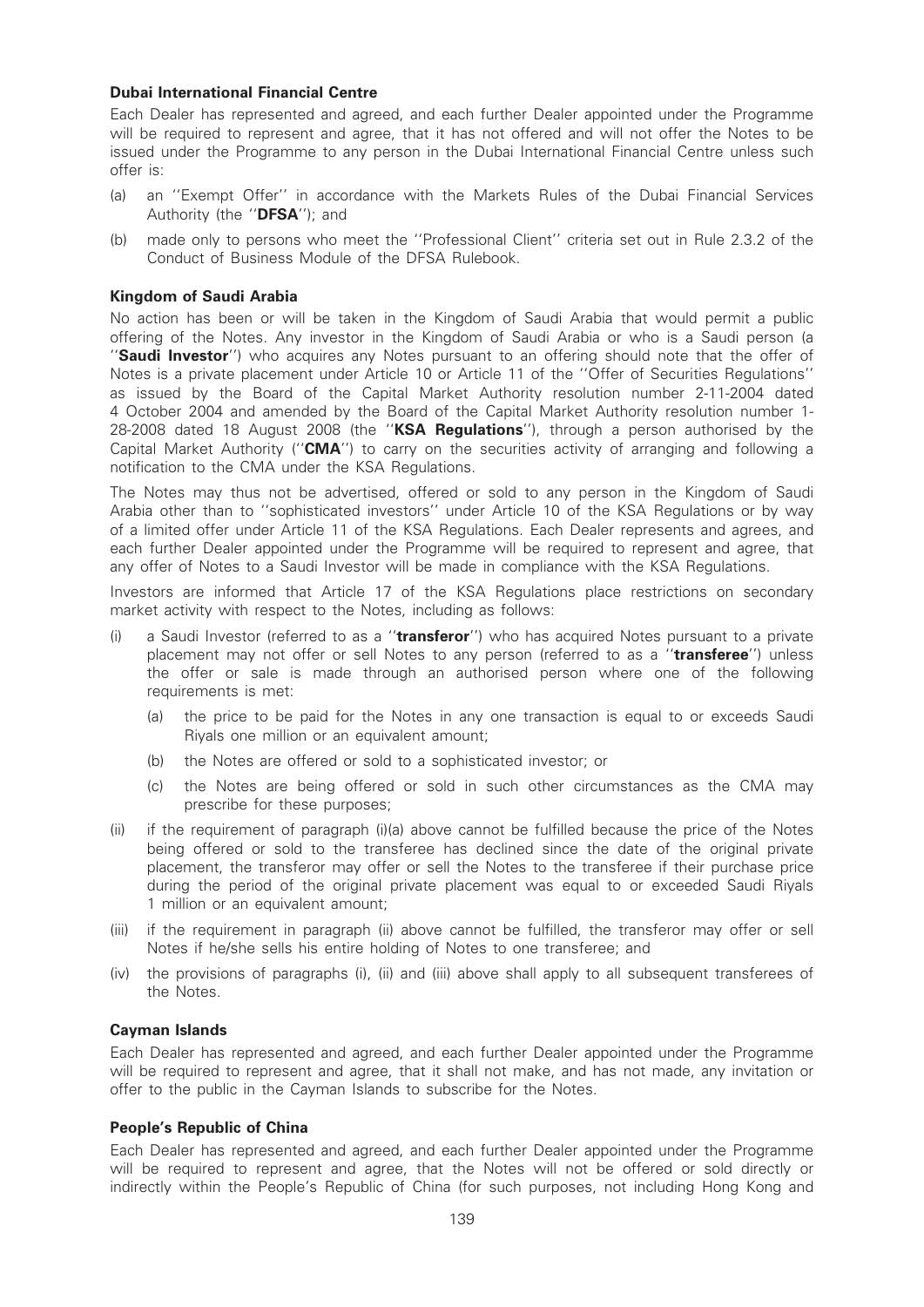**Dubai International Financial Centre**

Each Dealer has represented and agreed, and each further Dealer appointed under the Programme will be required to represent and agree, that it has not offered and will not offer the Notes to be issued under the Programme to any person in the Dubai International Financial Centre unless such offer is:

(a) an ''Exempt Offer'' in accordance with the Markets Rules of the Dubai Financial Services Authority (the ''**DFSA**''); and

(b) made only to persons who meet the ''Professional Client'' criteria set out in Rule 2.3.2 of the Conduct of Business Module of the DFSA Rulebook.

**Kingdom of Saudi Arabia**

No action has been or will be taken in the Kingdom of Saudi Arabia that would permit a public offering of the Notes. Any investor in the Kingdom of Saudi Arabia or who is a Saudi person (a ''**Saudi Investor**'') who acquires any Notes pursuant to an offering should note that the offer of Notes is a private placement under Article 10 or Article 11 of the ''Offer of Securities Regulations'' as issued by the Board of the Capital Market Authority resolution number 2-11-2004 dated 4 October 2004 and amended by the Board of the Capital Market Authority resolution number 1-28-2008 dated 18 August 2008 (the ''**KSA Regulations**''), through a person authorised by the Capital Market Authority (''**CMA**'') to carry on the securities activity of arranging and following a notification to the CMA under the KSA Regulations.

The Notes may thus not be advertised, offered or sold to any person in the Kingdom of Saudi Arabia other than to ''sophisticated investors'' under Article 10 of the KSA Regulations or by way of a limited offer under Article 11 of the KSA Regulations. Each Dealer represents and agrees, and each further Dealer appointed under the Programme will be required to represent and agree, that any offer of Notes to a Saudi Investor will be made in compliance with the KSA Regulations.

Investors are informed that Article 17 of the KSA Regulations place restrictions on secondary market activity with respect to the Notes, including as follows:

(i) a Saudi Investor (referred to as a ''**transferor**'') who has acquired Notes pursuant to a private placement may not offer or sell Notes to any person (referred to as a ''**transferee**'') unless the offer or sale is made through an authorised person where one of the following requirements is met:

   (a) the price to be paid for the Notes in any one transaction is equal to or exceeds Saudi Riyals one million or an equivalent amount;

   (b) the Notes are offered or sold to a sophisticated investor; or

   (c) the Notes are being offered or sold in such other circumstances as the CMA may prescribe for these purposes;

(ii) if the requirement of paragraph (i)(a) above cannot be fulfilled because the price of the Notes being offered or sold to the transferee has declined since the date of the original private placement, the transferor may offer or sell the Notes to the transferee if their purchase price during the period of the original private placement was equal to or exceeded Saudi Riyals 1 million or an equivalent amount;

(iii) if the requirement in paragraph (ii) above cannot be fulfilled, the transferor may offer or sell Notes if he/she sells his entire holding of Notes to one transferee; and

(iv) the provisions of paragraphs (i), (ii) and (iii) above shall apply to all subsequent transferees of the Notes.

**Cayman Islands**

Each Dealer has represented and agreed, and each further Dealer appointed under the Programme will be required to represent and agree, that it shall not make, and has not made, any invitation or offer to the public in the Cayman Islands to subscribe for the Notes.

**People's Republic of China**

Each Dealer has represented and agreed, and each further Dealer appointed under the Programme will be required to represent and agree, that the Notes will not be offered or sold directly or indirectly within the People's Republic of China (for such purposes, not including Hong Kong and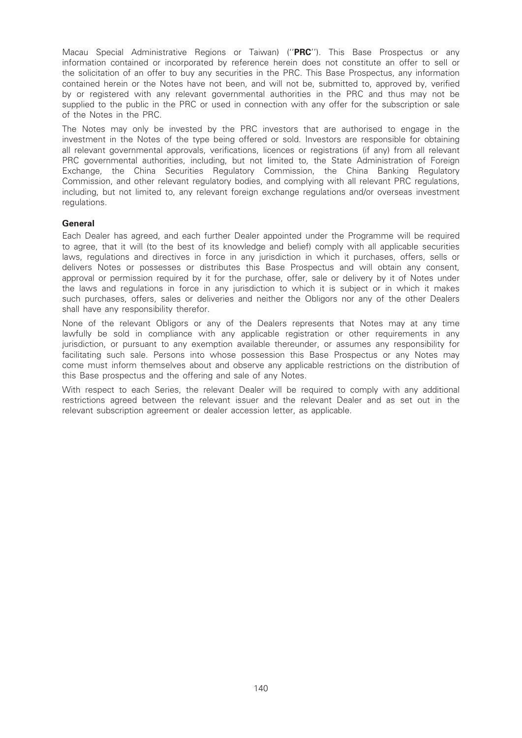Macau Special Administrative Regions or Taiwan) (''**PRC**''). This Base Prospectus or any information contained or incorporated by reference herein does not constitute an offer to sell or the solicitation of an offer to buy any securities in the PRC. This Base Prospectus, any information contained herein or the Notes have not been, and will not be, submitted to, approved by, verified by or registered with any relevant governmental authorities in the PRC and thus may not be supplied to the public in the PRC or used in connection with any offer for the subscription or sale of the Notes in the PRC.

The Notes may only be invested by the PRC investors that are authorised to engage in the investment in the Notes of the type being offered or sold. Investors are responsible for obtaining all relevant governmental approvals, verifications, licences or registrations (if any) from all relevant PRC governmental authorities, including, but not limited to, the State Administration of Foreign Exchange, the China Securities Regulatory Commission, the China Banking Regulatory Commission, and other relevant regulatory bodies, and complying with all relevant PRC regulations, including, but not limited to, any relevant foreign exchange regulations and/or overseas investment regulations.

**General**

Each Dealer has agreed, and each further Dealer appointed under the Programme will be required to agree, that it will (to the best of its knowledge and belief) comply with all applicable securities laws, regulations and directives in force in any jurisdiction in which it purchases, offers, sells or delivers Notes or possesses or distributes this Base Prospectus and will obtain any consent, approval or permission required by it for the purchase, offer, sale or delivery by it of Notes under the laws and regulations in force in any jurisdiction to which it is subject or in which it makes such purchases, offers, sales or deliveries and neither the Obligors nor any of the other Dealers shall have any responsibility therefor.

None of the relevant Obligors or any of the Dealers represents that Notes may at any time lawfully be sold in compliance with any applicable registration or other requirements in any jurisdiction, or pursuant to any exemption available thereunder, or assumes any responsibility for facilitating such sale. Persons into whose possession this Base Prospectus or any Notes may come must inform themselves about and observe any applicable restrictions on the distribution of this Base prospectus and the offering and sale of any Notes.

With respect to each Series, the relevant Dealer will be required to comply with any additional restrictions agreed between the relevant issuer and the relevant Dealer and as set out in the relevant subscription agreement or dealer accession letter, as applicable.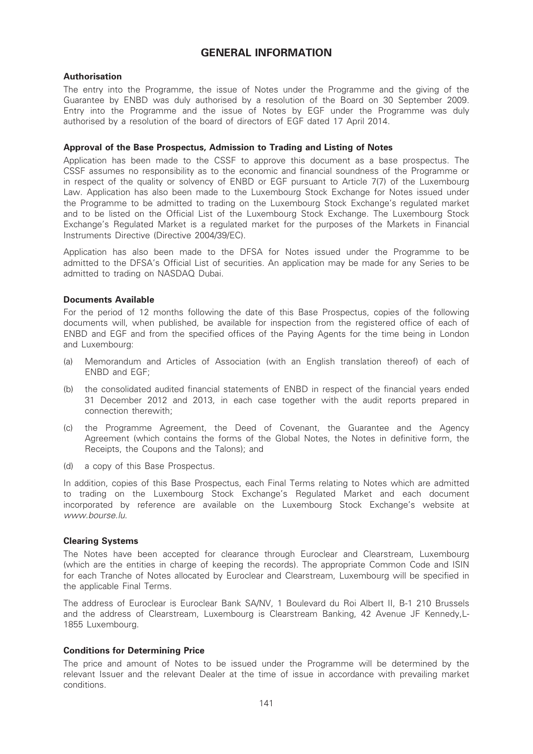# GENERAL INFORMATION

### Authorisation

The entry into the Programme, the issue of Notes under the Programme and the giving of the Guarantee by ENBD was duly authorised by a resolution of the Board on 30 September 2009. Entry into the Programme and the issue of Notes by EGF under the Programme was duly authorised by a resolution of the board of directors of EGF dated 17 April 2014.

### Approval of the Base Prospectus, Admission to Trading and Listing of Notes

Application has been made to the CSSF to approve this document as a base prospectus. The CSSF assumes no responsibility as to the economic and financial soundness of the Programme or in respect of the quality or solvency of ENBD or EGF pursuant to Article 7(7) of the Luxembourg Law. Application has also been made to the Luxembourg Stock Exchange for Notes issued under the Programme to be admitted to trading on the Luxembourg Stock Exchange's regulated market and to be listed on the Official List of the Luxembourg Stock Exchange. The Luxembourg Stock Exchange's Regulated Market is a regulated market for the purposes of the Markets in Financial Instruments Directive (Directive 2004/39/EC).

Application has also been made to the DFSA for Notes issued under the Programme to be admitted to the DFSA's Official List of securities. An application may be made for any Series to be admitted to trading on NASDAQ Dubai.

### Documents Available

For the period of 12 months following the date of this Base Prospectus, copies of the following documents will, when published, be available for inspection from the registered office of each of ENBD and EGF and from the specified offices of the Paying Agents for the time being in London and Luxembourg:

(a) Memorandum and Articles of Association (with an English translation thereof) of each of ENBD and EGF;

(b) the consolidated audited financial statements of ENBD in respect of the financial years ended 31 December 2012 and 2013, in each case together with the audit reports prepared in connection therewith;

(c) the Programme Agreement, the Deed of Covenant, the Guarantee and the Agency Agreement (which contains the forms of the Global Notes, the Notes in definitive form, the Receipts, the Coupons and the Talons); and

(d) a copy of this Base Prospectus.

In addition, copies of this Base Prospectus, each Final Terms relating to Notes which are admitted to trading on the Luxembourg Stock Exchange's Regulated Market and each document incorporated by reference are available on the Luxembourg Stock Exchange's website at *www.bourse.lu*.

### Clearing Systems

The Notes have been accepted for clearance through Euroclear and Clearstream, Luxembourg (which are the entities in charge of keeping the records). The appropriate Common Code and ISIN for each Tranche of Notes allocated by Euroclear and Clearstream, Luxembourg will be specified in the applicable Final Terms.

The address of Euroclear is Euroclear Bank SA/NV, 1 Boulevard du Roi Albert II, B-1 210 Brussels and the address of Clearstream, Luxembourg is Clearstream Banking, 42 Avenue JF Kennedy,L-1855 Luxembourg.

### Conditions for Determining Price

The price and amount of Notes to be issued under the Programme will be determined by the relevant Issuer and the relevant Dealer at the time of issue in accordance with prevailing market conditions.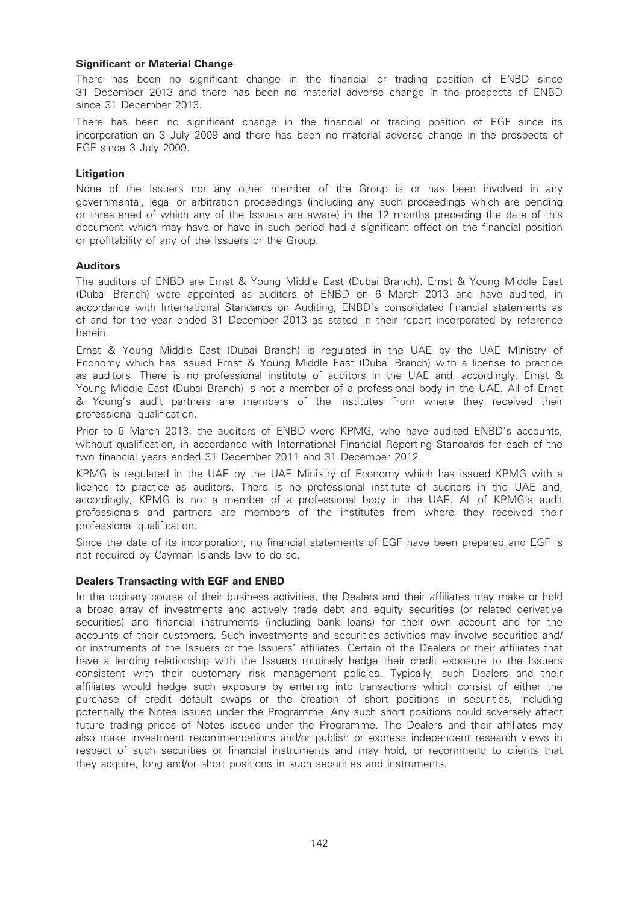### Significant or Material Change

There has been no significant change in the financial or trading position of ENBD since 31 December 2013 and there has been no material adverse change in the prospects of ENBD since 31 December 2013.

There has been no significant change in the financial or trading position of EGF since its incorporation on 3 July 2009 and there has been no material adverse change in the prospects of EGF since 3 July 2009.

### Litigation

None of the Issuers nor any other member of the Group is or has been involved in any governmental, legal or arbitration proceedings (including any such proceedings which are pending or threatened of which any of the Issuers are aware) in the 12 months preceding the date of this document which may have or have in such period had a significant effect on the financial position or profitability of any of the Issuers or the Group.

### Auditors

The auditors of ENBD are Ernst & Young Middle East (Dubai Branch). Ernst & Young Middle East (Dubai Branch) were appointed as auditors of ENBD on 6 March 2013 and have audited, in accordance with International Standards on Auditing, ENBD's consolidated financial statements as of and for the year ended 31 December 2013 as stated in their report incorporated by reference herein.

Ernst & Young Middle East (Dubai Branch) is regulated in the UAE by the UAE Ministry of Economy which has issued Ernst & Young Middle East (Dubai Branch) with a license to practice as auditors. There is no professional institute of auditors in the UAE and, accordingly, Ernst & Young Middle East (Dubai Branch) is not a member of a professional body in the UAE. All of Ernst & Young's audit partners are members of the institutes from where they received their professional qualification.

Prior to 6 March 2013, the auditors of ENBD were KPMG, who have audited ENBD's accounts, without qualification, in accordance with International Financial Reporting Standards for each of the two financial years ended 31 December 2011 and 31 December 2012.

KPMG is regulated in the UAE by the UAE Ministry of Economy which has issued KPMG with a licence to practice as auditors. There is no professional institute of auditors in the UAE and, accordingly, KPMG is not a member of a professional body in the UAE. All of KPMG's audit professionals and partners are members of the institutes from where they received their professional qualification.

Since the date of its incorporation, no financial statements of EGF have been prepared and EGF is not required by Cayman Islands law to do so.

### Dealers Transacting with EGF and ENBD

In the ordinary course of their business activities, the Dealers and their affiliates may make or hold a broad array of investments and actively trade debt and equity securities (or related derivative securities) and financial instruments (including bank loans) for their own account and for the accounts of their customers. Such investments and securities activities may involve securities and/ or instruments of the Issuers or the Issuers' affiliates. Certain of the Dealers or their affiliates that have a lending relationship with the Issuers routinely hedge their credit exposure to the Issuers consistent with their customary risk management policies. Typically, such Dealers and their affiliates would hedge such exposure by entering into transactions which consist of either the purchase of credit default swaps or the creation of short positions in securities, including potentially the Notes issued under the Programme. Any such short positions could adversely affect future trading prices of Notes issued under the Programme. The Dealers and their affiliates may also make investment recommendations and/or publish or express independent research views in respect of such securities or financial instruments and may hold, or recommend to clients that they acquire, long and/or short positions in such securities and instruments.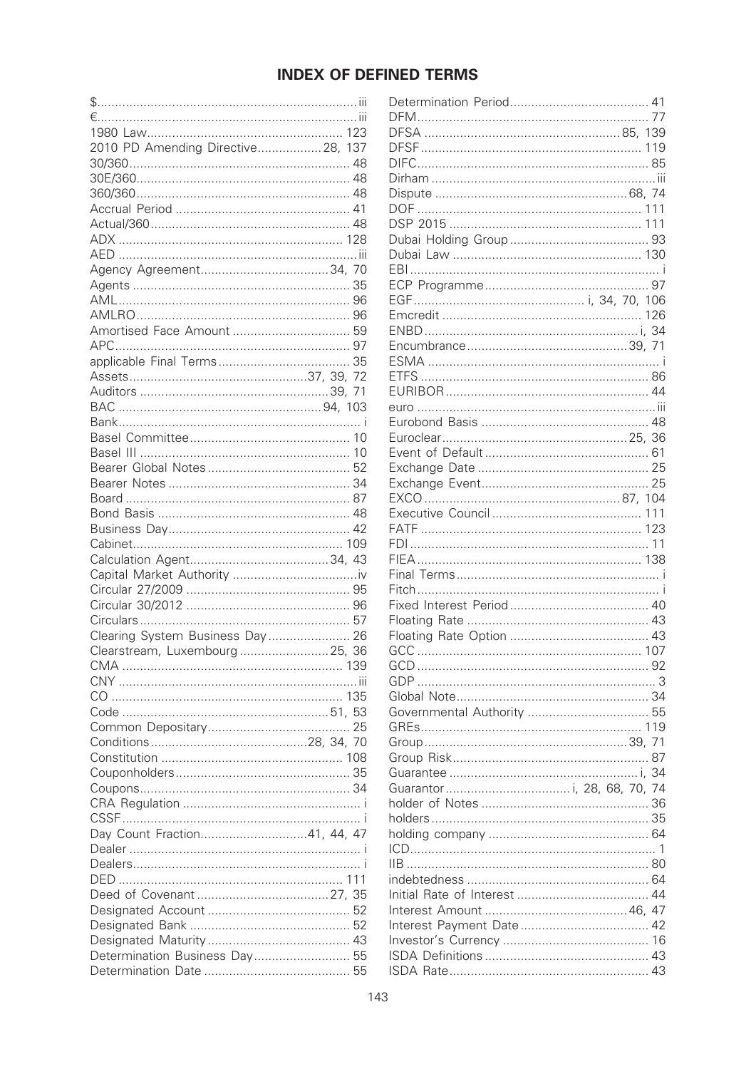## INDEX OF DEFINED TERMS

$ ........ iii
€ ........ iii
1980 Law ........ 123
2010 PD Amending Directive ........ 28, 137
30/360 ........ 48
30E/360 ........ 48
360/360 ........ 48
Accrual Period ........ 41
Actual/360 ........ 48
ADX ........ 128
AED ........ iii
Agency Agreement ........ 34, 70
Agents ........ 35
AML ........ 96
AMLRO ........ 96
Amortised Face Amount ........ 59
APC ........ 97
applicable Final Terms ........ 35
Assets ........ 37, 39, 72
Auditors ........ 39, 71
BAC ........ 94, 103
Bank ........ i
Basel Committee ........ 10
Basel III ........ 10
Bearer Global Notes ........ 52
Bearer Notes ........ 34
Board ........ 87
Bond Basis ........ 48
Business Day ........ 42
Cabinet ........ 109
Calculation Agent ........ 34, 43
Capital Market Authority ........ iv
Circular 27/2009 ........ 95
Circular 30/2012 ........ 96
Circulars ........ 57
Clearing System Business Day ........ 26
Clearstream, Luxembourg ........ 25, 36
CMA ........ 139
CNY ........ iii
CO ........ 135
Code ........ 51, 53
Common Depositary ........ 25
Conditions ........ 28, 34, 70
Constitution ........ 108
Couponholders ........ 35
Coupons ........ 34
CRA Regulation ........ i
CSSF ........ i
Day Count Fraction ........ 41, 44, 47
Dealer ........ i
Dealers ........ i
DED ........ 111
Deed of Covenant ........ 27, 35
Designated Account ........ 52
Designated Bank ........ 52
Designated Maturity ........ 43
Determination Business Day ........ 55
Determination Date ........ 55
Determination Period ........ 41
DFM ........ 77
DFSA ........ 85, 139
DFSF ........ 119
DIFC ........ 85
Dirham ........ iii
Dispute ........ 68, 74
DOF ........ 111
DSP 2015 ........ 111
Dubai Holding Group ........ 93
Dubai Law ........ 130
EBI ........ i
ECP Programme ........ 97
EGF ........ i, 34, 70, 106
Emcredit ........ 126
ENBD ........ i, 34
Encumbrance ........ 39, 71
ESMA ........ i
ETFS ........ 86
EURIBOR ........ 44
euro ........ iii
Eurobond Basis ........ 48
Euroclear ........ 25, 36
Event of Default ........ 61
Exchange Date ........ 25
Exchange Event ........ 25
EXCO ........ 87, 104
Executive Council ........ 111
FATF ........ 123
FDI ........ 11
FIEA ........ 138
Final Terms ........ i
Fitch ........ i
Fixed Interest Period ........ 40
Floating Rate ........ 43
Floating Rate Option ........ 43
GCC ........ 107
GCD ........ 92
GDP ........ 3
Global Note ........ 34
Governmental Authority ........ 55
GREs ........ 119
Group ........ 39, 71
Group Risk ........ 87
Guarantee ........ i, 34
Guarantor ........ i, 28, 68, 70, 74
holder of Notes ........ 36
holders ........ 35
holding company ........ 64
ICD ........ 1
IIB ........ 80
indebtedness ........ 64
Initial Rate of Interest ........ 44
Interest Amount ........ 46, 47
Interest Payment Date ........ 42
Investor's Currency ........ 16
ISDA Definitions ........ 43
ISDA Rate ........ 43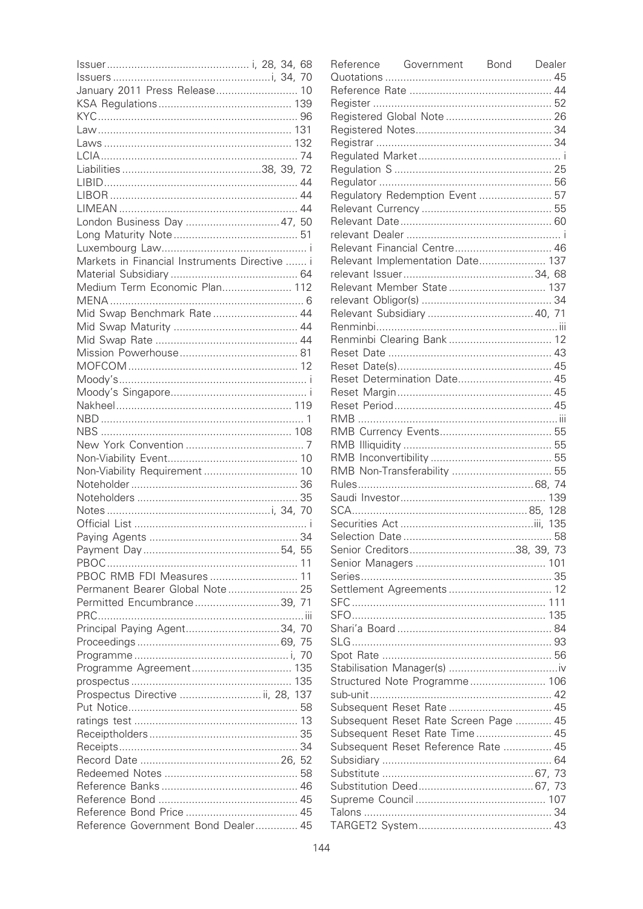Issuer ............................................... i, 28, 34, 68
Issuers ..................................................i, 34, 70
January 2011 Press Release........................... 10
KSA Regulations ............................................ 139
KYC .................................................................. 96
Law ................................................................. 131
Laws ............................................................... 132
LCIA .................................................................. 74
Liabilities .............................................38, 39, 72
LIBID ................................................................. 44
LIBOR ............................................................... 44
LIMEAN ............................................................ 44
London Business Day ..............................47, 50
Long Maturity Note ......................................... 51
Luxembourg Law ................................................ i
Markets in Financial Instruments Directive ....... i
Material Subsidiary .......................................... 64
Medium Term Economic Plan....................... 112
MENA ................................................................. 6
Mid Swap Benchmark Rate ............................ 44
Mid Swap Maturity ......................................... 44
Mid Swap Rate ............................................... 44
Mission Powerhouse ....................................... 81
MOFCOM ........................................................ 12
Moody's .............................................................. i
Moody's Singapore ............................................. i
Nakheel .......................................................... 119
NBD ................................................................... 1
NBS ................................................................ 108
New York Convention ........................................ 7
Non-Viability Event........................................... 10
Non-Viability Requirement .............................. 10
Noteholder ....................................................... 36
Noteholders ..................................................... 35
Notes ......................................................i, 34, 70
Official List .......................................................... i
Paying Agents ................................................. 34
Payment Day .............................................54, 55
PBOC ............................................................... 11
PBOC RMB FDI Measures ............................. 11
Permanent Bearer Global Note ....................... 25
Permitted Encumbrance ............................39, 71
PRC ................................................................... iii
Principal Paying Agent...............................34, 70
Proceedings ...............................................69, 75
Programme ...................................................i, 70
Programme Agreement................................. 135
prospectus ..................................................... 135
Prospectus Directive ...........................ii, 28, 137
Put Notice........................................................ 58
ratings test ...................................................... 13
Receiptholders ................................................. 35
Receipts ........................................................... 34
Record Date ..............................................26, 52
Redeemed Notes ............................................ 58
Reference Banks ............................................. 46
Reference Bond .............................................. 45
Reference Bond Price ..................................... 45
Reference Government Bond Dealer.............. 45
Reference Government Bond Dealer Quotations ...................................................... 45
Reference Rate ............................................... 44
Register ........................................................... 52
Registered Global Note ................................... 26
Registered Notes............................................. 34
Registrar .......................................................... 34
Regulated Market ............................................... i
Regulation S .................................................... 25
Regulator ......................................................... 56
Regulatory Redemption Event ........................ 57
Relevant Currency ........................................... 55
Relevant Date .................................................. 60
relevant Dealer ................................................... i
Relevant Financial Centre................................ 46
Relevant Implementation Date...................... 137
relevant Issuer ...........................................34, 68
Relevant Member State ................................ 137
relevant Obligor(s) ........................................... 34
Relevant Subsidiary ...................................40, 71
Renminbi............................................................ iii
Renminbi Clearing Bank .................................. 12
Reset Date ...................................................... 43
Reset Date(s)................................................... 45
Reset Determination Date............................... 45
Reset Margin ................................................... 45
Reset Period .................................................... 45
RMB .................................................................. iii
RMB Currency Events..................................... 55
RMB Illiquidity ................................................. 55
RMB Inconvertibility ........................................ 55
RMB Non-Transferability ................................. 55
Rules ..........................................................68, 74
Saudi Investor................................................ 139
SCA..........................................................85, 128
Securities Act ............................................iii, 135
Selection Date ................................................. 58
Senior Creditors...................................38, 39, 73
Senior Managers ........................................... 101
Series ............................................................... 35
Settlement Agreements .................................. 12
SFC ................................................................ 111
SFO ................................................................ 135
Shari'a Board ................................................... 84
SLG .................................................................. 93
Spot Rate ........................................................ 56
Stabilisation Manager(s) ....................................iv
Structured Note Programme......................... 106
sub-unit ............................................................ 42
Subsequent Reset Rate .................................. 45
Subsequent Reset Rate Screen Page ............ 45
Subsequent Reset Rate Time ......................... 45
Subsequent Reset Reference Rate ................ 45
Subsidiary ........................................................ 64
Substitute ..................................................67, 73
Substitution Deed......................................67, 73
Supreme Council ........................................... 107
Talons .............................................................. 34
TARGET2 System............................................ 43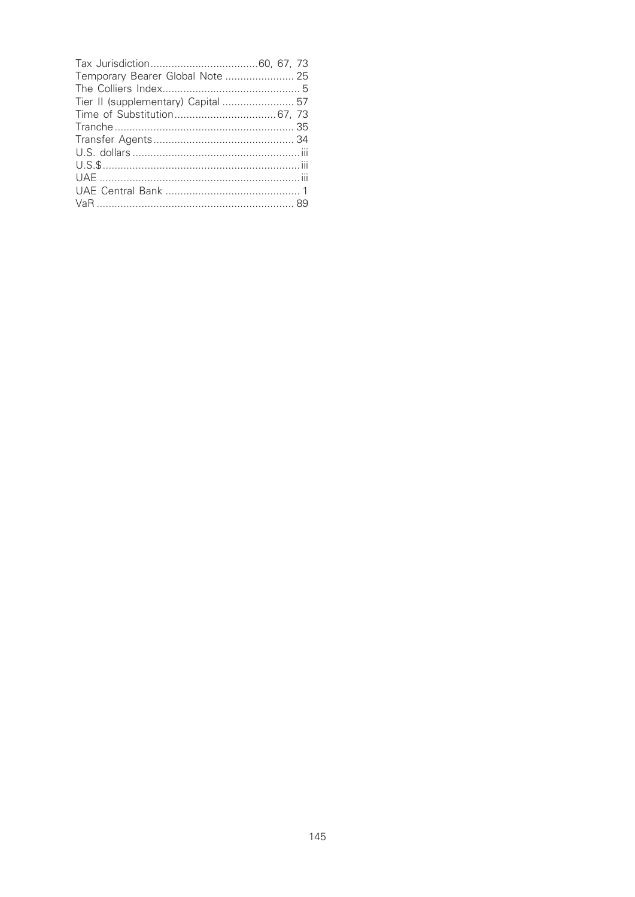Tax Jurisdiction....................................60, 67, 73
Temporary Bearer Global Note ....................... 25
The Colliers Index.............................................. 5
Tier II (supplementary) Capital ........................ 57
Time of Substitution..................................67, 73
Tranche............................................................ 35
Transfer Agents............................................... 34
U.S. dollars ........................................................iii
U.S.$..................................................................iii
UAE ...................................................................iii
UAE Central Bank ............................................. 1
VaR .................................................................. 89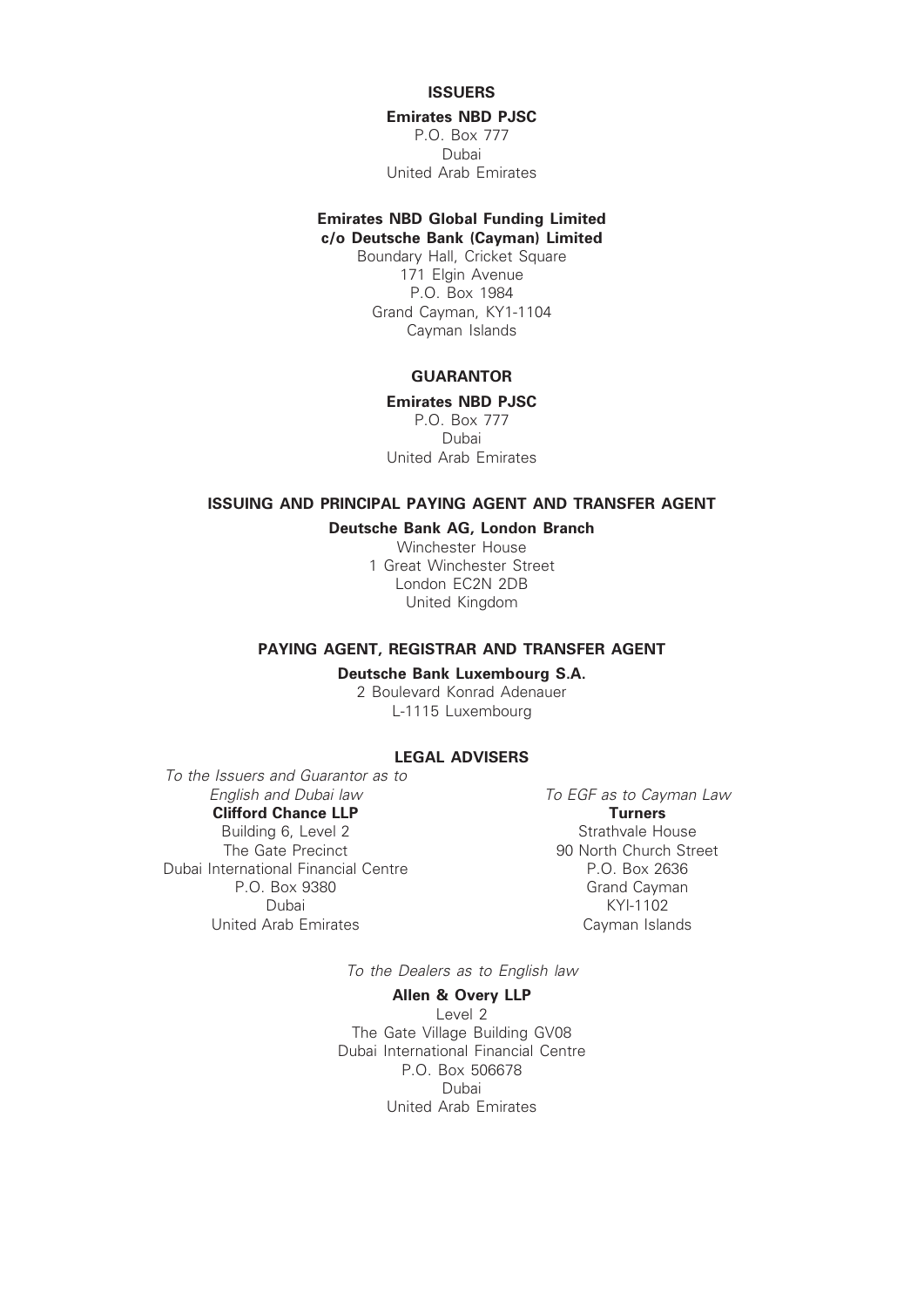## ISSUERS

**Emirates NBD PJSC**
P.O. Box 777
Dubai
United Arab Emirates

**Emirates NBD Global Funding Limited**
**c/o Deutsche Bank (Cayman) Limited**
Boundary Hall, Cricket Square
171 Elgin Avenue
P.O. Box 1984
Grand Cayman, KY1-1104
Cayman Islands

## GUARANTOR

**Emirates NBD PJSC**
P.O. Box 777
Dubai
United Arab Emirates

## ISSUING AND PRINCIPAL PAYING AGENT AND TRANSFER AGENT

**Deutsche Bank AG, London Branch**
Winchester House
1 Great Winchester Street
London EC2N 2DB
United Kingdom

## PAYING AGENT, REGISTRAR AND TRANSFER AGENT

**Deutsche Bank Luxembourg S.A.**
2 Boulevard Konrad Adenauer
L-1115 Luxembourg

## LEGAL ADVISERS

*To the Issuers and Guarantor as to English and Dubai law*

**Clifford Chance LLP**
Building 6, Level 2
The Gate Precinct
Dubai International Financial Centre
P.O. Box 9380
Dubai
United Arab Emirates

*To EGF as to Cayman Law*

**Turners**
Strathvale House
90 North Church Street
P.O. Box 2636
Grand Cayman
KYI-1102
Cayman Islands

*To the Dealers as to English law*

**Allen & Overy LLP**
Level 2
The Gate Village Building GV08
Dubai International Financial Centre
P.O. Box 506678
Dubai
United Arab Emirates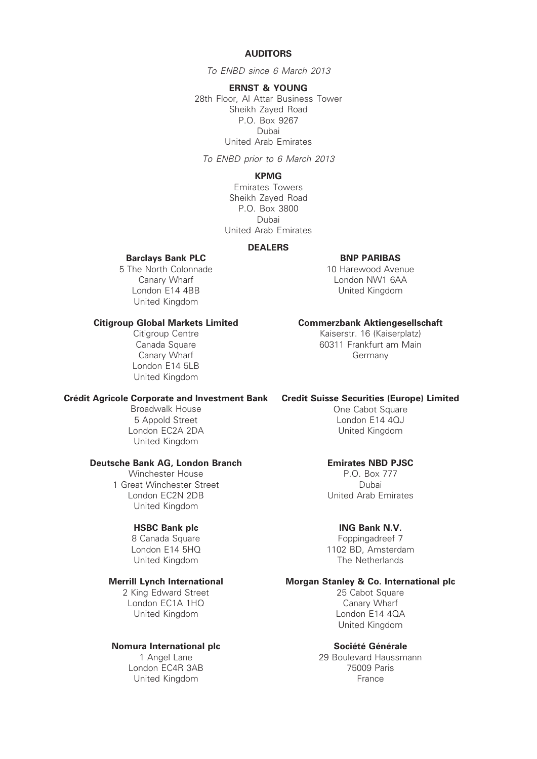## AUDITORS

*To ENBD since 6 March 2013*

**ERNST & YOUNG**
28th Floor, Al Attar Business Tower
Sheikh Zayed Road
P.O. Box 9267
Dubai
United Arab Emirates

*To ENBD prior to 6 March 2013*

**KPMG**
Emirates Towers
Sheikh Zayed Road
P.O. Box 3800
Dubai
United Arab Emirates

## DEALERS

**Barclays Bank PLC**
5 The North Colonnade
Canary Wharf
London E14 4BB
United Kingdom

**BNP PARIBAS**
10 Harewood Avenue
London NW1 6AA
United Kingdom

**Citigroup Global Markets Limited**
Citigroup Centre
Canada Square
Canary Wharf
London E14 5LB
United Kingdom

**Commerzbank Aktiengesellschaft**
Kaiserstr. 16 (Kaiserplatz)
60311 Frankfurt am Main
Germany

**Crédit Agricole Corporate and Investment Bank**
Broadwalk House
5 Appold Street
London EC2A 2DA
United Kingdom

**Credit Suisse Securities (Europe) Limited**
One Cabot Square
London E14 4QJ
United Kingdom

**Deutsche Bank AG, London Branch**
Winchester House
1 Great Winchester Street
London EC2N 2DB
United Kingdom

**Emirates NBD PJSC**
P.O. Box 777
Dubai
United Arab Emirates

**HSBC Bank plc**
8 Canada Square
London E14 5HQ
United Kingdom

**ING Bank N.V.**
Foppingadreef 7
1102 BD, Amsterdam
The Netherlands

**Merrill Lynch International**
2 King Edward Street
London EC1A 1HQ
United Kingdom

**Morgan Stanley & Co. International plc**
25 Cabot Square
Canary Wharf
London E14 4QA
United Kingdom

**Nomura International plc**
1 Angel Lane
London EC4R 3AB
United Kingdom

**Société Générale**
29 Boulevard Haussmann
75009 Paris
France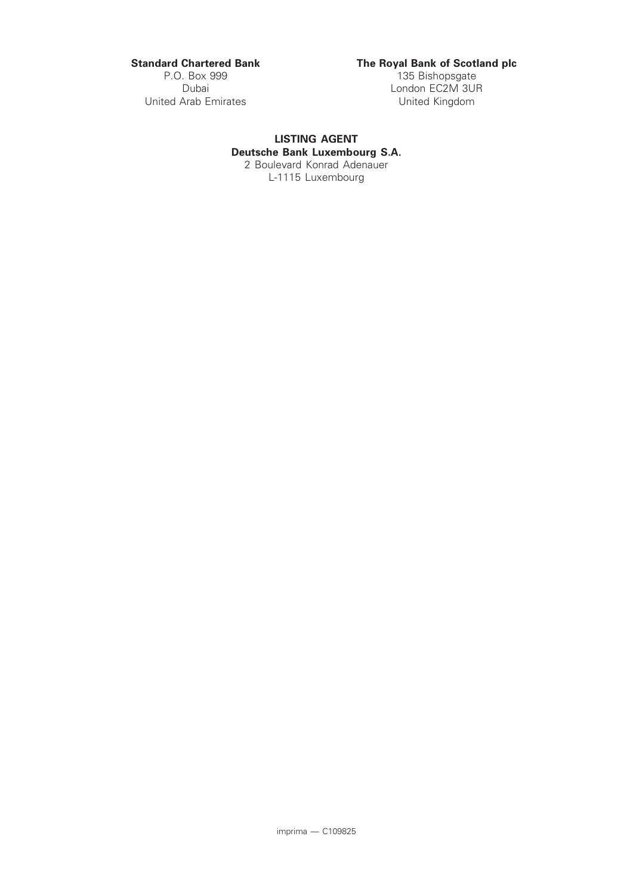**Standard Chartered Bank**
P.O. Box 999
Dubai
United Arab Emirates

**The Royal Bank of Scotland plc**
135 Bishopsgate
London EC2M 3UR
United Kingdom

**LISTING AGENT**

**Deutsche Bank Luxembourg S.A.**
2 Boulevard Konrad Adenauer
L-1115 Luxembourg

imprima — C109825